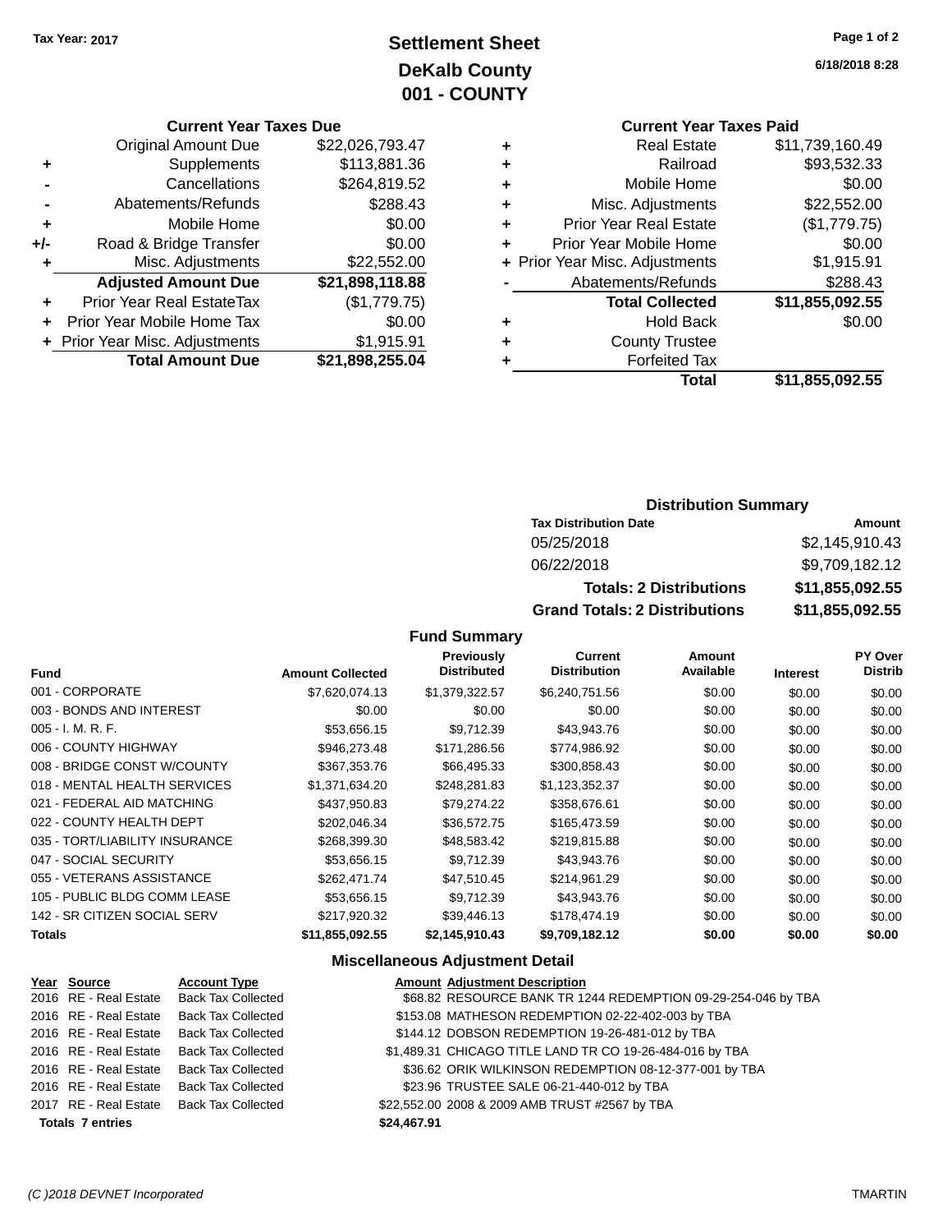**Tax Year: 2017**

# Settlement Sheet
## DeKalb County
## 001 - COUNTY

6/18/2018 8:28

### Current Year Taxes Due

| | | |
|---|---|---|
| | Original Amount Due | $22,026,793.47 |
| + | Supplements | $113,881.36 |
| - | Cancellations | $264,819.52 |
| - | Abatements/Refunds | $288.43 |
| + | Mobile Home | $0.00 |
| +/- | Road & Bridge Transfer | $0.00 |
| + | Misc. Adjustments | $22,552.00 |
| | **Adjusted Amount Due** | **$21,898,118.88** |
| + | Prior Year Real EstateTax | ($1,779.75) |
| + | Prior Year Mobile Home Tax | $0.00 |
| + | Prior Year Misc. Adjustments | $1,915.91 |
| | **Total Amount Due** | **$21,898,255.04** |

### Current Year Taxes Paid

| | | |
|---|---|---|
| + | Real Estate | $11,739,160.49 |
| + | Railroad | $93,532.33 |
| + | Mobile Home | $0.00 |
| + | Misc. Adjustments | $22,552.00 |
| + | Prior Year Real Estate | ($1,779.75) |
| + | Prior Year Mobile Home | $0.00 |
| + | Prior Year Misc. Adjustments | $1,915.91 |
| - | Abatements/Refunds | $288.43 |
| | **Total Collected** | **$11,855,092.55** |
| + | Hold Back | $0.00 |
| + | County Trustee | |
| + | Forfeited Tax | |
| | **Total** | **$11,855,092.55** |

### Distribution Summary

| Tax Distribution Date | Amount |
|---|---|
| 05/25/2018 | $2,145,910.43 |
| 06/22/2018 | $9,709,182.12 |
| **Totals: 2 Distributions** | **$11,855,092.55** |
| **Grand Totals: 2 Distributions** | **$11,855,092.55** |

### Fund Summary

| Fund | Amount Collected | Previously Distributed | Current Distribution | Amount Available | Interest | PY Over Distrib |
|---|---|---|---|---|---|---|
| 001 - CORPORATE | $7,620,074.13 | $1,379,322.57 | $6,240,751.56 | $0.00 | $0.00 | $0.00 |
| 003 - BONDS AND INTEREST | $0.00 | $0.00 | $0.00 | $0.00 | $0.00 | $0.00 |
| 005 - I. M. R. F. | $53,656.15 | $9,712.39 | $43,943.76 | $0.00 | $0.00 | $0.00 |
| 006 - COUNTY HIGHWAY | $946,273.48 | $171,286.56 | $774,986.92 | $0.00 | $0.00 | $0.00 |
| 008 - BRIDGE CONST W/COUNTY | $367,353.76 | $66,495.33 | $300,858.43 | $0.00 | $0.00 | $0.00 |
| 018 - MENTAL HEALTH SERVICES | $1,371,634.20 | $248,281.83 | $1,123,352.37 | $0.00 | $0.00 | $0.00 |
| 021 - FEDERAL AID MATCHING | $437,950.83 | $79,274.22 | $358,676.61 | $0.00 | $0.00 | $0.00 |
| 022 - COUNTY HEALTH DEPT | $202,046.34 | $36,572.75 | $165,473.59 | $0.00 | $0.00 | $0.00 |
| 035 - TORT/LIABILITY INSURANCE | $268,399.30 | $48,583.42 | $219,815.88 | $0.00 | $0.00 | $0.00 |
| 047 - SOCIAL SECURITY | $53,656.15 | $9,712.39 | $43,943.76 | $0.00 | $0.00 | $0.00 |
| 055 - VETERANS ASSISTANCE | $262,471.74 | $47,510.45 | $214,961.29 | $0.00 | $0.00 | $0.00 |
| 105 - PUBLIC BLDG COMM LEASE | $53,656.15 | $9,712.39 | $43,943.76 | $0.00 | $0.00 | $0.00 |
| 142 - SR CITIZEN SOCIAL SERV | $217,920.32 | $39,446.13 | $178,474.19 | $0.00 | $0.00 | $0.00 |
| **Totals** | **$11,855,092.55** | **$2,145,910.43** | **$9,709,182.12** | **$0.00** | **$0.00** | **$0.00** |

### Miscellaneous Adjustment Detail

| Year | Source | Account Type | Amount | Adjustment Description |
|---|---|---|---|---|
| 2016 | RE - Real Estate | Back Tax Collected | $68.82 | RESOURCE BANK TR 1244 REDEMPTION 09-29-254-046 by TBA |
| 2016 | RE - Real Estate | Back Tax Collected | $153.08 | MATHESON REDEMPTION 02-22-402-003 by TBA |
| 2016 | RE - Real Estate | Back Tax Collected | $144.12 | DOBSON REDEMPTION 19-26-481-012 by TBA |
| 2016 | RE - Real Estate | Back Tax Collected | $1,489.31 | CHICAGO TITLE LAND TR CO 19-26-484-016 by TBA |
| 2016 | RE - Real Estate | Back Tax Collected | $36.62 | ORIK WILKINSON REDEMPTION 08-12-377-001 by TBA |
| 2016 | RE - Real Estate | Back Tax Collected | $23.96 | TRUSTEE SALE 06-21-440-012 by TBA |
| 2017 | RE - Real Estate | Back Tax Collected | $22,552.00 | 2008 & 2009 AMB TRUST #2567 by TBA |
| **Totals 7 entries** | | | **$24,467.91** | |

(C )2018 DEVNET Incorporated TMARTIN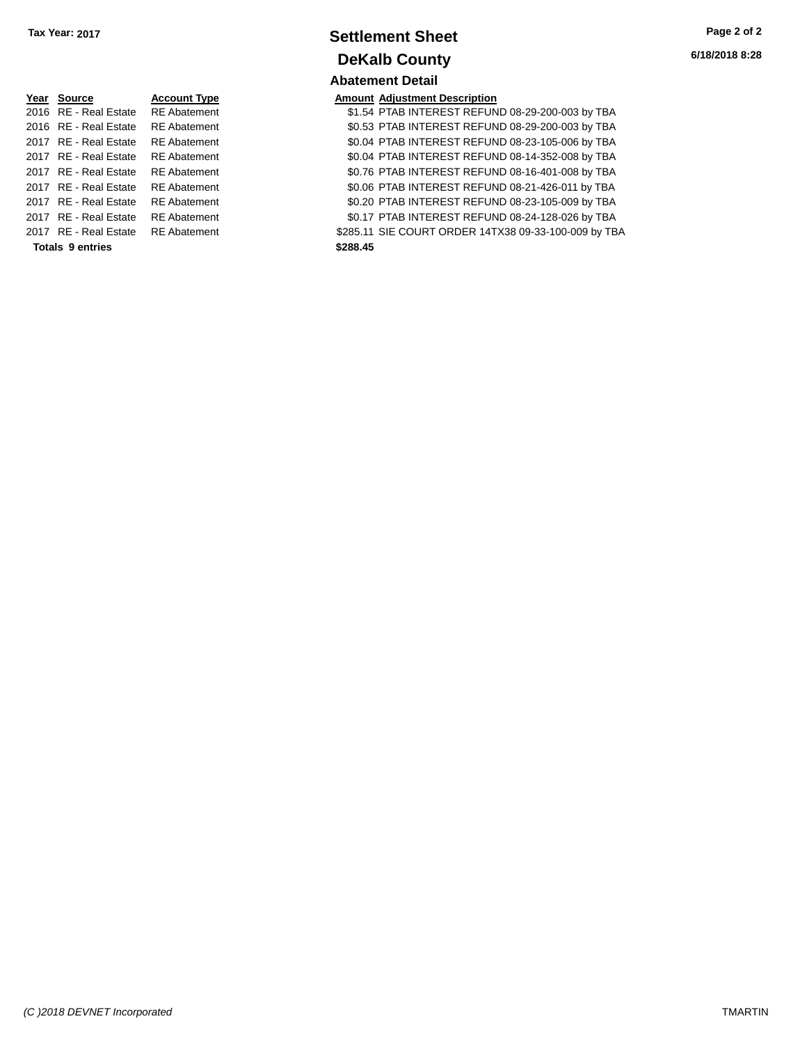Tax Year: 2017

# Settlement Sheet

## DeKalb County

### Abatement Detail

| Year | Source | Account Type | Amount | Adjustment Description |
|---|---|---|---|---|
| 2016 | RE - Real Estate | RE Abatement | $1.54 | PTAB INTEREST REFUND 08-29-200-003 by TBA |
| 2016 | RE - Real Estate | RE Abatement | $0.53 | PTAB INTEREST REFUND 08-29-200-003 by TBA |
| 2017 | RE - Real Estate | RE Abatement | $0.04 | PTAB INTEREST REFUND 08-23-105-006 by TBA |
| 2017 | RE - Real Estate | RE Abatement | $0.04 | PTAB INTEREST REFUND 08-14-352-008 by TBA |
| 2017 | RE - Real Estate | RE Abatement | $0.76 | PTAB INTEREST REFUND 08-16-401-008 by TBA |
| 2017 | RE - Real Estate | RE Abatement | $0.06 | PTAB INTEREST REFUND 08-21-426-011 by TBA |
| 2017 | RE - Real Estate | RE Abatement | $0.20 | PTAB INTEREST REFUND 08-23-105-009 by TBA |
| 2017 | RE - Real Estate | RE Abatement | $0.17 | PTAB INTEREST REFUND 08-24-128-026 by TBA |
| 2017 | RE - Real Estate | RE Abatement | $285.11 | SIE COURT ORDER 14TX38 09-33-100-009 by TBA |
| **Totals 9 entries** | | | **$288.45** | |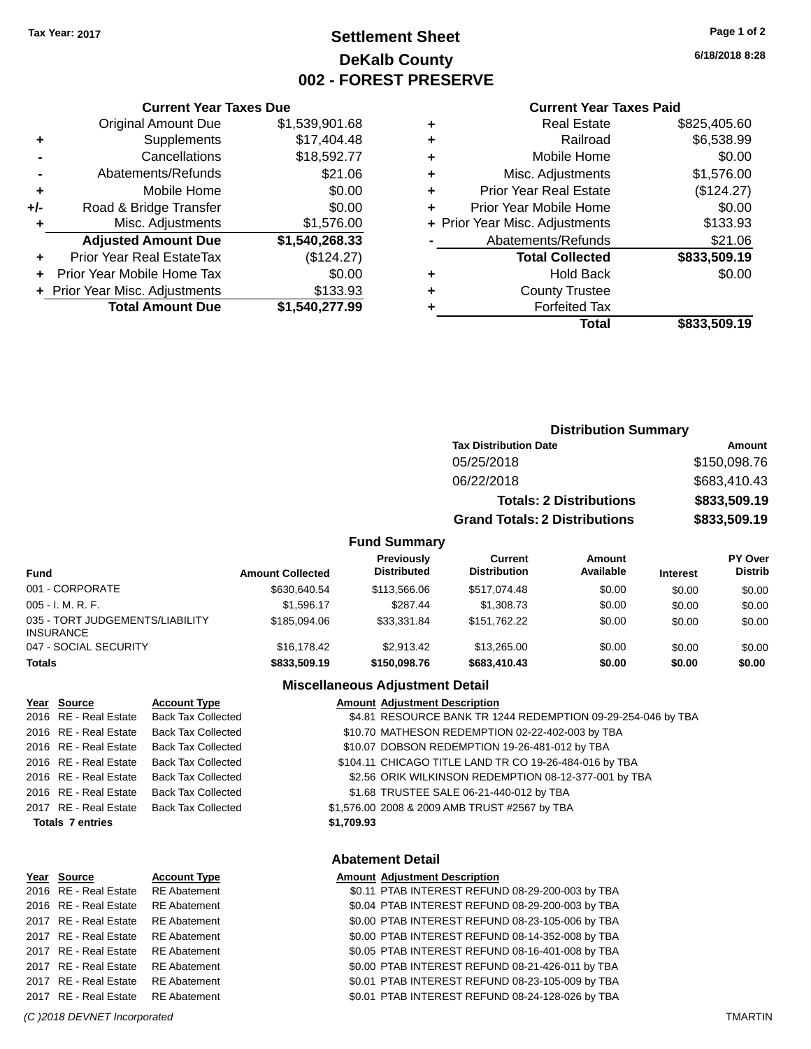**Tax Year: 2017**

# Settlement Sheet
## DeKalb County
## 002 - FOREST PRESERVE

6/18/2018 8:28

### Current Year Taxes Due

| | | |
|---|---|---|
| | Original Amount Due | $1,539,901.68 |
| + | Supplements | $17,404.48 |
| - | Cancellations | $18,592.77 |
| - | Abatements/Refunds | $21.06 |
| + | Mobile Home | $0.00 |
| +/- | Road & Bridge Transfer | $0.00 |
| + | Misc. Adjustments | $1,576.00 |
| | **Adjusted Amount Due** | **$1,540,268.33** |
| + | Prior Year Real EstateTax | ($124.27) |
| + | Prior Year Mobile Home Tax | $0.00 |
| + | Prior Year Misc. Adjustments | $133.93 |
| | **Total Amount Due** | **$1,540,277.99** |

### Current Year Taxes Paid

| | | |
|---|---|---|
| + | Real Estate | $825,405.60 |
| + | Railroad | $6,538.99 |
| + | Mobile Home | $0.00 |
| + | Misc. Adjustments | $1,576.00 |
| + | Prior Year Real Estate | ($124.27) |
| + | Prior Year Mobile Home | $0.00 |
| + | Prior Year Misc. Adjustments | $133.93 |
| - | Abatements/Refunds | $21.06 |
| | **Total Collected** | **$833,509.19** |
| + | Hold Back | $0.00 |
| + | County Trustee | |
| + | Forfeited Tax | |
| | **Total** | **$833,509.19** |

### Distribution Summary

| Tax Distribution Date | Amount |
|---|---|
| 05/25/2018 | $150,098.76 |
| 06/22/2018 | $683,410.43 |
| **Totals: 2 Distributions** | **$833,509.19** |
| **Grand Totals: 2 Distributions** | **$833,509.19** |

### Fund Summary

| Fund | Amount Collected | Previously Distributed | Current Distribution | Amount Available | Interest | PY Over Distrib |
|---|---|---|---|---|---|---|
| 001 - CORPORATE | $630,640.54 | $113,566.06 | $517,074.48 | $0.00 | $0.00 | $0.00 |
| 005 - I. M. R. F. | $1,596.17 | $287.44 | $1,308.73 | $0.00 | $0.00 | $0.00 |
| 035 - TORT JUDGEMENTS/LIABILITY INSURANCE | $185,094.06 | $33,331.84 | $151,762.22 | $0.00 | $0.00 | $0.00 |
| 047 - SOCIAL SECURITY | $16,178.42 | $2,913.42 | $13,265.00 | $0.00 | $0.00 | $0.00 |
| **Totals** | **$833,509.19** | **$150,098.76** | **$683,410.43** | **$0.00** | **$0.00** | **$0.00** |

### Miscellaneous Adjustment Detail

| Year | Source | Account Type | Amount | Adjustment Description |
|---|---|---|---|---|
| 2016 | RE - Real Estate | Back Tax Collected | $4.81 | RESOURCE BANK TR 1244 REDEMPTION 09-29-254-046 by TBA |
| 2016 | RE - Real Estate | Back Tax Collected | $10.70 | MATHESON REDEMPTION 02-22-402-003 by TBA |
| 2016 | RE - Real Estate | Back Tax Collected | $10.07 | DOBSON REDEMPTION 19-26-481-012 by TBA |
| 2016 | RE - Real Estate | Back Tax Collected | $104.11 | CHICAGO TITLE LAND TR CO 19-26-484-016 by TBA |
| 2016 | RE - Real Estate | Back Tax Collected | $2.56 | ORIK WILKINSON REDEMPTION 08-12-377-001 by TBA |
| 2016 | RE - Real Estate | Back Tax Collected | $1.68 | TRUSTEE SALE 06-21-440-012 by TBA |
| 2017 | RE - Real Estate | Back Tax Collected | $1,576.00 | 2008 & 2009 AMB TRUST #2567 by TBA |
| **Totals 7 entries** | | | **$1,709.93** | |

### Abatement Detail

| Year | Source | Account Type | Amount | Adjustment Description |
|---|---|---|---|---|
| 2016 | RE - Real Estate | RE Abatement | $0.11 | PTAB INTEREST REFUND 08-29-200-003 by TBA |
| 2016 | RE - Real Estate | RE Abatement | $0.04 | PTAB INTEREST REFUND 08-29-200-003 by TBA |
| 2017 | RE - Real Estate | RE Abatement | $0.00 | PTAB INTEREST REFUND 08-23-105-006 by TBA |
| 2017 | RE - Real Estate | RE Abatement | $0.00 | PTAB INTEREST REFUND 08-14-352-008 by TBA |
| 2017 | RE - Real Estate | RE Abatement | $0.05 | PTAB INTEREST REFUND 08-16-401-008 by TBA |
| 2017 | RE - Real Estate | RE Abatement | $0.00 | PTAB INTEREST REFUND 08-21-426-011 by TBA |
| 2017 | RE - Real Estate | RE Abatement | $0.01 | PTAB INTEREST REFUND 08-23-105-009 by TBA |
| 2017 | RE - Real Estate | RE Abatement | $0.01 | PTAB INTEREST REFUND 08-24-128-026 by TBA |

*(C )2018 DEVNET Incorporated* TMARTIN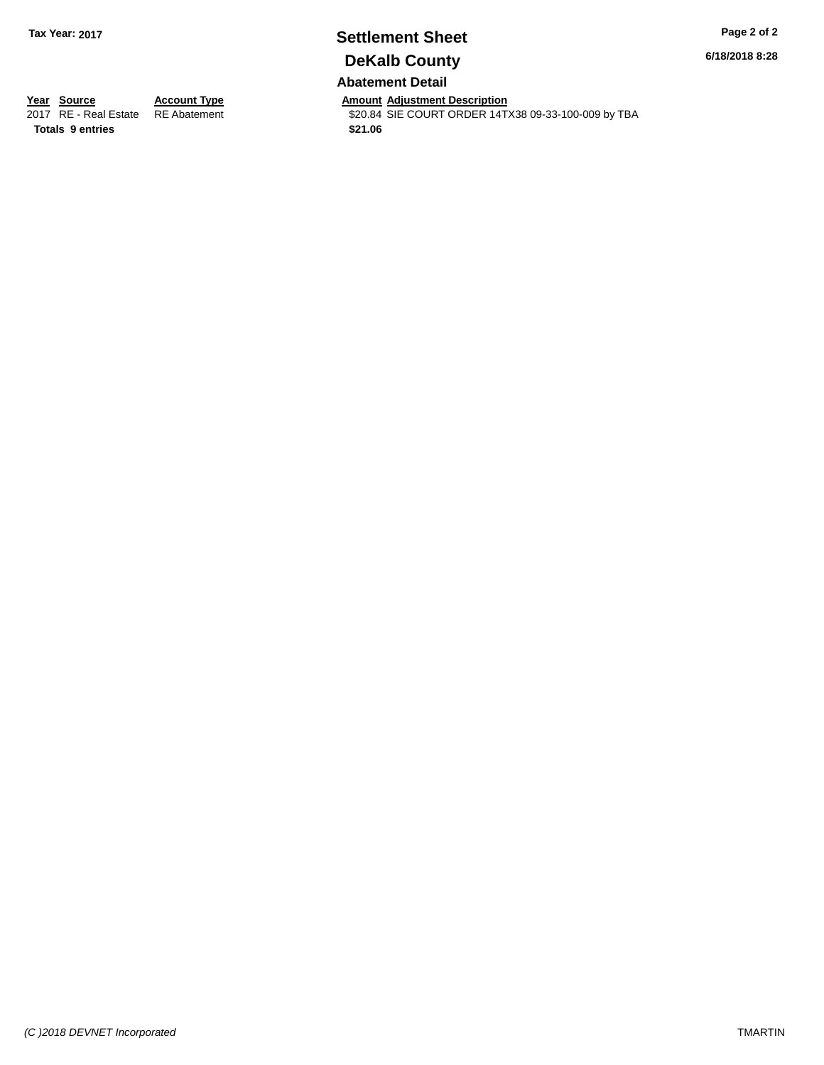**Tax Year: 2017**

# Settlement Sheet

## DeKalb County

6/18/2018 8:28

### Abatement Detail

| Year | Source | Account Type | Amount | Adjustment Description |
|---|---|---|---|---|
| 2017 | RE - Real Estate | RE Abatement | $20.84 | SIE COURT ORDER 14TX38 09-33-100-009 by TBA |
| **Totals** | **9 entries** | | **$21.06** | |

*(C )2018 DEVNET Incorporated*

TMARTIN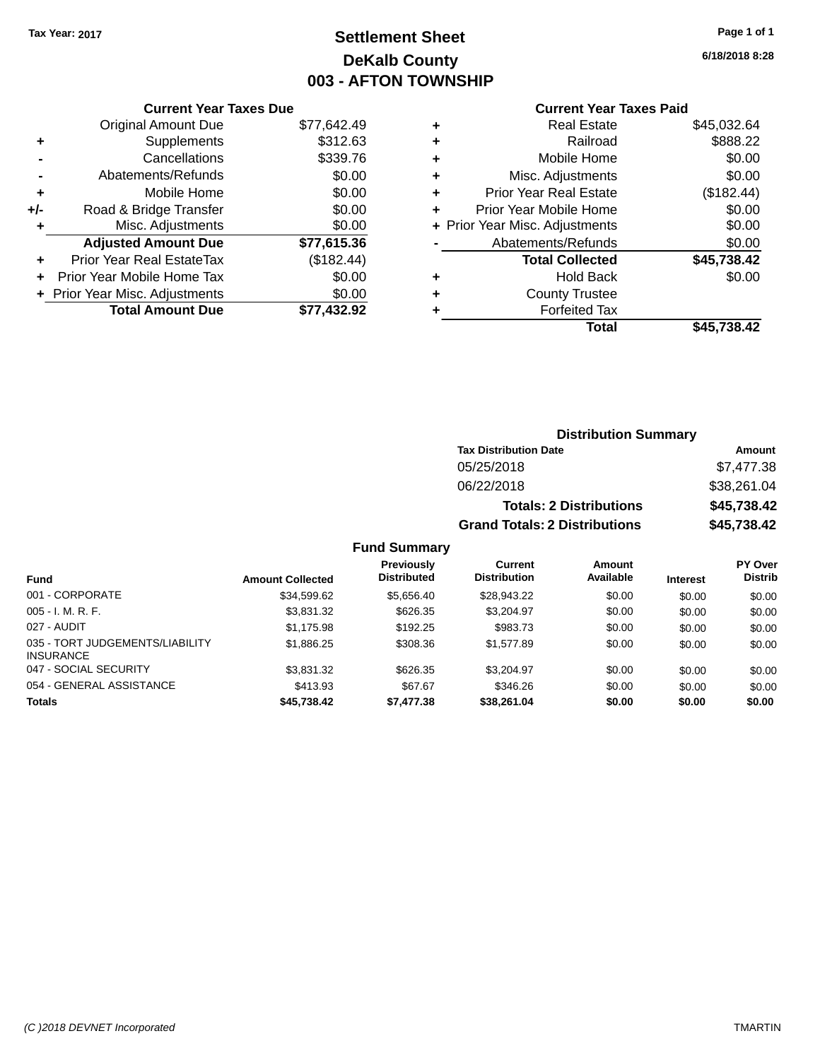Tax Year: 2017

# Settlement Sheet
## DeKalb County
## 003 - AFTON TOWNSHIP

6/18/2018 8:28

### Current Year Taxes Due

| | | |
|---|---|---|
| | Original Amount Due | $77,642.49 |
| + | Supplements | $312.63 |
| - | Cancellations | $339.76 |
| - | Abatements/Refunds | $0.00 |
| + | Mobile Home | $0.00 |
| +/- | Road & Bridge Transfer | $0.00 |
| + | Misc. Adjustments | $0.00 |
| | **Adjusted Amount Due** | **$77,615.36** |
| + | Prior Year Real EstateTax | ($182.44) |
| + | Prior Year Mobile Home Tax | $0.00 |
| + | Prior Year Misc. Adjustments | $0.00 |
| | **Total Amount Due** | **$77,432.92** |

### Current Year Taxes Paid

| | | |
|---|---|---|
| + | Real Estate | $45,032.64 |
| + | Railroad | $888.22 |
| + | Mobile Home | $0.00 |
| + | Misc. Adjustments | $0.00 |
| + | Prior Year Real Estate | ($182.44) |
| + | Prior Year Mobile Home | $0.00 |
| + | Prior Year Misc. Adjustments | $0.00 |
| - | Abatements/Refunds | $0.00 |
| | **Total Collected** | **$45,738.42** |
| + | Hold Back | $0.00 |
| + | County Trustee | |
| + | Forfeited Tax | |
| | **Total** | **$45,738.42** |

### Distribution Summary

| Tax Distribution Date | Amount |
|---|---|
| 05/25/2018 | $7,477.38 |
| 06/22/2018 | $38,261.04 |
| **Totals: 2 Distributions** | **$45,738.42** |
| **Grand Totals: 2 Distributions** | **$45,738.42** |

### Fund Summary

| Fund | Amount Collected | Previously Distributed | Current Distribution | Amount Available | Interest | PY Over Distrib |
|---|---|---|---|---|---|---|
| 001 - CORPORATE | $34,599.62 | $5,656.40 | $28,943.22 | $0.00 | $0.00 | $0.00 |
| 005 - I. M. R. F. | $3,831.32 | $626.35 | $3,204.97 | $0.00 | $0.00 | $0.00 |
| 027 - AUDIT | $1,175.98 | $192.25 | $983.73 | $0.00 | $0.00 | $0.00 |
| 035 - TORT JUDGEMENTS/LIABILITY INSURANCE | $1,886.25 | $308.36 | $1,577.89 | $0.00 | $0.00 | $0.00 |
| 047 - SOCIAL SECURITY | $3,831.32 | $626.35 | $3,204.97 | $0.00 | $0.00 | $0.00 |
| 054 - GENERAL ASSISTANCE | $413.93 | $67.67 | $346.26 | $0.00 | $0.00 | $0.00 |
| **Totals** | **$45,738.42** | **$7,477.38** | **$38,261.04** | **$0.00** | **$0.00** | **$0.00** |

(C )2018 DEVNET Incorporated TMARTIN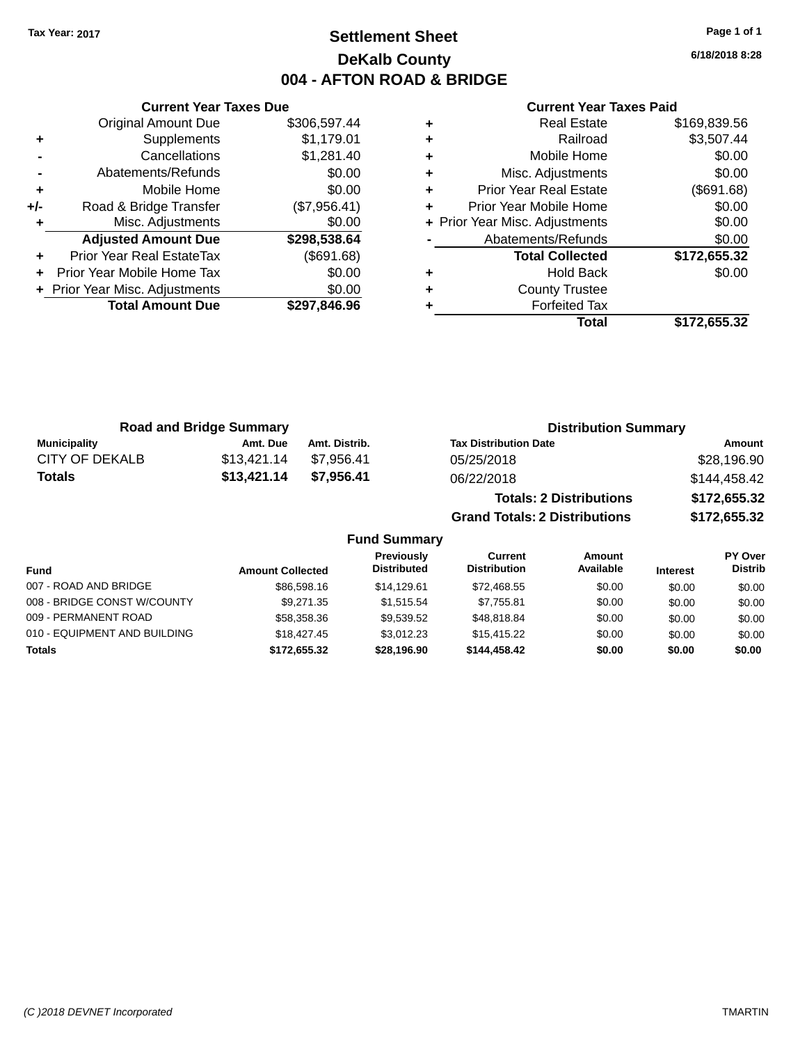Tax Year: 2017

# Settlement Sheet
## DeKalb County
## 004 - AFTON ROAD & BRIDGE

6/18/2018 8:28

### Current Year Taxes Due

| | | |
|---|---|---|
| | Original Amount Due | $306,597.44 |
| + | Supplements | $1,179.01 |
| - | Cancellations | $1,281.40 |
| - | Abatements/Refunds | $0.00 |
| + | Mobile Home | $0.00 |
| +/- | Road & Bridge Transfer | ($7,956.41) |
| + | Misc. Adjustments | $0.00 |
| | **Adjusted Amount Due** | **$298,538.64** |
| + | Prior Year Real EstateTax | ($691.68) |
| + | Prior Year Mobile Home Tax | $0.00 |
| + | Prior Year Misc. Adjustments | $0.00 |
| | **Total Amount Due** | **$297,846.96** |

### Current Year Taxes Paid

| | | |
|---|---|---|
| + | Real Estate | $169,839.56 |
| + | Railroad | $3,507.44 |
| + | Mobile Home | $0.00 |
| + | Misc. Adjustments | $0.00 |
| + | Prior Year Real Estate | ($691.68) |
| + | Prior Year Mobile Home | $0.00 |
| + | Prior Year Misc. Adjustments | $0.00 |
| - | Abatements/Refunds | $0.00 |
| | **Total Collected** | **$172,655.32** |
| + | Hold Back | $0.00 |
| + | County Trustee | |
| + | Forfeited Tax | |
| | **Total** | **$172,655.32** |

### Road and Bridge Summary

| Municipality | Amt. Due | Amt. Distrib. |
|---|---|---|
| CITY OF DEKALB | $13,421.14 | $7,956.41 |
| **Totals** | **$13,421.14** | **$7,956.41** |

### Distribution Summary

| Tax Distribution Date | Amount |
|---|---|
| 05/25/2018 | $28,196.90 |
| 06/22/2018 | $144,458.42 |
| **Totals: 2 Distributions** | **$172,655.32** |
| **Grand Totals: 2 Distributions** | **$172,655.32** |

### Fund Summary

| Fund | Amount Collected | Previously Distributed | Current Distribution | Amount Available | Interest | PY Over Distrib |
|---|---|---|---|---|---|---|
| 007 - ROAD AND BRIDGE | $86,598.16 | $14,129.61 | $72,468.55 | $0.00 | $0.00 | $0.00 |
| 008 - BRIDGE CONST W/COUNTY | $9,271.35 | $1,515.54 | $7,755.81 | $0.00 | $0.00 | $0.00 |
| 009 - PERMANENT ROAD | $58,358.36 | $9,539.52 | $48,818.84 | $0.00 | $0.00 | $0.00 |
| 010 - EQUIPMENT AND BUILDING | $18,427.45 | $3,012.23 | $15,415.22 | $0.00 | $0.00 | $0.00 |
| **Totals** | **$172,655.32** | **$28,196.90** | **$144,458.42** | **$0.00** | **$0.00** | **$0.00** |

(C )2018 DEVNET Incorporated — TMARTIN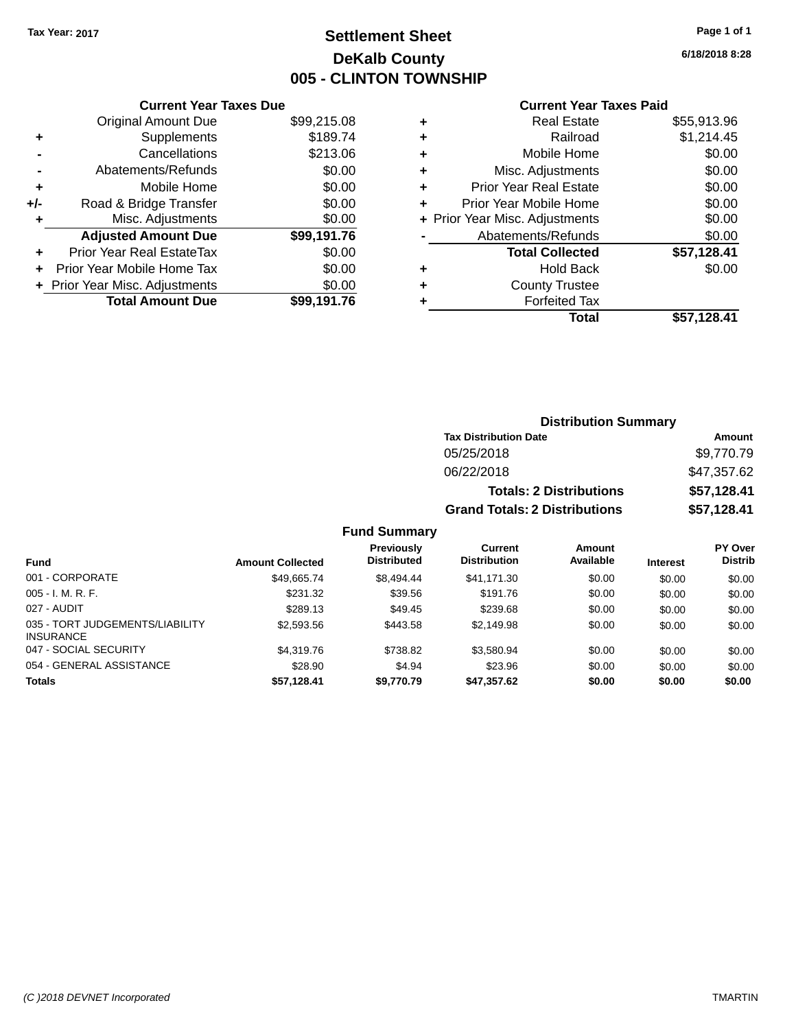Tax Year: 2017

# Settlement Sheet
## DeKalb County
## 005 - CLINTON TOWNSHIP

6/18/2018 8:28

**Current Year Taxes Due**

| | | |
|---|---|---|
| | Original Amount Due | $99,215.08 |
| + | Supplements | $189.74 |
| - | Cancellations | $213.06 |
| - | Abatements/Refunds | $0.00 |
| + | Mobile Home | $0.00 |
| +/- | Road & Bridge Transfer | $0.00 |
| + | Misc. Adjustments | $0.00 |
| | **Adjusted Amount Due** | **$99,191.76** |
| + | Prior Year Real EstateTax | $0.00 |
| + | Prior Year Mobile Home Tax | $0.00 |
| + | Prior Year Misc. Adjustments | $0.00 |
| | **Total Amount Due** | **$99,191.76** |

**Current Year Taxes Paid**

| | | |
|---|---|---|
| + | Real Estate | $55,913.96 |
| + | Railroad | $1,214.45 |
| + | Mobile Home | $0.00 |
| + | Misc. Adjustments | $0.00 |
| + | Prior Year Real Estate | $0.00 |
| + | Prior Year Mobile Home | $0.00 |
| + | Prior Year Misc. Adjustments | $0.00 |
| - | Abatements/Refunds | $0.00 |
| | **Total Collected** | **$57,128.41** |
| + | Hold Back | $0.00 |
| + | County Trustee | |
| + | Forfeited Tax | |
| | **Total** | **$57,128.41** |

**Distribution Summary**

| Tax Distribution Date | Amount |
|---|---|
| 05/25/2018 | $9,770.79 |
| 06/22/2018 | $47,357.62 |
| **Totals: 2 Distributions** | **$57,128.41** |
| **Grand Totals: 2 Distributions** | **$57,128.41** |

**Fund Summary**

| Fund | Amount Collected | Previously Distributed | Current Distribution | Amount Available | Interest | PY Over Distrib |
|---|---|---|---|---|---|---|
| 001 - CORPORATE | $49,665.74 | $8,494.44 | $41,171.30 | $0.00 | $0.00 | $0.00 |
| 005 - I. M. R. F. | $231.32 | $39.56 | $191.76 | $0.00 | $0.00 | $0.00 |
| 027 - AUDIT | $289.13 | $49.45 | $239.68 | $0.00 | $0.00 | $0.00 |
| 035 - TORT JUDGEMENTS/LIABILITY INSURANCE | $2,593.56 | $443.58 | $2,149.98 | $0.00 | $0.00 | $0.00 |
| 047 - SOCIAL SECURITY | $4,319.76 | $738.82 | $3,580.94 | $0.00 | $0.00 | $0.00 |
| 054 - GENERAL ASSISTANCE | $28.90 | $4.94 | $23.96 | $0.00 | $0.00 | $0.00 |
| **Totals** | **$57,128.41** | **$9,770.79** | **$47,357.62** | **$0.00** | **$0.00** | **$0.00** |

(C )2018 DEVNET Incorporated — TMARTIN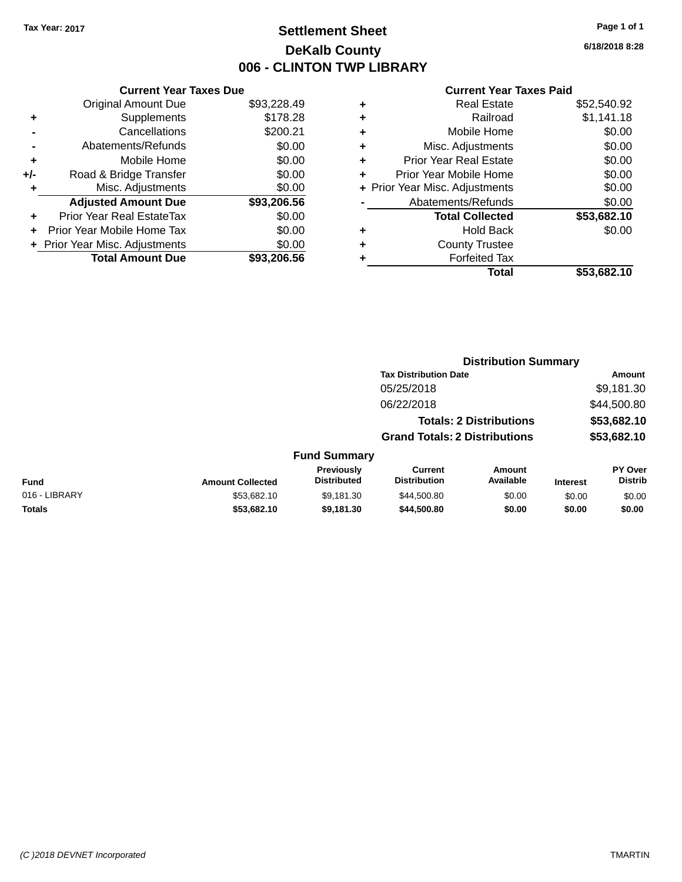Tax Year: 2017

# Settlement Sheet

## DeKalb County

## 006 - CLINTON TWP LIBRARY

6/18/2018 8:28

### Current Year Taxes Due

| | | |
|---|---|---|
| | Original Amount Due | $93,228.49 |
| + | Supplements | $178.28 |
| - | Cancellations | $200.21 |
| - | Abatements/Refunds | $0.00 |
| + | Mobile Home | $0.00 |
| +/- | Road & Bridge Transfer | $0.00 |
| + | Misc. Adjustments | $0.00 |
| | **Adjusted Amount Due** | **$93,206.56** |
| + | Prior Year Real EstateTax | $0.00 |
| + | Prior Year Mobile Home Tax | $0.00 |
| + | Prior Year Misc. Adjustments | $0.00 |
| | **Total Amount Due** | **$93,206.56** |

### Current Year Taxes Paid

| | | |
|---|---|---|
| + | Real Estate | $52,540.92 |
| + | Railroad | $1,141.18 |
| + | Mobile Home | $0.00 |
| + | Misc. Adjustments | $0.00 |
| + | Prior Year Real Estate | $0.00 |
| + | Prior Year Mobile Home | $0.00 |
| + | Prior Year Misc. Adjustments | $0.00 |
| - | Abatements/Refunds | $0.00 |
| | **Total Collected** | **$53,682.10** |
| + | Hold Back | $0.00 |
| + | County Trustee | |
| + | Forfeited Tax | |
| | **Total** | **$53,682.10** |

### Distribution Summary

| Tax Distribution Date | Amount |
|---|---|
| 05/25/2018 | $9,181.30 |
| 06/22/2018 | $44,500.80 |
| **Totals: 2 Distributions** | **$53,682.10** |
| **Grand Totals: 2 Distributions** | **$53,682.10** |

### Fund Summary

| Fund | Amount Collected | Previously Distributed | Current Distribution | Amount Available | Interest | PY Over Distrib |
|---|---|---|---|---|---|---|
| 016 - LIBRARY | $53,682.10 | $9,181.30 | $44,500.80 | $0.00 | $0.00 | $0.00 |
| **Totals** | **$53,682.10** | **$9,181.30** | **$44,500.80** | **$0.00** | **$0.00** | **$0.00** |

*(C )2018 DEVNET Incorporated* TMARTIN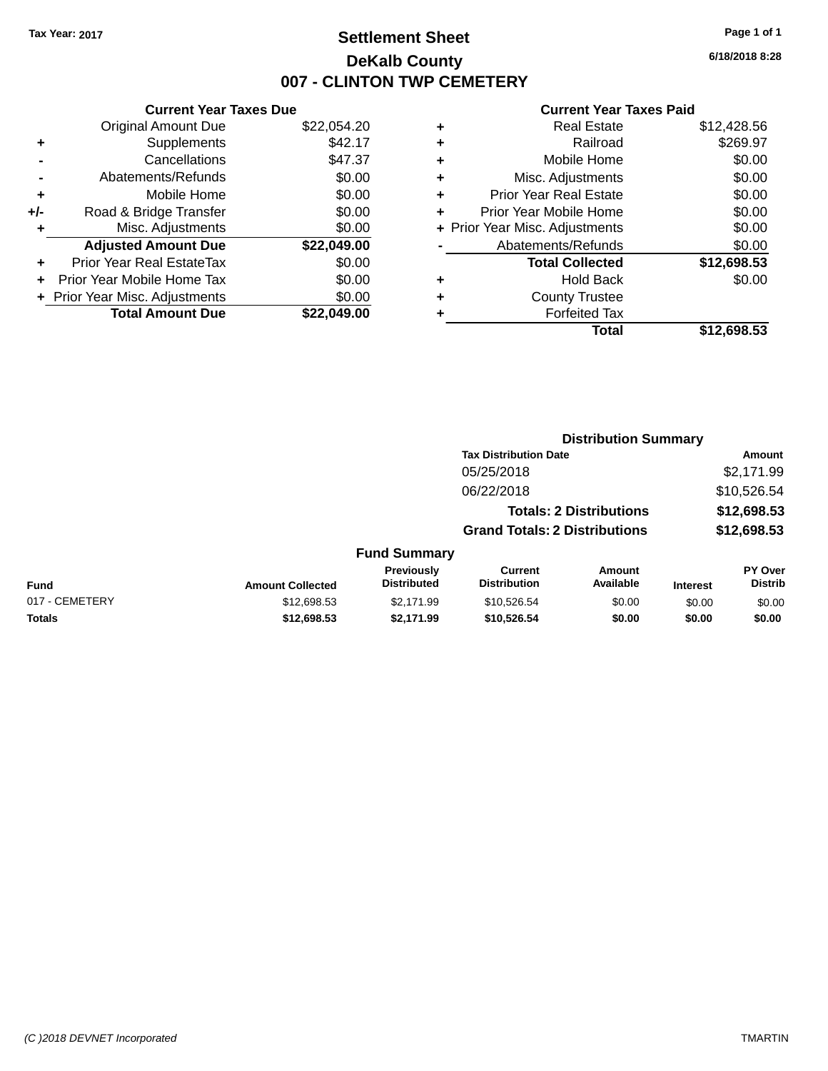Tax Year: 2017

# Settlement Sheet

## DeKalb County

## 007 - CLINTON TWP CEMETERY

6/18/2018 8:28

### Current Year Taxes Due

| | | |
|---|---|---|
| | Original Amount Due | $22,054.20 |
| + | Supplements | $42.17 |
| - | Cancellations | $47.37 |
| - | Abatements/Refunds | $0.00 |
| + | Mobile Home | $0.00 |
| +/- | Road & Bridge Transfer | $0.00 |
| + | Misc. Adjustments | $0.00 |
| | **Adjusted Amount Due** | **$22,049.00** |
| + | Prior Year Real EstateTax | $0.00 |
| + | Prior Year Mobile Home Tax | $0.00 |
| + | Prior Year Misc. Adjustments | $0.00 |
| | **Total Amount Due** | **$22,049.00** |

### Current Year Taxes Paid

| | | |
|---|---|---|
| + | Real Estate | $12,428.56 |
| + | Railroad | $269.97 |
| + | Mobile Home | $0.00 |
| + | Misc. Adjustments | $0.00 |
| + | Prior Year Real Estate | $0.00 |
| + | Prior Year Mobile Home | $0.00 |
| + | Prior Year Misc. Adjustments | $0.00 |
| - | Abatements/Refunds | $0.00 |
| | **Total Collected** | **$12,698.53** |
| + | Hold Back | $0.00 |
| + | County Trustee | |
| + | Forfeited Tax | |
| | **Total** | **$12,698.53** |

### Distribution Summary

| Tax Distribution Date | Amount |
|---|---|
| 05/25/2018 | $2,171.99 |
| 06/22/2018 | $10,526.54 |
| **Totals: 2 Distributions** | **$12,698.53** |
| **Grand Totals: 2 Distributions** | **$12,698.53** |

### Fund Summary

| Fund | Amount Collected | Previously Distributed | Current Distribution | Amount Available | Interest | PY Over Distrib |
|---|---|---|---|---|---|---|
| 017 - CEMETERY | $12,698.53 | $2,171.99 | $10,526.54 | $0.00 | $0.00 | $0.00 |
| **Totals** | **$12,698.53** | **$2,171.99** | **$10,526.54** | **$0.00** | **$0.00** | **$0.00** |

(C )2018 DEVNET Incorporated

TMARTIN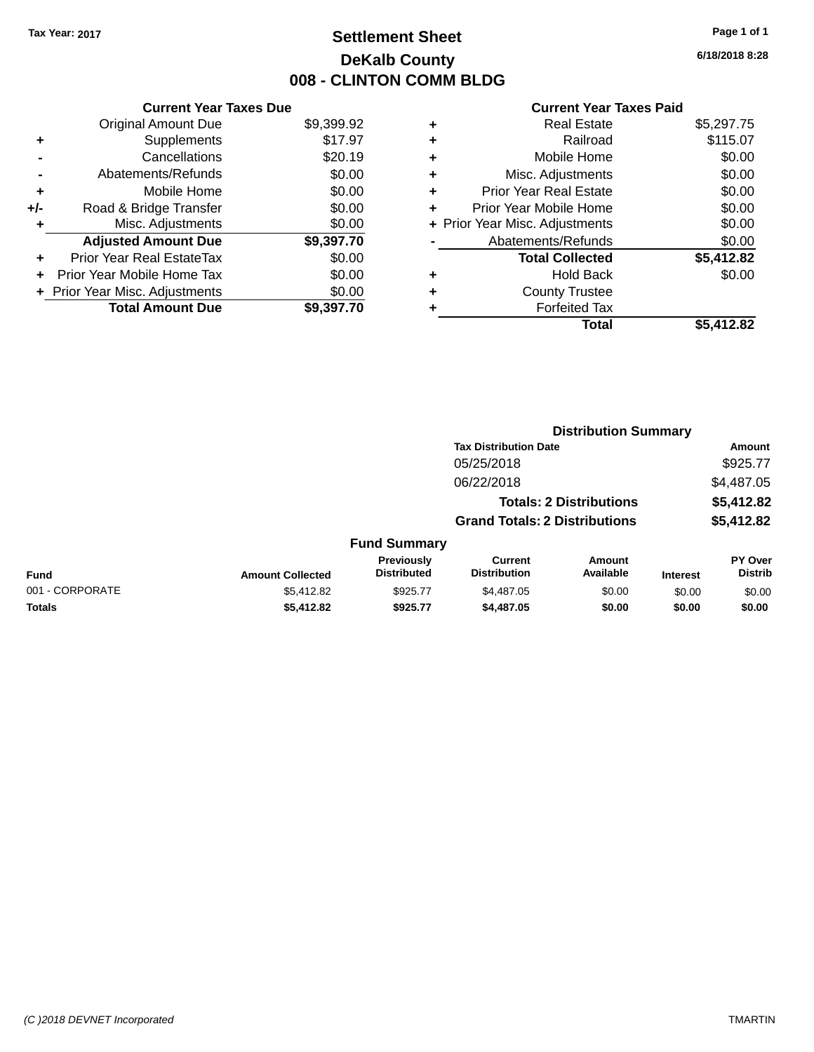Tax Year: 2017

# Settlement Sheet
## DeKalb County
## 008 - CLINTON COMM BLDG

6/18/2018 8:28

### Current Year Taxes Due

| | | |
|---|---|---|
| | Original Amount Due | $9,399.92 |
| + | Supplements | $17.97 |
| - | Cancellations | $20.19 |
| - | Abatements/Refunds | $0.00 |
| + | Mobile Home | $0.00 |
| +/- | Road & Bridge Transfer | $0.00 |
| + | Misc. Adjustments | $0.00 |
| | **Adjusted Amount Due** | **$9,397.70** |
| + | Prior Year Real EstateTax | $0.00 |
| + | Prior Year Mobile Home Tax | $0.00 |
| + | Prior Year Misc. Adjustments | $0.00 |
| | **Total Amount Due** | **$9,397.70** |

### Current Year Taxes Paid

| | | |
|---|---|---|
| + | Real Estate | $5,297.75 |
| + | Railroad | $115.07 |
| + | Mobile Home | $0.00 |
| + | Misc. Adjustments | $0.00 |
| + | Prior Year Real Estate | $0.00 |
| + | Prior Year Mobile Home | $0.00 |
| + | Prior Year Misc. Adjustments | $0.00 |
| - | Abatements/Refunds | $0.00 |
| | **Total Collected** | **$5,412.82** |
| + | Hold Back | $0.00 |
| + | County Trustee | |
| + | Forfeited Tax | |
| | **Total** | **$5,412.82** |

### Distribution Summary

| Tax Distribution Date | Amount |
|---|---|
| 05/25/2018 | $925.77 |
| 06/22/2018 | $4,487.05 |
| **Totals: 2 Distributions** | **$5,412.82** |
| **Grand Totals: 2 Distributions** | **$5,412.82** |

### Fund Summary

| Fund | Amount Collected | Previously Distributed | Current Distribution | Amount Available | Interest | PY Over Distrib |
|---|---|---|---|---|---|---|
| 001 - CORPORATE | $5,412.82 | $925.77 | $4,487.05 | $0.00 | $0.00 | $0.00 |
| **Totals** | **$5,412.82** | **$925.77** | **$4,487.05** | **$0.00** | **$0.00** | **$0.00** |

(C )2018 DEVNET Incorporated TMARTIN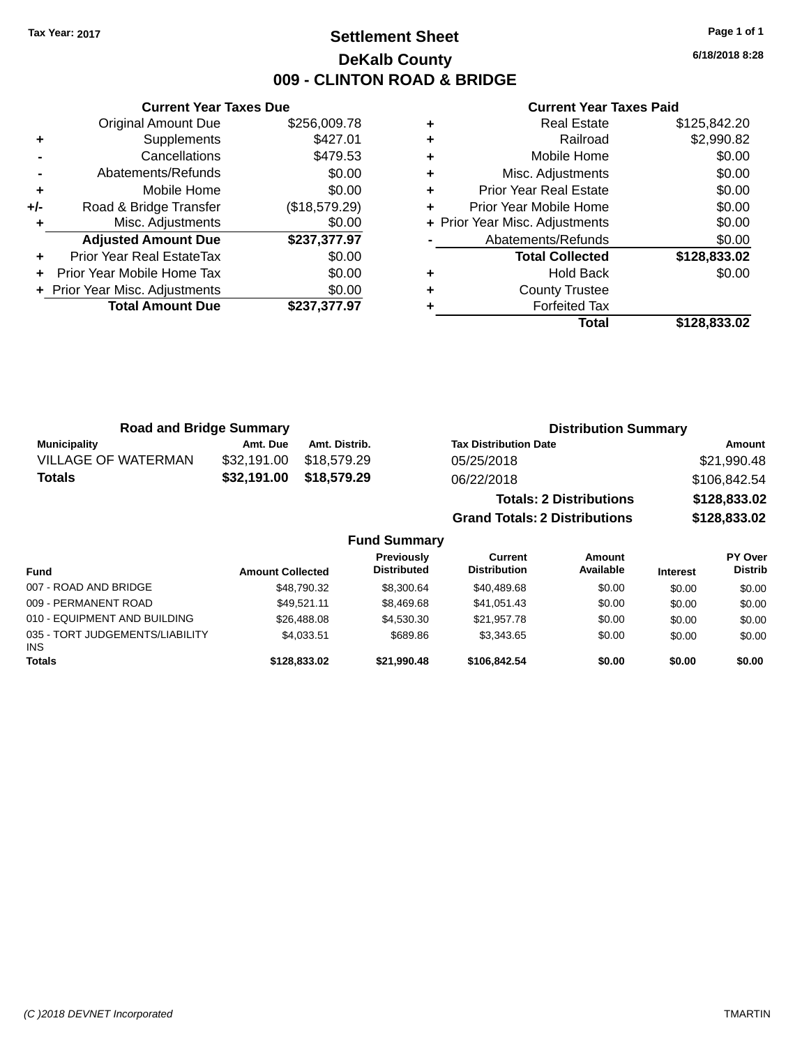Tax Year: 2017

# Settlement Sheet

## DeKalb County

## 009 - CLINTON ROAD & BRIDGE

6/18/2018 8:28

### Current Year Taxes Due

| | | |
|---|---|---|
| | Original Amount Due | $256,009.78 |
| + | Supplements | $427.01 |
| - | Cancellations | $479.53 |
| - | Abatements/Refunds | $0.00 |
| + | Mobile Home | $0.00 |
| +/- | Road & Bridge Transfer | ($18,579.29) |
| + | Misc. Adjustments | $0.00 |
| | **Adjusted Amount Due** | **$237,377.97** |
| + | Prior Year Real EstateTax | $0.00 |
| + | Prior Year Mobile Home Tax | $0.00 |
| + | Prior Year Misc. Adjustments | $0.00 |
| | **Total Amount Due** | **$237,377.97** |

### Current Year Taxes Paid

| | | |
|---|---|---|
| + | Real Estate | $125,842.20 |
| + | Railroad | $2,990.82 |
| + | Mobile Home | $0.00 |
| + | Misc. Adjustments | $0.00 |
| + | Prior Year Real Estate | $0.00 |
| + | Prior Year Mobile Home | $0.00 |
| + | Prior Year Misc. Adjustments | $0.00 |
| - | Abatements/Refunds | $0.00 |
| | **Total Collected** | **$128,833.02** |
| + | Hold Back | $0.00 |
| + | County Trustee | |
| + | Forfeited Tax | |
| | **Total** | **$128,833.02** |

### Road and Bridge Summary

| Municipality | Amt. Due | Amt. Distrib. |
|---|---|---|
| VILLAGE OF WATERMAN | $32,191.00 | $18,579.29 |
| **Totals** | **$32,191.00** | **$18,579.29** |

### Distribution Summary

| Tax Distribution Date | Amount |
|---|---|
| 05/25/2018 | $21,990.48 |
| 06/22/2018 | $106,842.54 |
| **Totals: 2 Distributions** | **$128,833.02** |
| **Grand Totals: 2 Distributions** | **$128,833.02** |

### Fund Summary

| Fund | Amount Collected | Previously Distributed | Current Distribution | Amount Available | Interest | PY Over Distrib |
|---|---|---|---|---|---|---|
| 007 - ROAD AND BRIDGE | $48,790.32 | $8,300.64 | $40,489.68 | $0.00 | $0.00 | $0.00 |
| 009 - PERMANENT ROAD | $49,521.11 | $8,469.68 | $41,051.43 | $0.00 | $0.00 | $0.00 |
| 010 - EQUIPMENT AND BUILDING | $26,488.08 | $4,530.30 | $21,957.78 | $0.00 | $0.00 | $0.00 |
| 035 - TORT JUDGEMENTS/LIABILITY INS | $4,033.51 | $689.86 | $3,343.65 | $0.00 | $0.00 | $0.00 |
| **Totals** | **$128,833.02** | **$21,990.48** | **$106,842.54** | **$0.00** | **$0.00** | **$0.00** |

(C )2018 DEVNET Incorporated TMARTIN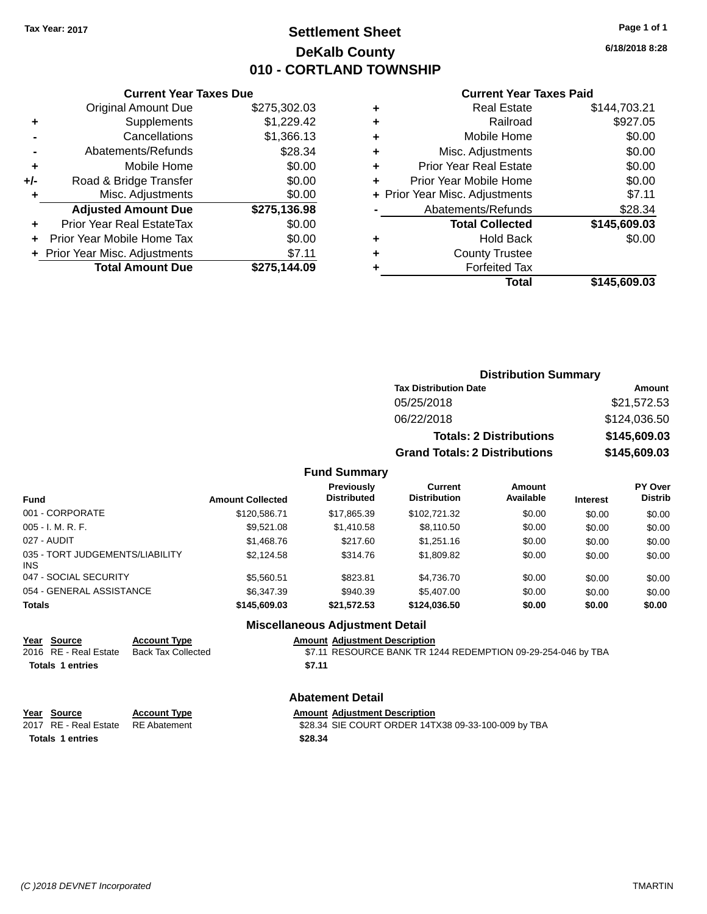Tax Year: 2017

# Settlement Sheet
## DeKalb County
## 010 - CORTLAND TOWNSHIP

6/18/2018 8:28

### Current Year Taxes Due

| | | |
|---|---|---|
| | Original Amount Due | $275,302.03 |
| + | Supplements | $1,229.42 |
| - | Cancellations | $1,366.13 |
| - | Abatements/Refunds | $28.34 |
| + | Mobile Home | $0.00 |
| +/- | Road & Bridge Transfer | $0.00 |
| + | Misc. Adjustments | $0.00 |
| | **Adjusted Amount Due** | **$275,136.98** |
| + | Prior Year Real EstateTax | $0.00 |
| + | Prior Year Mobile Home Tax | $0.00 |
| + | Prior Year Misc. Adjustments | $7.11 |
| | **Total Amount Due** | **$275,144.09** |

### Current Year Taxes Paid

| | | |
|---|---|---|
| + | Real Estate | $144,703.21 |
| + | Railroad | $927.05 |
| + | Mobile Home | $0.00 |
| + | Misc. Adjustments | $0.00 |
| + | Prior Year Real Estate | $0.00 |
| + | Prior Year Mobile Home | $0.00 |
| + | Prior Year Misc. Adjustments | $7.11 |
| - | Abatements/Refunds | $28.34 |
| | **Total Collected** | **$145,609.03** |
| + | Hold Back | $0.00 |
| + | County Trustee | |
| + | Forfeited Tax | |
| | **Total** | **$145,609.03** |

### Distribution Summary

| Tax Distribution Date | Amount |
|---|---|
| 05/25/2018 | $21,572.53 |
| 06/22/2018 | $124,036.50 |
| **Totals: 2 Distributions** | **$145,609.03** |
| **Grand Totals: 2 Distributions** | **$145,609.03** |

### Fund Summary

| Fund | Amount Collected | Previously Distributed | Current Distribution | Amount Available | Interest | PY Over Distrib |
|---|---|---|---|---|---|---|
| 001 - CORPORATE | $120,586.71 | $17,865.39 | $102,721.32 | $0.00 | $0.00 | $0.00 |
| 005 - I. M. R. F. | $9,521.08 | $1,410.58 | $8,110.50 | $0.00 | $0.00 | $0.00 |
| 027 - AUDIT | $1,468.76 | $217.60 | $1,251.16 | $0.00 | $0.00 | $0.00 |
| 035 - TORT JUDGEMENTS/LIABILITY INS | $2,124.58 | $314.76 | $1,809.82 | $0.00 | $0.00 | $0.00 |
| 047 - SOCIAL SECURITY | $5,560.51 | $823.81 | $4,736.70 | $0.00 | $0.00 | $0.00 |
| 054 - GENERAL ASSISTANCE | $6,347.39 | $940.39 | $5,407.00 | $0.00 | $0.00 | $0.00 |
| **Totals** | **$145,609.03** | **$21,572.53** | **$124,036.50** | **$0.00** | **$0.00** | **$0.00** |

### Miscellaneous Adjustment Detail

| Year | Source | Account Type | Amount | Adjustment Description |
|---|---|---|---|---|
| 2016 | RE - Real Estate | Back Tax Collected | $7.11 | RESOURCE BANK TR 1244 REDEMPTION 09-29-254-046 by TBA |
| **Totals** | **1 entries** | | **$7.11** | |

### Abatement Detail

| Year | Source | Account Type | Amount | Adjustment Description |
|---|---|---|---|---|
| 2017 | RE - Real Estate | RE Abatement | $28.34 | SIE COURT ORDER 14TX38 09-33-100-009 by TBA |
| **Totals** | **1 entries** | | **$28.34** | |

(C )2018 DEVNET Incorporated TMARTIN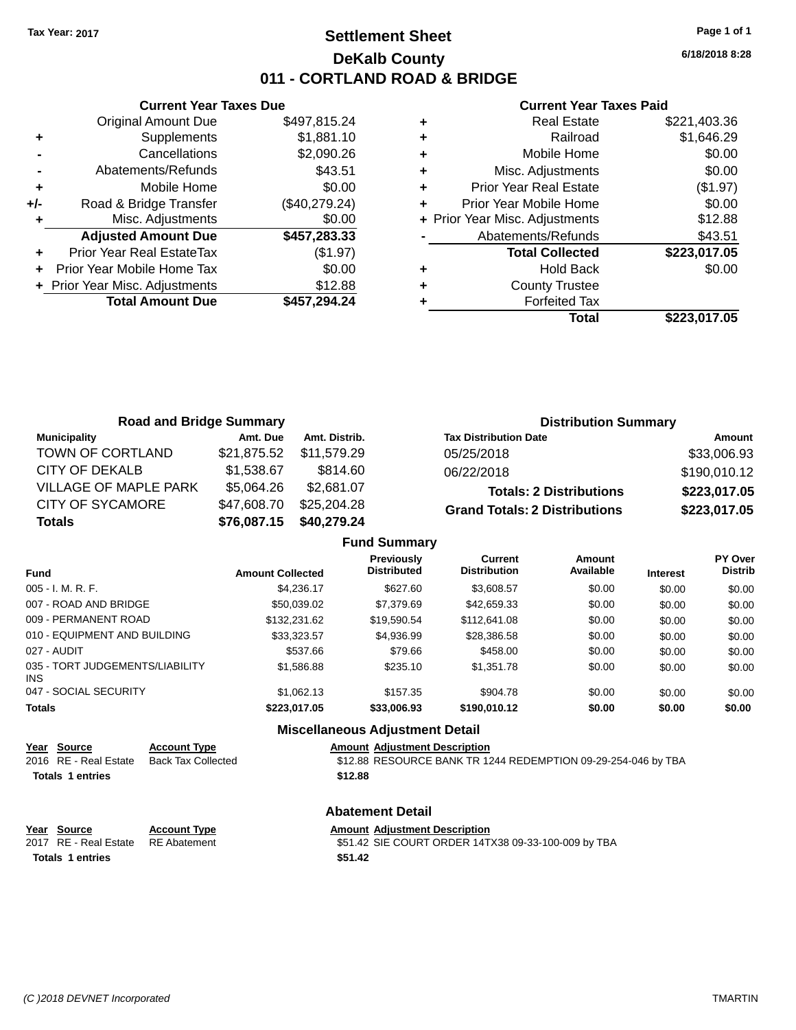Tax Year: 2017

# Settlement Sheet

## DeKalb County

## 011 - CORTLAND ROAD & BRIDGE

6/18/2018 8:28

### Current Year Taxes Due

| | | |
|---|---|---|
| | Original Amount Due | $497,815.24 |
| + | Supplements | $1,881.10 |
| - | Cancellations | $2,090.26 |
| - | Abatements/Refunds | $43.51 |
| + | Mobile Home | $0.00 |
| +/- | Road & Bridge Transfer | ($40,279.24) |
| + | Misc. Adjustments | $0.00 |
| | **Adjusted Amount Due** | **$457,283.33** |
| + | Prior Year Real EstateTax | ($1.97) |
| + | Prior Year Mobile Home Tax | $0.00 |
| + | Prior Year Misc. Adjustments | $12.88 |
| | **Total Amount Due** | **$457,294.24** |

### Current Year Taxes Paid

| | | |
|---|---|---|
| + | Real Estate | $221,403.36 |
| + | Railroad | $1,646.29 |
| + | Mobile Home | $0.00 |
| + | Misc. Adjustments | $0.00 |
| + | Prior Year Real Estate | ($1.97) |
| + | Prior Year Mobile Home | $0.00 |
| + | Prior Year Misc. Adjustments | $12.88 |
| - | Abatements/Refunds | $43.51 |
| | **Total Collected** | **$223,017.05** |
| + | Hold Back | $0.00 |
| + | County Trustee | |
| + | Forfeited Tax | |
| | **Total** | **$223,017.05** |

### Road and Bridge Summary

| Municipality | Amt. Due | Amt. Distrib. |
|---|---|---|
| TOWN OF CORTLAND | $21,875.52 | $11,579.29 |
| CITY OF DEKALB | $1,538.67 | $814.60 |
| VILLAGE OF MAPLE PARK | $5,064.26 | $2,681.07 |
| CITY OF SYCAMORE | $47,608.70 | $25,204.28 |
| **Totals** | **$76,087.15** | **$40,279.24** |

### Distribution Summary

| Tax Distribution Date | Amount |
|---|---|
| 05/25/2018 | $33,006.93 |
| 06/22/2018 | $190,010.12 |
| **Totals: 2 Distributions** | **$223,017.05** |
| **Grand Totals: 2 Distributions** | **$223,017.05** |

### Fund Summary

| Fund | Amount Collected | Previously Distributed | Current Distribution | Amount Available | Interest | PY Over Distrib |
|---|---|---|---|---|---|---|
| 005 - I. M. R. F. | $4,236.17 | $627.60 | $3,608.57 | $0.00 | $0.00 | $0.00 |
| 007 - ROAD AND BRIDGE | $50,039.02 | $7,379.69 | $42,659.33 | $0.00 | $0.00 | $0.00 |
| 009 - PERMANENT ROAD | $132,231.62 | $19,590.54 | $112,641.08 | $0.00 | $0.00 | $0.00 |
| 010 - EQUIPMENT AND BUILDING | $33,323.57 | $4,936.99 | $28,386.58 | $0.00 | $0.00 | $0.00 |
| 027 - AUDIT | $537.66 | $79.66 | $458.00 | $0.00 | $0.00 | $0.00 |
| 035 - TORT JUDGEMENTS/LIABILITY INS | $1,586.88 | $235.10 | $1,351.78 | $0.00 | $0.00 | $0.00 |
| 047 - SOCIAL SECURITY | $1,062.13 | $157.35 | $904.78 | $0.00 | $0.00 | $0.00 |
| **Totals** | **$223,017.05** | **$33,006.93** | **$190,010.12** | **$0.00** | **$0.00** | **$0.00** |

### Miscellaneous Adjustment Detail

| Year | Source | Account Type | Amount | Adjustment Description |
|---|---|---|---|---|
| 2016 | RE - Real Estate | Back Tax Collected | $12.88 | RESOURCE BANK TR 1244 REDEMPTION 09-29-254-046 by TBA |
| **Totals 1 entries** | | | **$12.88** | |

### Abatement Detail

| Year | Source | Account Type | Amount | Adjustment Description |
|---|---|---|---|---|
| 2017 | RE - Real Estate | RE Abatement | $51.42 | SIE COURT ORDER 14TX38 09-33-100-009 by TBA |
| **Totals 1 entries** | | | **$51.42** | |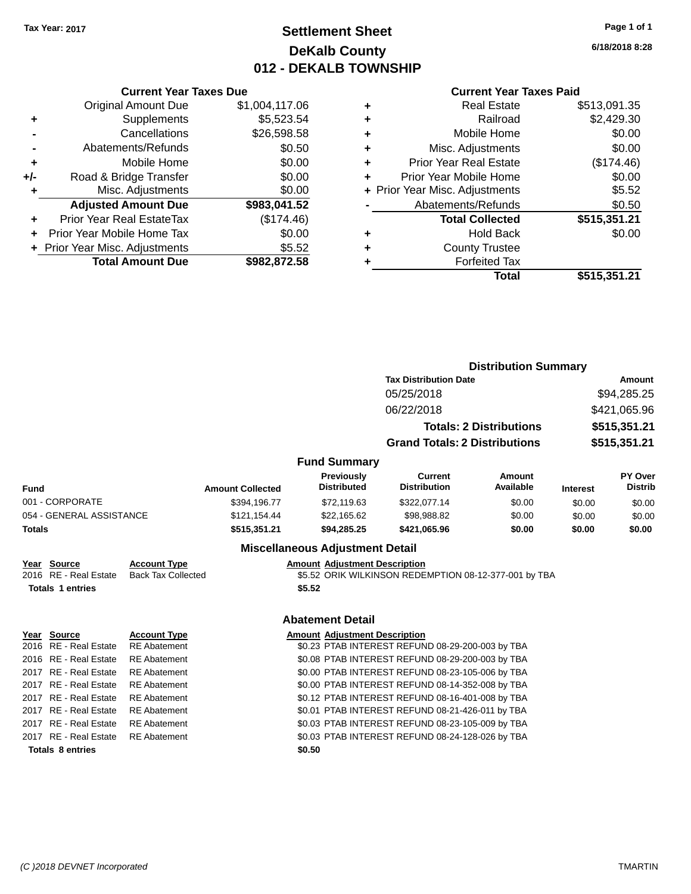Tax Year: 2017

# Settlement Sheet
## DeKalb County
## 012 - DEKALB TOWNSHIP

6/18/2018 8:28

### Current Year Taxes Due

| | | |
|---|---|---|
| | Original Amount Due | $1,004,117.06 |
| + | Supplements | $5,523.54 |
| - | Cancellations | $26,598.58 |
| - | Abatements/Refunds | $0.50 |
| + | Mobile Home | $0.00 |
| +/- | Road & Bridge Transfer | $0.00 |
| + | Misc. Adjustments | $0.00 |
| | **Adjusted Amount Due** | **$983,041.52** |
| + | Prior Year Real EstateTax | ($174.46) |
| + | Prior Year Mobile Home Tax | $0.00 |
| + | Prior Year Misc. Adjustments | $5.52 |
| | **Total Amount Due** | **$982,872.58** |

### Current Year Taxes Paid

| | | |
|---|---|---|
| + | Real Estate | $513,091.35 |
| + | Railroad | $2,429.30 |
| + | Mobile Home | $0.00 |
| + | Misc. Adjustments | $0.00 |
| + | Prior Year Real Estate | ($174.46) |
| + | Prior Year Mobile Home | $0.00 |
| + | Prior Year Misc. Adjustments | $5.52 |
| - | Abatements/Refunds | $0.50 |
| | **Total Collected** | **$515,351.21** |
| + | Hold Back | $0.00 |
| + | County Trustee | |
| + | Forfeited Tax | |
| | **Total** | **$515,351.21** |

### Distribution Summary

| Tax Distribution Date | Amount |
|---|---|
| 05/25/2018 | $94,285.25 |
| 06/22/2018 | $421,065.96 |
| **Totals: 2 Distributions** | **$515,351.21** |
| **Grand Totals: 2 Distributions** | **$515,351.21** |

### Fund Summary

| Fund | Amount Collected | Previously Distributed | Current Distribution | Amount Available | Interest | PY Over Distrib |
|---|---|---|---|---|---|---|
| 001 - CORPORATE | $394,196.77 | $72,119.63 | $322,077.14 | $0.00 | $0.00 | $0.00 |
| 054 - GENERAL ASSISTANCE | $121,154.44 | $22,165.62 | $98,988.82 | $0.00 | $0.00 | $0.00 |
| **Totals** | **$515,351.21** | **$94,285.25** | **$421,065.96** | **$0.00** | **$0.00** | **$0.00** |

### Miscellaneous Adjustment Detail

| Year | Source | Account Type | Amount | Adjustment Description |
|---|---|---|---|---|
| 2016 | RE - Real Estate | Back Tax Collected | $5.52 | ORIK WILKINSON REDEMPTION 08-12-377-001 by TBA |
| **Totals 1 entries** | | | **$5.52** | |

### Abatement Detail

| Year | Source | Account Type | Amount | Adjustment Description |
|---|---|---|---|---|
| 2016 | RE - Real Estate | RE Abatement | $0.23 | PTAB INTEREST REFUND 08-29-200-003 by TBA |
| 2016 | RE - Real Estate | RE Abatement | $0.08 | PTAB INTEREST REFUND 08-29-200-003 by TBA |
| 2017 | RE - Real Estate | RE Abatement | $0.00 | PTAB INTEREST REFUND 08-23-105-006 by TBA |
| 2017 | RE - Real Estate | RE Abatement | $0.00 | PTAB INTEREST REFUND 08-14-352-008 by TBA |
| 2017 | RE - Real Estate | RE Abatement | $0.12 | PTAB INTEREST REFUND 08-16-401-008 by TBA |
| 2017 | RE - Real Estate | RE Abatement | $0.01 | PTAB INTEREST REFUND 08-21-426-011 by TBA |
| 2017 | RE - Real Estate | RE Abatement | $0.03 | PTAB INTEREST REFUND 08-23-105-009 by TBA |
| 2017 | RE - Real Estate | RE Abatement | $0.03 | PTAB INTEREST REFUND 08-24-128-026 by TBA |
| **Totals 8 entries** | | | **$0.50** | |

(C )2018 DEVNET Incorporated — TMARTIN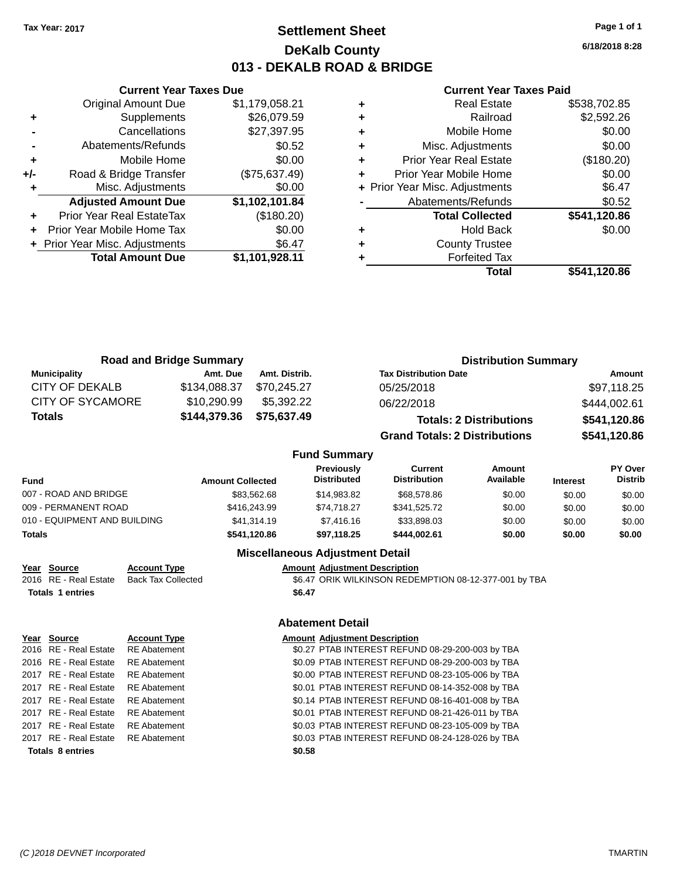Tax Year: 2017

# Settlement Sheet
## DeKalb County
## 013 - DEKALB ROAD & BRIDGE

6/18/2018 8:28

### Current Year Taxes Due

| | | |
|---|---|---|
| | Original Amount Due | $1,179,058.21 |
| + | Supplements | $26,079.59 |
| - | Cancellations | $27,397.95 |
| - | Abatements/Refunds | $0.52 |
| + | Mobile Home | $0.00 |
| +/- | Road & Bridge Transfer | ($75,637.49) |
| + | Misc. Adjustments | $0.00 |
| | **Adjusted Amount Due** | **$1,102,101.84** |
| + | Prior Year Real EstateTax | ($180.20) |
| + | Prior Year Mobile Home Tax | $0.00 |
| + | Prior Year Misc. Adjustments | $6.47 |
| | **Total Amount Due** | **$1,101,928.11** |

### Current Year Taxes Paid

| | | |
|---|---|---|
| + | Real Estate | $538,702.85 |
| + | Railroad | $2,592.26 |
| + | Mobile Home | $0.00 |
| + | Misc. Adjustments | $0.00 |
| + | Prior Year Real Estate | ($180.20) |
| + | Prior Year Mobile Home | $0.00 |
| + | Prior Year Misc. Adjustments | $6.47 |
| - | Abatements/Refunds | $0.52 |
| | **Total Collected** | **$541,120.86** |
| + | Hold Back | $0.00 |
| + | County Trustee | |
| + | Forfeited Tax | |
| | **Total** | **$541,120.86** |

### Road and Bridge Summary

| Municipality | Amt. Due | Amt. Distrib. |
|---|---|---|
| CITY OF DEKALB | $134,088.37 | $70,245.27 |
| CITY OF SYCAMORE | $10,290.99 | $5,392.22 |
| **Totals** | **$144,379.36** | **$75,637.49** |

### Distribution Summary

| Tax Distribution Date | Amount |
|---|---|
| 05/25/2018 | $97,118.25 |
| 06/22/2018 | $444,002.61 |
| **Totals: 2 Distributions** | **$541,120.86** |
| **Grand Totals: 2 Distributions** | **$541,120.86** |

### Fund Summary

| Fund | Amount Collected | Previously Distributed | Current Distribution | Amount Available | Interest | PY Over Distrib |
|---|---|---|---|---|---|---|
| 007 - ROAD AND BRIDGE | $83,562.68 | $14,983.82 | $68,578.86 | $0.00 | $0.00 | $0.00 |
| 009 - PERMANENT ROAD | $416,243.99 | $74,718.27 | $341,525.72 | $0.00 | $0.00 | $0.00 |
| 010 - EQUIPMENT AND BUILDING | $41,314.19 | $7,416.16 | $33,898.03 | $0.00 | $0.00 | $0.00 |
| **Totals** | **$541,120.86** | **$97,118.25** | **$444,002.61** | **$0.00** | **$0.00** | **$0.00** |

### Miscellaneous Adjustment Detail

| Year | Source | Account Type | Amount | Adjustment Description |
|---|---|---|---|---|
| 2016 | RE - Real Estate | Back Tax Collected | $6.47 | ORIK WILKINSON REDEMPTION 08-12-377-001 by TBA |
| **Totals 1 entries** | | | **$6.47** | |

### Abatement Detail

| Year | Source | Account Type | Amount | Adjustment Description |
|---|---|---|---|---|
| 2016 | RE - Real Estate | RE Abatement | $0.27 | PTAB INTEREST REFUND 08-29-200-003 by TBA |
| 2016 | RE - Real Estate | RE Abatement | $0.09 | PTAB INTEREST REFUND 08-29-200-003 by TBA |
| 2017 | RE - Real Estate | RE Abatement | $0.00 | PTAB INTEREST REFUND 08-23-105-006 by TBA |
| 2017 | RE - Real Estate | RE Abatement | $0.01 | PTAB INTEREST REFUND 08-14-352-008 by TBA |
| 2017 | RE - Real Estate | RE Abatement | $0.14 | PTAB INTEREST REFUND 08-16-401-008 by TBA |
| 2017 | RE - Real Estate | RE Abatement | $0.01 | PTAB INTEREST REFUND 08-21-426-011 by TBA |
| 2017 | RE - Real Estate | RE Abatement | $0.03 | PTAB INTEREST REFUND 08-23-105-009 by TBA |
| 2017 | RE - Real Estate | RE Abatement | $0.03 | PTAB INTEREST REFUND 08-24-128-026 by TBA |
| **Totals 8 entries** | | | **$0.58** | |

(C )2018 DEVNET Incorporated TMARTIN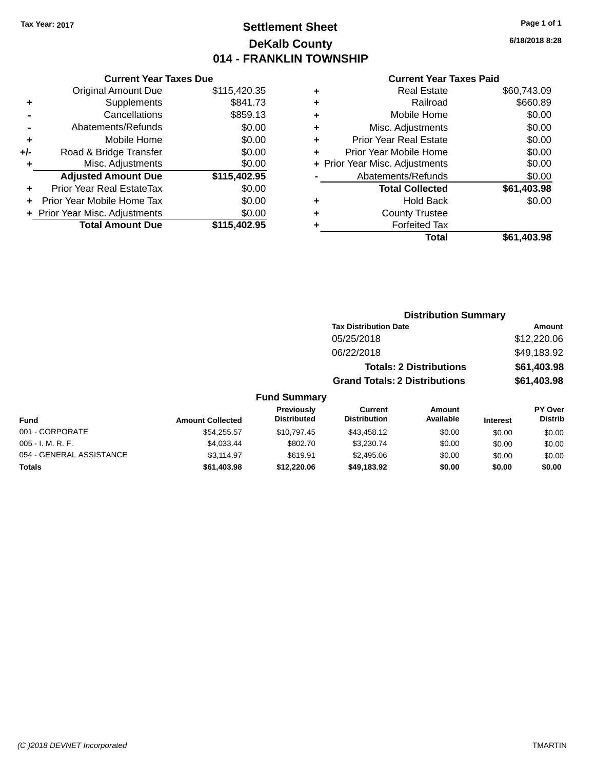Tax Year: 2017

# Settlement Sheet

## DeKalb County

## 014 - FRANKLIN TOWNSHIP

6/18/2018 8:28

### Current Year Taxes Due

| | | |
|---|---|---|
| | Original Amount Due | $115,420.35 |
| + | Supplements | $841.73 |
| - | Cancellations | $859.13 |
| - | Abatements/Refunds | $0.00 |
| + | Mobile Home | $0.00 |
| +/- | Road & Bridge Transfer | $0.00 |
| + | Misc. Adjustments | $0.00 |
| | **Adjusted Amount Due** | **$115,402.95** |
| + | Prior Year Real EstateTax | $0.00 |
| + | Prior Year Mobile Home Tax | $0.00 |
| + | Prior Year Misc. Adjustments | $0.00 |
| | **Total Amount Due** | **$115,402.95** |

### Current Year Taxes Paid

| | | |
|---|---|---|
| + | Real Estate | $60,743.09 |
| + | Railroad | $660.89 |
| + | Mobile Home | $0.00 |
| + | Misc. Adjustments | $0.00 |
| + | Prior Year Real Estate | $0.00 |
| + | Prior Year Mobile Home | $0.00 |
| + | Prior Year Misc. Adjustments | $0.00 |
| - | Abatements/Refunds | $0.00 |
| | **Total Collected** | **$61,403.98** |
| + | Hold Back | $0.00 |
| + | County Trustee | |
| + | Forfeited Tax | |
| | **Total** | **$61,403.98** |

### Distribution Summary

| Tax Distribution Date | Amount |
|---|---|
| 05/25/2018 | $12,220.06 |
| 06/22/2018 | $49,183.92 |
| **Totals: 2 Distributions** | **$61,403.98** |
| **Grand Totals: 2 Distributions** | **$61,403.98** |

### Fund Summary

| Fund | Amount Collected | Previously Distributed | Current Distribution | Amount Available | Interest | PY Over Distrib |
|---|---|---|---|---|---|---|
| 001 - CORPORATE | $54,255.57 | $10,797.45 | $43,458.12 | $0.00 | $0.00 | $0.00 |
| 005 - I. M. R. F. | $4,033.44 | $802.70 | $3,230.74 | $0.00 | $0.00 | $0.00 |
| 054 - GENERAL ASSISTANCE | $3,114.97 | $619.91 | $2,495.06 | $0.00 | $0.00 | $0.00 |
| **Totals** | **$61,403.98** | **$12,220.06** | **$49,183.92** | **$0.00** | **$0.00** | **$0.00** |

(C )2018 DEVNET Incorporated TMARTIN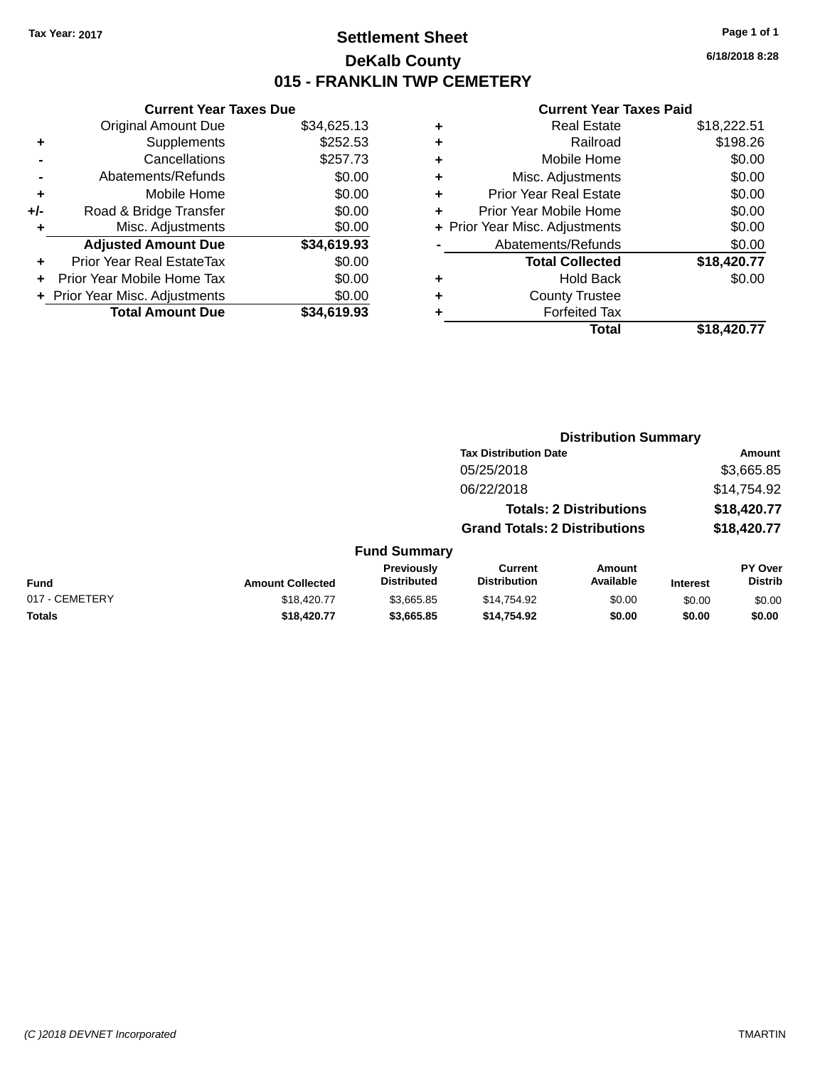Tax Year: 2017

# Settlement Sheet

## DeKalb County

## 015 - FRANKLIN TWP CEMETERY

6/18/2018 8:28

### Current Year Taxes Due

| | | |
|---|---|---|
| | Original Amount Due | $34,625.13 |
| + | Supplements | $252.53 |
| - | Cancellations | $257.73 |
| - | Abatements/Refunds | $0.00 |
| + | Mobile Home | $0.00 |
| +/- | Road & Bridge Transfer | $0.00 |
| + | Misc. Adjustments | $0.00 |
| | **Adjusted Amount Due** | **$34,619.93** |
| + | Prior Year Real EstateTax | $0.00 |
| + | Prior Year Mobile Home Tax | $0.00 |
| + | Prior Year Misc. Adjustments | $0.00 |
| | **Total Amount Due** | **$34,619.93** |

### Current Year Taxes Paid

| | | |
|---|---|---|
| + | Real Estate | $18,222.51 |
| + | Railroad | $198.26 |
| + | Mobile Home | $0.00 |
| + | Misc. Adjustments | $0.00 |
| + | Prior Year Real Estate | $0.00 |
| + | Prior Year Mobile Home | $0.00 |
| + | Prior Year Misc. Adjustments | $0.00 |
| - | Abatements/Refunds | $0.00 |
| | **Total Collected** | **$18,420.77** |
| + | Hold Back | $0.00 |
| + | County Trustee | |
| + | Forfeited Tax | |
| | **Total** | **$18,420.77** |

### Distribution Summary

| Tax Distribution Date | Amount |
|---|---|
| 05/25/2018 | $3,665.85 |
| 06/22/2018 | $14,754.92 |
| **Totals: 2 Distributions** | **$18,420.77** |
| **Grand Totals: 2 Distributions** | **$18,420.77** |

### Fund Summary

| Fund | Amount Collected | Previously Distributed | Current Distribution | Amount Available | Interest | PY Over Distrib |
|---|---|---|---|---|---|---|
| 017 - CEMETERY | $18,420.77 | $3,665.85 | $14,754.92 | $0.00 | $0.00 | $0.00 |
| **Totals** | **$18,420.77** | **$3,665.85** | **$14,754.92** | **$0.00** | **$0.00** | **$0.00** |

(C )2018 DEVNET Incorporated TMARTIN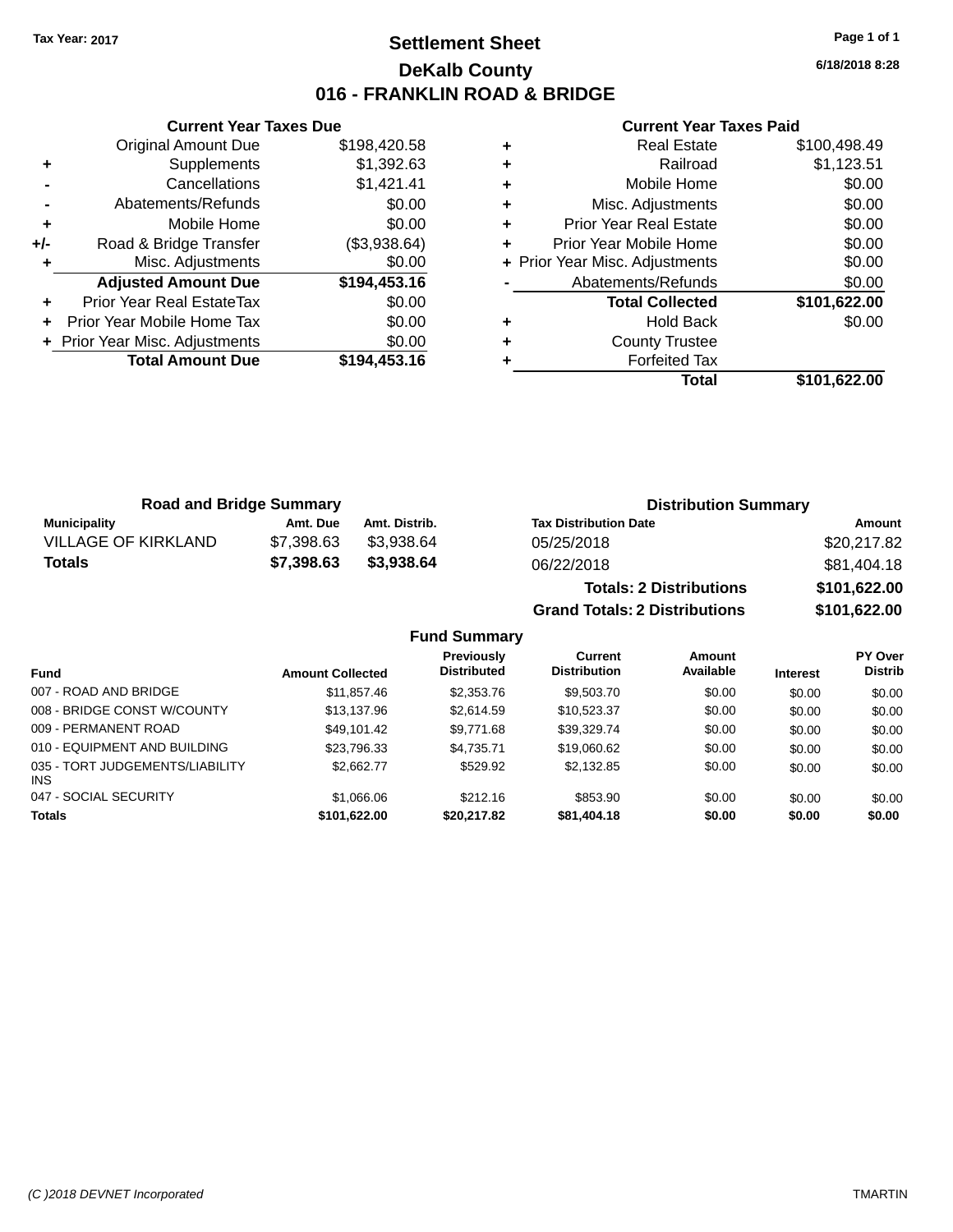Tax Year: 2017

# Settlement Sheet

## DeKalb County

## 016 - FRANKLIN ROAD & BRIDGE

6/18/2018 8:28

### Current Year Taxes Due

| | | |
|---|---|---|
| | Original Amount Due | $198,420.58 |
| + | Supplements | $1,392.63 |
| - | Cancellations | $1,421.41 |
| - | Abatements/Refunds | $0.00 |
| + | Mobile Home | $0.00 |
| +/- | Road & Bridge Transfer | ($3,938.64) |
| + | Misc. Adjustments | $0.00 |
| | **Adjusted Amount Due** | **$194,453.16** |
| + | Prior Year Real EstateTax | $0.00 |
| + | Prior Year Mobile Home Tax | $0.00 |
| + | Prior Year Misc. Adjustments | $0.00 |
| | **Total Amount Due** | **$194,453.16** |

### Current Year Taxes Paid

| | | |
|---|---|---|
| + | Real Estate | $100,498.49 |
| + | Railroad | $1,123.51 |
| + | Mobile Home | $0.00 |
| + | Misc. Adjustments | $0.00 |
| + | Prior Year Real Estate | $0.00 |
| + | Prior Year Mobile Home | $0.00 |
| + | Prior Year Misc. Adjustments | $0.00 |
| - | Abatements/Refunds | $0.00 |
| | **Total Collected** | **$101,622.00** |
| + | Hold Back | $0.00 |
| + | County Trustee | |
| + | Forfeited Tax | |
| | **Total** | **$101,622.00** |

### Road and Bridge Summary

| Municipality | Amt. Due | Amt. Distrib. |
|---|---|---|
| VILLAGE OF KIRKLAND | $7,398.63 | $3,938.64 |
| **Totals** | **$7,398.63** | **$3,938.64** |

### Distribution Summary

| Tax Distribution Date | Amount |
|---|---|
| 05/25/2018 | $20,217.82 |
| 06/22/2018 | $81,404.18 |
| **Totals: 2 Distributions** | **$101,622.00** |
| **Grand Totals: 2 Distributions** | **$101,622.00** |

### Fund Summary

| Fund | Amount Collected | Previously Distributed | Current Distribution | Amount Available | Interest | PY Over Distrib |
|---|---|---|---|---|---|---|
| 007 - ROAD AND BRIDGE | $11,857.46 | $2,353.76 | $9,503.70 | $0.00 | $0.00 | $0.00 |
| 008 - BRIDGE CONST W/COUNTY | $13,137.96 | $2,614.59 | $10,523.37 | $0.00 | $0.00 | $0.00 |
| 009 - PERMANENT ROAD | $49,101.42 | $9,771.68 | $39,329.74 | $0.00 | $0.00 | $0.00 |
| 010 - EQUIPMENT AND BUILDING | $23,796.33 | $4,735.71 | $19,060.62 | $0.00 | $0.00 | $0.00 |
| 035 - TORT JUDGEMENTS/LIABILITY INS | $2,662.77 | $529.92 | $2,132.85 | $0.00 | $0.00 | $0.00 |
| 047 - SOCIAL SECURITY | $1,066.06 | $212.16 | $853.90 | $0.00 | $0.00 | $0.00 |
| **Totals** | **$101,622.00** | **$20,217.82** | **$81,404.18** | **$0.00** | **$0.00** | **$0.00** |

(C )2018 DEVNET Incorporated TMARTIN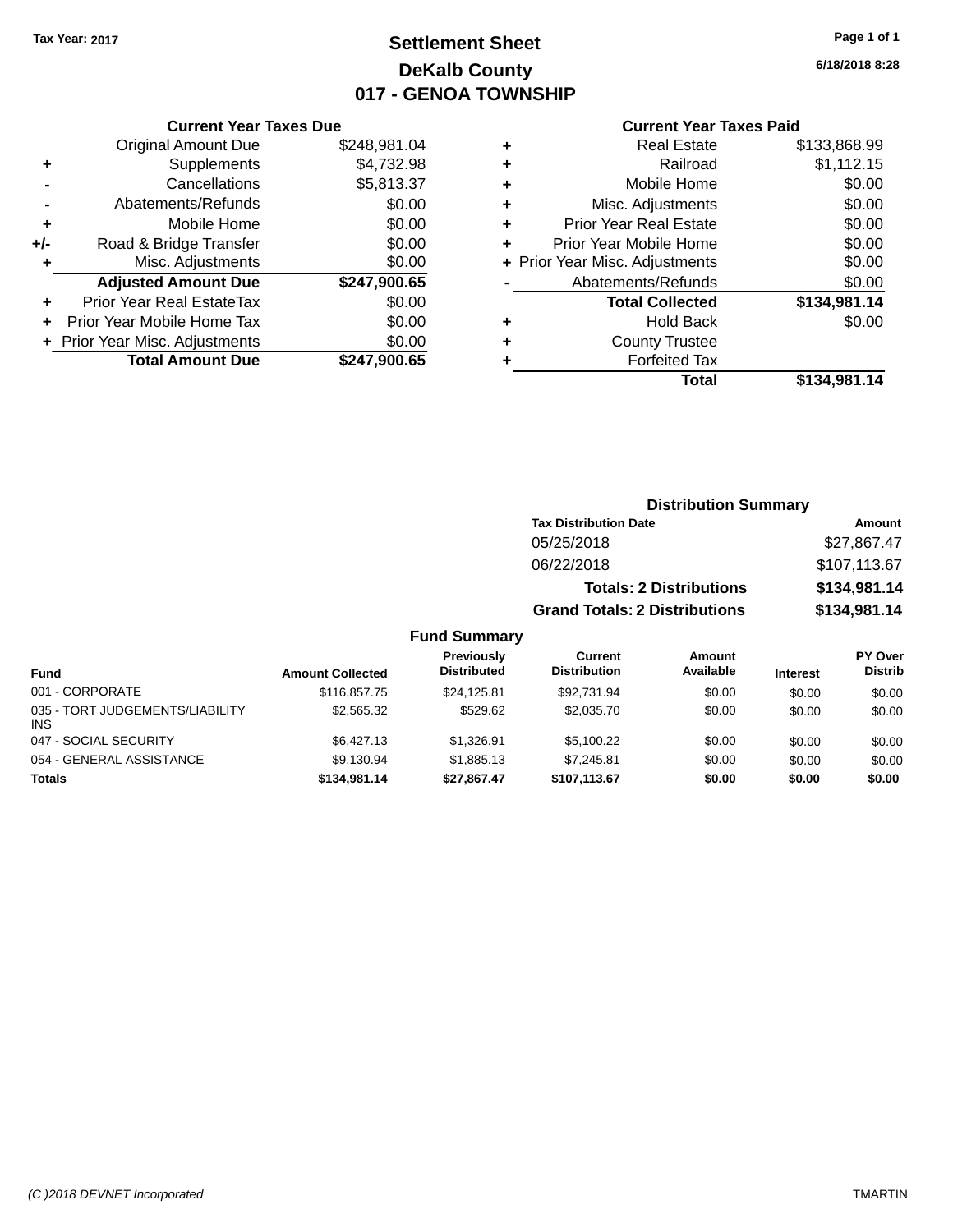Tax Year: 2017

# Settlement Sheet
## DeKalb County
## 017 - GENOA TOWNSHIP

6/18/2018 8:28

### Current Year Taxes Due

| | | |
|---|---|---|
| | Original Amount Due | $248,981.04 |
| + | Supplements | $4,732.98 |
| - | Cancellations | $5,813.37 |
| - | Abatements/Refunds | $0.00 |
| + | Mobile Home | $0.00 |
| +/- | Road & Bridge Transfer | $0.00 |
| + | Misc. Adjustments | $0.00 |
| | **Adjusted Amount Due** | **$247,900.65** |
| + | Prior Year Real EstateTax | $0.00 |
| + | Prior Year Mobile Home Tax | $0.00 |
| + | Prior Year Misc. Adjustments | $0.00 |
| | **Total Amount Due** | **$247,900.65** |

### Current Year Taxes Paid

| | | |
|---|---|---|
| + | Real Estate | $133,868.99 |
| + | Railroad | $1,112.15 |
| + | Mobile Home | $0.00 |
| + | Misc. Adjustments | $0.00 |
| + | Prior Year Real Estate | $0.00 |
| + | Prior Year Mobile Home | $0.00 |
| + | Prior Year Misc. Adjustments | $0.00 |
| - | Abatements/Refunds | $0.00 |
| | **Total Collected** | **$134,981.14** |
| + | Hold Back | $0.00 |
| + | County Trustee | |
| + | Forfeited Tax | |
| | **Total** | **$134,981.14** |

### Distribution Summary

| Tax Distribution Date | Amount |
|---|---|
| 05/25/2018 | $27,867.47 |
| 06/22/2018 | $107,113.67 |
| **Totals: 2 Distributions** | **$134,981.14** |
| **Grand Totals: 2 Distributions** | **$134,981.14** |

### Fund Summary

| Fund | Amount Collected | Previously Distributed | Current Distribution | Amount Available | Interest | PY Over Distrib |
|---|---|---|---|---|---|---|
| 001 - CORPORATE | $116,857.75 | $24,125.81 | $92,731.94 | $0.00 | $0.00 | $0.00 |
| 035 - TORT JUDGEMENTS/LIABILITY INS | $2,565.32 | $529.62 | $2,035.70 | $0.00 | $0.00 | $0.00 |
| 047 - SOCIAL SECURITY | $6,427.13 | $1,326.91 | $5,100.22 | $0.00 | $0.00 | $0.00 |
| 054 - GENERAL ASSISTANCE | $9,130.94 | $1,885.13 | $7,245.81 | $0.00 | $0.00 | $0.00 |
| **Totals** | **$134,981.14** | **$27,867.47** | **$107,113.67** | **$0.00** | **$0.00** | **$0.00** |

(C )2018 DEVNET Incorporated

TMARTIN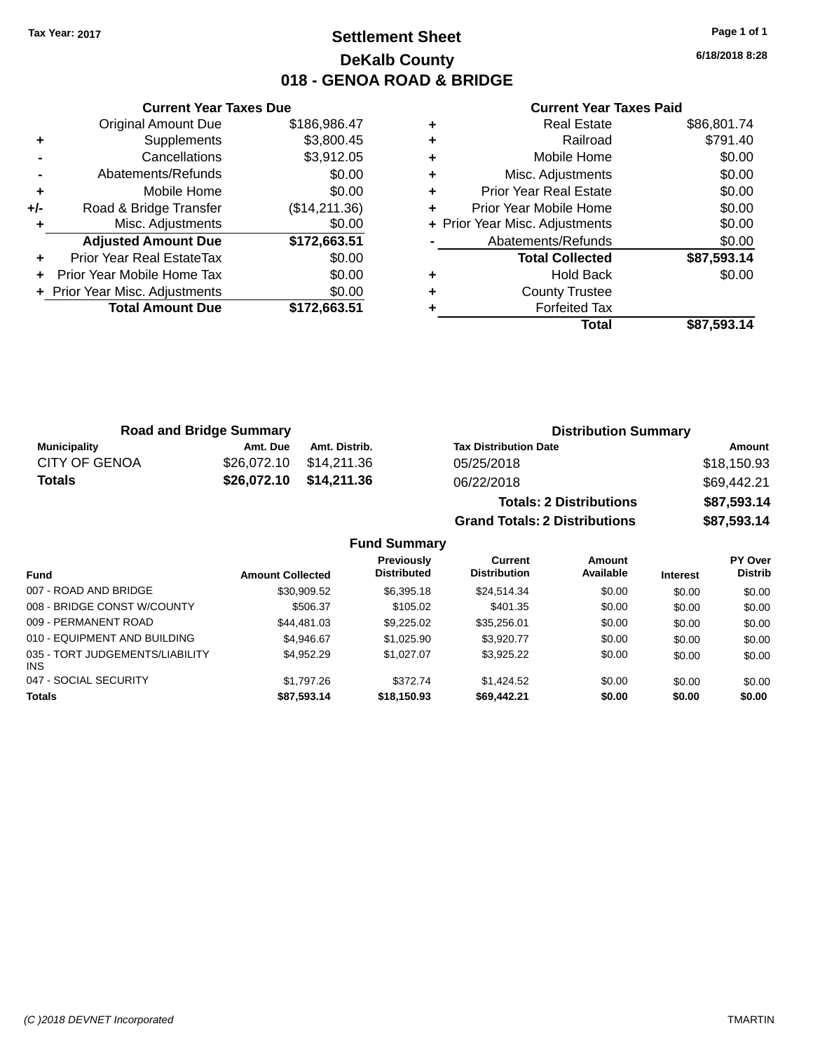Tax Year: 2017

# Settlement Sheet
## DeKalb County
## 018 - GENOA ROAD & BRIDGE

6/18/2018 8:28

### Current Year Taxes Due

| | | |
|---|---|---|
| | Original Amount Due | $186,986.47 |
| + | Supplements | $3,800.45 |
| - | Cancellations | $3,912.05 |
| - | Abatements/Refunds | $0.00 |
| + | Mobile Home | $0.00 |
| +/- | Road & Bridge Transfer | ($14,211.36) |
| + | Misc. Adjustments | $0.00 |
| | **Adjusted Amount Due** | **$172,663.51** |
| + | Prior Year Real EstateTax | $0.00 |
| + | Prior Year Mobile Home Tax | $0.00 |
| + | Prior Year Misc. Adjustments | $0.00 |
| | **Total Amount Due** | **$172,663.51** |

### Current Year Taxes Paid

| | | |
|---|---|---|
| + | Real Estate | $86,801.74 |
| + | Railroad | $791.40 |
| + | Mobile Home | $0.00 |
| + | Misc. Adjustments | $0.00 |
| + | Prior Year Real Estate | $0.00 |
| + | Prior Year Mobile Home | $0.00 |
| + | Prior Year Misc. Adjustments | $0.00 |
| - | Abatements/Refunds | $0.00 |
| | **Total Collected** | **$87,593.14** |
| + | Hold Back | $0.00 |
| + | County Trustee | |
| + | Forfeited Tax | |
| | **Total** | **$87,593.14** |

### Road and Bridge Summary

| Municipality | Amt. Due | Amt. Distrib. |
|---|---|---|
| CITY OF GENOA | $26,072.10 | $14,211.36 |
| **Totals** | **$26,072.10** | **$14,211.36** |

### Distribution Summary

| Tax Distribution Date | Amount |
|---|---|
| 05/25/2018 | $18,150.93 |
| 06/22/2018 | $69,442.21 |
| **Totals: 2 Distributions** | **$87,593.14** |
| **Grand Totals: 2 Distributions** | **$87,593.14** |

### Fund Summary

| Fund | Amount Collected | Previously Distributed | Current Distribution | Amount Available | Interest | PY Over Distrib |
|---|---|---|---|---|---|---|
| 007 - ROAD AND BRIDGE | $30,909.52 | $6,395.18 | $24,514.34 | $0.00 | $0.00 | $0.00 |
| 008 - BRIDGE CONST W/COUNTY | $506.37 | $105.02 | $401.35 | $0.00 | $0.00 | $0.00 |
| 009 - PERMANENT ROAD | $44,481.03 | $9,225.02 | $35,256.01 | $0.00 | $0.00 | $0.00 |
| 010 - EQUIPMENT AND BUILDING | $4,946.67 | $1,025.90 | $3,920.77 | $0.00 | $0.00 | $0.00 |
| 035 - TORT JUDGEMENTS/LIABILITY INS | $4,952.29 | $1,027.07 | $3,925.22 | $0.00 | $0.00 | $0.00 |
| 047 - SOCIAL SECURITY | $1,797.26 | $372.74 | $1,424.52 | $0.00 | $0.00 | $0.00 |
| **Totals** | **$87,593.14** | **$18,150.93** | **$69,442.21** | **$0.00** | **$0.00** | **$0.00** |

(C )2018 DEVNET Incorporated — TMARTIN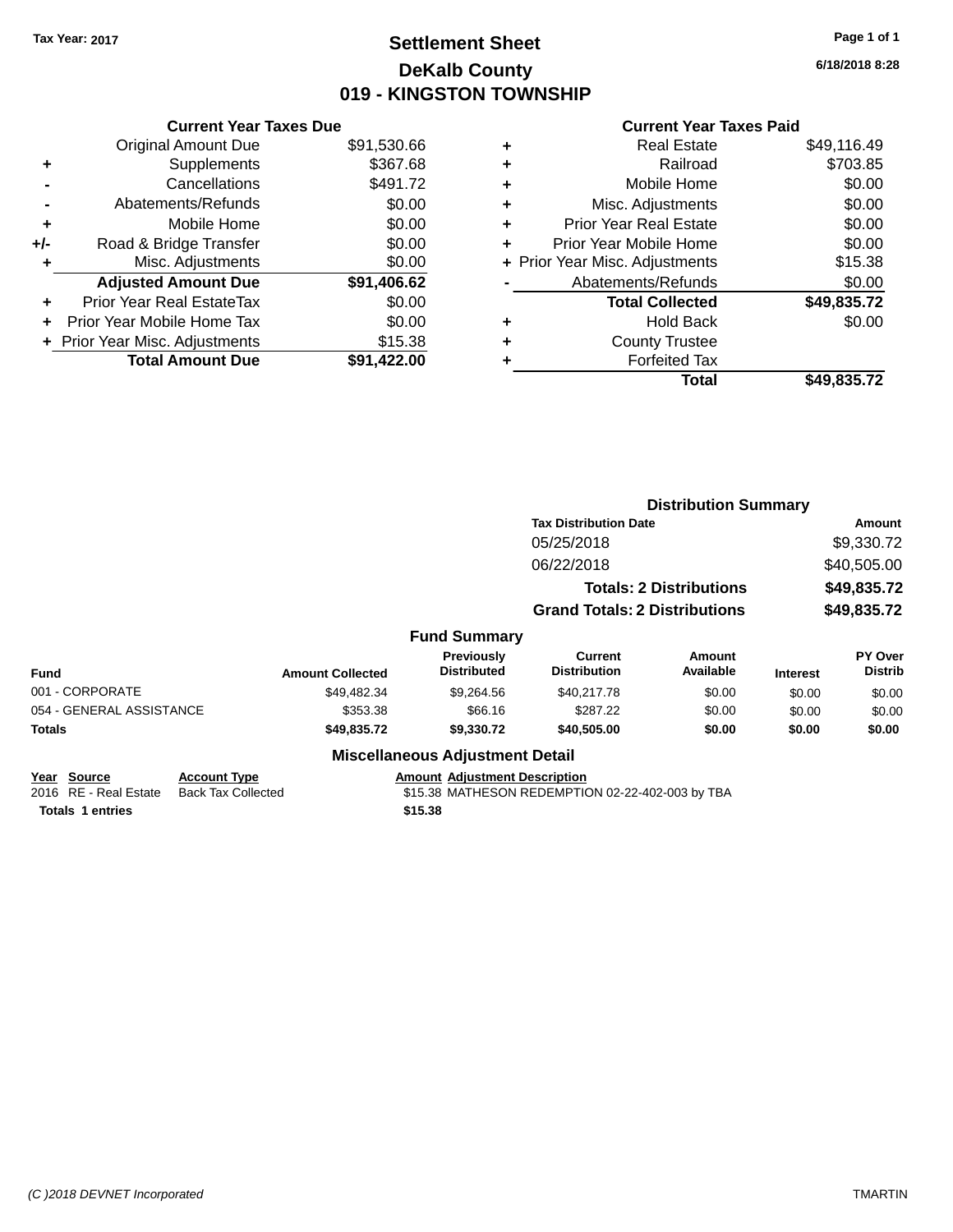Tax Year: 2017

# Settlement Sheet
## DeKalb County
## 019 - KINGSTON TOWNSHIP

6/18/2018 8:28

### Current Year Taxes Due

| | | |
|---|---|---|
| | Original Amount Due | $91,530.66 |
| + | Supplements | $367.68 |
| - | Cancellations | $491.72 |
| - | Abatements/Refunds | $0.00 |
| + | Mobile Home | $0.00 |
| +/- | Road & Bridge Transfer | $0.00 |
| + | Misc. Adjustments | $0.00 |
| | **Adjusted Amount Due** | **$91,406.62** |
| + | Prior Year Real EstateTax | $0.00 |
| + | Prior Year Mobile Home Tax | $0.00 |
| + | Prior Year Misc. Adjustments | $15.38 |
| | **Total Amount Due** | **$91,422.00** |

### Current Year Taxes Paid

| | | |
|---|---|---|
| + | Real Estate | $49,116.49 |
| + | Railroad | $703.85 |
| + | Mobile Home | $0.00 |
| + | Misc. Adjustments | $0.00 |
| + | Prior Year Real Estate | $0.00 |
| + | Prior Year Mobile Home | $0.00 |
| + | Prior Year Misc. Adjustments | $15.38 |
| - | Abatements/Refunds | $0.00 |
| | **Total Collected** | **$49,835.72** |
| + | Hold Back | $0.00 |
| + | County Trustee | |
| + | Forfeited Tax | |
| | **Total** | **$49,835.72** |

### Distribution Summary

| Tax Distribution Date | Amount |
|---|---|
| 05/25/2018 | $9,330.72 |
| 06/22/2018 | $40,505.00 |
| **Totals: 2 Distributions** | **$49,835.72** |
| **Grand Totals: 2 Distributions** | **$49,835.72** |

### Fund Summary

| Fund | Amount Collected | Previously Distributed | Current Distribution | Amount Available | Interest | PY Over Distrib |
|---|---|---|---|---|---|---|
| 001 - CORPORATE | $49,482.34 | $9,264.56 | $40,217.78 | $0.00 | $0.00 | $0.00 |
| 054 - GENERAL ASSISTANCE | $353.38 | $66.16 | $287.22 | $0.00 | $0.00 | $0.00 |
| **Totals** | **$49,835.72** | **$9,330.72** | **$40,505.00** | **$0.00** | **$0.00** | **$0.00** |

### Miscellaneous Adjustment Detail

| Year | Source | Account Type | Amount | Adjustment Description |
|---|---|---|---|---|
| 2016 | RE - Real Estate | Back Tax Collected | $15.38 | MATHESON REDEMPTION 02-22-402-003 by TBA |
| **Totals** | **1 entries** | | **$15.38** | |

(C )2018 DEVNET Incorporated TMARTIN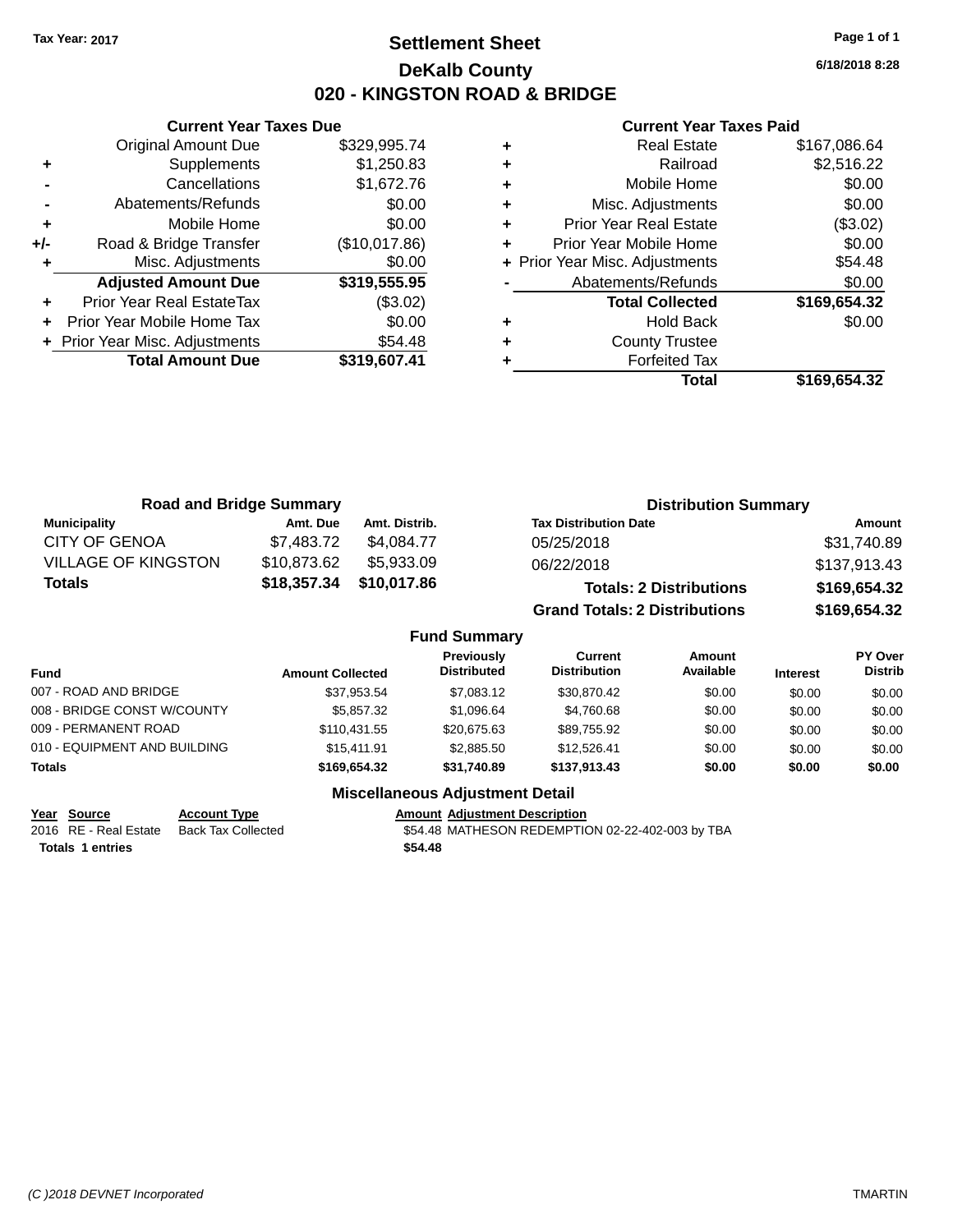Tax Year: 2017

# Settlement Sheet
## DeKalb County
## 020 - KINGSTON ROAD & BRIDGE

6/18/2018 8:28

### Current Year Taxes Due

| | | |
|---|---|---|
| | Original Amount Due | $329,995.74 |
| + | Supplements | $1,250.83 |
| - | Cancellations | $1,672.76 |
| - | Abatements/Refunds | $0.00 |
| + | Mobile Home | $0.00 |
| +/- | Road & Bridge Transfer | ($10,017.86) |
| + | Misc. Adjustments | $0.00 |
| | **Adjusted Amount Due** | **$319,555.95** |
| + | Prior Year Real EstateTax | ($3.02) |
| + | Prior Year Mobile Home Tax | $0.00 |
| + | Prior Year Misc. Adjustments | $54.48 |
| | **Total Amount Due** | **$319,607.41** |

### Current Year Taxes Paid

| | | |
|---|---|---|
| + | Real Estate | $167,086.64 |
| + | Railroad | $2,516.22 |
| + | Mobile Home | $0.00 |
| + | Misc. Adjustments | $0.00 |
| + | Prior Year Real Estate | ($3.02) |
| + | Prior Year Mobile Home | $0.00 |
| + | Prior Year Misc. Adjustments | $54.48 |
| - | Abatements/Refunds | $0.00 |
| | **Total Collected** | **$169,654.32** |
| + | Hold Back | $0.00 |
| + | County Trustee | |
| + | Forfeited Tax | |
| | **Total** | **$169,654.32** |

### Road and Bridge Summary

| Municipality | Amt. Due | Amt. Distrib. |
|---|---|---|
| CITY OF GENOA | $7,483.72 | $4,084.77 |
| VILLAGE OF KINGSTON | $10,873.62 | $5,933.09 |
| **Totals** | **$18,357.34** | **$10,017.86** |

### Distribution Summary

| Tax Distribution Date | Amount |
|---|---|
| 05/25/2018 | $31,740.89 |
| 06/22/2018 | $137,913.43 |
| **Totals: 2 Distributions** | **$169,654.32** |
| **Grand Totals: 2 Distributions** | **$169,654.32** |

### Fund Summary

| Fund | Amount Collected | Previously Distributed | Current Distribution | Amount Available | Interest | PY Over Distrib |
|---|---|---|---|---|---|---|
| 007 - ROAD AND BRIDGE | $37,953.54 | $7,083.12 | $30,870.42 | $0.00 | $0.00 | $0.00 |
| 008 - BRIDGE CONST W/COUNTY | $5,857.32 | $1,096.64 | $4,760.68 | $0.00 | $0.00 | $0.00 |
| 009 - PERMANENT ROAD | $110,431.55 | $20,675.63 | $89,755.92 | $0.00 | $0.00 | $0.00 |
| 010 - EQUIPMENT AND BUILDING | $15,411.91 | $2,885.50 | $12,526.41 | $0.00 | $0.00 | $0.00 |
| **Totals** | **$169,654.32** | **$31,740.89** | **$137,913.43** | **$0.00** | **$0.00** | **$0.00** |

### Miscellaneous Adjustment Detail

| Year | Source | Account Type | Amount | Adjustment Description |
|---|---|---|---|---|
| 2016 | RE - Real Estate | Back Tax Collected | $54.48 | MATHESON REDEMPTION 02-22-402-003 by TBA |
| **Totals 1 entries** | | | **$54.48** | |

(C )2018 DEVNET Incorporated TMARTIN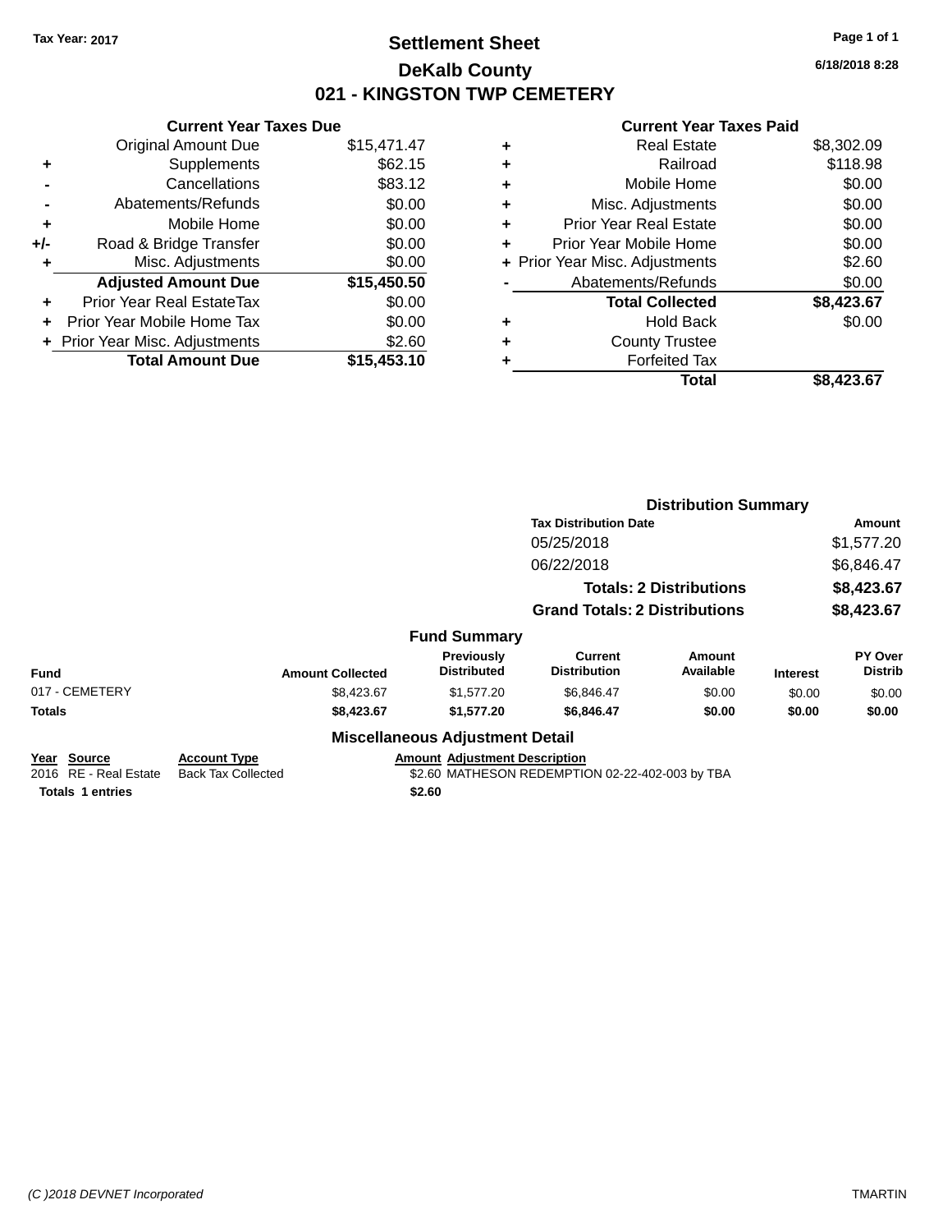Tax Year: 2017

# Settlement Sheet
## DeKalb County
## 021 - KINGSTON TWP CEMETERY

6/18/2018 8:28

### Current Year Taxes Due

| | | |
|---|---|---|
| | Original Amount Due | $15,471.47 |
| + | Supplements | $62.15 |
| - | Cancellations | $83.12 |
| - | Abatements/Refunds | $0.00 |
| + | Mobile Home | $0.00 |
| +/- | Road & Bridge Transfer | $0.00 |
| + | Misc. Adjustments | $0.00 |
| | **Adjusted Amount Due** | **$15,450.50** |
| + | Prior Year Real EstateTax | $0.00 |
| + | Prior Year Mobile Home Tax | $0.00 |
| + | Prior Year Misc. Adjustments | $2.60 |
| | **Total Amount Due** | **$15,453.10** |

### Current Year Taxes Paid

| | | |
|---|---|---|
| + | Real Estate | $8,302.09 |
| + | Railroad | $118.98 |
| + | Mobile Home | $0.00 |
| + | Misc. Adjustments | $0.00 |
| + | Prior Year Real Estate | $0.00 |
| + | Prior Year Mobile Home | $0.00 |
| + | Prior Year Misc. Adjustments | $2.60 |
| - | Abatements/Refunds | $0.00 |
| | **Total Collected** | **$8,423.67** |
| + | Hold Back | $0.00 |
| + | County Trustee | |
| + | Forfeited Tax | |
| | **Total** | **$8,423.67** |

### Distribution Summary

| Tax Distribution Date | Amount |
|---|---|
| 05/25/2018 | $1,577.20 |
| 06/22/2018 | $6,846.47 |
| **Totals: 2 Distributions** | **$8,423.67** |
| **Grand Totals: 2 Distributions** | **$8,423.67** |

### Fund Summary

| Fund | Amount Collected | Previously Distributed | Current Distribution | Amount Available | Interest | PY Over Distrib |
|---|---|---|---|---|---|---|
| 017 - CEMETERY | $8,423.67 | $1,577.20 | $6,846.47 | $0.00 | $0.00 | $0.00 |
| **Totals** | **$8,423.67** | **$1,577.20** | **$6,846.47** | **$0.00** | **$0.00** | **$0.00** |

### Miscellaneous Adjustment Detail

| Year | Source | Account Type | Amount | Adjustment Description |
|---|---|---|---|---|
| 2016 | RE - Real Estate | Back Tax Collected | $2.60 | MATHESON REDEMPTION 02-22-402-003 by TBA |
| **Totals 1 entries** | | | **$2.60** | |

(C )2018 DEVNET Incorporated TMARTIN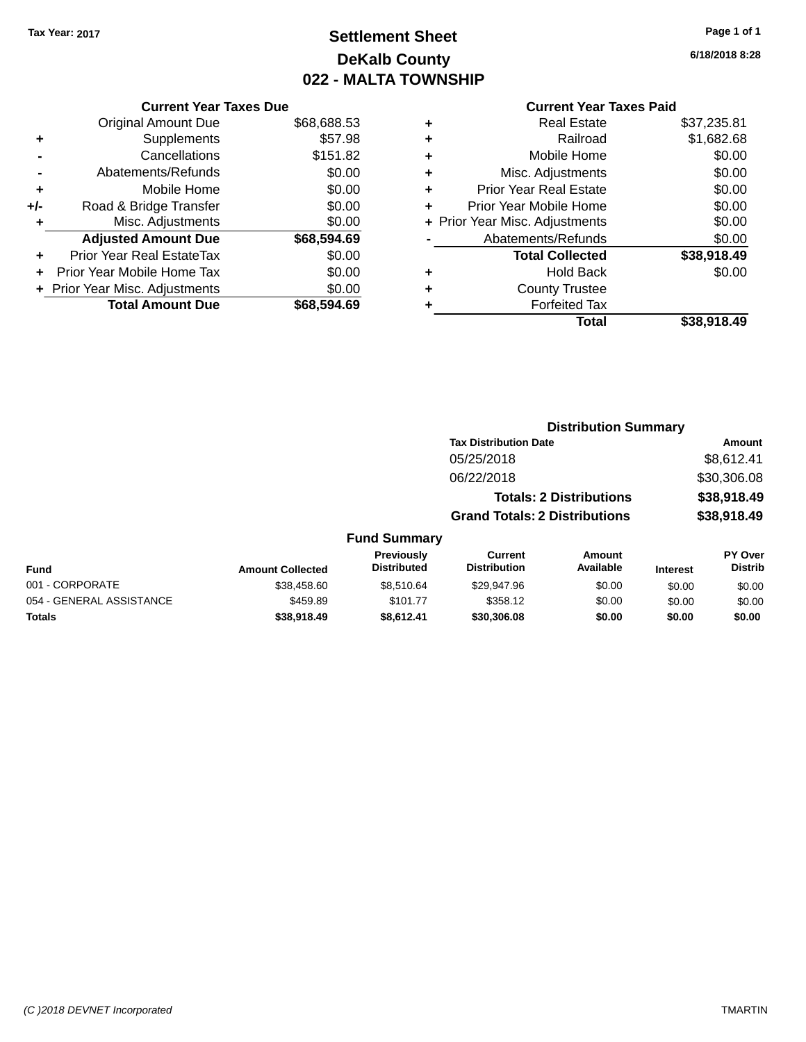Tax Year: 2017

# Settlement Sheet
## DeKalb County
## 022 - MALTA TOWNSHIP

6/18/2018 8:28

### Current Year Taxes Due

| | | |
|---|---|---|
| | Original Amount Due | $68,688.53 |
| + | Supplements | $57.98 |
| - | Cancellations | $151.82 |
| - | Abatements/Refunds | $0.00 |
| + | Mobile Home | $0.00 |
| +/- | Road & Bridge Transfer | $0.00 |
| + | Misc. Adjustments | $0.00 |
| | **Adjusted Amount Due** | **$68,594.69** |
| + | Prior Year Real EstateTax | $0.00 |
| + | Prior Year Mobile Home Tax | $0.00 |
| + | Prior Year Misc. Adjustments | $0.00 |
| | **Total Amount Due** | **$68,594.69** |

### Current Year Taxes Paid

| | | |
|---|---|---|
| + | Real Estate | $37,235.81 |
| + | Railroad | $1,682.68 |
| + | Mobile Home | $0.00 |
| + | Misc. Adjustments | $0.00 |
| + | Prior Year Real Estate | $0.00 |
| + | Prior Year Mobile Home | $0.00 |
| + | Prior Year Misc. Adjustments | $0.00 |
| - | Abatements/Refunds | $0.00 |
| | **Total Collected** | **$38,918.49** |
| + | Hold Back | $0.00 |
| + | County Trustee | |
| + | Forfeited Tax | |
| | **Total** | **$38,918.49** |

### Distribution Summary

| Tax Distribution Date | Amount |
|---|---|
| 05/25/2018 | $8,612.41 |
| 06/22/2018 | $30,306.08 |
| **Totals: 2 Distributions** | **$38,918.49** |
| **Grand Totals: 2 Distributions** | **$38,918.49** |

### Fund Summary

| Fund | Amount Collected | Previously Distributed | Current Distribution | Amount Available | Interest | PY Over Distrib |
|---|---|---|---|---|---|---|
| 001 - CORPORATE | $38,458.60 | $8,510.64 | $29,947.96 | $0.00 | $0.00 | $0.00 |
| 054 - GENERAL ASSISTANCE | $459.89 | $101.77 | $358.12 | $0.00 | $0.00 | $0.00 |
| **Totals** | **$38,918.49** | **$8,612.41** | **$30,306.08** | **$0.00** | **$0.00** | **$0.00** |

(C )2018 DEVNET Incorporated TMARTIN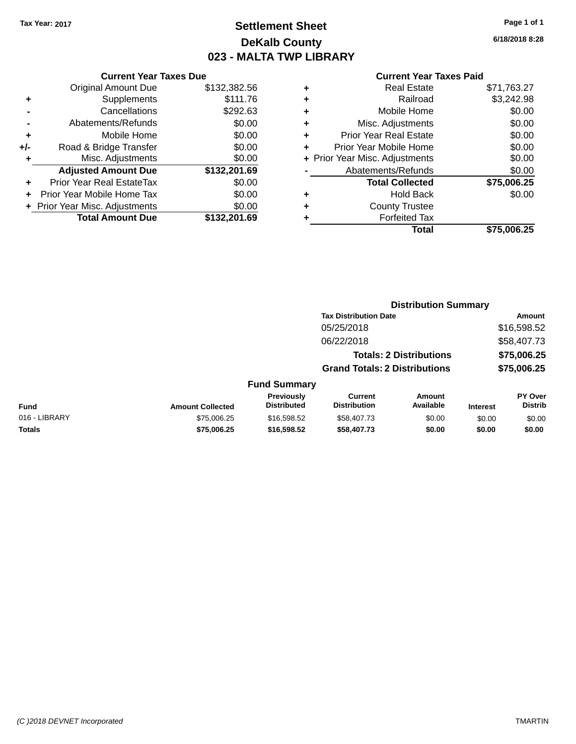Tax Year: 2017

# Settlement Sheet
## DeKalb County
## 023 - MALTA TWP LIBRARY

6/18/2018 8:28

### Current Year Taxes Due

| | | |
|---|---|---|
| | Original Amount Due | $132,382.56 |
| + | Supplements | $111.76 |
| - | Cancellations | $292.63 |
| - | Abatements/Refunds | $0.00 |
| + | Mobile Home | $0.00 |
| +/- | Road & Bridge Transfer | $0.00 |
| + | Misc. Adjustments | $0.00 |
| | **Adjusted Amount Due** | **$132,201.69** |
| + | Prior Year Real EstateTax | $0.00 |
| + | Prior Year Mobile Home Tax | $0.00 |
| + | Prior Year Misc. Adjustments | $0.00 |
| | **Total Amount Due** | **$132,201.69** |

### Current Year Taxes Paid

| | | |
|---|---|---|
| + | Real Estate | $71,763.27 |
| + | Railroad | $3,242.98 |
| + | Mobile Home | $0.00 |
| + | Misc. Adjustments | $0.00 |
| + | Prior Year Real Estate | $0.00 |
| + | Prior Year Mobile Home | $0.00 |
| + | Prior Year Misc. Adjustments | $0.00 |
| - | Abatements/Refunds | $0.00 |
| | **Total Collected** | **$75,006.25** |
| + | Hold Back | $0.00 |
| + | County Trustee | |
| + | Forfeited Tax | |
| | **Total** | **$75,006.25** |

### Distribution Summary

| Tax Distribution Date | Amount |
|---|---|
| 05/25/2018 | $16,598.52 |
| 06/22/2018 | $58,407.73 |
| **Totals: 2 Distributions** | **$75,006.25** |
| **Grand Totals: 2 Distributions** | **$75,006.25** |

### Fund Summary

| Fund | Amount Collected | Previously Distributed | Current Distribution | Amount Available | Interest | PY Over Distrib |
|---|---|---|---|---|---|---|
| 016 - LIBRARY | $75,006.25 | $16,598.52 | $58,407.73 | $0.00 | $0.00 | $0.00 |
| **Totals** | **$75,006.25** | **$16,598.52** | **$58,407.73** | **$0.00** | **$0.00** | **$0.00** |

(C )2018 DEVNET Incorporated

TMARTIN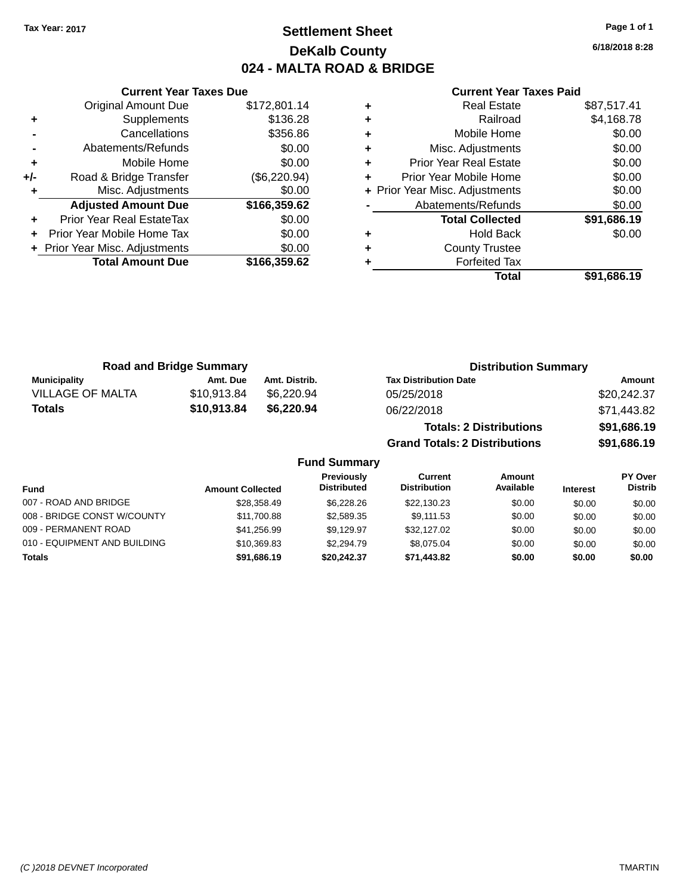Tax Year: 2017

# Settlement Sheet
## DeKalb County
## 024 - MALTA ROAD & BRIDGE

6/18/2018 8:28

### Current Year Taxes Due

| | | |
|---|---|---|
| | Original Amount Due | $172,801.14 |
| + | Supplements | $136.28 |
| - | Cancellations | $356.86 |
| - | Abatements/Refunds | $0.00 |
| + | Mobile Home | $0.00 |
| +/- | Road & Bridge Transfer | ($6,220.94) |
| + | Misc. Adjustments | $0.00 |
| | **Adjusted Amount Due** | **$166,359.62** |
| + | Prior Year Real EstateTax | $0.00 |
| + | Prior Year Mobile Home Tax | $0.00 |
| + | Prior Year Misc. Adjustments | $0.00 |
| | **Total Amount Due** | **$166,359.62** |

### Current Year Taxes Paid

| | | |
|---|---|---|
| + | Real Estate | $87,517.41 |
| + | Railroad | $4,168.78 |
| + | Mobile Home | $0.00 |
| + | Misc. Adjustments | $0.00 |
| + | Prior Year Real Estate | $0.00 |
| + | Prior Year Mobile Home | $0.00 |
| + | Prior Year Misc. Adjustments | $0.00 |
| - | Abatements/Refunds | $0.00 |
| | **Total Collected** | **$91,686.19** |
| + | Hold Back | $0.00 |
| + | County Trustee | |
| + | Forfeited Tax | |
| | **Total** | **$91,686.19** |

### Road and Bridge Summary

| Municipality | Amt. Due | Amt. Distrib. |
|---|---|---|
| VILLAGE OF MALTA | $10,913.84 | $6,220.94 |
| **Totals** | **$10,913.84** | **$6,220.94** |

### Distribution Summary

| Tax Distribution Date | Amount |
|---|---|
| 05/25/2018 | $20,242.37 |
| 06/22/2018 | $71,443.82 |
| **Totals: 2 Distributions** | **$91,686.19** |
| **Grand Totals: 2 Distributions** | **$91,686.19** |

### Fund Summary

| Fund | Amount Collected | Previously Distributed | Current Distribution | Amount Available | Interest | PY Over Distrib |
|---|---|---|---|---|---|---|
| 007 - ROAD AND BRIDGE | $28,358.49 | $6,228.26 | $22,130.23 | $0.00 | $0.00 | $0.00 |
| 008 - BRIDGE CONST W/COUNTY | $11,700.88 | $2,589.35 | $9,111.53 | $0.00 | $0.00 | $0.00 |
| 009 - PERMANENT ROAD | $41,256.99 | $9,129.97 | $32,127.02 | $0.00 | $0.00 | $0.00 |
| 010 - EQUIPMENT AND BUILDING | $10,369.83 | $2,294.79 | $8,075.04 | $0.00 | $0.00 | $0.00 |
| **Totals** | **$91,686.19** | **$20,242.37** | **$71,443.82** | **$0.00** | **$0.00** | **$0.00** |

(C )2018 DEVNET Incorporated TMARTIN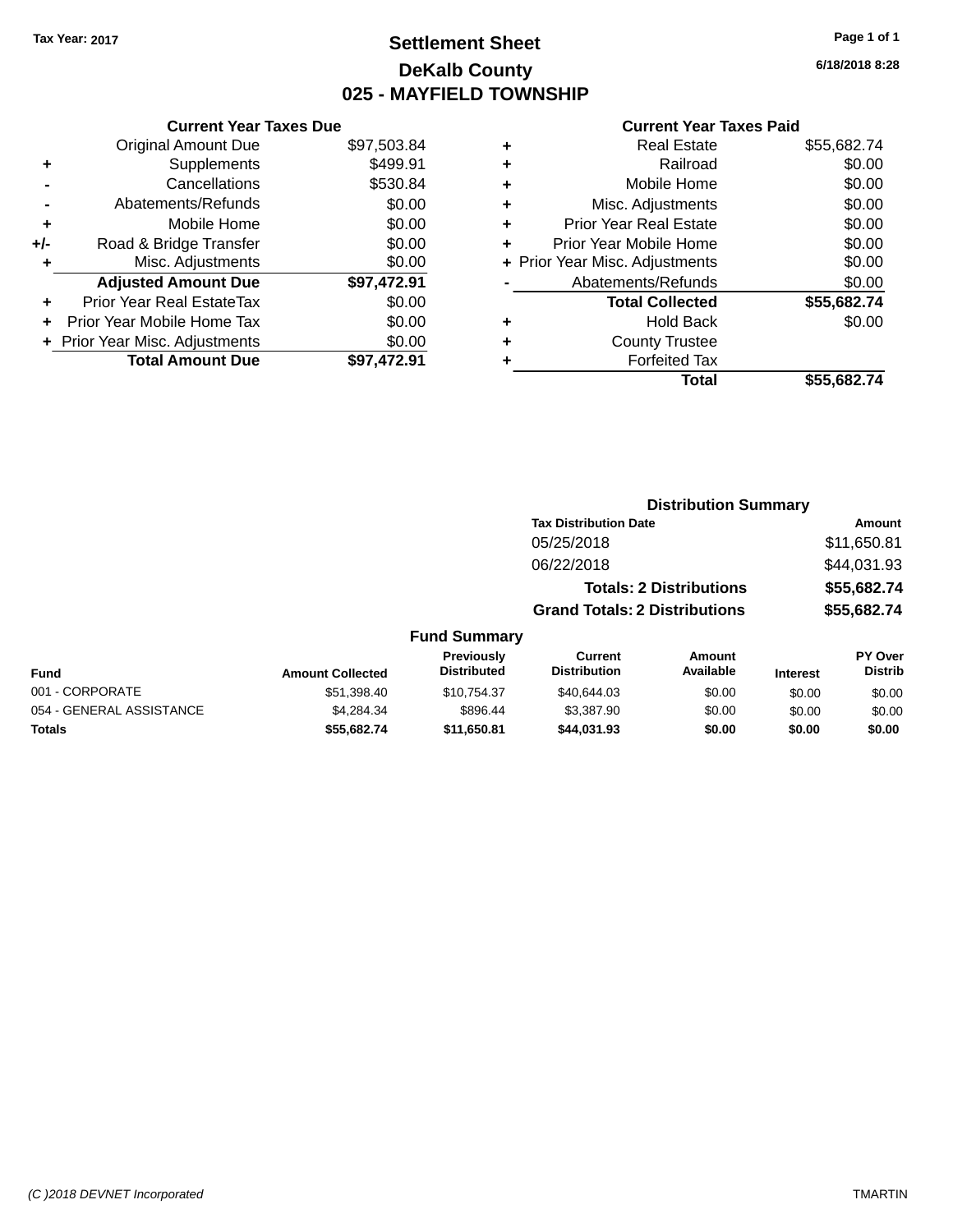Tax Year: 2017

# Settlement Sheet

## DeKalb County

## 025 - MAYFIELD TOWNSHIP

6/18/2018 8:28

### Current Year Taxes Due

| | | |
|---|---|---|
| | Original Amount Due | $97,503.84 |
| + | Supplements | $499.91 |
| - | Cancellations | $530.84 |
| - | Abatements/Refunds | $0.00 |
| + | Mobile Home | $0.00 |
| +/- | Road & Bridge Transfer | $0.00 |
| + | Misc. Adjustments | $0.00 |
| | **Adjusted Amount Due** | **$97,472.91** |
| + | Prior Year Real EstateTax | $0.00 |
| + | Prior Year Mobile Home Tax | $0.00 |
| + | Prior Year Misc. Adjustments | $0.00 |
| | **Total Amount Due** | **$97,472.91** |

### Current Year Taxes Paid

| | | |
|---|---|---|
| + | Real Estate | $55,682.74 |
| + | Railroad | $0.00 |
| + | Mobile Home | $0.00 |
| + | Misc. Adjustments | $0.00 |
| + | Prior Year Real Estate | $0.00 |
| + | Prior Year Mobile Home | $0.00 |
| + | Prior Year Misc. Adjustments | $0.00 |
| - | Abatements/Refunds | $0.00 |
| | **Total Collected** | **$55,682.74** |
| + | Hold Back | $0.00 |
| + | County Trustee | |
| + | Forfeited Tax | |
| | **Total** | **$55,682.74** |

### Distribution Summary

| Tax Distribution Date | Amount |
|---|---|
| 05/25/2018 | $11,650.81 |
| 06/22/2018 | $44,031.93 |
| **Totals: 2 Distributions** | **$55,682.74** |
| **Grand Totals: 2 Distributions** | **$55,682.74** |

### Fund Summary

| Fund | Amount Collected | Previously Distributed | Current Distribution | Amount Available | Interest | PY Over Distrib |
|---|---|---|---|---|---|---|
| 001 - CORPORATE | $51,398.40 | $10,754.37 | $40,644.03 | $0.00 | $0.00 | $0.00 |
| 054 - GENERAL ASSISTANCE | $4,284.34 | $896.44 | $3,387.90 | $0.00 | $0.00 | $0.00 |
| **Totals** | **$55,682.74** | **$11,650.81** | **$44,031.93** | **$0.00** | **$0.00** | **$0.00** |

(C )2018 DEVNET Incorporated TMARTIN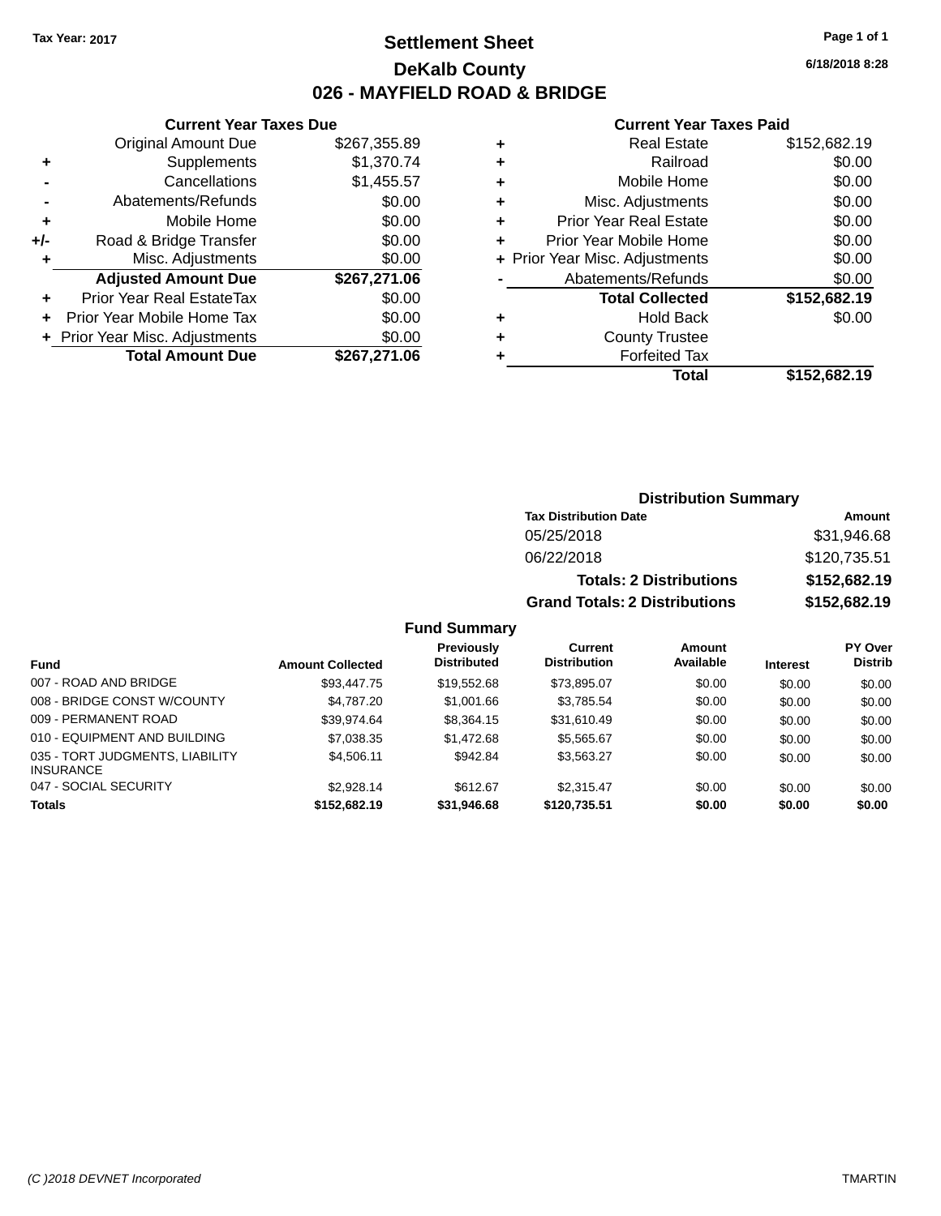Tax Year: 2017

# Settlement Sheet

## DeKalb County

## 026 - MAYFIELD ROAD & BRIDGE

6/18/2018 8:28

### Current Year Taxes Due

| | | |
|---|---|---|
| | Original Amount Due | $267,355.89 |
| + | Supplements | $1,370.74 |
| - | Cancellations | $1,455.57 |
| - | Abatements/Refunds | $0.00 |
| + | Mobile Home | $0.00 |
| +/- | Road & Bridge Transfer | $0.00 |
| + | Misc. Adjustments | $0.00 |
| | **Adjusted Amount Due** | **$267,271.06** |
| + | Prior Year Real EstateTax | $0.00 |
| + | Prior Year Mobile Home Tax | $0.00 |
| + | Prior Year Misc. Adjustments | $0.00 |
| | **Total Amount Due** | **$267,271.06** |

### Current Year Taxes Paid

| | | |
|---|---|---|
| + | Real Estate | $152,682.19 |
| + | Railroad | $0.00 |
| + | Mobile Home | $0.00 |
| + | Misc. Adjustments | $0.00 |
| + | Prior Year Real Estate | $0.00 |
| + | Prior Year Mobile Home | $0.00 |
| + | Prior Year Misc. Adjustments | $0.00 |
| - | Abatements/Refunds | $0.00 |
| | **Total Collected** | **$152,682.19** |
| + | Hold Back | $0.00 |
| + | County Trustee | |
| + | Forfeited Tax | |
| | **Total** | **$152,682.19** |

### Distribution Summary

| Tax Distribution Date | Amount |
|---|---|
| 05/25/2018 | $31,946.68 |
| 06/22/2018 | $120,735.51 |
| **Totals: 2 Distributions** | **$152,682.19** |
| **Grand Totals: 2 Distributions** | **$152,682.19** |

### Fund Summary

| Fund | Amount Collected | Previously Distributed | Current Distribution | Amount Available | Interest | PY Over Distrib |
|---|---|---|---|---|---|---|
| 007 - ROAD AND BRIDGE | $93,447.75 | $19,552.68 | $73,895.07 | $0.00 | $0.00 | $0.00 |
| 008 - BRIDGE CONST W/COUNTY | $4,787.20 | $1,001.66 | $3,785.54 | $0.00 | $0.00 | $0.00 |
| 009 - PERMANENT ROAD | $39,974.64 | $8,364.15 | $31,610.49 | $0.00 | $0.00 | $0.00 |
| 010 - EQUIPMENT AND BUILDING | $7,038.35 | $1,472.68 | $5,565.67 | $0.00 | $0.00 | $0.00 |
| 035 - TORT JUDGMENTS, LIABILITY INSURANCE | $4,506.11 | $942.84 | $3,563.27 | $0.00 | $0.00 | $0.00 |
| 047 - SOCIAL SECURITY | $2,928.14 | $612.67 | $2,315.47 | $0.00 | $0.00 | $0.00 |
| **Totals** | **$152,682.19** | **$31,946.68** | **$120,735.51** | **$0.00** | **$0.00** | **$0.00** |

(C )2018 DEVNET Incorporated TMARTIN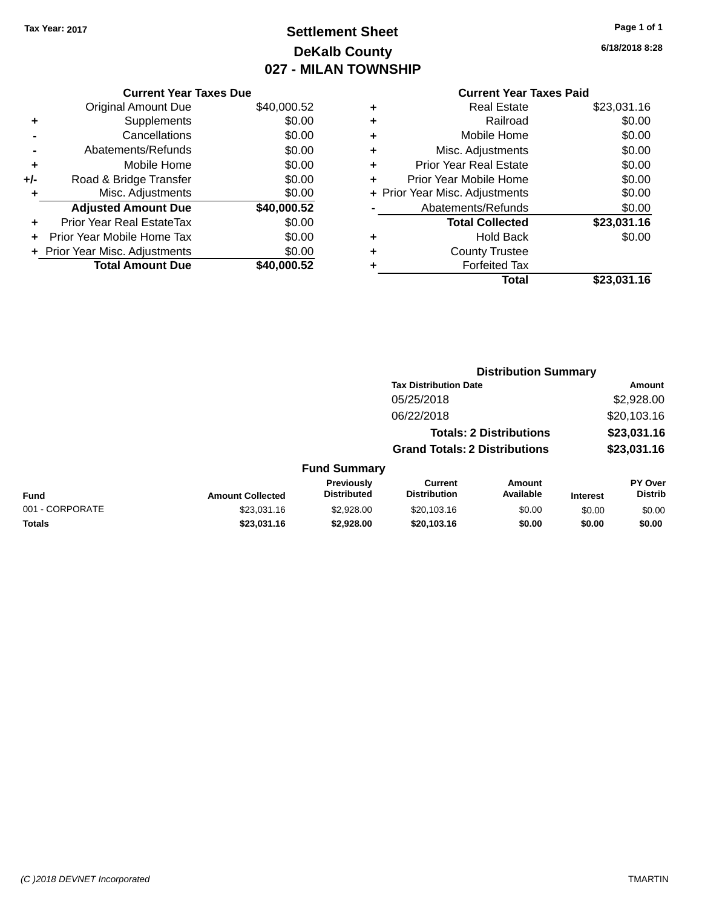Tax Year: 2017

# Settlement Sheet
## DeKalb County
## 027 - MILAN TOWNSHIP

6/18/2018 8:28

### Current Year Taxes Due

| | | |
|---|---|---|
| | Original Amount Due | $40,000.52 |
| + | Supplements | $0.00 |
| - | Cancellations | $0.00 |
| - | Abatements/Refunds | $0.00 |
| + | Mobile Home | $0.00 |
| +/- | Road & Bridge Transfer | $0.00 |
| + | Misc. Adjustments | $0.00 |
| | **Adjusted Amount Due** | **$40,000.52** |
| + | Prior Year Real EstateTax | $0.00 |
| + | Prior Year Mobile Home Tax | $0.00 |
| + | Prior Year Misc. Adjustments | $0.00 |
| | **Total Amount Due** | **$40,000.52** |

### Current Year Taxes Paid

| | | |
|---|---|---|
| + | Real Estate | $23,031.16 |
| + | Railroad | $0.00 |
| + | Mobile Home | $0.00 |
| + | Misc. Adjustments | $0.00 |
| + | Prior Year Real Estate | $0.00 |
| + | Prior Year Mobile Home | $0.00 |
| + | Prior Year Misc. Adjustments | $0.00 |
| - | Abatements/Refunds | $0.00 |
| | **Total Collected** | **$23,031.16** |
| + | Hold Back | $0.00 |
| + | County Trustee | |
| + | Forfeited Tax | |
| | **Total** | **$23,031.16** |

### Distribution Summary

| Tax Distribution Date | Amount |
|---|---|
| 05/25/2018 | $2,928.00 |
| 06/22/2018 | $20,103.16 |
| **Totals: 2 Distributions** | **$23,031.16** |
| **Grand Totals: 2 Distributions** | **$23,031.16** |

### Fund Summary

| Fund | Amount Collected | Previously Distributed | Current Distribution | Amount Available | Interest | PY Over Distrib |
|---|---|---|---|---|---|---|
| 001 - CORPORATE | $23,031.16 | $2,928.00 | $20,103.16 | $0.00 | $0.00 | $0.00 |
| **Totals** | **$23,031.16** | **$2,928.00** | **$20,103.16** | **$0.00** | **$0.00** | **$0.00** |

(C )2018 DEVNET Incorporated TMARTIN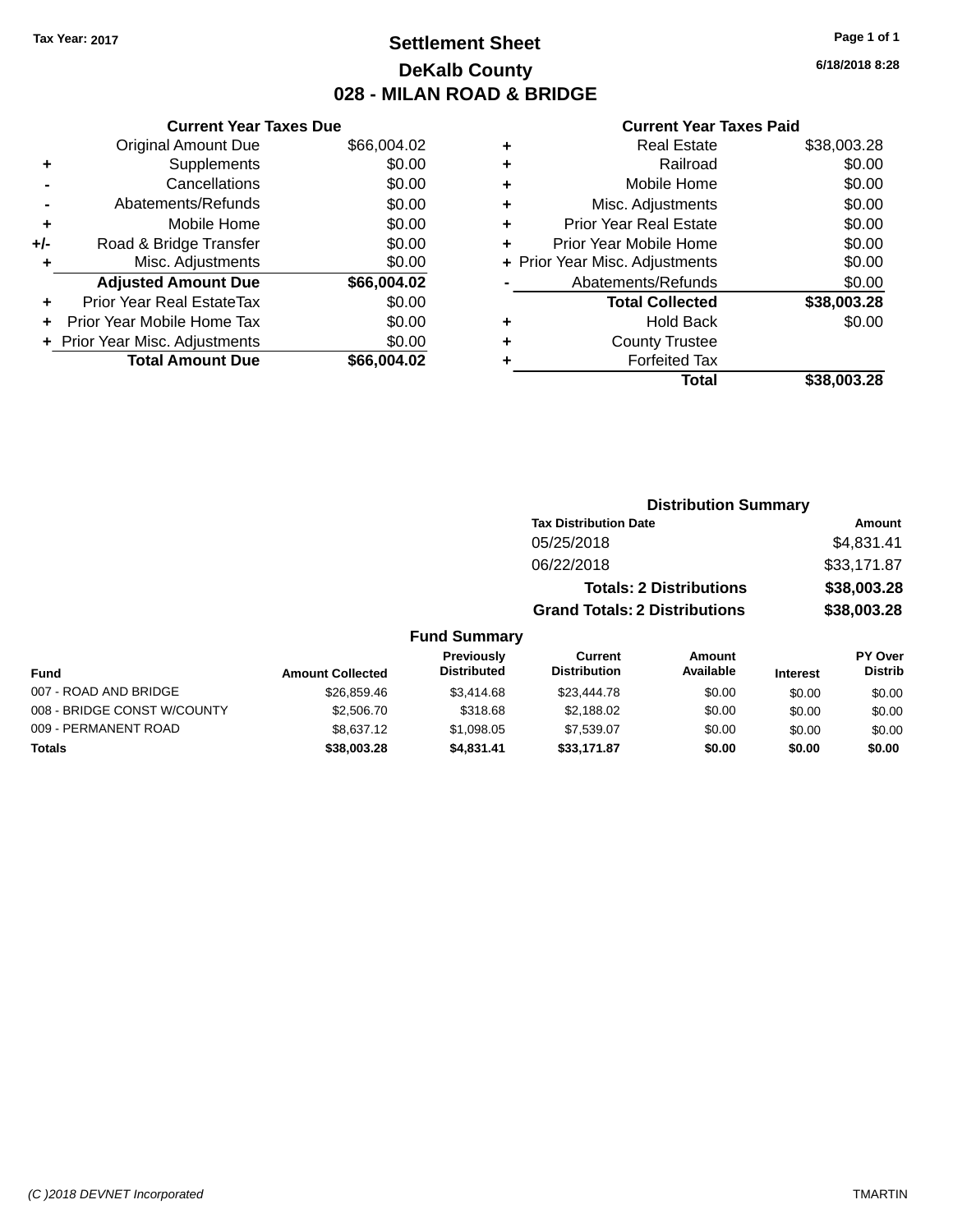Tax Year: 2017

# Settlement Sheet

## DeKalb County

## 028 - MILAN ROAD & BRIDGE

6/18/2018 8:28

### Current Year Taxes Due

| | | |
|---|---|---|
| | Original Amount Due | $66,004.02 |
| + | Supplements | $0.00 |
| - | Cancellations | $0.00 |
| - | Abatements/Refunds | $0.00 |
| + | Mobile Home | $0.00 |
| +/- | Road & Bridge Transfer | $0.00 |
| + | Misc. Adjustments | $0.00 |
| | **Adjusted Amount Due** | **$66,004.02** |
| + | Prior Year Real EstateTax | $0.00 |
| + | Prior Year Mobile Home Tax | $0.00 |
| + | Prior Year Misc. Adjustments | $0.00 |
| | **Total Amount Due** | **$66,004.02** |

### Current Year Taxes Paid

| | | |
|---|---|---|
| + | Real Estate | $38,003.28 |
| + | Railroad | $0.00 |
| + | Mobile Home | $0.00 |
| + | Misc. Adjustments | $0.00 |
| + | Prior Year Real Estate | $0.00 |
| + | Prior Year Mobile Home | $0.00 |
| + | Prior Year Misc. Adjustments | $0.00 |
| - | Abatements/Refunds | $0.00 |
| | **Total Collected** | **$38,003.28** |
| + | Hold Back | $0.00 |
| + | County Trustee | |
| + | Forfeited Tax | |
| | **Total** | **$38,003.28** |

### Distribution Summary

| Tax Distribution Date | Amount |
|---|---|
| 05/25/2018 | $4,831.41 |
| 06/22/2018 | $33,171.87 |
| **Totals: 2 Distributions** | **$38,003.28** |
| **Grand Totals: 2 Distributions** | **$38,003.28** |

### Fund Summary

| Fund | Amount Collected | Previously Distributed | Current Distribution | Amount Available | Interest | PY Over Distrib |
|---|---|---|---|---|---|---|
| 007 - ROAD AND BRIDGE | $26,859.46 | $3,414.68 | $23,444.78 | $0.00 | $0.00 | $0.00 |
| 008 - BRIDGE CONST W/COUNTY | $2,506.70 | $318.68 | $2,188.02 | $0.00 | $0.00 | $0.00 |
| 009 - PERMANENT ROAD | $8,637.12 | $1,098.05 | $7,539.07 | $0.00 | $0.00 | $0.00 |
| **Totals** | **$38,003.28** | **$4,831.41** | **$33,171.87** | **$0.00** | **$0.00** | **$0.00** |

(C )2018 DEVNET Incorporated TMARTIN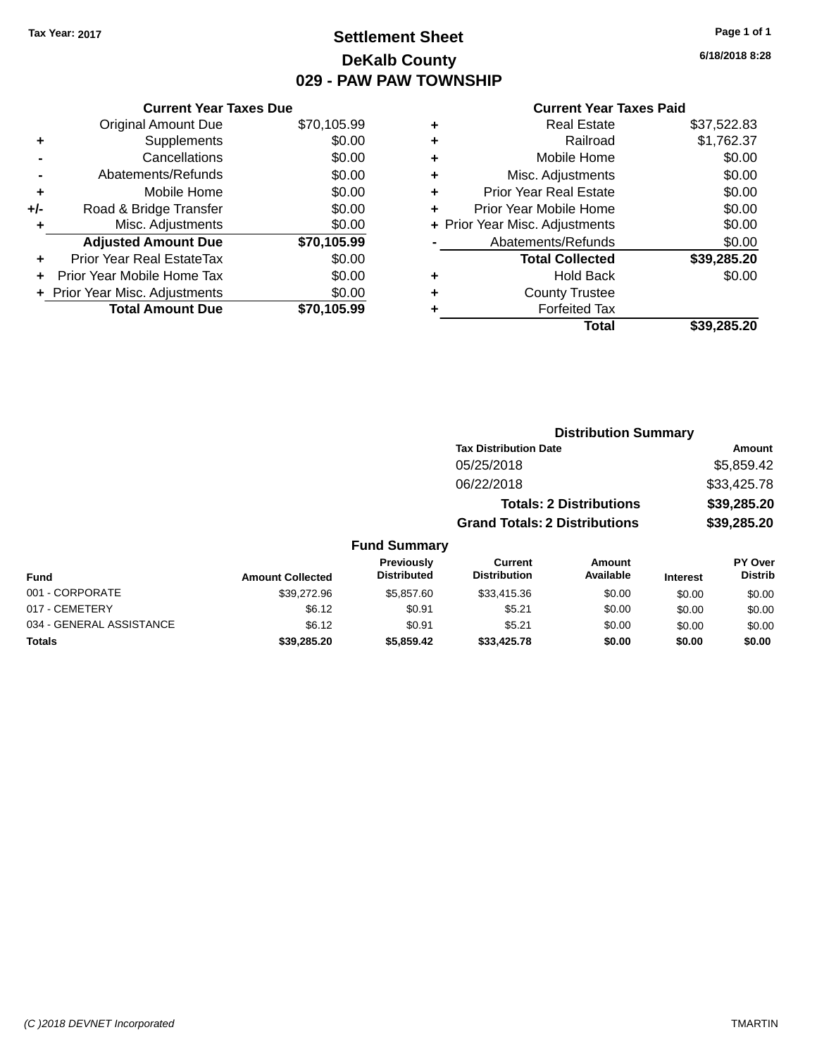Tax Year: 2017

# Settlement Sheet
## DeKalb County
## 029 - PAW PAW TOWNSHIP

6/18/2018 8:28

### Current Year Taxes Due

| | | |
|---|---|---|
| | Original Amount Due | $70,105.99 |
| + | Supplements | $0.00 |
| - | Cancellations | $0.00 |
| - | Abatements/Refunds | $0.00 |
| + | Mobile Home | $0.00 |
| +/- | Road & Bridge Transfer | $0.00 |
| + | Misc. Adjustments | $0.00 |
| | **Adjusted Amount Due** | **$70,105.99** |
| + | Prior Year Real EstateTax | $0.00 |
| + | Prior Year Mobile Home Tax | $0.00 |
| + | Prior Year Misc. Adjustments | $0.00 |
| | **Total Amount Due** | **$70,105.99** |

### Current Year Taxes Paid

| | | |
|---|---|---|
| + | Real Estate | $37,522.83 |
| + | Railroad | $1,762.37 |
| + | Mobile Home | $0.00 |
| + | Misc. Adjustments | $0.00 |
| + | Prior Year Real Estate | $0.00 |
| + | Prior Year Mobile Home | $0.00 |
| + | Prior Year Misc. Adjustments | $0.00 |
| - | Abatements/Refunds | $0.00 |
| | **Total Collected** | **$39,285.20** |
| + | Hold Back | $0.00 |
| + | County Trustee | |
| + | Forfeited Tax | |
| | **Total** | **$39,285.20** |

### Distribution Summary

| Tax Distribution Date | Amount |
|---|---|
| 05/25/2018 | $5,859.42 |
| 06/22/2018 | $33,425.78 |
| **Totals: 2 Distributions** | **$39,285.20** |
| **Grand Totals: 2 Distributions** | **$39,285.20** |

### Fund Summary

| Fund | Amount Collected | Previously Distributed | Current Distribution | Amount Available | Interest | PY Over Distrib |
|---|---|---|---|---|---|---|
| 001 - CORPORATE | $39,272.96 | $5,857.60 | $33,415.36 | $0.00 | $0.00 | $0.00 |
| 017 - CEMETERY | $6.12 | $0.91 | $5.21 | $0.00 | $0.00 | $0.00 |
| 034 - GENERAL ASSISTANCE | $6.12 | $0.91 | $5.21 | $0.00 | $0.00 | $0.00 |
| **Totals** | **$39,285.20** | **$5,859.42** | **$33,425.78** | **$0.00** | **$0.00** | **$0.00** |

(C )2018 DEVNET Incorporated

TMARTIN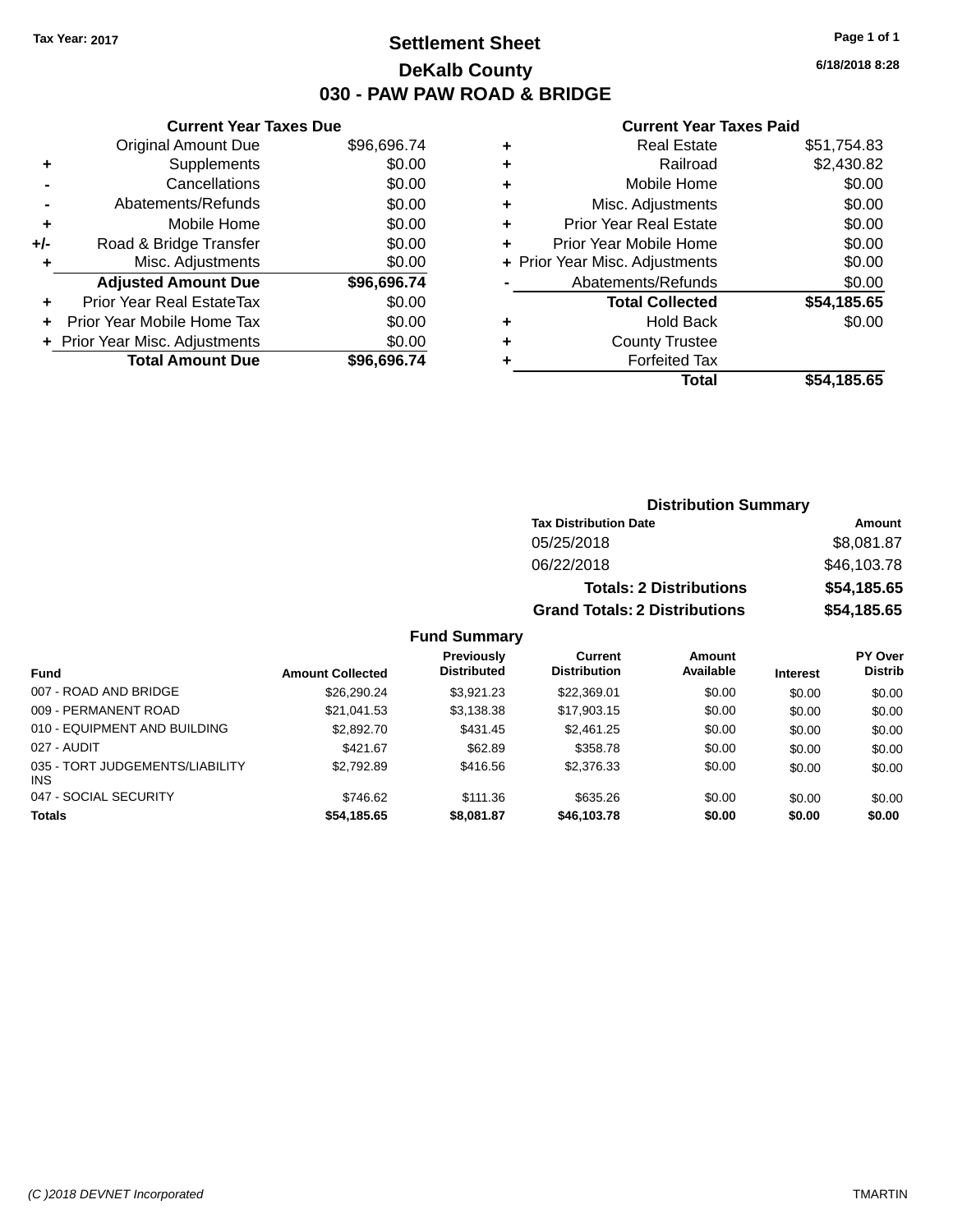Tax Year: 2017

# Settlement Sheet

## DeKalb County

## 030 - PAW PAW ROAD & BRIDGE

6/18/2018 8:28

### Current Year Taxes Due

| | | |
|---|---|---|
| | Original Amount Due | $96,696.74 |
| + | Supplements | $0.00 |
| - | Cancellations | $0.00 |
| - | Abatements/Refunds | $0.00 |
| + | Mobile Home | $0.00 |
| +/- | Road & Bridge Transfer | $0.00 |
| + | Misc. Adjustments | $0.00 |
| | **Adjusted Amount Due** | **$96,696.74** |
| + | Prior Year Real EstateTax | $0.00 |
| + | Prior Year Mobile Home Tax | $0.00 |
| + | Prior Year Misc. Adjustments | $0.00 |
| | **Total Amount Due** | **$96,696.74** |

### Current Year Taxes Paid

| | | |
|---|---|---|
| + | Real Estate | $51,754.83 |
| + | Railroad | $2,430.82 |
| + | Mobile Home | $0.00 |
| + | Misc. Adjustments | $0.00 |
| + | Prior Year Real Estate | $0.00 |
| + | Prior Year Mobile Home | $0.00 |
| + | Prior Year Misc. Adjustments | $0.00 |
| - | Abatements/Refunds | $0.00 |
| | **Total Collected** | **$54,185.65** |
| + | Hold Back | $0.00 |
| + | County Trustee | |
| + | Forfeited Tax | |
| | **Total** | **$54,185.65** |

### Distribution Summary

| Tax Distribution Date | Amount |
|---|---|
| 05/25/2018 | $8,081.87 |
| 06/22/2018 | $46,103.78 |
| **Totals: 2 Distributions** | **$54,185.65** |
| **Grand Totals: 2 Distributions** | **$54,185.65** |

### Fund Summary

| Fund | Amount Collected | Previously Distributed | Current Distribution | Amount Available | Interest | PY Over Distrib |
|---|---|---|---|---|---|---|
| 007 - ROAD AND BRIDGE | $26,290.24 | $3,921.23 | $22,369.01 | $0.00 | $0.00 | $0.00 |
| 009 - PERMANENT ROAD | $21,041.53 | $3,138.38 | $17,903.15 | $0.00 | $0.00 | $0.00 |
| 010 - EQUIPMENT AND BUILDING | $2,892.70 | $431.45 | $2,461.25 | $0.00 | $0.00 | $0.00 |
| 027 - AUDIT | $421.67 | $62.89 | $358.78 | $0.00 | $0.00 | $0.00 |
| 035 - TORT JUDGEMENTS/LIABILITY INS | $2,792.89 | $416.56 | $2,376.33 | $0.00 | $0.00 | $0.00 |
| 047 - SOCIAL SECURITY | $746.62 | $111.36 | $635.26 | $0.00 | $0.00 | $0.00 |
| **Totals** | **$54,185.65** | **$8,081.87** | **$46,103.78** | **$0.00** | **$0.00** | **$0.00** |

(C )2018 DEVNET Incorporated

TMARTIN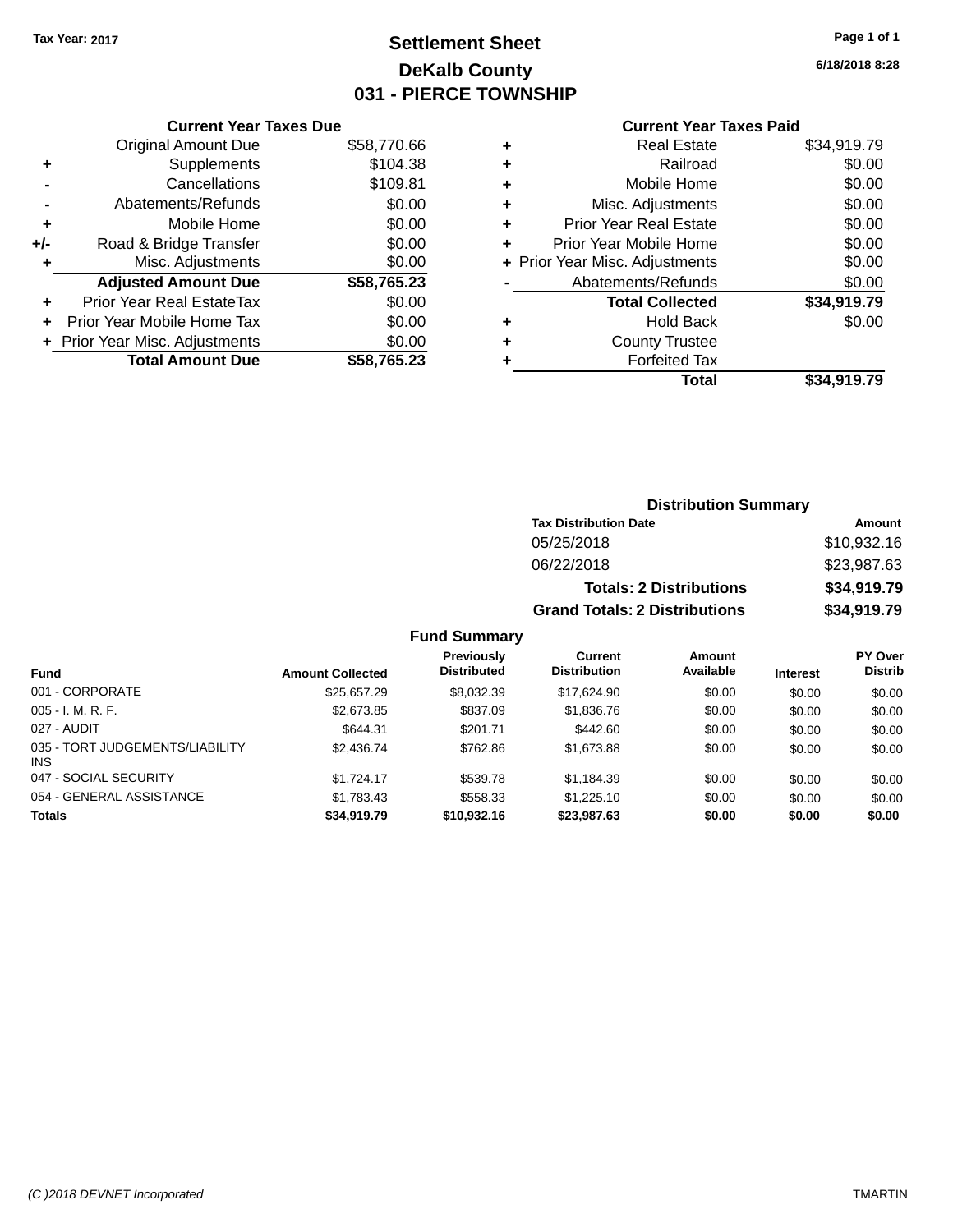Tax Year: 2017

# Settlement Sheet

## DeKalb County

## 031 - PIERCE TOWNSHIP

6/18/2018 8:28

### Current Year Taxes Due

| | | |
|---|---|---|
| | Original Amount Due | $58,770.66 |
| + | Supplements | $104.38 |
| - | Cancellations | $109.81 |
| - | Abatements/Refunds | $0.00 |
| + | Mobile Home | $0.00 |
| +/- | Road & Bridge Transfer | $0.00 |
| + | Misc. Adjustments | $0.00 |
| | **Adjusted Amount Due** | **$58,765.23** |
| + | Prior Year Real EstateTax | $0.00 |
| + | Prior Year Mobile Home Tax | $0.00 |
| + | Prior Year Misc. Adjustments | $0.00 |
| | **Total Amount Due** | **$58,765.23** |

### Current Year Taxes Paid

| | | |
|---|---|---|
| + | Real Estate | $34,919.79 |
| + | Railroad | $0.00 |
| + | Mobile Home | $0.00 |
| + | Misc. Adjustments | $0.00 |
| + | Prior Year Real Estate | $0.00 |
| + | Prior Year Mobile Home | $0.00 |
| + | Prior Year Misc. Adjustments | $0.00 |
| - | Abatements/Refunds | $0.00 |
| | **Total Collected** | **$34,919.79** |
| + | Hold Back | $0.00 |
| + | County Trustee | |
| + | Forfeited Tax | |
| | **Total** | **$34,919.79** |

### Distribution Summary

| Tax Distribution Date | Amount |
|---|---|
| 05/25/2018 | $10,932.16 |
| 06/22/2018 | $23,987.63 |
| **Totals: 2 Distributions** | **$34,919.79** |
| **Grand Totals: 2 Distributions** | **$34,919.79** |

### Fund Summary

| Fund | Amount Collected | Previously Distributed | Current Distribution | Amount Available | Interest | PY Over Distrib |
|---|---|---|---|---|---|---|
| 001 - CORPORATE | $25,657.29 | $8,032.39 | $17,624.90 | $0.00 | $0.00 | $0.00 |
| 005 - I. M. R. F. | $2,673.85 | $837.09 | $1,836.76 | $0.00 | $0.00 | $0.00 |
| 027 - AUDIT | $644.31 | $201.71 | $442.60 | $0.00 | $0.00 | $0.00 |
| 035 - TORT JUDGEMENTS/LIABILITY INS | $2,436.74 | $762.86 | $1,673.88 | $0.00 | $0.00 | $0.00 |
| 047 - SOCIAL SECURITY | $1,724.17 | $539.78 | $1,184.39 | $0.00 | $0.00 | $0.00 |
| 054 - GENERAL ASSISTANCE | $1,783.43 | $558.33 | $1,225.10 | $0.00 | $0.00 | $0.00 |
| **Totals** | **$34,919.79** | **$10,932.16** | **$23,987.63** | **$0.00** | **$0.00** | **$0.00** |

(C )2018 DEVNET Incorporated TMARTIN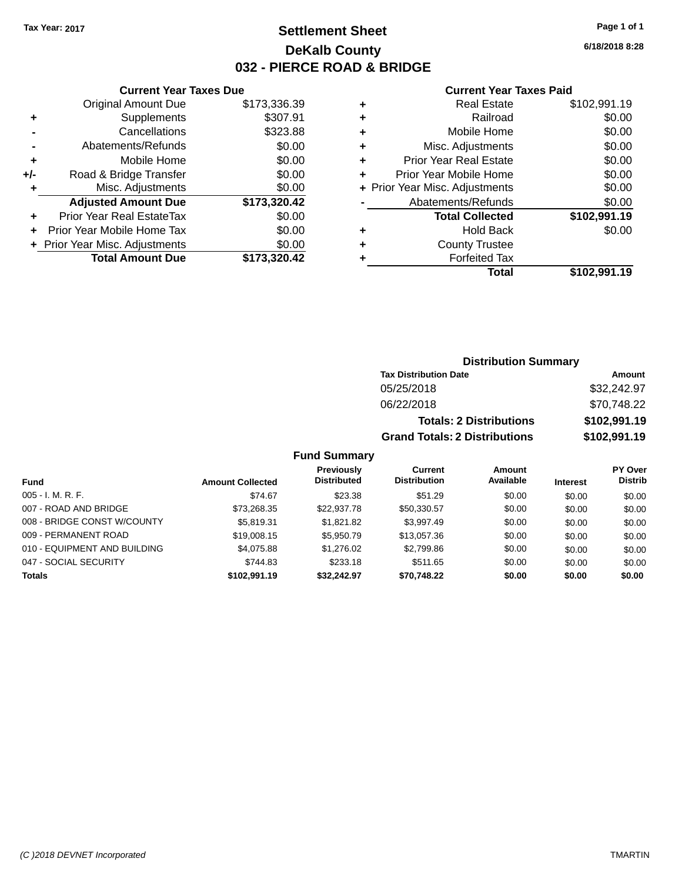Tax Year: 2017

# Settlement Sheet

## DeKalb County

## 032 - PIERCE ROAD & BRIDGE

6/18/2018 8:28

### Current Year Taxes Due

| | | |
|---|---|---|
| | Original Amount Due | $173,336.39 |
| + | Supplements | $307.91 |
| - | Cancellations | $323.88 |
| - | Abatements/Refunds | $0.00 |
| + | Mobile Home | $0.00 |
| +/- | Road & Bridge Transfer | $0.00 |
| + | Misc. Adjustments | $0.00 |
| | **Adjusted Amount Due** | **$173,320.42** |
| + | Prior Year Real EstateTax | $0.00 |
| + | Prior Year Mobile Home Tax | $0.00 |
| + | Prior Year Misc. Adjustments | $0.00 |
| | **Total Amount Due** | **$173,320.42** |

### Current Year Taxes Paid

| | | |
|---|---|---|
| + | Real Estate | $102,991.19 |
| + | Railroad | $0.00 |
| + | Mobile Home | $0.00 |
| + | Misc. Adjustments | $0.00 |
| + | Prior Year Real Estate | $0.00 |
| + | Prior Year Mobile Home | $0.00 |
| + | Prior Year Misc. Adjustments | $0.00 |
| - | Abatements/Refunds | $0.00 |
| | **Total Collected** | **$102,991.19** |
| + | Hold Back | $0.00 |
| + | County Trustee | |
| + | Forfeited Tax | |
| | **Total** | **$102,991.19** |

### Distribution Summary

| Tax Distribution Date | Amount |
|---|---|
| 05/25/2018 | $32,242.97 |
| 06/22/2018 | $70,748.22 |
| **Totals: 2 Distributions** | **$102,991.19** |
| **Grand Totals: 2 Distributions** | **$102,991.19** |

### Fund Summary

| Fund | Amount Collected | Previously Distributed | Current Distribution | Amount Available | Interest | PY Over Distrib |
|---|---|---|---|---|---|---|
| 005 - I. M. R. F. | $74.67 | $23.38 | $51.29 | $0.00 | $0.00 | $0.00 |
| 007 - ROAD AND BRIDGE | $73,268.35 | $22,937.78 | $50,330.57 | $0.00 | $0.00 | $0.00 |
| 008 - BRIDGE CONST W/COUNTY | $5,819.31 | $1,821.82 | $3,997.49 | $0.00 | $0.00 | $0.00 |
| 009 - PERMANENT ROAD | $19,008.15 | $5,950.79 | $13,057.36 | $0.00 | $0.00 | $0.00 |
| 010 - EQUIPMENT AND BUILDING | $4,075.88 | $1,276.02 | $2,799.86 | $0.00 | $0.00 | $0.00 |
| 047 - SOCIAL SECURITY | $744.83 | $233.18 | $511.65 | $0.00 | $0.00 | $0.00 |
| **Totals** | **$102,991.19** | **$32,242.97** | **$70,748.22** | **$0.00** | **$0.00** | **$0.00** |

(C )2018 DEVNET Incorporated TMARTIN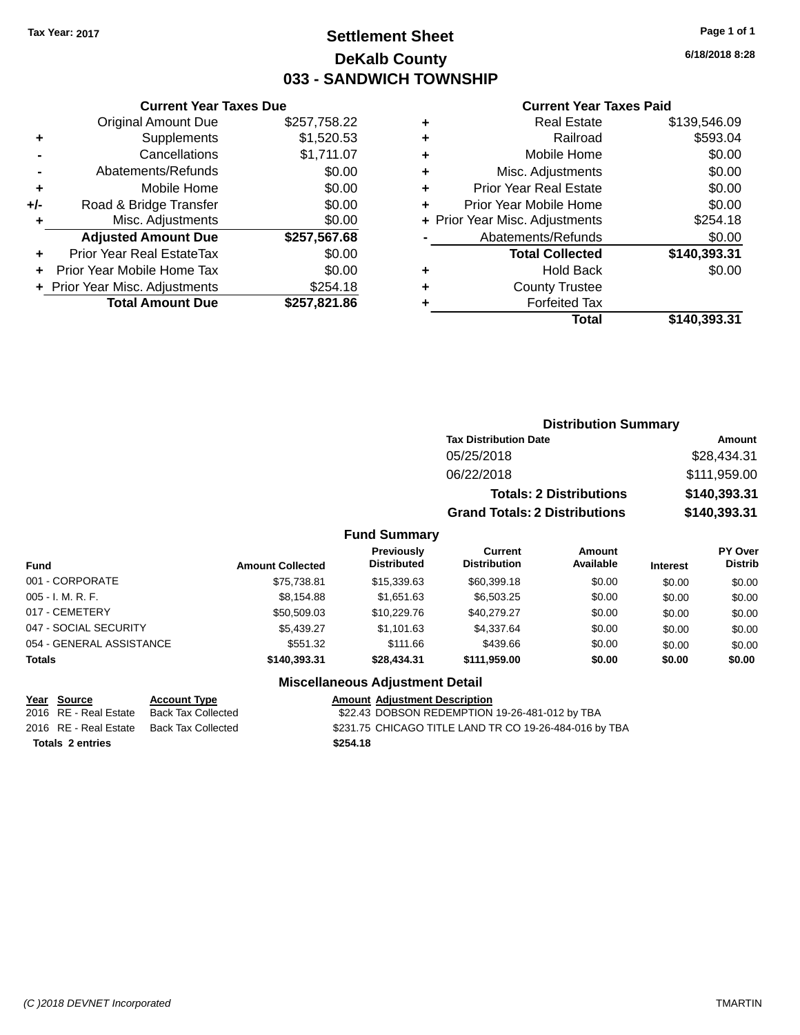Tax Year: 2017

# Settlement Sheet
## DeKalb County
## 033 - SANDWICH TOWNSHIP

6/18/2018 8:28

### Current Year Taxes Due

| | | |
|---|---|---|
| | Original Amount Due | $257,758.22 |
| + | Supplements | $1,520.53 |
| - | Cancellations | $1,711.07 |
| - | Abatements/Refunds | $0.00 |
| + | Mobile Home | $0.00 |
| +/- | Road & Bridge Transfer | $0.00 |
| + | Misc. Adjustments | $0.00 |
| | **Adjusted Amount Due** | **$257,567.68** |
| + | Prior Year Real EstateTax | $0.00 |
| + | Prior Year Mobile Home Tax | $0.00 |
| + | Prior Year Misc. Adjustments | $254.18 |
| | **Total Amount Due** | **$257,821.86** |

### Current Year Taxes Paid

| | | |
|---|---|---|
| + | Real Estate | $139,546.09 |
| + | Railroad | $593.04 |
| + | Mobile Home | $0.00 |
| + | Misc. Adjustments | $0.00 |
| + | Prior Year Real Estate | $0.00 |
| + | Prior Year Mobile Home | $0.00 |
| + | Prior Year Misc. Adjustments | $254.18 |
| - | Abatements/Refunds | $0.00 |
| | **Total Collected** | **$140,393.31** |
| + | Hold Back | $0.00 |
| + | County Trustee | |
| + | Forfeited Tax | |
| | **Total** | **$140,393.31** |

### Distribution Summary

| Tax Distribution Date | Amount |
|---|---|
| 05/25/2018 | $28,434.31 |
| 06/22/2018 | $111,959.00 |
| **Totals: 2 Distributions** | **$140,393.31** |
| **Grand Totals: 2 Distributions** | **$140,393.31** |

### Fund Summary

| Fund | Amount Collected | Previously Distributed | Current Distribution | Amount Available | Interest | PY Over Distrib |
|---|---|---|---|---|---|---|
| 001 - CORPORATE | $75,738.81 | $15,339.63 | $60,399.18 | $0.00 | $0.00 | $0.00 |
| 005 - I. M. R. F. | $8,154.88 | $1,651.63 | $6,503.25 | $0.00 | $0.00 | $0.00 |
| 017 - CEMETERY | $50,509.03 | $10,229.76 | $40,279.27 | $0.00 | $0.00 | $0.00 |
| 047 - SOCIAL SECURITY | $5,439.27 | $1,101.63 | $4,337.64 | $0.00 | $0.00 | $0.00 |
| 054 - GENERAL ASSISTANCE | $551.32 | $111.66 | $439.66 | $0.00 | $0.00 | $0.00 |
| **Totals** | **$140,393.31** | **$28,434.31** | **$111,959.00** | **$0.00** | **$0.00** | **$0.00** |

### Miscellaneous Adjustment Detail

| Year | Source | Account Type | Amount | Adjustment Description |
|---|---|---|---|---|
| 2016 | RE - Real Estate | Back Tax Collected | $22.43 | DOBSON REDEMPTION 19-26-481-012 by TBA |
| 2016 | RE - Real Estate | Back Tax Collected | $231.75 | CHICAGO TITLE LAND TR CO 19-26-484-016 by TBA |
| **Totals 2 entries** | | | **$254.18** | |

(C )2018 DEVNET Incorporated — TMARTIN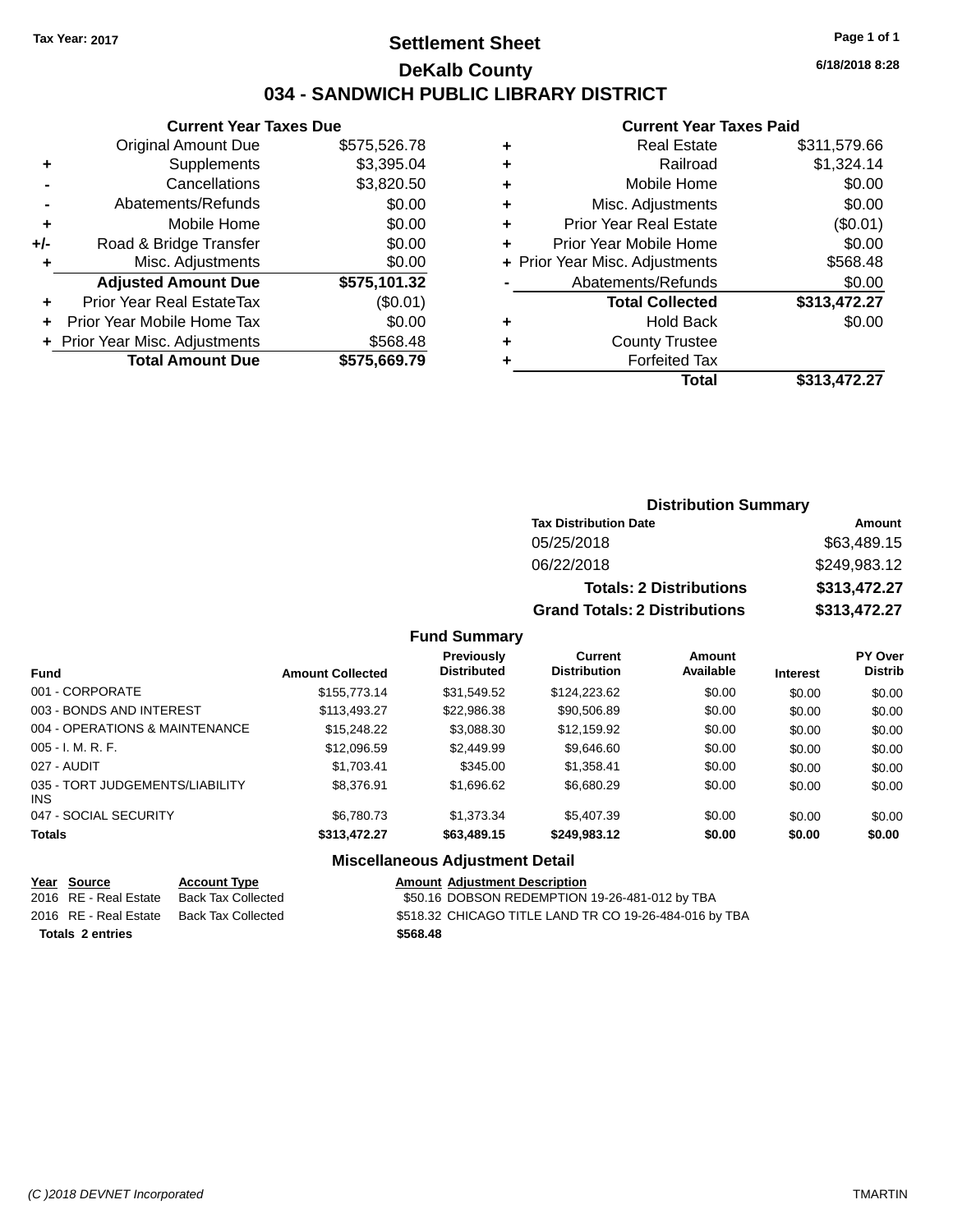Tax Year: 2017

# Settlement Sheet

## DeKalb County

## 034 - SANDWICH PUBLIC LIBRARY DISTRICT

6/18/2018 8:28

### Current Year Taxes Due

| | | |
|---|---|---|
| | Original Amount Due | $575,526.78 |
| + | Supplements | $3,395.04 |
| - | Cancellations | $3,820.50 |
| - | Abatements/Refunds | $0.00 |
| + | Mobile Home | $0.00 |
| +/- | Road & Bridge Transfer | $0.00 |
| + | Misc. Adjustments | $0.00 |
| | **Adjusted Amount Due** | **$575,101.32** |
| + | Prior Year Real EstateTax | ($0.01) |
| + | Prior Year Mobile Home Tax | $0.00 |
| + | Prior Year Misc. Adjustments | $568.48 |
| | **Total Amount Due** | **$575,669.79** |

### Current Year Taxes Paid

| | | |
|---|---|---|
| + | Real Estate | $311,579.66 |
| + | Railroad | $1,324.14 |
| + | Mobile Home | $0.00 |
| + | Misc. Adjustments | $0.00 |
| + | Prior Year Real Estate | ($0.01) |
| + | Prior Year Mobile Home | $0.00 |
| + | Prior Year Misc. Adjustments | $568.48 |
| - | Abatements/Refunds | $0.00 |
| | **Total Collected** | **$313,472.27** |
| + | Hold Back | $0.00 |
| + | County Trustee | |
| + | Forfeited Tax | |
| | **Total** | **$313,472.27** |

### Distribution Summary

| Tax Distribution Date | Amount |
|---|---|
| 05/25/2018 | $63,489.15 |
| 06/22/2018 | $249,983.12 |
| **Totals: 2 Distributions** | **$313,472.27** |
| **Grand Totals: 2 Distributions** | **$313,472.27** |

### Fund Summary

| Fund | Amount Collected | Previously Distributed | Current Distribution | Amount Available | Interest | PY Over Distrib |
|---|---|---|---|---|---|---|
| 001 - CORPORATE | $155,773.14 | $31,549.52 | $124,223.62 | $0.00 | $0.00 | $0.00 |
| 003 - BONDS AND INTEREST | $113,493.27 | $22,986.38 | $90,506.89 | $0.00 | $0.00 | $0.00 |
| 004 - OPERATIONS & MAINTENANCE | $15,248.22 | $3,088.30 | $12,159.92 | $0.00 | $0.00 | $0.00 |
| 005 - I. M. R. F. | $12,096.59 | $2,449.99 | $9,646.60 | $0.00 | $0.00 | $0.00 |
| 027 - AUDIT | $1,703.41 | $345.00 | $1,358.41 | $0.00 | $0.00 | $0.00 |
| 035 - TORT JUDGEMENTS/LIABILITY INS | $8,376.91 | $1,696.62 | $6,680.29 | $0.00 | $0.00 | $0.00 |
| 047 - SOCIAL SECURITY | $6,780.73 | $1,373.34 | $5,407.39 | $0.00 | $0.00 | $0.00 |
| **Totals** | **$313,472.27** | **$63,489.15** | **$249,983.12** | **$0.00** | **$0.00** | **$0.00** |

### Miscellaneous Adjustment Detail

| Year | Source | Account Type | Amount | Adjustment Description |
|---|---|---|---|---|
| 2016 | RE - Real Estate | Back Tax Collected | $50.16 | DOBSON REDEMPTION 19-26-481-012 by TBA |
| 2016 | RE - Real Estate | Back Tax Collected | $518.32 | CHICAGO TITLE LAND TR CO 19-26-484-016 by TBA |
| **Totals 2 entries** | | | **$568.48** | |

(C )2018 DEVNET Incorporated TMARTIN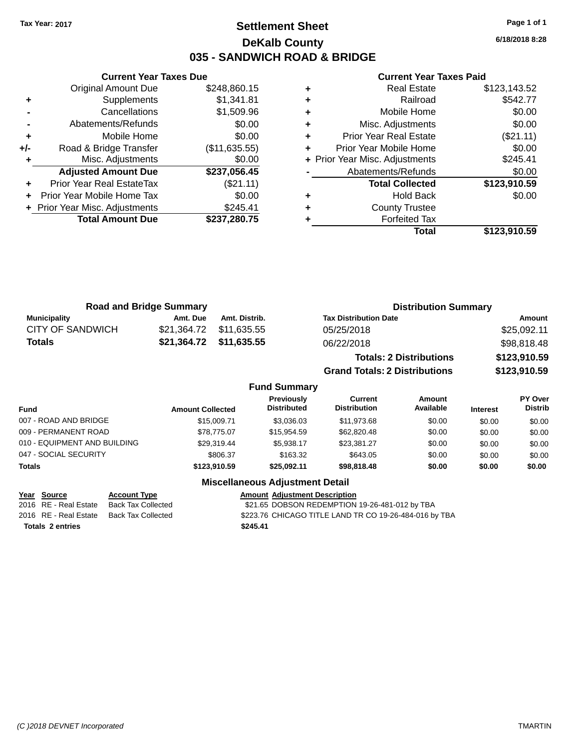Tax Year: 2017

# Settlement Sheet

## DeKalb County

## 035 - SANDWICH ROAD & BRIDGE

6/18/2018 8:28

### Current Year Taxes Due

| | | |
|---|---|---|
| | Original Amount Due | $248,860.15 |
| + | Supplements | $1,341.81 |
| - | Cancellations | $1,509.96 |
| - | Abatements/Refunds | $0.00 |
| + | Mobile Home | $0.00 |
| +/- | Road & Bridge Transfer | ($11,635.55) |
| + | Misc. Adjustments | $0.00 |
| | **Adjusted Amount Due** | **$237,056.45** |
| + | Prior Year Real EstateTax | ($21.11) |
| + | Prior Year Mobile Home Tax | $0.00 |
| + | Prior Year Misc. Adjustments | $245.41 |
| | **Total Amount Due** | **$237,280.75** |

### Current Year Taxes Paid

| | | |
|---|---|---|
| + | Real Estate | $123,143.52 |
| + | Railroad | $542.77 |
| + | Mobile Home | $0.00 |
| + | Misc. Adjustments | $0.00 |
| + | Prior Year Real Estate | ($21.11) |
| + | Prior Year Mobile Home | $0.00 |
| + | Prior Year Misc. Adjustments | $245.41 |
| - | Abatements/Refunds | $0.00 |
| | **Total Collected** | **$123,910.59** |
| + | Hold Back | $0.00 |
| + | County Trustee | |
| + | Forfeited Tax | |
| | **Total** | **$123,910.59** |

### Road and Bridge Summary

| Municipality | Amt. Due | Amt. Distrib. |
|---|---|---|
| CITY OF SANDWICH | $21,364.72 | $11,635.55 |
| **Totals** | **$21,364.72** | **$11,635.55** |

### Distribution Summary

| Tax Distribution Date | Amount |
|---|---|
| 05/25/2018 | $25,092.11 |
| 06/22/2018 | $98,818.48 |
| **Totals: 2 Distributions** | **$123,910.59** |
| **Grand Totals: 2 Distributions** | **$123,910.59** |

### Fund Summary

| Fund | Amount Collected | Previously Distributed | Current Distribution | Amount Available | Interest | PY Over Distrib |
|---|---|---|---|---|---|---|
| 007 - ROAD AND BRIDGE | $15,009.71 | $3,036.03 | $11,973.68 | $0.00 | $0.00 | $0.00 |
| 009 - PERMANENT ROAD | $78,775.07 | $15,954.59 | $62,820.48 | $0.00 | $0.00 | $0.00 |
| 010 - EQUIPMENT AND BUILDING | $29,319.44 | $5,938.17 | $23,381.27 | $0.00 | $0.00 | $0.00 |
| 047 - SOCIAL SECURITY | $806.37 | $163.32 | $643.05 | $0.00 | $0.00 | $0.00 |
| **Totals** | **$123,910.59** | **$25,092.11** | **$98,818.48** | **$0.00** | **$0.00** | **$0.00** |

### Miscellaneous Adjustment Detail

| Year | Source | Account Type | Amount | Adjustment Description |
|---|---|---|---|---|
| 2016 | RE - Real Estate | Back Tax Collected | $21.65 | DOBSON REDEMPTION 19-26-481-012 by TBA |
| 2016 | RE - Real Estate | Back Tax Collected | $223.76 | CHICAGO TITLE LAND TR CO 19-26-484-016 by TBA |
| **Totals 2 entries** | | | **$245.41** | |

(C )2018 DEVNET Incorporated — TMARTIN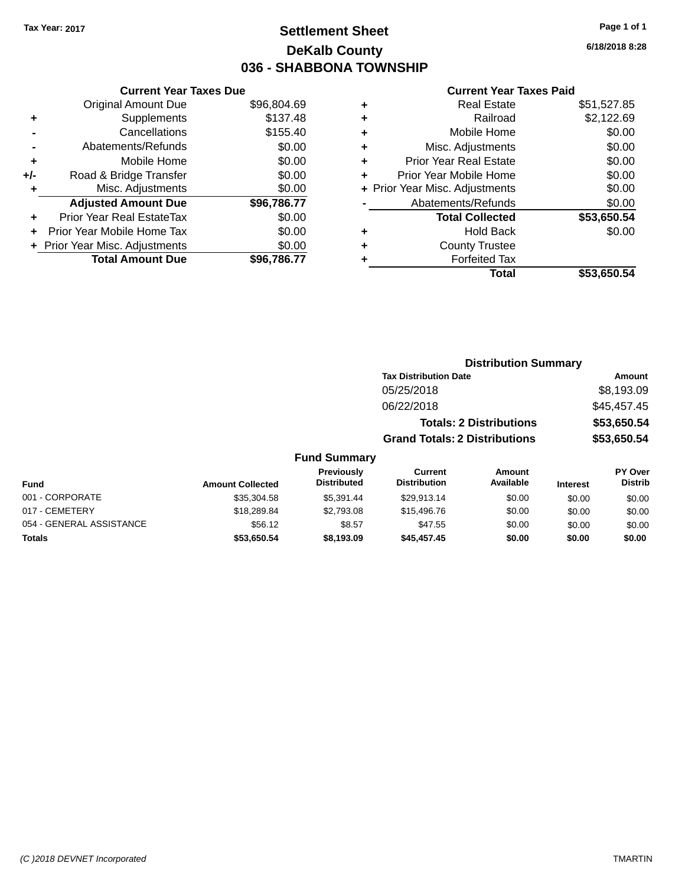Tax Year: 2017

# Settlement Sheet

## DeKalb County

## 036 - SHABBONA TOWNSHIP

6/18/2018 8:28

### Current Year Taxes Due

| | | |
|---|---|---|
| | Original Amount Due | $96,804.69 |
| + | Supplements | $137.48 |
| - | Cancellations | $155.40 |
| - | Abatements/Refunds | $0.00 |
| + | Mobile Home | $0.00 |
| +/- | Road & Bridge Transfer | $0.00 |
| + | Misc. Adjustments | $0.00 |
| | **Adjusted Amount Due** | **$96,786.77** |
| + | Prior Year Real EstateTax | $0.00 |
| + | Prior Year Mobile Home Tax | $0.00 |
| + | Prior Year Misc. Adjustments | $0.00 |
| | **Total Amount Due** | **$96,786.77** |

### Current Year Taxes Paid

| | | |
|---|---|---|
| + | Real Estate | $51,527.85 |
| + | Railroad | $2,122.69 |
| + | Mobile Home | $0.00 |
| + | Misc. Adjustments | $0.00 |
| + | Prior Year Real Estate | $0.00 |
| + | Prior Year Mobile Home | $0.00 |
| + | Prior Year Misc. Adjustments | $0.00 |
| - | Abatements/Refunds | $0.00 |
| | **Total Collected** | **$53,650.54** |
| + | Hold Back | $0.00 |
| + | County Trustee | |
| + | Forfeited Tax | |
| | **Total** | **$53,650.54** |

### Distribution Summary

| Tax Distribution Date | Amount |
|---|---|
| 05/25/2018 | $8,193.09 |
| 06/22/2018 | $45,457.45 |
| **Totals: 2 Distributions** | **$53,650.54** |
| **Grand Totals: 2 Distributions** | **$53,650.54** |

### Fund Summary

| Fund | Amount Collected | Previously Distributed | Current Distribution | Amount Available | Interest | PY Over Distrib |
|---|---|---|---|---|---|---|
| 001 - CORPORATE | $35,304.58 | $5,391.44 | $29,913.14 | $0.00 | $0.00 | $0.00 |
| 017 - CEMETERY | $18,289.84 | $2,793.08 | $15,496.76 | $0.00 | $0.00 | $0.00 |
| 054 - GENERAL ASSISTANCE | $56.12 | $8.57 | $47.55 | $0.00 | $0.00 | $0.00 |
| **Totals** | **$53,650.54** | **$8,193.09** | **$45,457.45** | **$0.00** | **$0.00** | **$0.00** |

(C )2018 DEVNET Incorporated TMARTIN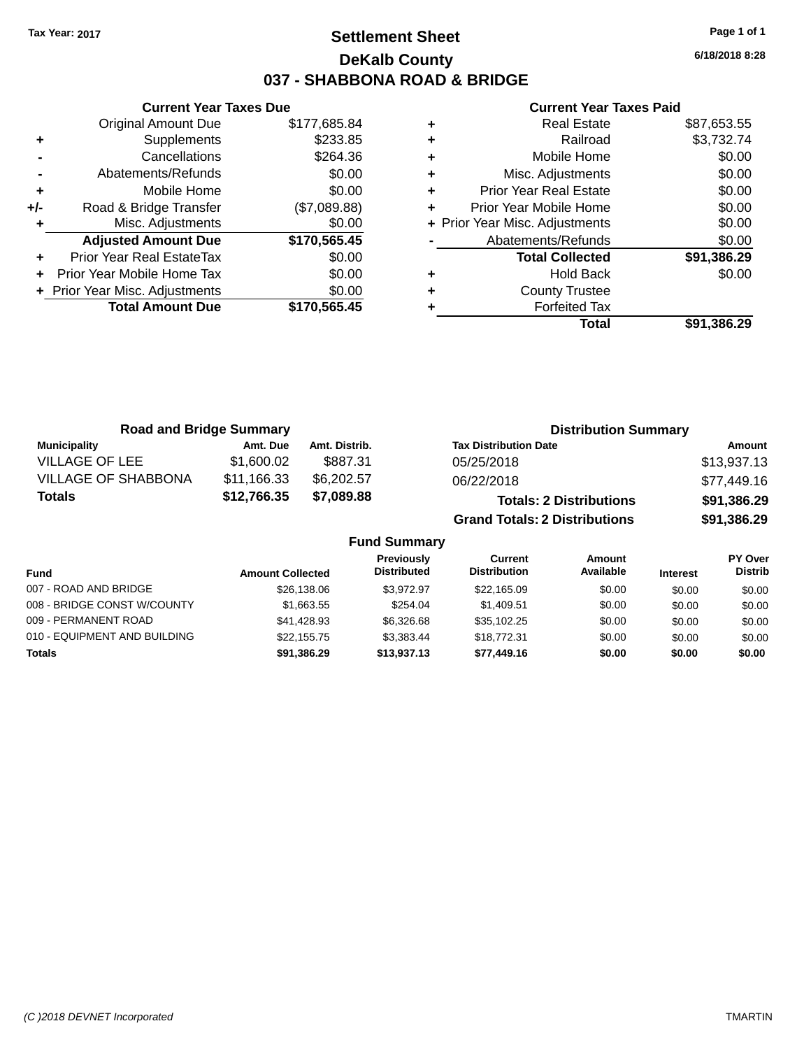Tax Year: 2017

# Settlement Sheet

## DeKalb County

## 037 - SHABBONA ROAD & BRIDGE

6/18/2018 8:28

### Current Year Taxes Due

| | | |
|---|---|---|
| | Original Amount Due | $177,685.84 |
| + | Supplements | $233.85 |
| - | Cancellations | $264.36 |
| - | Abatements/Refunds | $0.00 |
| + | Mobile Home | $0.00 |
| +/- | Road & Bridge Transfer | ($7,089.88) |
| + | Misc. Adjustments | $0.00 |
| | **Adjusted Amount Due** | **$170,565.45** |
| + | Prior Year Real EstateTax | $0.00 |
| + | Prior Year Mobile Home Tax | $0.00 |
| + | Prior Year Misc. Adjustments | $0.00 |
| | **Total Amount Due** | **$170,565.45** |

### Current Year Taxes Paid

| | | |
|---|---|---|
| + | Real Estate | $87,653.55 |
| + | Railroad | $3,732.74 |
| + | Mobile Home | $0.00 |
| + | Misc. Adjustments | $0.00 |
| + | Prior Year Real Estate | $0.00 |
| + | Prior Year Mobile Home | $0.00 |
| + | Prior Year Misc. Adjustments | $0.00 |
| - | Abatements/Refunds | $0.00 |
| | **Total Collected** | **$91,386.29** |
| + | Hold Back | $0.00 |
| + | County Trustee | |
| + | Forfeited Tax | |
| | **Total** | **$91,386.29** |

### Road and Bridge Summary

| Municipality | Amt. Due | Amt. Distrib. |
|---|---|---|
| VILLAGE OF LEE | $1,600.02 | $887.31 |
| VILLAGE OF SHABBONA | $11,166.33 | $6,202.57 |
| **Totals** | **$12,766.35** | **$7,089.88** |

### Distribution Summary

| Tax Distribution Date | Amount |
|---|---|
| 05/25/2018 | $13,937.13 |
| 06/22/2018 | $77,449.16 |
| **Totals: 2 Distributions** | **$91,386.29** |
| **Grand Totals: 2 Distributions** | **$91,386.29** |

### Fund Summary

| Fund | Amount Collected | Previously Distributed | Current Distribution | Amount Available | Interest | PY Over Distrib |
|---|---|---|---|---|---|---|
| 007 - ROAD AND BRIDGE | $26,138.06 | $3,972.97 | $22,165.09 | $0.00 | $0.00 | $0.00 |
| 008 - BRIDGE CONST W/COUNTY | $1,663.55 | $254.04 | $1,409.51 | $0.00 | $0.00 | $0.00 |
| 009 - PERMANENT ROAD | $41,428.93 | $6,326.68 | $35,102.25 | $0.00 | $0.00 | $0.00 |
| 010 - EQUIPMENT AND BUILDING | $22,155.75 | $3,383.44 | $18,772.31 | $0.00 | $0.00 | $0.00 |
| **Totals** | **$91,386.29** | **$13,937.13** | **$77,449.16** | **$0.00** | **$0.00** | **$0.00** |

(C )2018 DEVNET Incorporated TMARTIN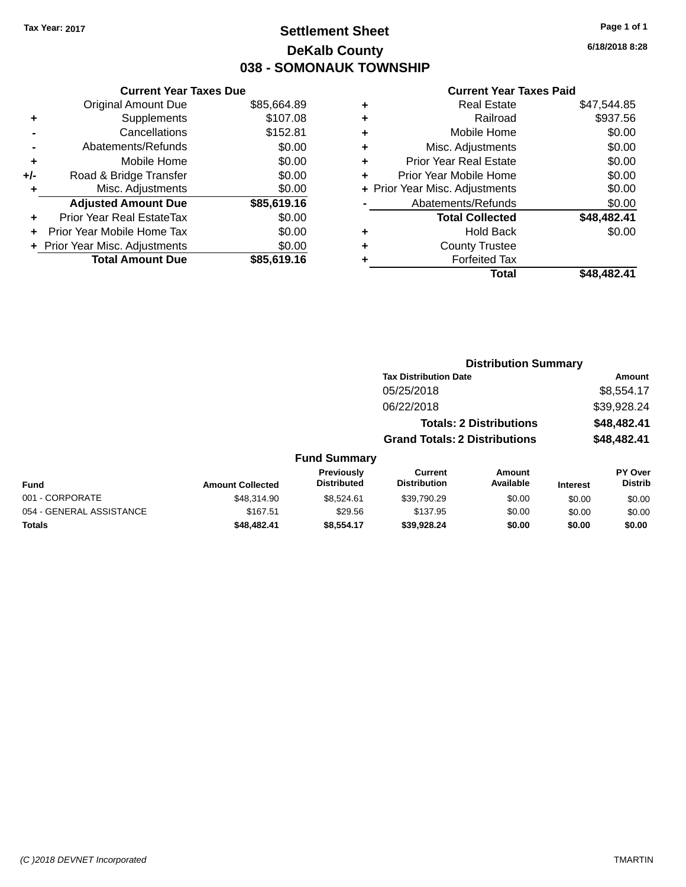Tax Year: 2017

# Settlement Sheet
## DeKalb County
## 038 - SOMONAUK TOWNSHIP

6/18/2018 8:28

### Current Year Taxes Due

| | | |
|---|---|---|
| | Original Amount Due | $85,664.89 |
| + | Supplements | $107.08 |
| - | Cancellations | $152.81 |
| - | Abatements/Refunds | $0.00 |
| + | Mobile Home | $0.00 |
| +/- | Road & Bridge Transfer | $0.00 |
| + | Misc. Adjustments | $0.00 |
| | **Adjusted Amount Due** | **$85,619.16** |
| + | Prior Year Real EstateTax | $0.00 |
| + | Prior Year Mobile Home Tax | $0.00 |
| + | Prior Year Misc. Adjustments | $0.00 |
| | **Total Amount Due** | **$85,619.16** |

### Current Year Taxes Paid

| | | |
|---|---|---|
| + | Real Estate | $47,544.85 |
| + | Railroad | $937.56 |
| + | Mobile Home | $0.00 |
| + | Misc. Adjustments | $0.00 |
| + | Prior Year Real Estate | $0.00 |
| + | Prior Year Mobile Home | $0.00 |
| + | Prior Year Misc. Adjustments | $0.00 |
| - | Abatements/Refunds | $0.00 |
| | **Total Collected** | **$48,482.41** |
| + | Hold Back | $0.00 |
| + | County Trustee | |
| + | Forfeited Tax | |
| | **Total** | **$48,482.41** |

### Distribution Summary

| Tax Distribution Date | Amount |
|---|---|
| 05/25/2018 | $8,554.17 |
| 06/22/2018 | $39,928.24 |
| **Totals: 2 Distributions** | **$48,482.41** |
| **Grand Totals: 2 Distributions** | **$48,482.41** |

### Fund Summary

| Fund | Amount Collected | Previously Distributed | Current Distribution | Amount Available | Interest | PY Over Distrib |
|---|---|---|---|---|---|---|
| 001 - CORPORATE | $48,314.90 | $8,524.61 | $39,790.29 | $0.00 | $0.00 | $0.00 |
| 054 - GENERAL ASSISTANCE | $167.51 | $29.56 | $137.95 | $0.00 | $0.00 | $0.00 |
| **Totals** | **$48,482.41** | **$8,554.17** | **$39,928.24** | **$0.00** | **$0.00** | **$0.00** |

(C )2018 DEVNET Incorporated — TMARTIN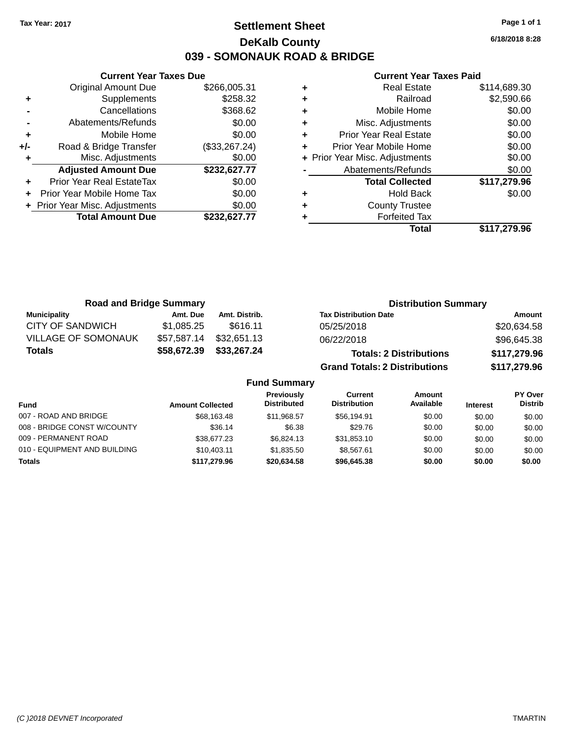Tax Year: 2017

# Settlement Sheet
## DeKalb County
## 039 - SOMONAUK ROAD & BRIDGE

6/18/2018 8:28

### Current Year Taxes Due

| | | |
|---|---|---|
| | Original Amount Due | $266,005.31 |
| + | Supplements | $258.32 |
| - | Cancellations | $368.62 |
| - | Abatements/Refunds | $0.00 |
| + | Mobile Home | $0.00 |
| +/- | Road & Bridge Transfer | ($33,267.24) |
| + | Misc. Adjustments | $0.00 |
| | **Adjusted Amount Due** | **$232,627.77** |
| + | Prior Year Real EstateTax | $0.00 |
| + | Prior Year Mobile Home Tax | $0.00 |
| + | Prior Year Misc. Adjustments | $0.00 |
| | **Total Amount Due** | **$232,627.77** |

### Current Year Taxes Paid

| | | |
|---|---|---|
| + | Real Estate | $114,689.30 |
| + | Railroad | $2,590.66 |
| + | Mobile Home | $0.00 |
| + | Misc. Adjustments | $0.00 |
| + | Prior Year Real Estate | $0.00 |
| + | Prior Year Mobile Home | $0.00 |
| + | Prior Year Misc. Adjustments | $0.00 |
| - | Abatements/Refunds | $0.00 |
| | **Total Collected** | **$117,279.96** |
| + | Hold Back | $0.00 |
| + | County Trustee | |
| + | Forfeited Tax | |
| | **Total** | **$117,279.96** |

### Road and Bridge Summary

| Municipality | Amt. Due | Amt. Distrib. |
|---|---|---|
| CITY OF SANDWICH | $1,085.25 | $616.11 |
| VILLAGE OF SOMONAUK | $57,587.14 | $32,651.13 |
| **Totals** | **$58,672.39** | **$33,267.24** |

### Distribution Summary

| Tax Distribution Date | Amount |
|---|---|
| 05/25/2018 | $20,634.58 |
| 06/22/2018 | $96,645.38 |
| **Totals: 2 Distributions** | **$117,279.96** |
| **Grand Totals: 2 Distributions** | **$117,279.96** |

### Fund Summary

| Fund | Amount Collected | Previously Distributed | Current Distribution | Amount Available | Interest | PY Over Distrib |
|---|---|---|---|---|---|---|
| 007 - ROAD AND BRIDGE | $68,163.48 | $11,968.57 | $56,194.91 | $0.00 | $0.00 | $0.00 |
| 008 - BRIDGE CONST W/COUNTY | $36.14 | $6.38 | $29.76 | $0.00 | $0.00 | $0.00 |
| 009 - PERMANENT ROAD | $38,677.23 | $6,824.13 | $31,853.10 | $0.00 | $0.00 | $0.00 |
| 010 - EQUIPMENT AND BUILDING | $10,403.11 | $1,835.50 | $8,567.61 | $0.00 | $0.00 | $0.00 |
| **Totals** | **$117,279.96** | **$20,634.58** | **$96,645.38** | **$0.00** | **$0.00** | **$0.00** |

(C )2018 DEVNET Incorporated TMARTIN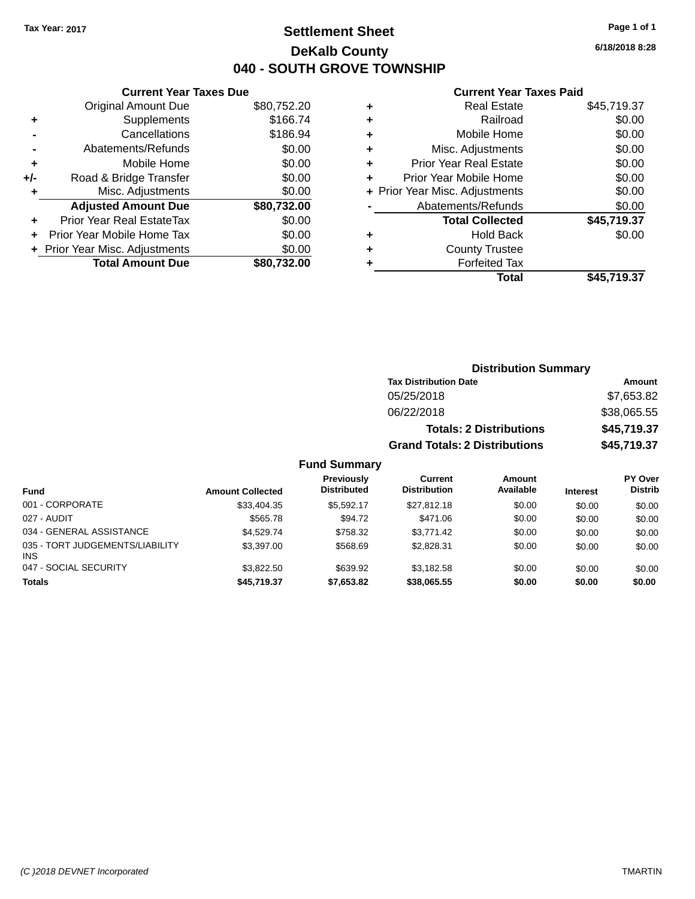Tax Year: 2017

# Settlement Sheet

## DeKalb County

## 040 - SOUTH GROVE TOWNSHIP

6/18/2018 8:28

### Current Year Taxes Due

| | | |
|---|---|---|
| | Original Amount Due | $80,752.20 |
| + | Supplements | $166.74 |
| - | Cancellations | $186.94 |
| - | Abatements/Refunds | $0.00 |
| + | Mobile Home | $0.00 |
| +/- | Road & Bridge Transfer | $0.00 |
| + | Misc. Adjustments | $0.00 |
| | **Adjusted Amount Due** | **$80,732.00** |
| + | Prior Year Real EstateTax | $0.00 |
| + | Prior Year Mobile Home Tax | $0.00 |
| + | Prior Year Misc. Adjustments | $0.00 |
| | **Total Amount Due** | **$80,732.00** |

### Current Year Taxes Paid

| | | |
|---|---|---|
| + | Real Estate | $45,719.37 |
| + | Railroad | $0.00 |
| + | Mobile Home | $0.00 |
| + | Misc. Adjustments | $0.00 |
| + | Prior Year Real Estate | $0.00 |
| + | Prior Year Mobile Home | $0.00 |
| + | Prior Year Misc. Adjustments | $0.00 |
| - | Abatements/Refunds | $0.00 |
| | **Total Collected** | **$45,719.37** |
| + | Hold Back | $0.00 |
| + | County Trustee | |
| + | Forfeited Tax | |
| | **Total** | **$45,719.37** |

### Distribution Summary

| Tax Distribution Date | Amount |
|---|---|
| 05/25/2018 | $7,653.82 |
| 06/22/2018 | $38,065.55 |
| **Totals: 2 Distributions** | **$45,719.37** |
| **Grand Totals: 2 Distributions** | **$45,719.37** |

### Fund Summary

| Fund | Amount Collected | Previously Distributed | Current Distribution | Amount Available | Interest | PY Over Distrib |
|---|---|---|---|---|---|---|
| 001 - CORPORATE | $33,404.35 | $5,592.17 | $27,812.18 | $0.00 | $0.00 | $0.00 |
| 027 - AUDIT | $565.78 | $94.72 | $471.06 | $0.00 | $0.00 | $0.00 |
| 034 - GENERAL ASSISTANCE | $4,529.74 | $758.32 | $3,771.42 | $0.00 | $0.00 | $0.00 |
| 035 - TORT JUDGEMENTS/LIABILITY INS | $3,397.00 | $568.69 | $2,828.31 | $0.00 | $0.00 | $0.00 |
| 047 - SOCIAL SECURITY | $3,822.50 | $639.92 | $3,182.58 | $0.00 | $0.00 | $0.00 |
| **Totals** | **$45,719.37** | **$7,653.82** | **$38,065.55** | **$0.00** | **$0.00** | **$0.00** |

(C )2018 DEVNET Incorporated TMARTIN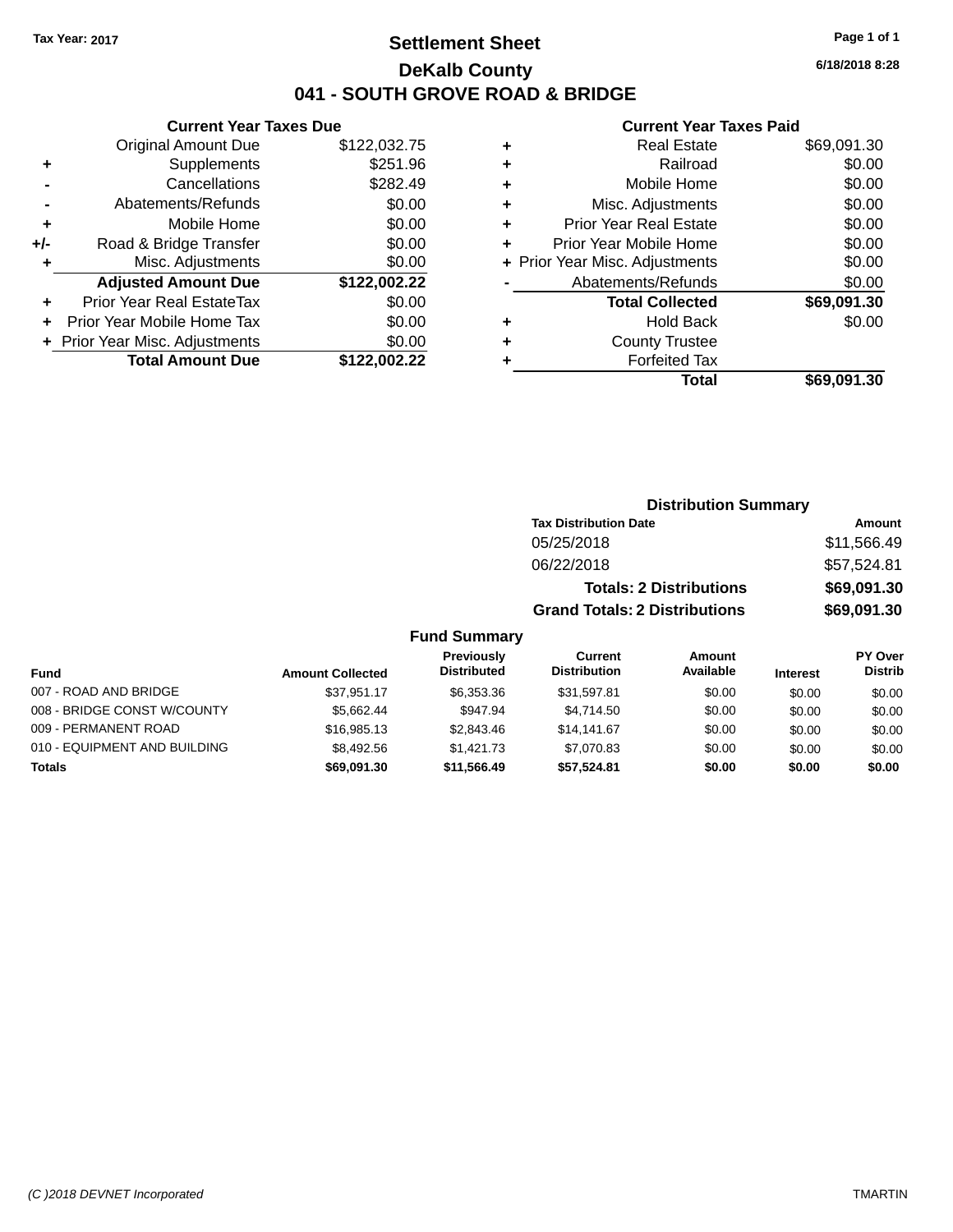Tax Year: 2017

# Settlement Sheet

## DeKalb County

## 041 - SOUTH GROVE ROAD & BRIDGE

6/18/2018 8:28

### Current Year Taxes Due

| | | |
|---|---|---|
| | Original Amount Due | $122,032.75 |
| + | Supplements | $251.96 |
| - | Cancellations | $282.49 |
| - | Abatements/Refunds | $0.00 |
| + | Mobile Home | $0.00 |
| +/- | Road & Bridge Transfer | $0.00 |
| + | Misc. Adjustments | $0.00 |
| | **Adjusted Amount Due** | **$122,002.22** |
| + | Prior Year Real EstateTax | $0.00 |
| + | Prior Year Mobile Home Tax | $0.00 |
| + | Prior Year Misc. Adjustments | $0.00 |
| | **Total Amount Due** | **$122,002.22** |

### Current Year Taxes Paid

| | | |
|---|---|---|
| + | Real Estate | $69,091.30 |
| + | Railroad | $0.00 |
| + | Mobile Home | $0.00 |
| + | Misc. Adjustments | $0.00 |
| + | Prior Year Real Estate | $0.00 |
| + | Prior Year Mobile Home | $0.00 |
| + | Prior Year Misc. Adjustments | $0.00 |
| - | Abatements/Refunds | $0.00 |
| | **Total Collected** | **$69,091.30** |
| + | Hold Back | $0.00 |
| + | County Trustee | |
| + | Forfeited Tax | |
| | **Total** | **$69,091.30** |

### Distribution Summary

| Tax Distribution Date | Amount |
|---|---|
| 05/25/2018 | $11,566.49 |
| 06/22/2018 | $57,524.81 |
| **Totals: 2 Distributions** | **$69,091.30** |
| **Grand Totals: 2 Distributions** | **$69,091.30** |

### Fund Summary

| Fund | Amount Collected | Previously Distributed | Current Distribution | Amount Available | Interest | PY Over Distrib |
|---|---|---|---|---|---|---|
| 007 - ROAD AND BRIDGE | $37,951.17 | $6,353.36 | $31,597.81 | $0.00 | $0.00 | $0.00 |
| 008 - BRIDGE CONST W/COUNTY | $5,662.44 | $947.94 | $4,714.50 | $0.00 | $0.00 | $0.00 |
| 009 - PERMANENT ROAD | $16,985.13 | $2,843.46 | $14,141.67 | $0.00 | $0.00 | $0.00 |
| 010 - EQUIPMENT AND BUILDING | $8,492.56 | $1,421.73 | $7,070.83 | $0.00 | $0.00 | $0.00 |
| **Totals** | **$69,091.30** | **$11,566.49** | **$57,524.81** | **$0.00** | **$0.00** | **$0.00** |

(C )2018 DEVNET Incorporated — TMARTIN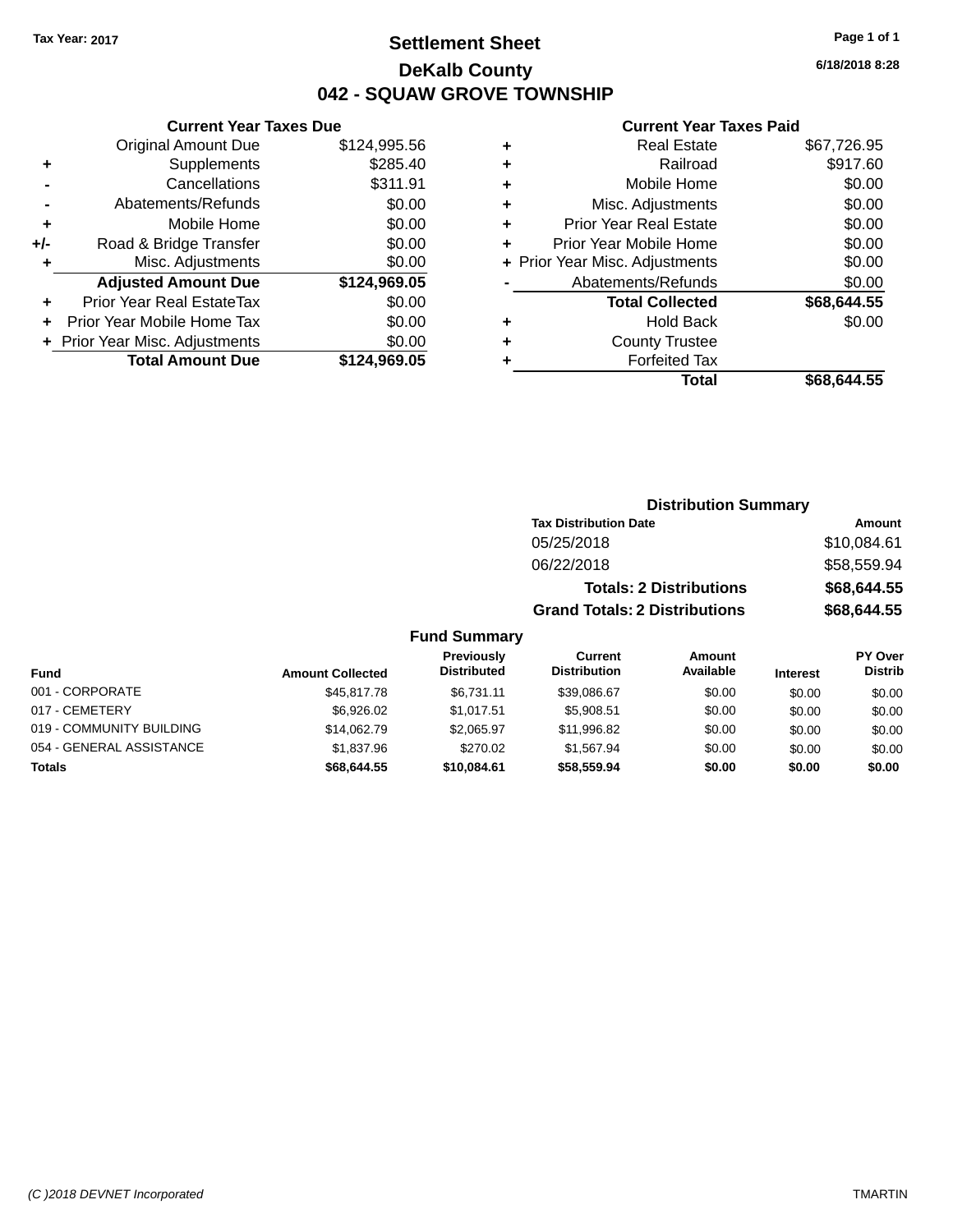Tax Year: 2017

# Settlement Sheet

## DeKalb County

## 042 - SQUAW GROVE TOWNSHIP

6/18/2018 8:28

### Current Year Taxes Due

| | | |
|---|---|---|
| | Original Amount Due | $124,995.56 |
| + | Supplements | $285.40 |
| - | Cancellations | $311.91 |
| - | Abatements/Refunds | $0.00 |
| + | Mobile Home | $0.00 |
| +/- | Road & Bridge Transfer | $0.00 |
| + | Misc. Adjustments | $0.00 |
| | **Adjusted Amount Due** | **$124,969.05** |
| + | Prior Year Real EstateTax | $0.00 |
| + | Prior Year Mobile Home Tax | $0.00 |
| + | Prior Year Misc. Adjustments | $0.00 |
| | **Total Amount Due** | **$124,969.05** |

### Current Year Taxes Paid

| | | |
|---|---|---|
| + | Real Estate | $67,726.95 |
| + | Railroad | $917.60 |
| + | Mobile Home | $0.00 |
| + | Misc. Adjustments | $0.00 |
| + | Prior Year Real Estate | $0.00 |
| + | Prior Year Mobile Home | $0.00 |
| + | Prior Year Misc. Adjustments | $0.00 |
| - | Abatements/Refunds | $0.00 |
| | **Total Collected** | **$68,644.55** |
| + | Hold Back | $0.00 |
| + | County Trustee | |
| + | Forfeited Tax | |
| | **Total** | **$68,644.55** |

### Distribution Summary

| Tax Distribution Date | Amount |
|---|---|
| 05/25/2018 | $10,084.61 |
| 06/22/2018 | $58,559.94 |
| **Totals: 2 Distributions** | **$68,644.55** |
| **Grand Totals: 2 Distributions** | **$68,644.55** |

### Fund Summary

| Fund | Amount Collected | Previously Distributed | Current Distribution | Amount Available | Interest | PY Over Distrib |
|---|---|---|---|---|---|---|
| 001 - CORPORATE | $45,817.78 | $6,731.11 | $39,086.67 | $0.00 | $0.00 | $0.00 |
| 017 - CEMETERY | $6,926.02 | $1,017.51 | $5,908.51 | $0.00 | $0.00 | $0.00 |
| 019 - COMMUNITY BUILDING | $14,062.79 | $2,065.97 | $11,996.82 | $0.00 | $0.00 | $0.00 |
| 054 - GENERAL ASSISTANCE | $1,837.96 | $270.02 | $1,567.94 | $0.00 | $0.00 | $0.00 |
| **Totals** | **$68,644.55** | **$10,084.61** | **$58,559.94** | **$0.00** | **$0.00** | **$0.00** |

(C )2018 DEVNET Incorporated

TMARTIN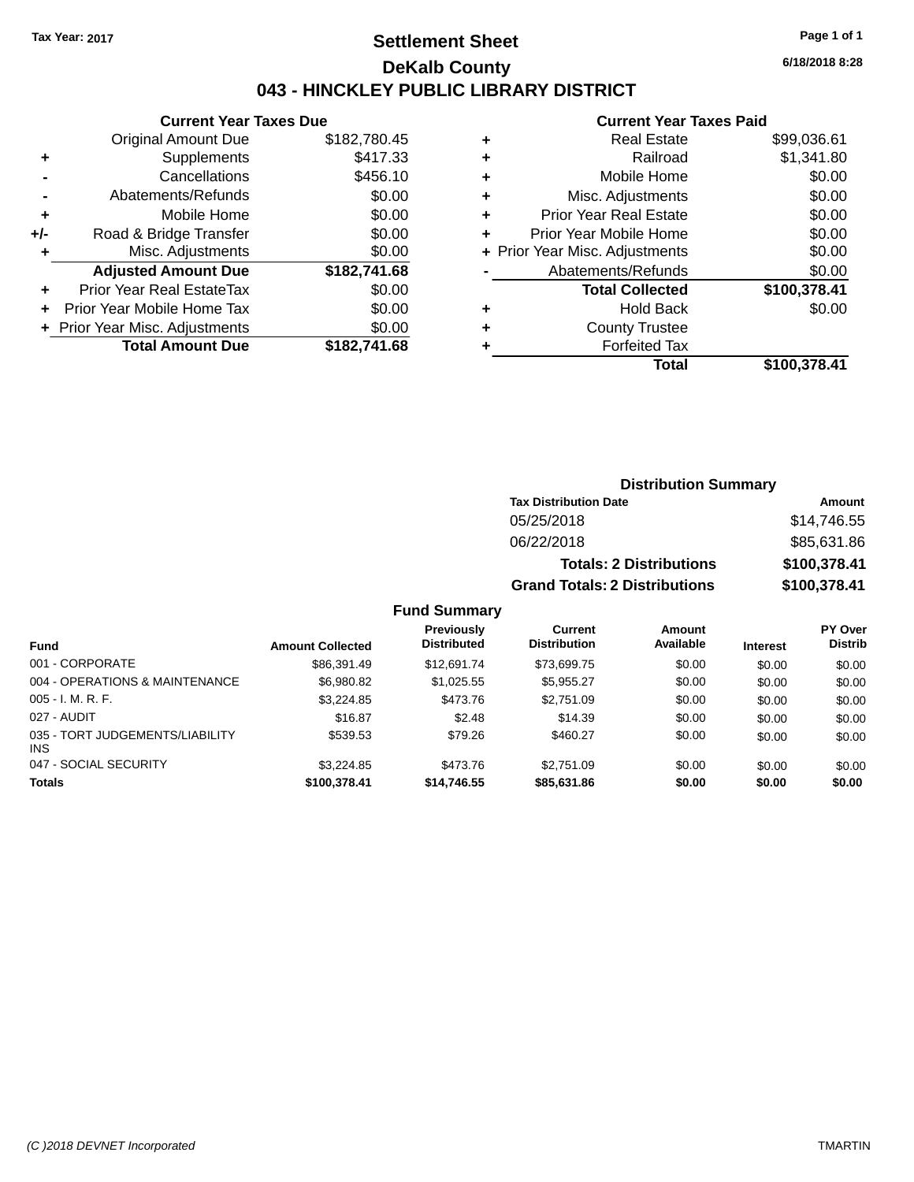Tax Year: 2017

# Settlement Sheet
## DeKalb County
## 043 - HINCKLEY PUBLIC LIBRARY DISTRICT

6/18/2018 8:28

### Current Year Taxes Due

| | | |
|---|---|---|
| | Original Amount Due | $182,780.45 |
| + | Supplements | $417.33 |
| - | Cancellations | $456.10 |
| - | Abatements/Refunds | $0.00 |
| + | Mobile Home | $0.00 |
| +/- | Road & Bridge Transfer | $0.00 |
| + | Misc. Adjustments | $0.00 |
| | **Adjusted Amount Due** | **$182,741.68** |
| + | Prior Year Real EstateTax | $0.00 |
| + | Prior Year Mobile Home Tax | $0.00 |
| + | Prior Year Misc. Adjustments | $0.00 |
| | **Total Amount Due** | **$182,741.68** |

### Current Year Taxes Paid

| | | |
|---|---|---|
| + | Real Estate | $99,036.61 |
| + | Railroad | $1,341.80 |
| + | Mobile Home | $0.00 |
| + | Misc. Adjustments | $0.00 |
| + | Prior Year Real Estate | $0.00 |
| + | Prior Year Mobile Home | $0.00 |
| + | Prior Year Misc. Adjustments | $0.00 |
| - | Abatements/Refunds | $0.00 |
| | **Total Collected** | **$100,378.41** |
| + | Hold Back | $0.00 |
| + | County Trustee | |
| + | Forfeited Tax | |
| | **Total** | **$100,378.41** |

### Distribution Summary

| Tax Distribution Date | Amount |
|---|---|
| 05/25/2018 | $14,746.55 |
| 06/22/2018 | $85,631.86 |
| **Totals: 2 Distributions** | **$100,378.41** |
| **Grand Totals: 2 Distributions** | **$100,378.41** |

### Fund Summary

| Fund | Amount Collected | Previously Distributed | Current Distribution | Amount Available | Interest | PY Over Distrib |
|---|---|---|---|---|---|---|
| 001 - CORPORATE | $86,391.49 | $12,691.74 | $73,699.75 | $0.00 | $0.00 | $0.00 |
| 004 - OPERATIONS & MAINTENANCE | $6,980.82 | $1,025.55 | $5,955.27 | $0.00 | $0.00 | $0.00 |
| 005 - I. M. R. F. | $3,224.85 | $473.76 | $2,751.09 | $0.00 | $0.00 | $0.00 |
| 027 - AUDIT | $16.87 | $2.48 | $14.39 | $0.00 | $0.00 | $0.00 |
| 035 - TORT JUDGEMENTS/LIABILITY INS | $539.53 | $79.26 | $460.27 | $0.00 | $0.00 | $0.00 |
| 047 - SOCIAL SECURITY | $3,224.85 | $473.76 | $2,751.09 | $0.00 | $0.00 | $0.00 |
| **Totals** | **$100,378.41** | **$14,746.55** | **$85,631.86** | **$0.00** | **$0.00** | **$0.00** |

(C )2018 DEVNET Incorporated TMARTIN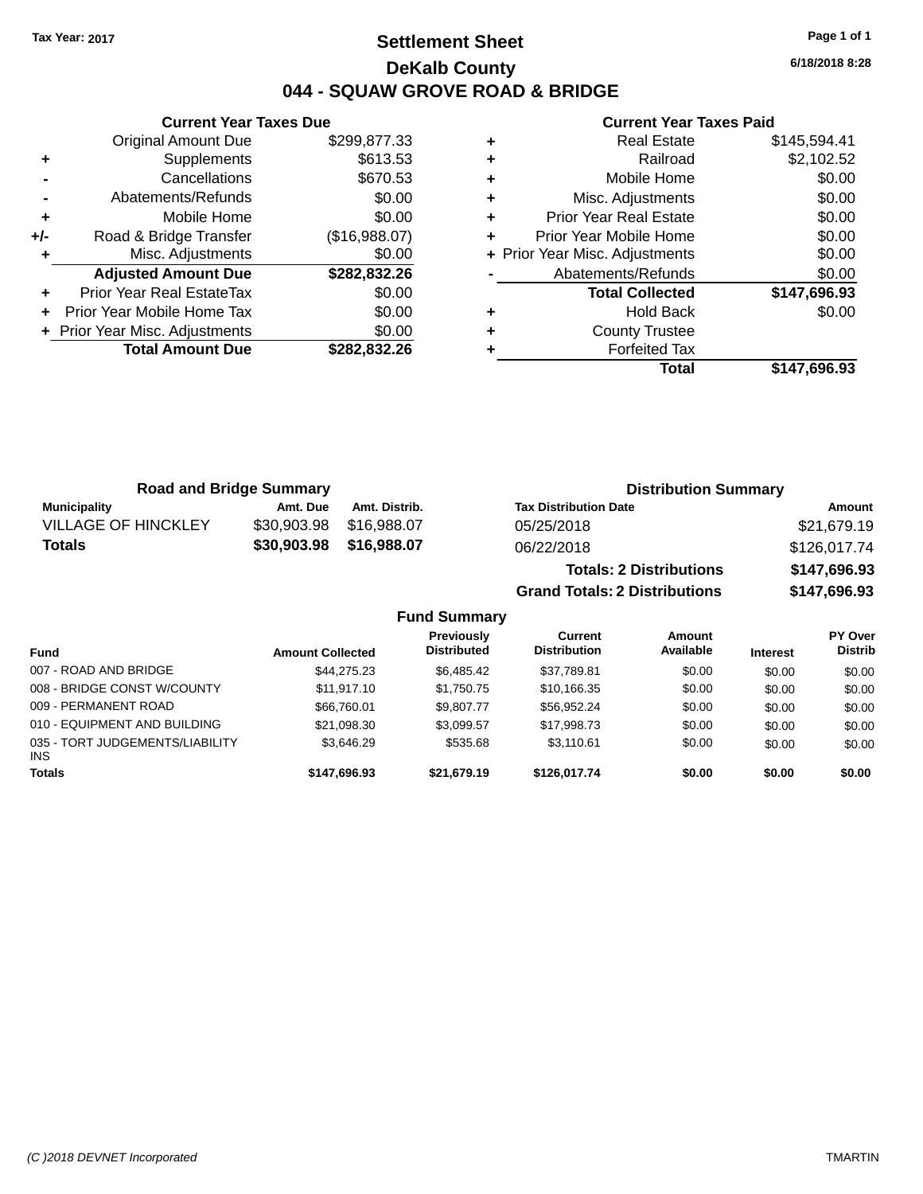Tax Year: 2017

# Settlement Sheet

## DeKalb County

## 044 - SQUAW GROVE ROAD & BRIDGE

6/18/2018 8:28

### Current Year Taxes Due

| | | |
|---|---|---|
| | Original Amount Due | $299,877.33 |
| + | Supplements | $613.53 |
| - | Cancellations | $670.53 |
| - | Abatements/Refunds | $0.00 |
| + | Mobile Home | $0.00 |
| +/- | Road & Bridge Transfer | ($16,988.07) |
| + | Misc. Adjustments | $0.00 |
| | **Adjusted Amount Due** | **$282,832.26** |
| + | Prior Year Real EstateTax | $0.00 |
| + | Prior Year Mobile Home Tax | $0.00 |
| + | Prior Year Misc. Adjustments | $0.00 |
| | **Total Amount Due** | **$282,832.26** |

### Current Year Taxes Paid

| | | |
|---|---|---|
| + | Real Estate | $145,594.41 |
| + | Railroad | $2,102.52 |
| + | Mobile Home | $0.00 |
| + | Misc. Adjustments | $0.00 |
| + | Prior Year Real Estate | $0.00 |
| + | Prior Year Mobile Home | $0.00 |
| + | Prior Year Misc. Adjustments | $0.00 |
| - | Abatements/Refunds | $0.00 |
| | **Total Collected** | **$147,696.93** |
| + | Hold Back | $0.00 |
| + | County Trustee | |
| + | Forfeited Tax | |
| | **Total** | **$147,696.93** |

### Road and Bridge Summary

| Municipality | Amt. Due | Amt. Distrib. |
|---|---|---|
| VILLAGE OF HINCKLEY | $30,903.98 | $16,988.07 |
| **Totals** | **$30,903.98** | **$16,988.07** |

### Distribution Summary

| Tax Distribution Date | Amount |
|---|---|
| 05/25/2018 | $21,679.19 |
| 06/22/2018 | $126,017.74 |
| **Totals: 2 Distributions** | **$147,696.93** |
| **Grand Totals: 2 Distributions** | **$147,696.93** |

### Fund Summary

| Fund | Amount Collected | Previously Distributed | Current Distribution | Amount Available | Interest | PY Over Distrib |
|---|---|---|---|---|---|---|
| 007 - ROAD AND BRIDGE | $44,275.23 | $6,485.42 | $37,789.81 | $0.00 | $0.00 | $0.00 |
| 008 - BRIDGE CONST W/COUNTY | $11,917.10 | $1,750.75 | $10,166.35 | $0.00 | $0.00 | $0.00 |
| 009 - PERMANENT ROAD | $66,760.01 | $9,807.77 | $56,952.24 | $0.00 | $0.00 | $0.00 |
| 010 - EQUIPMENT AND BUILDING | $21,098.30 | $3,099.57 | $17,998.73 | $0.00 | $0.00 | $0.00 |
| 035 - TORT JUDGEMENTS/LIABILITY INS | $3,646.29 | $535.68 | $3,110.61 | $0.00 | $0.00 | $0.00 |
| **Totals** | **$147,696.93** | **$21,679.19** | **$126,017.74** | **$0.00** | **$0.00** | **$0.00** |

(C )2018 DEVNET Incorporated TMARTIN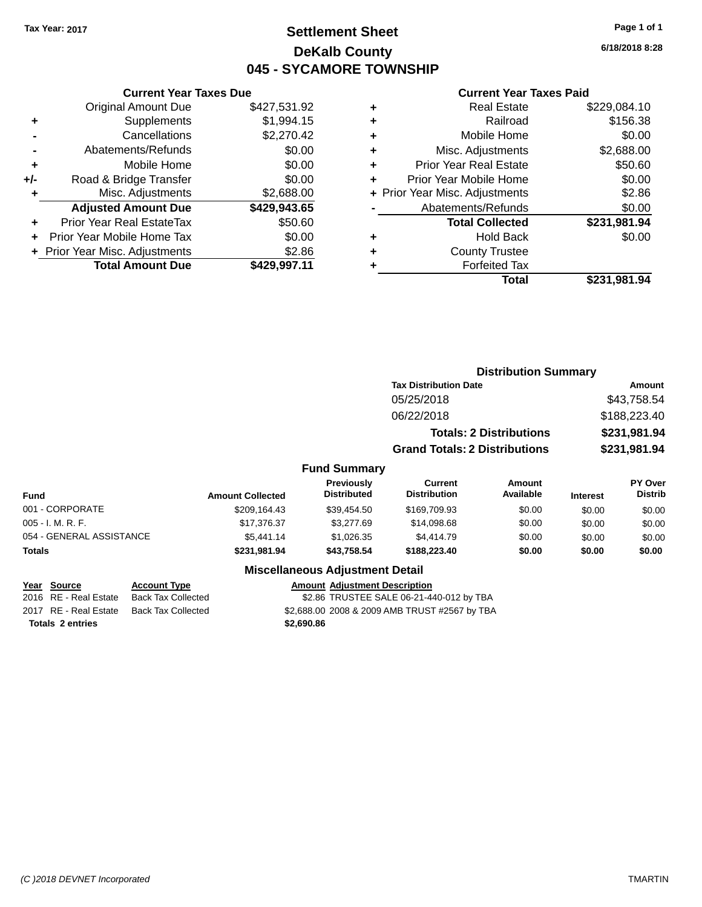Tax Year: 2017

# Settlement Sheet
## DeKalb County
## 045 - SYCAMORE TOWNSHIP

6/18/2018 8:28

### Current Year Taxes Due

| | | |
|---|---|---|
| | Original Amount Due | $427,531.92 |
| + | Supplements | $1,994.15 |
| - | Cancellations | $2,270.42 |
| - | Abatements/Refunds | $0.00 |
| + | Mobile Home | $0.00 |
| +/- | Road & Bridge Transfer | $0.00 |
| + | Misc. Adjustments | $2,688.00 |
| | **Adjusted Amount Due** | **$429,943.65** |
| + | Prior Year Real EstateTax | $50.60 |
| + | Prior Year Mobile Home Tax | $0.00 |
| + | Prior Year Misc. Adjustments | $2.86 |
| | **Total Amount Due** | **$429,997.11** |

### Current Year Taxes Paid

| | | |
|---|---|---|
| + | Real Estate | $229,084.10 |
| + | Railroad | $156.38 |
| + | Mobile Home | $0.00 |
| + | Misc. Adjustments | $2,688.00 |
| + | Prior Year Real Estate | $50.60 |
| + | Prior Year Mobile Home | $0.00 |
| + | Prior Year Misc. Adjustments | $2.86 |
| - | Abatements/Refunds | $0.00 |
| | **Total Collected** | **$231,981.94** |
| + | Hold Back | $0.00 |
| + | County Trustee | |
| + | Forfeited Tax | |
| | **Total** | **$231,981.94** |

### Distribution Summary

| Tax Distribution Date | Amount |
|---|---|
| 05/25/2018 | $43,758.54 |
| 06/22/2018 | $188,223.40 |
| **Totals: 2 Distributions** | **$231,981.94** |
| **Grand Totals: 2 Distributions** | **$231,981.94** |

### Fund Summary

| Fund | Amount Collected | Previously Distributed | Current Distribution | Amount Available | Interest | PY Over Distrib |
|---|---|---|---|---|---|---|
| 001 - CORPORATE | $209,164.43 | $39,454.50 | $169,709.93 | $0.00 | $0.00 | $0.00 |
| 005 - I. M. R. F. | $17,376.37 | $3,277.69 | $14,098.68 | $0.00 | $0.00 | $0.00 |
| 054 - GENERAL ASSISTANCE | $5,441.14 | $1,026.35 | $4,414.79 | $0.00 | $0.00 | $0.00 |
| **Totals** | **$231,981.94** | **$43,758.54** | **$188,223.40** | **$0.00** | **$0.00** | **$0.00** |

### Miscellaneous Adjustment Detail

| Year | Source | Account Type | Amount | Adjustment Description |
|---|---|---|---|---|
| 2016 | RE - Real Estate | Back Tax Collected | $2.86 | TRUSTEE SALE 06-21-440-012 by TBA |
| 2017 | RE - Real Estate | Back Tax Collected | $2,688.00 | 2008 & 2009 AMB TRUST #2567 by TBA |
| **Totals 2 entries** | | | **$2,690.86** | |

(C )2018 DEVNET Incorporated TMARTIN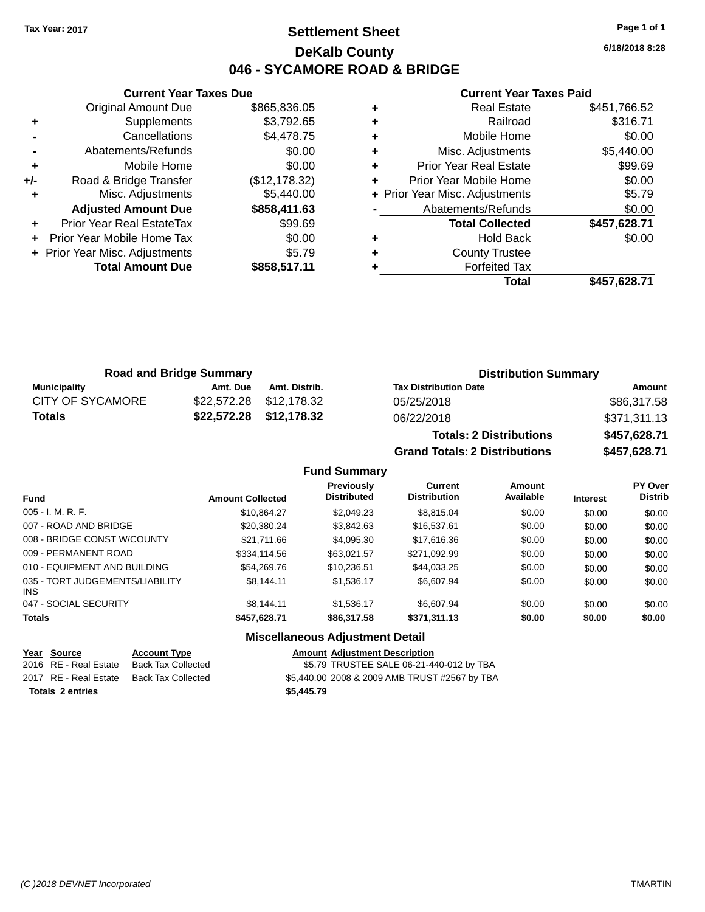Tax Year: 2017

# Settlement Sheet

## DeKalb County

## 046 - SYCAMORE ROAD & BRIDGE

6/18/2018 8:28

### Current Year Taxes Due

| | | |
|---|---|---|
| | Original Amount Due | $865,836.05 |
| + | Supplements | $3,792.65 |
| - | Cancellations | $4,478.75 |
| - | Abatements/Refunds | $0.00 |
| + | Mobile Home | $0.00 |
| +/- | Road & Bridge Transfer | ($12,178.32) |
| + | Misc. Adjustments | $5,440.00 |
| | **Adjusted Amount Due** | **$858,411.63** |
| + | Prior Year Real EstateTax | $99.69 |
| + | Prior Year Mobile Home Tax | $0.00 |
| + | Prior Year Misc. Adjustments | $5.79 |
| | **Total Amount Due** | **$858,517.11** |

### Current Year Taxes Paid

| | | |
|---|---|---|
| + | Real Estate | $451,766.52 |
| + | Railroad | $316.71 |
| + | Mobile Home | $0.00 |
| + | Misc. Adjustments | $5,440.00 |
| + | Prior Year Real Estate | $99.69 |
| + | Prior Year Mobile Home | $0.00 |
| + | Prior Year Misc. Adjustments | $5.79 |
| - | Abatements/Refunds | $0.00 |
| | **Total Collected** | **$457,628.71** |
| + | Hold Back | $0.00 |
| + | County Trustee | |
| + | Forfeited Tax | |
| | **Total** | **$457,628.71** |

### Road and Bridge Summary

| Municipality | Amt. Due | Amt. Distrib. |
|---|---|---|
| CITY OF SYCAMORE | $22,572.28 | $12,178.32 |
| **Totals** | **$22,572.28** | **$12,178.32** |

### Distribution Summary

| Tax Distribution Date | Amount |
|---|---|
| 05/25/2018 | $86,317.58 |
| 06/22/2018 | $371,311.13 |
| **Totals: 2 Distributions** | **$457,628.71** |
| **Grand Totals: 2 Distributions** | **$457,628.71** |

### Fund Summary

| Fund | Amount Collected | Previously Distributed | Current Distribution | Amount Available | Interest | PY Over Distrib |
|---|---|---|---|---|---|---|
| 005 - I. M. R. F. | $10,864.27 | $2,049.23 | $8,815.04 | $0.00 | $0.00 | $0.00 |
| 007 - ROAD AND BRIDGE | $20,380.24 | $3,842.63 | $16,537.61 | $0.00 | $0.00 | $0.00 |
| 008 - BRIDGE CONST W/COUNTY | $21,711.66 | $4,095.30 | $17,616.36 | $0.00 | $0.00 | $0.00 |
| 009 - PERMANENT ROAD | $334,114.56 | $63,021.57 | $271,092.99 | $0.00 | $0.00 | $0.00 |
| 010 - EQUIPMENT AND BUILDING | $54,269.76 | $10,236.51 | $44,033.25 | $0.00 | $0.00 | $0.00 |
| 035 - TORT JUDGEMENTS/LIABILITY INS | $8,144.11 | $1,536.17 | $6,607.94 | $0.00 | $0.00 | $0.00 |
| 047 - SOCIAL SECURITY | $8,144.11 | $1,536.17 | $6,607.94 | $0.00 | $0.00 | $0.00 |
| **Totals** | **$457,628.71** | **$86,317.58** | **$371,311.13** | **$0.00** | **$0.00** | **$0.00** |

### Miscellaneous Adjustment Detail

| Year | Source | Account Type | Amount | Adjustment Description |
|---|---|---|---|---|
| 2016 | RE - Real Estate | Back Tax Collected | $5.79 | TRUSTEE SALE 06-21-440-012 by TBA |
| 2017 | RE - Real Estate | Back Tax Collected | $5,440.00 | 2008 & 2009 AMB TRUST #2567 by TBA |
| **Totals** | **2 entries** | | **$5,445.79** | |

(C )2018 DEVNET Incorporated — TMARTIN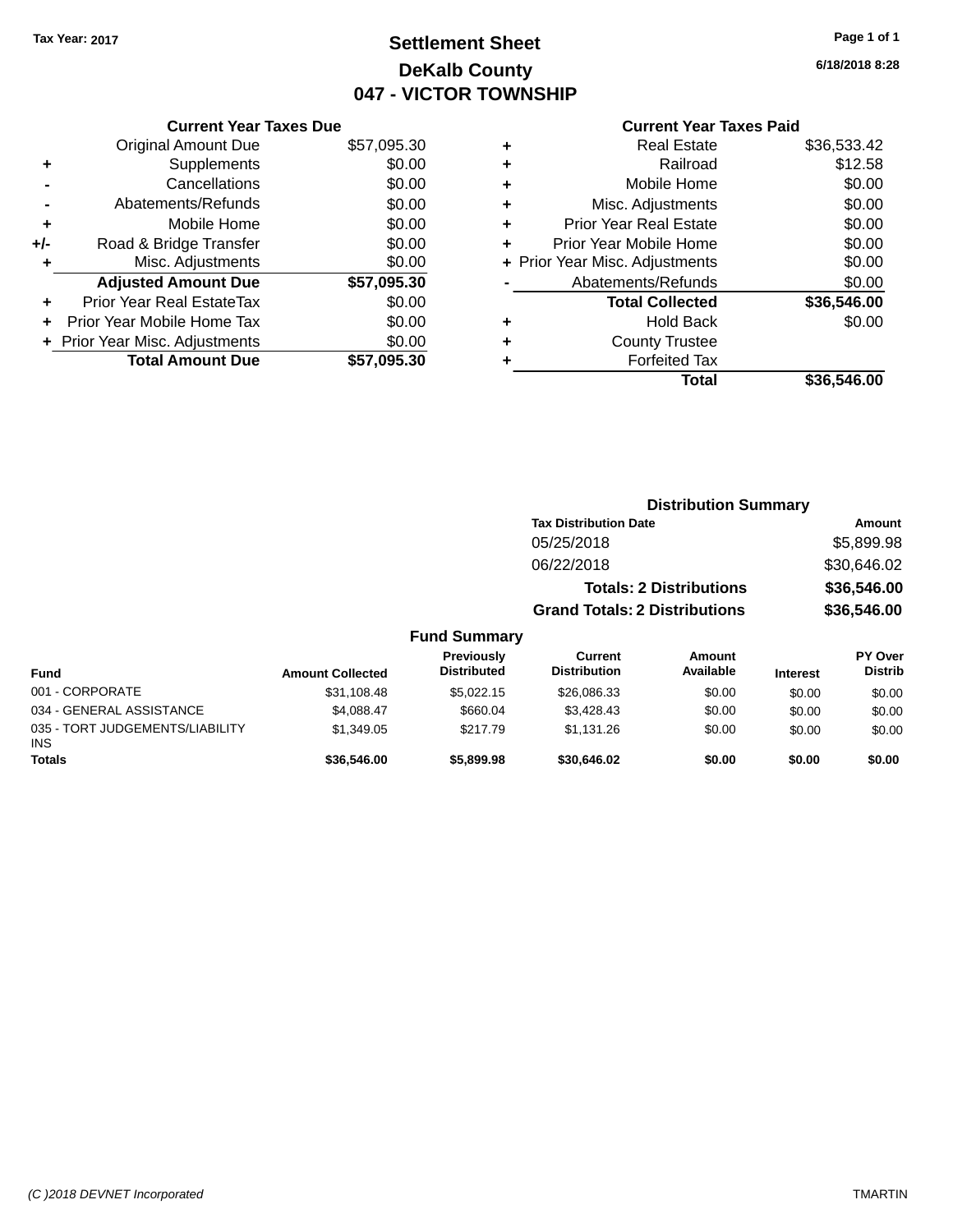Tax Year: 2017

# Settlement Sheet

## DeKalb County

## 047 - VICTOR TOWNSHIP

6/18/2018 8:28

### Current Year Taxes Due

| | | |
|---|---|---|
| | Original Amount Due | $57,095.30 |
| + | Supplements | $0.00 |
| - | Cancellations | $0.00 |
| - | Abatements/Refunds | $0.00 |
| + | Mobile Home | $0.00 |
| +/- | Road & Bridge Transfer | $0.00 |
| + | Misc. Adjustments | $0.00 |
| | **Adjusted Amount Due** | **$57,095.30** |
| + | Prior Year Real EstateTax | $0.00 |
| + | Prior Year Mobile Home Tax | $0.00 |
| + | Prior Year Misc. Adjustments | $0.00 |
| | **Total Amount Due** | **$57,095.30** |

### Current Year Taxes Paid

| | | |
|---|---|---|
| + | Real Estate | $36,533.42 |
| + | Railroad | $12.58 |
| + | Mobile Home | $0.00 |
| + | Misc. Adjustments | $0.00 |
| + | Prior Year Real Estate | $0.00 |
| + | Prior Year Mobile Home | $0.00 |
| + | Prior Year Misc. Adjustments | $0.00 |
| - | Abatements/Refunds | $0.00 |
| | **Total Collected** | **$36,546.00** |
| + | Hold Back | $0.00 |
| + | County Trustee | |
| + | Forfeited Tax | |
| | **Total** | **$36,546.00** |

### Distribution Summary

| Tax Distribution Date | Amount |
|---|---|
| 05/25/2018 | $5,899.98 |
| 06/22/2018 | $30,646.02 |
| **Totals: 2 Distributions** | **$36,546.00** |
| **Grand Totals: 2 Distributions** | **$36,546.00** |

### Fund Summary

| Fund | Amount Collected | Previously Distributed | Current Distribution | Amount Available | Interest | PY Over Distrib |
|---|---|---|---|---|---|---|
| 001 - CORPORATE | $31,108.48 | $5,022.15 | $26,086.33 | $0.00 | $0.00 | $0.00 |
| 034 - GENERAL ASSISTANCE | $4,088.47 | $660.04 | $3,428.43 | $0.00 | $0.00 | $0.00 |
| 035 - TORT JUDGEMENTS/LIABILITY INS | $1,349.05 | $217.79 | $1,131.26 | $0.00 | $0.00 | $0.00 |
| **Totals** | **$36,546.00** | **$5,899.98** | **$30,646.02** | **$0.00** | **$0.00** | **$0.00** |

(C )2018 DEVNET Incorporated TMARTIN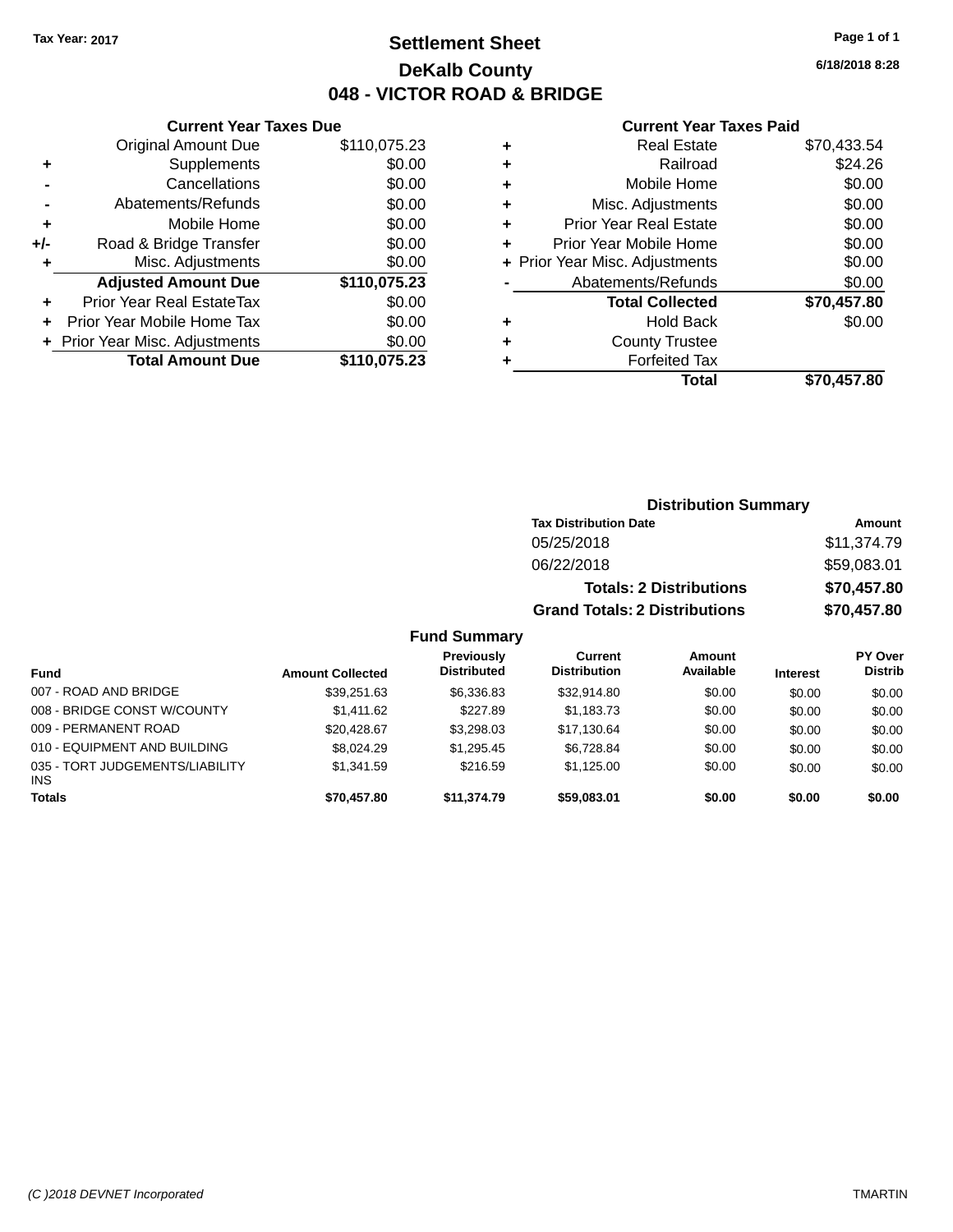Tax Year: 2017

# Settlement Sheet
## DeKalb County
## 048 - VICTOR ROAD & BRIDGE

6/18/2018 8:28

### Current Year Taxes Due

| | | |
|---|---|---|
| | Original Amount Due | $110,075.23 |
| + | Supplements | $0.00 |
| - | Cancellations | $0.00 |
| - | Abatements/Refunds | $0.00 |
| + | Mobile Home | $0.00 |
| +/- | Road & Bridge Transfer | $0.00 |
| + | Misc. Adjustments | $0.00 |
| | **Adjusted Amount Due** | **$110,075.23** |
| + | Prior Year Real EstateTax | $0.00 |
| + | Prior Year Mobile Home Tax | $0.00 |
| + | Prior Year Misc. Adjustments | $0.00 |
| | **Total Amount Due** | **$110,075.23** |

### Current Year Taxes Paid

| | | |
|---|---|---|
| + | Real Estate | $70,433.54 |
| + | Railroad | $24.26 |
| + | Mobile Home | $0.00 |
| + | Misc. Adjustments | $0.00 |
| + | Prior Year Real Estate | $0.00 |
| + | Prior Year Mobile Home | $0.00 |
| + | Prior Year Misc. Adjustments | $0.00 |
| - | Abatements/Refunds | $0.00 |
| | **Total Collected** | **$70,457.80** |
| + | Hold Back | $0.00 |
| + | County Trustee | |
| + | Forfeited Tax | |
| | **Total** | **$70,457.80** |

### Distribution Summary

| Tax Distribution Date | Amount |
|---|---|
| 05/25/2018 | $11,374.79 |
| 06/22/2018 | $59,083.01 |
| **Totals: 2 Distributions** | **$70,457.80** |
| **Grand Totals: 2 Distributions** | **$70,457.80** |

### Fund Summary

| Fund | Amount Collected | Previously Distributed | Current Distribution | Amount Available | Interest | PY Over Distrib |
|---|---|---|---|---|---|---|
| 007 - ROAD AND BRIDGE | $39,251.63 | $6,336.83 | $32,914.80 | $0.00 | $0.00 | $0.00 |
| 008 - BRIDGE CONST W/COUNTY | $1,411.62 | $227.89 | $1,183.73 | $0.00 | $0.00 | $0.00 |
| 009 - PERMANENT ROAD | $20,428.67 | $3,298.03 | $17,130.64 | $0.00 | $0.00 | $0.00 |
| 010 - EQUIPMENT AND BUILDING | $8,024.29 | $1,295.45 | $6,728.84 | $0.00 | $0.00 | $0.00 |
| 035 - TORT JUDGEMENTS/LIABILITY INS | $1,341.59 | $216.59 | $1,125.00 | $0.00 | $0.00 | $0.00 |
| **Totals** | **$70,457.80** | **$11,374.79** | **$59,083.01** | **$0.00** | **$0.00** | **$0.00** |

(C )2018 DEVNET Incorporated TMARTIN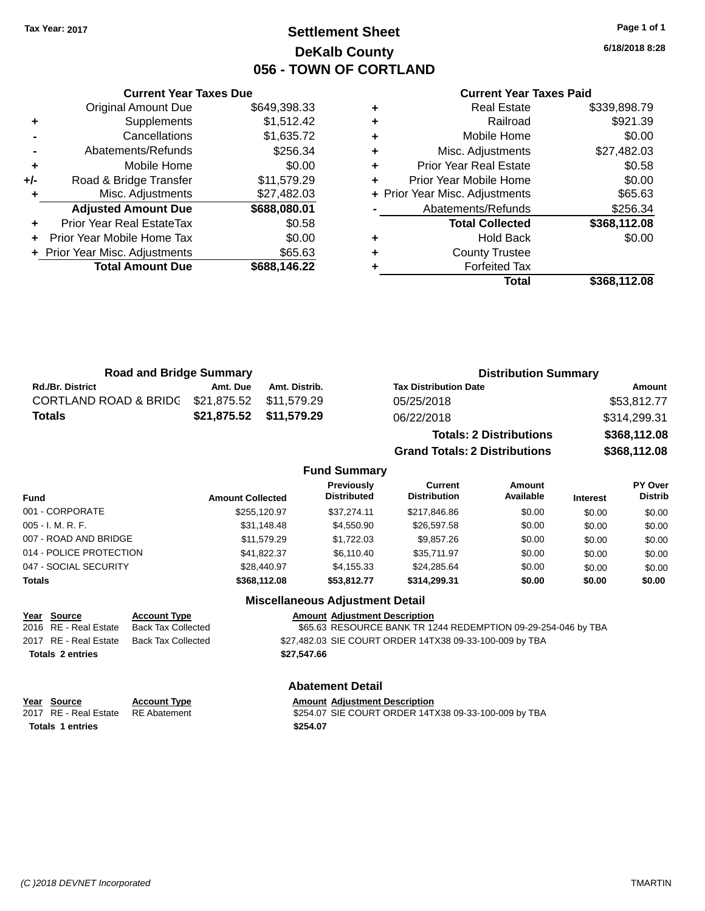Tax Year: 2017

# Settlement Sheet
## DeKalb County
## 056 - TOWN OF CORTLAND

6/18/2018 8:28

| | Current Year Taxes Due | |
|---|---|---|
| | Original Amount Due | $649,398.33 |
| + | Supplements | $1,512.42 |
| - | Cancellations | $1,635.72 |
| - | Abatements/Refunds | $256.34 |
| + | Mobile Home | $0.00 |
| +/- | Road & Bridge Transfer | $11,579.29 |
| + | Misc. Adjustments | $27,482.03 |
| | **Adjusted Amount Due** | **$688,080.01** |
| + | Prior Year Real EstateTax | $0.58 |
| + | Prior Year Mobile Home Tax | $0.00 |
| + | Prior Year Misc. Adjustments | $65.63 |
| | **Total Amount Due** | **$688,146.22** |

| | Current Year Taxes Paid | |
|---|---|---|
| + | Real Estate | $339,898.79 |
| + | Railroad | $921.39 |
| + | Mobile Home | $0.00 |
| + | Misc. Adjustments | $27,482.03 |
| + | Prior Year Real Estate | $0.58 |
| + | Prior Year Mobile Home | $0.00 |
| + | Prior Year Misc. Adjustments | $65.63 |
| - | Abatements/Refunds | $256.34 |
| | **Total Collected** | **$368,112.08** |
| + | Hold Back | $0.00 |
| + | County Trustee | |
| + | Forfeited Tax | |
| | **Total** | **$368,112.08** |

### Road and Bridge Summary

| Rd./Br. District | Amt. Due | Amt. Distrib. |
|---|---|---|
| CORTLAND ROAD & BRIDG | $21,875.52 | $11,579.29 |
| **Totals** | **$21,875.52** | **$11,579.29** |

### Distribution Summary

| Tax Distribution Date | Amount |
|---|---|
| 05/25/2018 | $53,812.77 |
| 06/22/2018 | $314,299.31 |
| **Totals: 2 Distributions** | **$368,112.08** |
| **Grand Totals: 2 Distributions** | **$368,112.08** |

### Fund Summary

| Fund | Amount Collected | Previously Distributed | Current Distribution | Amount Available | Interest | PY Over Distrib |
|---|---|---|---|---|---|---|
| 001 - CORPORATE | $255,120.97 | $37,274.11 | $217,846.86 | $0.00 | $0.00 | $0.00 |
| 005 - I. M. R. F. | $31,148.48 | $4,550.90 | $26,597.58 | $0.00 | $0.00 | $0.00 |
| 007 - ROAD AND BRIDGE | $11,579.29 | $1,722.03 | $9,857.26 | $0.00 | $0.00 | $0.00 |
| 014 - POLICE PROTECTION | $41,822.37 | $6,110.40 | $35,711.97 | $0.00 | $0.00 | $0.00 |
| 047 - SOCIAL SECURITY | $28,440.97 | $4,155.33 | $24,285.64 | $0.00 | $0.00 | $0.00 |
| **Totals** | **$368,112.08** | **$53,812.77** | **$314,299.31** | **$0.00** | **$0.00** | **$0.00** |

### Miscellaneous Adjustment Detail

| Year | Source | Account Type | Amount | Adjustment Description |
|---|---|---|---|---|
| 2016 | RE - Real Estate | Back Tax Collected | $65.63 | RESOURCE BANK TR 1244 REDEMPTION 09-29-254-046 by TBA |
| 2017 | RE - Real Estate | Back Tax Collected | $27,482.03 | SIE COURT ORDER 14TX38 09-33-100-009 by TBA |
| **Totals 2 entries** | | | **$27,547.66** | |

### Abatement Detail

| Year | Source | Account Type | Amount | Adjustment Description |
|---|---|---|---|---|
| 2017 | RE - Real Estate | RE Abatement | $254.07 | SIE COURT ORDER 14TX38 09-33-100-009 by TBA |
| **Totals 1 entries** | | | **$254.07** | |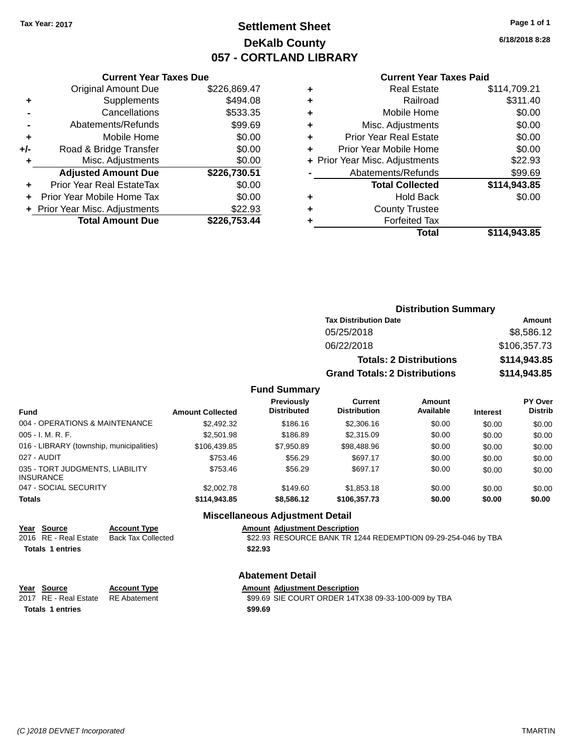Tax Year: 2017

# Settlement Sheet
## DeKalb County
## 057 - CORTLAND LIBRARY

6/18/2018 8:28

### Current Year Taxes Due

| | | |
|---|---|---|
| | Original Amount Due | $226,869.47 |
| + | Supplements | $494.08 |
| - | Cancellations | $533.35 |
| - | Abatements/Refunds | $99.69 |
| + | Mobile Home | $0.00 |
| +/- | Road & Bridge Transfer | $0.00 |
| + | Misc. Adjustments | $0.00 |
| | **Adjusted Amount Due** | **$226,730.51** |
| + | Prior Year Real EstateTax | $0.00 |
| + | Prior Year Mobile Home Tax | $0.00 |
| + | Prior Year Misc. Adjustments | $22.93 |
| | **Total Amount Due** | **$226,753.44** |

### Current Year Taxes Paid

| | | |
|---|---|---|
| + | Real Estate | $114,709.21 |
| + | Railroad | $311.40 |
| + | Mobile Home | $0.00 |
| + | Misc. Adjustments | $0.00 |
| + | Prior Year Real Estate | $0.00 |
| + | Prior Year Mobile Home | $0.00 |
| + | Prior Year Misc. Adjustments | $22.93 |
| - | Abatements/Refunds | $99.69 |
| | **Total Collected** | **$114,943.85** |
| + | Hold Back | $0.00 |
| + | County Trustee | |
| + | Forfeited Tax | |
| | **Total** | **$114,943.85** |

### Distribution Summary

| Tax Distribution Date | Amount |
|---|---|
| 05/25/2018 | $8,586.12 |
| 06/22/2018 | $106,357.73 |
| **Totals: 2 Distributions** | **$114,943.85** |
| **Grand Totals: 2 Distributions** | **$114,943.85** |

### Fund Summary

| Fund | Amount Collected | Previously Distributed | Current Distribution | Amount Available | Interest | PY Over Distrib |
|---|---|---|---|---|---|---|
| 004 - OPERATIONS & MAINTENANCE | $2,492.32 | $186.16 | $2,306.16 | $0.00 | $0.00 | $0.00 |
| 005 - I. M. R. F. | $2,501.98 | $186.89 | $2,315.09 | $0.00 | $0.00 | $0.00 |
| 016 - LIBRARY (township, municipalities) | $106,439.85 | $7,950.89 | $98,488.96 | $0.00 | $0.00 | $0.00 |
| 027 - AUDIT | $753.46 | $56.29 | $697.17 | $0.00 | $0.00 | $0.00 |
| 035 - TORT JUDGMENTS, LIABILITY INSURANCE | $753.46 | $56.29 | $697.17 | $0.00 | $0.00 | $0.00 |
| 047 - SOCIAL SECURITY | $2,002.78 | $149.60 | $1,853.18 | $0.00 | $0.00 | $0.00 |
| **Totals** | **$114,943.85** | **$8,586.12** | **$106,357.73** | **$0.00** | **$0.00** | **$0.00** |

### Miscellaneous Adjustment Detail

| Year | Source | Account Type | Amount | Adjustment Description |
|---|---|---|---|---|
| 2016 | RE - Real Estate | Back Tax Collected | $22.93 | RESOURCE BANK TR 1244 REDEMPTION 09-29-254-046 by TBA |
| **Totals** | **1 entries** | | **$22.93** | |

### Abatement Detail

| Year | Source | Account Type | Amount | Adjustment Description |
|---|---|---|---|---|
| 2017 | RE - Real Estate | RE Abatement | $99.69 | SIE COURT ORDER 14TX38 09-33-100-009 by TBA |
| **Totals** | **1 entries** | | **$99.69** | |

(C )2018 DEVNET Incorporated TMARTIN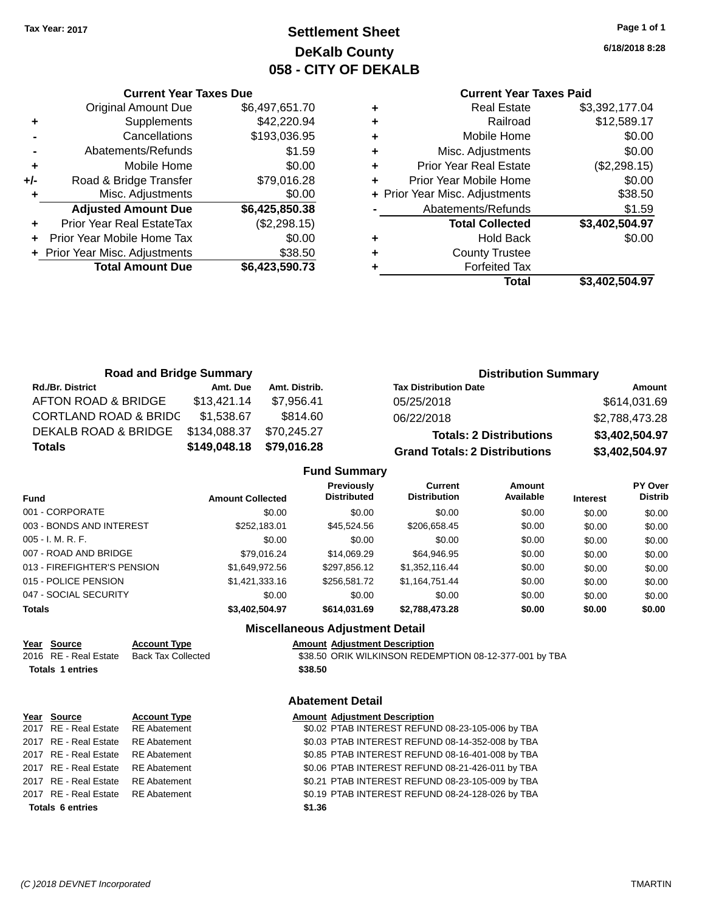Tax Year: 2017

# Settlement Sheet
## DeKalb County
## 058 - CITY OF DEKALB

6/18/2018 8:28

### Current Year Taxes Due

| | | |
|---|---|---|
| | Original Amount Due | $6,497,651.70 |
| + | Supplements | $42,220.94 |
| - | Cancellations | $193,036.95 |
| - | Abatements/Refunds | $1.59 |
| + | Mobile Home | $0.00 |
| +/- | Road & Bridge Transfer | $79,016.28 |
| + | Misc. Adjustments | $0.00 |
| | **Adjusted Amount Due** | **$6,425,850.38** |
| + | Prior Year Real EstateTax | ($2,298.15) |
| + | Prior Year Mobile Home Tax | $0.00 |
| + | Prior Year Misc. Adjustments | $38.50 |
| | **Total Amount Due** | **$6,423,590.73** |

### Current Year Taxes Paid

| | | |
|---|---|---|
| + | Real Estate | $3,392,177.04 |
| + | Railroad | $12,589.17 |
| + | Mobile Home | $0.00 |
| + | Misc. Adjustments | $0.00 |
| + | Prior Year Real Estate | ($2,298.15) |
| + | Prior Year Mobile Home | $0.00 |
| + | Prior Year Misc. Adjustments | $38.50 |
| - | Abatements/Refunds | $1.59 |
| | **Total Collected** | **$3,402,504.97** |
| + | Hold Back | $0.00 |
| + | County Trustee | |
| + | Forfeited Tax | |
| | **Total** | **$3,402,504.97** |

### Road and Bridge Summary

| Rd./Br. District | Amt. Due | Amt. Distrib. |
|---|---|---|
| AFTON ROAD & BRIDGE | $13,421.14 | $7,956.41 |
| CORTLAND ROAD & BRIDG | $1,538.67 | $814.60 |
| DEKALB ROAD & BRIDGE | $134,088.37 | $70,245.27 |
| **Totals** | **$149,048.18** | **$79,016.28** |

### Distribution Summary

| Tax Distribution Date | Amount |
|---|---|
| 05/25/2018 | $614,031.69 |
| 06/22/2018 | $2,788,473.28 |
| **Totals: 2 Distributions** | **$3,402,504.97** |
| **Grand Totals: 2 Distributions** | **$3,402,504.97** |

### Fund Summary

| Fund | Amount Collected | Previously Distributed | Current Distribution | Amount Available | Interest | PY Over Distrib |
|---|---|---|---|---|---|---|
| 001 - CORPORATE | $0.00 | $0.00 | $0.00 | $0.00 | $0.00 | $0.00 |
| 003 - BONDS AND INTEREST | $252,183.01 | $45,524.56 | $206,658.45 | $0.00 | $0.00 | $0.00 |
| 005 - I. M. R. F. | $0.00 | $0.00 | $0.00 | $0.00 | $0.00 | $0.00 |
| 007 - ROAD AND BRIDGE | $79,016.24 | $14,069.29 | $64,946.95 | $0.00 | $0.00 | $0.00 |
| 013 - FIREFIGHTER'S PENSION | $1,649,972.56 | $297,856.12 | $1,352,116.44 | $0.00 | $0.00 | $0.00 |
| 015 - POLICE PENSION | $1,421,333.16 | $256,581.72 | $1,164,751.44 | $0.00 | $0.00 | $0.00 |
| 047 - SOCIAL SECURITY | $0.00 | $0.00 | $0.00 | $0.00 | $0.00 | $0.00 |
| **Totals** | **$3,402,504.97** | **$614,031.69** | **$2,788,473.28** | **$0.00** | **$0.00** | **$0.00** |

### Miscellaneous Adjustment Detail

| Year | Source | Account Type | Amount | Adjustment Description |
|---|---|---|---|---|
| 2016 | RE - Real Estate | Back Tax Collected | $38.50 | ORIK WILKINSON REDEMPTION 08-12-377-001 by TBA |
| **Totals 1 entries** | | | **$38.50** | |

### Abatement Detail

| Year | Source | Account Type | Amount | Adjustment Description |
|---|---|---|---|---|
| 2017 | RE - Real Estate | RE Abatement | $0.02 | PTAB INTEREST REFUND 08-23-105-006 by TBA |
| 2017 | RE - Real Estate | RE Abatement | $0.03 | PTAB INTEREST REFUND 08-14-352-008 by TBA |
| 2017 | RE - Real Estate | RE Abatement | $0.85 | PTAB INTEREST REFUND 08-16-401-008 by TBA |
| 2017 | RE - Real Estate | RE Abatement | $0.06 | PTAB INTEREST REFUND 08-21-426-011 by TBA |
| 2017 | RE - Real Estate | RE Abatement | $0.21 | PTAB INTEREST REFUND 08-23-105-009 by TBA |
| 2017 | RE - Real Estate | RE Abatement | $0.19 | PTAB INTEREST REFUND 08-24-128-026 by TBA |
| **Totals 6 entries** | | | **$1.36** | |

(C )2018 DEVNET Incorporated TMARTIN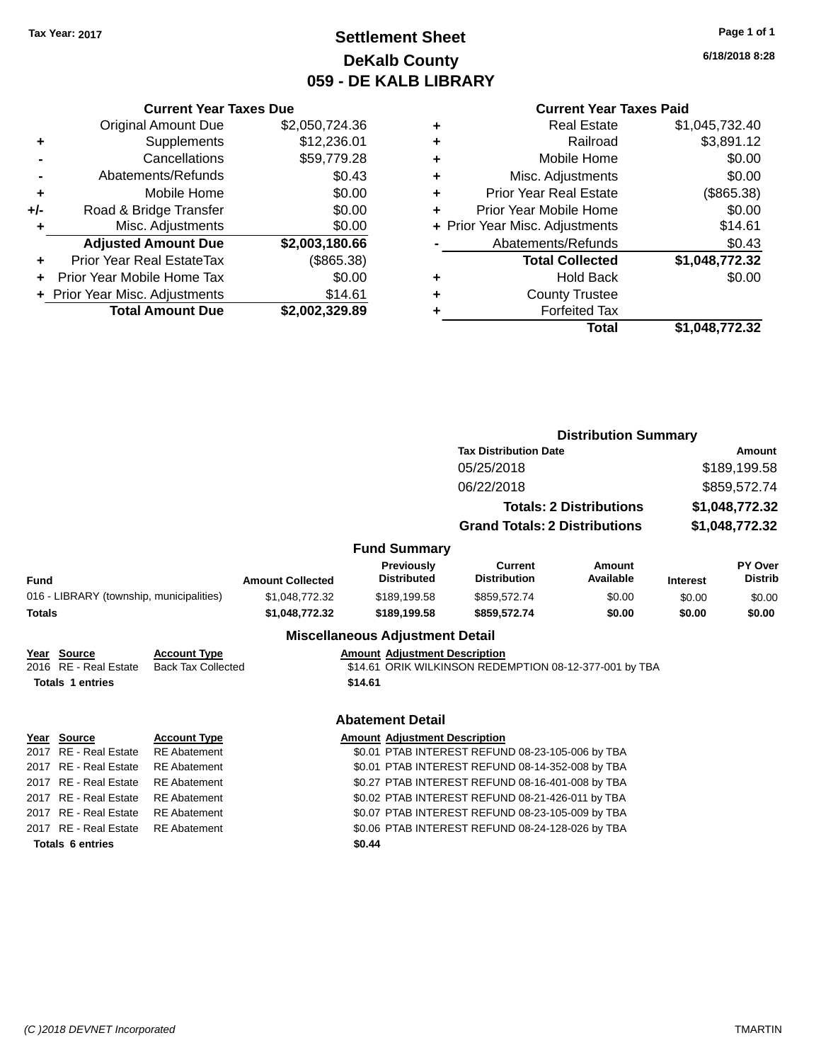Tax Year: 2017

# Settlement Sheet
## DeKalb County
## 059 - DE KALB LIBRARY

6/18/2018 8:28

### Current Year Taxes Due

| | | |
|---|---|---|
| | Original Amount Due | $2,050,724.36 |
| + | Supplements | $12,236.01 |
| - | Cancellations | $59,779.28 |
| - | Abatements/Refunds | $0.43 |
| + | Mobile Home | $0.00 |
| +/- | Road & Bridge Transfer | $0.00 |
| + | Misc. Adjustments | $0.00 |
| | **Adjusted Amount Due** | **$2,003,180.66** |
| + | Prior Year Real EstateTax | ($865.38) |
| + | Prior Year Mobile Home Tax | $0.00 |
| + | Prior Year Misc. Adjustments | $14.61 |
| | **Total Amount Due** | **$2,002,329.89** |

### Current Year Taxes Paid

| | | |
|---|---|---|
| + | Real Estate | $1,045,732.40 |
| + | Railroad | $3,891.12 |
| + | Mobile Home | $0.00 |
| + | Misc. Adjustments | $0.00 |
| + | Prior Year Real Estate | ($865.38) |
| + | Prior Year Mobile Home | $0.00 |
| + | Prior Year Misc. Adjustments | $14.61 |
| - | Abatements/Refunds | $0.43 |
| | **Total Collected** | **$1,048,772.32** |
| + | Hold Back | $0.00 |
| + | County Trustee | |
| + | Forfeited Tax | |
| | **Total** | **$1,048,772.32** |

### Distribution Summary

| Tax Distribution Date | Amount |
|---|---|
| 05/25/2018 | $189,199.58 |
| 06/22/2018 | $859,572.74 |
| **Totals: 2 Distributions** | **$1,048,772.32** |
| **Grand Totals: 2 Distributions** | **$1,048,772.32** |

### Fund Summary

| Fund | Amount Collected | Previously Distributed | Current Distribution | Amount Available | Interest | PY Over Distrib |
|---|---|---|---|---|---|---|
| 016 - LIBRARY (township, municipalities) | $1,048,772.32 | $189,199.58 | $859,572.74 | $0.00 | $0.00 | $0.00 |
| **Totals** | **$1,048,772.32** | **$189,199.58** | **$859,572.74** | **$0.00** | **$0.00** | **$0.00** |

### Miscellaneous Adjustment Detail

| Year | Source | Account Type | Amount | Adjustment Description |
|---|---|---|---|---|
| 2016 | RE - Real Estate | Back Tax Collected | $14.61 | ORIK WILKINSON REDEMPTION 08-12-377-001 by TBA |
| **Totals 1 entries** | | | **$14.61** | |

### Abatement Detail

| Year | Source | Account Type | Amount | Adjustment Description |
|---|---|---|---|---|
| 2017 | RE - Real Estate | RE Abatement | $0.01 | PTAB INTEREST REFUND 08-23-105-006 by TBA |
| 2017 | RE - Real Estate | RE Abatement | $0.01 | PTAB INTEREST REFUND 08-14-352-008 by TBA |
| 2017 | RE - Real Estate | RE Abatement | $0.27 | PTAB INTEREST REFUND 08-16-401-008 by TBA |
| 2017 | RE - Real Estate | RE Abatement | $0.02 | PTAB INTEREST REFUND 08-21-426-011 by TBA |
| 2017 | RE - Real Estate | RE Abatement | $0.07 | PTAB INTEREST REFUND 08-23-105-009 by TBA |
| 2017 | RE - Real Estate | RE Abatement | $0.06 | PTAB INTEREST REFUND 08-24-128-026 by TBA |
| **Totals 6 entries** | | | **$0.44** | |

(C )2018 DEVNET Incorporated TMARTIN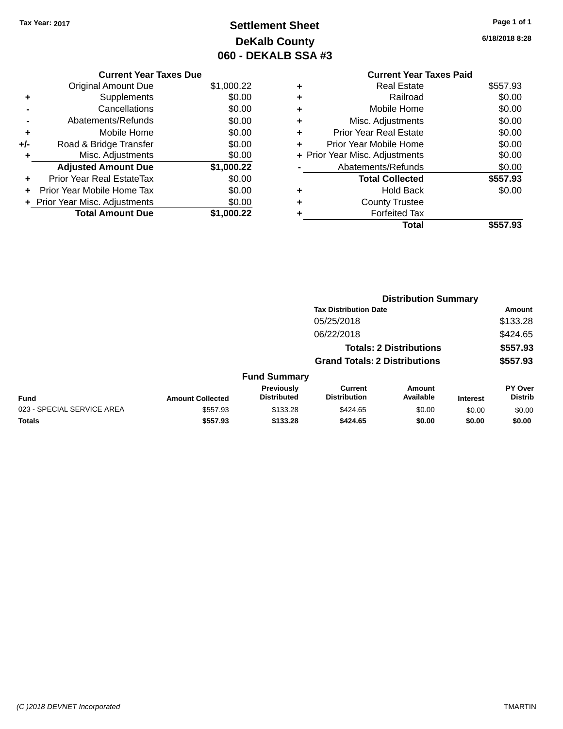Tax Year: 2017

# Settlement Sheet
## DeKalb County
## 060 - DEKALB SSA #3

6/18/2018 8:28

### Current Year Taxes Due

| | | |
|---|---|---|
| | Original Amount Due | $1,000.22 |
| + | Supplements | $0.00 |
| - | Cancellations | $0.00 |
| - | Abatements/Refunds | $0.00 |
| + | Mobile Home | $0.00 |
| +/- | Road & Bridge Transfer | $0.00 |
| + | Misc. Adjustments | $0.00 |
| | **Adjusted Amount Due** | **$1,000.22** |
| + | Prior Year Real EstateTax | $0.00 |
| + | Prior Year Mobile Home Tax | $0.00 |
| + | Prior Year Misc. Adjustments | $0.00 |
| | **Total Amount Due** | **$1,000.22** |

### Current Year Taxes Paid

| | | |
|---|---|---|
| + | Real Estate | $557.93 |
| + | Railroad | $0.00 |
| + | Mobile Home | $0.00 |
| + | Misc. Adjustments | $0.00 |
| + | Prior Year Real Estate | $0.00 |
| + | Prior Year Mobile Home | $0.00 |
| + | Prior Year Misc. Adjustments | $0.00 |
| - | Abatements/Refunds | $0.00 |
| | **Total Collected** | **$557.93** |
| + | Hold Back | $0.00 |
| + | County Trustee | |
| + | Forfeited Tax | |
| | **Total** | **$557.93** |

### Distribution Summary

| Tax Distribution Date | Amount |
|---|---|
| 05/25/2018 | $133.28 |
| 06/22/2018 | $424.65 |
| **Totals: 2 Distributions** | **$557.93** |
| **Grand Totals: 2 Distributions** | **$557.93** |

### Fund Summary

| Fund | Amount Collected | Previously Distributed | Current Distribution | Amount Available | Interest | PY Over Distrib |
|---|---|---|---|---|---|---|
| 023 - SPECIAL SERVICE AREA | $557.93 | $133.28 | $424.65 | $0.00 | $0.00 | $0.00 |
| **Totals** | **$557.93** | **$133.28** | **$424.65** | **$0.00** | **$0.00** | **$0.00** |

(C )2018 DEVNET Incorporated TMARTIN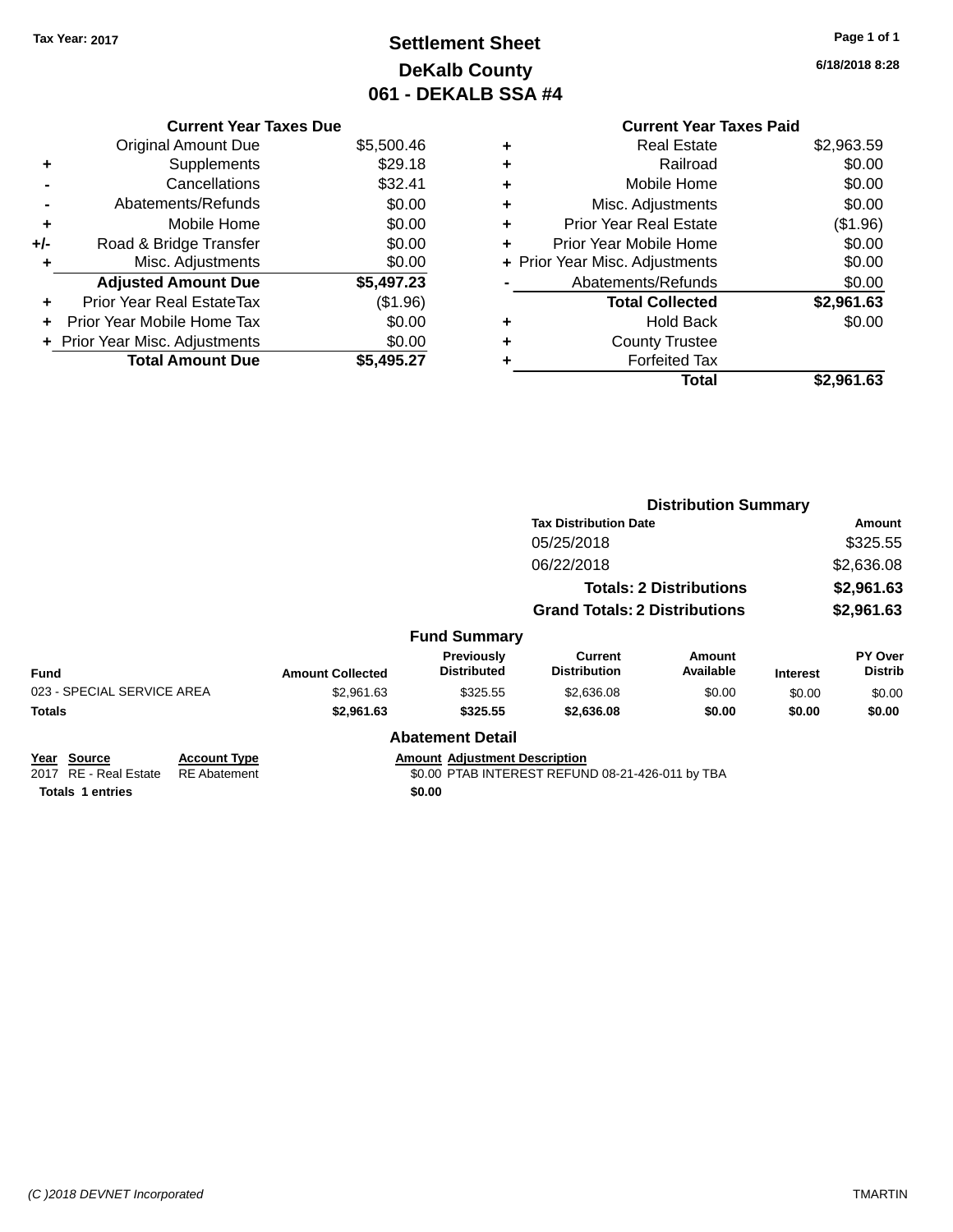Tax Year: 2017

# Settlement Sheet
## DeKalb County
## 061 - DEKALB SSA #4

6/18/2018 8:28

| | Current Year Taxes Due | |
|---|---|---|
| | Original Amount Due | $5,500.46 |
| + | Supplements | $29.18 |
| - | Cancellations | $32.41 |
| - | Abatements/Refunds | $0.00 |
| + | Mobile Home | $0.00 |
| +/- | Road & Bridge Transfer | $0.00 |
| + | Misc. Adjustments | $0.00 |
| | **Adjusted Amount Due** | **$5,497.23** |
| + | Prior Year Real EstateTax | ($1.96) |
| + | Prior Year Mobile Home Tax | $0.00 |
| + | Prior Year Misc. Adjustments | $0.00 |
| | **Total Amount Due** | **$5,495.27** |

| | Current Year Taxes Paid | |
|---|---|---|
| + | Real Estate | $2,963.59 |
| + | Railroad | $0.00 |
| + | Mobile Home | $0.00 |
| + | Misc. Adjustments | $0.00 |
| + | Prior Year Real Estate | ($1.96) |
| + | Prior Year Mobile Home | $0.00 |
| + | Prior Year Misc. Adjustments | $0.00 |
| - | Abatements/Refunds | $0.00 |
| | **Total Collected** | **$2,961.63** |
| + | Hold Back | $0.00 |
| + | County Trustee | |
| + | Forfeited Tax | |
| | **Total** | **$2,961.63** |

### Distribution Summary

| Tax Distribution Date | Amount |
|---|---|
| 05/25/2018 | $325.55 |
| 06/22/2018 | $2,636.08 |
| **Totals: 2 Distributions** | **$2,961.63** |
| **Grand Totals: 2 Distributions** | **$2,961.63** |

### Fund Summary

| Fund | Amount Collected | Previously Distributed | Current Distribution | Amount Available | Interest | PY Over Distrib |
|---|---|---|---|---|---|---|
| 023 - SPECIAL SERVICE AREA | $2,961.63 | $325.55 | $2,636.08 | $0.00 | $0.00 | $0.00 |
| **Totals** | **$2,961.63** | **$325.55** | **$2,636.08** | **$0.00** | **$0.00** | **$0.00** |

### Abatement Detail

| Year | Source | Account Type | Amount | Adjustment Description |
|---|---|---|---|---|
| 2017 | RE - Real Estate | RE Abatement | $0.00 | PTAB INTEREST REFUND 08-21-426-011 by TBA |
| **Totals** | **1 entries** | | **$0.00** | |

(C )2018 DEVNET Incorporated

TMARTIN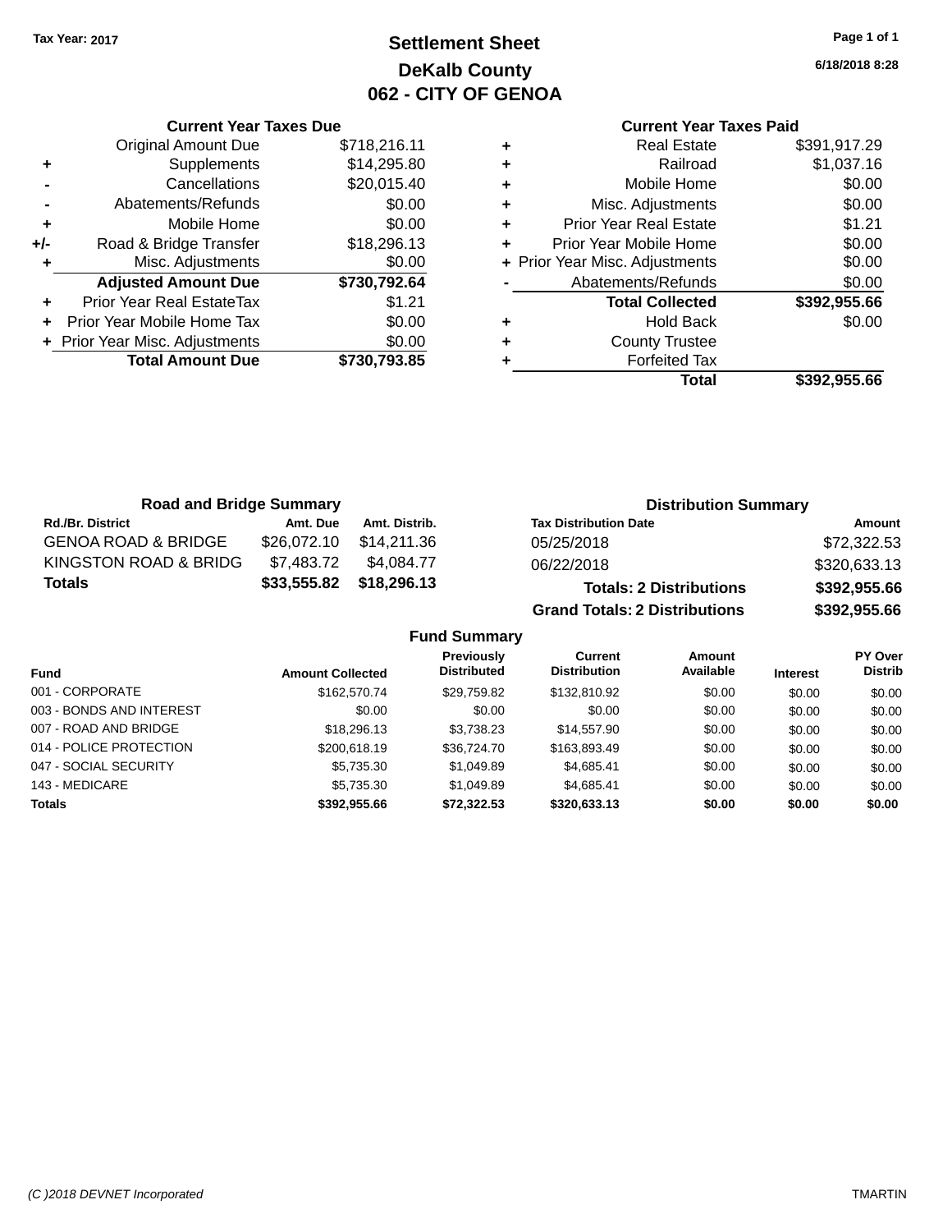Tax Year: 2017

# Settlement Sheet
## DeKalb County
## 062 - CITY OF GENOA

6/18/2018 8:28

### Current Year Taxes Due

| | | |
|---|---|---|
| | Original Amount Due | $718,216.11 |
| + | Supplements | $14,295.80 |
| - | Cancellations | $20,015.40 |
| - | Abatements/Refunds | $0.00 |
| + | Mobile Home | $0.00 |
| +/- | Road & Bridge Transfer | $18,296.13 |
| + | Misc. Adjustments | $0.00 |
| | **Adjusted Amount Due** | **$730,792.64** |
| + | Prior Year Real EstateTax | $1.21 |
| + | Prior Year Mobile Home Tax | $0.00 |
| + | Prior Year Misc. Adjustments | $0.00 |
| | **Total Amount Due** | **$730,793.85** |

### Current Year Taxes Paid

| | | |
|---|---|---|
| + | Real Estate | $391,917.29 |
| + | Railroad | $1,037.16 |
| + | Mobile Home | $0.00 |
| + | Misc. Adjustments | $0.00 |
| + | Prior Year Real Estate | $1.21 |
| + | Prior Year Mobile Home | $0.00 |
| + | Prior Year Misc. Adjustments | $0.00 |
| - | Abatements/Refunds | $0.00 |
| | **Total Collected** | **$392,955.66** |
| + | Hold Back | $0.00 |
| + | County Trustee | |
| + | Forfeited Tax | |
| | **Total** | **$392,955.66** |

### Road and Bridge Summary

| Rd./Br. District | Amt. Due | Amt. Distrib. |
|---|---|---|
| GENOA ROAD & BRIDGE | $26,072.10 | $14,211.36 |
| KINGSTON ROAD & BRIDG | $7,483.72 | $4,084.77 |
| **Totals** | **$33,555.82** | **$18,296.13** |

### Distribution Summary

| Tax Distribution Date | Amount |
|---|---|
| 05/25/2018 | $72,322.53 |
| 06/22/2018 | $320,633.13 |
| **Totals: 2 Distributions** | **$392,955.66** |
| **Grand Totals: 2 Distributions** | **$392,955.66** |

### Fund Summary

| Fund | Amount Collected | Previously Distributed | Current Distribution | Amount Available | Interest | PY Over Distrib |
|---|---|---|---|---|---|---|
| 001 - CORPORATE | $162,570.74 | $29,759.82 | $132,810.92 | $0.00 | $0.00 | $0.00 |
| 003 - BONDS AND INTEREST | $0.00 | $0.00 | $0.00 | $0.00 | $0.00 | $0.00 |
| 007 - ROAD AND BRIDGE | $18,296.13 | $3,738.23 | $14,557.90 | $0.00 | $0.00 | $0.00 |
| 014 - POLICE PROTECTION | $200,618.19 | $36,724.70 | $163,893.49 | $0.00 | $0.00 | $0.00 |
| 047 - SOCIAL SECURITY | $5,735.30 | $1,049.89 | $4,685.41 | $0.00 | $0.00 | $0.00 |
| 143 - MEDICARE | $5,735.30 | $1,049.89 | $4,685.41 | $0.00 | $0.00 | $0.00 |
| **Totals** | **$392,955.66** | **$72,322.53** | **$320,633.13** | **$0.00** | **$0.00** | **$0.00** |

(C )2018 DEVNET Incorporated TMARTIN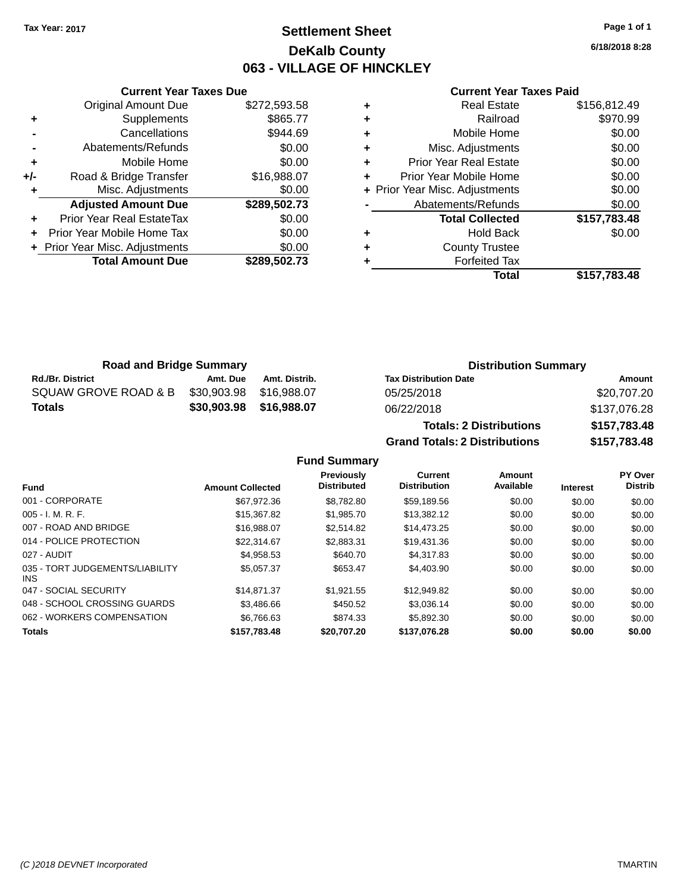Tax Year: 2017

# Settlement Sheet

## DeKalb County

## 063 - VILLAGE OF HINCKLEY

6/18/2018 8:28

### Current Year Taxes Due

| | | |
|---|---|---|
| | Original Amount Due | $272,593.58 |
| + | Supplements | $865.77 |
| - | Cancellations | $944.69 |
| - | Abatements/Refunds | $0.00 |
| + | Mobile Home | $0.00 |
| +/- | Road & Bridge Transfer | $16,988.07 |
| + | Misc. Adjustments | $0.00 |
| | **Adjusted Amount Due** | **$289,502.73** |
| + | Prior Year Real EstateTax | $0.00 |
| + | Prior Year Mobile Home Tax | $0.00 |
| + | Prior Year Misc. Adjustments | $0.00 |
| | **Total Amount Due** | **$289,502.73** |

### Current Year Taxes Paid

| | | |
|---|---|---|
| + | Real Estate | $156,812.49 |
| + | Railroad | $970.99 |
| + | Mobile Home | $0.00 |
| + | Misc. Adjustments | $0.00 |
| + | Prior Year Real Estate | $0.00 |
| + | Prior Year Mobile Home | $0.00 |
| + | Prior Year Misc. Adjustments | $0.00 |
| - | Abatements/Refunds | $0.00 |
| | **Total Collected** | **$157,783.48** |
| + | Hold Back | $0.00 |
| + | County Trustee | |
| + | Forfeited Tax | |
| | **Total** | **$157,783.48** |

### Road and Bridge Summary

| Rd./Br. District | Amt. Due | Amt. Distrib. |
|---|---|---|
| SQUAW GROVE ROAD & B | $30,903.98 | $16,988.07 |
| **Totals** | **$30,903.98** | **$16,988.07** |

### Distribution Summary

| Tax Distribution Date | Amount |
|---|---|
| 05/25/2018 | $20,707.20 |
| 06/22/2018 | $137,076.28 |
| **Totals: 2 Distributions** | **$157,783.48** |
| **Grand Totals: 2 Distributions** | **$157,783.48** |

### Fund Summary

| Fund | Amount Collected | Previously Distributed | Current Distribution | Amount Available | Interest | PY Over Distrib |
|---|---|---|---|---|---|---|
| 001 - CORPORATE | $67,972.36 | $8,782.80 | $59,189.56 | $0.00 | $0.00 | $0.00 |
| 005 - I. M. R. F. | $15,367.82 | $1,985.70 | $13,382.12 | $0.00 | $0.00 | $0.00 |
| 007 - ROAD AND BRIDGE | $16,988.07 | $2,514.82 | $14,473.25 | $0.00 | $0.00 | $0.00 |
| 014 - POLICE PROTECTION | $22,314.67 | $2,883.31 | $19,431.36 | $0.00 | $0.00 | $0.00 |
| 027 - AUDIT | $4,958.53 | $640.70 | $4,317.83 | $0.00 | $0.00 | $0.00 |
| 035 - TORT JUDGEMENTS/LIABILITY INS | $5,057.37 | $653.47 | $4,403.90 | $0.00 | $0.00 | $0.00 |
| 047 - SOCIAL SECURITY | $14,871.37 | $1,921.55 | $12,949.82 | $0.00 | $0.00 | $0.00 |
| 048 - SCHOOL CROSSING GUARDS | $3,486.66 | $450.52 | $3,036.14 | $0.00 | $0.00 | $0.00 |
| 062 - WORKERS COMPENSATION | $6,766.63 | $874.33 | $5,892.30 | $0.00 | $0.00 | $0.00 |
| **Totals** | **$157,783.48** | **$20,707.20** | **$137,076.28** | **$0.00** | **$0.00** | **$0.00** |

(C )2018 DEVNET Incorporated TMARTIN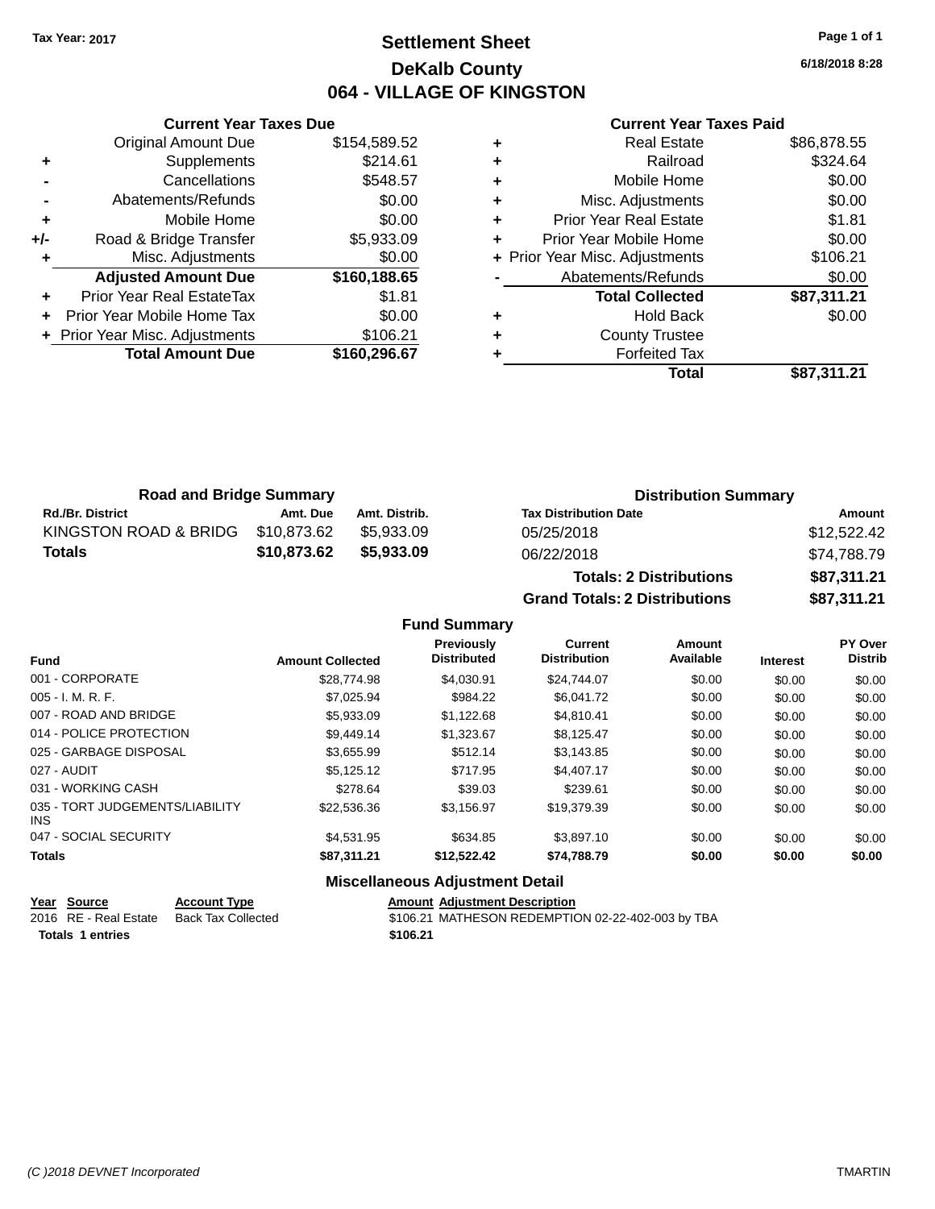**Tax Year: 2017**

# Settlement Sheet
## DeKalb County
## 064 - VILLAGE OF KINGSTON

6/18/2018 8:28

### Current Year Taxes Due

| | | |
|---|---|---|
| | Original Amount Due | $154,589.52 |
| + | Supplements | $214.61 |
| - | Cancellations | $548.57 |
| - | Abatements/Refunds | $0.00 |
| + | Mobile Home | $0.00 |
| +/- | Road & Bridge Transfer | $5,933.09 |
| + | Misc. Adjustments | $0.00 |
| | **Adjusted Amount Due** | **$160,188.65** |
| + | Prior Year Real EstateTax | $1.81 |
| + | Prior Year Mobile Home Tax | $0.00 |
| + | Prior Year Misc. Adjustments | $106.21 |
| | **Total Amount Due** | **$160,296.67** |

### Current Year Taxes Paid

| | | |
|---|---|---|
| + | Real Estate | $86,878.55 |
| + | Railroad | $324.64 |
| + | Mobile Home | $0.00 |
| + | Misc. Adjustments | $0.00 |
| + | Prior Year Real Estate | $1.81 |
| + | Prior Year Mobile Home | $0.00 |
| + | Prior Year Misc. Adjustments | $106.21 |
| - | Abatements/Refunds | $0.00 |
| | **Total Collected** | **$87,311.21** |
| + | Hold Back | $0.00 |
| + | County Trustee | |
| + | Forfeited Tax | |
| | **Total** | **$87,311.21** |

### Road and Bridge Summary

| Rd./Br. District | Amt. Due | Amt. Distrib. |
|---|---|---|
| KINGSTON ROAD & BRIDG | $10,873.62 | $5,933.09 |
| **Totals** | **$10,873.62** | **$5,933.09** |

### Distribution Summary

| Tax Distribution Date | Amount |
|---|---|
| 05/25/2018 | $12,522.42 |
| 06/22/2018 | $74,788.79 |
| **Totals: 2 Distributions** | **$87,311.21** |
| **Grand Totals: 2 Distributions** | **$87,311.21** |

### Fund Summary

| Fund | Amount Collected | Previously Distributed | Current Distribution | Amount Available | Interest | PY Over Distrib |
|---|---|---|---|---|---|---|
| 001 - CORPORATE | $28,774.98 | $4,030.91 | $24,744.07 | $0.00 | $0.00 | $0.00 |
| 005 - I. M. R. F. | $7,025.94 | $984.22 | $6,041.72 | $0.00 | $0.00 | $0.00 |
| 007 - ROAD AND BRIDGE | $5,933.09 | $1,122.68 | $4,810.41 | $0.00 | $0.00 | $0.00 |
| 014 - POLICE PROTECTION | $9,449.14 | $1,323.67 | $8,125.47 | $0.00 | $0.00 | $0.00 |
| 025 - GARBAGE DISPOSAL | $3,655.99 | $512.14 | $3,143.85 | $0.00 | $0.00 | $0.00 |
| 027 - AUDIT | $5,125.12 | $717.95 | $4,407.17 | $0.00 | $0.00 | $0.00 |
| 031 - WORKING CASH | $278.64 | $39.03 | $239.61 | $0.00 | $0.00 | $0.00 |
| 035 - TORT JUDGEMENTS/LIABILITY INS | $22,536.36 | $3,156.97 | $19,379.39 | $0.00 | $0.00 | $0.00 |
| 047 - SOCIAL SECURITY | $4,531.95 | $634.85 | $3,897.10 | $0.00 | $0.00 | $0.00 |
| **Totals** | **$87,311.21** | **$12,522.42** | **$74,788.79** | **$0.00** | **$0.00** | **$0.00** |

### Miscellaneous Adjustment Detail

| Year | Source | Account Type | Amount | Adjustment Description |
|---|---|---|---|---|
| 2016 | RE - Real Estate | Back Tax Collected | $106.21 | MATHESON REDEMPTION 02-22-402-003 by TBA |
| **Totals** | **1 entries** | | **$106.21** | |

(C )2018 DEVNET Incorporated TMARTIN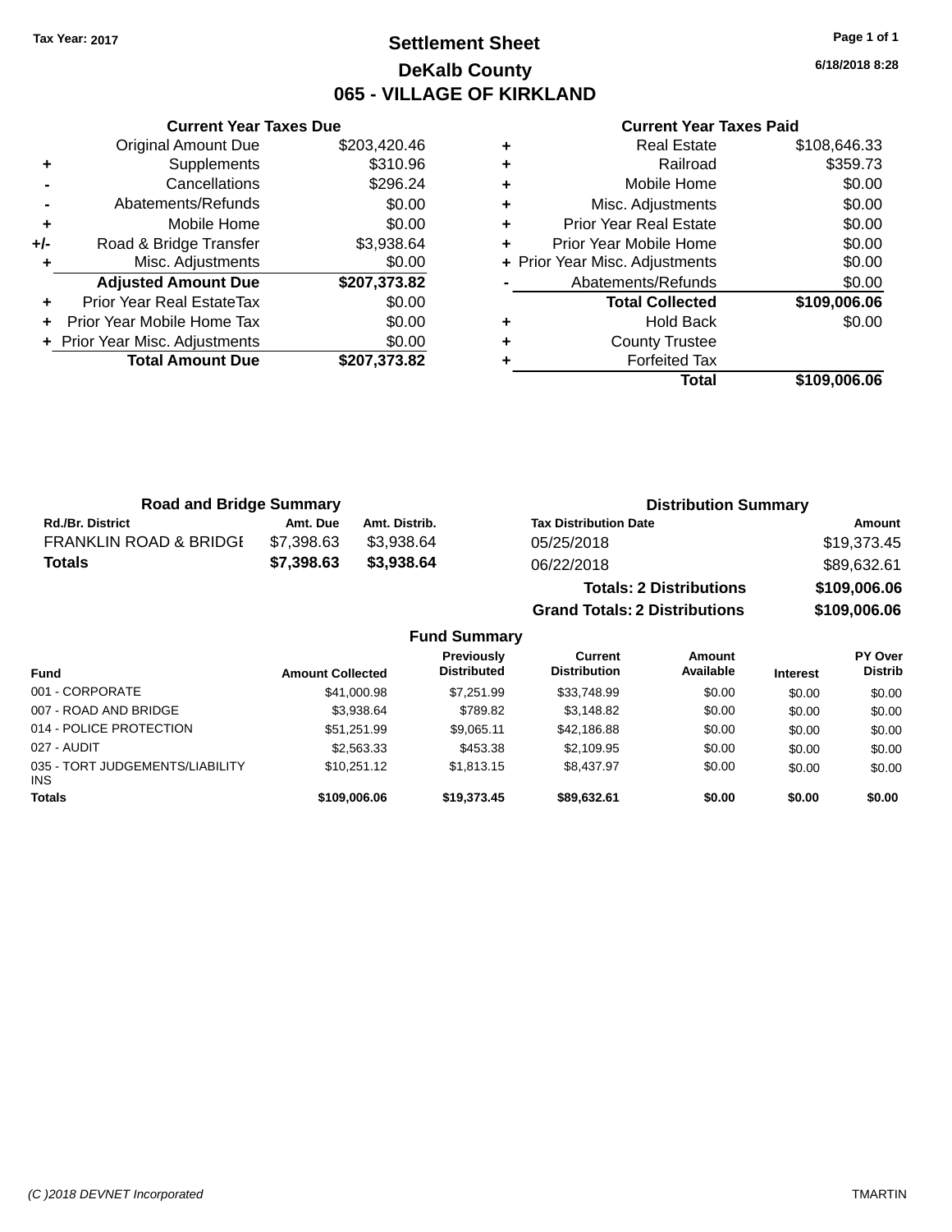Tax Year: 2017

# Settlement Sheet

## DeKalb County

## 065 - VILLAGE OF KIRKLAND

6/18/2018 8:28

### Current Year Taxes Due

| | | |
|---|---|---|
| | Original Amount Due | $203,420.46 |
| + | Supplements | $310.96 |
| - | Cancellations | $296.24 |
| - | Abatements/Refunds | $0.00 |
| + | Mobile Home | $0.00 |
| +/- | Road & Bridge Transfer | $3,938.64 |
| + | Misc. Adjustments | $0.00 |
| | **Adjusted Amount Due** | **$207,373.82** |
| + | Prior Year Real EstateTax | $0.00 |
| + | Prior Year Mobile Home Tax | $0.00 |
| + | Prior Year Misc. Adjustments | $0.00 |
| | **Total Amount Due** | **$207,373.82** |

### Current Year Taxes Paid

| | | |
|---|---|---|
| + | Real Estate | $108,646.33 |
| + | Railroad | $359.73 |
| + | Mobile Home | $0.00 |
| + | Misc. Adjustments | $0.00 |
| + | Prior Year Real Estate | $0.00 |
| + | Prior Year Mobile Home | $0.00 |
| + | Prior Year Misc. Adjustments | $0.00 |
| - | Abatements/Refunds | $0.00 |
| | **Total Collected** | **$109,006.06** |
| + | Hold Back | $0.00 |
| + | County Trustee | |
| + | Forfeited Tax | |
| | **Total** | **$109,006.06** |

### Road and Bridge Summary

| Rd./Br. District | Amt. Due | Amt. Distrib. |
|---|---|---|
| FRANKLIN ROAD & BRIDGE | $7,398.63 | $3,938.64 |
| **Totals** | **$7,398.63** | **$3,938.64** |

### Distribution Summary

| Tax Distribution Date | Amount |
|---|---|
| 05/25/2018 | $19,373.45 |
| 06/22/2018 | $89,632.61 |
| **Totals: 2 Distributions** | **$109,006.06** |
| **Grand Totals: 2 Distributions** | **$109,006.06** |

### Fund Summary

| Fund | Amount Collected | Previously Distributed | Current Distribution | Amount Available | Interest | PY Over Distrib |
|---|---|---|---|---|---|---|
| 001 - CORPORATE | $41,000.98 | $7,251.99 | $33,748.99 | $0.00 | $0.00 | $0.00 |
| 007 - ROAD AND BRIDGE | $3,938.64 | $789.82 | $3,148.82 | $0.00 | $0.00 | $0.00 |
| 014 - POLICE PROTECTION | $51,251.99 | $9,065.11 | $42,186.88 | $0.00 | $0.00 | $0.00 |
| 027 - AUDIT | $2,563.33 | $453.38 | $2,109.95 | $0.00 | $0.00 | $0.00 |
| 035 - TORT JUDGEMENTS/LIABILITY INS | $10,251.12 | $1,813.15 | $8,437.97 | $0.00 | $0.00 | $0.00 |
| **Totals** | **$109,006.06** | **$19,373.45** | **$89,632.61** | **$0.00** | **$0.00** | **$0.00** |

(C )2018 DEVNET Incorporated TMARTIN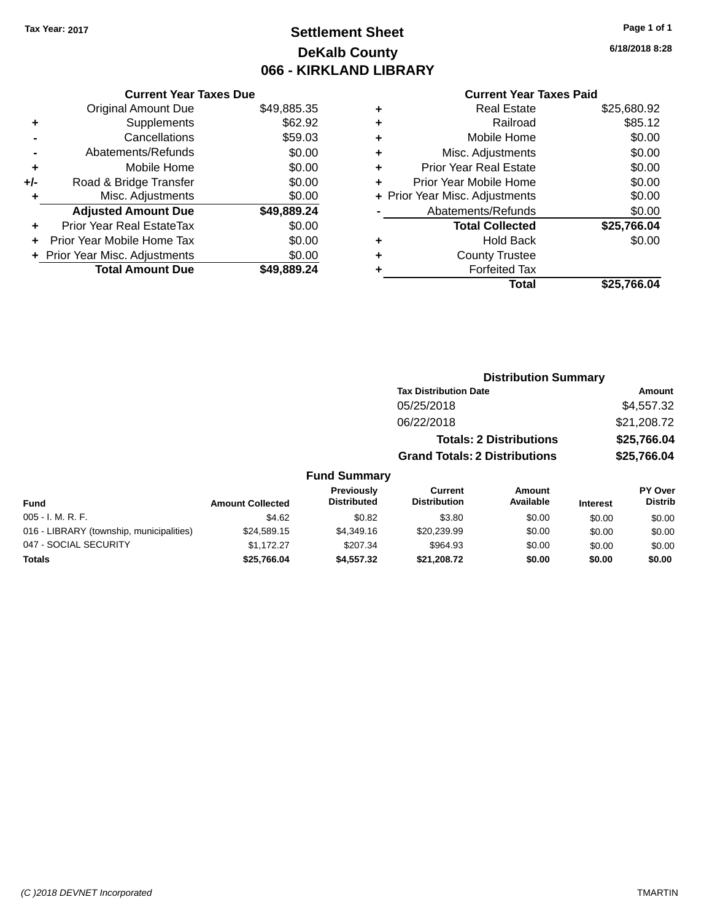Tax Year: 2017

# Settlement Sheet
## DeKalb County
## 066 - KIRKLAND LIBRARY

Page 1 of 1

6/18/2018 8:28

### Current Year Taxes Due

| | | |
|---|---|---|
| | Original Amount Due | $49,885.35 |
| + | Supplements | $62.92 |
| - | Cancellations | $59.03 |
| - | Abatements/Refunds | $0.00 |
| + | Mobile Home | $0.00 |
| +/- | Road & Bridge Transfer | $0.00 |
| + | Misc. Adjustments | $0.00 |
| | **Adjusted Amount Due** | **$49,889.24** |
| + | Prior Year Real EstateTax | $0.00 |
| + | Prior Year Mobile Home Tax | $0.00 |
| + | Prior Year Misc. Adjustments | $0.00 |
| | **Total Amount Due** | **$49,889.24** |

### Current Year Taxes Paid

| | | |
|---|---|---|
| + | Real Estate | $25,680.92 |
| + | Railroad | $85.12 |
| + | Mobile Home | $0.00 |
| + | Misc. Adjustments | $0.00 |
| + | Prior Year Real Estate | $0.00 |
| + | Prior Year Mobile Home | $0.00 |
| + | Prior Year Misc. Adjustments | $0.00 |
| - | Abatements/Refunds | $0.00 |
| | **Total Collected** | **$25,766.04** |
| + | Hold Back | $0.00 |
| + | County Trustee | |
| + | Forfeited Tax | |
| | **Total** | **$25,766.04** |

### Distribution Summary

| Tax Distribution Date | Amount |
|---|---|
| 05/25/2018 | $4,557.32 |
| 06/22/2018 | $21,208.72 |
| **Totals: 2 Distributions** | **$25,766.04** |
| **Grand Totals: 2 Distributions** | **$25,766.04** |

### Fund Summary

| Fund | Amount Collected | Previously Distributed | Current Distribution | Amount Available | Interest | PY Over Distrib |
|---|---|---|---|---|---|---|
| 005 - I. M. R. F. | $4.62 | $0.82 | $3.80 | $0.00 | $0.00 | $0.00 |
| 016 - LIBRARY (township, municipalities) | $24,589.15 | $4,349.16 | $20,239.99 | $0.00 | $0.00 | $0.00 |
| 047 - SOCIAL SECURITY | $1,172.27 | $207.34 | $964.93 | $0.00 | $0.00 | $0.00 |
| **Totals** | **$25,766.04** | **$4,557.32** | **$21,208.72** | **$0.00** | **$0.00** | **$0.00** |

(C )2018 DEVNET Incorporated

TMARTIN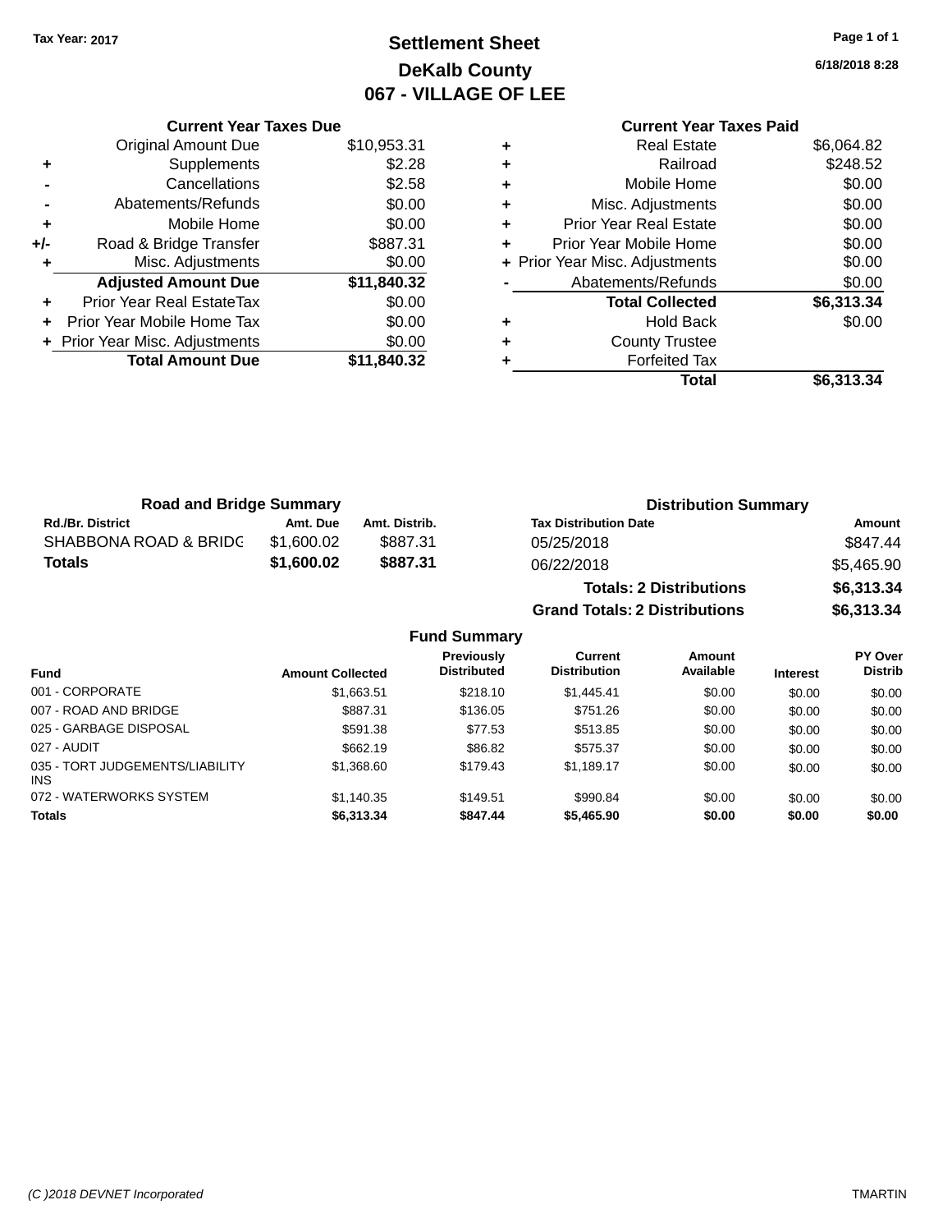Tax Year: 2017

# Settlement Sheet
## DeKalb County
## 067 - VILLAGE OF LEE

6/18/2018 8:28

### Current Year Taxes Due

| | | |
|---|---|---|
| | Original Amount Due | $10,953.31 |
| + | Supplements | $2.28 |
| - | Cancellations | $2.58 |
| - | Abatements/Refunds | $0.00 |
| + | Mobile Home | $0.00 |
| +/- | Road & Bridge Transfer | $887.31 |
| + | Misc. Adjustments | $0.00 |
| | **Adjusted Amount Due** | **$11,840.32** |
| + | Prior Year Real EstateTax | $0.00 |
| + | Prior Year Mobile Home Tax | $0.00 |
| + | Prior Year Misc. Adjustments | $0.00 |
| | **Total Amount Due** | **$11,840.32** |

### Current Year Taxes Paid

| | | |
|---|---|---|
| + | Real Estate | $6,064.82 |
| + | Railroad | $248.52 |
| + | Mobile Home | $0.00 |
| + | Misc. Adjustments | $0.00 |
| + | Prior Year Real Estate | $0.00 |
| + | Prior Year Mobile Home | $0.00 |
| + | Prior Year Misc. Adjustments | $0.00 |
| - | Abatements/Refunds | $0.00 |
| | **Total Collected** | **$6,313.34** |
| + | Hold Back | $0.00 |
| + | County Trustee | |
| + | Forfeited Tax | |
| | **Total** | **$6,313.34** |

### Road and Bridge Summary

| Rd./Br. District | Amt. Due | Amt. Distrib. |
|---|---|---|
| SHABBONA ROAD & BRIDC | $1,600.02 | $887.31 |
| **Totals** | **$1,600.02** | **$887.31** |

### Distribution Summary

| Tax Distribution Date | Amount |
|---|---|
| 05/25/2018 | $847.44 |
| 06/22/2018 | $5,465.90 |
| **Totals: 2 Distributions** | **$6,313.34** |
| **Grand Totals: 2 Distributions** | **$6,313.34** |

### Fund Summary

| Fund | Amount Collected | Previously Distributed | Current Distribution | Amount Available | Interest | PY Over Distrib |
|---|---|---|---|---|---|---|
| 001 - CORPORATE | $1,663.51 | $218.10 | $1,445.41 | $0.00 | $0.00 | $0.00 |
| 007 - ROAD AND BRIDGE | $887.31 | $136.05 | $751.26 | $0.00 | $0.00 | $0.00 |
| 025 - GARBAGE DISPOSAL | $591.38 | $77.53 | $513.85 | $0.00 | $0.00 | $0.00 |
| 027 - AUDIT | $662.19 | $86.82 | $575.37 | $0.00 | $0.00 | $0.00 |
| 035 - TORT JUDGEMENTS/LIABILITY INS | $1,368.60 | $179.43 | $1,189.17 | $0.00 | $0.00 | $0.00 |
| 072 - WATERWORKS SYSTEM | $1,140.35 | $149.51 | $990.84 | $0.00 | $0.00 | $0.00 |
| **Totals** | **$6,313.34** | **$847.44** | **$5,465.90** | **$0.00** | **$0.00** | **$0.00** |

(C )2018 DEVNET Incorporated — TMARTIN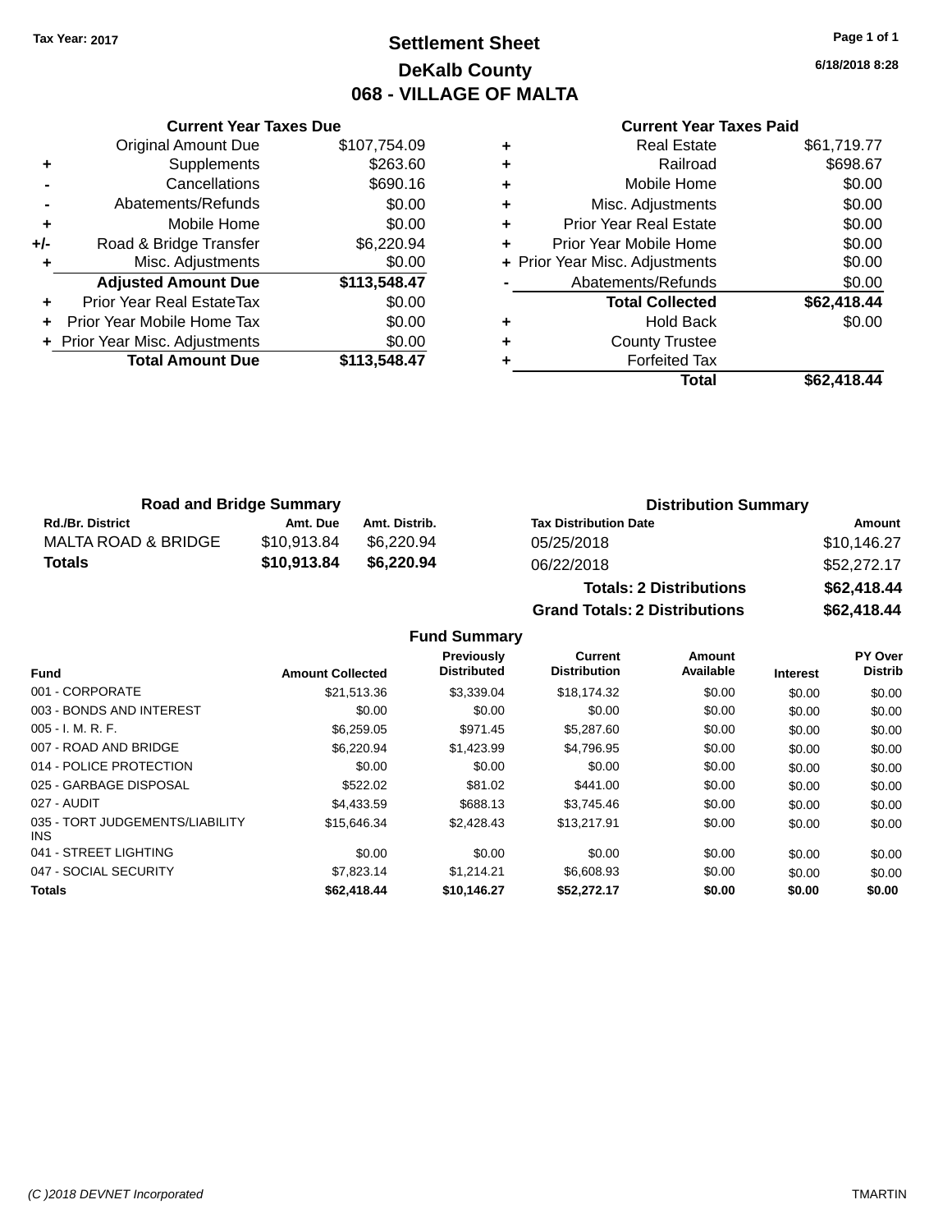Tax Year: 2017

# Settlement Sheet
## DeKalb County
## 068 - VILLAGE OF MALTA

Page 1 of 1

6/18/2018 8:28

### Current Year Taxes Due

| | | |
|---|---|---|
| | Original Amount Due | $107,754.09 |
| + | Supplements | $263.60 |
| - | Cancellations | $690.16 |
| - | Abatements/Refunds | $0.00 |
| + | Mobile Home | $0.00 |
| +/- | Road & Bridge Transfer | $6,220.94 |
| + | Misc. Adjustments | $0.00 |
| | **Adjusted Amount Due** | **$113,548.47** |
| + | Prior Year Real EstateTax | $0.00 |
| + | Prior Year Mobile Home Tax | $0.00 |
| + | Prior Year Misc. Adjustments | $0.00 |
| | **Total Amount Due** | **$113,548.47** |

### Current Year Taxes Paid

| | | |
|---|---|---|
| + | Real Estate | $61,719.77 |
| + | Railroad | $698.67 |
| + | Mobile Home | $0.00 |
| + | Misc. Adjustments | $0.00 |
| + | Prior Year Real Estate | $0.00 |
| + | Prior Year Mobile Home | $0.00 |
| + | Prior Year Misc. Adjustments | $0.00 |
| - | Abatements/Refunds | $0.00 |
| | **Total Collected** | **$62,418.44** |
| + | Hold Back | $0.00 |
| + | County Trustee | |
| + | Forfeited Tax | |
| | **Total** | **$62,418.44** |

### Road and Bridge Summary

| Rd./Br. District | Amt. Due | Amt. Distrib. |
|---|---|---|
| MALTA ROAD & BRIDGE | $10,913.84 | $6,220.94 |
| **Totals** | **$10,913.84** | **$6,220.94** |

### Distribution Summary

| Tax Distribution Date | Amount |
|---|---|
| 05/25/2018 | $10,146.27 |
| 06/22/2018 | $52,272.17 |
| **Totals: 2 Distributions** | **$62,418.44** |
| **Grand Totals: 2 Distributions** | **$62,418.44** |

### Fund Summary

| Fund | Amount Collected | Previously Distributed | Current Distribution | Amount Available | Interest | PY Over Distrib |
|---|---|---|---|---|---|---|
| 001 - CORPORATE | $21,513.36 | $3,339.04 | $18,174.32 | $0.00 | $0.00 | $0.00 |
| 003 - BONDS AND INTEREST | $0.00 | $0.00 | $0.00 | $0.00 | $0.00 | $0.00 |
| 005 - I. M. R. F. | $6,259.05 | $971.45 | $5,287.60 | $0.00 | $0.00 | $0.00 |
| 007 - ROAD AND BRIDGE | $6,220.94 | $1,423.99 | $4,796.95 | $0.00 | $0.00 | $0.00 |
| 014 - POLICE PROTECTION | $0.00 | $0.00 | $0.00 | $0.00 | $0.00 | $0.00 |
| 025 - GARBAGE DISPOSAL | $522.02 | $81.02 | $441.00 | $0.00 | $0.00 | $0.00 |
| 027 - AUDIT | $4,433.59 | $688.13 | $3,745.46 | $0.00 | $0.00 | $0.00 |
| 035 - TORT JUDGEMENTS/LIABILITY INS | $15,646.34 | $2,428.43 | $13,217.91 | $0.00 | $0.00 | $0.00 |
| 041 - STREET LIGHTING | $0.00 | $0.00 | $0.00 | $0.00 | $0.00 | $0.00 |
| 047 - SOCIAL SECURITY | $7,823.14 | $1,214.21 | $6,608.93 | $0.00 | $0.00 | $0.00 |
| **Totals** | **$62,418.44** | **$10,146.27** | **$52,272.17** | **$0.00** | **$0.00** | **$0.00** |

(C )2018 DEVNET Incorporated TMARTIN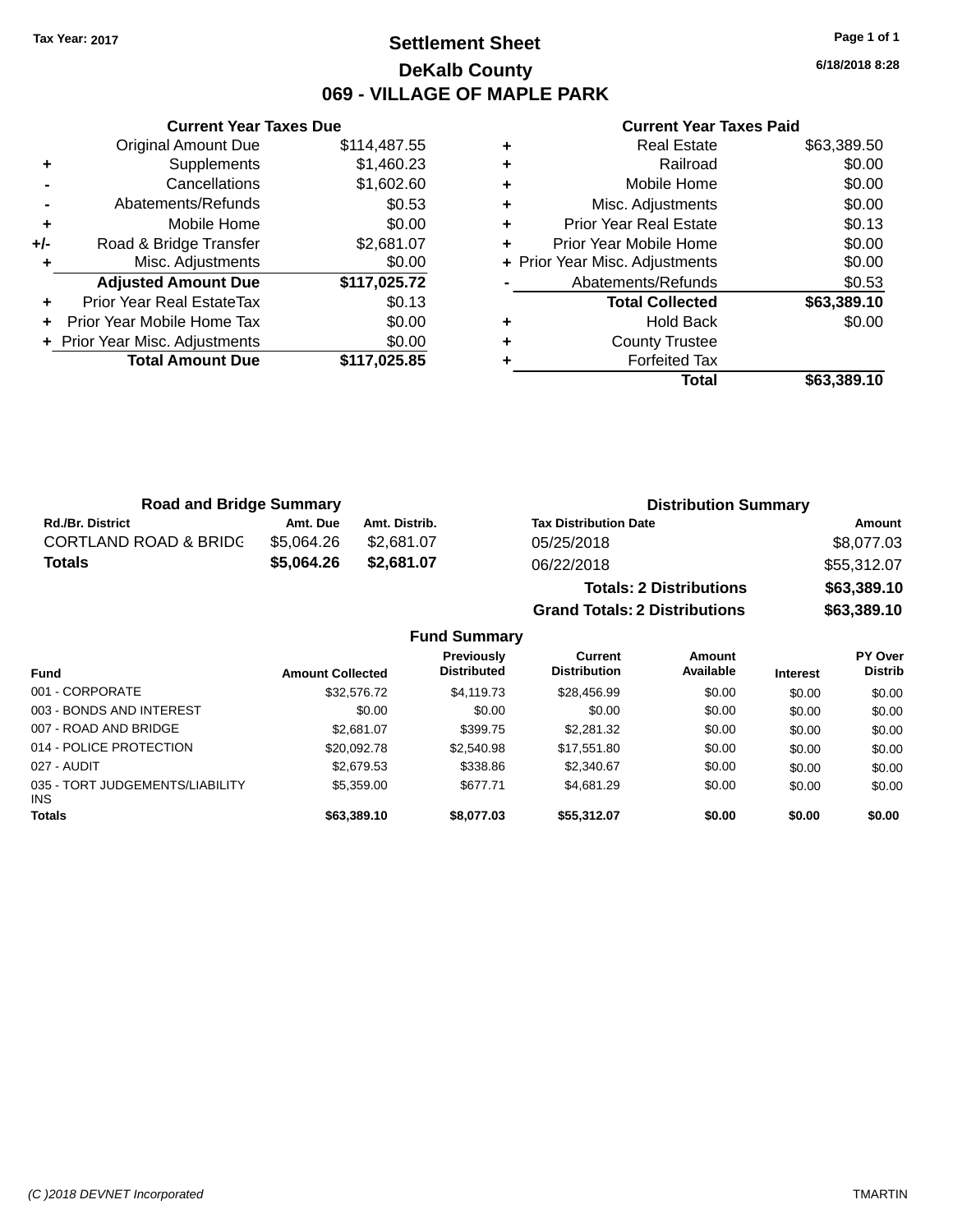Tax Year: 2017

# Settlement Sheet

## DeKalb County

## 069 - VILLAGE OF MAPLE PARK

6/18/2018 8:28

### Current Year Taxes Due

| | | |
|---|---|---|
| | Original Amount Due | $114,487.55 |
| + | Supplements | $1,460.23 |
| - | Cancellations | $1,602.60 |
| - | Abatements/Refunds | $0.53 |
| + | Mobile Home | $0.00 |
| +/- | Road & Bridge Transfer | $2,681.07 |
| + | Misc. Adjustments | $0.00 |
| | **Adjusted Amount Due** | **$117,025.72** |
| + | Prior Year Real EstateTax | $0.13 |
| + | Prior Year Mobile Home Tax | $0.00 |
| + | Prior Year Misc. Adjustments | $0.00 |
| | **Total Amount Due** | **$117,025.85** |

### Current Year Taxes Paid

| | | |
|---|---|---|
| + | Real Estate | $63,389.50 |
| + | Railroad | $0.00 |
| + | Mobile Home | $0.00 |
| + | Misc. Adjustments | $0.00 |
| + | Prior Year Real Estate | $0.13 |
| + | Prior Year Mobile Home | $0.00 |
| + | Prior Year Misc. Adjustments | $0.00 |
| - | Abatements/Refunds | $0.53 |
| | **Total Collected** | **$63,389.10** |
| + | Hold Back | $0.00 |
| + | County Trustee | |
| + | Forfeited Tax | |
| | **Total** | **$63,389.10** |

### Road and Bridge Summary

| Rd./Br. District | Amt. Due | Amt. Distrib. |
|---|---|---|
| CORTLAND ROAD & BRIDG | $5,064.26 | $2,681.07 |
| **Totals** | **$5,064.26** | **$2,681.07** |

### Distribution Summary

| Tax Distribution Date | Amount |
|---|---|
| 05/25/2018 | $8,077.03 |
| 06/22/2018 | $55,312.07 |
| **Totals: 2 Distributions** | **$63,389.10** |
| **Grand Totals: 2 Distributions** | **$63,389.10** |

### Fund Summary

| Fund | Amount Collected | Previously Distributed | Current Distribution | Amount Available | Interest | PY Over Distrib |
|---|---|---|---|---|---|---|
| 001 - CORPORATE | $32,576.72 | $4,119.73 | $28,456.99 | $0.00 | $0.00 | $0.00 |
| 003 - BONDS AND INTEREST | $0.00 | $0.00 | $0.00 | $0.00 | $0.00 | $0.00 |
| 007 - ROAD AND BRIDGE | $2,681.07 | $399.75 | $2,281.32 | $0.00 | $0.00 | $0.00 |
| 014 - POLICE PROTECTION | $20,092.78 | $2,540.98 | $17,551.80 | $0.00 | $0.00 | $0.00 |
| 027 - AUDIT | $2,679.53 | $338.86 | $2,340.67 | $0.00 | $0.00 | $0.00 |
| 035 - TORT JUDGEMENTS/LIABILITY INS | $5,359.00 | $677.71 | $4,681.29 | $0.00 | $0.00 | $0.00 |
| **Totals** | **$63,389.10** | **$8,077.03** | **$55,312.07** | **$0.00** | **$0.00** | **$0.00** |

(C )2018 DEVNET Incorporated TMARTIN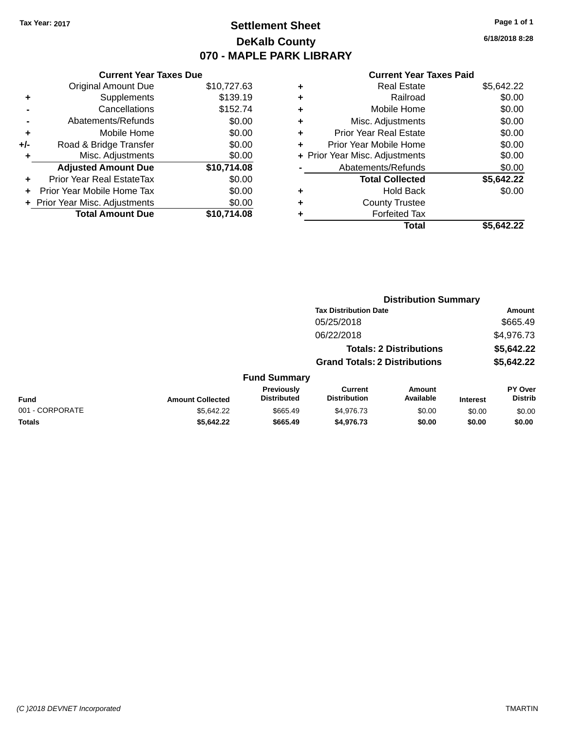Tax Year: 2017

# Settlement Sheet

## DeKalb County

## 070 - MAPLE PARK LIBRARY

6/18/2018 8:28

### Current Year Taxes Due

| | | |
|---|---|---|
| | Original Amount Due | $10,727.63 |
| + | Supplements | $139.19 |
| - | Cancellations | $152.74 |
| - | Abatements/Refunds | $0.00 |
| + | Mobile Home | $0.00 |
| +/- | Road & Bridge Transfer | $0.00 |
| + | Misc. Adjustments | $0.00 |
| | **Adjusted Amount Due** | **$10,714.08** |
| + | Prior Year Real EstateTax | $0.00 |
| + | Prior Year Mobile Home Tax | $0.00 |
| + | Prior Year Misc. Adjustments | $0.00 |
| | **Total Amount Due** | **$10,714.08** |

### Current Year Taxes Paid

| | | |
|---|---|---|
| + | Real Estate | $5,642.22 |
| + | Railroad | $0.00 |
| + | Mobile Home | $0.00 |
| + | Misc. Adjustments | $0.00 |
| + | Prior Year Real Estate | $0.00 |
| + | Prior Year Mobile Home | $0.00 |
| + | Prior Year Misc. Adjustments | $0.00 |
| - | Abatements/Refunds | $0.00 |
| | **Total Collected** | **$5,642.22** |
| + | Hold Back | $0.00 |
| + | County Trustee | |
| + | Forfeited Tax | |
| | **Total** | **$5,642.22** |

### Distribution Summary

| Tax Distribution Date | Amount |
|---|---|
| 05/25/2018 | $665.49 |
| 06/22/2018 | $4,976.73 |
| **Totals: 2 Distributions** | **$5,642.22** |
| **Grand Totals: 2 Distributions** | **$5,642.22** |

### Fund Summary

| Fund | Amount Collected | Previously Distributed | Current Distribution | Amount Available | Interest | PY Over Distrib |
|---|---|---|---|---|---|---|
| 001 - CORPORATE | $5,642.22 | $665.49 | $4,976.73 | $0.00 | $0.00 | $0.00 |
| **Totals** | **$5,642.22** | **$665.49** | **$4,976.73** | **$0.00** | **$0.00** | **$0.00** |

(C )2018 DEVNET Incorporated TMARTIN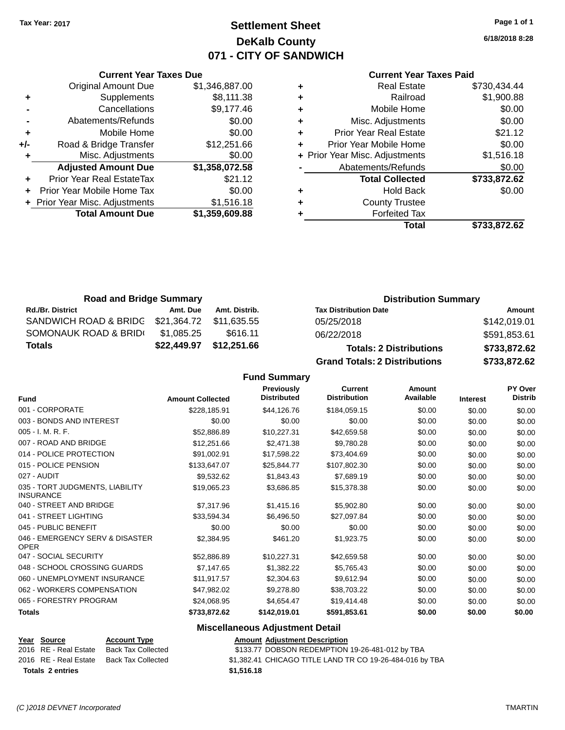Tax Year: 2017

# Settlement Sheet
## DeKalb County
## 071 - CITY OF SANDWICH

6/18/2018 8:28

### Current Year Taxes Due

| | | |
|---|---|---|
| | Original Amount Due | $1,346,887.00 |
| + | Supplements | $8,111.38 |
| - | Cancellations | $9,177.46 |
| - | Abatements/Refunds | $0.00 |
| + | Mobile Home | $0.00 |
| +/- | Road & Bridge Transfer | $12,251.66 |
| + | Misc. Adjustments | $0.00 |
| | **Adjusted Amount Due** | **$1,358,072.58** |
| + | Prior Year Real EstateTax | $21.12 |
| + | Prior Year Mobile Home Tax | $0.00 |
| + | Prior Year Misc. Adjustments | $1,516.18 |
| | **Total Amount Due** | **$1,359,609.88** |

### Current Year Taxes Paid

| | | |
|---|---|---|
| + | Real Estate | $730,434.44 |
| + | Railroad | $1,900.88 |
| + | Mobile Home | $0.00 |
| + | Misc. Adjustments | $0.00 |
| + | Prior Year Real Estate | $21.12 |
| + | Prior Year Mobile Home | $0.00 |
| + | Prior Year Misc. Adjustments | $1,516.18 |
| - | Abatements/Refunds | $0.00 |
| | **Total Collected** | **$733,872.62** |
| + | Hold Back | $0.00 |
| + | County Trustee | |
| + | Forfeited Tax | |
| | **Total** | **$733,872.62** |

### Road and Bridge Summary

| Rd./Br. District | Amt. Due | Amt. Distrib. |
|---|---|---|
| SANDWICH ROAD & BRIDG | $21,364.72 | $11,635.55 |
| SOMONAUK ROAD & BRID( | $1,085.25 | $616.11 |
| **Totals** | **$22,449.97** | **$12,251.66** |

### Distribution Summary

| Tax Distribution Date | Amount |
|---|---|
| 05/25/2018 | $142,019.01 |
| 06/22/2018 | $591,853.61 |
| **Totals: 2 Distributions** | **$733,872.62** |
| **Grand Totals: 2 Distributions** | **$733,872.62** |

### Fund Summary

| Fund | Amount Collected | Previously Distributed | Current Distribution | Amount Available | Interest | PY Over Distrib |
|---|---|---|---|---|---|---|
| 001 - CORPORATE | $228,185.91 | $44,126.76 | $184,059.15 | $0.00 | $0.00 | $0.00 |
| 003 - BONDS AND INTEREST | $0.00 | $0.00 | $0.00 | $0.00 | $0.00 | $0.00 |
| 005 - I. M. R. F. | $52,886.89 | $10,227.31 | $42,659.58 | $0.00 | $0.00 | $0.00 |
| 007 - ROAD AND BRIDGE | $12,251.66 | $2,471.38 | $9,780.28 | $0.00 | $0.00 | $0.00 |
| 014 - POLICE PROTECTION | $91,002.91 | $17,598.22 | $73,404.69 | $0.00 | $0.00 | $0.00 |
| 015 - POLICE PENSION | $133,647.07 | $25,844.77 | $107,802.30 | $0.00 | $0.00 | $0.00 |
| 027 - AUDIT | $9,532.62 | $1,843.43 | $7,689.19 | $0.00 | $0.00 | $0.00 |
| 035 - TORT JUDGMENTS, LIABILITY INSURANCE | $19,065.23 | $3,686.85 | $15,378.38 | $0.00 | $0.00 | $0.00 |
| 040 - STREET AND BRIDGE | $7,317.96 | $1,415.16 | $5,902.80 | $0.00 | $0.00 | $0.00 |
| 041 - STREET LIGHTING | $33,594.34 | $6,496.50 | $27,097.84 | $0.00 | $0.00 | $0.00 |
| 045 - PUBLIC BENEFIT | $0.00 | $0.00 | $0.00 | $0.00 | $0.00 | $0.00 |
| 046 - EMERGENCY SERV & DISASTER OPER | $2,384.95 | $461.20 | $1,923.75 | $0.00 | $0.00 | $0.00 |
| 047 - SOCIAL SECURITY | $52,886.89 | $10,227.31 | $42,659.58 | $0.00 | $0.00 | $0.00 |
| 048 - SCHOOL CROSSING GUARDS | $7,147.65 | $1,382.22 | $5,765.43 | $0.00 | $0.00 | $0.00 |
| 060 - UNEMPLOYMENT INSURANCE | $11,917.57 | $2,304.63 | $9,612.94 | $0.00 | $0.00 | $0.00 |
| 062 - WORKERS COMPENSATION | $47,982.02 | $9,278.80 | $38,703.22 | $0.00 | $0.00 | $0.00 |
| 065 - FORESTRY PROGRAM | $24,068.95 | $4,654.47 | $19,414.48 | $0.00 | $0.00 | $0.00 |
| **Totals** | **$733,872.62** | **$142,019.01** | **$591,853.61** | **$0.00** | **$0.00** | **$0.00** |

### Miscellaneous Adjustment Detail

| Year | Source | Account Type | Amount | Adjustment Description |
|---|---|---|---|---|
| 2016 | RE - Real Estate | Back Tax Collected | $133.77 | DOBSON REDEMPTION 19-26-481-012 by TBA |
| 2016 | RE - Real Estate | Back Tax Collected | $1,382.41 | CHICAGO TITLE LAND TR CO 19-26-484-016 by TBA |
| **Totals 2 entries** | | | **$1,516.18** | |

(C )2018 DEVNET Incorporated — TMARTIN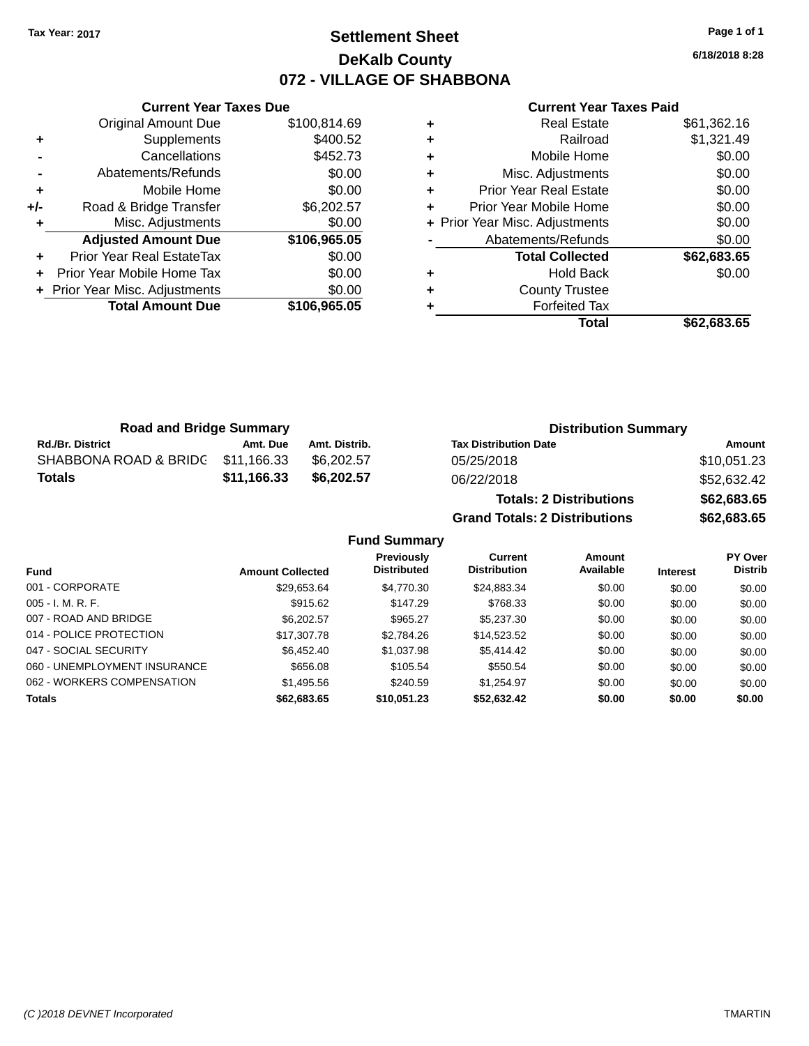Tax Year: 2017

# Settlement Sheet
## DeKalb County
## 072 - VILLAGE OF SHABBONA

6/18/2018 8:28

### Current Year Taxes Due

| | | |
|---|---|---|
| | Original Amount Due | $100,814.69 |
| + | Supplements | $400.52 |
| - | Cancellations | $452.73 |
| - | Abatements/Refunds | $0.00 |
| + | Mobile Home | $0.00 |
| +/- | Road & Bridge Transfer | $6,202.57 |
| + | Misc. Adjustments | $0.00 |
| | **Adjusted Amount Due** | **$106,965.05** |
| + | Prior Year Real EstateTax | $0.00 |
| + | Prior Year Mobile Home Tax | $0.00 |
| + | Prior Year Misc. Adjustments | $0.00 |
| | **Total Amount Due** | **$106,965.05** |

### Current Year Taxes Paid

| | | |
|---|---|---|
| + | Real Estate | $61,362.16 |
| + | Railroad | $1,321.49 |
| + | Mobile Home | $0.00 |
| + | Misc. Adjustments | $0.00 |
| + | Prior Year Real Estate | $0.00 |
| + | Prior Year Mobile Home | $0.00 |
| + | Prior Year Misc. Adjustments | $0.00 |
| - | Abatements/Refunds | $0.00 |
| | **Total Collected** | **$62,683.65** |
| + | Hold Back | $0.00 |
| + | County Trustee | |
| + | Forfeited Tax | |
| | **Total** | **$62,683.65** |

### Road and Bridge Summary

| Rd./Br. District | Amt. Due | Amt. Distrib. |
|---|---|---|
| SHABBONA ROAD & BRIDG | $11,166.33 | $6,202.57 |
| **Totals** | **$11,166.33** | **$6,202.57** |

### Distribution Summary

| Tax Distribution Date | Amount |
|---|---|
| 05/25/2018 | $10,051.23 |
| 06/22/2018 | $52,632.42 |
| **Totals: 2 Distributions** | **$62,683.65** |
| **Grand Totals: 2 Distributions** | **$62,683.65** |

### Fund Summary

| Fund | Amount Collected | Previously Distributed | Current Distribution | Amount Available | Interest | PY Over Distrib |
|---|---|---|---|---|---|---|
| 001 - CORPORATE | $29,653.64 | $4,770.30 | $24,883.34 | $0.00 | $0.00 | $0.00 |
| 005 - I. M. R. F. | $915.62 | $147.29 | $768.33 | $0.00 | $0.00 | $0.00 |
| 007 - ROAD AND BRIDGE | $6,202.57 | $965.27 | $5,237.30 | $0.00 | $0.00 | $0.00 |
| 014 - POLICE PROTECTION | $17,307.78 | $2,784.26 | $14,523.52 | $0.00 | $0.00 | $0.00 |
| 047 - SOCIAL SECURITY | $6,452.40 | $1,037.98 | $5,414.42 | $0.00 | $0.00 | $0.00 |
| 060 - UNEMPLOYMENT INSURANCE | $656.08 | $105.54 | $550.54 | $0.00 | $0.00 | $0.00 |
| 062 - WORKERS COMPENSATION | $1,495.56 | $240.59 | $1,254.97 | $0.00 | $0.00 | $0.00 |
| **Totals** | **$62,683.65** | **$10,051.23** | **$52,632.42** | **$0.00** | **$0.00** | **$0.00** |

(C )2018 DEVNET Incorporated — TMARTIN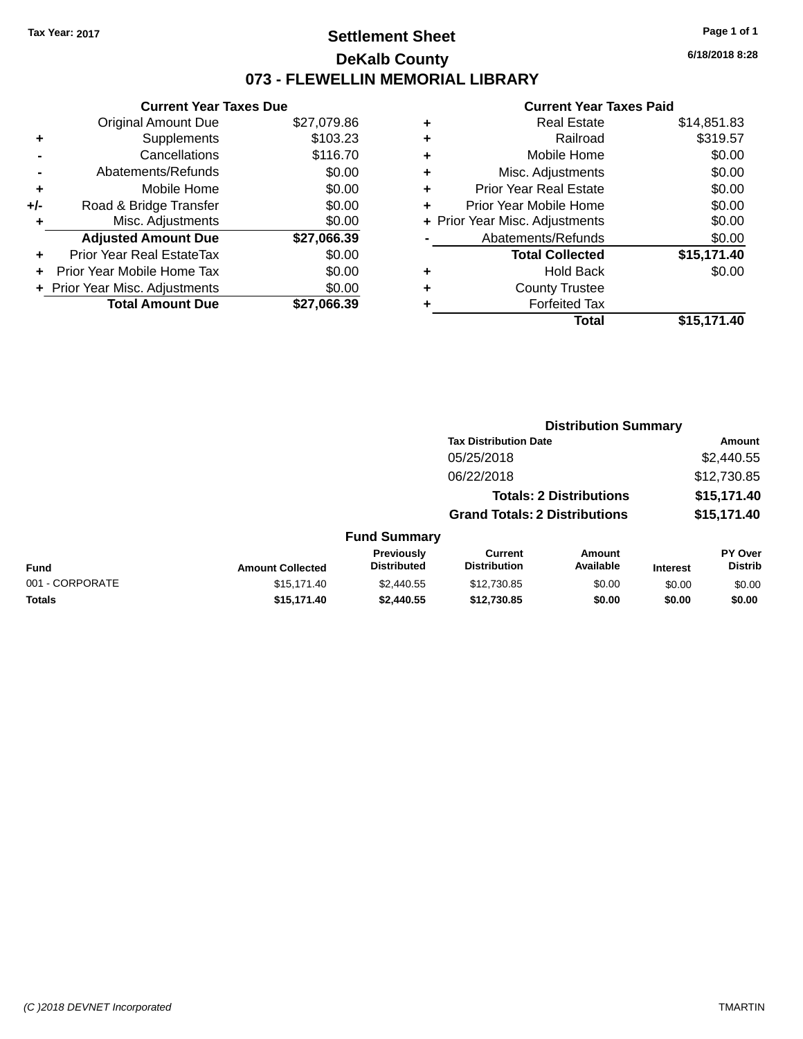Tax Year: 2017

# Settlement Sheet

## DeKalb County

## 073 - FLEWELLIN MEMORIAL LIBRARY

6/18/2018 8:28

### Current Year Taxes Due

| | | |
|---|---|---|
| | Original Amount Due | $27,079.86 |
| + | Supplements | $103.23 |
| - | Cancellations | $116.70 |
| - | Abatements/Refunds | $0.00 |
| + | Mobile Home | $0.00 |
| +/- | Road & Bridge Transfer | $0.00 |
| + | Misc. Adjustments | $0.00 |
| | **Adjusted Amount Due** | **$27,066.39** |
| + | Prior Year Real EstateTax | $0.00 |
| + | Prior Year Mobile Home Tax | $0.00 |
| + | Prior Year Misc. Adjustments | $0.00 |
| | **Total Amount Due** | **$27,066.39** |

### Current Year Taxes Paid

| | | |
|---|---|---|
| + | Real Estate | $14,851.83 |
| + | Railroad | $319.57 |
| + | Mobile Home | $0.00 |
| + | Misc. Adjustments | $0.00 |
| + | Prior Year Real Estate | $0.00 |
| + | Prior Year Mobile Home | $0.00 |
| + | Prior Year Misc. Adjustments | $0.00 |
| - | Abatements/Refunds | $0.00 |
| | **Total Collected** | **$15,171.40** |
| + | Hold Back | $0.00 |
| + | County Trustee | |
| + | Forfeited Tax | |
| | **Total** | **$15,171.40** |

### Distribution Summary

| Tax Distribution Date | Amount |
|---|---|
| 05/25/2018 | $2,440.55 |
| 06/22/2018 | $12,730.85 |
| **Totals: 2 Distributions** | **$15,171.40** |
| **Grand Totals: 2 Distributions** | **$15,171.40** |

### Fund Summary

| Fund | Amount Collected | Previously Distributed | Current Distribution | Amount Available | Interest | PY Over Distrib |
|---|---|---|---|---|---|---|
| 001 - CORPORATE | $15,171.40 | $2,440.55 | $12,730.85 | $0.00 | $0.00 | $0.00 |
| **Totals** | **$15,171.40** | **$2,440.55** | **$12,730.85** | **$0.00** | **$0.00** | **$0.00** |

(C )2018 DEVNET Incorporated

TMARTIN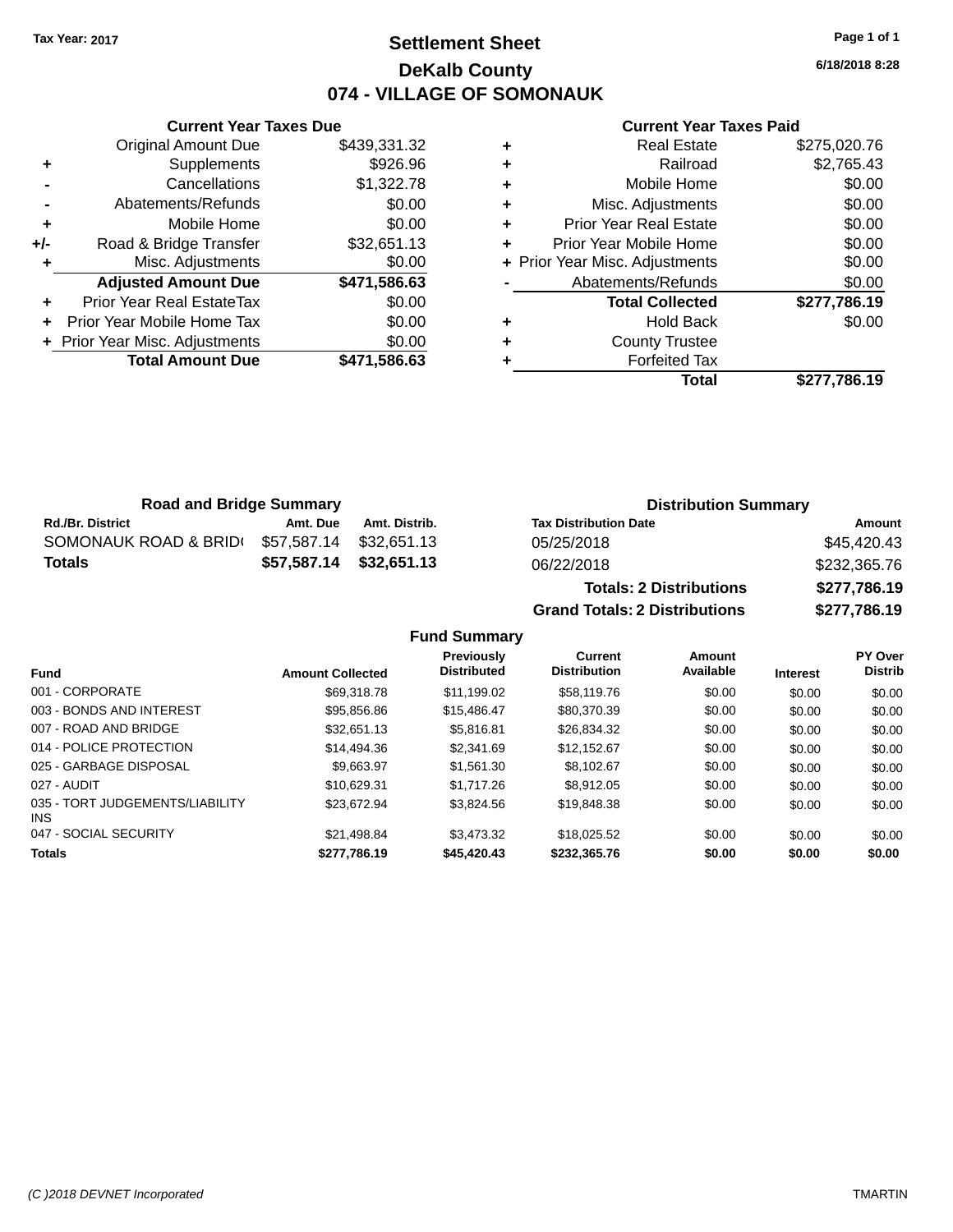Tax Year: 2017

# Settlement Sheet
## DeKalb County
## 074 - VILLAGE OF SOMONAUK

6/18/2018 8:28

### Current Year Taxes Due

| | | |
|---|---|---|
| | Original Amount Due | $439,331.32 |
| + | Supplements | $926.96 |
| - | Cancellations | $1,322.78 |
| - | Abatements/Refunds | $0.00 |
| + | Mobile Home | $0.00 |
| +/- | Road & Bridge Transfer | $32,651.13 |
| + | Misc. Adjustments | $0.00 |
| | **Adjusted Amount Due** | **$471,586.63** |
| + | Prior Year Real EstateTax | $0.00 |
| + | Prior Year Mobile Home Tax | $0.00 |
| + | Prior Year Misc. Adjustments | $0.00 |
| | **Total Amount Due** | **$471,586.63** |

### Current Year Taxes Paid

| | | |
|---|---|---|
| + | Real Estate | $275,020.76 |
| + | Railroad | $2,765.43 |
| + | Mobile Home | $0.00 |
| + | Misc. Adjustments | $0.00 |
| + | Prior Year Real Estate | $0.00 |
| + | Prior Year Mobile Home | $0.00 |
| + | Prior Year Misc. Adjustments | $0.00 |
| - | Abatements/Refunds | $0.00 |
| | **Total Collected** | **$277,786.19** |
| + | Hold Back | $0.00 |
| + | County Trustee | |
| + | Forfeited Tax | |
| | **Total** | **$277,786.19** |

### Road and Bridge Summary

| Rd./Br. District | Amt. Due | Amt. Distrib. |
|---|---|---|
| SOMONAUK ROAD & BRID( | $57,587.14 | $32,651.13 |
| **Totals** | **$57,587.14** | **$32,651.13** |

### Distribution Summary

| Tax Distribution Date | Amount |
|---|---|
| 05/25/2018 | $45,420.43 |
| 06/22/2018 | $232,365.76 |
| **Totals: 2 Distributions** | **$277,786.19** |
| **Grand Totals: 2 Distributions** | **$277,786.19** |

### Fund Summary

| Fund | Amount Collected | Previously Distributed | Current Distribution | Amount Available | Interest | PY Over Distrib |
|---|---|---|---|---|---|---|
| 001 - CORPORATE | $69,318.78 | $11,199.02 | $58,119.76 | $0.00 | $0.00 | $0.00 |
| 003 - BONDS AND INTEREST | $95,856.86 | $15,486.47 | $80,370.39 | $0.00 | $0.00 | $0.00 |
| 007 - ROAD AND BRIDGE | $32,651.13 | $5,816.81 | $26,834.32 | $0.00 | $0.00 | $0.00 |
| 014 - POLICE PROTECTION | $14,494.36 | $2,341.69 | $12,152.67 | $0.00 | $0.00 | $0.00 |
| 025 - GARBAGE DISPOSAL | $9,663.97 | $1,561.30 | $8,102.67 | $0.00 | $0.00 | $0.00 |
| 027 - AUDIT | $10,629.31 | $1,717.26 | $8,912.05 | $0.00 | $0.00 | $0.00 |
| 035 - TORT JUDGEMENTS/LIABILITY INS | $23,672.94 | $3,824.56 | $19,848.38 | $0.00 | $0.00 | $0.00 |
| 047 - SOCIAL SECURITY | $21,498.84 | $3,473.32 | $18,025.52 | $0.00 | $0.00 | $0.00 |
| **Totals** | **$277,786.19** | **$45,420.43** | **$232,365.76** | **$0.00** | **$0.00** | **$0.00** |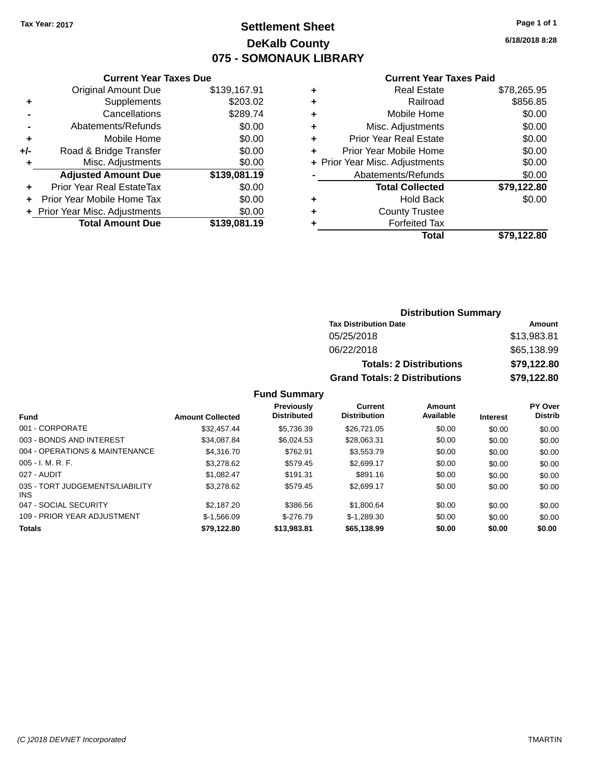Tax Year: 2017

# Settlement Sheet
## DeKalb County
## 075 - SOMONAUK LIBRARY

6/18/2018 8:28

### Current Year Taxes Due

| | | |
|---|---|---|
| | Original Amount Due | $139,167.91 |
| + | Supplements | $203.02 |
| - | Cancellations | $289.74 |
| - | Abatements/Refunds | $0.00 |
| + | Mobile Home | $0.00 |
| +/- | Road & Bridge Transfer | $0.00 |
| + | Misc. Adjustments | $0.00 |
| | **Adjusted Amount Due** | **$139,081.19** |
| + | Prior Year Real EstateTax | $0.00 |
| + | Prior Year Mobile Home Tax | $0.00 |
| + | Prior Year Misc. Adjustments | $0.00 |
| | **Total Amount Due** | **$139,081.19** |

### Current Year Taxes Paid

| | | |
|---|---|---|
| + | Real Estate | $78,265.95 |
| + | Railroad | $856.85 |
| + | Mobile Home | $0.00 |
| + | Misc. Adjustments | $0.00 |
| + | Prior Year Real Estate | $0.00 |
| + | Prior Year Mobile Home | $0.00 |
| + | Prior Year Misc. Adjustments | $0.00 |
| - | Abatements/Refunds | $0.00 |
| | **Total Collected** | **$79,122.80** |
| + | Hold Back | $0.00 |
| + | County Trustee | |
| + | Forfeited Tax | |
| | **Total** | **$79,122.80** |

### Distribution Summary

| Tax Distribution Date | Amount |
|---|---|
| 05/25/2018 | $13,983.81 |
| 06/22/2018 | $65,138.99 |
| **Totals: 2 Distributions** | **$79,122.80** |
| **Grand Totals: 2 Distributions** | **$79,122.80** |

### Fund Summary

| Fund | Amount Collected | Previously Distributed | Current Distribution | Amount Available | Interest | PY Over Distrib |
|---|---|---|---|---|---|---|
| 001 - CORPORATE | $32,457.44 | $5,736.39 | $26,721.05 | $0.00 | $0.00 | $0.00 |
| 003 - BONDS AND INTEREST | $34,087.84 | $6,024.53 | $28,063.31 | $0.00 | $0.00 | $0.00 |
| 004 - OPERATIONS & MAINTENANCE | $4,316.70 | $762.91 | $3,553.79 | $0.00 | $0.00 | $0.00 |
| 005 - I. M. R. F. | $3,278.62 | $579.45 | $2,699.17 | $0.00 | $0.00 | $0.00 |
| 027 - AUDIT | $1,082.47 | $191.31 | $891.16 | $0.00 | $0.00 | $0.00 |
| 035 - TORT JUDGEMENTS/LIABILITY INS | $3,278.62 | $579.45 | $2,699.17 | $0.00 | $0.00 | $0.00 |
| 047 - SOCIAL SECURITY | $2,187.20 | $386.56 | $1,800.64 | $0.00 | $0.00 | $0.00 |
| 109 - PRIOR YEAR ADJUSTMENT | $-1,566.09 | $-276.79 | $-1,289.30 | $0.00 | $0.00 | $0.00 |
| **Totals** | **$79,122.80** | **$13,983.81** | **$65,138.99** | **$0.00** | **$0.00** | **$0.00** |

(C )2018 DEVNET Incorporated — TMARTIN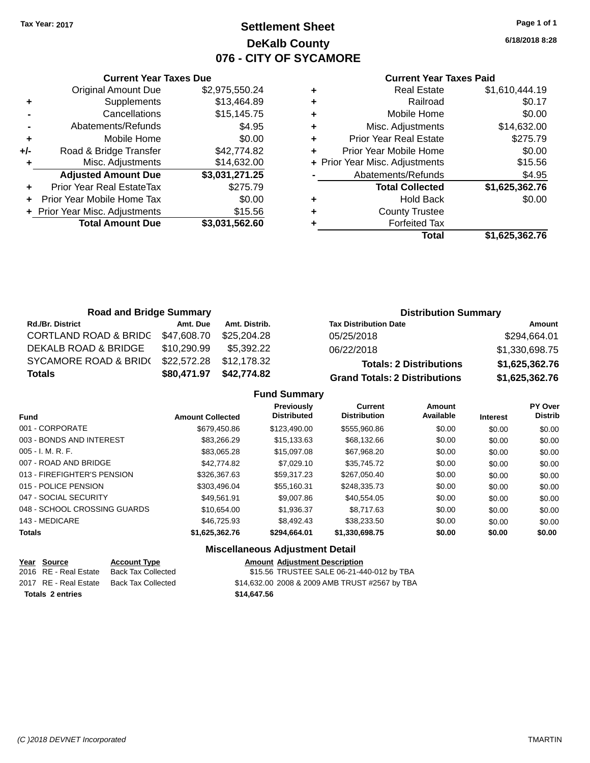Tax Year: 2017

# Settlement Sheet
## DeKalb County
## 076 - CITY OF SYCAMORE

6/18/2018 8:28

### Current Year Taxes Due

| | | |
|---|---|---|
| | Original Amount Due | $2,975,550.24 |
| + | Supplements | $13,464.89 |
| - | Cancellations | $15,145.75 |
| - | Abatements/Refunds | $4.95 |
| + | Mobile Home | $0.00 |
| +/- | Road & Bridge Transfer | $42,774.82 |
| + | Misc. Adjustments | $14,632.00 |
| | **Adjusted Amount Due** | **$3,031,271.25** |
| + | Prior Year Real EstateTax | $275.79 |
| + | Prior Year Mobile Home Tax | $0.00 |
| + | Prior Year Misc. Adjustments | $15.56 |
| | **Total Amount Due** | **$3,031,562.60** |

### Current Year Taxes Paid

| | | |
|---|---|---|
| + | Real Estate | $1,610,444.19 |
| + | Railroad | $0.17 |
| + | Mobile Home | $0.00 |
| + | Misc. Adjustments | $14,632.00 |
| + | Prior Year Real Estate | $275.79 |
| + | Prior Year Mobile Home | $0.00 |
| + | Prior Year Misc. Adjustments | $15.56 |
| - | Abatements/Refunds | $4.95 |
| | **Total Collected** | **$1,625,362.76** |
| + | Hold Back | $0.00 |
| + | County Trustee | |
| + | Forfeited Tax | |
| | **Total** | **$1,625,362.76** |

### Road and Bridge Summary

| Rd./Br. District | Amt. Due | Amt. Distrib. |
|---|---|---|
| CORTLAND ROAD & BRIDG | $47,608.70 | $25,204.28 |
| DEKALB ROAD & BRIDGE | $10,290.99 | $5,392.22 |
| SYCAMORE ROAD & BRID( | $22,572.28 | $12,178.32 |
| **Totals** | **$80,471.97** | **$42,774.82** |

### Distribution Summary

| Tax Distribution Date | Amount |
|---|---|
| 05/25/2018 | $294,664.01 |
| 06/22/2018 | $1,330,698.75 |
| **Totals: 2 Distributions** | **$1,625,362.76** |
| **Grand Totals: 2 Distributions** | **$1,625,362.76** |

### Fund Summary

| Fund | Amount Collected | Previously Distributed | Current Distribution | Amount Available | Interest | PY Over Distrib |
|---|---|---|---|---|---|---|
| 001 - CORPORATE | $679,450.86 | $123,490.00 | $555,960.86 | $0.00 | $0.00 | $0.00 |
| 003 - BONDS AND INTEREST | $83,266.29 | $15,133.63 | $68,132.66 | $0.00 | $0.00 | $0.00 |
| 005 - I. M. R. F. | $83,065.28 | $15,097.08 | $67,968.20 | $0.00 | $0.00 | $0.00 |
| 007 - ROAD AND BRIDGE | $42,774.82 | $7,029.10 | $35,745.72 | $0.00 | $0.00 | $0.00 |
| 013 - FIREFIGHTER'S PENSION | $326,367.63 | $59,317.23 | $267,050.40 | $0.00 | $0.00 | $0.00 |
| 015 - POLICE PENSION | $303,496.04 | $55,160.31 | $248,335.73 | $0.00 | $0.00 | $0.00 |
| 047 - SOCIAL SECURITY | $49,561.91 | $9,007.86 | $40,554.05 | $0.00 | $0.00 | $0.00 |
| 048 - SCHOOL CROSSING GUARDS | $10,654.00 | $1,936.37 | $8,717.63 | $0.00 | $0.00 | $0.00 |
| 143 - MEDICARE | $46,725.93 | $8,492.43 | $38,233.50 | $0.00 | $0.00 | $0.00 |
| **Totals** | **$1,625,362.76** | **$294,664.01** | **$1,330,698.75** | **$0.00** | **$0.00** | **$0.00** |

### Miscellaneous Adjustment Detail

| Year | Source | Account Type | Amount | Adjustment Description |
|---|---|---|---|---|
| 2016 | RE - Real Estate | Back Tax Collected | $15.56 | TRUSTEE SALE 06-21-440-012 by TBA |
| 2017 | RE - Real Estate | Back Tax Collected | $14,632.00 | 2008 & 2009 AMB TRUST #2567 by TBA |
| **Totals 2 entries** | | | **$14,647.56** | |

(C )2018 DEVNET Incorporated — TMARTIN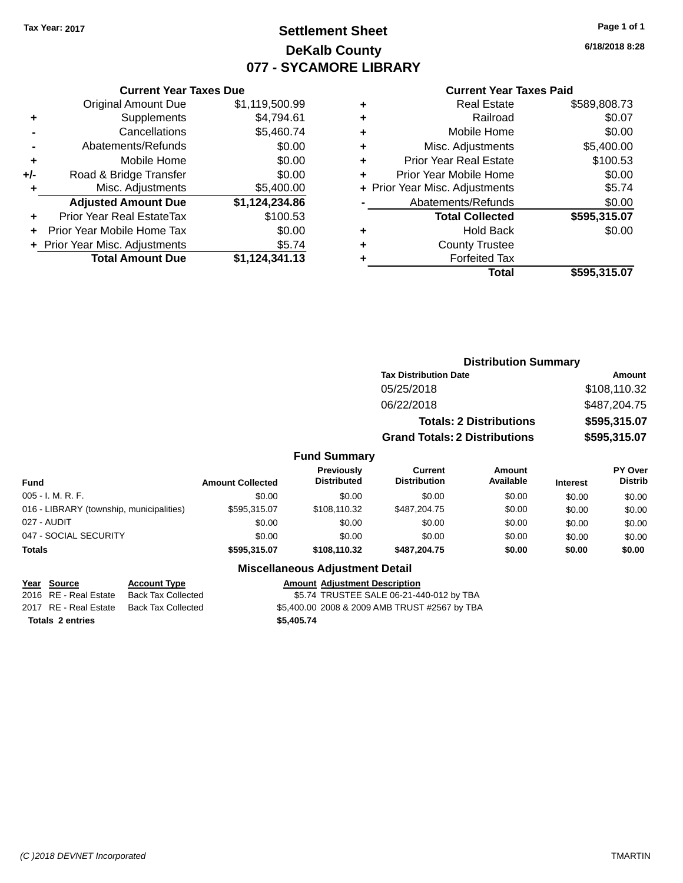Tax Year: 2017

# Settlement Sheet
## DeKalb County
## 077 - SYCAMORE LIBRARY

6/18/2018 8:28

### Current Year Taxes Due

| | | |
|---|---|---|
| | Original Amount Due | $1,119,500.99 |
| + | Supplements | $4,794.61 |
| - | Cancellations | $5,460.74 |
| - | Abatements/Refunds | $0.00 |
| + | Mobile Home | $0.00 |
| +/- | Road & Bridge Transfer | $0.00 |
| + | Misc. Adjustments | $5,400.00 |
| | **Adjusted Amount Due** | **$1,124,234.86** |
| + | Prior Year Real EstateTax | $100.53 |
| + | Prior Year Mobile Home Tax | $0.00 |
| + | Prior Year Misc. Adjustments | $5.74 |
| | **Total Amount Due** | **$1,124,341.13** |

### Current Year Taxes Paid

| | | |
|---|---|---|
| + | Real Estate | $589,808.73 |
| + | Railroad | $0.07 |
| + | Mobile Home | $0.00 |
| + | Misc. Adjustments | $5,400.00 |
| + | Prior Year Real Estate | $100.53 |
| + | Prior Year Mobile Home | $0.00 |
| + | Prior Year Misc. Adjustments | $5.74 |
| - | Abatements/Refunds | $0.00 |
| | **Total Collected** | **$595,315.07** |
| + | Hold Back | $0.00 |
| + | County Trustee | |
| + | Forfeited Tax | |
| | **Total** | **$595,315.07** |

### Distribution Summary

| Tax Distribution Date | Amount |
|---|---|
| 05/25/2018 | $108,110.32 |
| 06/22/2018 | $487,204.75 |
| **Totals: 2 Distributions** | **$595,315.07** |
| **Grand Totals: 2 Distributions** | **$595,315.07** |

### Fund Summary

| Fund | Amount Collected | Previously Distributed | Current Distribution | Amount Available | Interest | PY Over Distrib |
|---|---|---|---|---|---|---|
| 005 - I. M. R. F. | $0.00 | $0.00 | $0.00 | $0.00 | $0.00 | $0.00 |
| 016 - LIBRARY (township, municipalities) | $595,315.07 | $108,110.32 | $487,204.75 | $0.00 | $0.00 | $0.00 |
| 027 - AUDIT | $0.00 | $0.00 | $0.00 | $0.00 | $0.00 | $0.00 |
| 047 - SOCIAL SECURITY | $0.00 | $0.00 | $0.00 | $0.00 | $0.00 | $0.00 |
| **Totals** | **$595,315.07** | **$108,110.32** | **$487,204.75** | **$0.00** | **$0.00** | **$0.00** |

### Miscellaneous Adjustment Detail

| Year | Source | Account Type | Amount | Adjustment Description |
|---|---|---|---|---|
| 2016 | RE - Real Estate | Back Tax Collected | $5.74 | TRUSTEE SALE 06-21-440-012 by TBA |
| 2017 | RE - Real Estate | Back Tax Collected | $5,400.00 | 2008 & 2009 AMB TRUST #2567 by TBA |
| **Totals 2 entries** | | | **$5,405.74** | |

(C )2018 DEVNET Incorporated TMARTIN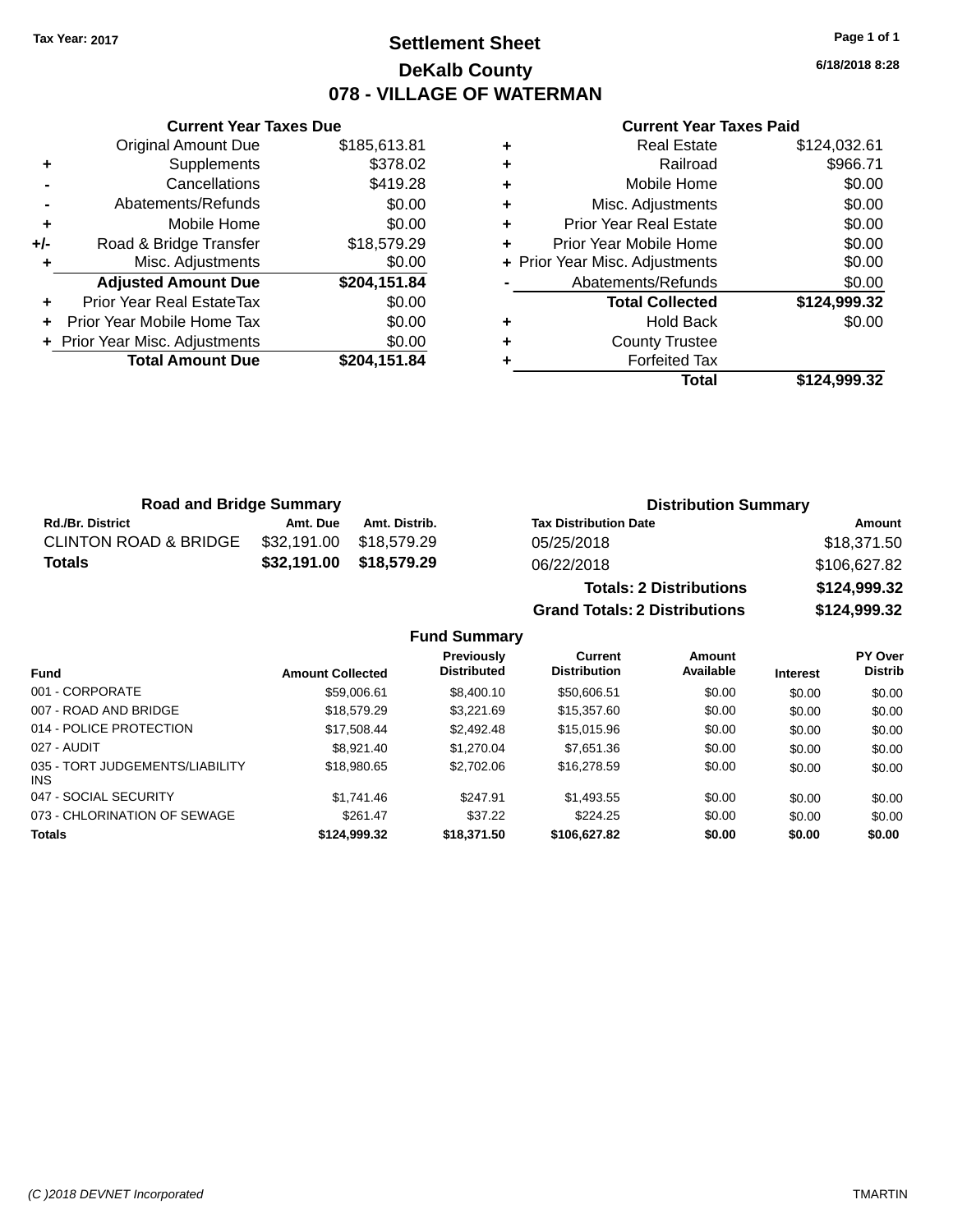Tax Year: 2017

# Settlement Sheet
## DeKalb County
## 078 - VILLAGE OF WATERMAN

6/18/2018 8:28

### Current Year Taxes Due

| | | |
|---|---|---|
| | Original Amount Due | $185,613.81 |
| + | Supplements | $378.02 |
| - | Cancellations | $419.28 |
| - | Abatements/Refunds | $0.00 |
| + | Mobile Home | $0.00 |
| +/- | Road & Bridge Transfer | $18,579.29 |
| + | Misc. Adjustments | $0.00 |
| | **Adjusted Amount Due** | **$204,151.84** |
| + | Prior Year Real EstateTax | $0.00 |
| + | Prior Year Mobile Home Tax | $0.00 |
| + | Prior Year Misc. Adjustments | $0.00 |
| | **Total Amount Due** | **$204,151.84** |

### Current Year Taxes Paid

| | | |
|---|---|---|
| + | Real Estate | $124,032.61 |
| + | Railroad | $966.71 |
| + | Mobile Home | $0.00 |
| + | Misc. Adjustments | $0.00 |
| + | Prior Year Real Estate | $0.00 |
| + | Prior Year Mobile Home | $0.00 |
| + | Prior Year Misc. Adjustments | $0.00 |
| - | Abatements/Refunds | $0.00 |
| | **Total Collected** | **$124,999.32** |
| + | Hold Back | $0.00 |
| + | County Trustee | |
| + | Forfeited Tax | |
| | **Total** | **$124,999.32** |

### Road and Bridge Summary

| Rd./Br. District | Amt. Due | Amt. Distrib. |
|---|---|---|
| CLINTON ROAD & BRIDGE | $32,191.00 | $18,579.29 |
| **Totals** | **$32,191.00** | **$18,579.29** |

### Distribution Summary

| Tax Distribution Date | Amount |
|---|---|
| 05/25/2018 | $18,371.50 |
| 06/22/2018 | $106,627.82 |
| **Totals: 2 Distributions** | **$124,999.32** |
| **Grand Totals: 2 Distributions** | **$124,999.32** |

### Fund Summary

| Fund | Amount Collected | Previously Distributed | Current Distribution | Amount Available | Interest | PY Over Distrib |
|---|---|---|---|---|---|---|
| 001 - CORPORATE | $59,006.61 | $8,400.10 | $50,606.51 | $0.00 | $0.00 | $0.00 |
| 007 - ROAD AND BRIDGE | $18,579.29 | $3,221.69 | $15,357.60 | $0.00 | $0.00 | $0.00 |
| 014 - POLICE PROTECTION | $17,508.44 | $2,492.48 | $15,015.96 | $0.00 | $0.00 | $0.00 |
| 027 - AUDIT | $8,921.40 | $1,270.04 | $7,651.36 | $0.00 | $0.00 | $0.00 |
| 035 - TORT JUDGEMENTS/LIABILITY INS | $18,980.65 | $2,702.06 | $16,278.59 | $0.00 | $0.00 | $0.00 |
| 047 - SOCIAL SECURITY | $1,741.46 | $247.91 | $1,493.55 | $0.00 | $0.00 | $0.00 |
| 073 - CHLORINATION OF SEWAGE | $261.47 | $37.22 | $224.25 | $0.00 | $0.00 | $0.00 |
| **Totals** | **$124,999.32** | **$18,371.50** | **$106,627.82** | **$0.00** | **$0.00** | **$0.00** |

(C )2018 DEVNET Incorporated — TMARTIN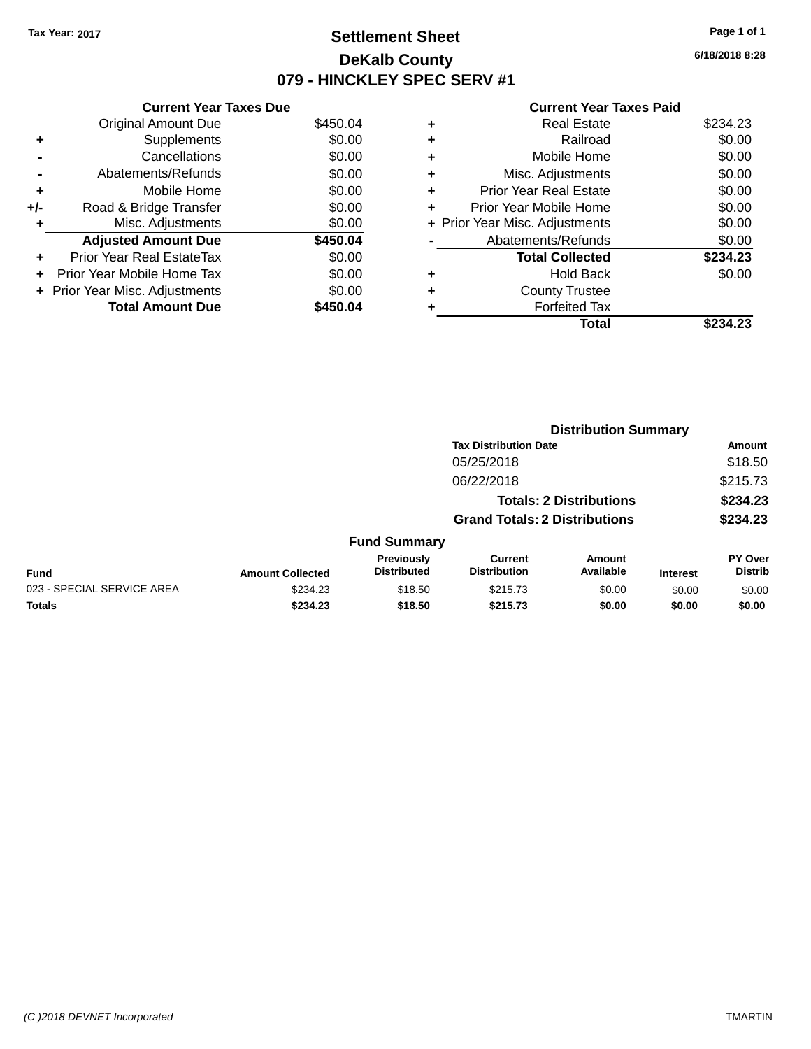Tax Year: 2017

# Settlement Sheet

## DeKalb County

## 079 - HINCKLEY SPEC SERV #1

6/18/2018 8:28

### Current Year Taxes Due

| | | |
|---|---|---|
| | Original Amount Due | $450.04 |
| + | Supplements | $0.00 |
| - | Cancellations | $0.00 |
| - | Abatements/Refunds | $0.00 |
| + | Mobile Home | $0.00 |
| +/- | Road & Bridge Transfer | $0.00 |
| + | Misc. Adjustments | $0.00 |
| | **Adjusted Amount Due** | **$450.04** |
| + | Prior Year Real EstateTax | $0.00 |
| + | Prior Year Mobile Home Tax | $0.00 |
| + | Prior Year Misc. Adjustments | $0.00 |
| | **Total Amount Due** | **$450.04** |

### Current Year Taxes Paid

| | | |
|---|---|---|
| + | Real Estate | $234.23 |
| + | Railroad | $0.00 |
| + | Mobile Home | $0.00 |
| + | Misc. Adjustments | $0.00 |
| + | Prior Year Real Estate | $0.00 |
| + | Prior Year Mobile Home | $0.00 |
| + | Prior Year Misc. Adjustments | $0.00 |
| - | Abatements/Refunds | $0.00 |
| | **Total Collected** | **$234.23** |
| + | Hold Back | $0.00 |
| + | County Trustee | |
| + | Forfeited Tax | |
| | **Total** | **$234.23** |

### Distribution Summary

| Tax Distribution Date | Amount |
|---|---|
| 05/25/2018 | $18.50 |
| 06/22/2018 | $215.73 |
| **Totals: 2 Distributions** | **$234.23** |
| **Grand Totals: 2 Distributions** | **$234.23** |

### Fund Summary

| Fund | Amount Collected | Previously Distributed | Current Distribution | Amount Available | Interest | PY Over Distrib |
|---|---|---|---|---|---|---|
| 023 - SPECIAL SERVICE AREA | $234.23 | $18.50 | $215.73 | $0.00 | $0.00 | $0.00 |
| **Totals** | **$234.23** | **$18.50** | **$215.73** | **$0.00** | **$0.00** | **$0.00** |

(C )2018 DEVNET Incorporated

TMARTIN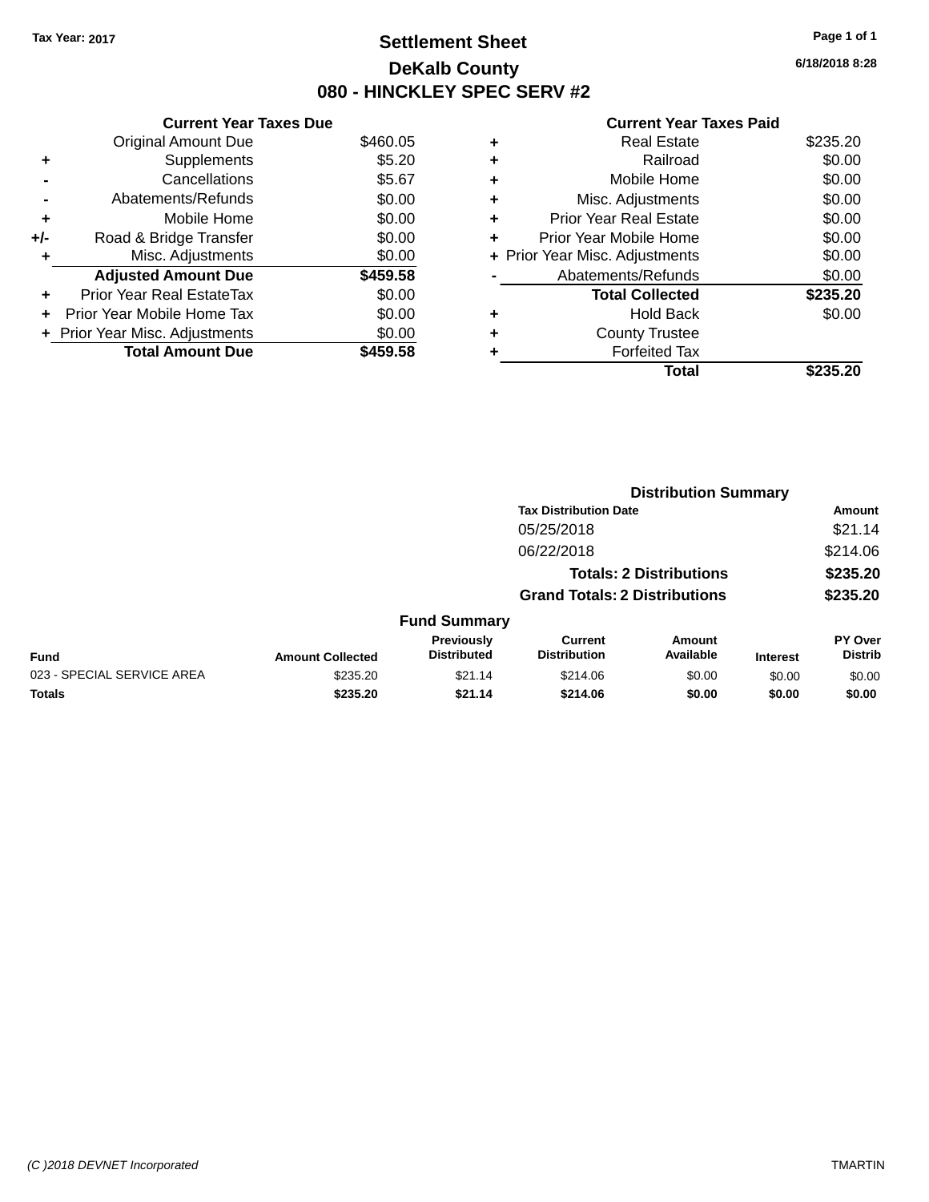Tax Year: 2017

# Settlement Sheet
## DeKalb County
## 080 - HINCKLEY SPEC SERV #2

6/18/2018 8:28

**Current Year Taxes Due**

| | | |
|---|---|---|
| | Original Amount Due | $460.05 |
| + | Supplements | $5.20 |
| - | Cancellations | $5.67 |
| - | Abatements/Refunds | $0.00 |
| + | Mobile Home | $0.00 |
| +/- | Road & Bridge Transfer | $0.00 |
| + | Misc. Adjustments | $0.00 |
| | **Adjusted Amount Due** | **$459.58** |
| + | Prior Year Real EstateTax | $0.00 |
| + | Prior Year Mobile Home Tax | $0.00 |
| + | Prior Year Misc. Adjustments | $0.00 |
| | **Total Amount Due** | **$459.58** |

**Current Year Taxes Paid**

| | | |
|---|---|---|
| + | Real Estate | $235.20 |
| + | Railroad | $0.00 |
| + | Mobile Home | $0.00 |
| + | Misc. Adjustments | $0.00 |
| + | Prior Year Real Estate | $0.00 |
| + | Prior Year Mobile Home | $0.00 |
| + | Prior Year Misc. Adjustments | $0.00 |
| - | Abatements/Refunds | $0.00 |
| | **Total Collected** | **$235.20** |
| + | Hold Back | $0.00 |
| + | County Trustee | |
| + | Forfeited Tax | |
| | **Total** | **$235.20** |

**Distribution Summary**

| Tax Distribution Date | Amount |
|---|---|
| 05/25/2018 | $21.14 |
| 06/22/2018 | $214.06 |
| **Totals: 2 Distributions** | **$235.20** |
| **Grand Totals: 2 Distributions** | **$235.20** |

**Fund Summary**

| Fund | Amount Collected | Previously Distributed | Current Distribution | Amount Available | Interest | PY Over Distrib |
|---|---|---|---|---|---|---|
| 023 - SPECIAL SERVICE AREA | $235.20 | $21.14 | $214.06 | $0.00 | $0.00 | $0.00 |
| **Totals** | **$235.20** | **$21.14** | **$214.06** | **$0.00** | **$0.00** | **$0.00** |

(C )2018 DEVNET Incorporated TMARTIN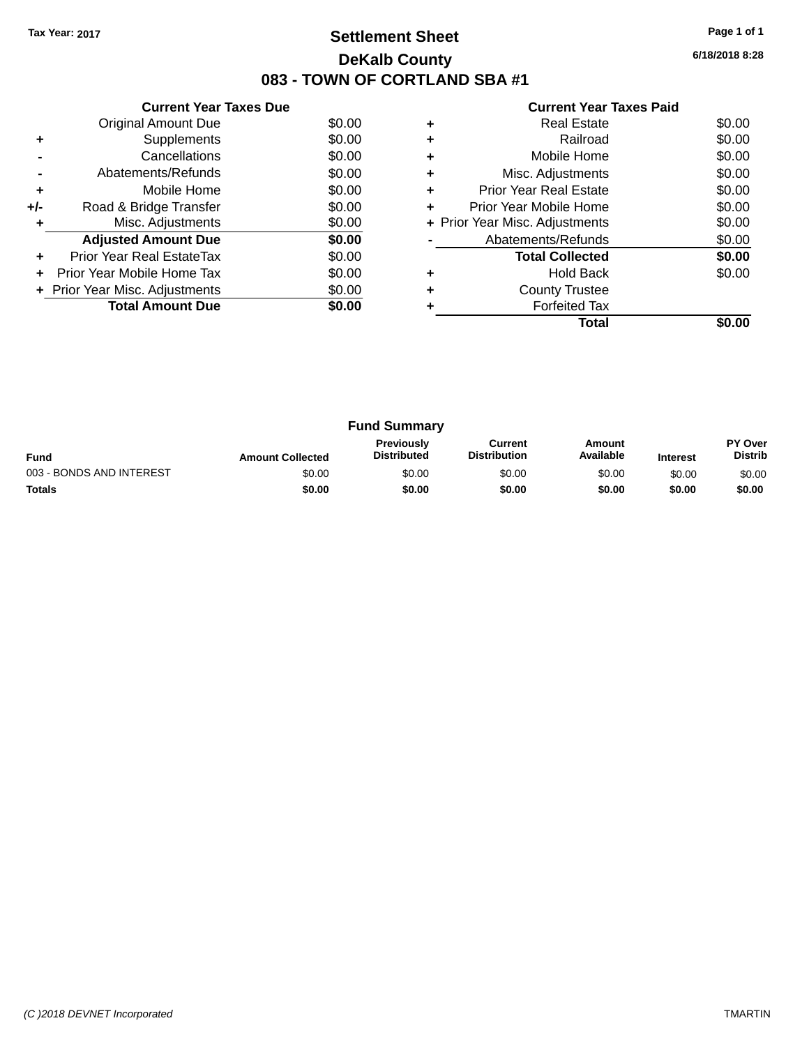Tax Year: 2017

# Settlement Sheet

## DeKalb County

## 083 - TOWN OF CORTLAND SBA #1

6/18/2018 8:28

### Current Year Taxes Due

| | | |
|---|---|---|
| | Original Amount Due | $0.00 |
| + | Supplements | $0.00 |
| - | Cancellations | $0.00 |
| - | Abatements/Refunds | $0.00 |
| + | Mobile Home | $0.00 |
| +/- | Road & Bridge Transfer | $0.00 |
| + | Misc. Adjustments | $0.00 |
| | **Adjusted Amount Due** | **$0.00** |
| + | Prior Year Real EstateTax | $0.00 |
| + | Prior Year Mobile Home Tax | $0.00 |
| + | Prior Year Misc. Adjustments | $0.00 |
| | **Total Amount Due** | **$0.00** |

### Current Year Taxes Paid

| | | |
|---|---|---|
| + | Real Estate | $0.00 |
| + | Railroad | $0.00 |
| + | Mobile Home | $0.00 |
| + | Misc. Adjustments | $0.00 |
| + | Prior Year Real Estate | $0.00 |
| + | Prior Year Mobile Home | $0.00 |
| + | Prior Year Misc. Adjustments | $0.00 |
| - | Abatements/Refunds | $0.00 |
| | **Total Collected** | **$0.00** |
| + | Hold Back | $0.00 |
| + | County Trustee | |
| + | Forfeited Tax | |
| | **Total** | **$0.00** |

### Fund Summary

| Fund | Amount Collected | Previously Distributed | Current Distribution | Amount Available | Interest | PY Over Distrib |
|---|---|---|---|---|---|---|
| 003 - BONDS AND INTEREST | $0.00 | $0.00 | $0.00 | $0.00 | $0.00 | $0.00 |
| **Totals** | **$0.00** | **$0.00** | **$0.00** | **$0.00** | **$0.00** | **$0.00** |

(C )2018 DEVNET Incorporated

TMARTIN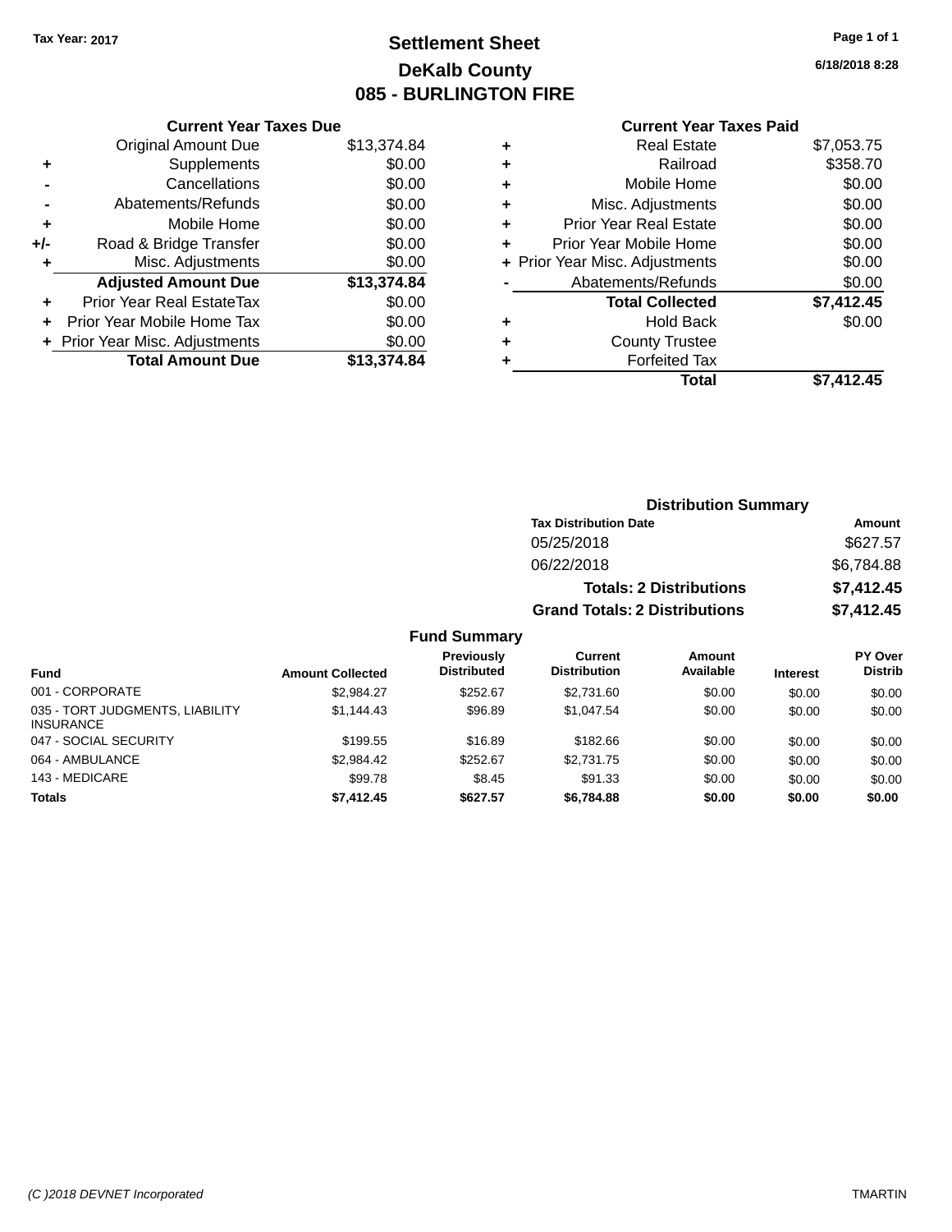Tax Year: 2017

# Settlement Sheet
## DeKalb County
## 085 - BURLINGTON FIRE

6/18/2018 8:28

### Current Year Taxes Due

| | | |
|---|---|---|
| | Original Amount Due | $13,374.84 |
| + | Supplements | $0.00 |
| - | Cancellations | $0.00 |
| - | Abatements/Refunds | $0.00 |
| + | Mobile Home | $0.00 |
| +/- | Road & Bridge Transfer | $0.00 |
| + | Misc. Adjustments | $0.00 |
| | **Adjusted Amount Due** | **$13,374.84** |
| + | Prior Year Real EstateTax | $0.00 |
| + | Prior Year Mobile Home Tax | $0.00 |
| + | Prior Year Misc. Adjustments | $0.00 |
| | **Total Amount Due** | **$13,374.84** |

### Current Year Taxes Paid

| | | |
|---|---|---|
| + | Real Estate | $7,053.75 |
| + | Railroad | $358.70 |
| + | Mobile Home | $0.00 |
| + | Misc. Adjustments | $0.00 |
| + | Prior Year Real Estate | $0.00 |
| + | Prior Year Mobile Home | $0.00 |
| + | Prior Year Misc. Adjustments | $0.00 |
| - | Abatements/Refunds | $0.00 |
| | **Total Collected** | **$7,412.45** |
| + | Hold Back | $0.00 |
| + | County Trustee | |
| + | Forfeited Tax | |
| | **Total** | **$7,412.45** |

### Distribution Summary

| Tax Distribution Date | Amount |
|---|---|
| 05/25/2018 | $627.57 |
| 06/22/2018 | $6,784.88 |
| **Totals: 2 Distributions** | **$7,412.45** |
| **Grand Totals: 2 Distributions** | **$7,412.45** |

### Fund Summary

| Fund | Amount Collected | Previously Distributed | Current Distribution | Amount Available | Interest | PY Over Distrib |
|---|---|---|---|---|---|---|
| 001 - CORPORATE | $2,984.27 | $252.67 | $2,731.60 | $0.00 | $0.00 | $0.00 |
| 035 - TORT JUDGMENTS, LIABILITY INSURANCE | $1,144.43 | $96.89 | $1,047.54 | $0.00 | $0.00 | $0.00 |
| 047 - SOCIAL SECURITY | $199.55 | $16.89 | $182.66 | $0.00 | $0.00 | $0.00 |
| 064 - AMBULANCE | $2,984.42 | $252.67 | $2,731.75 | $0.00 | $0.00 | $0.00 |
| 143 - MEDICARE | $99.78 | $8.45 | $91.33 | $0.00 | $0.00 | $0.00 |
| **Totals** | **$7,412.45** | **$627.57** | **$6,784.88** | **$0.00** | **$0.00** | **$0.00** |

(C )2018 DEVNET Incorporated TMARTIN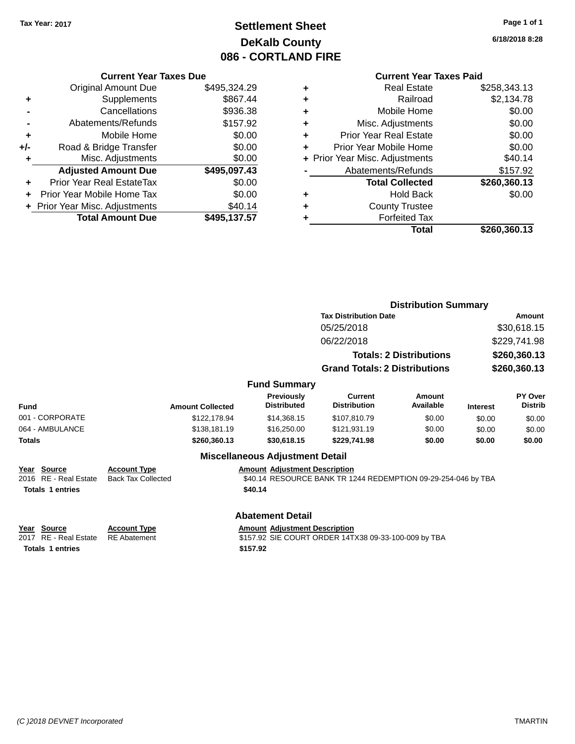Tax Year: 2017

# Settlement Sheet
## DeKalb County
## 086 - CORTLAND FIRE

6/18/2018 8:28

### Current Year Taxes Due

| | | |
|---|---|---|
| | Original Amount Due | $495,324.29 |
| + | Supplements | $867.44 |
| - | Cancellations | $936.38 |
| - | Abatements/Refunds | $157.92 |
| + | Mobile Home | $0.00 |
| +/- | Road & Bridge Transfer | $0.00 |
| + | Misc. Adjustments | $0.00 |
| | **Adjusted Amount Due** | **$495,097.43** |
| + | Prior Year Real EstateTax | $0.00 |
| + | Prior Year Mobile Home Tax | $0.00 |
| + | Prior Year Misc. Adjustments | $40.14 |
| | **Total Amount Due** | **$495,137.57** |

### Current Year Taxes Paid

| | | |
|---|---|---|
| + | Real Estate | $258,343.13 |
| + | Railroad | $2,134.78 |
| + | Mobile Home | $0.00 |
| + | Misc. Adjustments | $0.00 |
| + | Prior Year Real Estate | $0.00 |
| + | Prior Year Mobile Home | $0.00 |
| + | Prior Year Misc. Adjustments | $40.14 |
| - | Abatements/Refunds | $157.92 |
| | **Total Collected** | **$260,360.13** |
| + | Hold Back | $0.00 |
| + | County Trustee | |
| + | Forfeited Tax | |
| | **Total** | **$260,360.13** |

### Distribution Summary

| Tax Distribution Date | Amount |
|---|---|
| 05/25/2018 | $30,618.15 |
| 06/22/2018 | $229,741.98 |
| **Totals: 2 Distributions** | **$260,360.13** |
| **Grand Totals: 2 Distributions** | **$260,360.13** |

### Fund Summary

| Fund | Amount Collected | Previously Distributed | Current Distribution | Amount Available | Interest | PY Over Distrib |
|---|---|---|---|---|---|---|
| 001 - CORPORATE | $122,178.94 | $14,368.15 | $107,810.79 | $0.00 | $0.00 | $0.00 |
| 064 - AMBULANCE | $138,181.19 | $16,250.00 | $121,931.19 | $0.00 | $0.00 | $0.00 |
| **Totals** | **$260,360.13** | **$30,618.15** | **$229,741.98** | **$0.00** | **$0.00** | **$0.00** |

### Miscellaneous Adjustment Detail

| Year | Source | Account Type | Amount | Adjustment Description |
|---|---|---|---|---|
| 2016 | RE - Real Estate | Back Tax Collected | $40.14 | RESOURCE BANK TR 1244 REDEMPTION 09-29-254-046 by TBA |
| **Totals** | **1 entries** | | **$40.14** | |

### Abatement Detail

| Year | Source | Account Type | Amount | Adjustment Description |
|---|---|---|---|---|
| 2017 | RE - Real Estate | RE Abatement | $157.92 | SIE COURT ORDER 14TX38 09-33-100-009 by TBA |
| **Totals** | **1 entries** | | **$157.92** | |

(C )2018 DEVNET Incorporated TMARTIN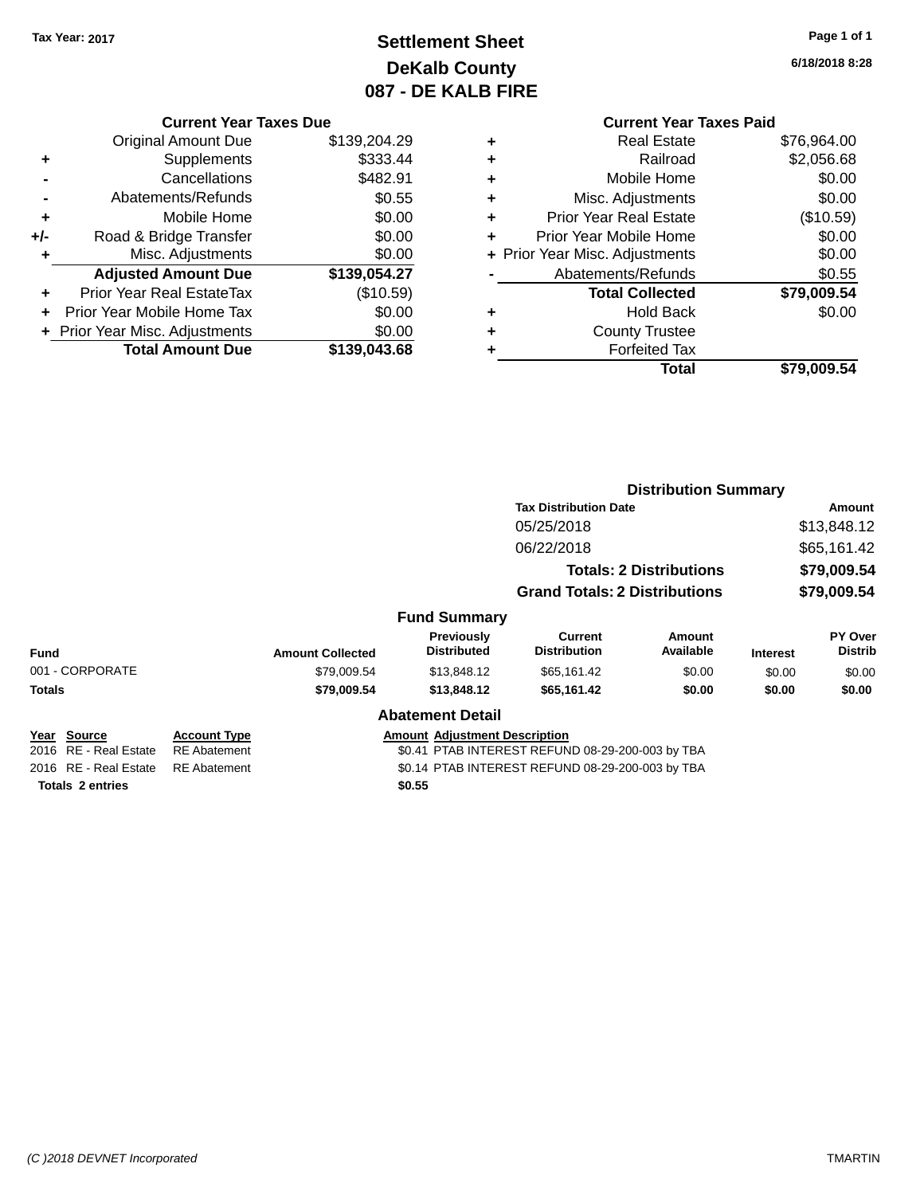Tax Year: 2017

# Settlement Sheet
## DeKalb County
## 087 - DE KALB FIRE

6/18/2018 8:28

### Current Year Taxes Due

| | | |
|---|---|---|
| | Original Amount Due | $139,204.29 |
| + | Supplements | $333.44 |
| - | Cancellations | $482.91 |
| - | Abatements/Refunds | $0.55 |
| + | Mobile Home | $0.00 |
| +/- | Road & Bridge Transfer | $0.00 |
| + | Misc. Adjustments | $0.00 |
| | **Adjusted Amount Due** | **$139,054.27** |
| + | Prior Year Real EstateTax | ($10.59) |
| + | Prior Year Mobile Home Tax | $0.00 |
| + | Prior Year Misc. Adjustments | $0.00 |
| | **Total Amount Due** | **$139,043.68** |

### Current Year Taxes Paid

| | | |
|---|---|---|
| + | Real Estate | $76,964.00 |
| + | Railroad | $2,056.68 |
| + | Mobile Home | $0.00 |
| + | Misc. Adjustments | $0.00 |
| + | Prior Year Real Estate | ($10.59) |
| + | Prior Year Mobile Home | $0.00 |
| + | Prior Year Misc. Adjustments | $0.00 |
| - | Abatements/Refunds | $0.55 |
| | **Total Collected** | **$79,009.54** |
| + | Hold Back | $0.00 |
| + | County Trustee | |
| + | Forfeited Tax | |
| | **Total** | **$79,009.54** |

### Distribution Summary

| Tax Distribution Date | Amount |
|---|---|
| 05/25/2018 | $13,848.12 |
| 06/22/2018 | $65,161.42 |
| **Totals: 2 Distributions** | **$79,009.54** |
| **Grand Totals: 2 Distributions** | **$79,009.54** |

### Fund Summary

| Fund | Amount Collected | Previously Distributed | Current Distribution | Amount Available | Interest | PY Over Distrib |
|---|---|---|---|---|---|---|
| 001 - CORPORATE | $79,009.54 | $13,848.12 | $65,161.42 | $0.00 | $0.00 | $0.00 |
| **Totals** | **$79,009.54** | **$13,848.12** | **$65,161.42** | **$0.00** | **$0.00** | **$0.00** |

### Abatement Detail

| Year | Source | Account Type | Amount | Adjustment Description |
|---|---|---|---|---|
| 2016 | RE - Real Estate | RE Abatement | $0.41 | PTAB INTEREST REFUND 08-29-200-003 by TBA |
| 2016 | RE - Real Estate | RE Abatement | $0.14 | PTAB INTEREST REFUND 08-29-200-003 by TBA |
| **Totals** | **2 entries** | | **$0.55** | |

(C )2018 DEVNET Incorporated TMARTIN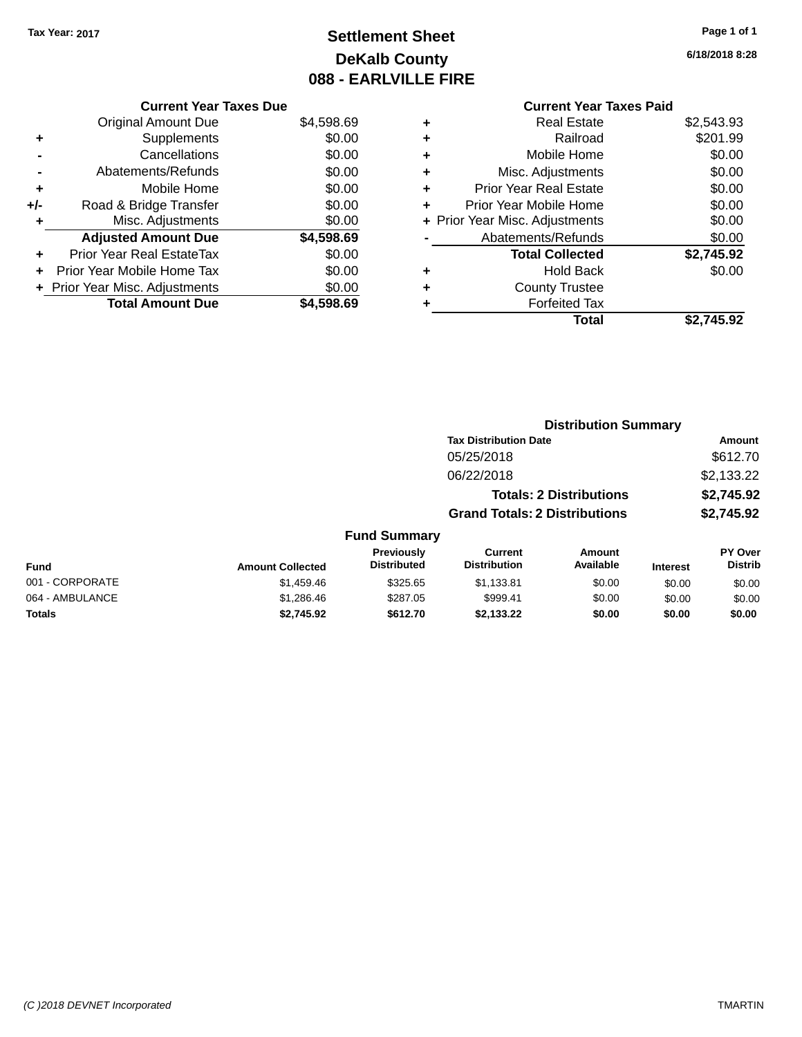Tax Year: 2017

# Settlement Sheet
## DeKalb County
## 088 - EARLVILLE FIRE

6/18/2018 8:28

### Current Year Taxes Due

| | | |
|---|---|---|
| | Original Amount Due | $4,598.69 |
| + | Supplements | $0.00 |
| - | Cancellations | $0.00 |
| - | Abatements/Refunds | $0.00 |
| + | Mobile Home | $0.00 |
| +/- | Road & Bridge Transfer | $0.00 |
| + | Misc. Adjustments | $0.00 |
| | **Adjusted Amount Due** | **$4,598.69** |
| + | Prior Year Real EstateTax | $0.00 |
| + | Prior Year Mobile Home Tax | $0.00 |
| + | Prior Year Misc. Adjustments | $0.00 |
| | **Total Amount Due** | **$4,598.69** |

### Current Year Taxes Paid

| | | |
|---|---|---|
| + | Real Estate | $2,543.93 |
| + | Railroad | $201.99 |
| + | Mobile Home | $0.00 |
| + | Misc. Adjustments | $0.00 |
| + | Prior Year Real Estate | $0.00 |
| + | Prior Year Mobile Home | $0.00 |
| + | Prior Year Misc. Adjustments | $0.00 |
| - | Abatements/Refunds | $0.00 |
| | **Total Collected** | **$2,745.92** |
| + | Hold Back | $0.00 |
| + | County Trustee | |
| + | Forfeited Tax | |
| | **Total** | **$2,745.92** |

### Distribution Summary

| Tax Distribution Date | Amount |
|---|---|
| 05/25/2018 | $612.70 |
| 06/22/2018 | $2,133.22 |
| **Totals: 2 Distributions** | **$2,745.92** |
| **Grand Totals: 2 Distributions** | **$2,745.92** |

### Fund Summary

| Fund | Amount Collected | Previously Distributed | Current Distribution | Amount Available | Interest | PY Over Distrib |
|---|---|---|---|---|---|---|
| 001 - CORPORATE | $1,459.46 | $325.65 | $1,133.81 | $0.00 | $0.00 | $0.00 |
| 064 - AMBULANCE | $1,286.46 | $287.05 | $999.41 | $0.00 | $0.00 | $0.00 |
| **Totals** | **$2,745.92** | **$612.70** | **$2,133.22** | **$0.00** | **$0.00** | **$0.00** |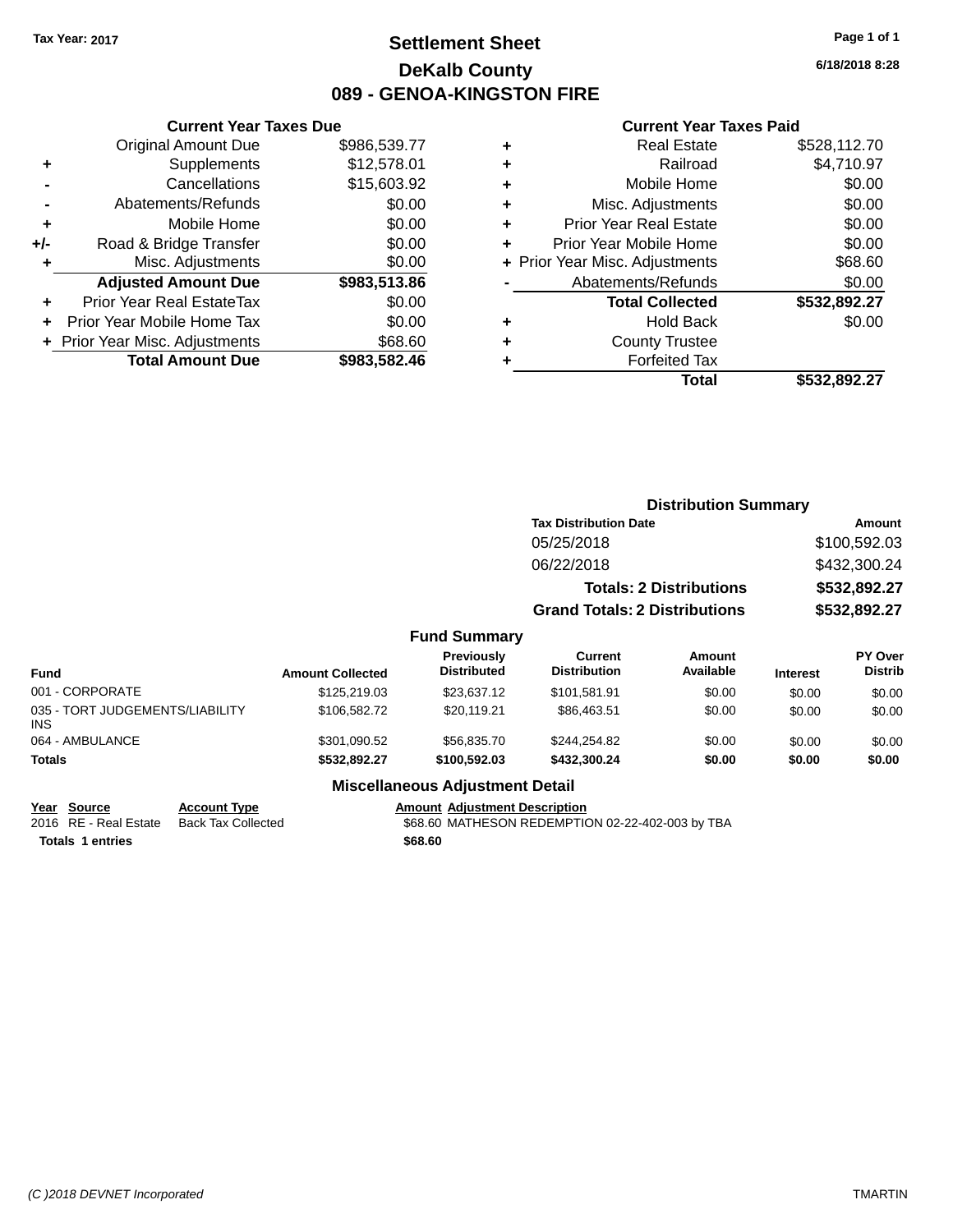Tax Year: 2017

# Settlement Sheet

## DeKalb County

## 089 - GENOA-KINGSTON FIRE

6/18/2018 8:28

### Current Year Taxes Due

| | | |
|---|---|---|
| | Original Amount Due | $986,539.77 |
| + | Supplements | $12,578.01 |
| - | Cancellations | $15,603.92 |
| - | Abatements/Refunds | $0.00 |
| + | Mobile Home | $0.00 |
| +/- | Road & Bridge Transfer | $0.00 |
| + | Misc. Adjustments | $0.00 |
| | **Adjusted Amount Due** | **$983,513.86** |
| + | Prior Year Real EstateTax | $0.00 |
| + | Prior Year Mobile Home Tax | $0.00 |
| + | Prior Year Misc. Adjustments | $68.60 |
| | **Total Amount Due** | **$983,582.46** |

### Current Year Taxes Paid

| | | |
|---|---|---|
| + | Real Estate | $528,112.70 |
| + | Railroad | $4,710.97 |
| + | Mobile Home | $0.00 |
| + | Misc. Adjustments | $0.00 |
| + | Prior Year Real Estate | $0.00 |
| + | Prior Year Mobile Home | $0.00 |
| + | Prior Year Misc. Adjustments | $68.60 |
| - | Abatements/Refunds | $0.00 |
| | **Total Collected** | **$532,892.27** |
| + | Hold Back | $0.00 |
| + | County Trustee | |
| + | Forfeited Tax | |
| | **Total** | **$532,892.27** |

### Distribution Summary

| Tax Distribution Date | Amount |
|---|---|
| 05/25/2018 | $100,592.03 |
| 06/22/2018 | $432,300.24 |
| **Totals: 2 Distributions** | **$532,892.27** |
| **Grand Totals: 2 Distributions** | **$532,892.27** |

### Fund Summary

| Fund | Amount Collected | Previously Distributed | Current Distribution | Amount Available | Interest | PY Over Distrib |
|---|---|---|---|---|---|---|
| 001 - CORPORATE | $125,219.03 | $23,637.12 | $101,581.91 | $0.00 | $0.00 | $0.00 |
| 035 - TORT JUDGEMENTS/LIABILITY INS | $106,582.72 | $20,119.21 | $86,463.51 | $0.00 | $0.00 | $0.00 |
| 064 - AMBULANCE | $301,090.52 | $56,835.70 | $244,254.82 | $0.00 | $0.00 | $0.00 |
| **Totals** | **$532,892.27** | **$100,592.03** | **$432,300.24** | **$0.00** | **$0.00** | **$0.00** |

### Miscellaneous Adjustment Detail

| Year | Source | Account Type | Amount | Adjustment Description |
|---|---|---|---|---|
| 2016 | RE - Real Estate | Back Tax Collected | $68.60 | MATHESON REDEMPTION 02-22-402-003 by TBA |
| **Totals** | **1 entries** | | **$68.60** | |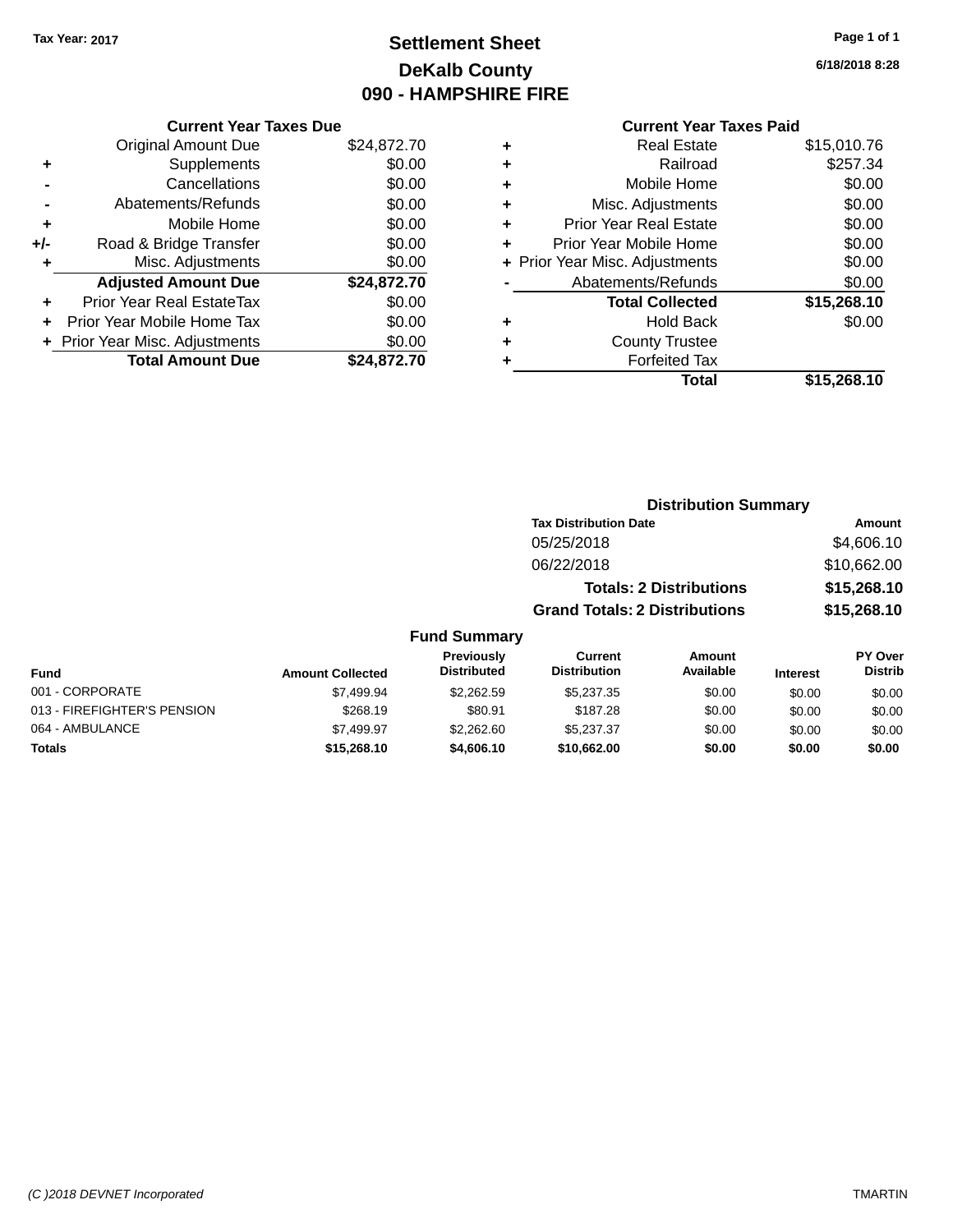Tax Year: 2017

# Settlement Sheet
## DeKalb County
## 090 - HAMPSHIRE FIRE

6/18/2018 8:28

### Current Year Taxes Due

| | | |
|---|---|---|
| | Original Amount Due | $24,872.70 |
| + | Supplements | $0.00 |
| - | Cancellations | $0.00 |
| - | Abatements/Refunds | $0.00 |
| + | Mobile Home | $0.00 |
| +/- | Road & Bridge Transfer | $0.00 |
| + | Misc. Adjustments | $0.00 |
| | **Adjusted Amount Due** | **$24,872.70** |
| + | Prior Year Real EstateTax | $0.00 |
| + | Prior Year Mobile Home Tax | $0.00 |
| + | Prior Year Misc. Adjustments | $0.00 |
| | **Total Amount Due** | **$24,872.70** |

### Current Year Taxes Paid

| | | |
|---|---|---|
| + | Real Estate | $15,010.76 |
| + | Railroad | $257.34 |
| + | Mobile Home | $0.00 |
| + | Misc. Adjustments | $0.00 |
| + | Prior Year Real Estate | $0.00 |
| + | Prior Year Mobile Home | $0.00 |
| + | Prior Year Misc. Adjustments | $0.00 |
| - | Abatements/Refunds | $0.00 |
| | **Total Collected** | **$15,268.10** |
| + | Hold Back | $0.00 |
| + | County Trustee | |
| + | Forfeited Tax | |
| | **Total** | **$15,268.10** |

### Distribution Summary

| Tax Distribution Date | Amount |
|---|---|
| 05/25/2018 | $4,606.10 |
| 06/22/2018 | $10,662.00 |
| **Totals: 2 Distributions** | **$15,268.10** |
| **Grand Totals: 2 Distributions** | **$15,268.10** |

### Fund Summary

| Fund | Amount Collected | Previously Distributed | Current Distribution | Amount Available | Interest | PY Over Distrib |
|---|---|---|---|---|---|---|
| 001 - CORPORATE | $7,499.94 | $2,262.59 | $5,237.35 | $0.00 | $0.00 | $0.00 |
| 013 - FIREFIGHTER'S PENSION | $268.19 | $80.91 | $187.28 | $0.00 | $0.00 | $0.00 |
| 064 - AMBULANCE | $7,499.97 | $2,262.60 | $5,237.37 | $0.00 | $0.00 | $0.00 |
| **Totals** | **$15,268.10** | **$4,606.10** | **$10,662.00** | **$0.00** | **$0.00** | **$0.00** |

(C )2018 DEVNET Incorporated TMARTIN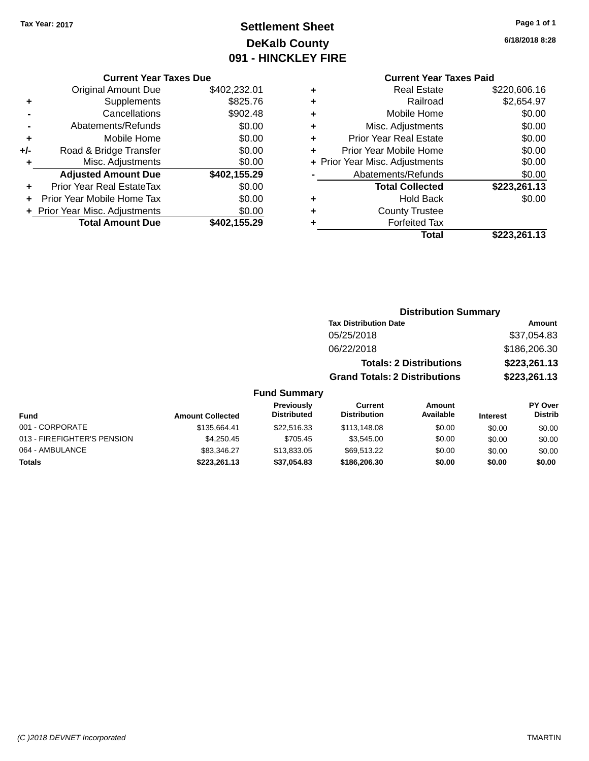Tax Year: 2017

# Settlement Sheet
## DeKalb County
## 091 - HINCKLEY FIRE

6/18/2018 8:28

### Current Year Taxes Due

| | | |
|---|---|---|
| | Original Amount Due | $402,232.01 |
| + | Supplements | $825.76 |
| - | Cancellations | $902.48 |
| - | Abatements/Refunds | $0.00 |
| + | Mobile Home | $0.00 |
| +/- | Road & Bridge Transfer | $0.00 |
| + | Misc. Adjustments | $0.00 |
| | **Adjusted Amount Due** | **$402,155.29** |
| + | Prior Year Real EstateTax | $0.00 |
| + | Prior Year Mobile Home Tax | $0.00 |
| + | Prior Year Misc. Adjustments | $0.00 |
| | **Total Amount Due** | **$402,155.29** |

### Current Year Taxes Paid

| | | |
|---|---|---|
| + | Real Estate | $220,606.16 |
| + | Railroad | $2,654.97 |
| + | Mobile Home | $0.00 |
| + | Misc. Adjustments | $0.00 |
| + | Prior Year Real Estate | $0.00 |
| + | Prior Year Mobile Home | $0.00 |
| + | Prior Year Misc. Adjustments | $0.00 |
| - | Abatements/Refunds | $0.00 |
| | **Total Collected** | **$223,261.13** |
| + | Hold Back | $0.00 |
| + | County Trustee | |
| + | Forfeited Tax | |
| | **Total** | **$223,261.13** |

### Distribution Summary

| Tax Distribution Date | Amount |
|---|---|
| 05/25/2018 | $37,054.83 |
| 06/22/2018 | $186,206.30 |
| **Totals: 2 Distributions** | **$223,261.13** |
| **Grand Totals: 2 Distributions** | **$223,261.13** |

### Fund Summary

| Fund | Amount Collected | Previously Distributed | Current Distribution | Amount Available | Interest | PY Over Distrib |
|---|---|---|---|---|---|---|
| 001 - CORPORATE | $135,664.41 | $22,516.33 | $113,148.08 | $0.00 | $0.00 | $0.00 |
| 013 - FIREFIGHTER'S PENSION | $4,250.45 | $705.45 | $3,545.00 | $0.00 | $0.00 | $0.00 |
| 064 - AMBULANCE | $83,346.27 | $13,833.05 | $69,513.22 | $0.00 | $0.00 | $0.00 |
| **Totals** | **$223,261.13** | **$37,054.83** | **$186,206.30** | **$0.00** | **$0.00** | **$0.00** |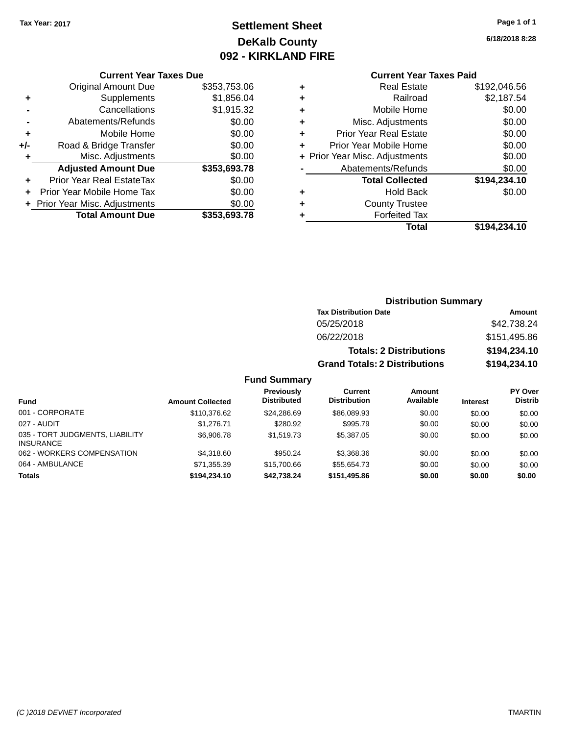Tax Year: 2017

# Settlement Sheet
## DeKalb County
## 092 - KIRKLAND FIRE

6/18/2018 8:28

### Current Year Taxes Due

| | | |
|---|---|---|
| | Original Amount Due | $353,753.06 |
| + | Supplements | $1,856.04 |
| - | Cancellations | $1,915.32 |
| - | Abatements/Refunds | $0.00 |
| + | Mobile Home | $0.00 |
| +/- | Road & Bridge Transfer | $0.00 |
| + | Misc. Adjustments | $0.00 |
| | **Adjusted Amount Due** | **$353,693.78** |
| + | Prior Year Real EstateTax | $0.00 |
| + | Prior Year Mobile Home Tax | $0.00 |
| + | Prior Year Misc. Adjustments | $0.00 |
| | **Total Amount Due** | **$353,693.78** |

### Current Year Taxes Paid

| | | |
|---|---|---|
| + | Real Estate | $192,046.56 |
| + | Railroad | $2,187.54 |
| + | Mobile Home | $0.00 |
| + | Misc. Adjustments | $0.00 |
| + | Prior Year Real Estate | $0.00 |
| + | Prior Year Mobile Home | $0.00 |
| + | Prior Year Misc. Adjustments | $0.00 |
| - | Abatements/Refunds | $0.00 |
| | **Total Collected** | **$194,234.10** |
| + | Hold Back | $0.00 |
| + | County Trustee | |
| + | Forfeited Tax | |
| | **Total** | **$194,234.10** |

### Distribution Summary

| Tax Distribution Date | Amount |
|---|---|
| 05/25/2018 | $42,738.24 |
| 06/22/2018 | $151,495.86 |
| **Totals: 2 Distributions** | **$194,234.10** |
| **Grand Totals: 2 Distributions** | **$194,234.10** |

### Fund Summary

| Fund | Amount Collected | Previously Distributed | Current Distribution | Amount Available | Interest | PY Over Distrib |
|---|---|---|---|---|---|---|
| 001 - CORPORATE | $110,376.62 | $24,286.69 | $86,089.93 | $0.00 | $0.00 | $0.00 |
| 027 - AUDIT | $1,276.71 | $280.92 | $995.79 | $0.00 | $0.00 | $0.00 |
| 035 - TORT JUDGMENTS, LIABILITY INSURANCE | $6,906.78 | $1,519.73 | $5,387.05 | $0.00 | $0.00 | $0.00 |
| 062 - WORKERS COMPENSATION | $4,318.60 | $950.24 | $3,368.36 | $0.00 | $0.00 | $0.00 |
| 064 - AMBULANCE | $71,355.39 | $15,700.66 | $55,654.73 | $0.00 | $0.00 | $0.00 |
| **Totals** | **$194,234.10** | **$42,738.24** | **$151,495.86** | **$0.00** | **$0.00** | **$0.00** |

(C )2018 DEVNET Incorporated TMARTIN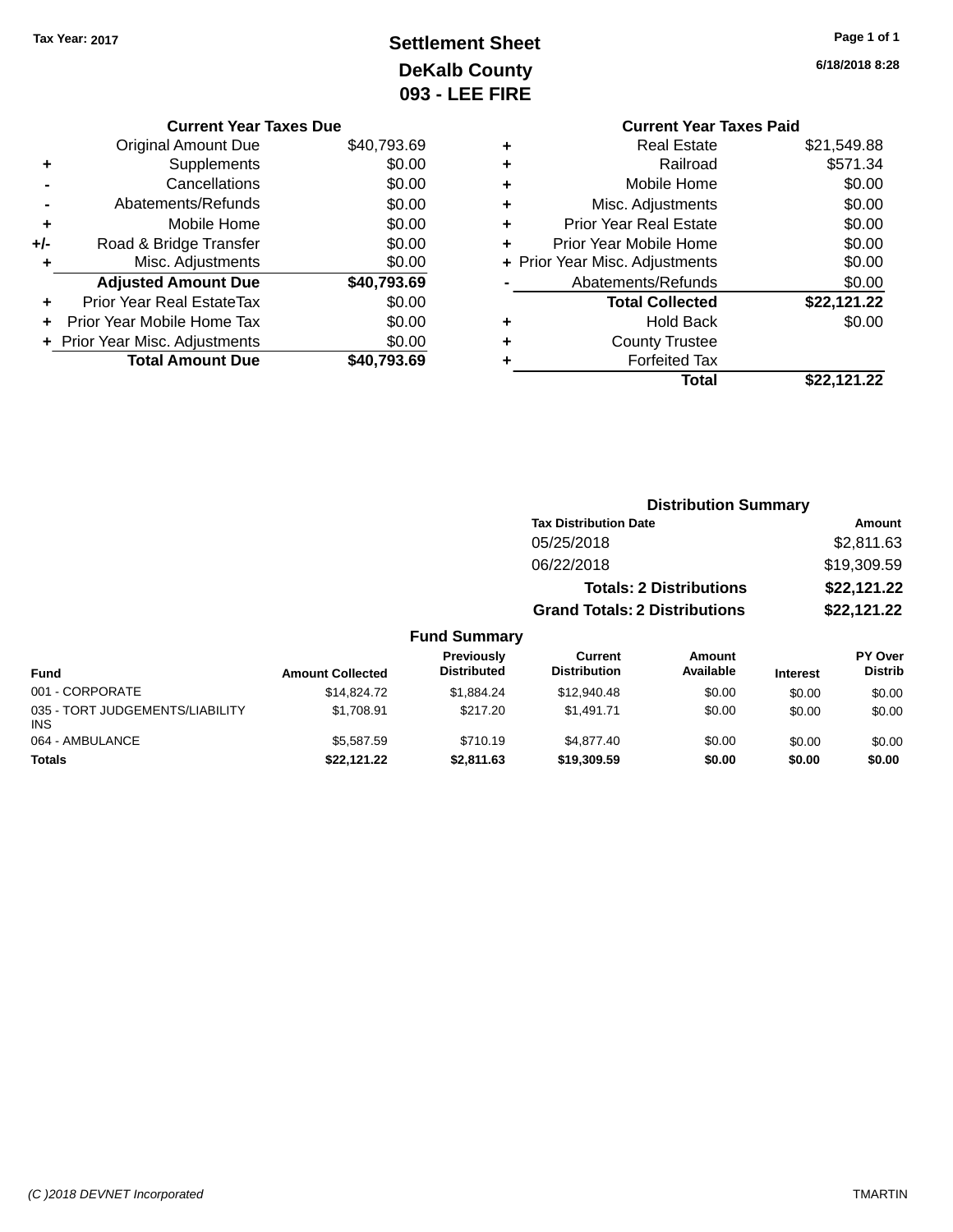Tax Year: 2017

# Settlement Sheet
## DeKalb County
## 093 - LEE FIRE

6/18/2018 8:28

### Current Year Taxes Due

| | | |
|---|---|---|
| | Original Amount Due | $40,793.69 |
| + | Supplements | $0.00 |
| - | Cancellations | $0.00 |
| - | Abatements/Refunds | $0.00 |
| + | Mobile Home | $0.00 |
| +/- | Road & Bridge Transfer | $0.00 |
| + | Misc. Adjustments | $0.00 |
| | **Adjusted Amount Due** | **$40,793.69** |
| + | Prior Year Real EstateTax | $0.00 |
| + | Prior Year Mobile Home Tax | $0.00 |
| + | Prior Year Misc. Adjustments | $0.00 |
| | **Total Amount Due** | **$40,793.69** |

### Current Year Taxes Paid

| | | |
|---|---|---|
| + | Real Estate | $21,549.88 |
| + | Railroad | $571.34 |
| + | Mobile Home | $0.00 |
| + | Misc. Adjustments | $0.00 |
| + | Prior Year Real Estate | $0.00 |
| + | Prior Year Mobile Home | $0.00 |
| + | Prior Year Misc. Adjustments | $0.00 |
| - | Abatements/Refunds | $0.00 |
| | **Total Collected** | **$22,121.22** |
| + | Hold Back | $0.00 |
| + | County Trustee | |
| + | Forfeited Tax | |
| | **Total** | **$22,121.22** |

### Distribution Summary

| Tax Distribution Date | Amount |
|---|---|
| 05/25/2018 | $2,811.63 |
| 06/22/2018 | $19,309.59 |
| **Totals: 2 Distributions** | **$22,121.22** |
| **Grand Totals: 2 Distributions** | **$22,121.22** |

### Fund Summary

| Fund | Amount Collected | Previously Distributed | Current Distribution | Amount Available | Interest | PY Over Distrib |
|---|---|---|---|---|---|---|
| 001 - CORPORATE | $14,824.72 | $1,884.24 | $12,940.48 | $0.00 | $0.00 | $0.00 |
| 035 - TORT JUDGEMENTS/LIABILITY INS | $1,708.91 | $217.20 | $1,491.71 | $0.00 | $0.00 | $0.00 |
| 064 - AMBULANCE | $5,587.59 | $710.19 | $4,877.40 | $0.00 | $0.00 | $0.00 |
| **Totals** | **$22,121.22** | **$2,811.63** | **$19,309.59** | **$0.00** | **$0.00** | **$0.00** |

(C )2018 DEVNET Incorporated — TMARTIN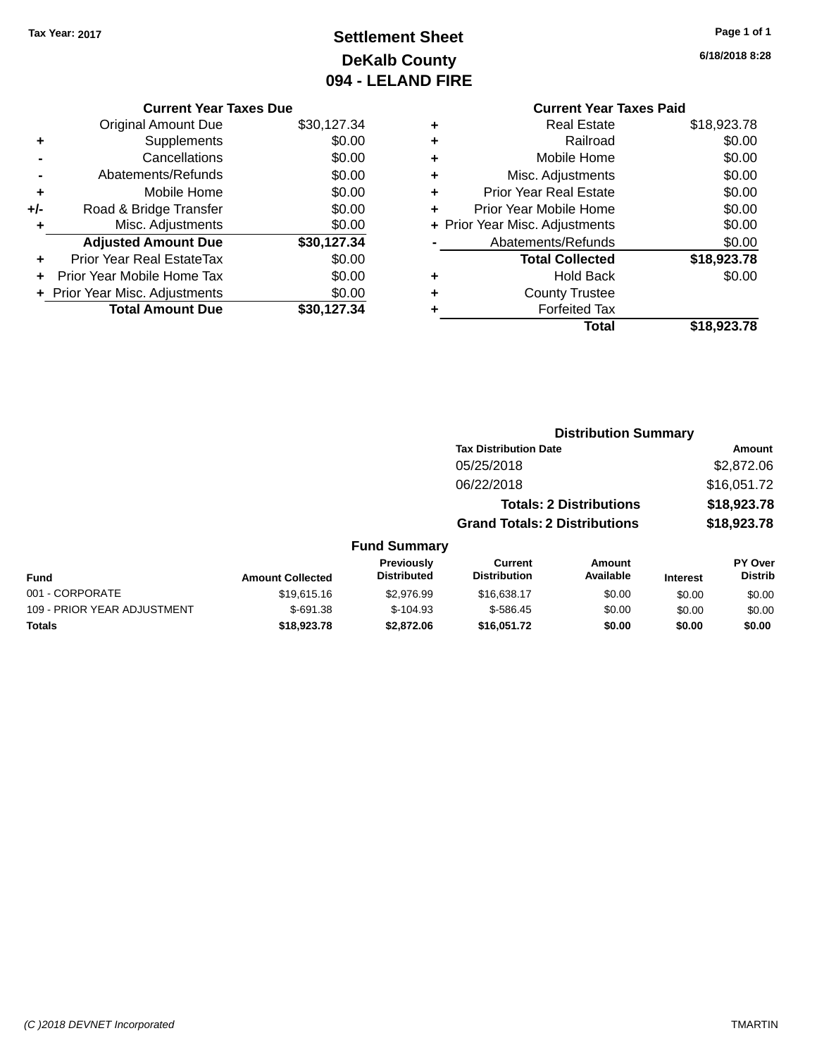Tax Year: 2017

# Settlement Sheet
## DeKalb County
## 094 - LELAND FIRE

6/18/2018 8:28

### Current Year Taxes Due

| | | |
|---|---|---|
| | Original Amount Due | $30,127.34 |
| + | Supplements | $0.00 |
| - | Cancellations | $0.00 |
| - | Abatements/Refunds | $0.00 |
| + | Mobile Home | $0.00 |
| +/- | Road & Bridge Transfer | $0.00 |
| + | Misc. Adjustments | $0.00 |
| | **Adjusted Amount Due** | **$30,127.34** |
| + | Prior Year Real EstateTax | $0.00 |
| + | Prior Year Mobile Home Tax | $0.00 |
| + | Prior Year Misc. Adjustments | $0.00 |
| | **Total Amount Due** | **$30,127.34** |

### Current Year Taxes Paid

| | | |
|---|---|---|
| + | Real Estate | $18,923.78 |
| + | Railroad | $0.00 |
| + | Mobile Home | $0.00 |
| + | Misc. Adjustments | $0.00 |
| + | Prior Year Real Estate | $0.00 |
| + | Prior Year Mobile Home | $0.00 |
| + | Prior Year Misc. Adjustments | $0.00 |
| - | Abatements/Refunds | $0.00 |
| | **Total Collected** | **$18,923.78** |
| + | Hold Back | $0.00 |
| + | County Trustee | |
| + | Forfeited Tax | |
| | **Total** | **$18,923.78** |

### Distribution Summary

| Tax Distribution Date | Amount |
|---|---|
| 05/25/2018 | $2,872.06 |
| 06/22/2018 | $16,051.72 |
| **Totals: 2 Distributions** | **$18,923.78** |
| **Grand Totals: 2 Distributions** | **$18,923.78** |

### Fund Summary

| Fund | Amount Collected | Previously Distributed | Current Distribution | Amount Available | Interest | PY Over Distrib |
|---|---|---|---|---|---|---|
| 001 - CORPORATE | $19,615.16 | $2,976.99 | $16,638.17 | $0.00 | $0.00 | $0.00 |
| 109 - PRIOR YEAR ADJUSTMENT | $-691.38 | $-104.93 | $-586.45 | $0.00 | $0.00 | $0.00 |
| **Totals** | **$18,923.78** | **$2,872.06** | **$16,051.72** | **$0.00** | **$0.00** | **$0.00** |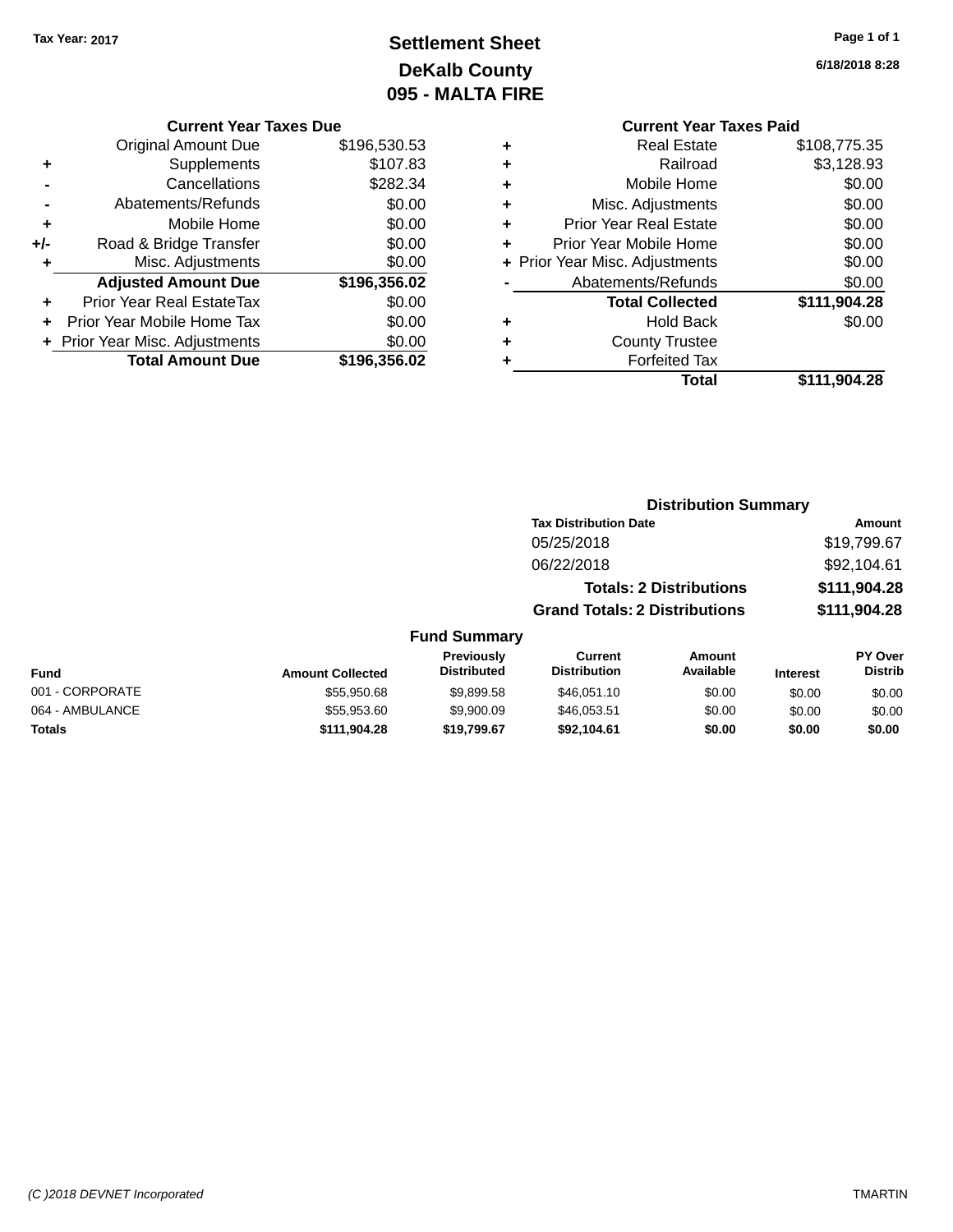Tax Year: 2017

# Settlement Sheet
## DeKalb County
## 095 - MALTA FIRE

6/18/2018 8:28

### Current Year Taxes Due

| | | |
|---|---|---|
| | Original Amount Due | $196,530.53 |
| + | Supplements | $107.83 |
| - | Cancellations | $282.34 |
| - | Abatements/Refunds | $0.00 |
| + | Mobile Home | $0.00 |
| +/- | Road & Bridge Transfer | $0.00 |
| + | Misc. Adjustments | $0.00 |
| | **Adjusted Amount Due** | **$196,356.02** |
| + | Prior Year Real EstateTax | $0.00 |
| + | Prior Year Mobile Home Tax | $0.00 |
| + | Prior Year Misc. Adjustments | $0.00 |
| | **Total Amount Due** | **$196,356.02** |

### Current Year Taxes Paid

| | | |
|---|---|---|
| + | Real Estate | $108,775.35 |
| + | Railroad | $3,128.93 |
| + | Mobile Home | $0.00 |
| + | Misc. Adjustments | $0.00 |
| + | Prior Year Real Estate | $0.00 |
| + | Prior Year Mobile Home | $0.00 |
| + | Prior Year Misc. Adjustments | $0.00 |
| - | Abatements/Refunds | $0.00 |
| | **Total Collected** | **$111,904.28** |
| + | Hold Back | $0.00 |
| + | County Trustee | |
| + | Forfeited Tax | |
| | **Total** | **$111,904.28** |

### Distribution Summary

| Tax Distribution Date | Amount |
|---|---|
| 05/25/2018 | $19,799.67 |
| 06/22/2018 | $92,104.61 |
| **Totals: 2 Distributions** | **$111,904.28** |
| **Grand Totals: 2 Distributions** | **$111,904.28** |

### Fund Summary

| Fund | Amount Collected | Previously Distributed | Current Distribution | Amount Available | Interest | PY Over Distrib |
|---|---|---|---|---|---|---|
| 001 - CORPORATE | $55,950.68 | $9,899.58 | $46,051.10 | $0.00 | $0.00 | $0.00 |
| 064 - AMBULANCE | $55,953.60 | $9,900.09 | $46,053.51 | $0.00 | $0.00 | $0.00 |
| **Totals** | **$111,904.28** | **$19,799.67** | **$92,104.61** | **$0.00** | **$0.00** | **$0.00** |

(C )2018 DEVNET Incorporated TMARTIN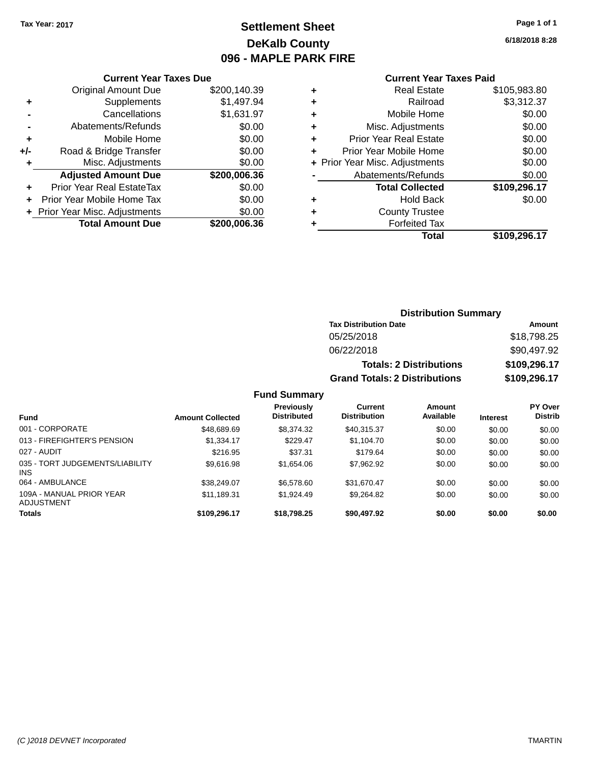Tax Year: 2017

# Settlement Sheet
## DeKalb County
## 096 - MAPLE PARK FIRE

6/18/2018 8:28

### Current Year Taxes Due

| | | |
|---|---|---|
| | Original Amount Due | $200,140.39 |
| + | Supplements | $1,497.94 |
| - | Cancellations | $1,631.97 |
| - | Abatements/Refunds | $0.00 |
| + | Mobile Home | $0.00 |
| +/- | Road & Bridge Transfer | $0.00 |
| + | Misc. Adjustments | $0.00 |
| | **Adjusted Amount Due** | **$200,006.36** |
| + | Prior Year Real EstateTax | $0.00 |
| + | Prior Year Mobile Home Tax | $0.00 |
| + | Prior Year Misc. Adjustments | $0.00 |
| | **Total Amount Due** | **$200,006.36** |

### Current Year Taxes Paid

| | | |
|---|---|---|
| + | Real Estate | $105,983.80 |
| + | Railroad | $3,312.37 |
| + | Mobile Home | $0.00 |
| + | Misc. Adjustments | $0.00 |
| + | Prior Year Real Estate | $0.00 |
| + | Prior Year Mobile Home | $0.00 |
| + | Prior Year Misc. Adjustments | $0.00 |
| - | Abatements/Refunds | $0.00 |
| | **Total Collected** | **$109,296.17** |
| + | Hold Back | $0.00 |
| + | County Trustee | |
| + | Forfeited Tax | |
| | **Total** | **$109,296.17** |

### Distribution Summary

| Tax Distribution Date | Amount |
|---|---|
| 05/25/2018 | $18,798.25 |
| 06/22/2018 | $90,497.92 |
| **Totals: 2 Distributions** | **$109,296.17** |
| **Grand Totals: 2 Distributions** | **$109,296.17** |

### Fund Summary

| Fund | Amount Collected | Previously Distributed | Current Distribution | Amount Available | Interest | PY Over Distrib |
|---|---|---|---|---|---|---|
| 001 - CORPORATE | $48,689.69 | $8,374.32 | $40,315.37 | $0.00 | $0.00 | $0.00 |
| 013 - FIREFIGHTER'S PENSION | $1,334.17 | $229.47 | $1,104.70 | $0.00 | $0.00 | $0.00 |
| 027 - AUDIT | $216.95 | $37.31 | $179.64 | $0.00 | $0.00 | $0.00 |
| 035 - TORT JUDGEMENTS/LIABILITY INS | $9,616.98 | $1,654.06 | $7,962.92 | $0.00 | $0.00 | $0.00 |
| 064 - AMBULANCE | $38,249.07 | $6,578.60 | $31,670.47 | $0.00 | $0.00 | $0.00 |
| 109A - MANUAL PRIOR YEAR ADJUSTMENT | $11,189.31 | $1,924.49 | $9,264.82 | $0.00 | $0.00 | $0.00 |
| **Totals** | **$109,296.17** | **$18,798.25** | **$90,497.92** | **$0.00** | **$0.00** | **$0.00** |

(C )2018 DEVNET Incorporated — TMARTIN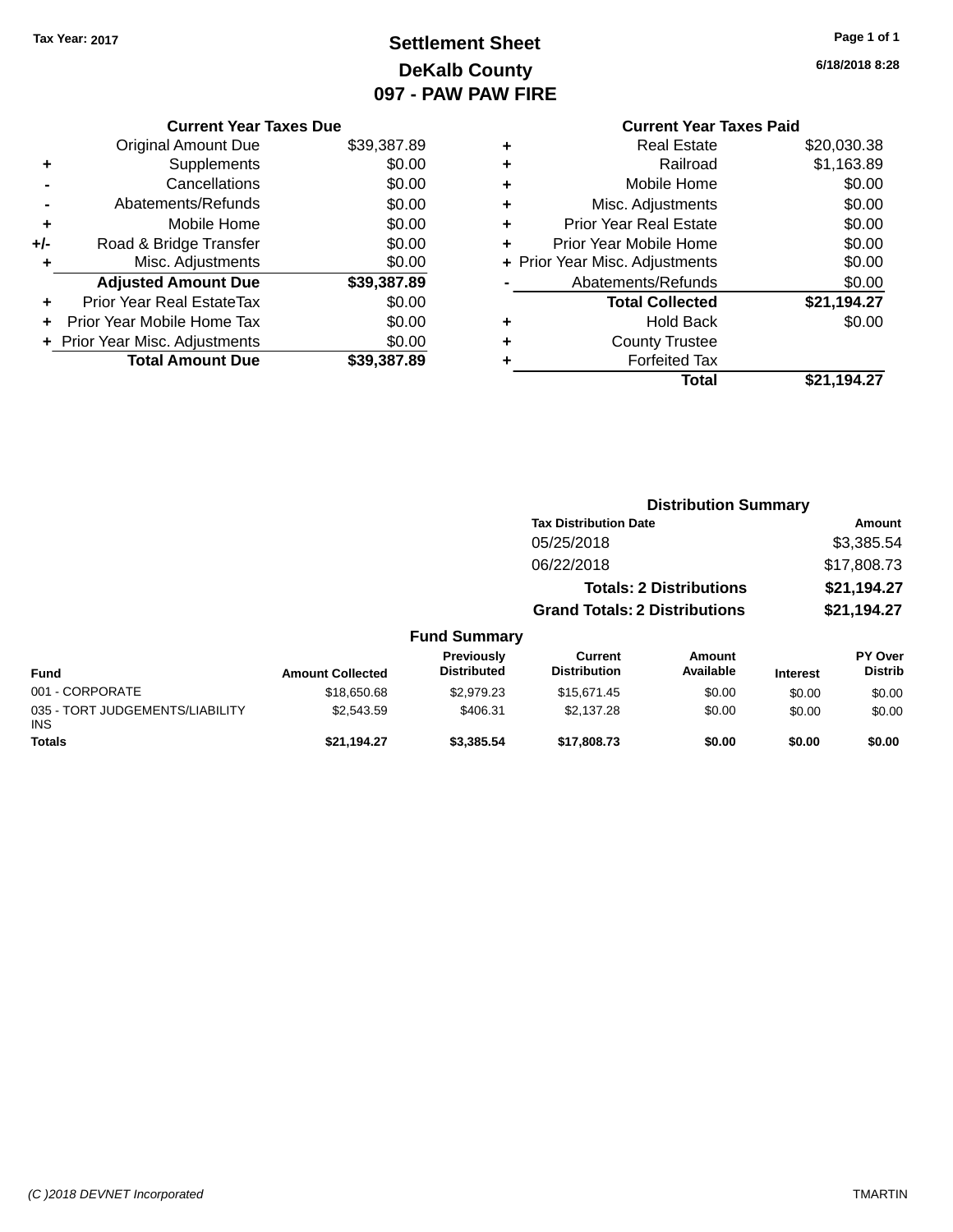Tax Year: 2017

# Settlement Sheet
## DeKalb County
## 097 - PAW PAW FIRE

6/18/2018 8:28

### Current Year Taxes Due

| | | |
|---|---|---|
| | Original Amount Due | $39,387.89 |
| + | Supplements | $0.00 |
| - | Cancellations | $0.00 |
| - | Abatements/Refunds | $0.00 |
| + | Mobile Home | $0.00 |
| +/- | Road & Bridge Transfer | $0.00 |
| + | Misc. Adjustments | $0.00 |
| | **Adjusted Amount Due** | **$39,387.89** |
| + | Prior Year Real EstateTax | $0.00 |
| + | Prior Year Mobile Home Tax | $0.00 |
| + | Prior Year Misc. Adjustments | $0.00 |
| | **Total Amount Due** | **$39,387.89** |

### Current Year Taxes Paid

| | | |
|---|---|---|
| + | Real Estate | $20,030.38 |
| + | Railroad | $1,163.89 |
| + | Mobile Home | $0.00 |
| + | Misc. Adjustments | $0.00 |
| + | Prior Year Real Estate | $0.00 |
| + | Prior Year Mobile Home | $0.00 |
| + | Prior Year Misc. Adjustments | $0.00 |
| - | Abatements/Refunds | $0.00 |
| | **Total Collected** | **$21,194.27** |
| + | Hold Back | $0.00 |
| + | County Trustee | |
| + | Forfeited Tax | |
| | **Total** | **$21,194.27** |

### Distribution Summary

| Tax Distribution Date | Amount |
|---|---|
| 05/25/2018 | $3,385.54 |
| 06/22/2018 | $17,808.73 |
| **Totals: 2 Distributions** | **$21,194.27** |
| **Grand Totals: 2 Distributions** | **$21,194.27** |

### Fund Summary

| Fund | Amount Collected | Previously Distributed | Current Distribution | Amount Available | Interest | PY Over Distrib |
|---|---|---|---|---|---|---|
| 001 - CORPORATE | $18,650.68 | $2,979.23 | $15,671.45 | $0.00 | $0.00 | $0.00 |
| 035 - TORT JUDGEMENTS/LIABILITY INS | $2,543.59 | $406.31 | $2,137.28 | $0.00 | $0.00 | $0.00 |
| **Totals** | **$21,194.27** | **$3,385.54** | **$17,808.73** | **$0.00** | **$0.00** | **$0.00** |

(C )2018 DEVNET Incorporated — TMARTIN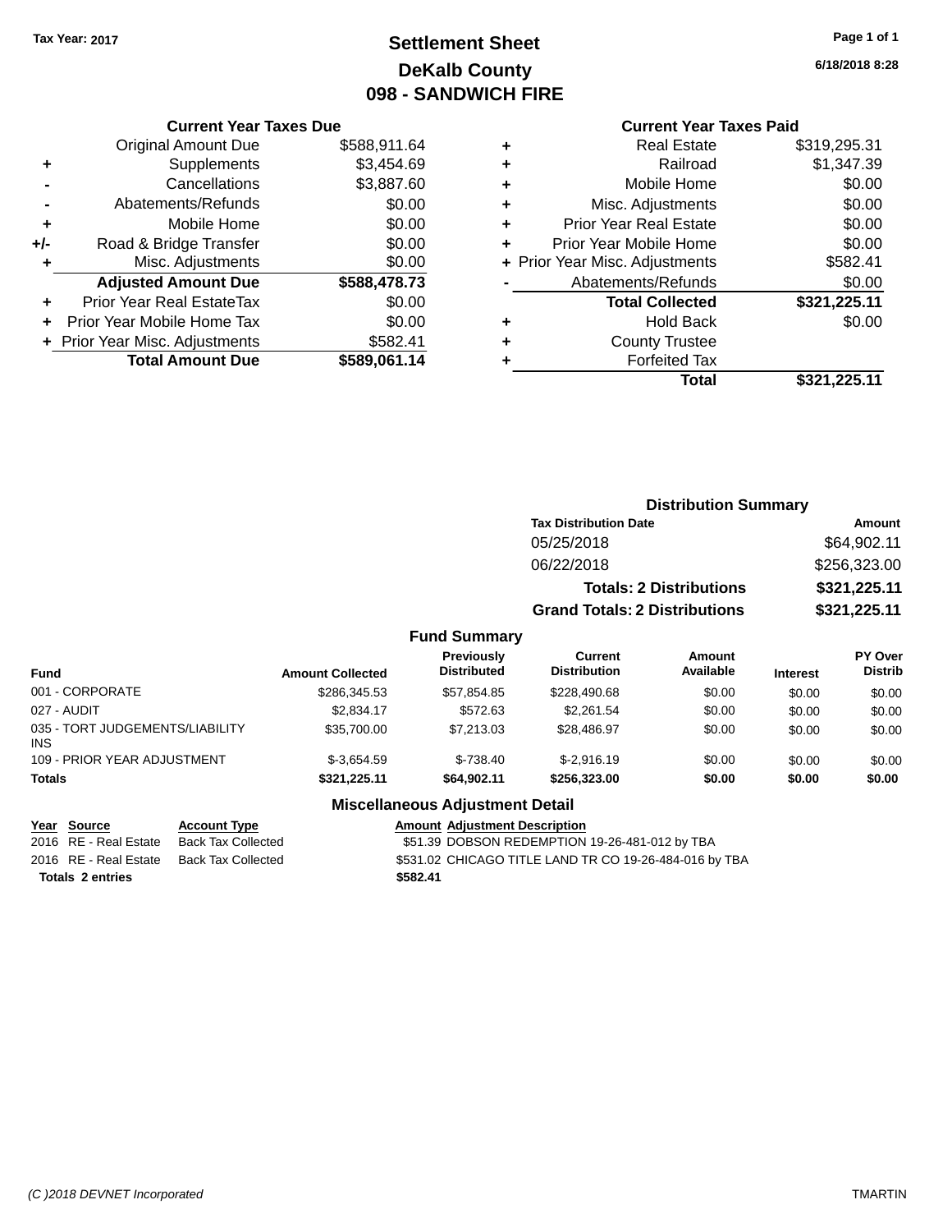Tax Year: 2017

# Settlement Sheet
# DeKalb County
# 098 - SANDWICH FIRE

6/18/2018 8:28

### Current Year Taxes Due

| | | |
|---|---|---|
| | Original Amount Due | $588,911.64 |
| + | Supplements | $3,454.69 |
| - | Cancellations | $3,887.60 |
| - | Abatements/Refunds | $0.00 |
| + | Mobile Home | $0.00 |
| +/- | Road & Bridge Transfer | $0.00 |
| + | Misc. Adjustments | $0.00 |
| | **Adjusted Amount Due** | **$588,478.73** |
| + | Prior Year Real EstateTax | $0.00 |
| + | Prior Year Mobile Home Tax | $0.00 |
| + | Prior Year Misc. Adjustments | $582.41 |
| | **Total Amount Due** | **$589,061.14** |

### Current Year Taxes Paid

| | | |
|---|---|---|
| + | Real Estate | $319,295.31 |
| + | Railroad | $1,347.39 |
| + | Mobile Home | $0.00 |
| + | Misc. Adjustments | $0.00 |
| + | Prior Year Real Estate | $0.00 |
| + | Prior Year Mobile Home | $0.00 |
| + | Prior Year Misc. Adjustments | $582.41 |
| - | Abatements/Refunds | $0.00 |
| | **Total Collected** | **$321,225.11** |
| + | Hold Back | $0.00 |
| + | County Trustee | |
| + | Forfeited Tax | |
| | **Total** | **$321,225.11** |

### Distribution Summary

| Tax Distribution Date | Amount |
|---|---|
| 05/25/2018 | $64,902.11 |
| 06/22/2018 | $256,323.00 |
| **Totals: 2 Distributions** | **$321,225.11** |
| **Grand Totals: 2 Distributions** | **$321,225.11** |

### Fund Summary

| Fund | Amount Collected | Previously Distributed | Current Distribution | Amount Available | Interest | PY Over Distrib |
|---|---|---|---|---|---|---|
| 001 - CORPORATE | $286,345.53 | $57,854.85 | $228,490.68 | $0.00 | $0.00 | $0.00 |
| 027 - AUDIT | $2,834.17 | $572.63 | $2,261.54 | $0.00 | $0.00 | $0.00 |
| 035 - TORT JUDGEMENTS/LIABILITY INS | $35,700.00 | $7,213.03 | $28,486.97 | $0.00 | $0.00 | $0.00 |
| 109 - PRIOR YEAR ADJUSTMENT | $-3,654.59 | $-738.40 | $-2,916.19 | $0.00 | $0.00 | $0.00 |
| **Totals** | **$321,225.11** | **$64,902.11** | **$256,323.00** | **$0.00** | **$0.00** | **$0.00** |

### Miscellaneous Adjustment Detail

| Year | Source | Account Type | Amount | Adjustment Description |
|---|---|---|---|---|
| 2016 | RE - Real Estate | Back Tax Collected | $51.39 | DOBSON REDEMPTION 19-26-481-012 by TBA |
| 2016 | RE - Real Estate | Back Tax Collected | $531.02 | CHICAGO TITLE LAND TR CO 19-26-484-016 by TBA |
| **Totals 2 entries** | | | **$582.41** | |

(C )2018 DEVNET Incorporated — TMARTIN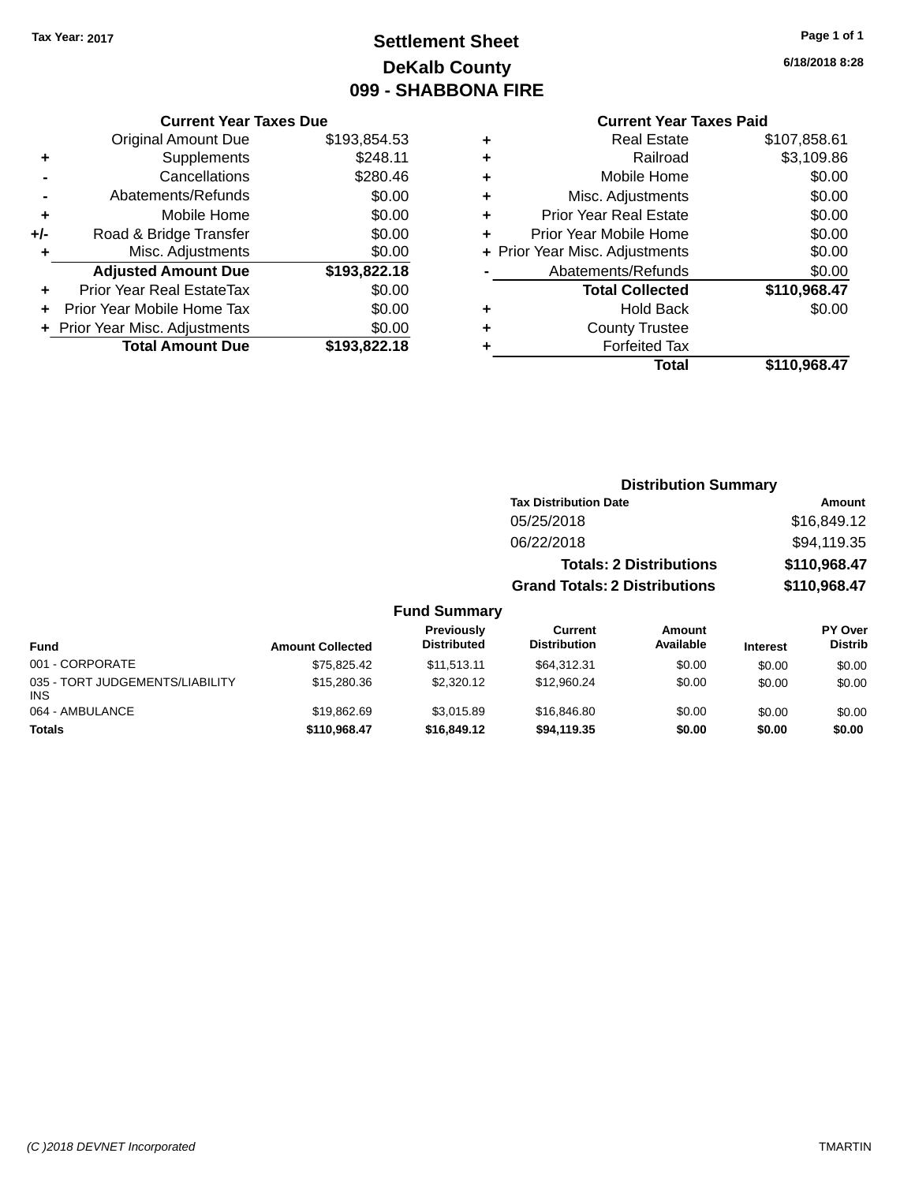Tax Year: 2017

# Settlement Sheet

## DeKalb County

## 099 - SHABBONA FIRE

6/18/2018 8:28

### Current Year Taxes Due

| | | |
|---|---|---|
| | Original Amount Due | $193,854.53 |
| + | Supplements | $248.11 |
| - | Cancellations | $280.46 |
| - | Abatements/Refunds | $0.00 |
| + | Mobile Home | $0.00 |
| +/- | Road & Bridge Transfer | $0.00 |
| + | Misc. Adjustments | $0.00 |
| | **Adjusted Amount Due** | **$193,822.18** |
| + | Prior Year Real EstateTax | $0.00 |
| + | Prior Year Mobile Home Tax | $0.00 |
| + | Prior Year Misc. Adjustments | $0.00 |
| | **Total Amount Due** | **$193,822.18** |

### Current Year Taxes Paid

| | | |
|---|---|---|
| + | Real Estate | $107,858.61 |
| + | Railroad | $3,109.86 |
| + | Mobile Home | $0.00 |
| + | Misc. Adjustments | $0.00 |
| + | Prior Year Real Estate | $0.00 |
| + | Prior Year Mobile Home | $0.00 |
| + | Prior Year Misc. Adjustments | $0.00 |
| - | Abatements/Refunds | $0.00 |
| | **Total Collected** | **$110,968.47** |
| + | Hold Back | $0.00 |
| + | County Trustee | |
| + | Forfeited Tax | |
| | **Total** | **$110,968.47** |

### Distribution Summary

| Tax Distribution Date | Amount |
|---|---|
| 05/25/2018 | $16,849.12 |
| 06/22/2018 | $94,119.35 |
| **Totals: 2 Distributions** | **$110,968.47** |
| **Grand Totals: 2 Distributions** | **$110,968.47** |

### Fund Summary

| Fund | Amount Collected | Previously Distributed | Current Distribution | Amount Available | Interest | PY Over Distrib |
|---|---|---|---|---|---|---|
| 001 - CORPORATE | $75,825.42 | $11,513.11 | $64,312.31 | $0.00 | $0.00 | $0.00 |
| 035 - TORT JUDGEMENTS/LIABILITY INS | $15,280.36 | $2,320.12 | $12,960.24 | $0.00 | $0.00 | $0.00 |
| 064 - AMBULANCE | $19,862.69 | $3,015.89 | $16,846.80 | $0.00 | $0.00 | $0.00 |
| **Totals** | **$110,968.47** | **$16,849.12** | **$94,119.35** | **$0.00** | **$0.00** | **$0.00** |

(C )2018 DEVNET Incorporated TMARTIN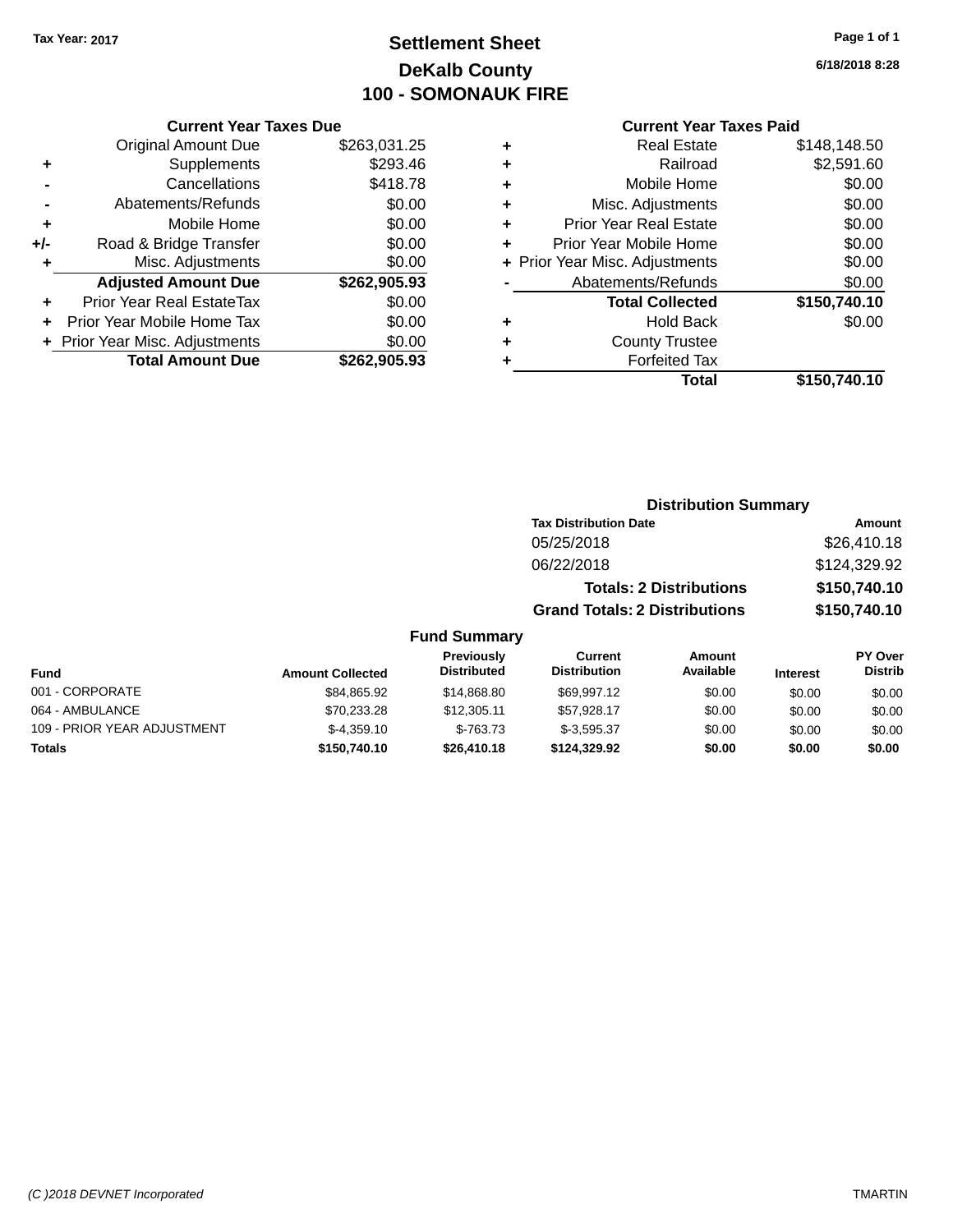Tax Year: 2017

# Settlement Sheet
## DeKalb County
## 100 - SOMONAUK FIRE

6/18/2018 8:28

### Current Year Taxes Due

| | | |
|---|---|---|
| | Original Amount Due | $263,031.25 |
| + | Supplements | $293.46 |
| - | Cancellations | $418.78 |
| - | Abatements/Refunds | $0.00 |
| + | Mobile Home | $0.00 |
| +/- | Road & Bridge Transfer | $0.00 |
| + | Misc. Adjustments | $0.00 |
| | **Adjusted Amount Due** | **$262,905.93** |
| + | Prior Year Real EstateTax | $0.00 |
| + | Prior Year Mobile Home Tax | $0.00 |
| + | Prior Year Misc. Adjustments | $0.00 |
| | **Total Amount Due** | **$262,905.93** |

### Current Year Taxes Paid

| | | |
|---|---|---|
| + | Real Estate | $148,148.50 |
| + | Railroad | $2,591.60 |
| + | Mobile Home | $0.00 |
| + | Misc. Adjustments | $0.00 |
| + | Prior Year Real Estate | $0.00 |
| + | Prior Year Mobile Home | $0.00 |
| + | Prior Year Misc. Adjustments | $0.00 |
| - | Abatements/Refunds | $0.00 |
| | **Total Collected** | **$150,740.10** |
| + | Hold Back | $0.00 |
| + | County Trustee | |
| + | Forfeited Tax | |
| | **Total** | **$150,740.10** |

### Distribution Summary

| Tax Distribution Date | Amount |
|---|---|
| 05/25/2018 | $26,410.18 |
| 06/22/2018 | $124,329.92 |
| **Totals: 2 Distributions** | **$150,740.10** |
| **Grand Totals: 2 Distributions** | **$150,740.10** |

### Fund Summary

| Fund | Amount Collected | Previously Distributed | Current Distribution | Amount Available | Interest | PY Over Distrib |
|---|---|---|---|---|---|---|
| 001 - CORPORATE | $84,865.92 | $14,868.80 | $69,997.12 | $0.00 | $0.00 | $0.00 |
| 064 - AMBULANCE | $70,233.28 | $12,305.11 | $57,928.17 | $0.00 | $0.00 | $0.00 |
| 109 - PRIOR YEAR ADJUSTMENT | $-4,359.10 | $-763.73 | $-3,595.37 | $0.00 | $0.00 | $0.00 |
| **Totals** | **$150,740.10** | **$26,410.18** | **$124,329.92** | **$0.00** | **$0.00** | **$0.00** |

(C )2018 DEVNET Incorporated

TMARTIN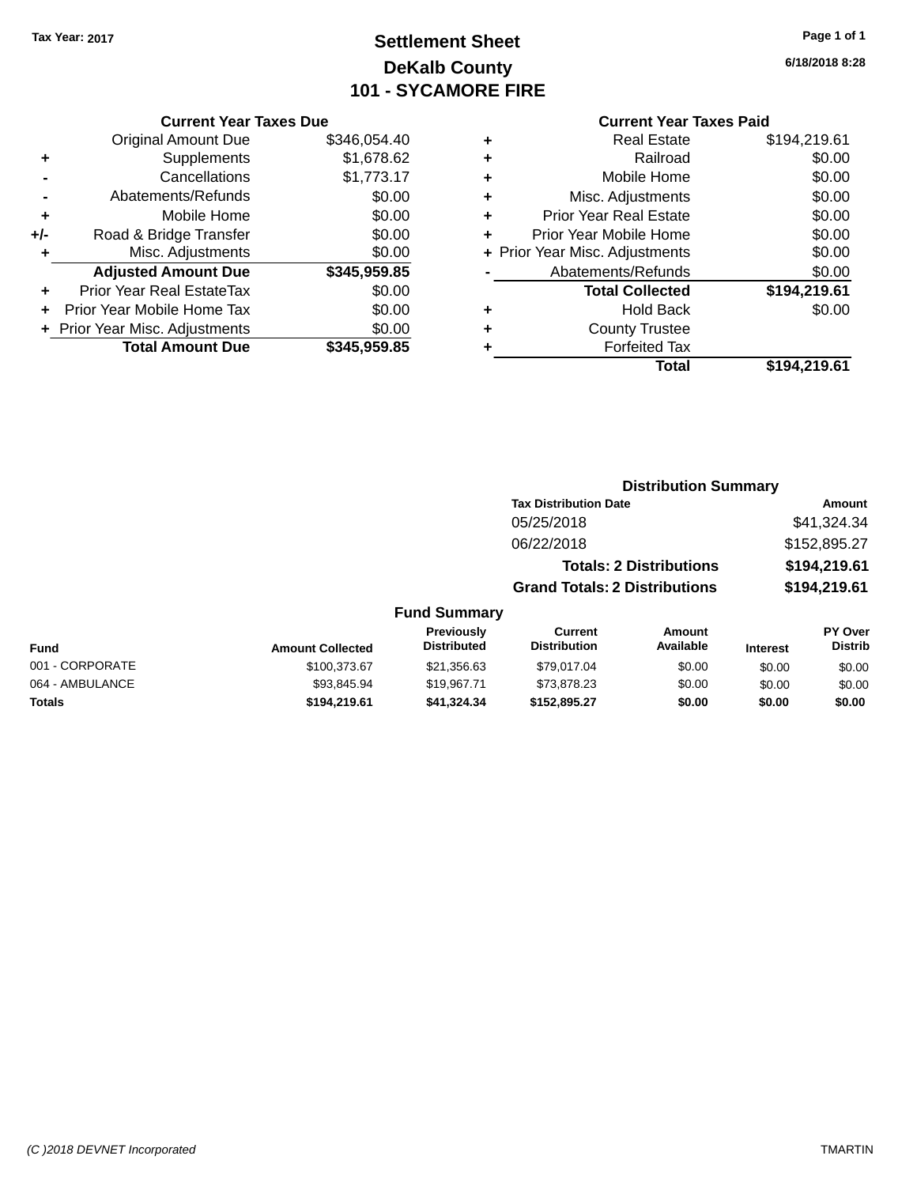Tax Year: 2017

# Settlement Sheet
## DeKalb County
## 101 - SYCAMORE FIRE

6/18/2018 8:28

### Current Year Taxes Due

| | | |
|---|---|---|
| | Original Amount Due | $346,054.40 |
| + | Supplements | $1,678.62 |
| - | Cancellations | $1,773.17 |
| - | Abatements/Refunds | $0.00 |
| + | Mobile Home | $0.00 |
| +/- | Road & Bridge Transfer | $0.00 |
| + | Misc. Adjustments | $0.00 |
| | **Adjusted Amount Due** | **$345,959.85** |
| + | Prior Year Real EstateTax | $0.00 |
| + | Prior Year Mobile Home Tax | $0.00 |
| + | Prior Year Misc. Adjustments | $0.00 |
| | **Total Amount Due** | **$345,959.85** |

### Current Year Taxes Paid

| | | |
|---|---|---|
| + | Real Estate | $194,219.61 |
| + | Railroad | $0.00 |
| + | Mobile Home | $0.00 |
| + | Misc. Adjustments | $0.00 |
| + | Prior Year Real Estate | $0.00 |
| + | Prior Year Mobile Home | $0.00 |
| + | Prior Year Misc. Adjustments | $0.00 |
| - | Abatements/Refunds | $0.00 |
| | **Total Collected** | **$194,219.61** |
| + | Hold Back | $0.00 |
| + | County Trustee | |
| + | Forfeited Tax | |
| | **Total** | **$194,219.61** |

### Distribution Summary

| Tax Distribution Date | Amount |
|---|---|
| 05/25/2018 | $41,324.34 |
| 06/22/2018 | $152,895.27 |
| **Totals: 2 Distributions** | **$194,219.61** |
| **Grand Totals: 2 Distributions** | **$194,219.61** |

### Fund Summary

| Fund | Amount Collected | Previously Distributed | Current Distribution | Amount Available | Interest | PY Over Distrib |
|---|---|---|---|---|---|---|
| 001 - CORPORATE | $100,373.67 | $21,356.63 | $79,017.04 | $0.00 | $0.00 | $0.00 |
| 064 - AMBULANCE | $93,845.94 | $19,967.71 | $73,878.23 | $0.00 | $0.00 | $0.00 |
| **Totals** | **$194,219.61** | **$41,324.34** | **$152,895.27** | **$0.00** | **$0.00** | **$0.00** |

(C )2018 DEVNET Incorporated TMARTIN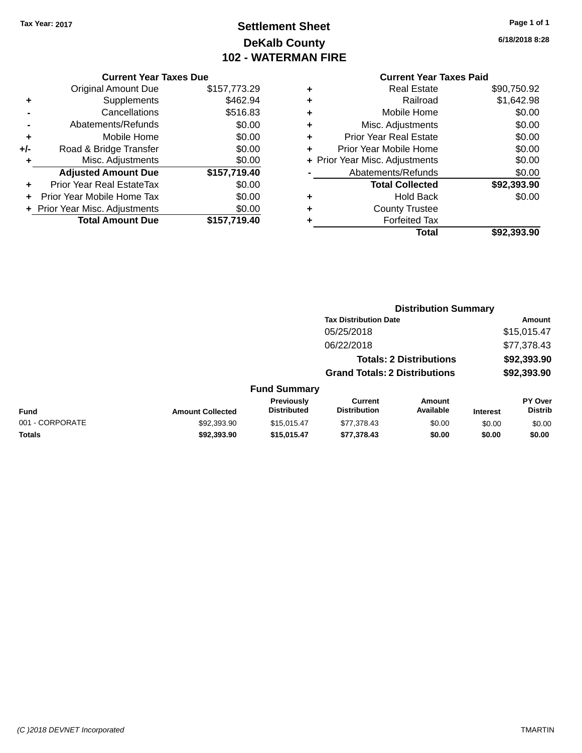Tax Year: 2017

# Settlement Sheet
## DeKalb County
## 102 - WATERMAN FIRE

6/18/2018 8:28

### Current Year Taxes Due

| | | |
|---|---|---|
| | Original Amount Due | $157,773.29 |
| + | Supplements | $462.94 |
| - | Cancellations | $516.83 |
| - | Abatements/Refunds | $0.00 |
| + | Mobile Home | $0.00 |
| +/- | Road & Bridge Transfer | $0.00 |
| + | Misc. Adjustments | $0.00 |
| | **Adjusted Amount Due** | **$157,719.40** |
| + | Prior Year Real EstateTax | $0.00 |
| + | Prior Year Mobile Home Tax | $0.00 |
| + | Prior Year Misc. Adjustments | $0.00 |
| | **Total Amount Due** | **$157,719.40** |

### Current Year Taxes Paid

| | | |
|---|---|---|
| + | Real Estate | $90,750.92 |
| + | Railroad | $1,642.98 |
| + | Mobile Home | $0.00 |
| + | Misc. Adjustments | $0.00 |
| + | Prior Year Real Estate | $0.00 |
| + | Prior Year Mobile Home | $0.00 |
| + | Prior Year Misc. Adjustments | $0.00 |
| - | Abatements/Refunds | $0.00 |
| | **Total Collected** | **$92,393.90** |
| + | Hold Back | $0.00 |
| + | County Trustee | |
| + | Forfeited Tax | |
| | **Total** | **$92,393.90** |

### Distribution Summary

| Tax Distribution Date | Amount |
|---|---|
| 05/25/2018 | $15,015.47 |
| 06/22/2018 | $77,378.43 |
| **Totals: 2 Distributions** | **$92,393.90** |
| **Grand Totals: 2 Distributions** | **$92,393.90** |

### Fund Summary

| Fund | Amount Collected | Previously Distributed | Current Distribution | Amount Available | Interest | PY Over Distrib |
|---|---|---|---|---|---|---|
| 001 - CORPORATE | $92,393.90 | $15,015.47 | $77,378.43 | $0.00 | $0.00 | $0.00 |
| **Totals** | **$92,393.90** | **$15,015.47** | **$77,378.43** | **$0.00** | **$0.00** | **$0.00** |

(C )2018 DEVNET Incorporated TMARTIN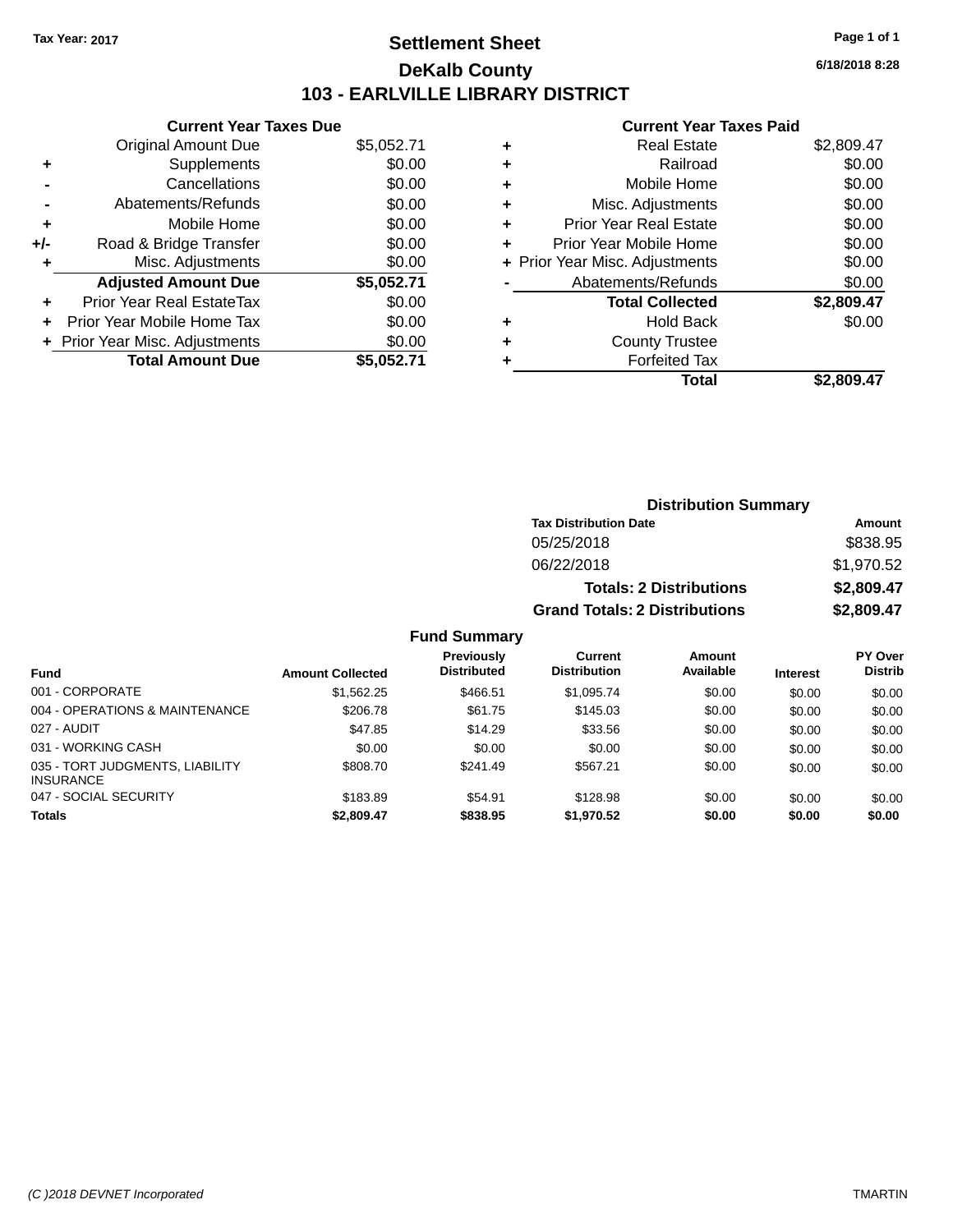Tax Year: 2017

# Settlement Sheet
## DeKalb County
## 103 - EARLVILLE LIBRARY DISTRICT

6/18/2018 8:28

### Current Year Taxes Due

| | | |
|---|---|---|
| | Original Amount Due | $5,052.71 |
| + | Supplements | $0.00 |
| - | Cancellations | $0.00 |
| - | Abatements/Refunds | $0.00 |
| + | Mobile Home | $0.00 |
| +/- | Road & Bridge Transfer | $0.00 |
| + | Misc. Adjustments | $0.00 |
| | **Adjusted Amount Due** | **$5,052.71** |
| + | Prior Year Real EstateTax | $0.00 |
| + | Prior Year Mobile Home Tax | $0.00 |
| + | Prior Year Misc. Adjustments | $0.00 |
| | **Total Amount Due** | **$5,052.71** |

### Current Year Taxes Paid

| | | |
|---|---|---|
| + | Real Estate | $2,809.47 |
| + | Railroad | $0.00 |
| + | Mobile Home | $0.00 |
| + | Misc. Adjustments | $0.00 |
| + | Prior Year Real Estate | $0.00 |
| + | Prior Year Mobile Home | $0.00 |
| + | Prior Year Misc. Adjustments | $0.00 |
| - | Abatements/Refunds | $0.00 |
| | **Total Collected** | **$2,809.47** |
| + | Hold Back | $0.00 |
| + | County Trustee | |
| + | Forfeited Tax | |
| | **Total** | **$2,809.47** |

### Distribution Summary

| Tax Distribution Date | Amount |
|---|---|
| 05/25/2018 | $838.95 |
| 06/22/2018 | $1,970.52 |
| **Totals: 2 Distributions** | **$2,809.47** |
| **Grand Totals: 2 Distributions** | **$2,809.47** |

### Fund Summary

| Fund | Amount Collected | Previously Distributed | Current Distribution | Amount Available | Interest | PY Over Distrib |
|---|---|---|---|---|---|---|
| 001 - CORPORATE | $1,562.25 | $466.51 | $1,095.74 | $0.00 | $0.00 | $0.00 |
| 004 - OPERATIONS & MAINTENANCE | $206.78 | $61.75 | $145.03 | $0.00 | $0.00 | $0.00 |
| 027 - AUDIT | $47.85 | $14.29 | $33.56 | $0.00 | $0.00 | $0.00 |
| 031 - WORKING CASH | $0.00 | $0.00 | $0.00 | $0.00 | $0.00 | $0.00 |
| 035 - TORT JUDGMENTS, LIABILITY INSURANCE | $808.70 | $241.49 | $567.21 | $0.00 | $0.00 | $0.00 |
| 047 - SOCIAL SECURITY | $183.89 | $54.91 | $128.98 | $0.00 | $0.00 | $0.00 |
| **Totals** | **$2,809.47** | **$838.95** | **$1,970.52** | **$0.00** | **$0.00** | **$0.00** |

(C )2018 DEVNET Incorporated TMARTIN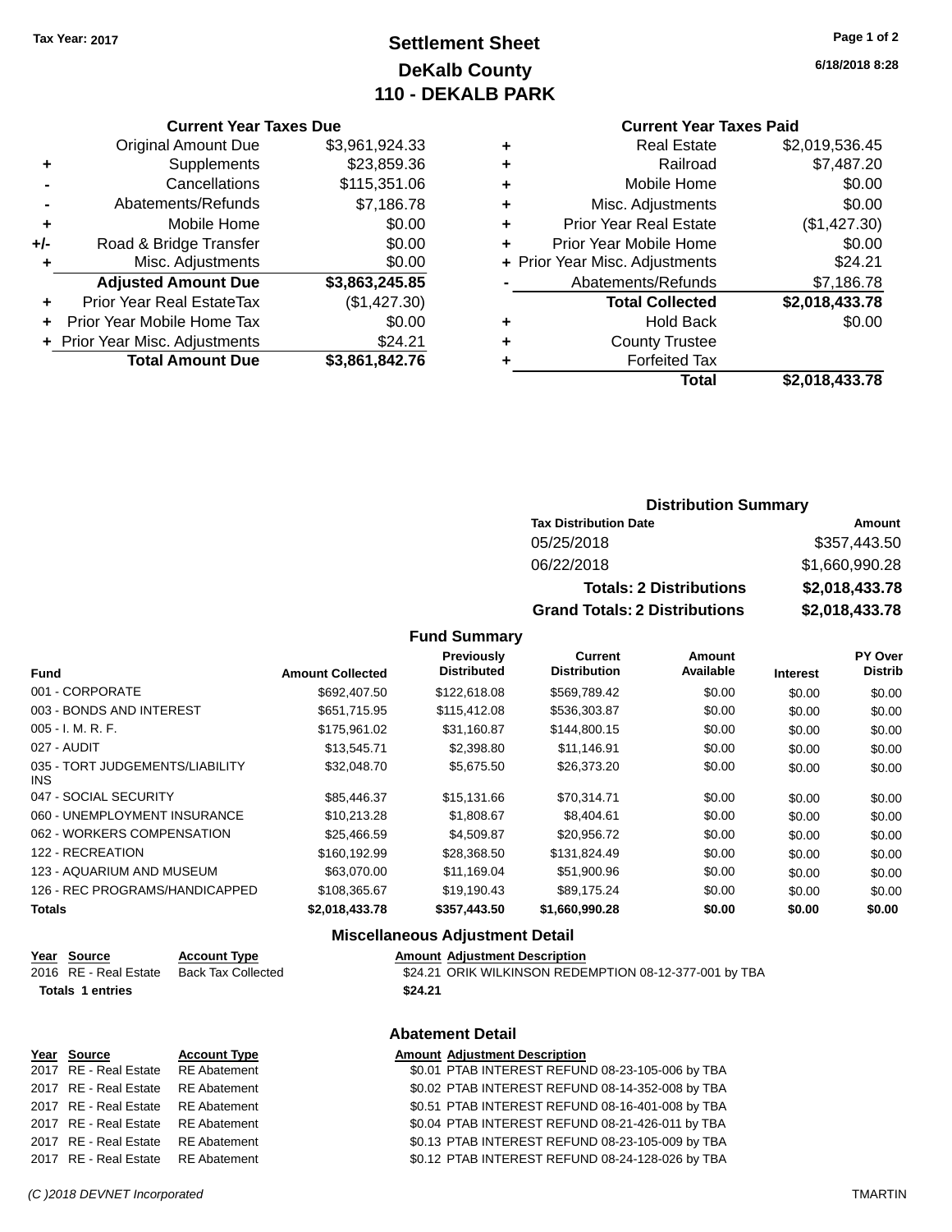Tax Year: 2017

# Settlement Sheet
## DeKalb County
## 110 - DEKALB PARK

6/18/2018 8:28

### Current Year Taxes Due

| | | |
|---|---|---|
| | Original Amount Due | $3,961,924.33 |
| + | Supplements | $23,859.36 |
| - | Cancellations | $115,351.06 |
| - | Abatements/Refunds | $7,186.78 |
| + | Mobile Home | $0.00 |
| +/- | Road & Bridge Transfer | $0.00 |
| + | Misc. Adjustments | $0.00 |
| | **Adjusted Amount Due** | **$3,863,245.85** |
| + | Prior Year Real EstateTax | ($1,427.30) |
| + | Prior Year Mobile Home Tax | $0.00 |
| + | Prior Year Misc. Adjustments | $24.21 |
| | **Total Amount Due** | **$3,861,842.76** |

### Current Year Taxes Paid

| | | |
|---|---|---|
| + | Real Estate | $2,019,536.45 |
| + | Railroad | $7,487.20 |
| + | Mobile Home | $0.00 |
| + | Misc. Adjustments | $0.00 |
| + | Prior Year Real Estate | ($1,427.30) |
| + | Prior Year Mobile Home | $0.00 |
| + | Prior Year Misc. Adjustments | $24.21 |
| - | Abatements/Refunds | $7,186.78 |
| | **Total Collected** | **$2,018,433.78** |
| + | Hold Back | $0.00 |
| + | County Trustee | |
| + | Forfeited Tax | |
| | **Total** | **$2,018,433.78** |

### Distribution Summary

| Tax Distribution Date | Amount |
|---|---|
| 05/25/2018 | $357,443.50 |
| 06/22/2018 | $1,660,990.28 |
| **Totals: 2 Distributions** | **$2,018,433.78** |
| **Grand Totals: 2 Distributions** | **$2,018,433.78** |

### Fund Summary

| Fund | Amount Collected | Previously Distributed | Current Distribution | Amount Available | Interest | PY Over Distrib |
|---|---|---|---|---|---|---|
| 001 - CORPORATE | $692,407.50 | $122,618.08 | $569,789.42 | $0.00 | $0.00 | $0.00 |
| 003 - BONDS AND INTEREST | $651,715.95 | $115,412.08 | $536,303.87 | $0.00 | $0.00 | $0.00 |
| 005 - I. M. R. F. | $175,961.02 | $31,160.87 | $144,800.15 | $0.00 | $0.00 | $0.00 |
| 027 - AUDIT | $13,545.71 | $2,398.80 | $11,146.91 | $0.00 | $0.00 | $0.00 |
| 035 - TORT JUDGEMENTS/LIABILITY INS | $32,048.70 | $5,675.50 | $26,373.20 | $0.00 | $0.00 | $0.00 |
| 047 - SOCIAL SECURITY | $85,446.37 | $15,131.66 | $70,314.71 | $0.00 | $0.00 | $0.00 |
| 060 - UNEMPLOYMENT INSURANCE | $10,213.28 | $1,808.67 | $8,404.61 | $0.00 | $0.00 | $0.00 |
| 062 - WORKERS COMPENSATION | $25,466.59 | $4,509.87 | $20,956.72 | $0.00 | $0.00 | $0.00 |
| 122 - RECREATION | $160,192.99 | $28,368.50 | $131,824.49 | $0.00 | $0.00 | $0.00 |
| 123 - AQUARIUM AND MUSEUM | $63,070.00 | $11,169.04 | $51,900.96 | $0.00 | $0.00 | $0.00 |
| 126 - REC PROGRAMS/HANDICAPPED | $108,365.67 | $19,190.43 | $89,175.24 | $0.00 | $0.00 | $0.00 |
| **Totals** | **$2,018,433.78** | **$357,443.50** | **$1,660,990.28** | **$0.00** | **$0.00** | **$0.00** |

### Miscellaneous Adjustment Detail

| Year | Source | Account Type | Amount | Adjustment Description |
|---|---|---|---|---|
| 2016 | RE - Real Estate | Back Tax Collected | $24.21 | ORIK WILKINSON REDEMPTION 08-12-377-001 by TBA |
| **Totals 1 entries** | | | **$24.21** | |

### Abatement Detail

| Year | Source | Account Type | Amount | Adjustment Description |
|---|---|---|---|---|
| 2017 | RE - Real Estate | RE Abatement | $0.01 | PTAB INTEREST REFUND 08-23-105-006 by TBA |
| 2017 | RE - Real Estate | RE Abatement | $0.02 | PTAB INTEREST REFUND 08-14-352-008 by TBA |
| 2017 | RE - Real Estate | RE Abatement | $0.51 | PTAB INTEREST REFUND 08-16-401-008 by TBA |
| 2017 | RE - Real Estate | RE Abatement | $0.04 | PTAB INTEREST REFUND 08-21-426-011 by TBA |
| 2017 | RE - Real Estate | RE Abatement | $0.13 | PTAB INTEREST REFUND 08-23-105-009 by TBA |
| 2017 | RE - Real Estate | RE Abatement | $0.12 | PTAB INTEREST REFUND 08-24-128-026 by TBA |

(C )2018 DEVNET Incorporated    TMARTIN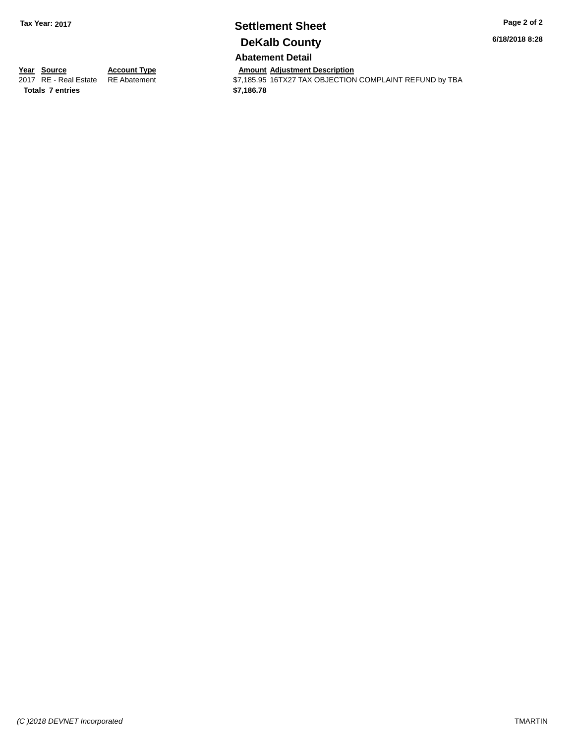**Tax Year: 2017**

# Settlement Sheet

## DeKalb County

### Abatement Detail

| Year | Source | Account Type | Amount | Adjustment Description |
|---|---|---|---|---|
| 2017 | RE - Real Estate | RE Abatement | $7,185.95 | 16TX27 TAX OBJECTION COMPLAINT REFUND by TBA |
| **Totals 7 entries** | | | **$7,186.78** | |

6/18/2018 8:28

*(C )2018 DEVNET Incorporated*

TMARTIN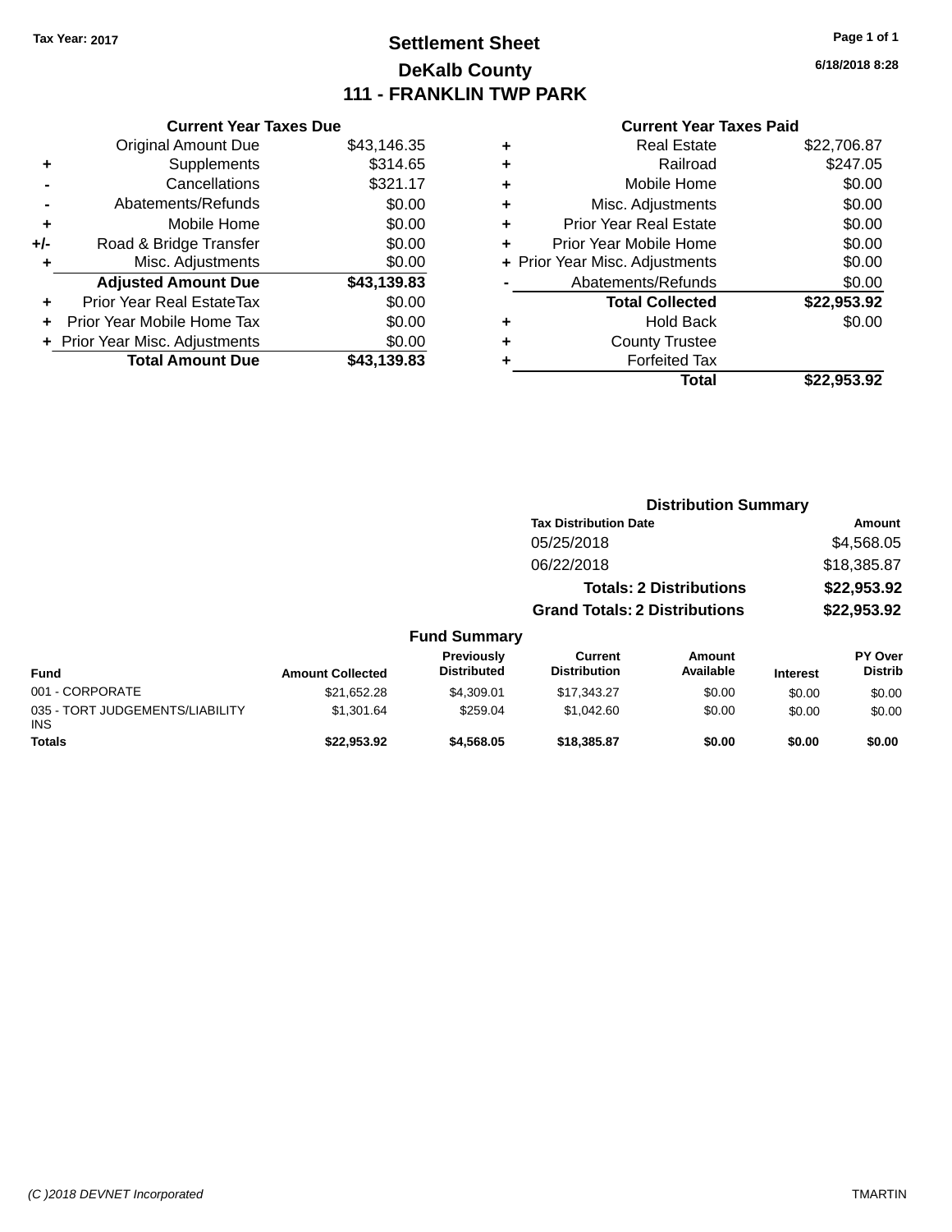Tax Year: 2017

# Settlement Sheet

## DeKalb County

## 111 - FRANKLIN TWP PARK

6/18/2018 8:28

### Current Year Taxes Due

| | | |
|---|---|---|
| | Original Amount Due | $43,146.35 |
| + | Supplements | $314.65 |
| - | Cancellations | $321.17 |
| - | Abatements/Refunds | $0.00 |
| + | Mobile Home | $0.00 |
| +/- | Road & Bridge Transfer | $0.00 |
| + | Misc. Adjustments | $0.00 |
| | **Adjusted Amount Due** | **$43,139.83** |
| + | Prior Year Real EstateTax | $0.00 |
| + | Prior Year Mobile Home Tax | $0.00 |
| + | Prior Year Misc. Adjustments | $0.00 |
| | **Total Amount Due** | **$43,139.83** |

### Current Year Taxes Paid

| | | |
|---|---|---|
| + | Real Estate | $22,706.87 |
| + | Railroad | $247.05 |
| + | Mobile Home | $0.00 |
| + | Misc. Adjustments | $0.00 |
| + | Prior Year Real Estate | $0.00 |
| + | Prior Year Mobile Home | $0.00 |
| + | Prior Year Misc. Adjustments | $0.00 |
| - | Abatements/Refunds | $0.00 |
| | **Total Collected** | **$22,953.92** |
| + | Hold Back | $0.00 |
| + | County Trustee | |
| + | Forfeited Tax | |
| | **Total** | **$22,953.92** |

### Distribution Summary

| Tax Distribution Date | Amount |
|---|---|
| 05/25/2018 | $4,568.05 |
| 06/22/2018 | $18,385.87 |
| **Totals: 2 Distributions** | **$22,953.92** |
| **Grand Totals: 2 Distributions** | **$22,953.92** |

### Fund Summary

| Fund | Amount Collected | Previously Distributed | Current Distribution | Amount Available | Interest | PY Over Distrib |
|---|---|---|---|---|---|---|
| 001 - CORPORATE | $21,652.28 | $4,309.01 | $17,343.27 | $0.00 | $0.00 | $0.00 |
| 035 - TORT JUDGEMENTS/LIABILITY INS | $1,301.64 | $259.04 | $1,042.60 | $0.00 | $0.00 | $0.00 |
| **Totals** | **$22,953.92** | **$4,568.05** | **$18,385.87** | **$0.00** | **$0.00** | **$0.00** |

(C )2018 DEVNET Incorporated TMARTIN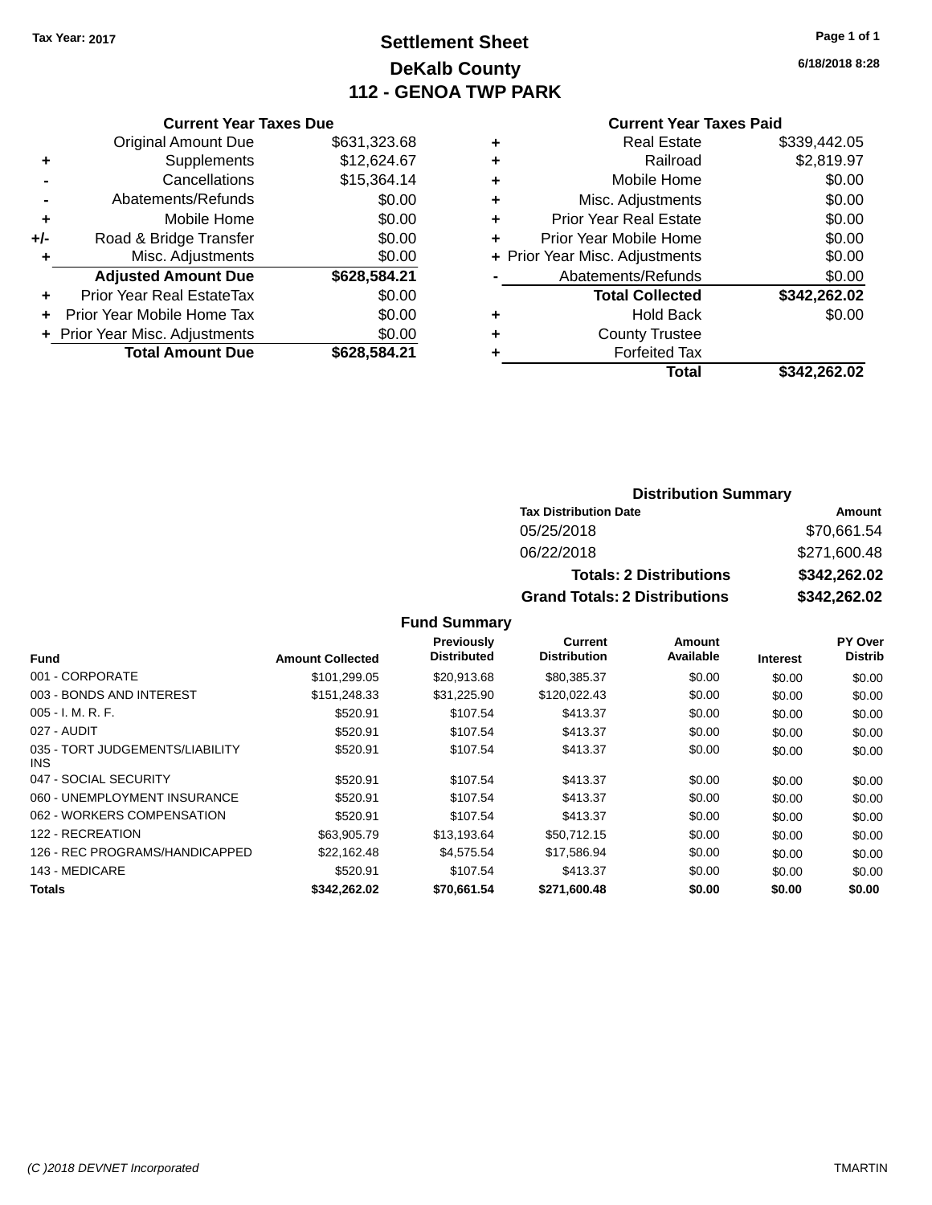Tax Year: 2017

# Settlement Sheet
## DeKalb County
## 112 - GENOA TWP PARK

6/18/2018 8:28

### Current Year Taxes Due

| | | |
|---|---|---|
| | Original Amount Due | $631,323.68 |
| + | Supplements | $12,624.67 |
| - | Cancellations | $15,364.14 |
| - | Abatements/Refunds | $0.00 |
| + | Mobile Home | $0.00 |
| +/- | Road & Bridge Transfer | $0.00 |
| + | Misc. Adjustments | $0.00 |
| | **Adjusted Amount Due** | **$628,584.21** |
| + | Prior Year Real EstateTax | $0.00 |
| + | Prior Year Mobile Home Tax | $0.00 |
| + | Prior Year Misc. Adjustments | $0.00 |
| | **Total Amount Due** | **$628,584.21** |

### Current Year Taxes Paid

| | | |
|---|---|---|
| + | Real Estate | $339,442.05 |
| + | Railroad | $2,819.97 |
| + | Mobile Home | $0.00 |
| + | Misc. Adjustments | $0.00 |
| + | Prior Year Real Estate | $0.00 |
| + | Prior Year Mobile Home | $0.00 |
| + | Prior Year Misc. Adjustments | $0.00 |
| - | Abatements/Refunds | $0.00 |
| | **Total Collected** | **$342,262.02** |
| + | Hold Back | $0.00 |
| + | County Trustee | |
| + | Forfeited Tax | |
| | **Total** | **$342,262.02** |

### Distribution Summary

| Tax Distribution Date | Amount |
|---|---|
| 05/25/2018 | $70,661.54 |
| 06/22/2018 | $271,600.48 |
| **Totals: 2 Distributions** | **$342,262.02** |
| **Grand Totals: 2 Distributions** | **$342,262.02** |

### Fund Summary

| Fund | Amount Collected | Previously Distributed | Current Distribution | Amount Available | Interest | PY Over Distrib |
|---|---|---|---|---|---|---|
| 001 - CORPORATE | $101,299.05 | $20,913.68 | $80,385.37 | $0.00 | $0.00 | $0.00 |
| 003 - BONDS AND INTEREST | $151,248.33 | $31,225.90 | $120,022.43 | $0.00 | $0.00 | $0.00 |
| 005 - I. M. R. F. | $520.91 | $107.54 | $413.37 | $0.00 | $0.00 | $0.00 |
| 027 - AUDIT | $520.91 | $107.54 | $413.37 | $0.00 | $0.00 | $0.00 |
| 035 - TORT JUDGEMENTS/LIABILITY INS | $520.91 | $107.54 | $413.37 | $0.00 | $0.00 | $0.00 |
| 047 - SOCIAL SECURITY | $520.91 | $107.54 | $413.37 | $0.00 | $0.00 | $0.00 |
| 060 - UNEMPLOYMENT INSURANCE | $520.91 | $107.54 | $413.37 | $0.00 | $0.00 | $0.00 |
| 062 - WORKERS COMPENSATION | $520.91 | $107.54 | $413.37 | $0.00 | $0.00 | $0.00 |
| 122 - RECREATION | $63,905.79 | $13,193.64 | $50,712.15 | $0.00 | $0.00 | $0.00 |
| 126 - REC PROGRAMS/HANDICAPPED | $22,162.48 | $4,575.54 | $17,586.94 | $0.00 | $0.00 | $0.00 |
| 143 - MEDICARE | $520.91 | $107.54 | $413.37 | $0.00 | $0.00 | $0.00 |
| **Totals** | **$342,262.02** | **$70,661.54** | **$271,600.48** | **$0.00** | **$0.00** | **$0.00** |

(C )2018 DEVNET Incorporated — TMARTIN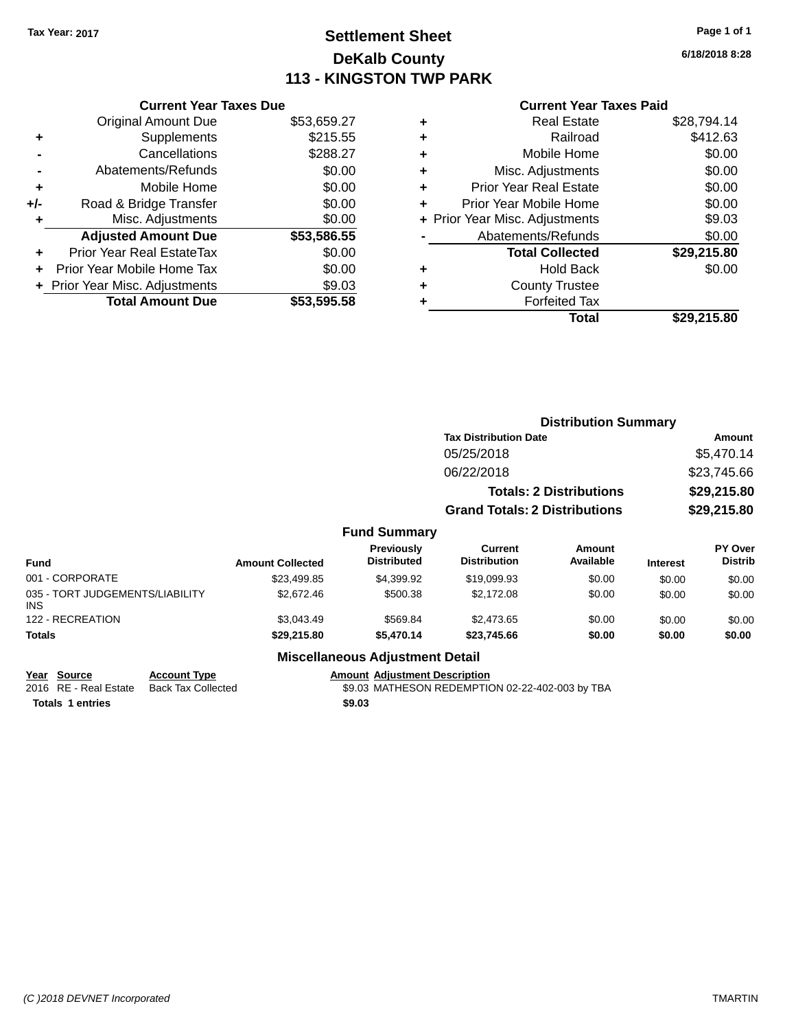Tax Year: 2017

# Settlement Sheet
## DeKalb County
## 113 - KINGSTON TWP PARK

6/18/2018 8:28

| | Current Year Taxes Due | |
|---|---|---|
| | Original Amount Due | $53,659.27 |
| + | Supplements | $215.55 |
| - | Cancellations | $288.27 |
| - | Abatements/Refunds | $0.00 |
| + | Mobile Home | $0.00 |
| +/- | Road & Bridge Transfer | $0.00 |
| + | Misc. Adjustments | $0.00 |
| | **Adjusted Amount Due** | **$53,586.55** |
| + | Prior Year Real EstateTax | $0.00 |
| + | Prior Year Mobile Home Tax | $0.00 |
| + | Prior Year Misc. Adjustments | $9.03 |
| | **Total Amount Due** | **$53,595.58** |

| | Current Year Taxes Paid | |
|---|---|---|
| + | Real Estate | $28,794.14 |
| + | Railroad | $412.63 |
| + | Mobile Home | $0.00 |
| + | Misc. Adjustments | $0.00 |
| + | Prior Year Real Estate | $0.00 |
| + | Prior Year Mobile Home | $0.00 |
| + | Prior Year Misc. Adjustments | $9.03 |
| - | Abatements/Refunds | $0.00 |
| | **Total Collected** | **$29,215.80** |
| + | Hold Back | $0.00 |
| + | County Trustee | |
| + | Forfeited Tax | |
| | **Total** | **$29,215.80** |

### Distribution Summary

| Tax Distribution Date | Amount |
|---|---|
| 05/25/2018 | $5,470.14 |
| 06/22/2018 | $23,745.66 |
| **Totals: 2 Distributions** | **$29,215.80** |
| **Grand Totals: 2 Distributions** | **$29,215.80** |

### Fund Summary

| Fund | Amount Collected | Previously Distributed | Current Distribution | Amount Available | Interest | PY Over Distrib |
|---|---|---|---|---|---|---|
| 001 - CORPORATE | $23,499.85 | $4,399.92 | $19,099.93 | $0.00 | $0.00 | $0.00 |
| 035 - TORT JUDGEMENTS/LIABILITY INS | $2,672.46 | $500.38 | $2,172.08 | $0.00 | $0.00 | $0.00 |
| 122 - RECREATION | $3,043.49 | $569.84 | $2,473.65 | $0.00 | $0.00 | $0.00 |
| **Totals** | **$29,215.80** | **$5,470.14** | **$23,745.66** | **$0.00** | **$0.00** | **$0.00** |

### Miscellaneous Adjustment Detail

| Year | Source | Account Type | Amount | Adjustment Description |
|---|---|---|---|---|
| 2016 | RE - Real Estate | Back Tax Collected | $9.03 | MATHESON REDEMPTION 02-22-402-003 by TBA |
| **Totals** | **1 entries** | | **$9.03** | |

(C )2018 DEVNET Incorporated TMARTIN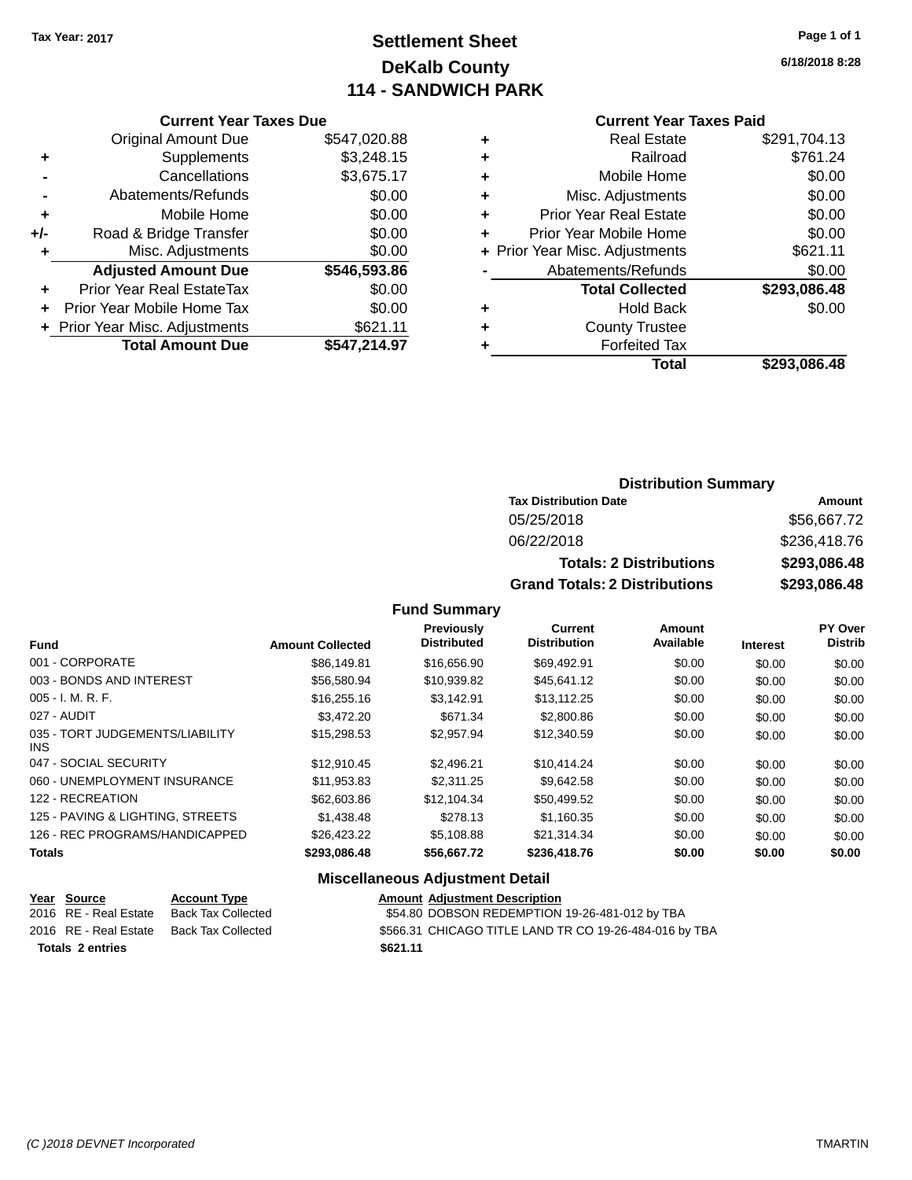Tax Year: 2017

# Settlement Sheet

## DeKalb County

## 114 - SANDWICH PARK

6/18/2018 8:28

### Current Year Taxes Due

| | | |
|---|---|---|
| | Original Amount Due | $547,020.88 |
| + | Supplements | $3,248.15 |
| - | Cancellations | $3,675.17 |
| - | Abatements/Refunds | $0.00 |
| + | Mobile Home | $0.00 |
| +/- | Road & Bridge Transfer | $0.00 |
| + | Misc. Adjustments | $0.00 |
| | **Adjusted Amount Due** | **$546,593.86** |
| + | Prior Year Real EstateTax | $0.00 |
| + | Prior Year Mobile Home Tax | $0.00 |
| + | Prior Year Misc. Adjustments | $621.11 |
| | **Total Amount Due** | **$547,214.97** |

### Current Year Taxes Paid

| | | |
|---|---|---|
| + | Real Estate | $291,704.13 |
| + | Railroad | $761.24 |
| + | Mobile Home | $0.00 |
| + | Misc. Adjustments | $0.00 |
| + | Prior Year Real Estate | $0.00 |
| + | Prior Year Mobile Home | $0.00 |
| + | Prior Year Misc. Adjustments | $621.11 |
| - | Abatements/Refunds | $0.00 |
| | **Total Collected** | **$293,086.48** |
| + | Hold Back | $0.00 |
| + | County Trustee | |
| + | Forfeited Tax | |
| | **Total** | **$293,086.48** |

### Distribution Summary

| Tax Distribution Date | Amount |
|---|---|
| 05/25/2018 | $56,667.72 |
| 06/22/2018 | $236,418.76 |
| **Totals: 2 Distributions** | **$293,086.48** |
| **Grand Totals: 2 Distributions** | **$293,086.48** |

### Fund Summary

| Fund | Amount Collected | Previously Distributed | Current Distribution | Amount Available | Interest | PY Over Distrib |
|---|---|---|---|---|---|---|
| 001 - CORPORATE | $86,149.81 | $16,656.90 | $69,492.91 | $0.00 | $0.00 | $0.00 |
| 003 - BONDS AND INTEREST | $56,580.94 | $10,939.82 | $45,641.12 | $0.00 | $0.00 | $0.00 |
| 005 - I. M. R. F. | $16,255.16 | $3,142.91 | $13,112.25 | $0.00 | $0.00 | $0.00 |
| 027 - AUDIT | $3,472.20 | $671.34 | $2,800.86 | $0.00 | $0.00 | $0.00 |
| 035 - TORT JUDGEMENTS/LIABILITY INS | $15,298.53 | $2,957.94 | $12,340.59 | $0.00 | $0.00 | $0.00 |
| 047 - SOCIAL SECURITY | $12,910.45 | $2,496.21 | $10,414.24 | $0.00 | $0.00 | $0.00 |
| 060 - UNEMPLOYMENT INSURANCE | $11,953.83 | $2,311.25 | $9,642.58 | $0.00 | $0.00 | $0.00 |
| 122 - RECREATION | $62,603.86 | $12,104.34 | $50,499.52 | $0.00 | $0.00 | $0.00 |
| 125 - PAVING & LIGHTING, STREETS | $1,438.48 | $278.13 | $1,160.35 | $0.00 | $0.00 | $0.00 |
| 126 - REC PROGRAMS/HANDICAPPED | $26,423.22 | $5,108.88 | $21,314.34 | $0.00 | $0.00 | $0.00 |
| **Totals** | **$293,086.48** | **$56,667.72** | **$236,418.76** | **$0.00** | **$0.00** | **$0.00** |

### Miscellaneous Adjustment Detail

| Year | Source | Account Type | Amount | Adjustment Description |
|---|---|---|---|---|
| 2016 | RE - Real Estate | Back Tax Collected | $54.80 | DOBSON REDEMPTION 19-26-481-012 by TBA |
| 2016 | RE - Real Estate | Back Tax Collected | $566.31 | CHICAGO TITLE LAND TR CO 19-26-484-016 by TBA |
| **Totals 2 entries** | | | **$621.11** | |

(C )2018 DEVNET Incorporated TMARTIN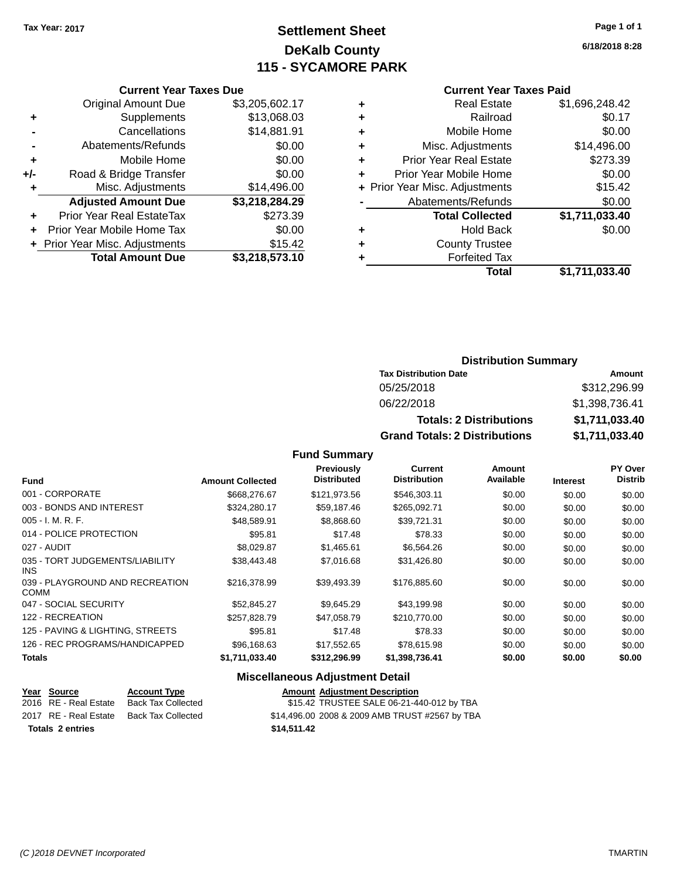Tax Year: 2017

# Settlement Sheet
## DeKalb County
## 115 - SYCAMORE PARK

6/18/2018 8:28

### Current Year Taxes Due

| | | |
|---|---|---|
| | Original Amount Due | $3,205,602.17 |
| + | Supplements | $13,068.03 |
| - | Cancellations | $14,881.91 |
| - | Abatements/Refunds | $0.00 |
| + | Mobile Home | $0.00 |
| +/- | Road & Bridge Transfer | $0.00 |
| + | Misc. Adjustments | $14,496.00 |
| | **Adjusted Amount Due** | **$3,218,284.29** |
| + | Prior Year Real EstateTax | $273.39 |
| + | Prior Year Mobile Home Tax | $0.00 |
| + | Prior Year Misc. Adjustments | $15.42 |
| | **Total Amount Due** | **$3,218,573.10** |

### Current Year Taxes Paid

| | | |
|---|---|---|
| + | Real Estate | $1,696,248.42 |
| + | Railroad | $0.17 |
| + | Mobile Home | $0.00 |
| + | Misc. Adjustments | $14,496.00 |
| + | Prior Year Real Estate | $273.39 |
| + | Prior Year Mobile Home | $0.00 |
| + | Prior Year Misc. Adjustments | $15.42 |
| - | Abatements/Refunds | $0.00 |
| | **Total Collected** | **$1,711,033.40** |
| + | Hold Back | $0.00 |
| + | County Trustee | |
| + | Forfeited Tax | |
| | **Total** | **$1,711,033.40** |

### Distribution Summary

| Tax Distribution Date | Amount |
|---|---|
| 05/25/2018 | $312,296.99 |
| 06/22/2018 | $1,398,736.41 |
| **Totals: 2 Distributions** | **$1,711,033.40** |
| **Grand Totals: 2 Distributions** | **$1,711,033.40** |

### Fund Summary

| Fund | Amount Collected | Previously Distributed | Current Distribution | Amount Available | Interest | PY Over Distrib |
|---|---|---|---|---|---|---|
| 001 - CORPORATE | $668,276.67 | $121,973.56 | $546,303.11 | $0.00 | $0.00 | $0.00 |
| 003 - BONDS AND INTEREST | $324,280.17 | $59,187.46 | $265,092.71 | $0.00 | $0.00 | $0.00 |
| 005 - I. M. R. F. | $48,589.91 | $8,868.60 | $39,721.31 | $0.00 | $0.00 | $0.00 |
| 014 - POLICE PROTECTION | $95.81 | $17.48 | $78.33 | $0.00 | $0.00 | $0.00 |
| 027 - AUDIT | $8,029.87 | $1,465.61 | $6,564.26 | $0.00 | $0.00 | $0.00 |
| 035 - TORT JUDGEMENTS/LIABILITY INS | $38,443.48 | $7,016.68 | $31,426.80 | $0.00 | $0.00 | $0.00 |
| 039 - PLAYGROUND AND RECREATION COMM | $216,378.99 | $39,493.39 | $176,885.60 | $0.00 | $0.00 | $0.00 |
| 047 - SOCIAL SECURITY | $52,845.27 | $9,645.29 | $43,199.98 | $0.00 | $0.00 | $0.00 |
| 122 - RECREATION | $257,828.79 | $47,058.79 | $210,770.00 | $0.00 | $0.00 | $0.00 |
| 125 - PAVING & LIGHTING, STREETS | $95.81 | $17.48 | $78.33 | $0.00 | $0.00 | $0.00 |
| 126 - REC PROGRAMS/HANDICAPPED | $96,168.63 | $17,552.65 | $78,615.98 | $0.00 | $0.00 | $0.00 |
| **Totals** | **$1,711,033.40** | **$312,296.99** | **$1,398,736.41** | **$0.00** | **$0.00** | **$0.00** |

### Miscellaneous Adjustment Detail

| Year | Source | Account Type | Amount | Adjustment Description |
|---|---|---|---|---|
| 2016 | RE - Real Estate | Back Tax Collected | $15.42 | TRUSTEE SALE 06-21-440-012 by TBA |
| 2017 | RE - Real Estate | Back Tax Collected | $14,496.00 | 2008 & 2009 AMB TRUST #2567 by TBA |
| **Totals 2 entries** | | | **$14,511.42** | |

(C )2018 DEVNET Incorporated TMARTIN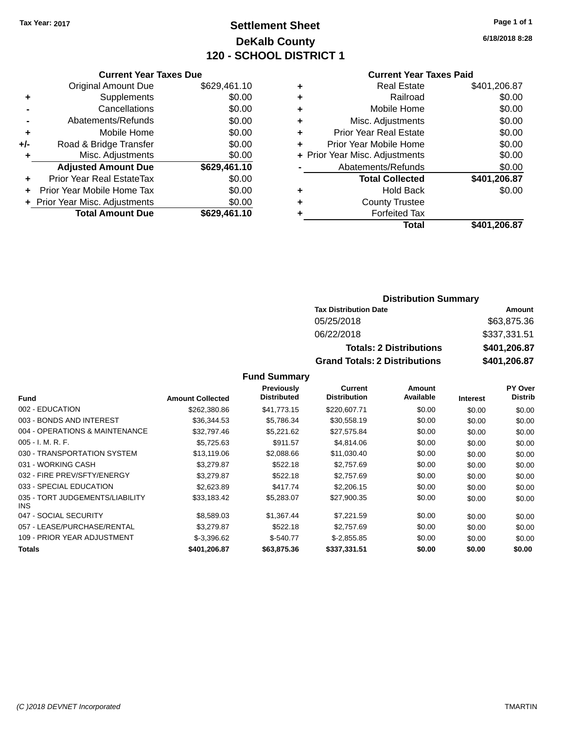Tax Year: 2017

# Settlement Sheet
## DeKalb County
## 120 - SCHOOL DISTRICT 1

6/18/2018 8:28

### Current Year Taxes Due

| | | |
|---|---|---|
| | Original Amount Due | $629,461.10 |
| + | Supplements | $0.00 |
| - | Cancellations | $0.00 |
| - | Abatements/Refunds | $0.00 |
| + | Mobile Home | $0.00 |
| +/- | Road & Bridge Transfer | $0.00 |
| + | Misc. Adjustments | $0.00 |
| | **Adjusted Amount Due** | **$629,461.10** |
| + | Prior Year Real EstateTax | $0.00 |
| + | Prior Year Mobile Home Tax | $0.00 |
| + | Prior Year Misc. Adjustments | $0.00 |
| | **Total Amount Due** | **$629,461.10** |

### Current Year Taxes Paid

| | | |
|---|---|---|
| + | Real Estate | $401,206.87 |
| + | Railroad | $0.00 |
| + | Mobile Home | $0.00 |
| + | Misc. Adjustments | $0.00 |
| + | Prior Year Real Estate | $0.00 |
| + | Prior Year Mobile Home | $0.00 |
| + | Prior Year Misc. Adjustments | $0.00 |
| - | Abatements/Refunds | $0.00 |
| | **Total Collected** | **$401,206.87** |
| + | Hold Back | $0.00 |
| + | County Trustee | |
| + | Forfeited Tax | |
| | **Total** | **$401,206.87** |

### Distribution Summary

| Tax Distribution Date | Amount |
|---|---|
| 05/25/2018 | $63,875.36 |
| 06/22/2018 | $337,331.51 |
| **Totals: 2 Distributions** | **$401,206.87** |
| **Grand Totals: 2 Distributions** | **$401,206.87** |

### Fund Summary

| Fund | Amount Collected | Previously Distributed | Current Distribution | Amount Available | Interest | PY Over Distrib |
|---|---|---|---|---|---|---|
| 002 - EDUCATION | $262,380.86 | $41,773.15 | $220,607.71 | $0.00 | $0.00 | $0.00 |
| 003 - BONDS AND INTEREST | $36,344.53 | $5,786.34 | $30,558.19 | $0.00 | $0.00 | $0.00 |
| 004 - OPERATIONS & MAINTENANCE | $32,797.46 | $5,221.62 | $27,575.84 | $0.00 | $0.00 | $0.00 |
| 005 - I. M. R. F. | $5,725.63 | $911.57 | $4,814.06 | $0.00 | $0.00 | $0.00 |
| 030 - TRANSPORTATION SYSTEM | $13,119.06 | $2,088.66 | $11,030.40 | $0.00 | $0.00 | $0.00 |
| 031 - WORKING CASH | $3,279.87 | $522.18 | $2,757.69 | $0.00 | $0.00 | $0.00 |
| 032 - FIRE PREV/SFTY/ENERGY | $3,279.87 | $522.18 | $2,757.69 | $0.00 | $0.00 | $0.00 |
| 033 - SPECIAL EDUCATION | $2,623.89 | $417.74 | $2,206.15 | $0.00 | $0.00 | $0.00 |
| 035 - TORT JUDGEMENTS/LIABILITY INS | $33,183.42 | $5,283.07 | $27,900.35 | $0.00 | $0.00 | $0.00 |
| 047 - SOCIAL SECURITY | $8,589.03 | $1,367.44 | $7,221.59 | $0.00 | $0.00 | $0.00 |
| 057 - LEASE/PURCHASE/RENTAL | $3,279.87 | $522.18 | $2,757.69 | $0.00 | $0.00 | $0.00 |
| 109 - PRIOR YEAR ADJUSTMENT | $-3,396.62 | $-540.77 | $-2,855.85 | $0.00 | $0.00 | $0.00 |
| **Totals** | **$401,206.87** | **$63,875.36** | **$337,331.51** | **$0.00** | **$0.00** | **$0.00** |

(C )2018 DEVNET Incorporated — TMARTIN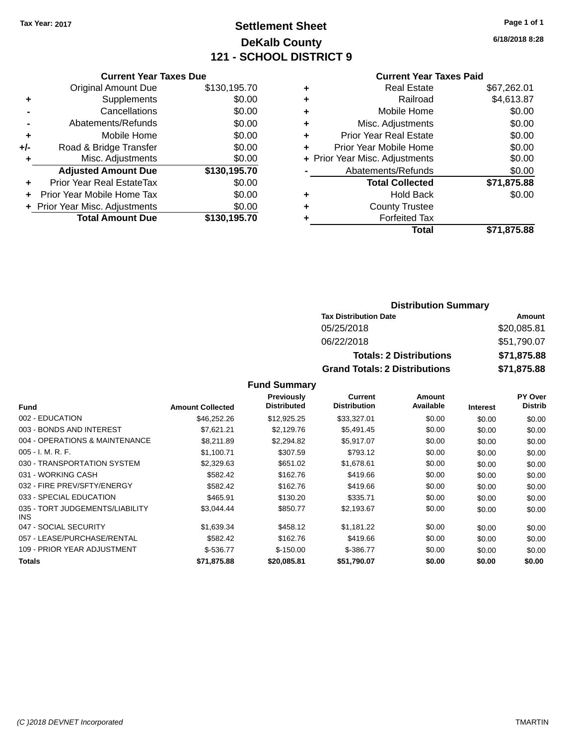Tax Year: 2017

# Settlement Sheet
## DeKalb County
## 121 - SCHOOL DISTRICT 9

6/18/2018 8:28

### Current Year Taxes Due

| | | |
|---|---|---|
| | Original Amount Due | $130,195.70 |
| + | Supplements | $0.00 |
| - | Cancellations | $0.00 |
| - | Abatements/Refunds | $0.00 |
| + | Mobile Home | $0.00 |
| +/- | Road & Bridge Transfer | $0.00 |
| + | Misc. Adjustments | $0.00 |
| | **Adjusted Amount Due** | **$130,195.70** |
| + | Prior Year Real EstateTax | $0.00 |
| + | Prior Year Mobile Home Tax | $0.00 |
| + | Prior Year Misc. Adjustments | $0.00 |
| | **Total Amount Due** | **$130,195.70** |

### Current Year Taxes Paid

| | | |
|---|---|---|
| + | Real Estate | $67,262.01 |
| + | Railroad | $4,613.87 |
| + | Mobile Home | $0.00 |
| + | Misc. Adjustments | $0.00 |
| + | Prior Year Real Estate | $0.00 |
| + | Prior Year Mobile Home | $0.00 |
| + | Prior Year Misc. Adjustments | $0.00 |
| - | Abatements/Refunds | $0.00 |
| | **Total Collected** | **$71,875.88** |
| + | Hold Back | $0.00 |
| + | County Trustee | |
| + | Forfeited Tax | |
| | **Total** | **$71,875.88** |

### Distribution Summary

| Tax Distribution Date | Amount |
|---|---|
| 05/25/2018 | $20,085.81 |
| 06/22/2018 | $51,790.07 |
| **Totals: 2 Distributions** | **$71,875.88** |
| **Grand Totals: 2 Distributions** | **$71,875.88** |

### Fund Summary

| Fund | Amount Collected | Previously Distributed | Current Distribution | Amount Available | Interest | PY Over Distrib |
|---|---|---|---|---|---|---|
| 002 - EDUCATION | $46,252.26 | $12,925.25 | $33,327.01 | $0.00 | $0.00 | $0.00 |
| 003 - BONDS AND INTEREST | $7,621.21 | $2,129.76 | $5,491.45 | $0.00 | $0.00 | $0.00 |
| 004 - OPERATIONS & MAINTENANCE | $8,211.89 | $2,294.82 | $5,917.07 | $0.00 | $0.00 | $0.00 |
| 005 - I. M. R. F. | $1,100.71 | $307.59 | $793.12 | $0.00 | $0.00 | $0.00 |
| 030 - TRANSPORTATION SYSTEM | $2,329.63 | $651.02 | $1,678.61 | $0.00 | $0.00 | $0.00 |
| 031 - WORKING CASH | $582.42 | $162.76 | $419.66 | $0.00 | $0.00 | $0.00 |
| 032 - FIRE PREV/SFTY/ENERGY | $582.42 | $162.76 | $419.66 | $0.00 | $0.00 | $0.00 |
| 033 - SPECIAL EDUCATION | $465.91 | $130.20 | $335.71 | $0.00 | $0.00 | $0.00 |
| 035 - TORT JUDGEMENTS/LIABILITY INS | $3,044.44 | $850.77 | $2,193.67 | $0.00 | $0.00 | $0.00 |
| 047 - SOCIAL SECURITY | $1,639.34 | $458.12 | $1,181.22 | $0.00 | $0.00 | $0.00 |
| 057 - LEASE/PURCHASE/RENTAL | $582.42 | $162.76 | $419.66 | $0.00 | $0.00 | $0.00 |
| 109 - PRIOR YEAR ADJUSTMENT | $-536.77 | $-150.00 | $-386.77 | $0.00 | $0.00 | $0.00 |
| **Totals** | **$71,875.88** | **$20,085.81** | **$51,790.07** | **$0.00** | **$0.00** | **$0.00** |

(C )2018 DEVNET Incorporated TMARTIN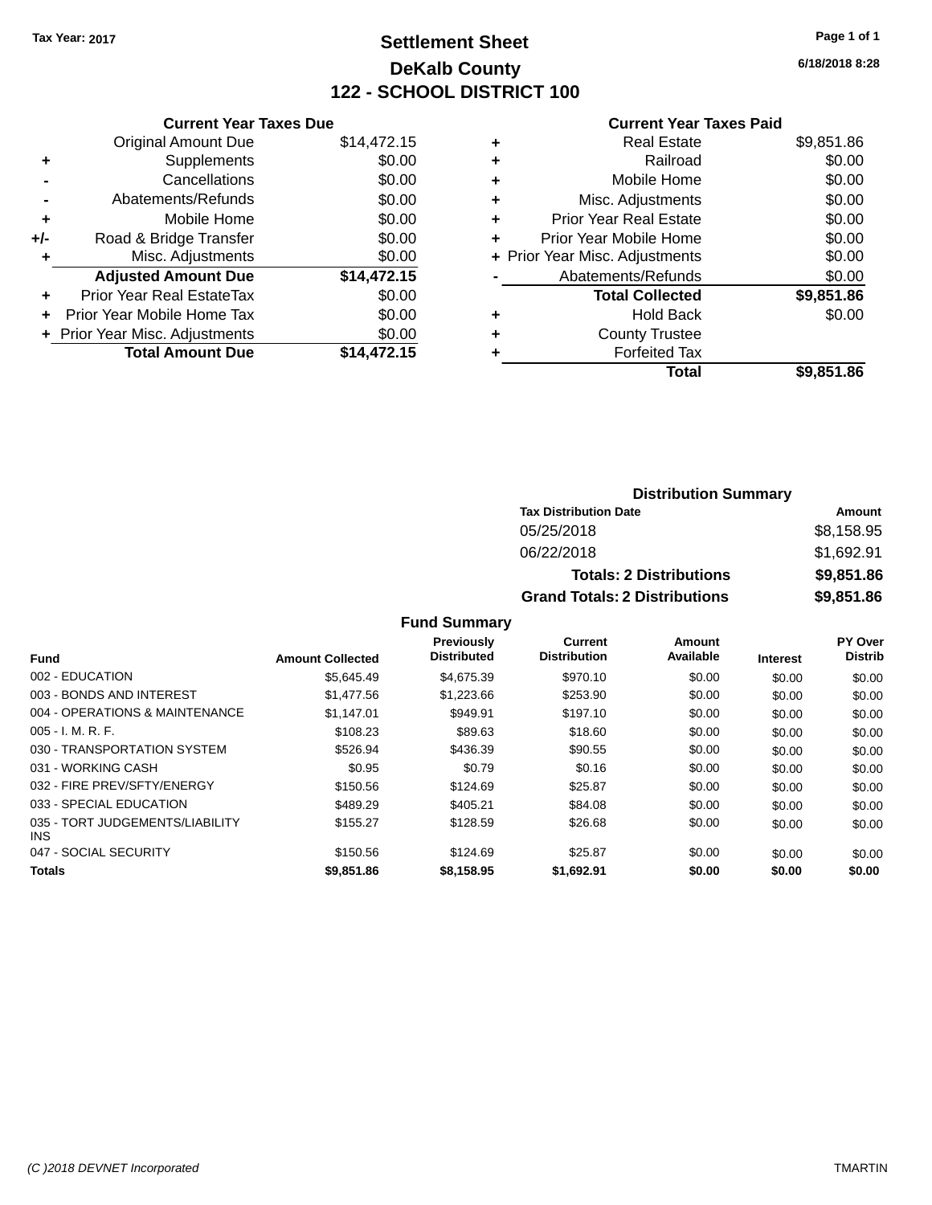Tax Year: 2017

# Settlement Sheet

## DeKalb County

## 122 - SCHOOL DISTRICT 100

6/18/2018 8:28

### Current Year Taxes Due

| | | |
|---|---|---|
| | Original Amount Due | $14,472.15 |
| + | Supplements | $0.00 |
| - | Cancellations | $0.00 |
| - | Abatements/Refunds | $0.00 |
| + | Mobile Home | $0.00 |
| +/- | Road & Bridge Transfer | $0.00 |
| + | Misc. Adjustments | $0.00 |
| | **Adjusted Amount Due** | **$14,472.15** |
| + | Prior Year Real EstateTax | $0.00 |
| + | Prior Year Mobile Home Tax | $0.00 |
| + | Prior Year Misc. Adjustments | $0.00 |
| | **Total Amount Due** | **$14,472.15** |

### Current Year Taxes Paid

| | | |
|---|---|---|
| + | Real Estate | $9,851.86 |
| + | Railroad | $0.00 |
| + | Mobile Home | $0.00 |
| + | Misc. Adjustments | $0.00 |
| + | Prior Year Real Estate | $0.00 |
| + | Prior Year Mobile Home | $0.00 |
| + | Prior Year Misc. Adjustments | $0.00 |
| - | Abatements/Refunds | $0.00 |
| | **Total Collected** | **$9,851.86** |
| + | Hold Back | $0.00 |
| + | County Trustee | |
| + | Forfeited Tax | |
| | **Total** | **$9,851.86** |

### Distribution Summary

| Tax Distribution Date | Amount |
|---|---|
| 05/25/2018 | $8,158.95 |
| 06/22/2018 | $1,692.91 |
| **Totals: 2 Distributions** | **$9,851.86** |
| **Grand Totals: 2 Distributions** | **$9,851.86** |

### Fund Summary

| Fund | Amount Collected | Previously Distributed | Current Distribution | Amount Available | Interest | PY Over Distrib |
|---|---|---|---|---|---|---|
| 002 - EDUCATION | $5,645.49 | $4,675.39 | $970.10 | $0.00 | $0.00 | $0.00 |
| 003 - BONDS AND INTEREST | $1,477.56 | $1,223.66 | $253.90 | $0.00 | $0.00 | $0.00 |
| 004 - OPERATIONS & MAINTENANCE | $1,147.01 | $949.91 | $197.10 | $0.00 | $0.00 | $0.00 |
| 005 - I. M. R. F. | $108.23 | $89.63 | $18.60 | $0.00 | $0.00 | $0.00 |
| 030 - TRANSPORTATION SYSTEM | $526.94 | $436.39 | $90.55 | $0.00 | $0.00 | $0.00 |
| 031 - WORKING CASH | $0.95 | $0.79 | $0.16 | $0.00 | $0.00 | $0.00 |
| 032 - FIRE PREV/SFTY/ENERGY | $150.56 | $124.69 | $25.87 | $0.00 | $0.00 | $0.00 |
| 033 - SPECIAL EDUCATION | $489.29 | $405.21 | $84.08 | $0.00 | $0.00 | $0.00 |
| 035 - TORT JUDGEMENTS/LIABILITY INS | $155.27 | $128.59 | $26.68 | $0.00 | $0.00 | $0.00 |
| 047 - SOCIAL SECURITY | $150.56 | $124.69 | $25.87 | $0.00 | $0.00 | $0.00 |
| **Totals** | **$9,851.86** | **$8,158.95** | **$1,692.91** | **$0.00** | **$0.00** | **$0.00** |

(C )2018 DEVNET Incorporated TMARTIN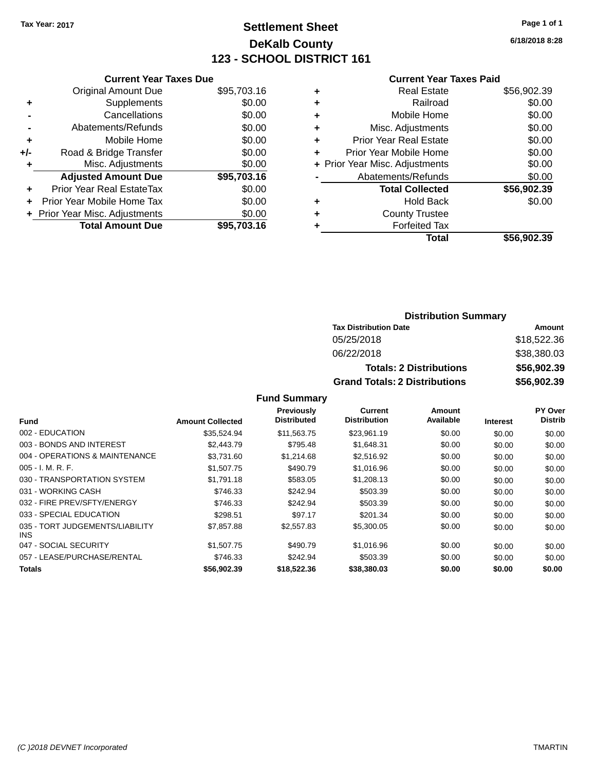Tax Year: 2017

# Settlement Sheet

## DeKalb County

## 123 - SCHOOL DISTRICT 161

6/18/2018 8:28

### Current Year Taxes Due

| | | |
|---|---|---|
| | Original Amount Due | $95,703.16 |
| + | Supplements | $0.00 |
| - | Cancellations | $0.00 |
| - | Abatements/Refunds | $0.00 |
| + | Mobile Home | $0.00 |
| +/- | Road & Bridge Transfer | $0.00 |
| + | Misc. Adjustments | $0.00 |
| | **Adjusted Amount Due** | **$95,703.16** |
| + | Prior Year Real EstateTax | $0.00 |
| + | Prior Year Mobile Home Tax | $0.00 |
| + | Prior Year Misc. Adjustments | $0.00 |
| | **Total Amount Due** | **$95,703.16** |

### Current Year Taxes Paid

| | | |
|---|---|---|
| + | Real Estate | $56,902.39 |
| + | Railroad | $0.00 |
| + | Mobile Home | $0.00 |
| + | Misc. Adjustments | $0.00 |
| + | Prior Year Real Estate | $0.00 |
| + | Prior Year Mobile Home | $0.00 |
| + | Prior Year Misc. Adjustments | $0.00 |
| - | Abatements/Refunds | $0.00 |
| | **Total Collected** | **$56,902.39** |
| + | Hold Back | $0.00 |
| + | County Trustee | |
| + | Forfeited Tax | |
| | **Total** | **$56,902.39** |

### Distribution Summary

| Tax Distribution Date | Amount |
|---|---|
| 05/25/2018 | $18,522.36 |
| 06/22/2018 | $38,380.03 |
| **Totals: 2 Distributions** | **$56,902.39** |
| **Grand Totals: 2 Distributions** | **$56,902.39** |

### Fund Summary

| Fund | Amount Collected | Previously Distributed | Current Distribution | Amount Available | Interest | PY Over Distrib |
|---|---|---|---|---|---|---|
| 002 - EDUCATION | $35,524.94 | $11,563.75 | $23,961.19 | $0.00 | $0.00 | $0.00 |
| 003 - BONDS AND INTEREST | $2,443.79 | $795.48 | $1,648.31 | $0.00 | $0.00 | $0.00 |
| 004 - OPERATIONS & MAINTENANCE | $3,731.60 | $1,214.68 | $2,516.92 | $0.00 | $0.00 | $0.00 |
| 005 - I. M. R. F. | $1,507.75 | $490.79 | $1,016.96 | $0.00 | $0.00 | $0.00 |
| 030 - TRANSPORTATION SYSTEM | $1,791.18 | $583.05 | $1,208.13 | $0.00 | $0.00 | $0.00 |
| 031 - WORKING CASH | $746.33 | $242.94 | $503.39 | $0.00 | $0.00 | $0.00 |
| 032 - FIRE PREV/SFTY/ENERGY | $746.33 | $242.94 | $503.39 | $0.00 | $0.00 | $0.00 |
| 033 - SPECIAL EDUCATION | $298.51 | $97.17 | $201.34 | $0.00 | $0.00 | $0.00 |
| 035 - TORT JUDGEMENTS/LIABILITY INS | $7,857.88 | $2,557.83 | $5,300.05 | $0.00 | $0.00 | $0.00 |
| 047 - SOCIAL SECURITY | $1,507.75 | $490.79 | $1,016.96 | $0.00 | $0.00 | $0.00 |
| 057 - LEASE/PURCHASE/RENTAL | $746.33 | $242.94 | $503.39 | $0.00 | $0.00 | $0.00 |
| **Totals** | **$56,902.39** | **$18,522.36** | **$38,380.03** | **$0.00** | **$0.00** | **$0.00** |

(C )2018 DEVNET Incorporated TMARTIN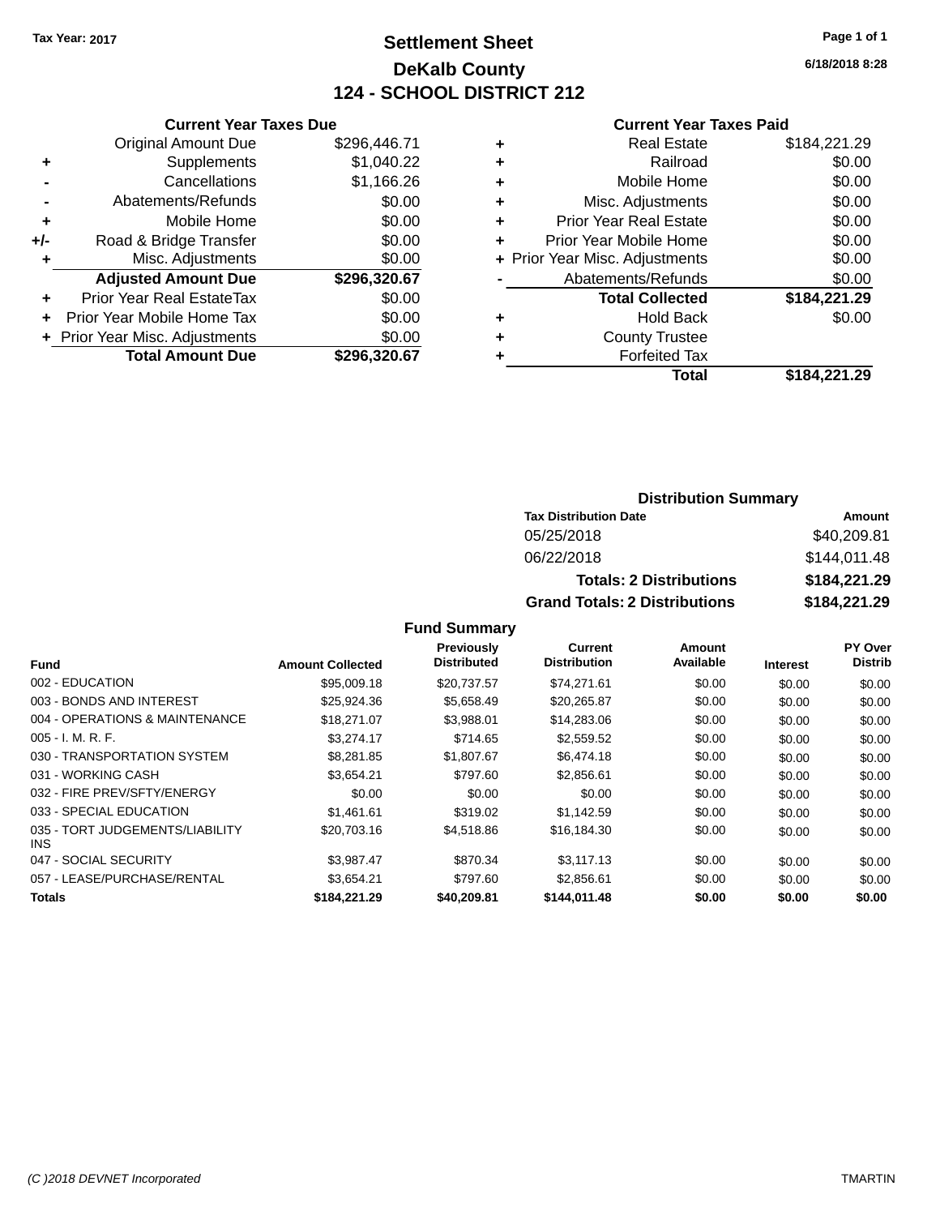Tax Year: 2017

# Settlement Sheet

## DeKalb County

## 124 - SCHOOL DISTRICT 212

6/18/2018 8:28

### Current Year Taxes Due

| | | |
|---|---|---|
| | Original Amount Due | $296,446.71 |
| + | Supplements | $1,040.22 |
| - | Cancellations | $1,166.26 |
| - | Abatements/Refunds | $0.00 |
| + | Mobile Home | $0.00 |
| +/- | Road & Bridge Transfer | $0.00 |
| + | Misc. Adjustments | $0.00 |
| | **Adjusted Amount Due** | **$296,320.67** |
| + | Prior Year Real EstateTax | $0.00 |
| + | Prior Year Mobile Home Tax | $0.00 |
| + | Prior Year Misc. Adjustments | $0.00 |
| | **Total Amount Due** | **$296,320.67** |

### Current Year Taxes Paid

| | | |
|---|---|---|
| + | Real Estate | $184,221.29 |
| + | Railroad | $0.00 |
| + | Mobile Home | $0.00 |
| + | Misc. Adjustments | $0.00 |
| + | Prior Year Real Estate | $0.00 |
| + | Prior Year Mobile Home | $0.00 |
| + | Prior Year Misc. Adjustments | $0.00 |
| - | Abatements/Refunds | $0.00 |
| | **Total Collected** | **$184,221.29** |
| + | Hold Back | $0.00 |
| + | County Trustee | |
| + | Forfeited Tax | |
| | **Total** | **$184,221.29** |

### Distribution Summary

| Tax Distribution Date | Amount |
|---|---|
| 05/25/2018 | $40,209.81 |
| 06/22/2018 | $144,011.48 |
| **Totals: 2 Distributions** | **$184,221.29** |
| **Grand Totals: 2 Distributions** | **$184,221.29** |

### Fund Summary

| Fund | Amount Collected | Previously Distributed | Current Distribution | Amount Available | Interest | PY Over Distrib |
|---|---|---|---|---|---|---|
| 002 - EDUCATION | $95,009.18 | $20,737.57 | $74,271.61 | $0.00 | $0.00 | $0.00 |
| 003 - BONDS AND INTEREST | $25,924.36 | $5,658.49 | $20,265.87 | $0.00 | $0.00 | $0.00 |
| 004 - OPERATIONS & MAINTENANCE | $18,271.07 | $3,988.01 | $14,283.06 | $0.00 | $0.00 | $0.00 |
| 005 - I. M. R. F. | $3,274.17 | $714.65 | $2,559.52 | $0.00 | $0.00 | $0.00 |
| 030 - TRANSPORTATION SYSTEM | $8,281.85 | $1,807.67 | $6,474.18 | $0.00 | $0.00 | $0.00 |
| 031 - WORKING CASH | $3,654.21 | $797.60 | $2,856.61 | $0.00 | $0.00 | $0.00 |
| 032 - FIRE PREV/SFTY/ENERGY | $0.00 | $0.00 | $0.00 | $0.00 | $0.00 | $0.00 |
| 033 - SPECIAL EDUCATION | $1,461.61 | $319.02 | $1,142.59 | $0.00 | $0.00 | $0.00 |
| 035 - TORT JUDGEMENTS/LIABILITY INS | $20,703.16 | $4,518.86 | $16,184.30 | $0.00 | $0.00 | $0.00 |
| 047 - SOCIAL SECURITY | $3,987.47 | $870.34 | $3,117.13 | $0.00 | $0.00 | $0.00 |
| 057 - LEASE/PURCHASE/RENTAL | $3,654.21 | $797.60 | $2,856.61 | $0.00 | $0.00 | $0.00 |
| **Totals** | **$184,221.29** | **$40,209.81** | **$144,011.48** | **$0.00** | **$0.00** | **$0.00** |

(C )2018 DEVNET Incorporated TMARTIN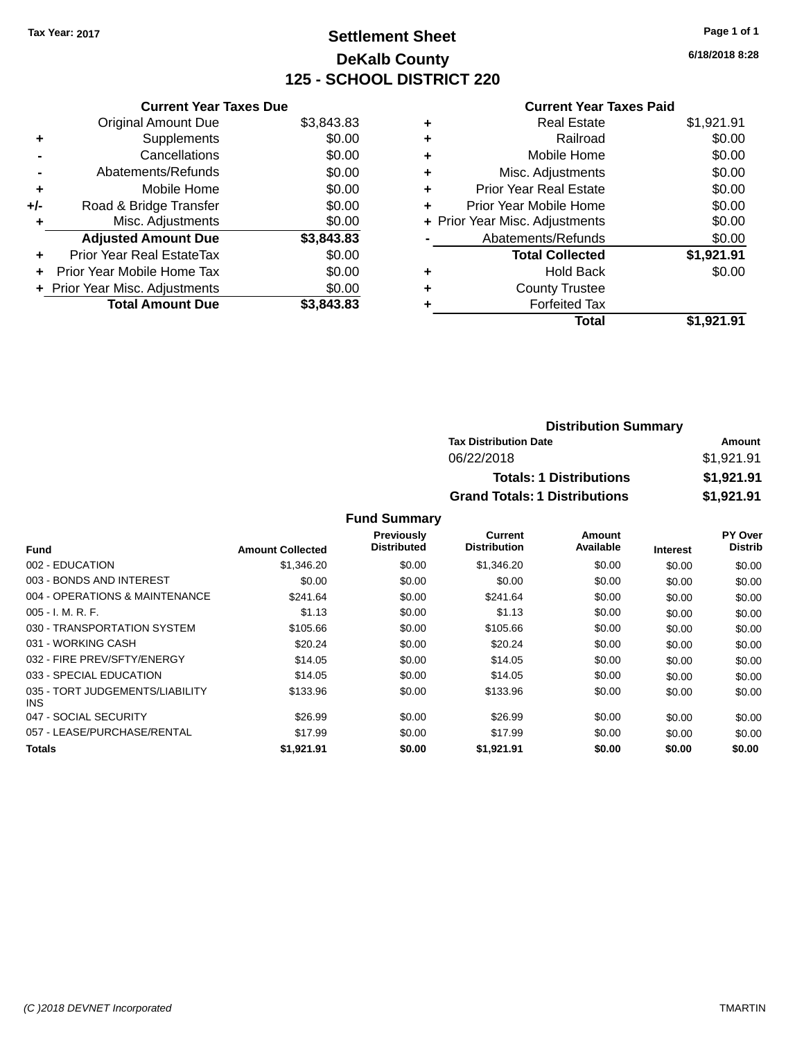Tax Year: 2017

# Settlement Sheet

## DeKalb County

## 125 - SCHOOL DISTRICT 220

6/18/2018 8:28

### Current Year Taxes Due

| | | |
|---|---|---|
| | Original Amount Due | $3,843.83 |
| + | Supplements | $0.00 |
| - | Cancellations | $0.00 |
| - | Abatements/Refunds | $0.00 |
| + | Mobile Home | $0.00 |
| +/- | Road & Bridge Transfer | $0.00 |
| + | Misc. Adjustments | $0.00 |
| | **Adjusted Amount Due** | **$3,843.83** |
| + | Prior Year Real EstateTax | $0.00 |
| + | Prior Year Mobile Home Tax | $0.00 |
| + | Prior Year Misc. Adjustments | $0.00 |
| | **Total Amount Due** | **$3,843.83** |

### Current Year Taxes Paid

| | | |
|---|---|---|
| + | Real Estate | $1,921.91 |
| + | Railroad | $0.00 |
| + | Mobile Home | $0.00 |
| + | Misc. Adjustments | $0.00 |
| + | Prior Year Real Estate | $0.00 |
| + | Prior Year Mobile Home | $0.00 |
| + | Prior Year Misc. Adjustments | $0.00 |
| - | Abatements/Refunds | $0.00 |
| | **Total Collected** | **$1,921.91** |
| + | Hold Back | $0.00 |
| + | County Trustee | |
| + | Forfeited Tax | |
| | **Total** | **$1,921.91** |

### Distribution Summary

| Tax Distribution Date | Amount |
|---|---|
| 06/22/2018 | $1,921.91 |
| **Totals: 1 Distributions** | **$1,921.91** |
| **Grand Totals: 1 Distributions** | **$1,921.91** |

### Fund Summary

| Fund | Amount Collected | Previously Distributed | Current Distribution | Amount Available | Interest | PY Over Distrib |
|---|---|---|---|---|---|---|
| 002 - EDUCATION | $1,346.20 | $0.00 | $1,346.20 | $0.00 | $0.00 | $0.00 |
| 003 - BONDS AND INTEREST | $0.00 | $0.00 | $0.00 | $0.00 | $0.00 | $0.00 |
| 004 - OPERATIONS & MAINTENANCE | $241.64 | $0.00 | $241.64 | $0.00 | $0.00 | $0.00 |
| 005 - I. M. R. F. | $1.13 | $0.00 | $1.13 | $0.00 | $0.00 | $0.00 |
| 030 - TRANSPORTATION SYSTEM | $105.66 | $0.00 | $105.66 | $0.00 | $0.00 | $0.00 |
| 031 - WORKING CASH | $20.24 | $0.00 | $20.24 | $0.00 | $0.00 | $0.00 |
| 032 - FIRE PREV/SFTY/ENERGY | $14.05 | $0.00 | $14.05 | $0.00 | $0.00 | $0.00 |
| 033 - SPECIAL EDUCATION | $14.05 | $0.00 | $14.05 | $0.00 | $0.00 | $0.00 |
| 035 - TORT JUDGEMENTS/LIABILITY INS | $133.96 | $0.00 | $133.96 | $0.00 | $0.00 | $0.00 |
| 047 - SOCIAL SECURITY | $26.99 | $0.00 | $26.99 | $0.00 | $0.00 | $0.00 |
| 057 - LEASE/PURCHASE/RENTAL | $17.99 | $0.00 | $17.99 | $0.00 | $0.00 | $0.00 |
| **Totals** | **$1,921.91** | **$0.00** | **$1,921.91** | **$0.00** | **$0.00** | **$0.00** |

(C )2018 DEVNET Incorporated TMARTIN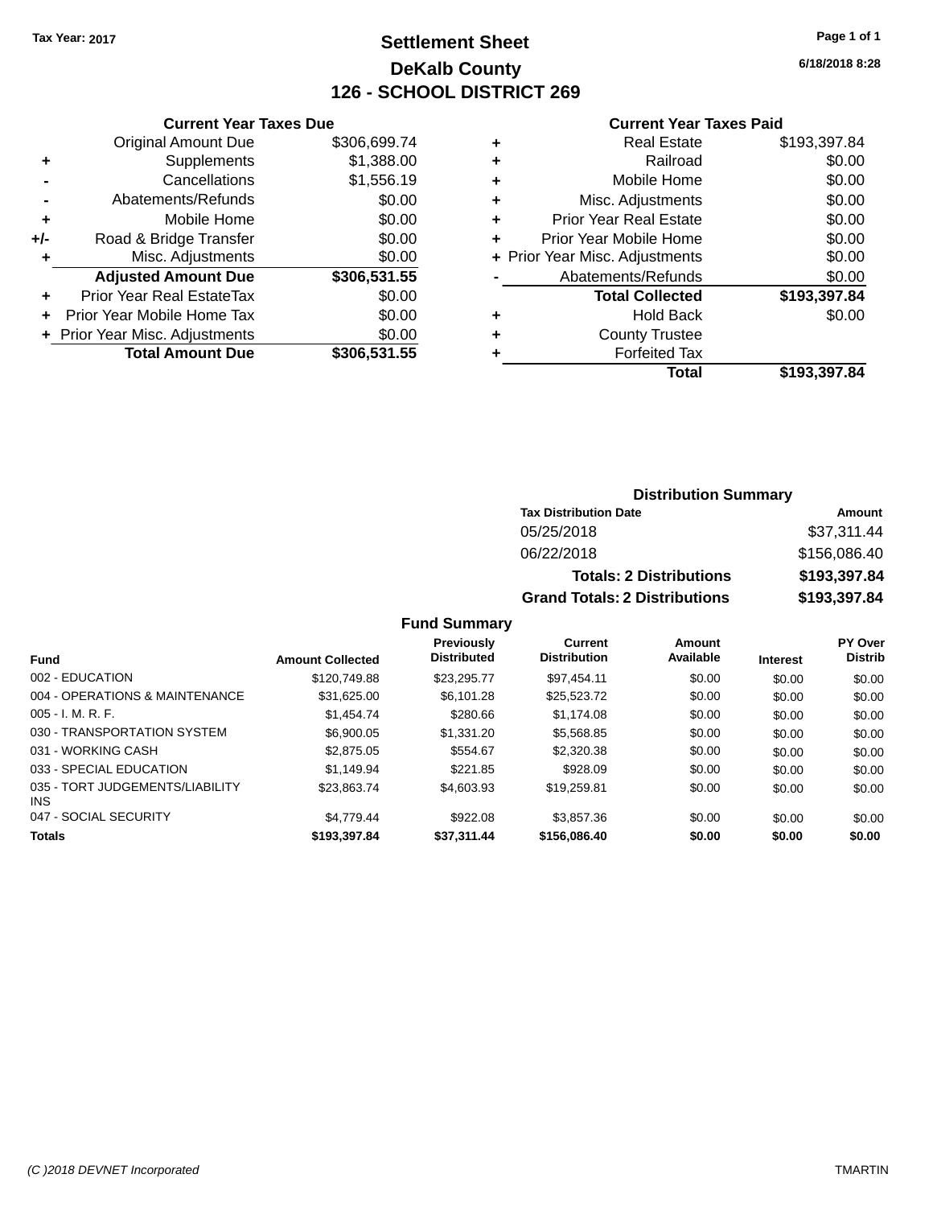Tax Year: 2017

# Settlement Sheet
## DeKalb County
## 126 - SCHOOL DISTRICT 269

6/18/2018 8:28

### Current Year Taxes Due

| | | |
|---|---|---|
| | Original Amount Due | $306,699.74 |
| + | Supplements | $1,388.00 |
| - | Cancellations | $1,556.19 |
| - | Abatements/Refunds | $0.00 |
| + | Mobile Home | $0.00 |
| +/- | Road & Bridge Transfer | $0.00 |
| + | Misc. Adjustments | $0.00 |
| | **Adjusted Amount Due** | **$306,531.55** |
| + | Prior Year Real EstateTax | $0.00 |
| + | Prior Year Mobile Home Tax | $0.00 |
| + | Prior Year Misc. Adjustments | $0.00 |
| | **Total Amount Due** | **$306,531.55** |

### Current Year Taxes Paid

| | | |
|---|---|---|
| + | Real Estate | $193,397.84 |
| + | Railroad | $0.00 |
| + | Mobile Home | $0.00 |
| + | Misc. Adjustments | $0.00 |
| + | Prior Year Real Estate | $0.00 |
| + | Prior Year Mobile Home | $0.00 |
| + | Prior Year Misc. Adjustments | $0.00 |
| - | Abatements/Refunds | $0.00 |
| | **Total Collected** | **$193,397.84** |
| + | Hold Back | $0.00 |
| + | County Trustee | |
| + | Forfeited Tax | |
| | **Total** | **$193,397.84** |

### Distribution Summary

| Tax Distribution Date | Amount |
|---|---|
| 05/25/2018 | $37,311.44 |
| 06/22/2018 | $156,086.40 |
| **Totals: 2 Distributions** | **$193,397.84** |
| **Grand Totals: 2 Distributions** | **$193,397.84** |

### Fund Summary

| Fund | Amount Collected | Previously Distributed | Current Distribution | Amount Available | Interest | PY Over Distrib |
|---|---|---|---|---|---|---|
| 002 - EDUCATION | $120,749.88 | $23,295.77 | $97,454.11 | $0.00 | $0.00 | $0.00 |
| 004 - OPERATIONS & MAINTENANCE | $31,625.00 | $6,101.28 | $25,523.72 | $0.00 | $0.00 | $0.00 |
| 005 - I. M. R. F. | $1,454.74 | $280.66 | $1,174.08 | $0.00 | $0.00 | $0.00 |
| 030 - TRANSPORTATION SYSTEM | $6,900.05 | $1,331.20 | $5,568.85 | $0.00 | $0.00 | $0.00 |
| 031 - WORKING CASH | $2,875.05 | $554.67 | $2,320.38 | $0.00 | $0.00 | $0.00 |
| 033 - SPECIAL EDUCATION | $1,149.94 | $221.85 | $928.09 | $0.00 | $0.00 | $0.00 |
| 035 - TORT JUDGEMENTS/LIABILITY INS | $23,863.74 | $4,603.93 | $19,259.81 | $0.00 | $0.00 | $0.00 |
| 047 - SOCIAL SECURITY | $4,779.44 | $922.08 | $3,857.36 | $0.00 | $0.00 | $0.00 |
| **Totals** | **$193,397.84** | **$37,311.44** | **$156,086.40** | **$0.00** | **$0.00** | **$0.00** |

(C )2018 DEVNET Incorporated — TMARTIN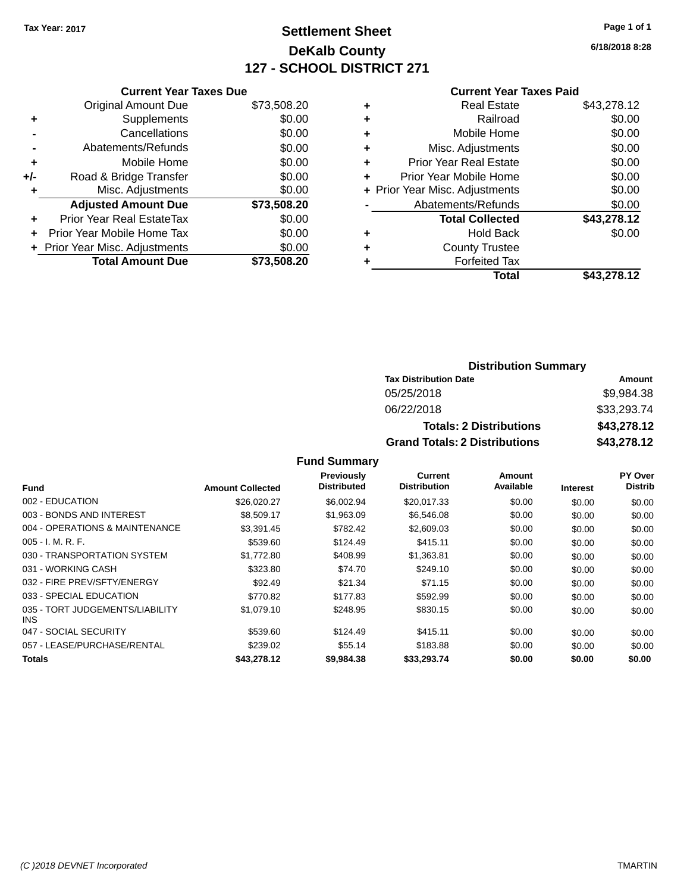Tax Year: 2017

# Settlement Sheet

## DeKalb County

## 127 - SCHOOL DISTRICT 271

6/18/2018 8:28

### Current Year Taxes Due

| | | |
|---|---|---|
| | Original Amount Due | $73,508.20 |
| + | Supplements | $0.00 |
| - | Cancellations | $0.00 |
| - | Abatements/Refunds | $0.00 |
| + | Mobile Home | $0.00 |
| +/- | Road & Bridge Transfer | $0.00 |
| + | Misc. Adjustments | $0.00 |
| | **Adjusted Amount Due** | **$73,508.20** |
| + | Prior Year Real EstateTax | $0.00 |
| + | Prior Year Mobile Home Tax | $0.00 |
| + | Prior Year Misc. Adjustments | $0.00 |
| | **Total Amount Due** | **$73,508.20** |

### Current Year Taxes Paid

| | | |
|---|---|---|
| + | Real Estate | $43,278.12 |
| + | Railroad | $0.00 |
| + | Mobile Home | $0.00 |
| + | Misc. Adjustments | $0.00 |
| + | Prior Year Real Estate | $0.00 |
| + | Prior Year Mobile Home | $0.00 |
| + | Prior Year Misc. Adjustments | $0.00 |
| - | Abatements/Refunds | $0.00 |
| | **Total Collected** | **$43,278.12** |
| + | Hold Back | $0.00 |
| + | County Trustee | |
| + | Forfeited Tax | |
| | **Total** | **$43,278.12** |

### Distribution Summary

| Tax Distribution Date | Amount |
|---|---|
| 05/25/2018 | $9,984.38 |
| 06/22/2018 | $33,293.74 |
| **Totals: 2 Distributions** | **$43,278.12** |
| **Grand Totals: 2 Distributions** | **$43,278.12** |

### Fund Summary

| Fund | Amount Collected | Previously Distributed | Current Distribution | Amount Available | Interest | PY Over Distrib |
|---|---|---|---|---|---|---|
| 002 - EDUCATION | $26,020.27 | $6,002.94 | $20,017.33 | $0.00 | $0.00 | $0.00 |
| 003 - BONDS AND INTEREST | $8,509.17 | $1,963.09 | $6,546.08 | $0.00 | $0.00 | $0.00 |
| 004 - OPERATIONS & MAINTENANCE | $3,391.45 | $782.42 | $2,609.03 | $0.00 | $0.00 | $0.00 |
| 005 - I. M. R. F. | $539.60 | $124.49 | $415.11 | $0.00 | $0.00 | $0.00 |
| 030 - TRANSPORTATION SYSTEM | $1,772.80 | $408.99 | $1,363.81 | $0.00 | $0.00 | $0.00 |
| 031 - WORKING CASH | $323.80 | $74.70 | $249.10 | $0.00 | $0.00 | $0.00 |
| 032 - FIRE PREV/SFTY/ENERGY | $92.49 | $21.34 | $71.15 | $0.00 | $0.00 | $0.00 |
| 033 - SPECIAL EDUCATION | $770.82 | $177.83 | $592.99 | $0.00 | $0.00 | $0.00 |
| 035 - TORT JUDGEMENTS/LIABILITY INS | $1,079.10 | $248.95 | $830.15 | $0.00 | $0.00 | $0.00 |
| 047 - SOCIAL SECURITY | $539.60 | $124.49 | $415.11 | $0.00 | $0.00 | $0.00 |
| 057 - LEASE/PURCHASE/RENTAL | $239.02 | $55.14 | $183.88 | $0.00 | $0.00 | $0.00 |
| **Totals** | **$43,278.12** | **$9,984.38** | **$33,293.74** | **$0.00** | **$0.00** | **$0.00** |

(C )2018 DEVNET Incorporated TMARTIN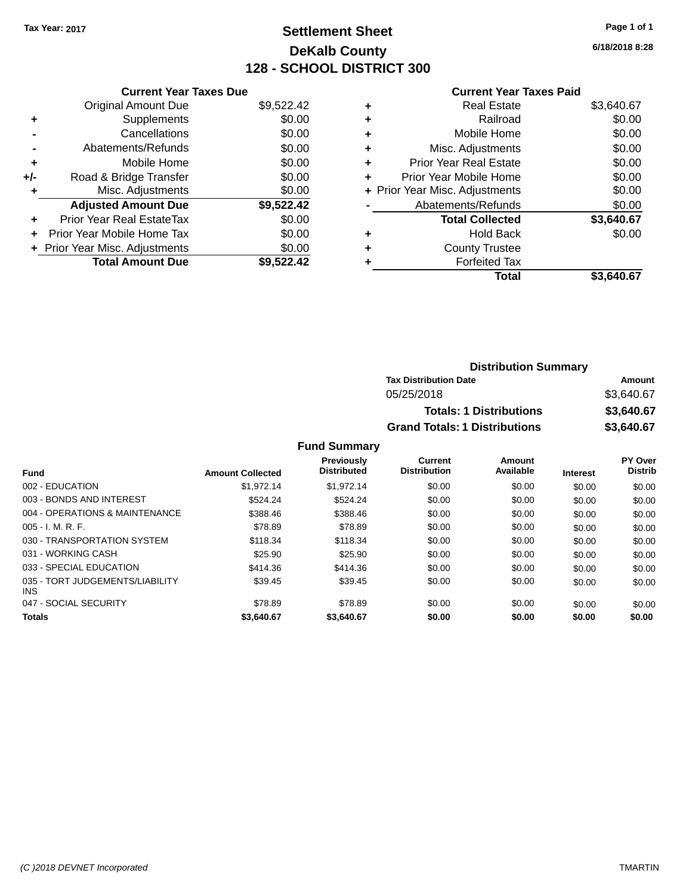Tax Year: 2017

# Settlement Sheet
## DeKalb County
## 128 - SCHOOL DISTRICT 300

6/18/2018 8:28

| | Current Year Taxes Due | |
|---|---|---|
| | Original Amount Due | $9,522.42 |
| + | Supplements | $0.00 |
| - | Cancellations | $0.00 |
| - | Abatements/Refunds | $0.00 |
| + | Mobile Home | $0.00 |
| +/- | Road & Bridge Transfer | $0.00 |
| + | Misc. Adjustments | $0.00 |
| | **Adjusted Amount Due** | **$9,522.42** |
| + | Prior Year Real EstateTax | $0.00 |
| + | Prior Year Mobile Home Tax | $0.00 |
| + | Prior Year Misc. Adjustments | $0.00 |
| | **Total Amount Due** | **$9,522.42** |

| | Current Year Taxes Paid | |
|---|---|---|
| + | Real Estate | $3,640.67 |
| + | Railroad | $0.00 |
| + | Mobile Home | $0.00 |
| + | Misc. Adjustments | $0.00 |
| + | Prior Year Real Estate | $0.00 |
| + | Prior Year Mobile Home | $0.00 |
| + | Prior Year Misc. Adjustments | $0.00 |
| - | Abatements/Refunds | $0.00 |
| | **Total Collected** | **$3,640.67** |
| + | Hold Back | $0.00 |
| + | County Trustee | |
| + | Forfeited Tax | |
| | **Total** | **$3,640.67** |

### Distribution Summary

| Tax Distribution Date | Amount |
|---|---|
| 05/25/2018 | $3,640.67 |
| **Totals: 1 Distributions** | **$3,640.67** |
| **Grand Totals: 1 Distributions** | **$3,640.67** |

### Fund Summary

| Fund | Amount Collected | Previously Distributed | Current Distribution | Amount Available | Interest | PY Over Distrib |
|---|---|---|---|---|---|---|
| 002 - EDUCATION | $1,972.14 | $1,972.14 | $0.00 | $0.00 | $0.00 | $0.00 |
| 003 - BONDS AND INTEREST | $524.24 | $524.24 | $0.00 | $0.00 | $0.00 | $0.00 |
| 004 - OPERATIONS & MAINTENANCE | $388.46 | $388.46 | $0.00 | $0.00 | $0.00 | $0.00 |
| 005 - I. M. R. F. | $78.89 | $78.89 | $0.00 | $0.00 | $0.00 | $0.00 |
| 030 - TRANSPORTATION SYSTEM | $118.34 | $118.34 | $0.00 | $0.00 | $0.00 | $0.00 |
| 031 - WORKING CASH | $25.90 | $25.90 | $0.00 | $0.00 | $0.00 | $0.00 |
| 033 - SPECIAL EDUCATION | $414.36 | $414.36 | $0.00 | $0.00 | $0.00 | $0.00 |
| 035 - TORT JUDGEMENTS/LIABILITY INS | $39.45 | $39.45 | $0.00 | $0.00 | $0.00 | $0.00 |
| 047 - SOCIAL SECURITY | $78.89 | $78.89 | $0.00 | $0.00 | $0.00 | $0.00 |
| **Totals** | **$3,640.67** | **$3,640.67** | **$0.00** | **$0.00** | **$0.00** | **$0.00** |

(C )2018 DEVNET Incorporated

TMARTIN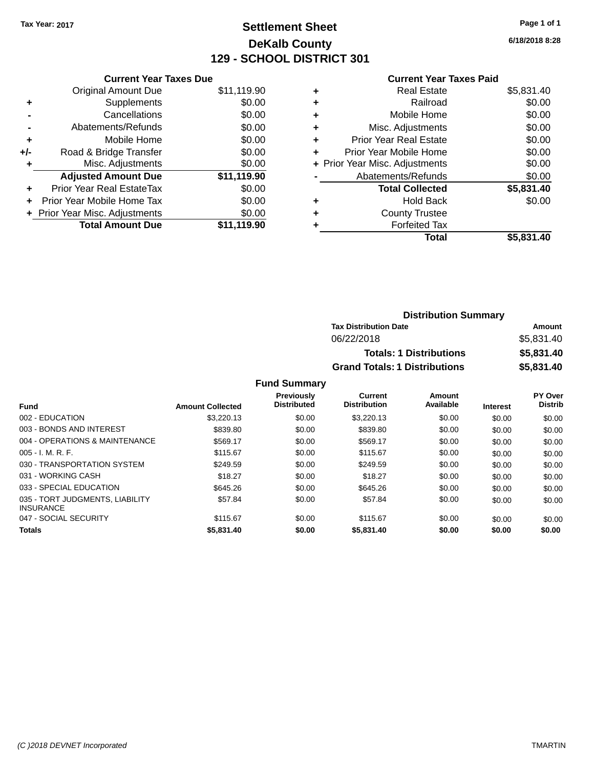Tax Year: 2017

# Settlement Sheet
## DeKalb County
## 129 - SCHOOL DISTRICT 301

6/18/2018 8:28

### Current Year Taxes Due

| | | |
|---|---|---|
| | Original Amount Due | $11,119.90 |
| + | Supplements | $0.00 |
| - | Cancellations | $0.00 |
| - | Abatements/Refunds | $0.00 |
| + | Mobile Home | $0.00 |
| +/- | Road & Bridge Transfer | $0.00 |
| + | Misc. Adjustments | $0.00 |
| | **Adjusted Amount Due** | **$11,119.90** |
| + | Prior Year Real EstateTax | $0.00 |
| + | Prior Year Mobile Home Tax | $0.00 |
| + | Prior Year Misc. Adjustments | $0.00 |
| | **Total Amount Due** | **$11,119.90** |

### Current Year Taxes Paid

| | | |
|---|---|---|
| + | Real Estate | $5,831.40 |
| + | Railroad | $0.00 |
| + | Mobile Home | $0.00 |
| + | Misc. Adjustments | $0.00 |
| + | Prior Year Real Estate | $0.00 |
| + | Prior Year Mobile Home | $0.00 |
| + | Prior Year Misc. Adjustments | $0.00 |
| - | Abatements/Refunds | $0.00 |
| | **Total Collected** | **$5,831.40** |
| + | Hold Back | $0.00 |
| + | County Trustee | |
| + | Forfeited Tax | |
| | **Total** | **$5,831.40** |

### Distribution Summary

| Tax Distribution Date | Amount |
|---|---|
| 06/22/2018 | $5,831.40 |
| **Totals: 1 Distributions** | **$5,831.40** |
| **Grand Totals: 1 Distributions** | **$5,831.40** |

### Fund Summary

| Fund | Amount Collected | Previously Distributed | Current Distribution | Amount Available | Interest | PY Over Distrib |
|---|---|---|---|---|---|---|
| 002 - EDUCATION | $3,220.13 | $0.00 | $3,220.13 | $0.00 | $0.00 | $0.00 |
| 003 - BONDS AND INTEREST | $839.80 | $0.00 | $839.80 | $0.00 | $0.00 | $0.00 |
| 004 - OPERATIONS & MAINTENANCE | $569.17 | $0.00 | $569.17 | $0.00 | $0.00 | $0.00 |
| 005 - I. M. R. F. | $115.67 | $0.00 | $115.67 | $0.00 | $0.00 | $0.00 |
| 030 - TRANSPORTATION SYSTEM | $249.59 | $0.00 | $249.59 | $0.00 | $0.00 | $0.00 |
| 031 - WORKING CASH | $18.27 | $0.00 | $18.27 | $0.00 | $0.00 | $0.00 |
| 033 - SPECIAL EDUCATION | $645.26 | $0.00 | $645.26 | $0.00 | $0.00 | $0.00 |
| 035 - TORT JUDGMENTS, LIABILITY INSURANCE | $57.84 | $0.00 | $57.84 | $0.00 | $0.00 | $0.00 |
| 047 - SOCIAL SECURITY | $115.67 | $0.00 | $115.67 | $0.00 | $0.00 | $0.00 |
| **Totals** | **$5,831.40** | **$0.00** | **$5,831.40** | **$0.00** | **$0.00** | **$0.00** |

(C )2018 DEVNET Incorporated TMARTIN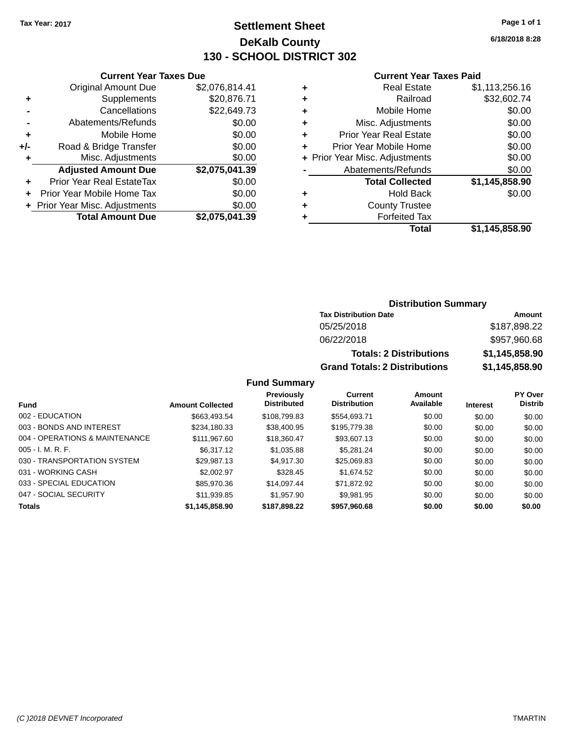Tax Year: 2017

# Settlement Sheet

## DeKalb County

## 130 - SCHOOL DISTRICT 302

6/18/2018 8:28

### Current Year Taxes Due

| | | |
|---|---|---|
| | Original Amount Due | $2,076,814.41 |
| + | Supplements | $20,876.71 |
| - | Cancellations | $22,649.73 |
| - | Abatements/Refunds | $0.00 |
| + | Mobile Home | $0.00 |
| +/- | Road & Bridge Transfer | $0.00 |
| + | Misc. Adjustments | $0.00 |
| | **Adjusted Amount Due** | **$2,075,041.39** |
| + | Prior Year Real EstateTax | $0.00 |
| + | Prior Year Mobile Home Tax | $0.00 |
| + | Prior Year Misc. Adjustments | $0.00 |
| | **Total Amount Due** | **$2,075,041.39** |

### Current Year Taxes Paid

| | | |
|---|---|---|
| + | Real Estate | $1,113,256.16 |
| + | Railroad | $32,602.74 |
| + | Mobile Home | $0.00 |
| + | Misc. Adjustments | $0.00 |
| + | Prior Year Real Estate | $0.00 |
| + | Prior Year Mobile Home | $0.00 |
| + | Prior Year Misc. Adjustments | $0.00 |
| - | Abatements/Refunds | $0.00 |
| | **Total Collected** | **$1,145,858.90** |
| + | Hold Back | $0.00 |
| + | County Trustee | |
| + | Forfeited Tax | |
| | **Total** | **$1,145,858.90** |

### Distribution Summary

| Tax Distribution Date | Amount |
|---|---|
| 05/25/2018 | $187,898.22 |
| 06/22/2018 | $957,960.68 |
| **Totals: 2 Distributions** | **$1,145,858.90** |
| **Grand Totals: 2 Distributions** | **$1,145,858.90** |

### Fund Summary

| Fund | Amount Collected | Previously Distributed | Current Distribution | Amount Available | Interest | PY Over Distrib |
|---|---|---|---|---|---|---|
| 002 - EDUCATION | $663,493.54 | $108,799.83 | $554,693.71 | $0.00 | $0.00 | $0.00 |
| 003 - BONDS AND INTEREST | $234,180.33 | $38,400.95 | $195,779.38 | $0.00 | $0.00 | $0.00 |
| 004 - OPERATIONS & MAINTENANCE | $111,967.60 | $18,360.47 | $93,607.13 | $0.00 | $0.00 | $0.00 |
| 005 - I. M. R. F. | $6,317.12 | $1,035.88 | $5,281.24 | $0.00 | $0.00 | $0.00 |
| 030 - TRANSPORTATION SYSTEM | $29,987.13 | $4,917.30 | $25,069.83 | $0.00 | $0.00 | $0.00 |
| 031 - WORKING CASH | $2,002.97 | $328.45 | $1,674.52 | $0.00 | $0.00 | $0.00 |
| 033 - SPECIAL EDUCATION | $85,970.36 | $14,097.44 | $71,872.92 | $0.00 | $0.00 | $0.00 |
| 047 - SOCIAL SECURITY | $11,939.85 | $1,957.90 | $9,981.95 | $0.00 | $0.00 | $0.00 |
| **Totals** | **$1,145,858.90** | **$187,898.22** | **$957,960.68** | **$0.00** | **$0.00** | **$0.00** |

(C )2018 DEVNET Incorporated TMARTIN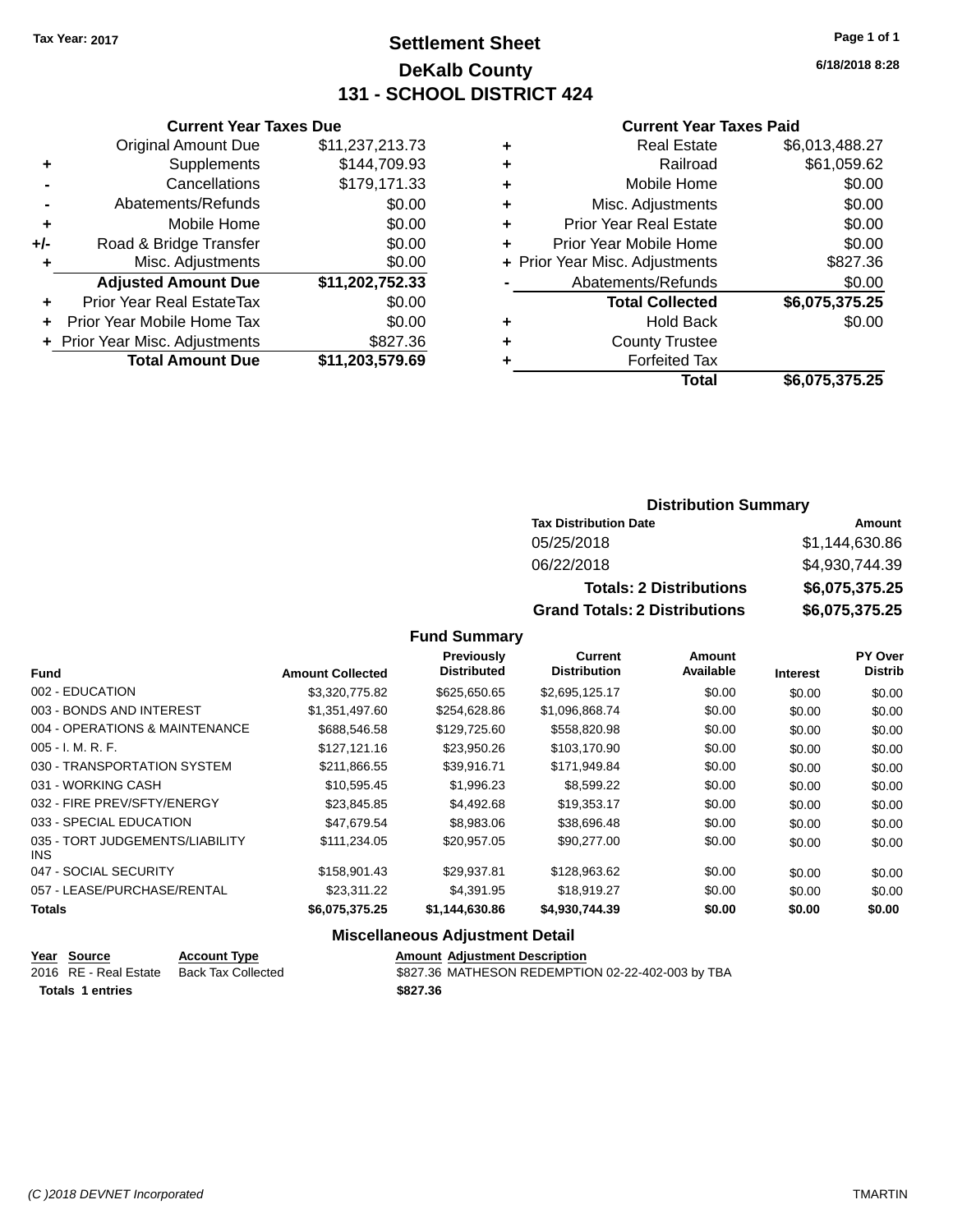Tax Year: 2017

# Settlement Sheet
## DeKalb County
## 131 - SCHOOL DISTRICT 424

6/18/2018 8:28

### Current Year Taxes Due

| | | |
|---|---|---|
| | Original Amount Due | $11,237,213.73 |
| + | Supplements | $144,709.93 |
| - | Cancellations | $179,171.33 |
| - | Abatements/Refunds | $0.00 |
| + | Mobile Home | $0.00 |
| +/- | Road & Bridge Transfer | $0.00 |
| + | Misc. Adjustments | $0.00 |
| | **Adjusted Amount Due** | **$11,202,752.33** |
| + | Prior Year Real EstateTax | $0.00 |
| + | Prior Year Mobile Home Tax | $0.00 |
| + | Prior Year Misc. Adjustments | $827.36 |
| | **Total Amount Due** | **$11,203,579.69** |

### Current Year Taxes Paid

| | | |
|---|---|---|
| + | Real Estate | $6,013,488.27 |
| + | Railroad | $61,059.62 |
| + | Mobile Home | $0.00 |
| + | Misc. Adjustments | $0.00 |
| + | Prior Year Real Estate | $0.00 |
| + | Prior Year Mobile Home | $0.00 |
| + | Prior Year Misc. Adjustments | $827.36 |
| - | Abatements/Refunds | $0.00 |
| | **Total Collected** | **$6,075,375.25** |
| + | Hold Back | $0.00 |
| + | County Trustee | |
| + | Forfeited Tax | |
| | **Total** | **$6,075,375.25** |

### Distribution Summary

| Tax Distribution Date | Amount |
|---|---|
| 05/25/2018 | $1,144,630.86 |
| 06/22/2018 | $4,930,744.39 |
| **Totals: 2 Distributions** | **$6,075,375.25** |
| **Grand Totals: 2 Distributions** | **$6,075,375.25** |

### Fund Summary

| Fund | Amount Collected | Previously Distributed | Current Distribution | Amount Available | Interest | PY Over Distrib |
|---|---|---|---|---|---|---|
| 002 - EDUCATION | $3,320,775.82 | $625,650.65 | $2,695,125.17 | $0.00 | $0.00 | $0.00 |
| 003 - BONDS AND INTEREST | $1,351,497.60 | $254,628.86 | $1,096,868.74 | $0.00 | $0.00 | $0.00 |
| 004 - OPERATIONS & MAINTENANCE | $688,546.58 | $129,725.60 | $558,820.98 | $0.00 | $0.00 | $0.00 |
| 005 - I. M. R. F. | $127,121.16 | $23,950.26 | $103,170.90 | $0.00 | $0.00 | $0.00 |
| 030 - TRANSPORTATION SYSTEM | $211,866.55 | $39,916.71 | $171,949.84 | $0.00 | $0.00 | $0.00 |
| 031 - WORKING CASH | $10,595.45 | $1,996.23 | $8,599.22 | $0.00 | $0.00 | $0.00 |
| 032 - FIRE PREV/SFTY/ENERGY | $23,845.85 | $4,492.68 | $19,353.17 | $0.00 | $0.00 | $0.00 |
| 033 - SPECIAL EDUCATION | $47,679.54 | $8,983.06 | $38,696.48 | $0.00 | $0.00 | $0.00 |
| 035 - TORT JUDGEMENTS/LIABILITY INS | $111,234.05 | $20,957.05 | $90,277.00 | $0.00 | $0.00 | $0.00 |
| 047 - SOCIAL SECURITY | $158,901.43 | $29,937.81 | $128,963.62 | $0.00 | $0.00 | $0.00 |
| 057 - LEASE/PURCHASE/RENTAL | $23,311.22 | $4,391.95 | $18,919.27 | $0.00 | $0.00 | $0.00 |
| **Totals** | **$6,075,375.25** | **$1,144,630.86** | **$4,930,744.39** | **$0.00** | **$0.00** | **$0.00** |

### Miscellaneous Adjustment Detail

| Year | Source | Account Type | Amount | Adjustment Description |
|---|---|---|---|---|
| 2016 | RE - Real Estate | Back Tax Collected | $827.36 | MATHESON REDEMPTION 02-22-402-003 by TBA |
| **Totals** | **1 entries** | | **$827.36** | |

(C )2018 DEVNET Incorporated TMARTIN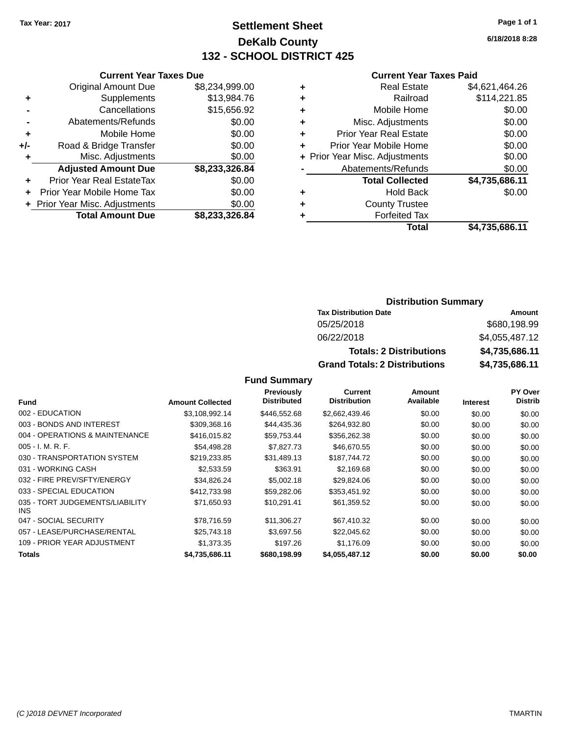Tax Year: 2017

# Settlement Sheet
## DeKalb County
## 132 - SCHOOL DISTRICT 425

6/18/2018 8:28

### Current Year Taxes Due

| | | |
|---|---|---|
| | Original Amount Due | $8,234,999.00 |
| + | Supplements | $13,984.76 |
| - | Cancellations | $15,656.92 |
| - | Abatements/Refunds | $0.00 |
| + | Mobile Home | $0.00 |
| +/- | Road & Bridge Transfer | $0.00 |
| + | Misc. Adjustments | $0.00 |
| | **Adjusted Amount Due** | **$8,233,326.84** |
| + | Prior Year Real EstateTax | $0.00 |
| + | Prior Year Mobile Home Tax | $0.00 |
| + | Prior Year Misc. Adjustments | $0.00 |
| | **Total Amount Due** | **$8,233,326.84** |

### Current Year Taxes Paid

| | | |
|---|---|---|
| + | Real Estate | $4,621,464.26 |
| + | Railroad | $114,221.85 |
| + | Mobile Home | $0.00 |
| + | Misc. Adjustments | $0.00 |
| + | Prior Year Real Estate | $0.00 |
| + | Prior Year Mobile Home | $0.00 |
| + | Prior Year Misc. Adjustments | $0.00 |
| - | Abatements/Refunds | $0.00 |
| | **Total Collected** | **$4,735,686.11** |
| + | Hold Back | $0.00 |
| + | County Trustee | |
| + | Forfeited Tax | |
| | **Total** | **$4,735,686.11** |

### Distribution Summary

| Tax Distribution Date | Amount |
|---|---|
| 05/25/2018 | $680,198.99 |
| 06/22/2018 | $4,055,487.12 |
| **Totals: 2 Distributions** | **$4,735,686.11** |
| **Grand Totals: 2 Distributions** | **$4,735,686.11** |

### Fund Summary

| Fund | Amount Collected | Previously Distributed | Current Distribution | Amount Available | Interest | PY Over Distrib |
|---|---|---|---|---|---|---|
| 002 - EDUCATION | $3,108,992.14 | $446,552.68 | $2,662,439.46 | $0.00 | $0.00 | $0.00 |
| 003 - BONDS AND INTEREST | $309,368.16 | $44,435.36 | $264,932.80 | $0.00 | $0.00 | $0.00 |
| 004 - OPERATIONS & MAINTENANCE | $416,015.82 | $59,753.44 | $356,262.38 | $0.00 | $0.00 | $0.00 |
| 005 - I. M. R. F. | $54,498.28 | $7,827.73 | $46,670.55 | $0.00 | $0.00 | $0.00 |
| 030 - TRANSPORTATION SYSTEM | $219,233.85 | $31,489.13 | $187,744.72 | $0.00 | $0.00 | $0.00 |
| 031 - WORKING CASH | $2,533.59 | $363.91 | $2,169.68 | $0.00 | $0.00 | $0.00 |
| 032 - FIRE PREV/SFTY/ENERGY | $34,826.24 | $5,002.18 | $29,824.06 | $0.00 | $0.00 | $0.00 |
| 033 - SPECIAL EDUCATION | $412,733.98 | $59,282.06 | $353,451.92 | $0.00 | $0.00 | $0.00 |
| 035 - TORT JUDGEMENTS/LIABILITY INS | $71,650.93 | $10,291.41 | $61,359.52 | $0.00 | $0.00 | $0.00 |
| 047 - SOCIAL SECURITY | $78,716.59 | $11,306.27 | $67,410.32 | $0.00 | $0.00 | $0.00 |
| 057 - LEASE/PURCHASE/RENTAL | $25,743.18 | $3,697.56 | $22,045.62 | $0.00 | $0.00 | $0.00 |
| 109 - PRIOR YEAR ADJUSTMENT | $1,373.35 | $197.26 | $1,176.09 | $0.00 | $0.00 | $0.00 |
| **Totals** | **$4,735,686.11** | **$680,198.99** | **$4,055,487.12** | **$0.00** | **$0.00** | **$0.00** |

(C )2018 DEVNET Incorporated — TMARTIN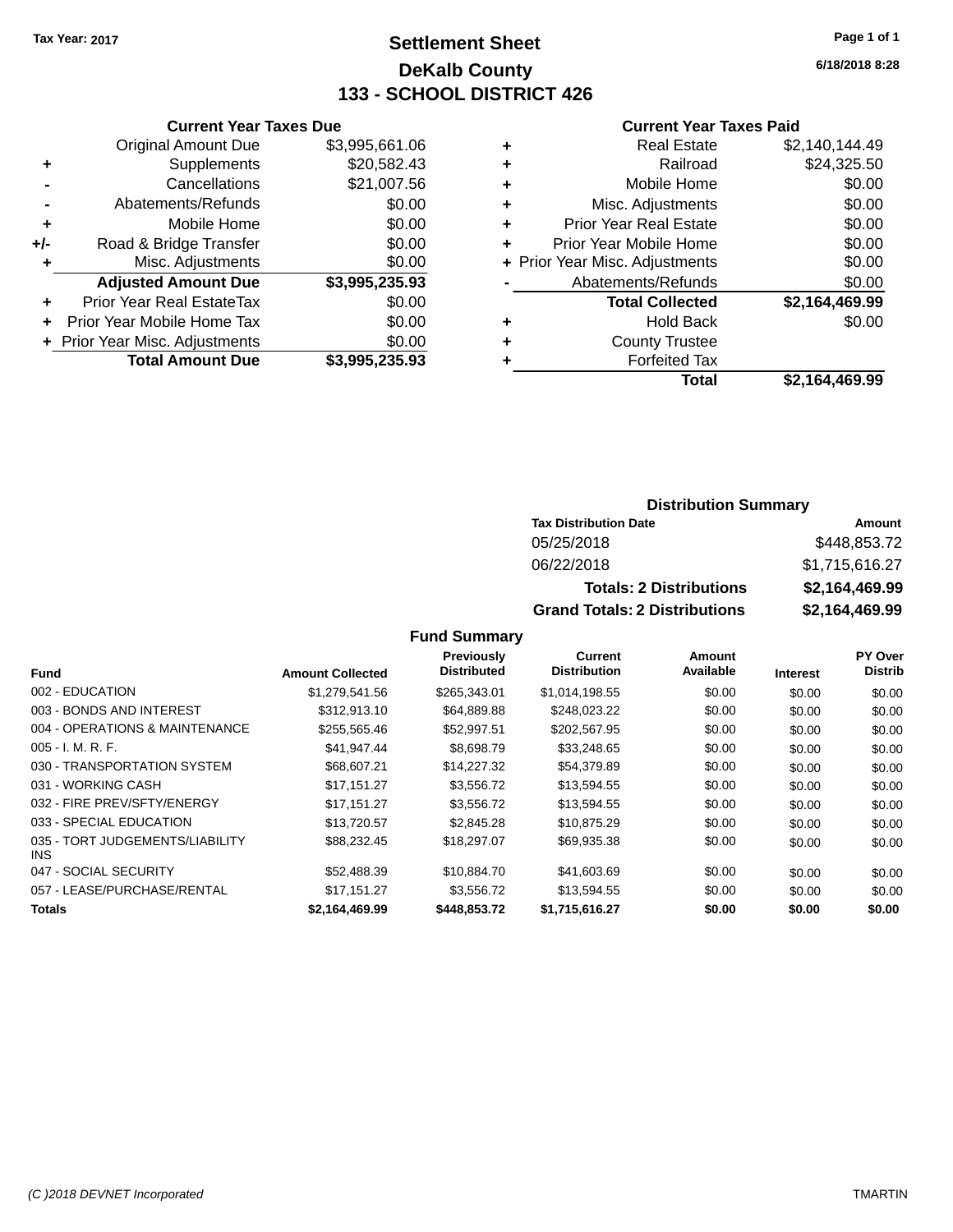Tax Year: 2017

# Settlement Sheet
## DeKalb County
## 133 - SCHOOL DISTRICT 426

6/18/2018 8:28

### Current Year Taxes Due

| | | |
|---|---|---|
| | Original Amount Due | $3,995,661.06 |
| + | Supplements | $20,582.43 |
| - | Cancellations | $21,007.56 |
| - | Abatements/Refunds | $0.00 |
| + | Mobile Home | $0.00 |
| +/- | Road & Bridge Transfer | $0.00 |
| + | Misc. Adjustments | $0.00 |
| | **Adjusted Amount Due** | **$3,995,235.93** |
| + | Prior Year Real EstateTax | $0.00 |
| + | Prior Year Mobile Home Tax | $0.00 |
| + | Prior Year Misc. Adjustments | $0.00 |
| | **Total Amount Due** | **$3,995,235.93** |

### Current Year Taxes Paid

| | | |
|---|---|---|
| + | Real Estate | $2,140,144.49 |
| + | Railroad | $24,325.50 |
| + | Mobile Home | $0.00 |
| + | Misc. Adjustments | $0.00 |
| + | Prior Year Real Estate | $0.00 |
| + | Prior Year Mobile Home | $0.00 |
| + | Prior Year Misc. Adjustments | $0.00 |
| - | Abatements/Refunds | $0.00 |
| | **Total Collected** | **$2,164,469.99** |
| + | Hold Back | $0.00 |
| + | County Trustee | |
| + | Forfeited Tax | |
| | **Total** | **$2,164,469.99** |

### Distribution Summary

| Tax Distribution Date | Amount |
|---|---|
| 05/25/2018 | $448,853.72 |
| 06/22/2018 | $1,715,616.27 |
| **Totals: 2 Distributions** | **$2,164,469.99** |
| **Grand Totals: 2 Distributions** | **$2,164,469.99** |

### Fund Summary

| Fund | Amount Collected | Previously Distributed | Current Distribution | Amount Available | Interest | PY Over Distrib |
|---|---|---|---|---|---|---|
| 002 - EDUCATION | $1,279,541.56 | $265,343.01 | $1,014,198.55 | $0.00 | $0.00 | $0.00 |
| 003 - BONDS AND INTEREST | $312,913.10 | $64,889.88 | $248,023.22 | $0.00 | $0.00 | $0.00 |
| 004 - OPERATIONS & MAINTENANCE | $255,565.46 | $52,997.51 | $202,567.95 | $0.00 | $0.00 | $0.00 |
| 005 - I. M. R. F. | $41,947.44 | $8,698.79 | $33,248.65 | $0.00 | $0.00 | $0.00 |
| 030 - TRANSPORTATION SYSTEM | $68,607.21 | $14,227.32 | $54,379.89 | $0.00 | $0.00 | $0.00 |
| 031 - WORKING CASH | $17,151.27 | $3,556.72 | $13,594.55 | $0.00 | $0.00 | $0.00 |
| 032 - FIRE PREV/SFTY/ENERGY | $17,151.27 | $3,556.72 | $13,594.55 | $0.00 | $0.00 | $0.00 |
| 033 - SPECIAL EDUCATION | $13,720.57 | $2,845.28 | $10,875.29 | $0.00 | $0.00 | $0.00 |
| 035 - TORT JUDGEMENTS/LIABILITY INS | $88,232.45 | $18,297.07 | $69,935.38 | $0.00 | $0.00 | $0.00 |
| 047 - SOCIAL SECURITY | $52,488.39 | $10,884.70 | $41,603.69 | $0.00 | $0.00 | $0.00 |
| 057 - LEASE/PURCHASE/RENTAL | $17,151.27 | $3,556.72 | $13,594.55 | $0.00 | $0.00 | $0.00 |
| **Totals** | **$2,164,469.99** | **$448,853.72** | **$1,715,616.27** | **$0.00** | **$0.00** | **$0.00** |

(C )2018 DEVNET Incorporated — TMARTIN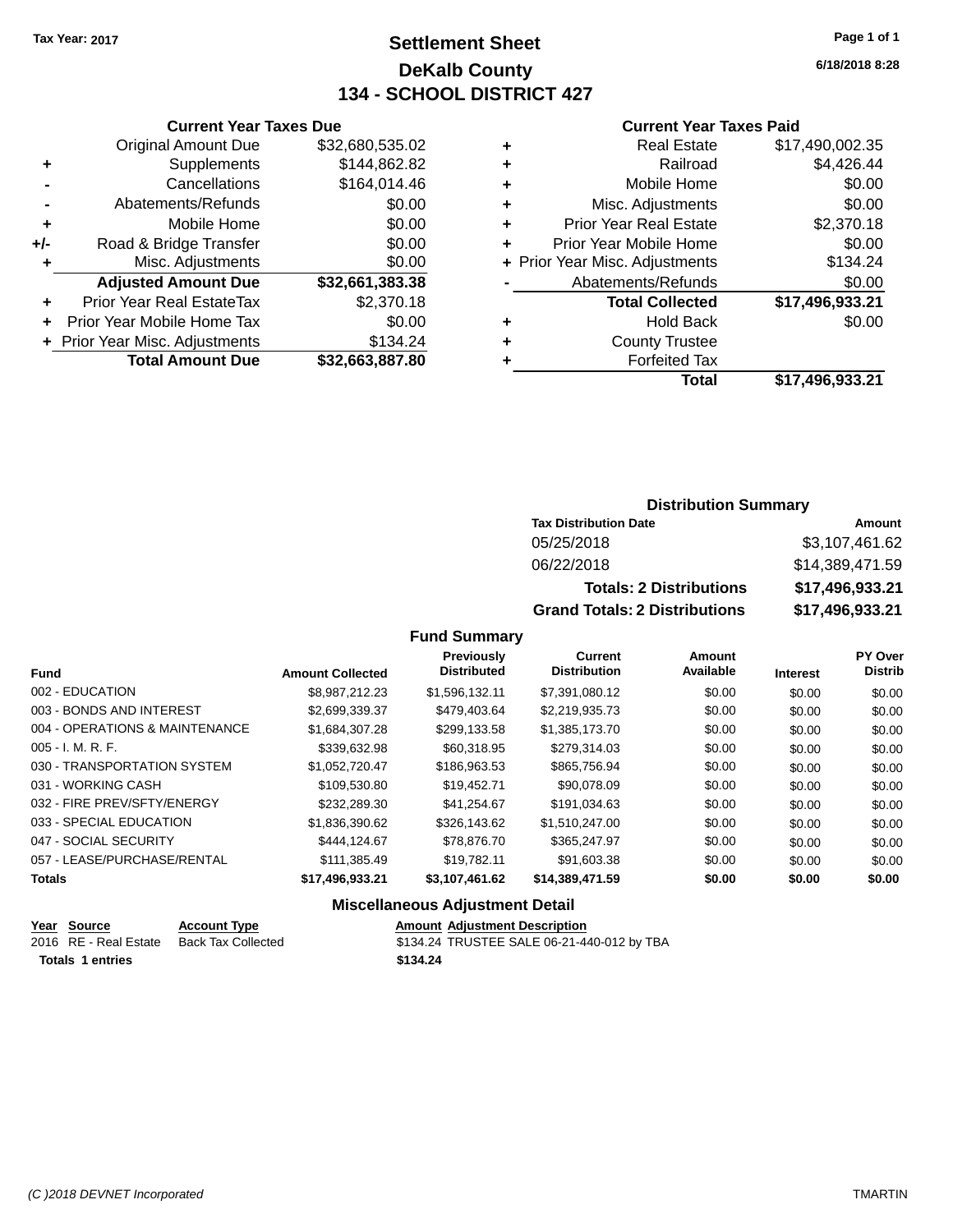Tax Year: 2017

# Settlement Sheet

# DeKalb County

# 134 - SCHOOL DISTRICT 427

6/18/2018 8:28

### Current Year Taxes Due

| | | |
|---|---|---|
| | Original Amount Due | $32,680,535.02 |
| + | Supplements | $144,862.82 |
| - | Cancellations | $164,014.46 |
| - | Abatements/Refunds | $0.00 |
| + | Mobile Home | $0.00 |
| +/- | Road & Bridge Transfer | $0.00 |
| + | Misc. Adjustments | $0.00 |
| | **Adjusted Amount Due** | **$32,661,383.38** |
| + | Prior Year Real EstateTax | $2,370.18 |
| + | Prior Year Mobile Home Tax | $0.00 |
| + | Prior Year Misc. Adjustments | $134.24 |
| | **Total Amount Due** | **$32,663,887.80** |

### Current Year Taxes Paid

| | | |
|---|---|---|
| + | Real Estate | $17,490,002.35 |
| + | Railroad | $4,426.44 |
| + | Mobile Home | $0.00 |
| + | Misc. Adjustments | $0.00 |
| + | Prior Year Real Estate | $2,370.18 |
| + | Prior Year Mobile Home | $0.00 |
| + | Prior Year Misc. Adjustments | $134.24 |
| - | Abatements/Refunds | $0.00 |
| | **Total Collected** | **$17,496,933.21** |
| + | Hold Back | $0.00 |
| + | County Trustee | |
| + | Forfeited Tax | |
| | **Total** | **$17,496,933.21** |

### Distribution Summary

| Tax Distribution Date | Amount |
|---|---|
| 05/25/2018 | $3,107,461.62 |
| 06/22/2018 | $14,389,471.59 |
| **Totals: 2 Distributions** | **$17,496,933.21** |
| **Grand Totals: 2 Distributions** | **$17,496,933.21** |

### Fund Summary

| Fund | Amount Collected | Previously Distributed | Current Distribution | Amount Available | Interest | PY Over Distrib |
|---|---|---|---|---|---|---|
| 002 - EDUCATION | $8,987,212.23 | $1,596,132.11 | $7,391,080.12 | $0.00 | $0.00 | $0.00 |
| 003 - BONDS AND INTEREST | $2,699,339.37 | $479,403.64 | $2,219,935.73 | $0.00 | $0.00 | $0.00 |
| 004 - OPERATIONS & MAINTENANCE | $1,684,307.28 | $299,133.58 | $1,385,173.70 | $0.00 | $0.00 | $0.00 |
| 005 - I. M. R. F. | $339,632.98 | $60,318.95 | $279,314.03 | $0.00 | $0.00 | $0.00 |
| 030 - TRANSPORTATION SYSTEM | $1,052,720.47 | $186,963.53 | $865,756.94 | $0.00 | $0.00 | $0.00 |
| 031 - WORKING CASH | $109,530.80 | $19,452.71 | $90,078.09 | $0.00 | $0.00 | $0.00 |
| 032 - FIRE PREV/SFTY/ENERGY | $232,289.30 | $41,254.67 | $191,034.63 | $0.00 | $0.00 | $0.00 |
| 033 - SPECIAL EDUCATION | $1,836,390.62 | $326,143.62 | $1,510,247.00 | $0.00 | $0.00 | $0.00 |
| 047 - SOCIAL SECURITY | $444,124.67 | $78,876.70 | $365,247.97 | $0.00 | $0.00 | $0.00 |
| 057 - LEASE/PURCHASE/RENTAL | $111,385.49 | $19,782.11 | $91,603.38 | $0.00 | $0.00 | $0.00 |
| **Totals** | **$17,496,933.21** | **$3,107,461.62** | **$14,389,471.59** | **$0.00** | **$0.00** | **$0.00** |

### Miscellaneous Adjustment Detail

| Year | Source | Account Type | Amount | Adjustment Description |
|---|---|---|---|---|
| 2016 | RE - Real Estate | Back Tax Collected | $134.24 | TRUSTEE SALE 06-21-440-012 by TBA |
| **Totals** | **1 entries** | | **$134.24** | |

(C )2018 DEVNET Incorporated TMARTIN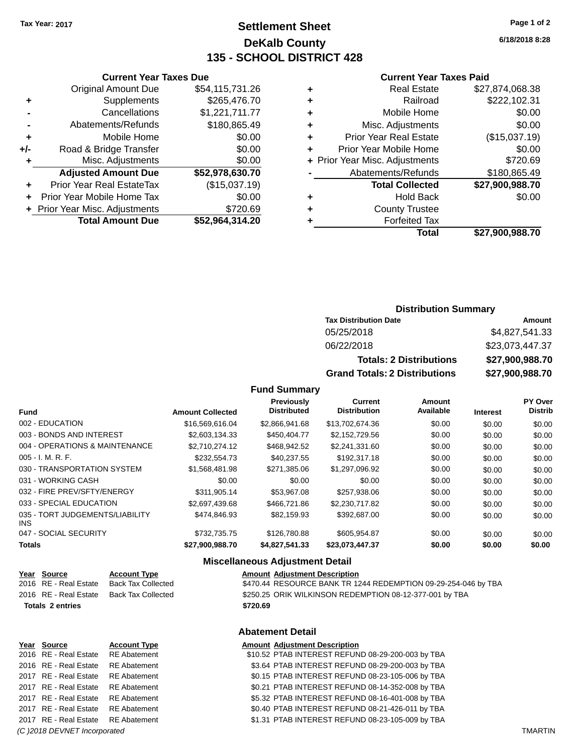Tax Year: 2017

# Settlement Sheet
## DeKalb County
## 135 - SCHOOL DISTRICT 428

6/18/2018 8:28

### Current Year Taxes Due

| | | |
|---|---|---|
| | Original Amount Due | $54,115,731.26 |
| + | Supplements | $265,476.70 |
| - | Cancellations | $1,221,711.77 |
| - | Abatements/Refunds | $180,865.49 |
| + | Mobile Home | $0.00 |
| +/- | Road & Bridge Transfer | $0.00 |
| + | Misc. Adjustments | $0.00 |
| | **Adjusted Amount Due** | **$52,978,630.70** |
| + | Prior Year Real EstateTax | ($15,037.19) |
| + | Prior Year Mobile Home Tax | $0.00 |
| + | Prior Year Misc. Adjustments | $720.69 |
| | **Total Amount Due** | **$52,964,314.20** |

### Current Year Taxes Paid

| | | |
|---|---|---|
| + | Real Estate | $27,874,068.38 |
| + | Railroad | $222,102.31 |
| + | Mobile Home | $0.00 |
| + | Misc. Adjustments | $0.00 |
| + | Prior Year Real Estate | ($15,037.19) |
| + | Prior Year Mobile Home | $0.00 |
| + | Prior Year Misc. Adjustments | $720.69 |
| - | Abatements/Refunds | $180,865.49 |
| | **Total Collected** | **$27,900,988.70** |
| + | Hold Back | $0.00 |
| + | County Trustee | |
| + | Forfeited Tax | |
| | **Total** | **$27,900,988.70** |

### Distribution Summary

| Tax Distribution Date | Amount |
|---|---|
| 05/25/2018 | $4,827,541.33 |
| 06/22/2018 | $23,073,447.37 |
| **Totals: 2 Distributions** | **$27,900,988.70** |
| **Grand Totals: 2 Distributions** | **$27,900,988.70** |

### Fund Summary

| Fund | Amount Collected | Previously Distributed | Current Distribution | Amount Available | Interest | PY Over Distrib |
|---|---|---|---|---|---|---|
| 002 - EDUCATION | $16,569,616.04 | $2,866,941.68 | $13,702,674.36 | $0.00 | $0.00 | $0.00 |
| 003 - BONDS AND INTEREST | $2,603,134.33 | $450,404.77 | $2,152,729.56 | $0.00 | $0.00 | $0.00 |
| 004 - OPERATIONS & MAINTENANCE | $2,710,274.12 | $468,942.52 | $2,241,331.60 | $0.00 | $0.00 | $0.00 |
| 005 - I. M. R. F. | $232,554.73 | $40,237.55 | $192,317.18 | $0.00 | $0.00 | $0.00 |
| 030 - TRANSPORTATION SYSTEM | $1,568,481.98 | $271,385.06 | $1,297,096.92 | $0.00 | $0.00 | $0.00 |
| 031 - WORKING CASH | $0.00 | $0.00 | $0.00 | $0.00 | $0.00 | $0.00 |
| 032 - FIRE PREV/SFTY/ENERGY | $311,905.14 | $53,967.08 | $257,938.06 | $0.00 | $0.00 | $0.00 |
| 033 - SPECIAL EDUCATION | $2,697,439.68 | $466,721.86 | $2,230,717.82 | $0.00 | $0.00 | $0.00 |
| 035 - TORT JUDGEMENTS/LIABILITY INS | $474,846.93 | $82,159.93 | $392,687.00 | $0.00 | $0.00 | $0.00 |
| 047 - SOCIAL SECURITY | $732,735.75 | $126,780.88 | $605,954.87 | $0.00 | $0.00 | $0.00 |
| **Totals** | **$27,900,988.70** | **$4,827,541.33** | **$23,073,447.37** | **$0.00** | **$0.00** | **$0.00** |

### Miscellaneous Adjustment Detail

| Year | Source | Account Type | Amount | Adjustment Description |
|---|---|---|---|---|
| 2016 | RE - Real Estate | Back Tax Collected | $470.44 | RESOURCE BANK TR 1244 REDEMPTION 09-29-254-046 by TBA |
| 2016 | RE - Real Estate | Back Tax Collected | $250.25 | ORIK WILKINSON REDEMPTION 08-12-377-001 by TBA |
| **Totals 2 entries** | | | **$720.69** | |

### Abatement Detail

| Year | Source | Account Type | Amount | Adjustment Description |
|---|---|---|---|---|
| 2016 | RE - Real Estate | RE Abatement | $10.52 | PTAB INTEREST REFUND 08-29-200-003 by TBA |
| 2016 | RE - Real Estate | RE Abatement | $3.64 | PTAB INTEREST REFUND 08-29-200-003 by TBA |
| 2017 | RE - Real Estate | RE Abatement | $0.15 | PTAB INTEREST REFUND 08-23-105-006 by TBA |
| 2017 | RE - Real Estate | RE Abatement | $0.21 | PTAB INTEREST REFUND 08-14-352-008 by TBA |
| 2017 | RE - Real Estate | RE Abatement | $5.32 | PTAB INTEREST REFUND 08-16-401-008 by TBA |
| 2017 | RE - Real Estate | RE Abatement | $0.40 | PTAB INTEREST REFUND 08-21-426-011 by TBA |
| 2017 | RE - Real Estate | RE Abatement | $1.31 | PTAB INTEREST REFUND 08-23-105-009 by TBA |

*(C )2018 DEVNET Incorporated* TMARTIN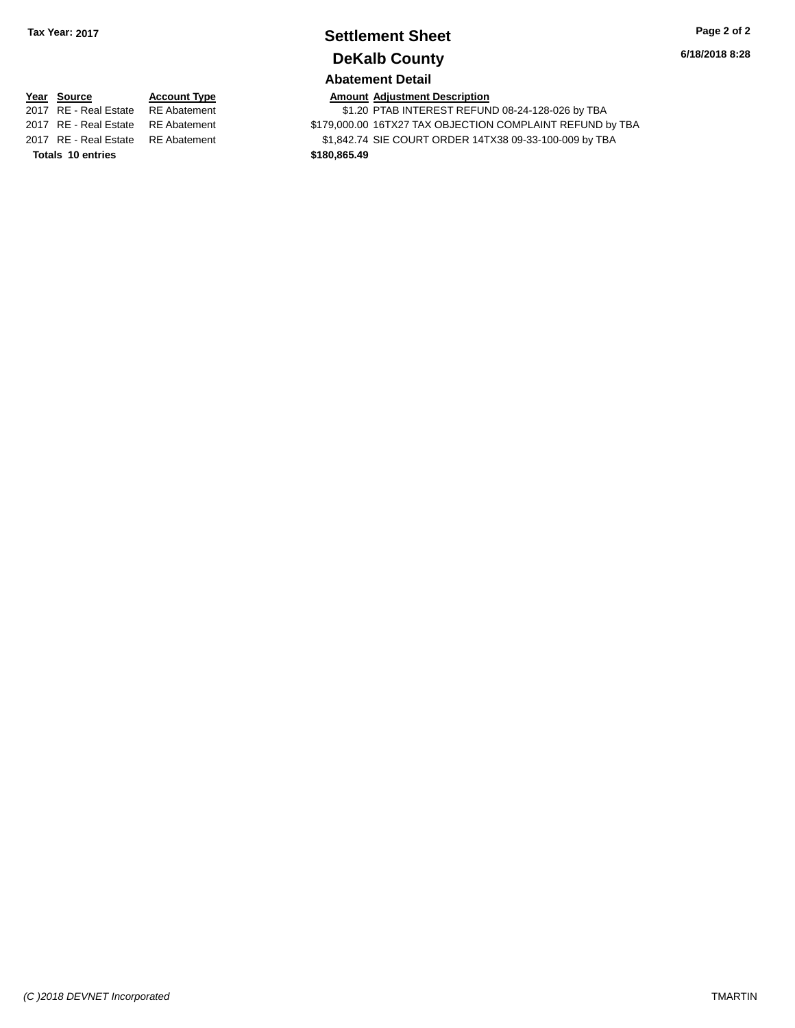# Settlement Sheet

# DeKalb County

## Abatement Detail

| Year | Source | Account Type | Amount | Adjustment Description |
|---|---|---|---|---|
| 2017 | RE - Real Estate | RE Abatement | $1.20 | PTAB INTEREST REFUND 08-24-128-026 by TBA |
| 2017 | RE - Real Estate | RE Abatement | $179,000.00 | 16TX27 TAX OBJECTION COMPLAINT REFUND by TBA |
| 2017 | RE - Real Estate | RE Abatement | $1,842.74 | SIE COURT ORDER 14TX38 09-33-100-009 by TBA |
| **Totals** | **10 entries** | | **$180,865.49** | |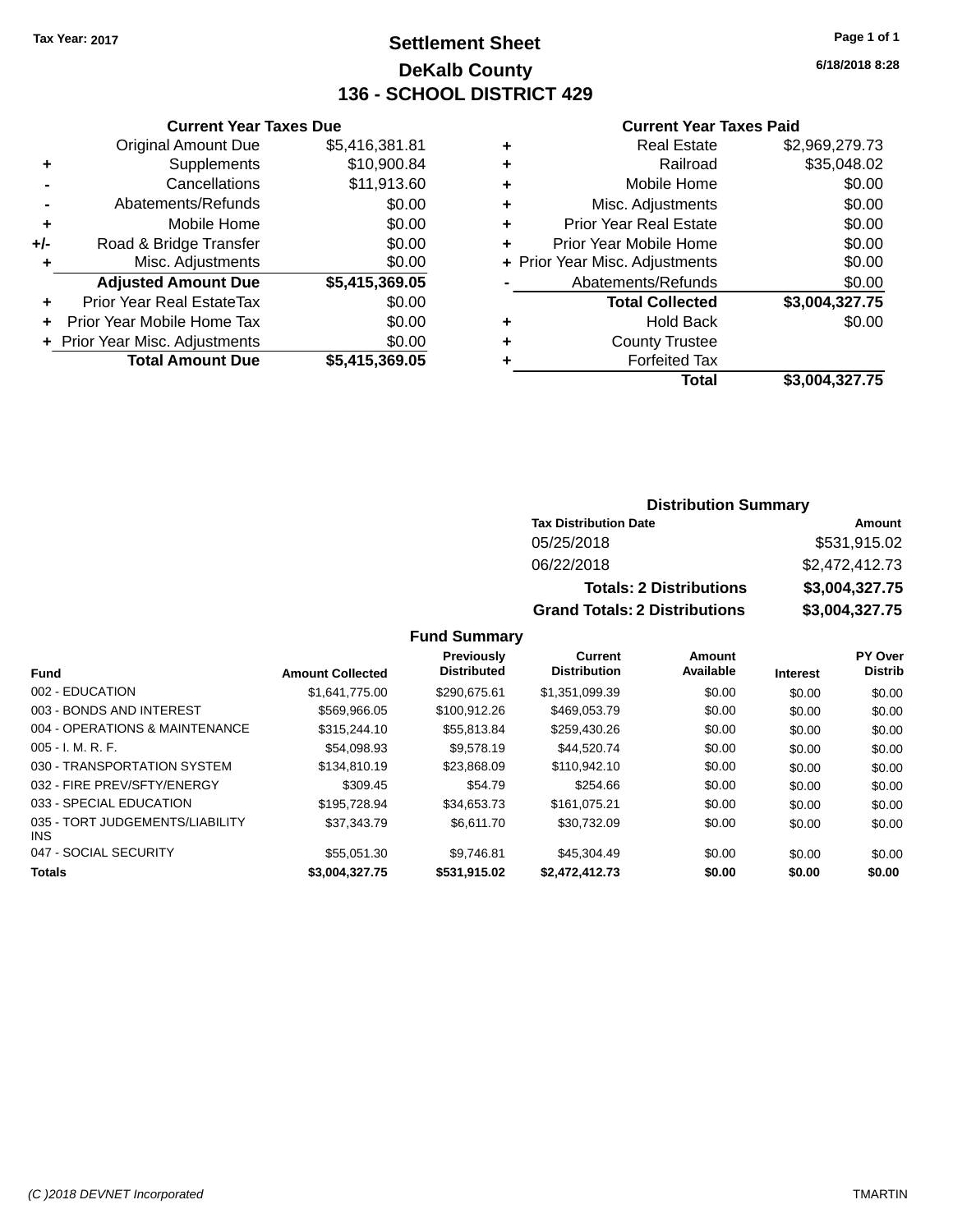Tax Year: 2017

# Settlement Sheet
## DeKalb County
## 136 - SCHOOL DISTRICT 429

6/18/2018 8:28

### Current Year Taxes Due

| | | |
|---|---|---|
| | Original Amount Due | $5,416,381.81 |
| + | Supplements | $10,900.84 |
| - | Cancellations | $11,913.60 |
| - | Abatements/Refunds | $0.00 |
| + | Mobile Home | $0.00 |
| +/- | Road & Bridge Transfer | $0.00 |
| + | Misc. Adjustments | $0.00 |
| | **Adjusted Amount Due** | **$5,415,369.05** |
| + | Prior Year Real EstateTax | $0.00 |
| + | Prior Year Mobile Home Tax | $0.00 |
| + | Prior Year Misc. Adjustments | $0.00 |
| | **Total Amount Due** | **$5,415,369.05** |

### Current Year Taxes Paid

| | | |
|---|---|---|
| + | Real Estate | $2,969,279.73 |
| + | Railroad | $35,048.02 |
| + | Mobile Home | $0.00 |
| + | Misc. Adjustments | $0.00 |
| + | Prior Year Real Estate | $0.00 |
| + | Prior Year Mobile Home | $0.00 |
| + | Prior Year Misc. Adjustments | $0.00 |
| - | Abatements/Refunds | $0.00 |
| | **Total Collected** | **$3,004,327.75** |
| + | Hold Back | $0.00 |
| + | County Trustee | |
| + | Forfeited Tax | |
| | **Total** | **$3,004,327.75** |

### Distribution Summary

| Tax Distribution Date | Amount |
|---|---|
| 05/25/2018 | $531,915.02 |
| 06/22/2018 | $2,472,412.73 |
| **Totals: 2 Distributions** | **$3,004,327.75** |
| **Grand Totals: 2 Distributions** | **$3,004,327.75** |

### Fund Summary

| Fund | Amount Collected | Previously Distributed | Current Distribution | Amount Available | Interest | PY Over Distrib |
|---|---|---|---|---|---|---|
| 002 - EDUCATION | $1,641,775.00 | $290,675.61 | $1,351,099.39 | $0.00 | $0.00 | $0.00 |
| 003 - BONDS AND INTEREST | $569,966.05 | $100,912.26 | $469,053.79 | $0.00 | $0.00 | $0.00 |
| 004 - OPERATIONS & MAINTENANCE | $315,244.10 | $55,813.84 | $259,430.26 | $0.00 | $0.00 | $0.00 |
| 005 - I. M. R. F. | $54,098.93 | $9,578.19 | $44,520.74 | $0.00 | $0.00 | $0.00 |
| 030 - TRANSPORTATION SYSTEM | $134,810.19 | $23,868.09 | $110,942.10 | $0.00 | $0.00 | $0.00 |
| 032 - FIRE PREV/SFTY/ENERGY | $309.45 | $54.79 | $254.66 | $0.00 | $0.00 | $0.00 |
| 033 - SPECIAL EDUCATION | $195,728.94 | $34,653.73 | $161,075.21 | $0.00 | $0.00 | $0.00 |
| 035 - TORT JUDGEMENTS/LIABILITY INS | $37,343.79 | $6,611.70 | $30,732.09 | $0.00 | $0.00 | $0.00 |
| 047 - SOCIAL SECURITY | $55,051.30 | $9,746.81 | $45,304.49 | $0.00 | $0.00 | $0.00 |
| **Totals** | **$3,004,327.75** | **$531,915.02** | **$2,472,412.73** | **$0.00** | **$0.00** | **$0.00** |

(C )2018 DEVNET Incorporated TMARTIN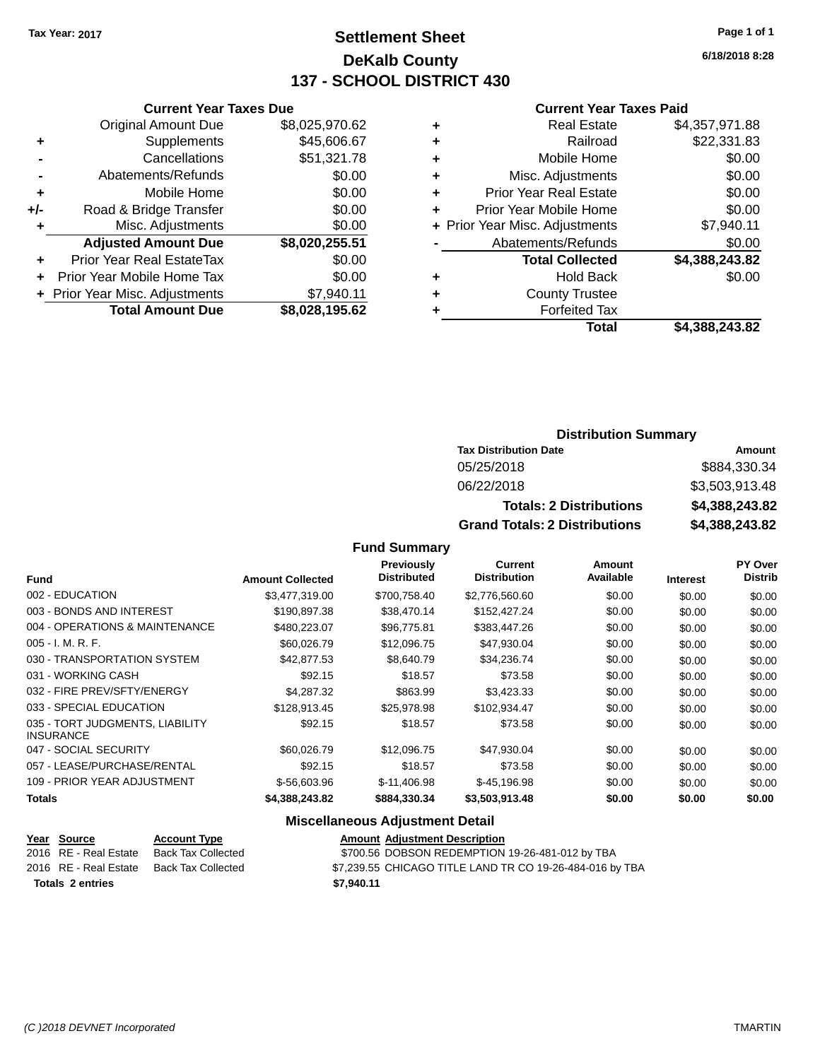Tax Year: 2017

# Settlement Sheet
## DeKalb County
## 137 - SCHOOL DISTRICT 430

6/18/2018 8:28

### Current Year Taxes Due

| | | |
|---|---|---|
| | Original Amount Due | $8,025,970.62 |
| + | Supplements | $45,606.67 |
| - | Cancellations | $51,321.78 |
| - | Abatements/Refunds | $0.00 |
| + | Mobile Home | $0.00 |
| +/- | Road & Bridge Transfer | $0.00 |
| + | Misc. Adjustments | $0.00 |
| | **Adjusted Amount Due** | **$8,020,255.51** |
| + | Prior Year Real EstateTax | $0.00 |
| + | Prior Year Mobile Home Tax | $0.00 |
| + | Prior Year Misc. Adjustments | $7,940.11 |
| | **Total Amount Due** | **$8,028,195.62** |

### Current Year Taxes Paid

| | | |
|---|---|---|
| + | Real Estate | $4,357,971.88 |
| + | Railroad | $22,331.83 |
| + | Mobile Home | $0.00 |
| + | Misc. Adjustments | $0.00 |
| + | Prior Year Real Estate | $0.00 |
| + | Prior Year Mobile Home | $0.00 |
| + | Prior Year Misc. Adjustments | $7,940.11 |
| - | Abatements/Refunds | $0.00 |
| | **Total Collected** | **$4,388,243.82** |
| + | Hold Back | $0.00 |
| + | County Trustee | |
| + | Forfeited Tax | |
| | **Total** | **$4,388,243.82** |

### Distribution Summary

| Tax Distribution Date | Amount |
|---|---|
| 05/25/2018 | $884,330.34 |
| 06/22/2018 | $3,503,913.48 |
| **Totals: 2 Distributions** | **$4,388,243.82** |
| **Grand Totals: 2 Distributions** | **$4,388,243.82** |

### Fund Summary

| Fund | Amount Collected | Previously Distributed | Current Distribution | Amount Available | Interest | PY Over Distrib |
|---|---|---|---|---|---|---|
| 002 - EDUCATION | $3,477,319.00 | $700,758.40 | $2,776,560.60 | $0.00 | $0.00 | $0.00 |
| 003 - BONDS AND INTEREST | $190,897.38 | $38,470.14 | $152,427.24 | $0.00 | $0.00 | $0.00 |
| 004 - OPERATIONS & MAINTENANCE | $480,223.07 | $96,775.81 | $383,447.26 | $0.00 | $0.00 | $0.00 |
| 005 - I. M. R. F. | $60,026.79 | $12,096.75 | $47,930.04 | $0.00 | $0.00 | $0.00 |
| 030 - TRANSPORTATION SYSTEM | $42,877.53 | $8,640.79 | $34,236.74 | $0.00 | $0.00 | $0.00 |
| 031 - WORKING CASH | $92.15 | $18.57 | $73.58 | $0.00 | $0.00 | $0.00 |
| 032 - FIRE PREV/SFTY/ENERGY | $4,287.32 | $863.99 | $3,423.33 | $0.00 | $0.00 | $0.00 |
| 033 - SPECIAL EDUCATION | $128,913.45 | $25,978.98 | $102,934.47 | $0.00 | $0.00 | $0.00 |
| 035 - TORT JUDGMENTS, LIABILITY INSURANCE | $92.15 | $18.57 | $73.58 | $0.00 | $0.00 | $0.00 |
| 047 - SOCIAL SECURITY | $60,026.79 | $12,096.75 | $47,930.04 | $0.00 | $0.00 | $0.00 |
| 057 - LEASE/PURCHASE/RENTAL | $92.15 | $18.57 | $73.58 | $0.00 | $0.00 | $0.00 |
| 109 - PRIOR YEAR ADJUSTMENT | $-56,603.96 | $-11,406.98 | $-45,196.98 | $0.00 | $0.00 | $0.00 |
| **Totals** | **$4,388,243.82** | **$884,330.34** | **$3,503,913.48** | **$0.00** | **$0.00** | **$0.00** |

### Miscellaneous Adjustment Detail

| Year | Source | Account Type | Amount | Adjustment Description |
|---|---|---|---|---|
| 2016 | RE - Real Estate | Back Tax Collected | $700.56 | DOBSON REDEMPTION 19-26-481-012 by TBA |
| 2016 | RE - Real Estate | Back Tax Collected | $7,239.55 | CHICAGO TITLE LAND TR CO 19-26-484-016 by TBA |
| **Totals 2 entries** | | | **$7,940.11** | |

(C )2018 DEVNET Incorporated TMARTIN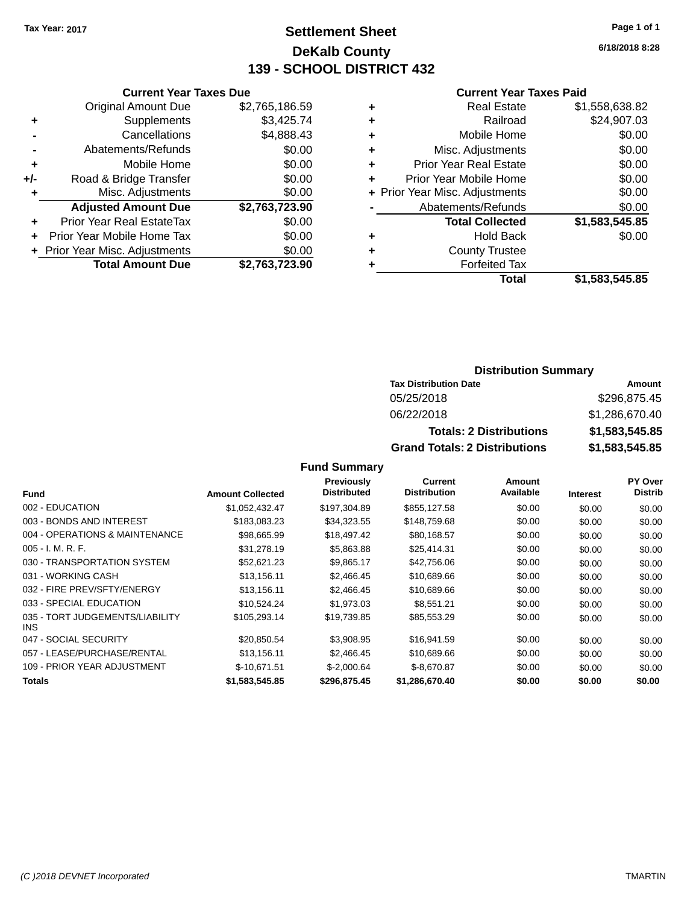Tax Year: 2017

# Settlement Sheet

## DeKalb County

## 139 - SCHOOL DISTRICT 432

6/18/2018 8:28

### Current Year Taxes Due

| | | |
|---|---|---|
| | Original Amount Due | $2,765,186.59 |
| + | Supplements | $3,425.74 |
| - | Cancellations | $4,888.43 |
| - | Abatements/Refunds | $0.00 |
| + | Mobile Home | $0.00 |
| +/- | Road & Bridge Transfer | $0.00 |
| + | Misc. Adjustments | $0.00 |
| | **Adjusted Amount Due** | **$2,763,723.90** |
| + | Prior Year Real EstateTax | $0.00 |
| + | Prior Year Mobile Home Tax | $0.00 |
| + | Prior Year Misc. Adjustments | $0.00 |
| | **Total Amount Due** | **$2,763,723.90** |

### Current Year Taxes Paid

| | | |
|---|---|---|
| + | Real Estate | $1,558,638.82 |
| + | Railroad | $24,907.03 |
| + | Mobile Home | $0.00 |
| + | Misc. Adjustments | $0.00 |
| + | Prior Year Real Estate | $0.00 |
| + | Prior Year Mobile Home | $0.00 |
| + | Prior Year Misc. Adjustments | $0.00 |
| - | Abatements/Refunds | $0.00 |
| | **Total Collected** | **$1,583,545.85** |
| + | Hold Back | $0.00 |
| + | County Trustee | |
| + | Forfeited Tax | |
| | **Total** | **$1,583,545.85** |

### Distribution Summary

| Tax Distribution Date | Amount |
|---|---|
| 05/25/2018 | $296,875.45 |
| 06/22/2018 | $1,286,670.40 |
| **Totals: 2 Distributions** | **$1,583,545.85** |
| **Grand Totals: 2 Distributions** | **$1,583,545.85** |

### Fund Summary

| Fund | Amount Collected | Previously Distributed | Current Distribution | Amount Available | Interest | PY Over Distrib |
|---|---|---|---|---|---|---|
| 002 - EDUCATION | $1,052,432.47 | $197,304.89 | $855,127.58 | $0.00 | $0.00 | $0.00 |
| 003 - BONDS AND INTEREST | $183,083.23 | $34,323.55 | $148,759.68 | $0.00 | $0.00 | $0.00 |
| 004 - OPERATIONS & MAINTENANCE | $98,665.99 | $18,497.42 | $80,168.57 | $0.00 | $0.00 | $0.00 |
| 005 - I. M. R. F. | $31,278.19 | $5,863.88 | $25,414.31 | $0.00 | $0.00 | $0.00 |
| 030 - TRANSPORTATION SYSTEM | $52,621.23 | $9,865.17 | $42,756.06 | $0.00 | $0.00 | $0.00 |
| 031 - WORKING CASH | $13,156.11 | $2,466.45 | $10,689.66 | $0.00 | $0.00 | $0.00 |
| 032 - FIRE PREV/SFTY/ENERGY | $13,156.11 | $2,466.45 | $10,689.66 | $0.00 | $0.00 | $0.00 |
| 033 - SPECIAL EDUCATION | $10,524.24 | $1,973.03 | $8,551.21 | $0.00 | $0.00 | $0.00 |
| 035 - TORT JUDGEMENTS/LIABILITY INS | $105,293.14 | $19,739.85 | $85,553.29 | $0.00 | $0.00 | $0.00 |
| 047 - SOCIAL SECURITY | $20,850.54 | $3,908.95 | $16,941.59 | $0.00 | $0.00 | $0.00 |
| 057 - LEASE/PURCHASE/RENTAL | $13,156.11 | $2,466.45 | $10,689.66 | $0.00 | $0.00 | $0.00 |
| 109 - PRIOR YEAR ADJUSTMENT | $-10,671.51 | $-2,000.64 | $-8,670.87 | $0.00 | $0.00 | $0.00 |
| **Totals** | **$1,583,545.85** | **$296,875.45** | **$1,286,670.40** | **$0.00** | **$0.00** | **$0.00** |

(C )2018 DEVNET Incorporated TMARTIN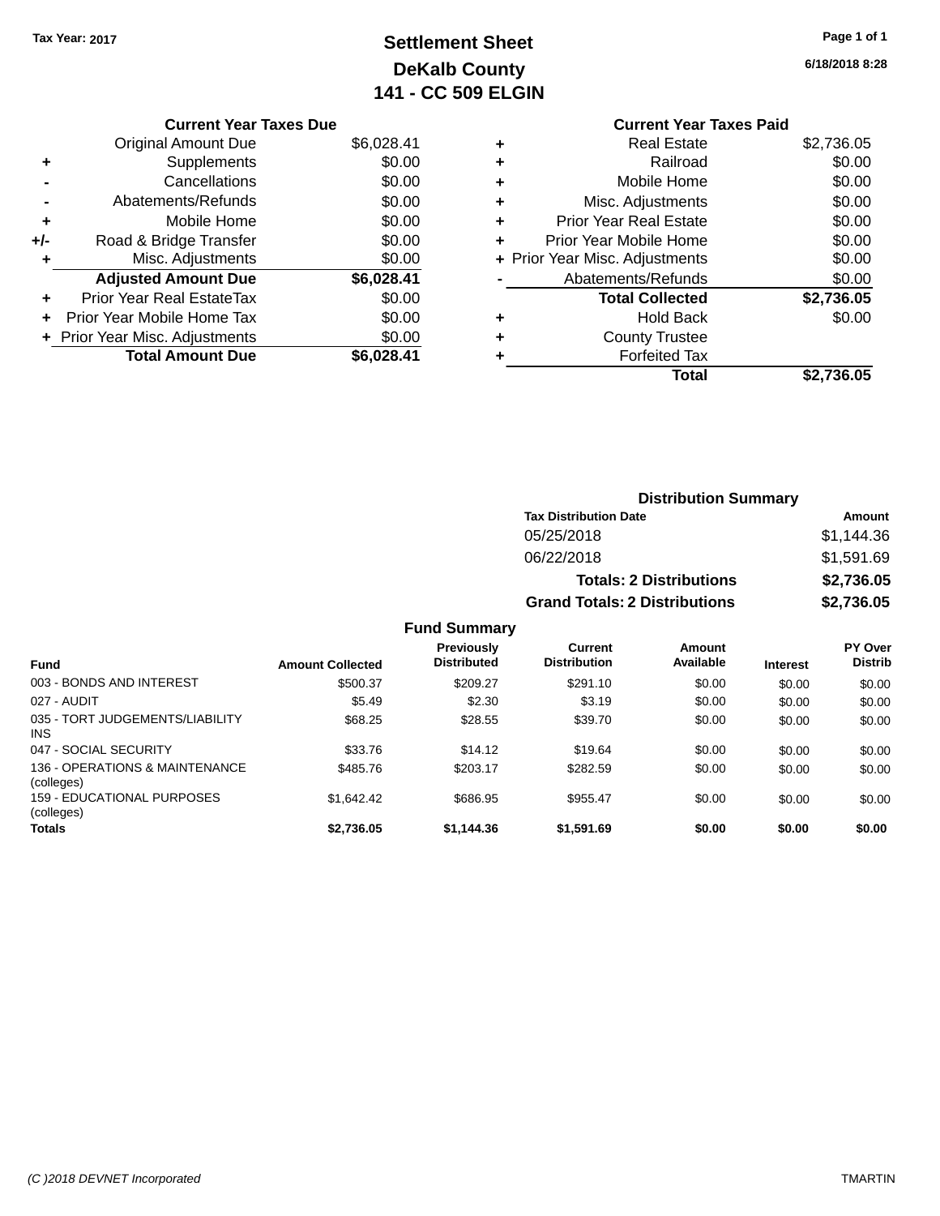**Tax Year: 2017**

# Settlement Sheet
## DeKalb County
## 141 - CC 509 ELGIN

6/18/2018 8:28

### Current Year Taxes Due

| | | |
|---|---|---|
| | Original Amount Due | $6,028.41 |
| + | Supplements | $0.00 |
| - | Cancellations | $0.00 |
| - | Abatements/Refunds | $0.00 |
| + | Mobile Home | $0.00 |
| +/- | Road & Bridge Transfer | $0.00 |
| + | Misc. Adjustments | $0.00 |
| | **Adjusted Amount Due** | **$6,028.41** |
| + | Prior Year Real EstateTax | $0.00 |
| + | Prior Year Mobile Home Tax | $0.00 |
| + | Prior Year Misc. Adjustments | $0.00 |
| | **Total Amount Due** | **$6,028.41** |

### Current Year Taxes Paid

| | | |
|---|---|---|
| + | Real Estate | $2,736.05 |
| + | Railroad | $0.00 |
| + | Mobile Home | $0.00 |
| + | Misc. Adjustments | $0.00 |
| + | Prior Year Real Estate | $0.00 |
| + | Prior Year Mobile Home | $0.00 |
| + | Prior Year Misc. Adjustments | $0.00 |
| - | Abatements/Refunds | $0.00 |
| | **Total Collected** | **$2,736.05** |
| + | Hold Back | $0.00 |
| + | County Trustee | |
| + | Forfeited Tax | |
| | **Total** | **$2,736.05** |

### Distribution Summary

| Tax Distribution Date | Amount |
|---|---|
| 05/25/2018 | $1,144.36 |
| 06/22/2018 | $1,591.69 |
| **Totals: 2 Distributions** | **$2,736.05** |
| **Grand Totals: 2 Distributions** | **$2,736.05** |

### Fund Summary

| Fund | Amount Collected | Previously Distributed | Current Distribution | Amount Available | Interest | PY Over Distrib |
|---|---|---|---|---|---|---|
| 003 - BONDS AND INTEREST | $500.37 | $209.27 | $291.10 | $0.00 | $0.00 | $0.00 |
| 027 - AUDIT | $5.49 | $2.30 | $3.19 | $0.00 | $0.00 | $0.00 |
| 035 - TORT JUDGEMENTS/LIABILITY INS | $68.25 | $28.55 | $39.70 | $0.00 | $0.00 | $0.00 |
| 047 - SOCIAL SECURITY | $33.76 | $14.12 | $19.64 | $0.00 | $0.00 | $0.00 |
| 136 - OPERATIONS & MAINTENANCE (colleges) | $485.76 | $203.17 | $282.59 | $0.00 | $0.00 | $0.00 |
| 159 - EDUCATIONAL PURPOSES (colleges) | $1,642.42 | $686.95 | $955.47 | $0.00 | $0.00 | $0.00 |
| **Totals** | **$2,736.05** | **$1,144.36** | **$1,591.69** | **$0.00** | **$0.00** | **$0.00** |

(C )2018 DEVNET Incorporated TMARTIN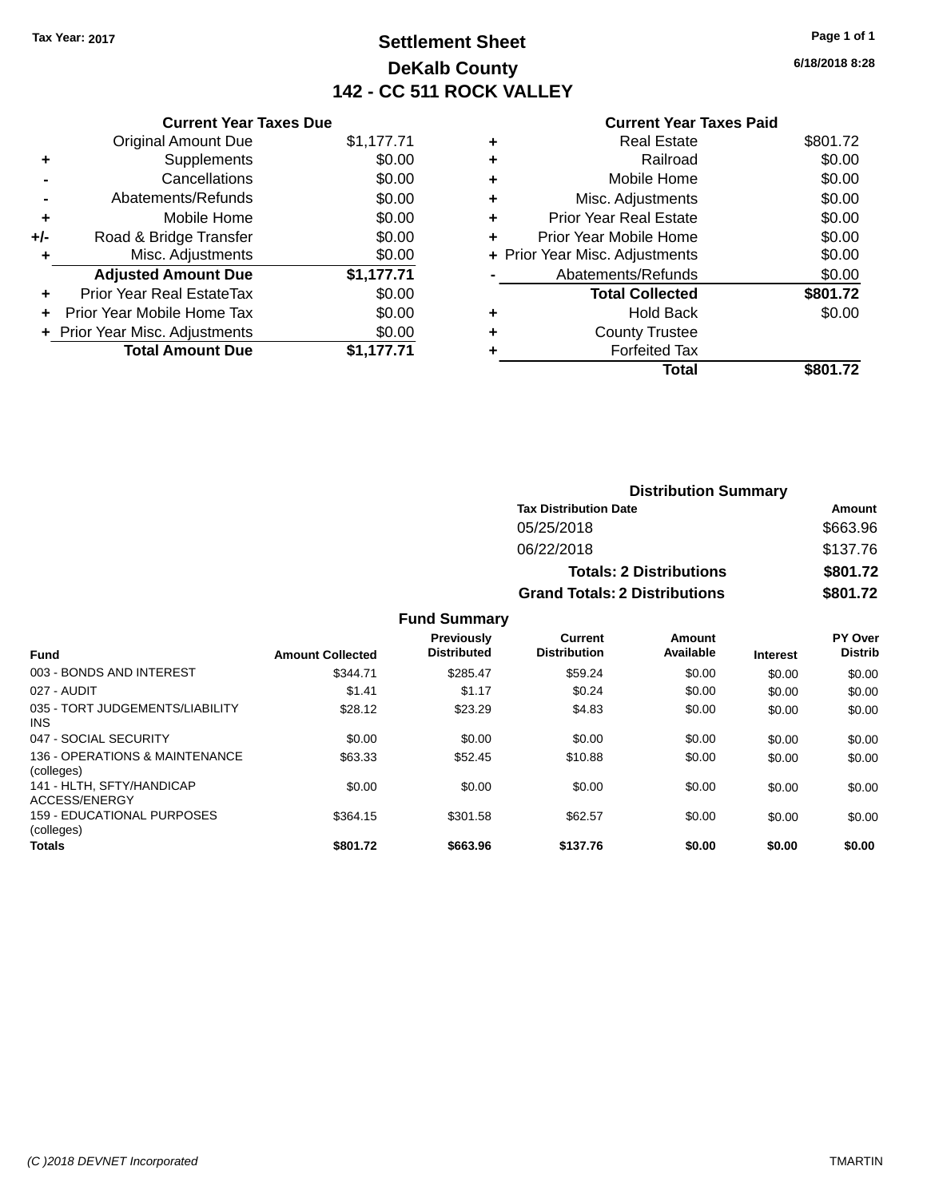Tax Year: 2017

# Settlement Sheet

## DeKalb County

## 142 - CC 511 ROCK VALLEY

6/18/2018 8:28

### Current Year Taxes Due

| | | |
|---|---|---|
| | Original Amount Due | $1,177.71 |
| + | Supplements | $0.00 |
| - | Cancellations | $0.00 |
| - | Abatements/Refunds | $0.00 |
| + | Mobile Home | $0.00 |
| +/- | Road & Bridge Transfer | $0.00 |
| + | Misc. Adjustments | $0.00 |
| | **Adjusted Amount Due** | **$1,177.71** |
| + | Prior Year Real EstateTax | $0.00 |
| + | Prior Year Mobile Home Tax | $0.00 |
| + | Prior Year Misc. Adjustments | $0.00 |
| | **Total Amount Due** | **$1,177.71** |

### Current Year Taxes Paid

| | | |
|---|---|---|
| + | Real Estate | $801.72 |
| + | Railroad | $0.00 |
| + | Mobile Home | $0.00 |
| + | Misc. Adjustments | $0.00 |
| + | Prior Year Real Estate | $0.00 |
| + | Prior Year Mobile Home | $0.00 |
| + | Prior Year Misc. Adjustments | $0.00 |
| - | Abatements/Refunds | $0.00 |
| | **Total Collected** | **$801.72** |
| + | Hold Back | $0.00 |
| + | County Trustee | |
| + | Forfeited Tax | |
| | **Total** | **$801.72** |

### Distribution Summary

| Tax Distribution Date | Amount |
|---|---|
| 05/25/2018 | $663.96 |
| 06/22/2018 | $137.76 |
| **Totals: 2 Distributions** | **$801.72** |
| **Grand Totals: 2 Distributions** | **$801.72** |

### Fund Summary

| Fund | Amount Collected | Previously Distributed | Current Distribution | Amount Available | Interest | PY Over Distrib |
|---|---|---|---|---|---|---|
| 003 - BONDS AND INTEREST | $344.71 | $285.47 | $59.24 | $0.00 | $0.00 | $0.00 |
| 027 - AUDIT | $1.41 | $1.17 | $0.24 | $0.00 | $0.00 | $0.00 |
| 035 - TORT JUDGEMENTS/LIABILITY INS | $28.12 | $23.29 | $4.83 | $0.00 | $0.00 | $0.00 |
| 047 - SOCIAL SECURITY | $0.00 | $0.00 | $0.00 | $0.00 | $0.00 | $0.00 |
| 136 - OPERATIONS & MAINTENANCE (colleges) | $63.33 | $52.45 | $10.88 | $0.00 | $0.00 | $0.00 |
| 141 - HLTH, SFTY/HANDICAP ACCESS/ENERGY | $0.00 | $0.00 | $0.00 | $0.00 | $0.00 | $0.00 |
| 159 - EDUCATIONAL PURPOSES (colleges) | $364.15 | $301.58 | $62.57 | $0.00 | $0.00 | $0.00 |
| **Totals** | **$801.72** | **$663.96** | **$137.76** | **$0.00** | **$0.00** | **$0.00** |

(C )2018 DEVNET Incorporated

TMARTIN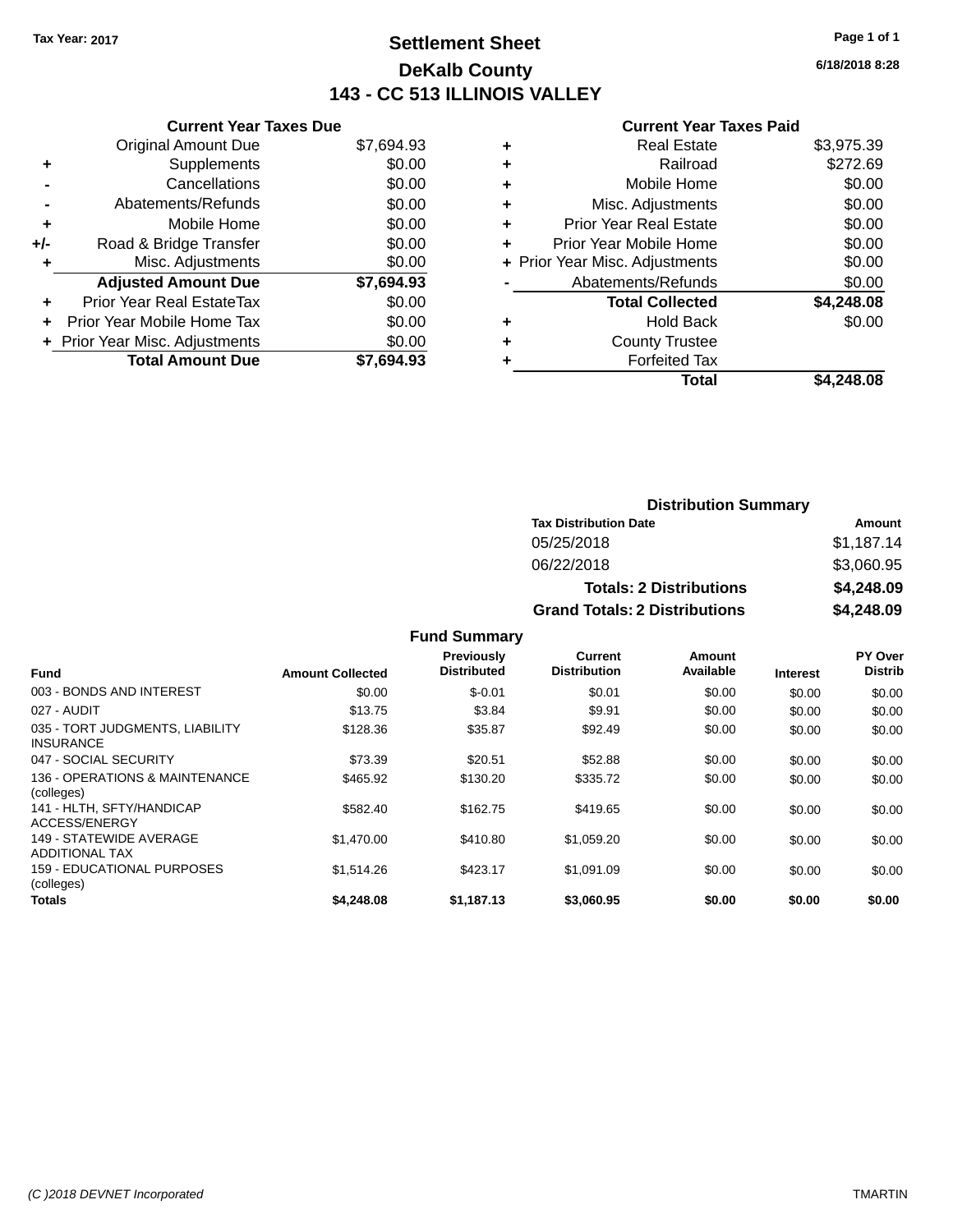Tax Year: 2017

# Settlement Sheet
## DeKalb County
## 143 - CC 513 ILLINOIS VALLEY

6/18/2018 8:28

### Current Year Taxes Due

| | | |
|---|---|---|
| | Original Amount Due | $7,694.93 |
| + | Supplements | $0.00 |
| - | Cancellations | $0.00 |
| - | Abatements/Refunds | $0.00 |
| + | Mobile Home | $0.00 |
| +/- | Road & Bridge Transfer | $0.00 |
| + | Misc. Adjustments | $0.00 |
| | **Adjusted Amount Due** | **$7,694.93** |
| + | Prior Year Real EstateTax | $0.00 |
| + | Prior Year Mobile Home Tax | $0.00 |
| + | Prior Year Misc. Adjustments | $0.00 |
| | **Total Amount Due** | **$7,694.93** |

### Current Year Taxes Paid

| | | |
|---|---|---|
| + | Real Estate | $3,975.39 |
| + | Railroad | $272.69 |
| + | Mobile Home | $0.00 |
| + | Misc. Adjustments | $0.00 |
| + | Prior Year Real Estate | $0.00 |
| + | Prior Year Mobile Home | $0.00 |
| + | Prior Year Misc. Adjustments | $0.00 |
| - | Abatements/Refunds | $0.00 |
| | **Total Collected** | **$4,248.08** |
| + | Hold Back | $0.00 |
| + | County Trustee | |
| + | Forfeited Tax | |
| | **Total** | **$4,248.08** |

### Distribution Summary

| Tax Distribution Date | Amount |
|---|---|
| 05/25/2018 | $1,187.14 |
| 06/22/2018 | $3,060.95 |
| **Totals: 2 Distributions** | **$4,248.09** |
| **Grand Totals: 2 Distributions** | **$4,248.09** |

### Fund Summary

| Fund | Amount Collected | Previously Distributed | Current Distribution | Amount Available | Interest | PY Over Distrib |
|---|---|---|---|---|---|---|
| 003 - BONDS AND INTEREST | $0.00 | $-0.01 | $0.01 | $0.00 | $0.00 | $0.00 |
| 027 - AUDIT | $13.75 | $3.84 | $9.91 | $0.00 | $0.00 | $0.00 |
| 035 - TORT JUDGMENTS, LIABILITY INSURANCE | $128.36 | $35.87 | $92.49 | $0.00 | $0.00 | $0.00 |
| 047 - SOCIAL SECURITY | $73.39 | $20.51 | $52.88 | $0.00 | $0.00 | $0.00 |
| 136 - OPERATIONS & MAINTENANCE (colleges) | $465.92 | $130.20 | $335.72 | $0.00 | $0.00 | $0.00 |
| 141 - HLTH, SFTY/HANDICAP ACCESS/ENERGY | $582.40 | $162.75 | $419.65 | $0.00 | $0.00 | $0.00 |
| 149 - STATEWIDE AVERAGE ADDITIONAL TAX | $1,470.00 | $410.80 | $1,059.20 | $0.00 | $0.00 | $0.00 |
| 159 - EDUCATIONAL PURPOSES (colleges) | $1,514.26 | $423.17 | $1,091.09 | $0.00 | $0.00 | $0.00 |
| **Totals** | **$4,248.08** | **$1,187.13** | **$3,060.95** | **$0.00** | **$0.00** | **$0.00** |

(C )2018 DEVNET Incorporated TMARTIN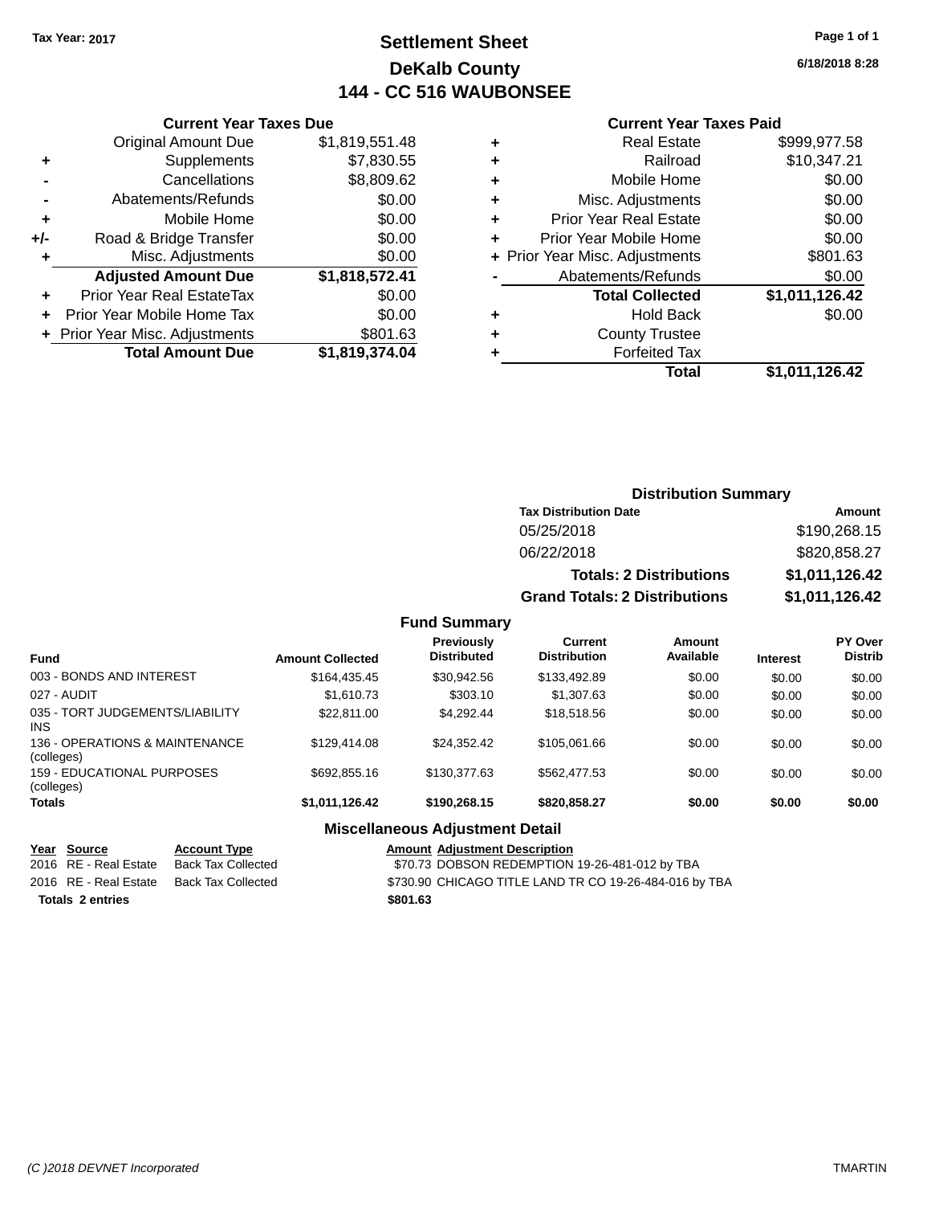Tax Year: 2017

# Settlement Sheet
## DeKalb County
## 144 - CC 516 WAUBONSEE

6/18/2018 8:28

### Current Year Taxes Due

| | | |
|---|---|---|
| | Original Amount Due | $1,819,551.48 |
| + | Supplements | $7,830.55 |
| - | Cancellations | $8,809.62 |
| - | Abatements/Refunds | $0.00 |
| + | Mobile Home | $0.00 |
| +/- | Road & Bridge Transfer | $0.00 |
| + | Misc. Adjustments | $0.00 |
| | **Adjusted Amount Due** | **$1,818,572.41** |
| + | Prior Year Real EstateTax | $0.00 |
| + | Prior Year Mobile Home Tax | $0.00 |
| + | Prior Year Misc. Adjustments | $801.63 |
| | **Total Amount Due** | **$1,819,374.04** |

### Current Year Taxes Paid

| | | |
|---|---|---|
| + | Real Estate | $999,977.58 |
| + | Railroad | $10,347.21 |
| + | Mobile Home | $0.00 |
| + | Misc. Adjustments | $0.00 |
| + | Prior Year Real Estate | $0.00 |
| + | Prior Year Mobile Home | $0.00 |
| + | Prior Year Misc. Adjustments | $801.63 |
| - | Abatements/Refunds | $0.00 |
| | **Total Collected** | **$1,011,126.42** |
| + | Hold Back | $0.00 |
| + | County Trustee | |
| + | Forfeited Tax | |
| | **Total** | **$1,011,126.42** |

### Distribution Summary

| Tax Distribution Date | Amount |
|---|---|
| 05/25/2018 | $190,268.15 |
| 06/22/2018 | $820,858.27 |
| **Totals: 2 Distributions** | **$1,011,126.42** |
| **Grand Totals: 2 Distributions** | **$1,011,126.42** |

### Fund Summary

| Fund | Amount Collected | Previously Distributed | Current Distribution | Amount Available | Interest | PY Over Distrib |
|---|---|---|---|---|---|---|
| 003 - BONDS AND INTEREST | $164,435.45 | $30,942.56 | $133,492.89 | $0.00 | $0.00 | $0.00 |
| 027 - AUDIT | $1,610.73 | $303.10 | $1,307.63 | $0.00 | $0.00 | $0.00 |
| 035 - TORT JUDGEMENTS/LIABILITY INS | $22,811.00 | $4,292.44 | $18,518.56 | $0.00 | $0.00 | $0.00 |
| 136 - OPERATIONS & MAINTENANCE (colleges) | $129,414.08 | $24,352.42 | $105,061.66 | $0.00 | $0.00 | $0.00 |
| 159 - EDUCATIONAL PURPOSES (colleges) | $692,855.16 | $130,377.63 | $562,477.53 | $0.00 | $0.00 | $0.00 |
| **Totals** | **$1,011,126.42** | **$190,268.15** | **$820,858.27** | **$0.00** | **$0.00** | **$0.00** |

### Miscellaneous Adjustment Detail

| Year | Source | Account Type | Amount | Adjustment Description |
|---|---|---|---|---|
| 2016 | RE - Real Estate | Back Tax Collected | $70.73 | DOBSON REDEMPTION 19-26-481-012 by TBA |
| 2016 | RE - Real Estate | Back Tax Collected | $730.90 | CHICAGO TITLE LAND TR CO 19-26-484-016 by TBA |
| **Totals 2 entries** | | | **$801.63** | |

(C )2018 DEVNET Incorporated — TMARTIN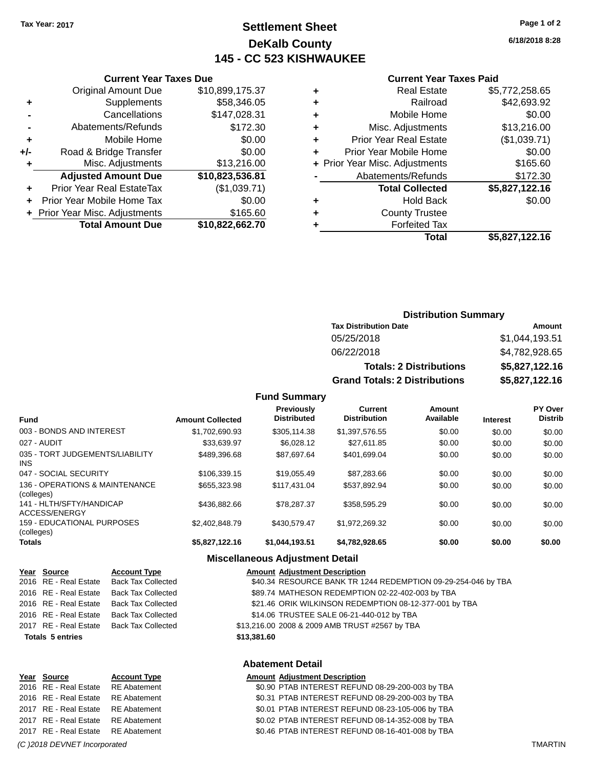Tax Year: 2017

# Settlement Sheet
## DeKalb County
## 145 - CC 523 KISHWAUKEE

6/18/2018 8:28

### Current Year Taxes Due

| | | |
|---|---|---|
| | Original Amount Due | $10,899,175.37 |
| + | Supplements | $58,346.05 |
| - | Cancellations | $147,028.31 |
| - | Abatements/Refunds | $172.30 |
| + | Mobile Home | $0.00 |
| +/- | Road & Bridge Transfer | $0.00 |
| + | Misc. Adjustments | $13,216.00 |
| | **Adjusted Amount Due** | **$10,823,536.81** |
| + | Prior Year Real EstateTax | ($1,039.71) |
| + | Prior Year Mobile Home Tax | $0.00 |
| + | Prior Year Misc. Adjustments | $165.60 |
| | **Total Amount Due** | **$10,822,662.70** |

### Current Year Taxes Paid

| | | |
|---|---|---|
| + | Real Estate | $5,772,258.65 |
| + | Railroad | $42,693.92 |
| + | Mobile Home | $0.00 |
| + | Misc. Adjustments | $13,216.00 |
| + | Prior Year Real Estate | ($1,039.71) |
| + | Prior Year Mobile Home | $0.00 |
| + | Prior Year Misc. Adjustments | $165.60 |
| - | Abatements/Refunds | $172.30 |
| | **Total Collected** | **$5,827,122.16** |
| + | Hold Back | $0.00 |
| + | County Trustee | |
| + | Forfeited Tax | |
| | **Total** | **$5,827,122.16** |

### Distribution Summary

| Tax Distribution Date | Amount |
|---|---|
| 05/25/2018 | $1,044,193.51 |
| 06/22/2018 | $4,782,928.65 |
| **Totals: 2 Distributions** | **$5,827,122.16** |
| **Grand Totals: 2 Distributions** | **$5,827,122.16** |

### Fund Summary

| Fund | Amount Collected | Previously Distributed | Current Distribution | Amount Available | Interest | PY Over Distrib |
|---|---|---|---|---|---|---|
| 003 - BONDS AND INTEREST | $1,702,690.93 | $305,114.38 | $1,397,576.55 | $0.00 | $0.00 | $0.00 |
| 027 - AUDIT | $33,639.97 | $6,028.12 | $27,611.85 | $0.00 | $0.00 | $0.00 |
| 035 - TORT JUDGEMENTS/LIABILITY INS | $489,396.68 | $87,697.64 | $401,699.04 | $0.00 | $0.00 | $0.00 |
| 047 - SOCIAL SECURITY | $106,339.15 | $19,055.49 | $87,283.66 | $0.00 | $0.00 | $0.00 |
| 136 - OPERATIONS & MAINTENANCE (colleges) | $655,323.98 | $117,431.04 | $537,892.94 | $0.00 | $0.00 | $0.00 |
| 141 - HLTH/SFTY/HANDICAP ACCESS/ENERGY | $436,882.66 | $78,287.37 | $358,595.29 | $0.00 | $0.00 | $0.00 |
| 159 - EDUCATIONAL PURPOSES (colleges) | $2,402,848.79 | $430,579.47 | $1,972,269.32 | $0.00 | $0.00 | $0.00 |
| **Totals** | **$5,827,122.16** | **$1,044,193.51** | **$4,782,928.65** | **$0.00** | **$0.00** | **$0.00** |

### Miscellaneous Adjustment Detail

| Year | Source | Account Type | Amount | Adjustment Description |
|---|---|---|---|---|
| 2016 | RE - Real Estate | Back Tax Collected | $40.34 | RESOURCE BANK TR 1244 REDEMPTION 09-29-254-046 by TBA |
| 2016 | RE - Real Estate | Back Tax Collected | $89.74 | MATHESON REDEMPTION 02-22-402-003 by TBA |
| 2016 | RE - Real Estate | Back Tax Collected | $21.46 | ORIK WILKINSON REDEMPTION 08-12-377-001 by TBA |
| 2016 | RE - Real Estate | Back Tax Collected | $14.06 | TRUSTEE SALE 06-21-440-012 by TBA |
| 2017 | RE - Real Estate | Back Tax Collected | $13,216.00 | 2008 & 2009 AMB TRUST #2567 by TBA |
| **Totals 5 entries** | | | **$13,381.60** | |

### Abatement Detail

| Year | Source | Account Type | Amount | Adjustment Description |
|---|---|---|---|---|
| 2016 | RE - Real Estate | RE Abatement | $0.90 | PTAB INTEREST REFUND 08-29-200-003 by TBA |
| 2016 | RE - Real Estate | RE Abatement | $0.31 | PTAB INTEREST REFUND 08-29-200-003 by TBA |
| 2017 | RE - Real Estate | RE Abatement | $0.01 | PTAB INTEREST REFUND 08-23-105-006 by TBA |
| 2017 | RE - Real Estate | RE Abatement | $0.02 | PTAB INTEREST REFUND 08-14-352-008 by TBA |
| 2017 | RE - Real Estate | RE Abatement | $0.46 | PTAB INTEREST REFUND 08-16-401-008 by TBA |

(C )2018 DEVNET Incorporated TMARTIN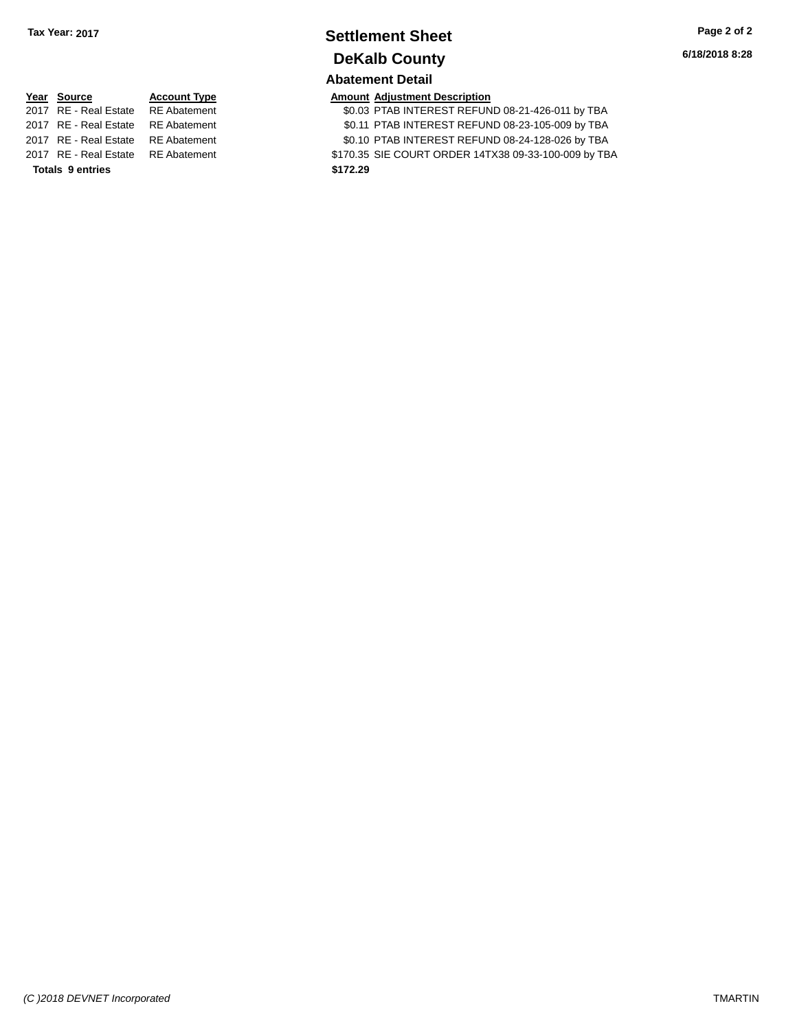Tax Year: 2017

# Settlement Sheet

## DeKalb County

6/18/2018 8:28

### Abatement Detail

| Year | Source | Account Type | Amount | Adjustment Description |
|---|---|---|---|---|
| 2017 | RE - Real Estate | RE Abatement | $0.03 | PTAB INTEREST REFUND 08-21-426-011 by TBA |
| 2017 | RE - Real Estate | RE Abatement | $0.11 | PTAB INTEREST REFUND 08-23-105-009 by TBA |
| 2017 | RE - Real Estate | RE Abatement | $0.10 | PTAB INTEREST REFUND 08-24-128-026 by TBA |
| 2017 | RE - Real Estate | RE Abatement | $170.35 | SIE COURT ORDER 14TX38 09-33-100-009 by TBA |
| **Totals 9 entries** | | | **$172.29** | |

(C )2018 DEVNET Incorporated

TMARTIN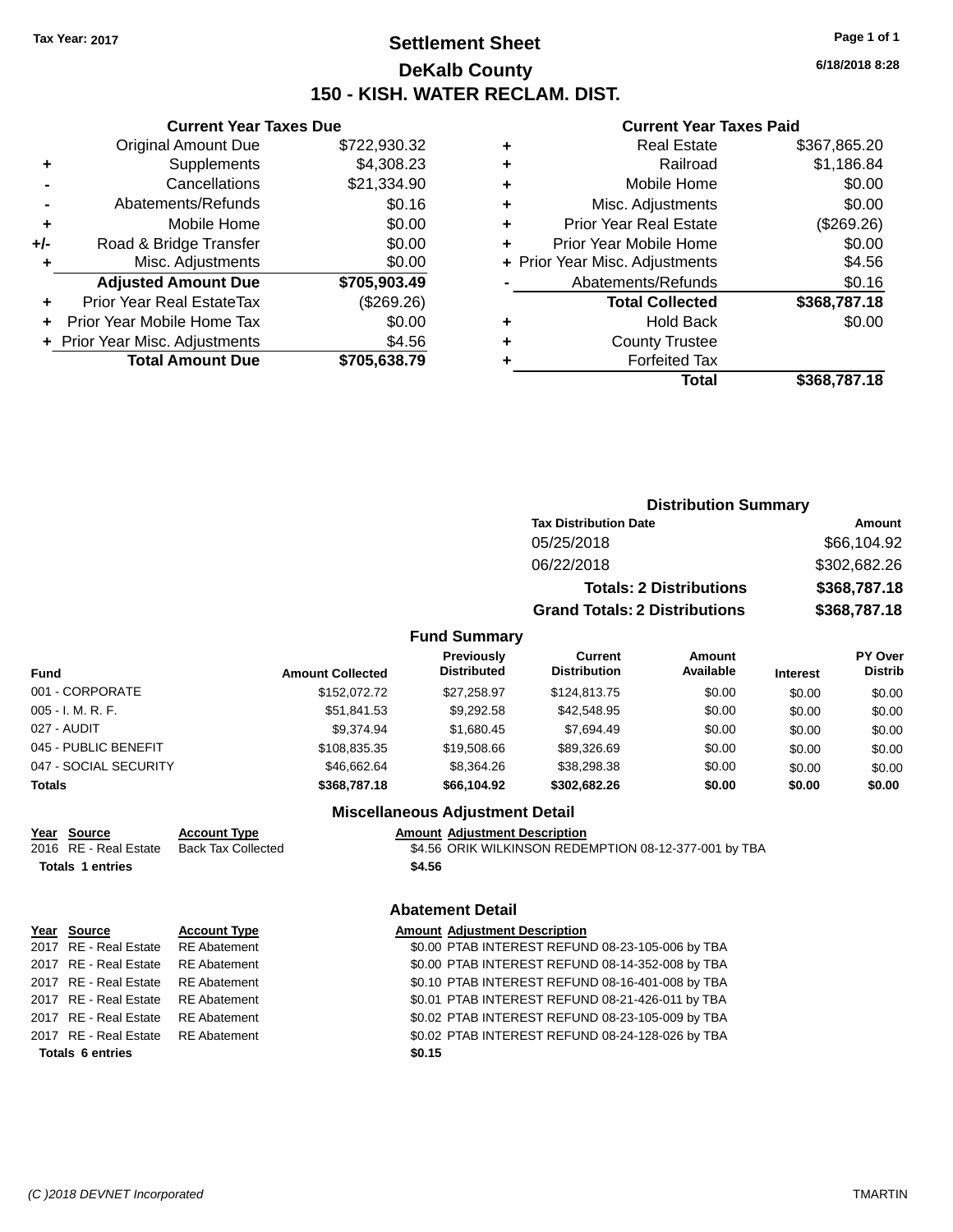Tax Year: 2017

# Settlement Sheet

## DeKalb County

## 150 - KISH. WATER RECLAM. DIST.

6/18/2018 8:28

### Current Year Taxes Due

| | | |
|---|---|---|
| | Original Amount Due | $722,930.32 |
| + | Supplements | $4,308.23 |
| - | Cancellations | $21,334.90 |
| - | Abatements/Refunds | $0.16 |
| + | Mobile Home | $0.00 |
| +/- | Road & Bridge Transfer | $0.00 |
| + | Misc. Adjustments | $0.00 |
| | **Adjusted Amount Due** | **$705,903.49** |
| + | Prior Year Real EstateTax | ($269.26) |
| + | Prior Year Mobile Home Tax | $0.00 |
| + | Prior Year Misc. Adjustments | $4.56 |
| | **Total Amount Due** | **$705,638.79** |

### Current Year Taxes Paid

| | | |
|---|---|---|
| + | Real Estate | $367,865.20 |
| + | Railroad | $1,186.84 |
| + | Mobile Home | $0.00 |
| + | Misc. Adjustments | $0.00 |
| + | Prior Year Real Estate | ($269.26) |
| + | Prior Year Mobile Home | $0.00 |
| + | Prior Year Misc. Adjustments | $4.56 |
| - | Abatements/Refunds | $0.16 |
| | **Total Collected** | **$368,787.18** |
| + | Hold Back | $0.00 |
| + | County Trustee | |
| + | Forfeited Tax | |
| | **Total** | **$368,787.18** |

### Distribution Summary

| Tax Distribution Date | Amount |
|---|---|
| 05/25/2018 | $66,104.92 |
| 06/22/2018 | $302,682.26 |
| **Totals: 2 Distributions** | **$368,787.18** |
| **Grand Totals: 2 Distributions** | **$368,787.18** |

### Fund Summary

| Fund | Amount Collected | Previously Distributed | Current Distribution | Amount Available | Interest | PY Over Distrib |
|---|---|---|---|---|---|---|
| 001 - CORPORATE | $152,072.72 | $27,258.97 | $124,813.75 | $0.00 | $0.00 | $0.00 |
| 005 - I. M. R. F. | $51,841.53 | $9,292.58 | $42,548.95 | $0.00 | $0.00 | $0.00 |
| 027 - AUDIT | $9,374.94 | $1,680.45 | $7,694.49 | $0.00 | $0.00 | $0.00 |
| 045 - PUBLIC BENEFIT | $108,835.35 | $19,508.66 | $89,326.69 | $0.00 | $0.00 | $0.00 |
| 047 - SOCIAL SECURITY | $46,662.64 | $8,364.26 | $38,298.38 | $0.00 | $0.00 | $0.00 |
| **Totals** | **$368,787.18** | **$66,104.92** | **$302,682.26** | **$0.00** | **$0.00** | **$0.00** |

### Miscellaneous Adjustment Detail

| Year | Source | Account Type | Amount | Adjustment Description |
|---|---|---|---|---|
| 2016 | RE - Real Estate | Back Tax Collected | $4.56 | ORIK WILKINSON REDEMPTION 08-12-377-001 by TBA |
| **Totals** | **1 entries** | | **$4.56** | |

### Abatement Detail

| Year | Source | Account Type | Amount | Adjustment Description |
|---|---|---|---|---|
| 2017 | RE - Real Estate | RE Abatement | $0.00 | PTAB INTEREST REFUND 08-23-105-006 by TBA |
| 2017 | RE - Real Estate | RE Abatement | $0.00 | PTAB INTEREST REFUND 08-14-352-008 by TBA |
| 2017 | RE - Real Estate | RE Abatement | $0.10 | PTAB INTEREST REFUND 08-16-401-008 by TBA |
| 2017 | RE - Real Estate | RE Abatement | $0.01 | PTAB INTEREST REFUND 08-21-426-011 by TBA |
| 2017 | RE - Real Estate | RE Abatement | $0.02 | PTAB INTEREST REFUND 08-23-105-009 by TBA |
| 2017 | RE - Real Estate | RE Abatement | $0.02 | PTAB INTEREST REFUND 08-24-128-026 by TBA |
| **Totals** | **6 entries** | | **$0.15** | |

(C )2018 DEVNET Incorporated TMARTIN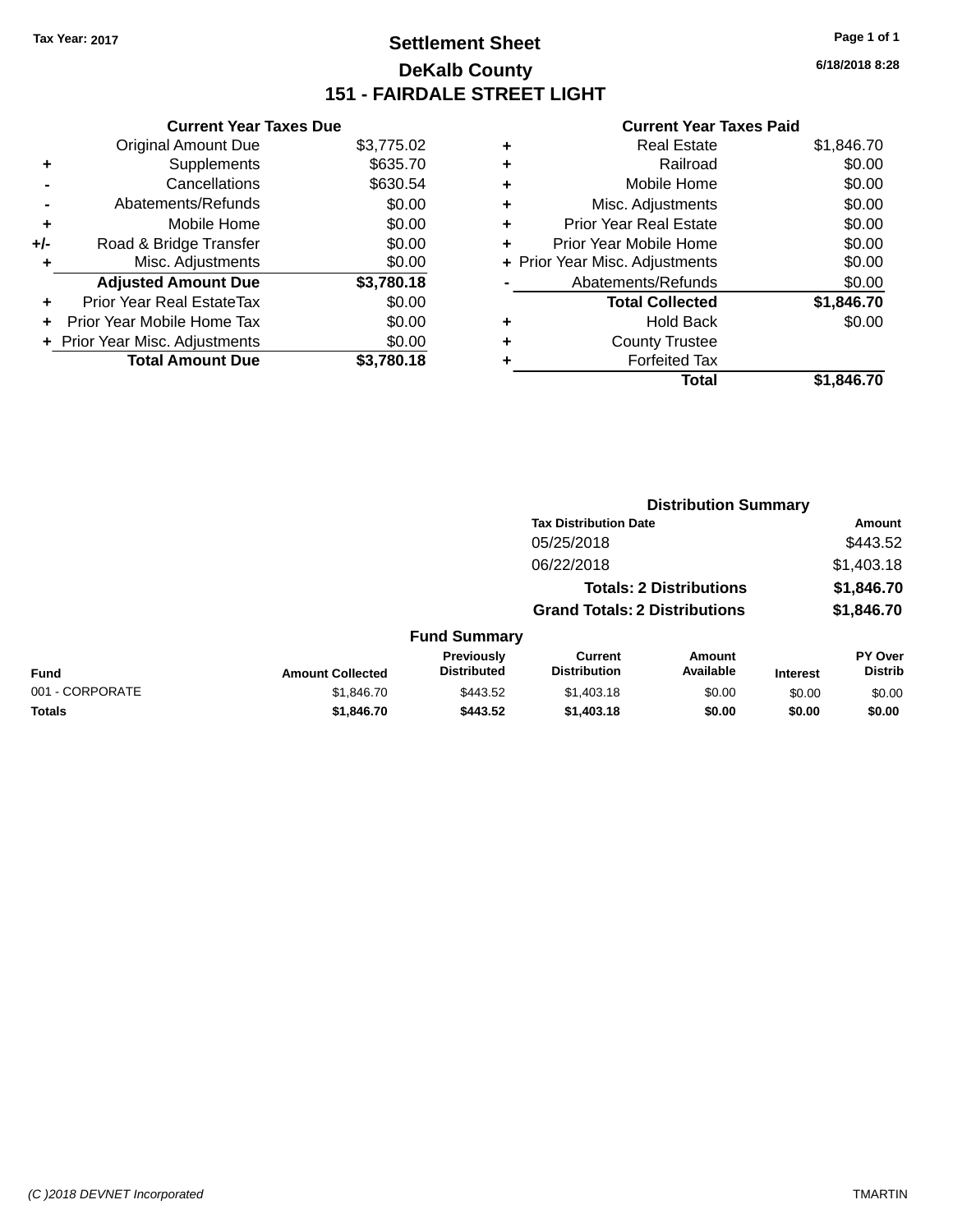Tax Year: 2017

# Settlement Sheet

## DeKalb County

## 151 - FAIRDALE STREET LIGHT

6/18/2018 8:28

### Current Year Taxes Due

| | | |
|---|---|---|
| | Original Amount Due | $3,775.02 |
| + | Supplements | $635.70 |
| - | Cancellations | $630.54 |
| - | Abatements/Refunds | $0.00 |
| + | Mobile Home | $0.00 |
| +/- | Road & Bridge Transfer | $0.00 |
| + | Misc. Adjustments | $0.00 |
| | **Adjusted Amount Due** | **$3,780.18** |
| + | Prior Year Real EstateTax | $0.00 |
| + | Prior Year Mobile Home Tax | $0.00 |
| + | Prior Year Misc. Adjustments | $0.00 |
| | **Total Amount Due** | **$3,780.18** |

### Current Year Taxes Paid

| | | |
|---|---|---|
| + | Real Estate | $1,846.70 |
| + | Railroad | $0.00 |
| + | Mobile Home | $0.00 |
| + | Misc. Adjustments | $0.00 |
| + | Prior Year Real Estate | $0.00 |
| + | Prior Year Mobile Home | $0.00 |
| + | Prior Year Misc. Adjustments | $0.00 |
| - | Abatements/Refunds | $0.00 |
| | **Total Collected** | **$1,846.70** |
| + | Hold Back | $0.00 |
| + | County Trustee | |
| + | Forfeited Tax | |
| | **Total** | **$1,846.70** |

### Distribution Summary

| Tax Distribution Date | Amount |
|---|---|
| 05/25/2018 | $443.52 |
| 06/22/2018 | $1,403.18 |
| **Totals: 2 Distributions** | **$1,846.70** |
| **Grand Totals: 2 Distributions** | **$1,846.70** |

### Fund Summary

| Fund | Amount Collected | Previously Distributed | Current Distribution | Amount Available | Interest | PY Over Distrib |
|---|---|---|---|---|---|---|
| 001 - CORPORATE | $1,846.70 | $443.52 | $1,403.18 | $0.00 | $0.00 | $0.00 |
| **Totals** | **$1,846.70** | **$443.52** | **$1,403.18** | **$0.00** | **$0.00** | **$0.00** |

(C )2018 DEVNET Incorporated

TMARTIN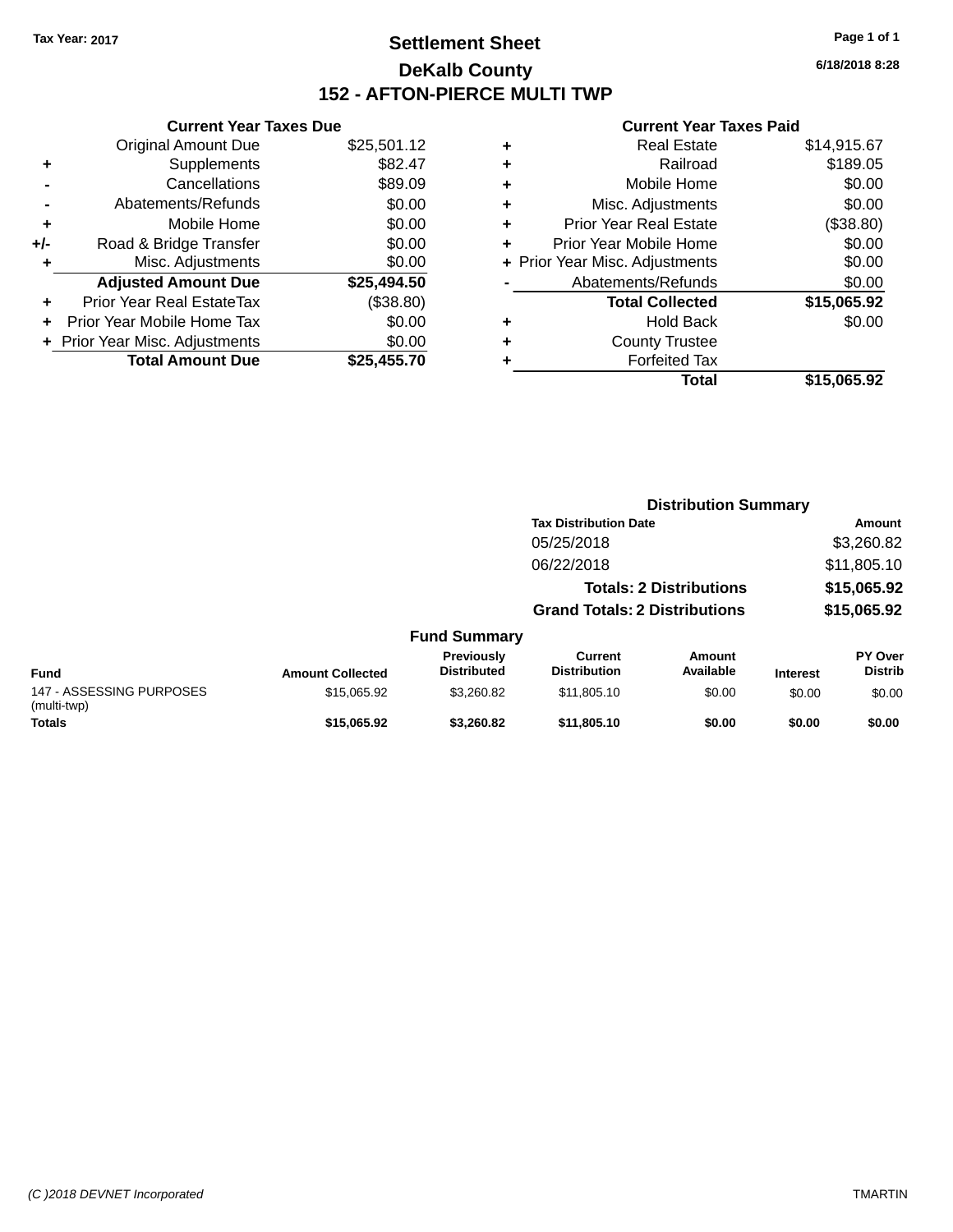Tax Year: 2017

# Settlement Sheet
## DeKalb County
## 152 - AFTON-PIERCE MULTI TWP

6/18/2018 8:28

### Current Year Taxes Due

| | | |
|---|---|---|
| | Original Amount Due | $25,501.12 |
| + | Supplements | $82.47 |
| - | Cancellations | $89.09 |
| - | Abatements/Refunds | $0.00 |
| + | Mobile Home | $0.00 |
| +/- | Road & Bridge Transfer | $0.00 |
| + | Misc. Adjustments | $0.00 |
| | **Adjusted Amount Due** | **$25,494.50** |
| + | Prior Year Real EstateTax | ($38.80) |
| + | Prior Year Mobile Home Tax | $0.00 |
| + | Prior Year Misc. Adjustments | $0.00 |
| | **Total Amount Due** | **$25,455.70** |

### Current Year Taxes Paid

| | | |
|---|---|---|
| + | Real Estate | $14,915.67 |
| + | Railroad | $189.05 |
| + | Mobile Home | $0.00 |
| + | Misc. Adjustments | $0.00 |
| + | Prior Year Real Estate | ($38.80) |
| + | Prior Year Mobile Home | $0.00 |
| + | Prior Year Misc. Adjustments | $0.00 |
| - | Abatements/Refunds | $0.00 |
| | **Total Collected** | **$15,065.92** |
| + | Hold Back | $0.00 |
| + | County Trustee | |
| + | Forfeited Tax | |
| | **Total** | **$15,065.92** |

### Distribution Summary

| Tax Distribution Date | Amount |
|---|---|
| 05/25/2018 | $3,260.82 |
| 06/22/2018 | $11,805.10 |
| **Totals: 2 Distributions** | **$15,065.92** |
| **Grand Totals: 2 Distributions** | **$15,065.92** |

### Fund Summary

| Fund | Amount Collected | Previously Distributed | Current Distribution | Amount Available | Interest | PY Over Distrib |
|---|---|---|---|---|---|---|
| 147 - ASSESSING PURPOSES (multi-twp) | $15,065.92 | $3,260.82 | $11,805.10 | $0.00 | $0.00 | $0.00 |
| **Totals** | **$15,065.92** | **$3,260.82** | **$11,805.10** | **$0.00** | **$0.00** | **$0.00** |

(C )2018 DEVNET Incorporated TMARTIN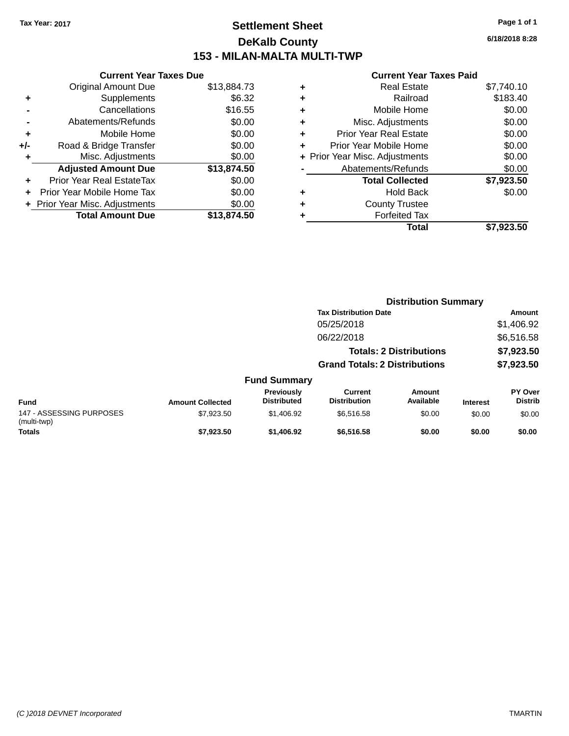Tax Year: 2017

# Settlement Sheet

## DeKalb County

## 153 - MILAN-MALTA MULTI-TWP

6/18/2018 8:28

| | Current Year Taxes Due | |
|---|---|---|
| | Original Amount Due | $13,884.73 |
| + | Supplements | $6.32 |
| - | Cancellations | $16.55 |
| - | Abatements/Refunds | $0.00 |
| + | Mobile Home | $0.00 |
| +/- | Road & Bridge Transfer | $0.00 |
| + | Misc. Adjustments | $0.00 |
| | **Adjusted Amount Due** | **$13,874.50** |
| + | Prior Year Real EstateTax | $0.00 |
| + | Prior Year Mobile Home Tax | $0.00 |
| + | Prior Year Misc. Adjustments | $0.00 |
| | **Total Amount Due** | **$13,874.50** |

| | Current Year Taxes Paid | |
|---|---|---|
| + | Real Estate | $7,740.10 |
| + | Railroad | $183.40 |
| + | Mobile Home | $0.00 |
| + | Misc. Adjustments | $0.00 |
| + | Prior Year Real Estate | $0.00 |
| + | Prior Year Mobile Home | $0.00 |
| + | Prior Year Misc. Adjustments | $0.00 |
| - | Abatements/Refunds | $0.00 |
| | **Total Collected** | **$7,923.50** |
| + | Hold Back | $0.00 |
| + | County Trustee | |
| + | Forfeited Tax | |
| | **Total** | **$7,923.50** |

### Distribution Summary

| Tax Distribution Date | Amount |
|---|---|
| 05/25/2018 | $1,406.92 |
| 06/22/2018 | $6,516.58 |
| **Totals: 2 Distributions** | **$7,923.50** |
| **Grand Totals: 2 Distributions** | **$7,923.50** |

### Fund Summary

| Fund | Amount Collected | Previously Distributed | Current Distribution | Amount Available | Interest | PY Over Distrib |
|---|---|---|---|---|---|---|
| 147 - ASSESSING PURPOSES (multi-twp) | $7,923.50 | $1,406.92 | $6,516.58 | $0.00 | $0.00 | $0.00 |
| **Totals** | **$7,923.50** | **$1,406.92** | **$6,516.58** | **$0.00** | **$0.00** | **$0.00** |

(C )2018 DEVNET Incorporated TMARTIN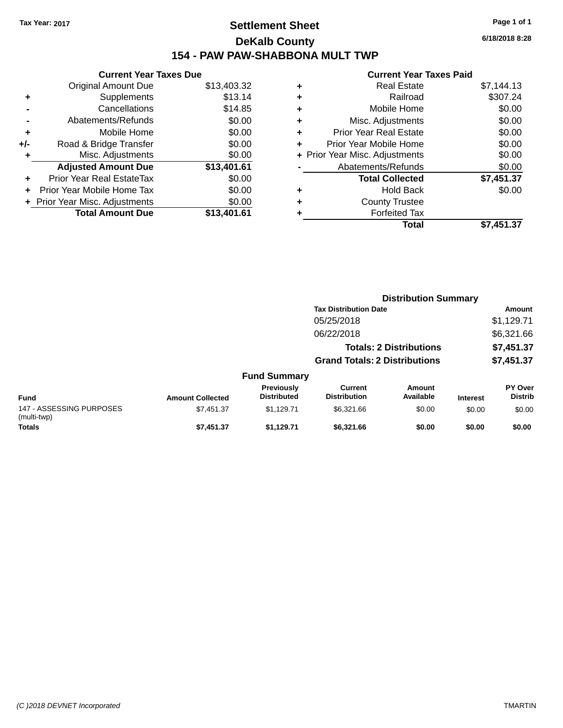Tax Year: 2017

# Settlement Sheet

## DeKalb County

## 154 - PAW PAW-SHABBONA MULT TWP

6/18/2018 8:28

### Current Year Taxes Due

| | | |
|---|---|---|
| | Original Amount Due | $13,403.32 |
| + | Supplements | $13.14 |
| - | Cancellations | $14.85 |
| - | Abatements/Refunds | $0.00 |
| + | Mobile Home | $0.00 |
| +/- | Road & Bridge Transfer | $0.00 |
| + | Misc. Adjustments | $0.00 |
| | **Adjusted Amount Due** | **$13,401.61** |
| + | Prior Year Real EstateTax | $0.00 |
| + | Prior Year Mobile Home Tax | $0.00 |
| + | Prior Year Misc. Adjustments | $0.00 |
| | **Total Amount Due** | **$13,401.61** |

### Current Year Taxes Paid

| | | |
|---|---|---|
| + | Real Estate | $7,144.13 |
| + | Railroad | $307.24 |
| + | Mobile Home | $0.00 |
| + | Misc. Adjustments | $0.00 |
| + | Prior Year Real Estate | $0.00 |
| + | Prior Year Mobile Home | $0.00 |
| + | Prior Year Misc. Adjustments | $0.00 |
| - | Abatements/Refunds | $0.00 |
| | **Total Collected** | **$7,451.37** |
| + | Hold Back | $0.00 |
| + | County Trustee | |
| + | Forfeited Tax | |
| | **Total** | **$7,451.37** |

### Distribution Summary

| Tax Distribution Date | Amount |
|---|---|
| 05/25/2018 | $1,129.71 |
| 06/22/2018 | $6,321.66 |
| **Totals: 2 Distributions** | **$7,451.37** |
| **Grand Totals: 2 Distributions** | **$7,451.37** |

### Fund Summary

| Fund | Amount Collected | Previously Distributed | Current Distribution | Amount Available | Interest | PY Over Distrib |
|---|---|---|---|---|---|---|
| 147 - ASSESSING PURPOSES (multi-twp) | $7,451.37 | $1,129.71 | $6,321.66 | $0.00 | $0.00 | $0.00 |
| **Totals** | **$7,451.37** | **$1,129.71** | **$6,321.66** | **$0.00** | **$0.00** | **$0.00** |

(C )2018 DEVNET Incorporated — TMARTIN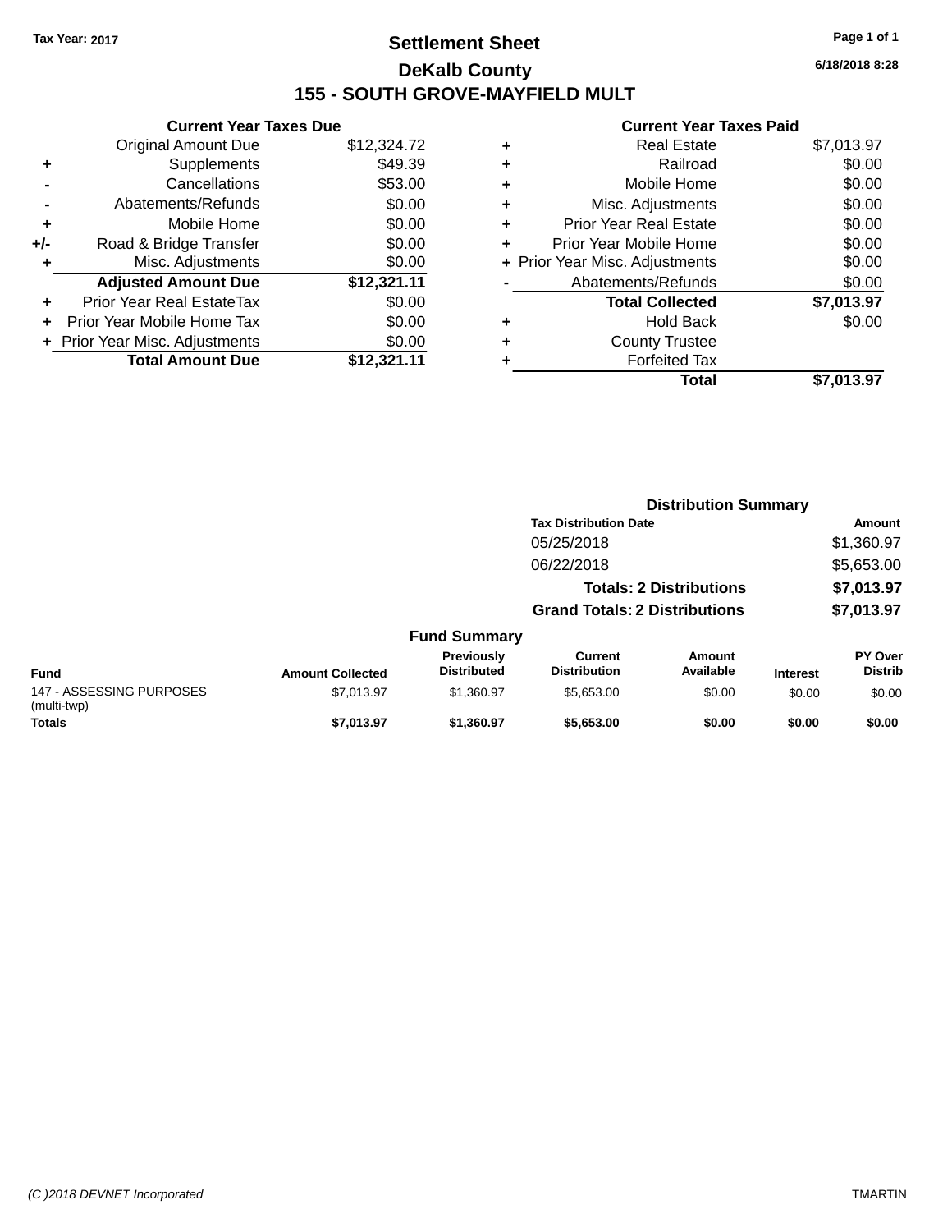Tax Year: 2017

# Settlement Sheet

## DeKalb County

## 155 - SOUTH GROVE-MAYFIELD MULT

6/18/2018 8:28

### Current Year Taxes Due

| | | |
|---|---|---|
| | Original Amount Due | $12,324.72 |
| + | Supplements | $49.39 |
| - | Cancellations | $53.00 |
| - | Abatements/Refunds | $0.00 |
| + | Mobile Home | $0.00 |
| +/- | Road & Bridge Transfer | $0.00 |
| + | Misc. Adjustments | $0.00 |
| | **Adjusted Amount Due** | **$12,321.11** |
| + | Prior Year Real EstateTax | $0.00 |
| + | Prior Year Mobile Home Tax | $0.00 |
| + | Prior Year Misc. Adjustments | $0.00 |
| | **Total Amount Due** | **$12,321.11** |

### Current Year Taxes Paid

| | | |
|---|---|---|
| + | Real Estate | $7,013.97 |
| + | Railroad | $0.00 |
| + | Mobile Home | $0.00 |
| + | Misc. Adjustments | $0.00 |
| + | Prior Year Real Estate | $0.00 |
| + | Prior Year Mobile Home | $0.00 |
| + | Prior Year Misc. Adjustments | $0.00 |
| - | Abatements/Refunds | $0.00 |
| | **Total Collected** | **$7,013.97** |
| + | Hold Back | $0.00 |
| + | County Trustee | |
| + | Forfeited Tax | |
| | **Total** | **$7,013.97** |

### Distribution Summary

| Tax Distribution Date | Amount |
|---|---|
| 05/25/2018 | $1,360.97 |
| 06/22/2018 | $5,653.00 |
| **Totals: 2 Distributions** | **$7,013.97** |
| **Grand Totals: 2 Distributions** | **$7,013.97** |

### Fund Summary

| Fund | Amount Collected | Previously Distributed | Current Distribution | Amount Available | Interest | PY Over Distrib |
|---|---|---|---|---|---|---|
| 147 - ASSESSING PURPOSES (multi-twp) | $7,013.97 | $1,360.97 | $5,653.00 | $0.00 | $0.00 | $0.00 |
| **Totals** | **$7,013.97** | **$1,360.97** | **$5,653.00** | **$0.00** | **$0.00** | **$0.00** |

(C )2018 DEVNET Incorporated

TMARTIN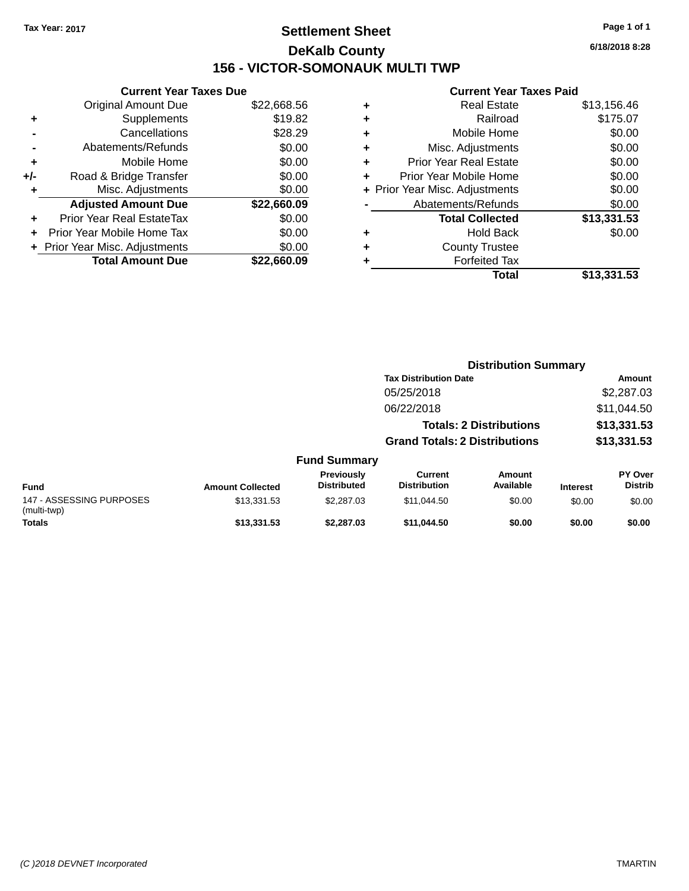Tax Year: 2017

# Settlement Sheet

## DeKalb County

## 156 - VICTOR-SOMONAUK MULTI TWP

6/18/2018 8:28

### Current Year Taxes Due

| | | |
|---|---|---|
| | Original Amount Due | $22,668.56 |
| + | Supplements | $19.82 |
| - | Cancellations | $28.29 |
| - | Abatements/Refunds | $0.00 |
| + | Mobile Home | $0.00 |
| +/- | Road & Bridge Transfer | $0.00 |
| + | Misc. Adjustments | $0.00 |
| | **Adjusted Amount Due** | **$22,660.09** |
| + | Prior Year Real EstateTax | $0.00 |
| + | Prior Year Mobile Home Tax | $0.00 |
| + | Prior Year Misc. Adjustments | $0.00 |
| | **Total Amount Due** | **$22,660.09** |

### Current Year Taxes Paid

| | | |
|---|---|---|
| + | Real Estate | $13,156.46 |
| + | Railroad | $175.07 |
| + | Mobile Home | $0.00 |
| + | Misc. Adjustments | $0.00 |
| + | Prior Year Real Estate | $0.00 |
| + | Prior Year Mobile Home | $0.00 |
| + | Prior Year Misc. Adjustments | $0.00 |
| - | Abatements/Refunds | $0.00 |
| | **Total Collected** | **$13,331.53** |
| + | Hold Back | $0.00 |
| + | County Trustee | |
| + | Forfeited Tax | |
| | **Total** | **$13,331.53** |

### Distribution Summary

| Tax Distribution Date | Amount |
|---|---|
| 05/25/2018 | $2,287.03 |
| 06/22/2018 | $11,044.50 |
| **Totals: 2 Distributions** | **$13,331.53** |
| **Grand Totals: 2 Distributions** | **$13,331.53** |

### Fund Summary

| Fund | Amount Collected | Previously Distributed | Current Distribution | Amount Available | Interest | PY Over Distrib |
|---|---|---|---|---|---|---|
| 147 - ASSESSING PURPOSES (multi-twp) | $13,331.53 | $2,287.03 | $11,044.50 | $0.00 | $0.00 | $0.00 |
| **Totals** | **$13,331.53** | **$2,287.03** | **$11,044.50** | **$0.00** | **$0.00** | **$0.00** |

(C )2018 DEVNET Incorporated TMARTIN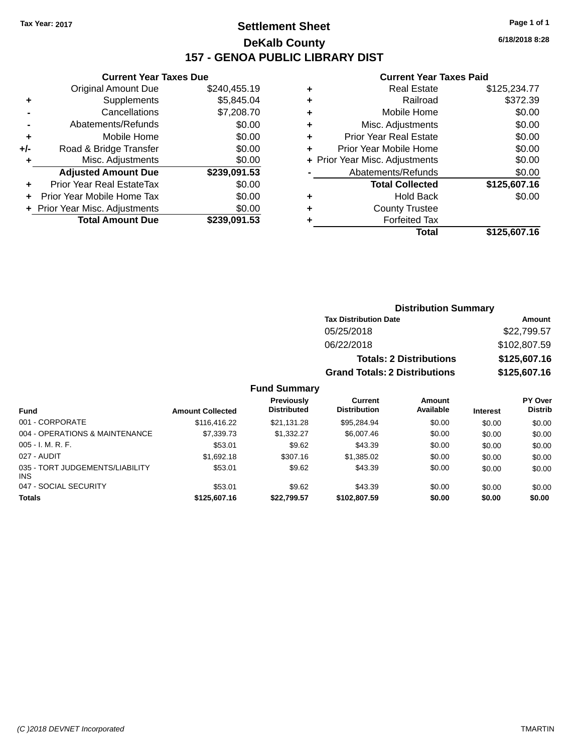Tax Year: 2017

# Settlement Sheet

## DeKalb County

## 157 - GENOA PUBLIC LIBRARY DIST

6/18/2018 8:28

### Current Year Taxes Due

| | | |
|---|---|---|
| | Original Amount Due | $240,455.19 |
| + | Supplements | $5,845.04 |
| - | Cancellations | $7,208.70 |
| - | Abatements/Refunds | $0.00 |
| + | Mobile Home | $0.00 |
| +/- | Road & Bridge Transfer | $0.00 |
| + | Misc. Adjustments | $0.00 |
| | **Adjusted Amount Due** | **$239,091.53** |
| + | Prior Year Real EstateTax | $0.00 |
| + | Prior Year Mobile Home Tax | $0.00 |
| + | Prior Year Misc. Adjustments | $0.00 |
| | **Total Amount Due** | **$239,091.53** |

### Current Year Taxes Paid

| | | |
|---|---|---|
| + | Real Estate | $125,234.77 |
| + | Railroad | $372.39 |
| + | Mobile Home | $0.00 |
| + | Misc. Adjustments | $0.00 |
| + | Prior Year Real Estate | $0.00 |
| + | Prior Year Mobile Home | $0.00 |
| + | Prior Year Misc. Adjustments | $0.00 |
| - | Abatements/Refunds | $0.00 |
| | **Total Collected** | **$125,607.16** |
| + | Hold Back | $0.00 |
| + | County Trustee | |
| + | Forfeited Tax | |
| | **Total** | **$125,607.16** |

### Distribution Summary

| Tax Distribution Date | Amount |
|---|---|
| 05/25/2018 | $22,799.57 |
| 06/22/2018 | $102,807.59 |
| **Totals: 2 Distributions** | **$125,607.16** |
| **Grand Totals: 2 Distributions** | **$125,607.16** |

### Fund Summary

| Fund | Amount Collected | Previously Distributed | Current Distribution | Amount Available | Interest | PY Over Distrib |
|---|---|---|---|---|---|---|
| 001 - CORPORATE | $116,416.22 | $21,131.28 | $95,284.94 | $0.00 | $0.00 | $0.00 |
| 004 - OPERATIONS & MAINTENANCE | $7,339.73 | $1,332.27 | $6,007.46 | $0.00 | $0.00 | $0.00 |
| 005 - I. M. R. F. | $53.01 | $9.62 | $43.39 | $0.00 | $0.00 | $0.00 |
| 027 - AUDIT | $1,692.18 | $307.16 | $1,385.02 | $0.00 | $0.00 | $0.00 |
| 035 - TORT JUDGEMENTS/LIABILITY INS | $53.01 | $9.62 | $43.39 | $0.00 | $0.00 | $0.00 |
| 047 - SOCIAL SECURITY | $53.01 | $9.62 | $43.39 | $0.00 | $0.00 | $0.00 |
| **Totals** | **$125,607.16** | **$22,799.57** | **$102,807.59** | **$0.00** | **$0.00** | **$0.00** |

(C )2018 DEVNET Incorporated — TMARTIN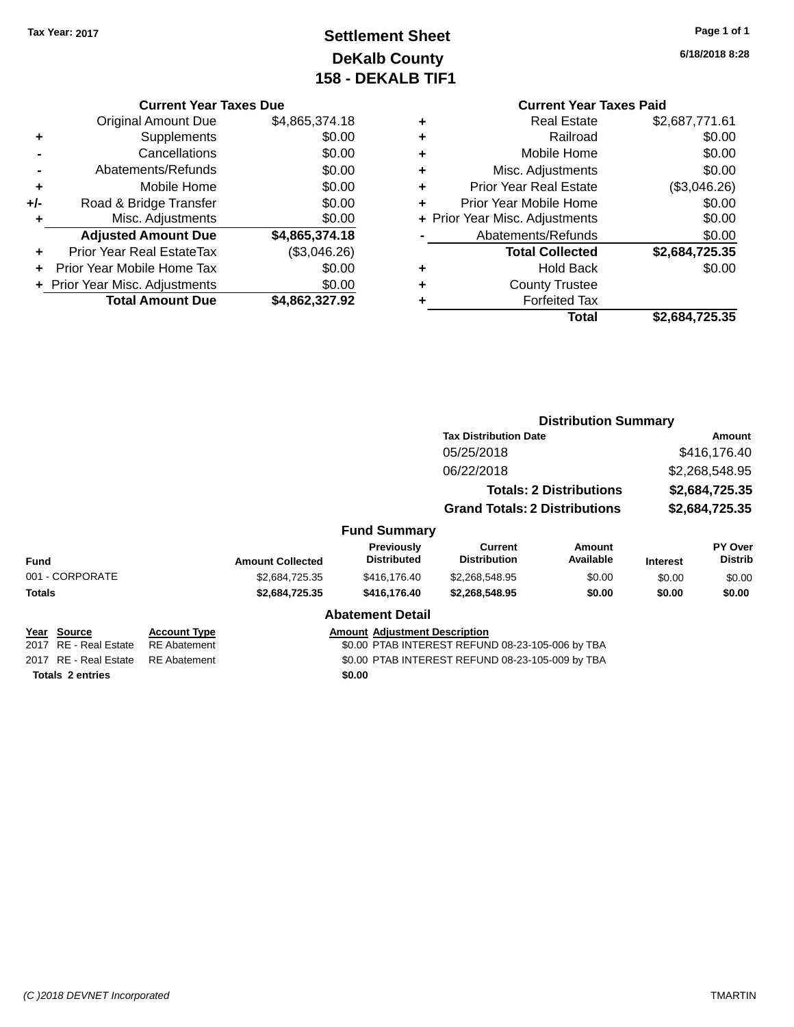Tax Year: 2017

# Settlement Sheet
## DeKalb County
## 158 - DEKALB TIF1

6/18/2018 8:28

### Current Year Taxes Due

| | | |
|---|---|---|
| | Original Amount Due | $4,865,374.18 |
| + | Supplements | $0.00 |
| - | Cancellations | $0.00 |
| - | Abatements/Refunds | $0.00 |
| + | Mobile Home | $0.00 |
| +/- | Road & Bridge Transfer | $0.00 |
| + | Misc. Adjustments | $0.00 |
| | **Adjusted Amount Due** | **$4,865,374.18** |
| + | Prior Year Real EstateTax | ($3,046.26) |
| + | Prior Year Mobile Home Tax | $0.00 |
| + | Prior Year Misc. Adjustments | $0.00 |
| | **Total Amount Due** | **$4,862,327.92** |

### Current Year Taxes Paid

| | | |
|---|---|---|
| + | Real Estate | $2,687,771.61 |
| + | Railroad | $0.00 |
| + | Mobile Home | $0.00 |
| + | Misc. Adjustments | $0.00 |
| + | Prior Year Real Estate | ($3,046.26) |
| + | Prior Year Mobile Home | $0.00 |
| + | Prior Year Misc. Adjustments | $0.00 |
| - | Abatements/Refunds | $0.00 |
| | **Total Collected** | **$2,684,725.35** |
| + | Hold Back | $0.00 |
| + | County Trustee | |
| + | Forfeited Tax | |
| | **Total** | **$2,684,725.35** |

### Distribution Summary

| Tax Distribution Date | Amount |
|---|---|
| 05/25/2018 | $416,176.40 |
| 06/22/2018 | $2,268,548.95 |
| **Totals: 2 Distributions** | **$2,684,725.35** |
| **Grand Totals: 2 Distributions** | **$2,684,725.35** |

### Fund Summary

| Fund | Amount Collected | Previously Distributed | Current Distribution | Amount Available | Interest | PY Over Distrib |
|---|---|---|---|---|---|---|
| 001 - CORPORATE | $2,684,725.35 | $416,176.40 | $2,268,548.95 | $0.00 | $0.00 | $0.00 |
| **Totals** | **$2,684,725.35** | **$416,176.40** | **$2,268,548.95** | **$0.00** | **$0.00** | **$0.00** |

### Abatement Detail

| Year | Source | Account Type | Amount | Adjustment Description |
|---|---|---|---|---|
| 2017 | RE - Real Estate | RE Abatement | $0.00 | PTAB INTEREST REFUND 08-23-105-006 by TBA |
| 2017 | RE - Real Estate | RE Abatement | $0.00 | PTAB INTEREST REFUND 08-23-105-009 by TBA |
| **Totals 2 entries** | | | **$0.00** | |

(C )2018 DEVNET Incorporated TMARTIN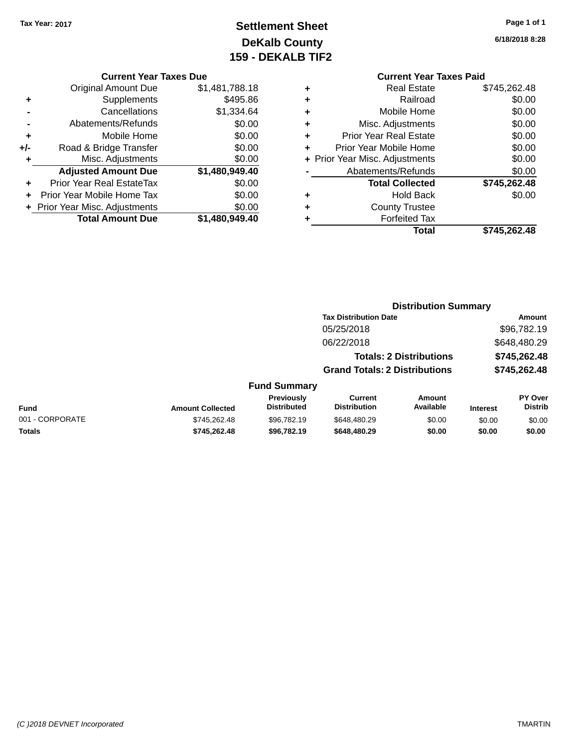Tax Year: 2017

# Settlement Sheet
## DeKalb County
## 159 - DEKALB TIF2

6/18/2018 8:28

### Current Year Taxes Due

| | | |
|---|---|---|
| | Original Amount Due | $1,481,788.18 |
| + | Supplements | $495.86 |
| - | Cancellations | $1,334.64 |
| - | Abatements/Refunds | $0.00 |
| + | Mobile Home | $0.00 |
| +/- | Road & Bridge Transfer | $0.00 |
| + | Misc. Adjustments | $0.00 |
| | **Adjusted Amount Due** | **$1,480,949.40** |
| + | Prior Year Real EstateTax | $0.00 |
| + | Prior Year Mobile Home Tax | $0.00 |
| + | Prior Year Misc. Adjustments | $0.00 |
| | **Total Amount Due** | **$1,480,949.40** |

### Current Year Taxes Paid

| | | |
|---|---|---|
| + | Real Estate | $745,262.48 |
| + | Railroad | $0.00 |
| + | Mobile Home | $0.00 |
| + | Misc. Adjustments | $0.00 |
| + | Prior Year Real Estate | $0.00 |
| + | Prior Year Mobile Home | $0.00 |
| + | Prior Year Misc. Adjustments | $0.00 |
| - | Abatements/Refunds | $0.00 |
| | **Total Collected** | **$745,262.48** |
| + | Hold Back | $0.00 |
| + | County Trustee | |
| + | Forfeited Tax | |
| | **Total** | **$745,262.48** |

### Distribution Summary

| Tax Distribution Date | Amount |
|---|---|
| 05/25/2018 | $96,782.19 |
| 06/22/2018 | $648,480.29 |
| **Totals: 2 Distributions** | **$745,262.48** |
| **Grand Totals: 2 Distributions** | **$745,262.48** |

### Fund Summary

| Fund | Amount Collected | Previously Distributed | Current Distribution | Amount Available | Interest | PY Over Distrib |
|---|---|---|---|---|---|---|
| 001 - CORPORATE | $745,262.48 | $96,782.19 | $648,480.29 | $0.00 | $0.00 | $0.00 |
| **Totals** | **$745,262.48** | **$96,782.19** | **$648,480.29** | **$0.00** | **$0.00** | **$0.00** |

(C )2018 DEVNET Incorporated TMARTIN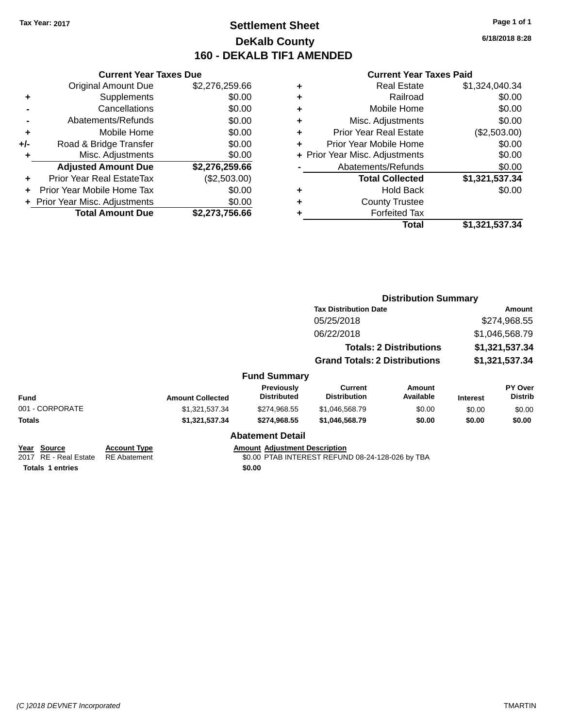Tax Year: 2017

# Settlement Sheet
## DeKalb County
## 160 - DEKALB TIF1 AMENDED

6/18/2018 8:28

### Current Year Taxes Due

| | | |
|---|---|---|
| | Original Amount Due | $2,276,259.66 |
| + | Supplements | $0.00 |
| - | Cancellations | $0.00 |
| - | Abatements/Refunds | $0.00 |
| + | Mobile Home | $0.00 |
| +/- | Road & Bridge Transfer | $0.00 |
| + | Misc. Adjustments | $0.00 |
| | **Adjusted Amount Due** | **$2,276,259.66** |
| + | Prior Year Real EstateTax | ($2,503.00) |
| + | Prior Year Mobile Home Tax | $0.00 |
| + | Prior Year Misc. Adjustments | $0.00 |
| | **Total Amount Due** | **$2,273,756.66** |

### Current Year Taxes Paid

| | | |
|---|---|---|
| + | Real Estate | $1,324,040.34 |
| + | Railroad | $0.00 |
| + | Mobile Home | $0.00 |
| + | Misc. Adjustments | $0.00 |
| + | Prior Year Real Estate | ($2,503.00) |
| + | Prior Year Mobile Home | $0.00 |
| + | Prior Year Misc. Adjustments | $0.00 |
| - | Abatements/Refunds | $0.00 |
| | **Total Collected** | **$1,321,537.34** |
| + | Hold Back | $0.00 |
| + | County Trustee | |
| + | Forfeited Tax | |
| | **Total** | **$1,321,537.34** |

### Distribution Summary

| Tax Distribution Date | Amount |
|---|---|
| 05/25/2018 | $274,968.55 |
| 06/22/2018 | $1,046,568.79 |
| **Totals: 2 Distributions** | **$1,321,537.34** |
| **Grand Totals: 2 Distributions** | **$1,321,537.34** |

### Fund Summary

| Fund | Amount Collected | Previously Distributed | Current Distribution | Amount Available | Interest | PY Over Distrib |
|---|---|---|---|---|---|---|
| 001 - CORPORATE | $1,321,537.34 | $274,968.55 | $1,046,568.79 | $0.00 | $0.00 | $0.00 |
| **Totals** | **$1,321,537.34** | **$274,968.55** | **$1,046,568.79** | **$0.00** | **$0.00** | **$0.00** |

### Abatement Detail

| Year | Source | Account Type | Amount | Adjustment Description |
|---|---|---|---|---|
| 2017 | RE - Real Estate | RE Abatement | $0.00 | PTAB INTEREST REFUND 08-24-128-026 by TBA |
| **Totals** | **1 entries** | | **$0.00** | |

(C )2018 DEVNET Incorporated TMARTIN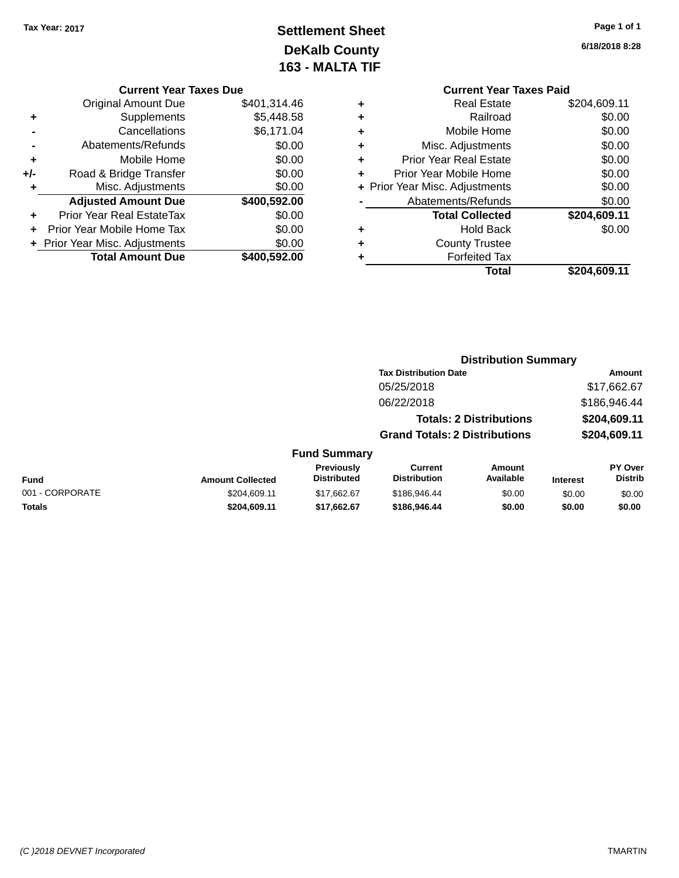Tax Year: 2017

# Settlement Sheet
## DeKalb County
## 163 - MALTA TIF

6/18/2018 8:28

### Current Year Taxes Due

| | | |
|---|---|---|
| | Original Amount Due | $401,314.46 |
| + | Supplements | $5,448.58 |
| - | Cancellations | $6,171.04 |
| - | Abatements/Refunds | $0.00 |
| + | Mobile Home | $0.00 |
| +/- | Road & Bridge Transfer | $0.00 |
| + | Misc. Adjustments | $0.00 |
| | **Adjusted Amount Due** | **$400,592.00** |
| + | Prior Year Real EstateTax | $0.00 |
| + | Prior Year Mobile Home Tax | $0.00 |
| + | Prior Year Misc. Adjustments | $0.00 |
| | **Total Amount Due** | **$400,592.00** |

### Current Year Taxes Paid

| | | |
|---|---|---|
| + | Real Estate | $204,609.11 |
| + | Railroad | $0.00 |
| + | Mobile Home | $0.00 |
| + | Misc. Adjustments | $0.00 |
| + | Prior Year Real Estate | $0.00 |
| + | Prior Year Mobile Home | $0.00 |
| + | Prior Year Misc. Adjustments | $0.00 |
| - | Abatements/Refunds | $0.00 |
| | **Total Collected** | **$204,609.11** |
| + | Hold Back | $0.00 |
| + | County Trustee | |
| + | Forfeited Tax | |
| | **Total** | **$204,609.11** |

### Distribution Summary

| Tax Distribution Date | Amount |
|---|---|
| 05/25/2018 | $17,662.67 |
| 06/22/2018 | $186,946.44 |
| **Totals: 2 Distributions** | **$204,609.11** |
| **Grand Totals: 2 Distributions** | **$204,609.11** |

### Fund Summary

| Fund | Amount Collected | Previously Distributed | Current Distribution | Amount Available | Interest | PY Over Distrib |
|---|---|---|---|---|---|---|
| 001 - CORPORATE | $204,609.11 | $17,662.67 | $186,946.44 | $0.00 | $0.00 | $0.00 |
| **Totals** | **$204,609.11** | **$17,662.67** | **$186,946.44** | **$0.00** | **$0.00** | **$0.00** |

(C )2018 DEVNET Incorporated TMARTIN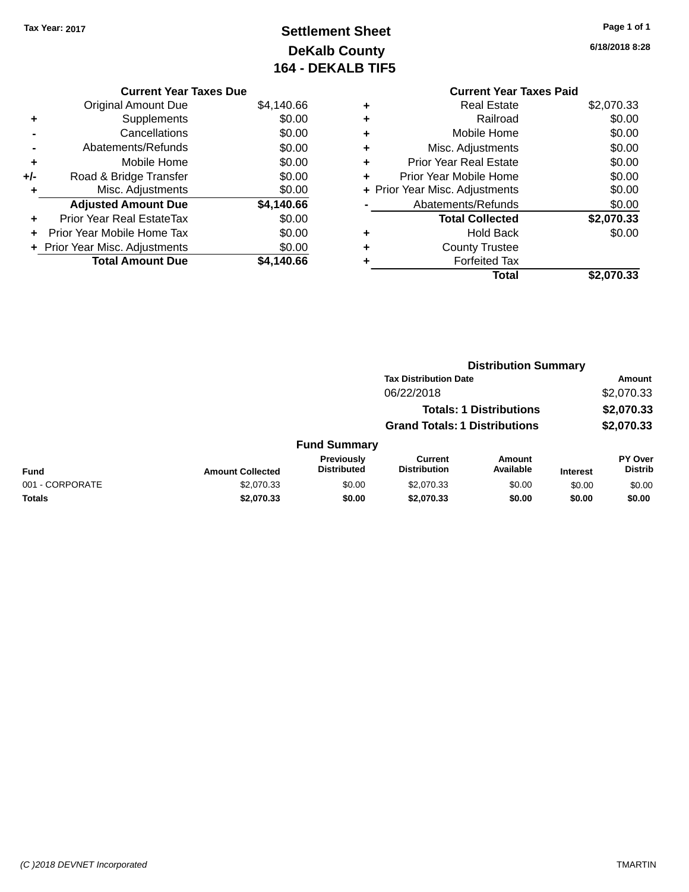Tax Year: 2017

# Settlement Sheet

## DeKalb County

## 164 - DEKALB TIF5

6/18/2018 8:28

### Current Year Taxes Due

| | | |
|---|---|---|
| | Original Amount Due | $4,140.66 |
| + | Supplements | $0.00 |
| - | Cancellations | $0.00 |
| - | Abatements/Refunds | $0.00 |
| + | Mobile Home | $0.00 |
| +/- | Road & Bridge Transfer | $0.00 |
| + | Misc. Adjustments | $0.00 |
| | **Adjusted Amount Due** | **$4,140.66** |
| + | Prior Year Real EstateTax | $0.00 |
| + | Prior Year Mobile Home Tax | $0.00 |
| + | Prior Year Misc. Adjustments | $0.00 |
| | **Total Amount Due** | **$4,140.66** |

### Current Year Taxes Paid

| | | |
|---|---|---|
| + | Real Estate | $2,070.33 |
| + | Railroad | $0.00 |
| + | Mobile Home | $0.00 |
| + | Misc. Adjustments | $0.00 |
| + | Prior Year Real Estate | $0.00 |
| + | Prior Year Mobile Home | $0.00 |
| + | Prior Year Misc. Adjustments | $0.00 |
| - | Abatements/Refunds | $0.00 |
| | **Total Collected** | **$2,070.33** |
| + | Hold Back | $0.00 |
| + | County Trustee | |
| + | Forfeited Tax | |
| | **Total** | **$2,070.33** |

### Distribution Summary

| Tax Distribution Date | Amount |
|---|---|
| 06/22/2018 | $2,070.33 |
| **Totals: 1 Distributions** | **$2,070.33** |
| **Grand Totals: 1 Distributions** | **$2,070.33** |

### Fund Summary

| Fund | Amount Collected | Previously Distributed | Current Distribution | Amount Available | Interest | PY Over Distrib |
|---|---|---|---|---|---|---|
| 001 - CORPORATE | $2,070.33 | $0.00 | $2,070.33 | $0.00 | $0.00 | $0.00 |
| **Totals** | **$2,070.33** | **$0.00** | **$2,070.33** | **$0.00** | **$0.00** | **$0.00** |

(C )2018 DEVNET Incorporated

TMARTIN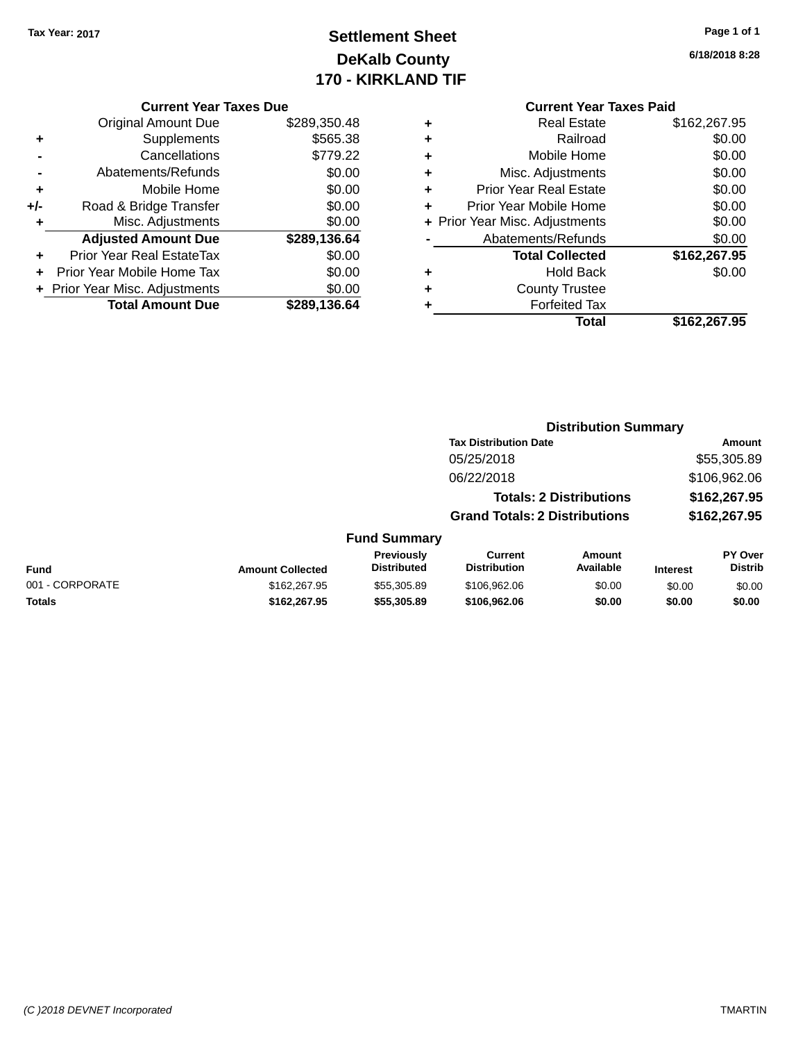Tax Year: 2017

# Settlement Sheet

## DeKalb County

## 170 - KIRKLAND TIF

6/18/2018 8:28

### Current Year Taxes Due

| | | |
|---|---|---|
| | Original Amount Due | $289,350.48 |
| + | Supplements | $565.38 |
| - | Cancellations | $779.22 |
| - | Abatements/Refunds | $0.00 |
| + | Mobile Home | $0.00 |
| +/- | Road & Bridge Transfer | $0.00 |
| + | Misc. Adjustments | $0.00 |
| | **Adjusted Amount Due** | **$289,136.64** |
| + | Prior Year Real EstateTax | $0.00 |
| + | Prior Year Mobile Home Tax | $0.00 |
| + | Prior Year Misc. Adjustments | $0.00 |
| | **Total Amount Due** | **$289,136.64** |

### Current Year Taxes Paid

| | | |
|---|---|---|
| + | Real Estate | $162,267.95 |
| + | Railroad | $0.00 |
| + | Mobile Home | $0.00 |
| + | Misc. Adjustments | $0.00 |
| + | Prior Year Real Estate | $0.00 |
| + | Prior Year Mobile Home | $0.00 |
| + | Prior Year Misc. Adjustments | $0.00 |
| - | Abatements/Refunds | $0.00 |
| | **Total Collected** | **$162,267.95** |
| + | Hold Back | $0.00 |
| + | County Trustee | |
| + | Forfeited Tax | |
| | **Total** | **$162,267.95** |

### Distribution Summary

| Tax Distribution Date | Amount |
|---|---|
| 05/25/2018 | $55,305.89 |
| 06/22/2018 | $106,962.06 |
| **Totals: 2 Distributions** | **$162,267.95** |
| **Grand Totals: 2 Distributions** | **$162,267.95** |

### Fund Summary

| Fund | Amount Collected | Previously Distributed | Current Distribution | Amount Available | Interest | PY Over Distrib |
|---|---|---|---|---|---|---|
| 001 - CORPORATE | $162,267.95 | $55,305.89 | $106,962.06 | $0.00 | $0.00 | $0.00 |
| **Totals** | **$162,267.95** | **$55,305.89** | **$106,962.06** | **$0.00** | **$0.00** | **$0.00** |

(C )2018 DEVNET Incorporated

TMARTIN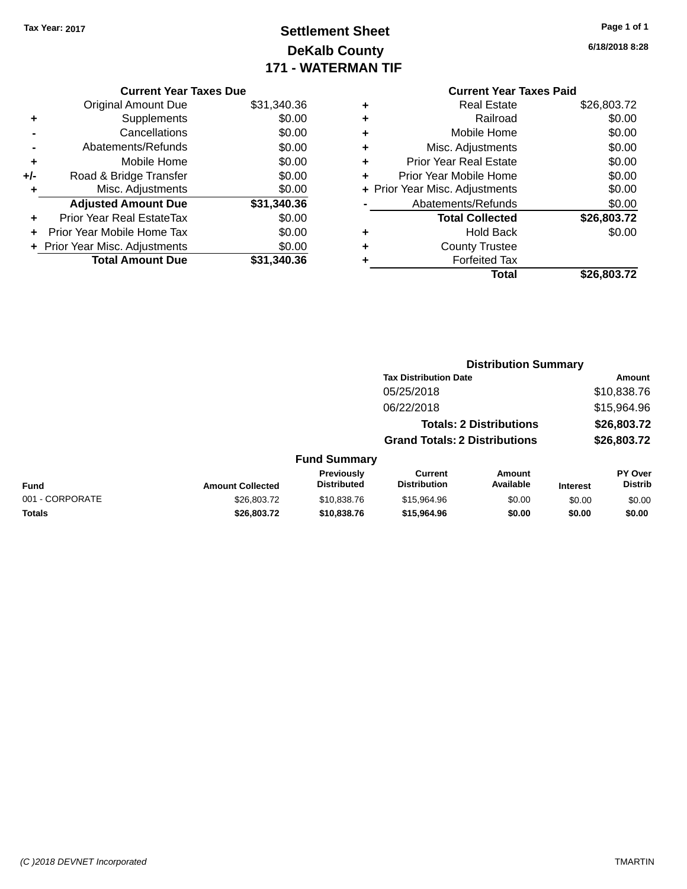Tax Year: 2017

# Settlement Sheet
## DeKalb County
## 171 - WATERMAN TIF

6/18/2018 8:28

### Current Year Taxes Due

| | | |
|---|---|---|
| | Original Amount Due | $31,340.36 |
| + | Supplements | $0.00 |
| - | Cancellations | $0.00 |
| - | Abatements/Refunds | $0.00 |
| + | Mobile Home | $0.00 |
| +/- | Road & Bridge Transfer | $0.00 |
| + | Misc. Adjustments | $0.00 |
| | **Adjusted Amount Due** | **$31,340.36** |
| + | Prior Year Real EstateTax | $0.00 |
| + | Prior Year Mobile Home Tax | $0.00 |
| + | Prior Year Misc. Adjustments | $0.00 |
| | **Total Amount Due** | **$31,340.36** |

### Current Year Taxes Paid

| | | |
|---|---|---|
| + | Real Estate | $26,803.72 |
| + | Railroad | $0.00 |
| + | Mobile Home | $0.00 |
| + | Misc. Adjustments | $0.00 |
| + | Prior Year Real Estate | $0.00 |
| + | Prior Year Mobile Home | $0.00 |
| + | Prior Year Misc. Adjustments | $0.00 |
| - | Abatements/Refunds | $0.00 |
| | **Total Collected** | **$26,803.72** |
| + | Hold Back | $0.00 |
| + | County Trustee | |
| + | Forfeited Tax | |
| | **Total** | **$26,803.72** |

### Distribution Summary

| Tax Distribution Date | Amount |
|---|---|
| 05/25/2018 | $10,838.76 |
| 06/22/2018 | $15,964.96 |
| **Totals: 2 Distributions** | **$26,803.72** |
| **Grand Totals: 2 Distributions** | **$26,803.72** |

### Fund Summary

| Fund | Amount Collected | Previously Distributed | Current Distribution | Amount Available | Interest | PY Over Distrib |
|---|---|---|---|---|---|---|
| 001 - CORPORATE | $26,803.72 | $10,838.76 | $15,964.96 | $0.00 | $0.00 | $0.00 |
| **Totals** | **$26,803.72** | **$10,838.76** | **$15,964.96** | **$0.00** | **$0.00** | **$0.00** |

(C )2018 DEVNET Incorporated TMARTIN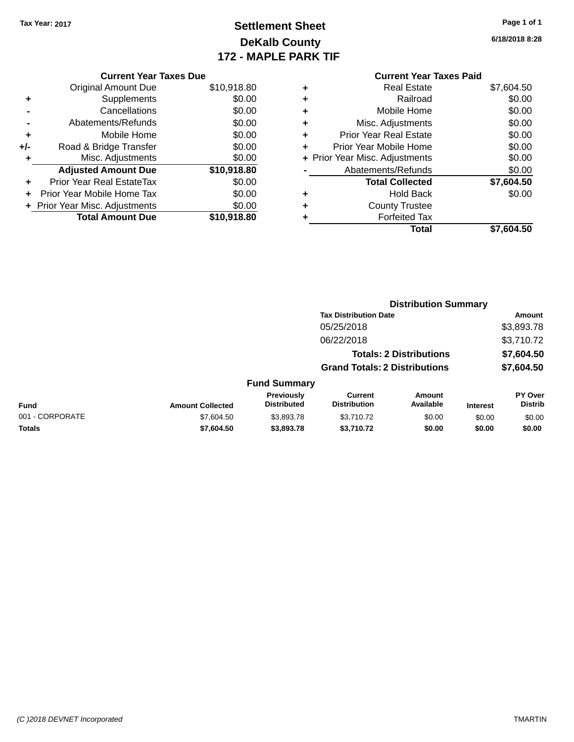Tax Year: 2017

# Settlement Sheet
## DeKalb County
## 172 - MAPLE PARK TIF

6/18/2018 8:28

### Current Year Taxes Due

| | | |
|---|---|---|
| | Original Amount Due | $10,918.80 |
| + | Supplements | $0.00 |
| - | Cancellations | $0.00 |
| - | Abatements/Refunds | $0.00 |
| + | Mobile Home | $0.00 |
| +/- | Road & Bridge Transfer | $0.00 |
| + | Misc. Adjustments | $0.00 |
| | **Adjusted Amount Due** | **$10,918.80** |
| + | Prior Year Real EstateTax | $0.00 |
| + | Prior Year Mobile Home Tax | $0.00 |
| + | Prior Year Misc. Adjustments | $0.00 |
| | **Total Amount Due** | **$10,918.80** |

### Current Year Taxes Paid

| | | |
|---|---|---|
| + | Real Estate | $7,604.50 |
| + | Railroad | $0.00 |
| + | Mobile Home | $0.00 |
| + | Misc. Adjustments | $0.00 |
| + | Prior Year Real Estate | $0.00 |
| + | Prior Year Mobile Home | $0.00 |
| + | Prior Year Misc. Adjustments | $0.00 |
| - | Abatements/Refunds | $0.00 |
| | **Total Collected** | **$7,604.50** |
| + | Hold Back | $0.00 |
| + | County Trustee | |
| + | Forfeited Tax | |
| | **Total** | **$7,604.50** |

### Distribution Summary

| Tax Distribution Date | Amount |
|---|---|
| 05/25/2018 | $3,893.78 |
| 06/22/2018 | $3,710.72 |
| **Totals: 2 Distributions** | **$7,604.50** |
| **Grand Totals: 2 Distributions** | **$7,604.50** |

### Fund Summary

| Fund | Amount Collected | Previously Distributed | Current Distribution | Amount Available | Interest | PY Over Distrib |
|---|---|---|---|---|---|---|
| 001 - CORPORATE | $7,604.50 | $3,893.78 | $3,710.72 | $0.00 | $0.00 | $0.00 |
| **Totals** | **$7,604.50** | **$3,893.78** | **$3,710.72** | **$0.00** | **$0.00** | **$0.00** |

(C )2018 DEVNET Incorporated TMARTIN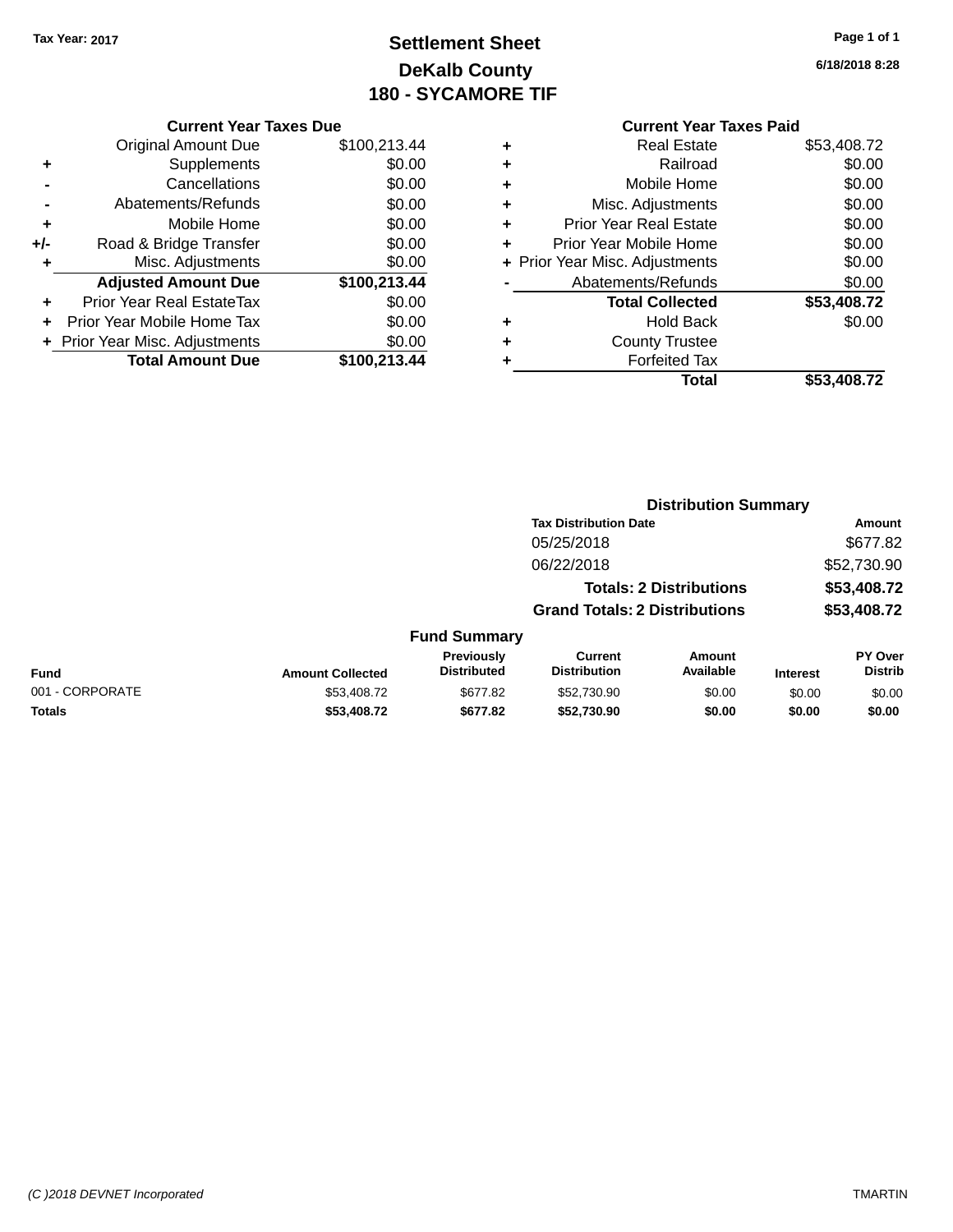Tax Year: 2017

# Settlement Sheet

## DeKalb County

## 180 - SYCAMORE TIF

6/18/2018 8:28

### Current Year Taxes Due

| | | |
|---|---|---|
| | Original Amount Due | $100,213.44 |
| + | Supplements | $0.00 |
| - | Cancellations | $0.00 |
| - | Abatements/Refunds | $0.00 |
| + | Mobile Home | $0.00 |
| +/- | Road & Bridge Transfer | $0.00 |
| + | Misc. Adjustments | $0.00 |
| | **Adjusted Amount Due** | **$100,213.44** |
| + | Prior Year Real EstateTax | $0.00 |
| + | Prior Year Mobile Home Tax | $0.00 |
| + | Prior Year Misc. Adjustments | $0.00 |
| | **Total Amount Due** | **$100,213.44** |

### Current Year Taxes Paid

| | | |
|---|---|---|
| + | Real Estate | $53,408.72 |
| + | Railroad | $0.00 |
| + | Mobile Home | $0.00 |
| + | Misc. Adjustments | $0.00 |
| + | Prior Year Real Estate | $0.00 |
| + | Prior Year Mobile Home | $0.00 |
| + | Prior Year Misc. Adjustments | $0.00 |
| - | Abatements/Refunds | $0.00 |
| | **Total Collected** | **$53,408.72** |
| + | Hold Back | $0.00 |
| + | County Trustee | |
| + | Forfeited Tax | |
| | **Total** | **$53,408.72** |

### Distribution Summary

| Tax Distribution Date | Amount |
|---|---|
| 05/25/2018 | $677.82 |
| 06/22/2018 | $52,730.90 |
| **Totals: 2 Distributions** | **$53,408.72** |
| **Grand Totals: 2 Distributions** | **$53,408.72** |

### Fund Summary

| Fund | Amount Collected | Previously Distributed | Current Distribution | Amount Available | Interest | PY Over Distrib |
|---|---|---|---|---|---|---|
| 001 - CORPORATE | $53,408.72 | $677.82 | $52,730.90 | $0.00 | $0.00 | $0.00 |
| **Totals** | **$53,408.72** | **$677.82** | **$52,730.90** | **$0.00** | **$0.00** | **$0.00** |

(C )2018 DEVNET Incorporated TMARTIN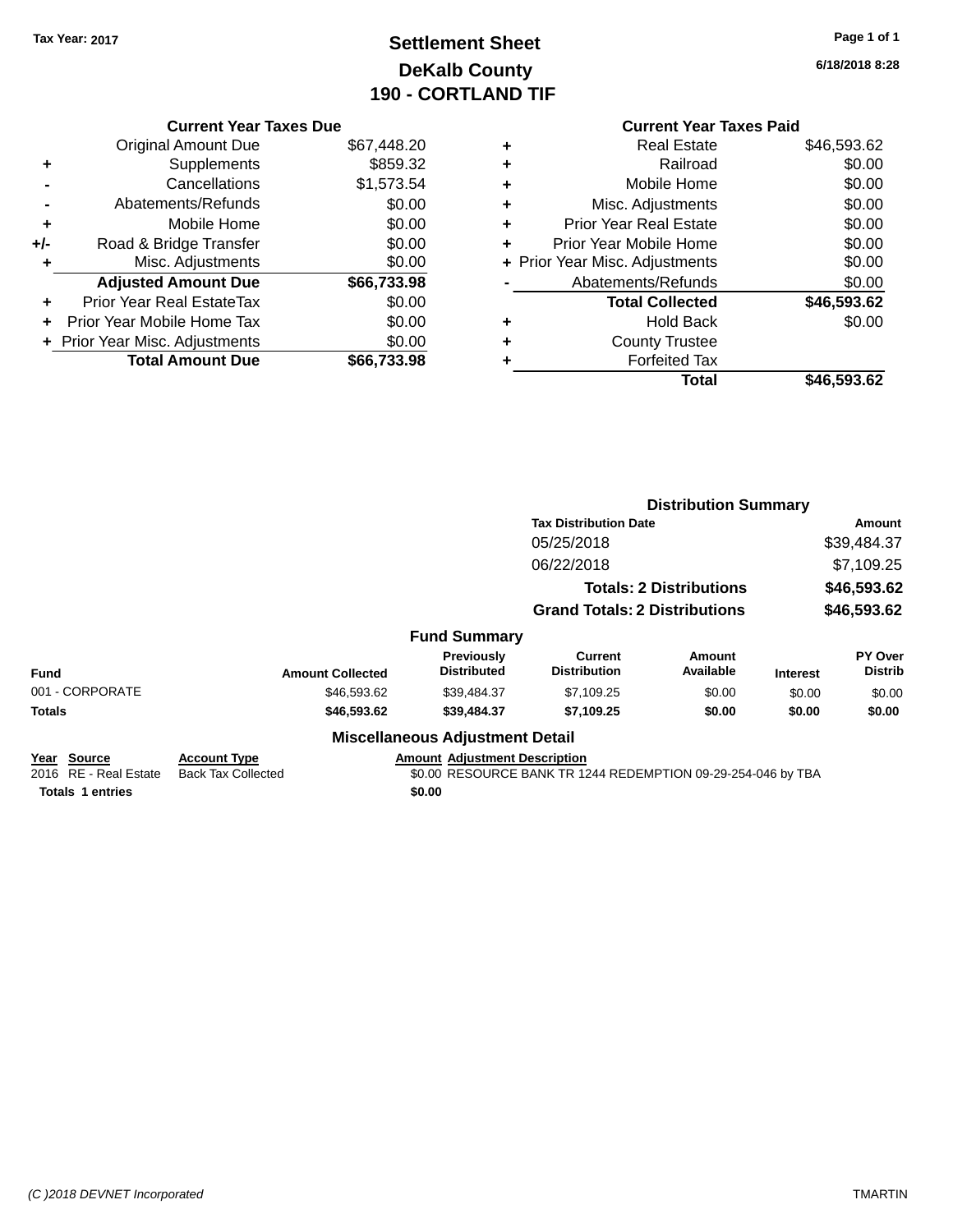Tax Year: 2017

# Settlement Sheet
## DeKalb County
## 190 - CORTLAND TIF

6/18/2018 8:28

### Current Year Taxes Due

| | | |
|---|---|---|
| | Original Amount Due | $67,448.20 |
| + | Supplements | $859.32 |
| - | Cancellations | $1,573.54 |
| - | Abatements/Refunds | $0.00 |
| + | Mobile Home | $0.00 |
| +/- | Road & Bridge Transfer | $0.00 |
| + | Misc. Adjustments | $0.00 |
| | **Adjusted Amount Due** | **$66,733.98** |
| + | Prior Year Real EstateTax | $0.00 |
| + | Prior Year Mobile Home Tax | $0.00 |
| + | Prior Year Misc. Adjustments | $0.00 |
| | **Total Amount Due** | **$66,733.98** |

### Current Year Taxes Paid

| | | |
|---|---|---|
| + | Real Estate | $46,593.62 |
| + | Railroad | $0.00 |
| + | Mobile Home | $0.00 |
| + | Misc. Adjustments | $0.00 |
| + | Prior Year Real Estate | $0.00 |
| + | Prior Year Mobile Home | $0.00 |
| + | Prior Year Misc. Adjustments | $0.00 |
| - | Abatements/Refunds | $0.00 |
| | **Total Collected** | **$46,593.62** |
| + | Hold Back | $0.00 |
| + | County Trustee | |
| + | Forfeited Tax | |
| | **Total** | **$46,593.62** |

### Distribution Summary

| Tax Distribution Date | Amount |
|---|---|
| 05/25/2018 | $39,484.37 |
| 06/22/2018 | $7,109.25 |
| **Totals: 2 Distributions** | **$46,593.62** |
| **Grand Totals: 2 Distributions** | **$46,593.62** |

### Fund Summary

| Fund | Amount Collected | Previously Distributed | Current Distribution | Amount Available | Interest | PY Over Distrib |
|---|---|---|---|---|---|---|
| 001 - CORPORATE | $46,593.62 | $39,484.37 | $7,109.25 | $0.00 | $0.00 | $0.00 |
| **Totals** | **$46,593.62** | **$39,484.37** | **$7,109.25** | **$0.00** | **$0.00** | **$0.00** |

### Miscellaneous Adjustment Detail

| Year | Source | Account Type | Amount | Adjustment Description |
|---|---|---|---|---|
| 2016 | RE - Real Estate | Back Tax Collected | $0.00 | RESOURCE BANK TR 1244 REDEMPTION 09-29-254-046 by TBA |
| **Totals** | **1 entries** | | **$0.00** | |

(C )2018 DEVNET Incorporated TMARTIN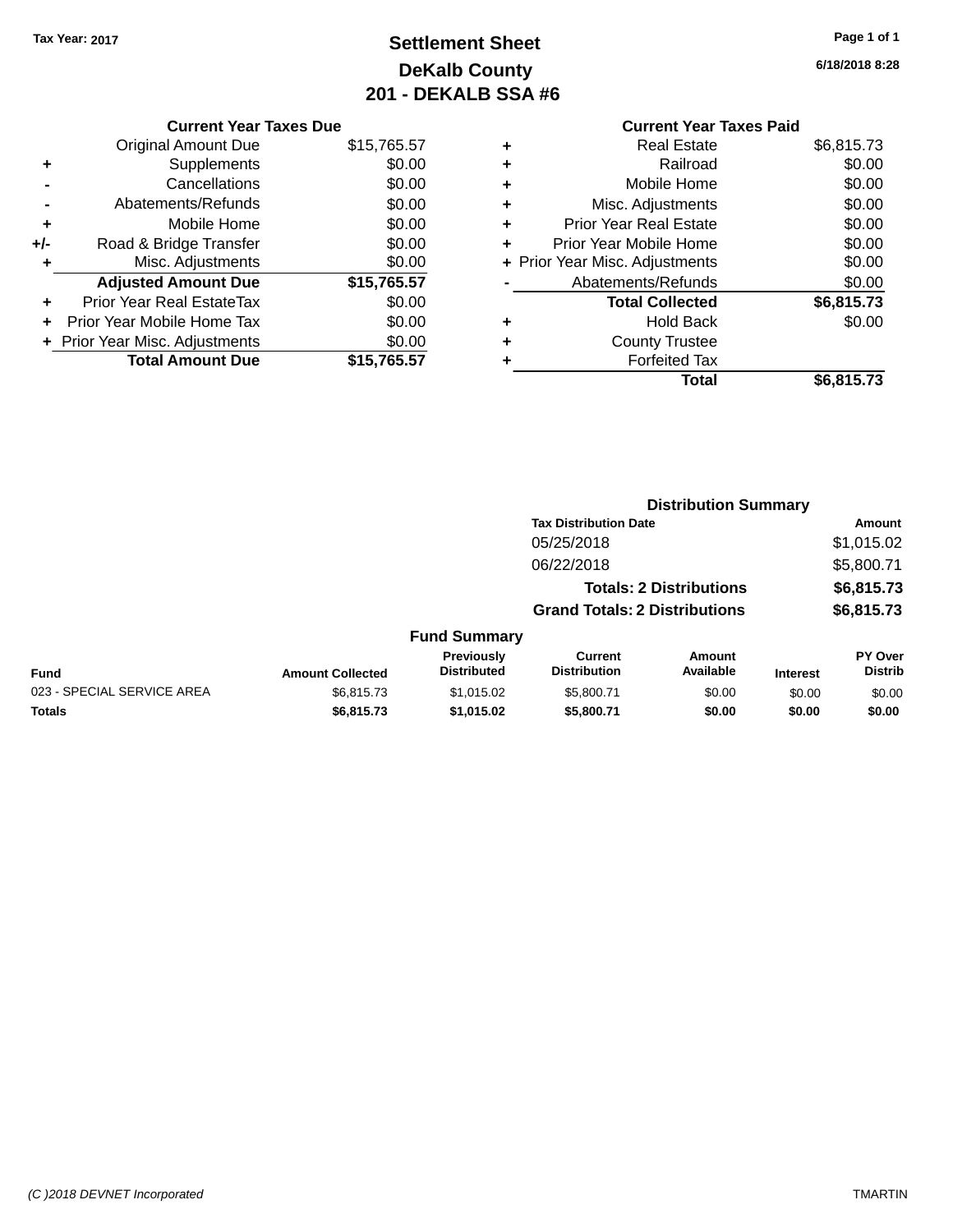Tax Year: 2017

# Settlement Sheet
## DeKalb County
## 201 - DEKALB SSA #6

6/18/2018 8:28

| | Current Year Taxes Due | |
|---|---|---|
| | Original Amount Due | $15,765.57 |
| + | Supplements | $0.00 |
| - | Cancellations | $0.00 |
| - | Abatements/Refunds | $0.00 |
| + | Mobile Home | $0.00 |
| +/- | Road & Bridge Transfer | $0.00 |
| + | Misc. Adjustments | $0.00 |
| | **Adjusted Amount Due** | **$15,765.57** |
| + | Prior Year Real EstateTax | $0.00 |
| + | Prior Year Mobile Home Tax | $0.00 |
| + | Prior Year Misc. Adjustments | $0.00 |
| | **Total Amount Due** | **$15,765.57** |

| | Current Year Taxes Paid | |
|---|---|---|
| + | Real Estate | $6,815.73 |
| + | Railroad | $0.00 |
| + | Mobile Home | $0.00 |
| + | Misc. Adjustments | $0.00 |
| + | Prior Year Real Estate | $0.00 |
| + | Prior Year Mobile Home | $0.00 |
| + | Prior Year Misc. Adjustments | $0.00 |
| - | Abatements/Refunds | $0.00 |
| | **Total Collected** | **$6,815.73** |
| + | Hold Back | $0.00 |
| + | County Trustee | |
| + | Forfeited Tax | |
| | **Total** | **$6,815.73** |

### Distribution Summary

| Tax Distribution Date | Amount |
|---|---|
| 05/25/2018 | $1,015.02 |
| 06/22/2018 | $5,800.71 |
| **Totals: 2 Distributions** | **$6,815.73** |
| **Grand Totals: 2 Distributions** | **$6,815.73** |

### Fund Summary

| Fund | Amount Collected | Previously Distributed | Current Distribution | Amount Available | Interest | PY Over Distrib |
|---|---|---|---|---|---|---|
| 023 - SPECIAL SERVICE AREA | $6,815.73 | $1,015.02 | $5,800.71 | $0.00 | $0.00 | $0.00 |
| **Totals** | **$6,815.73** | **$1,015.02** | **$5,800.71** | **$0.00** | **$0.00** | **$0.00** |

(C )2018 DEVNET Incorporated

TMARTIN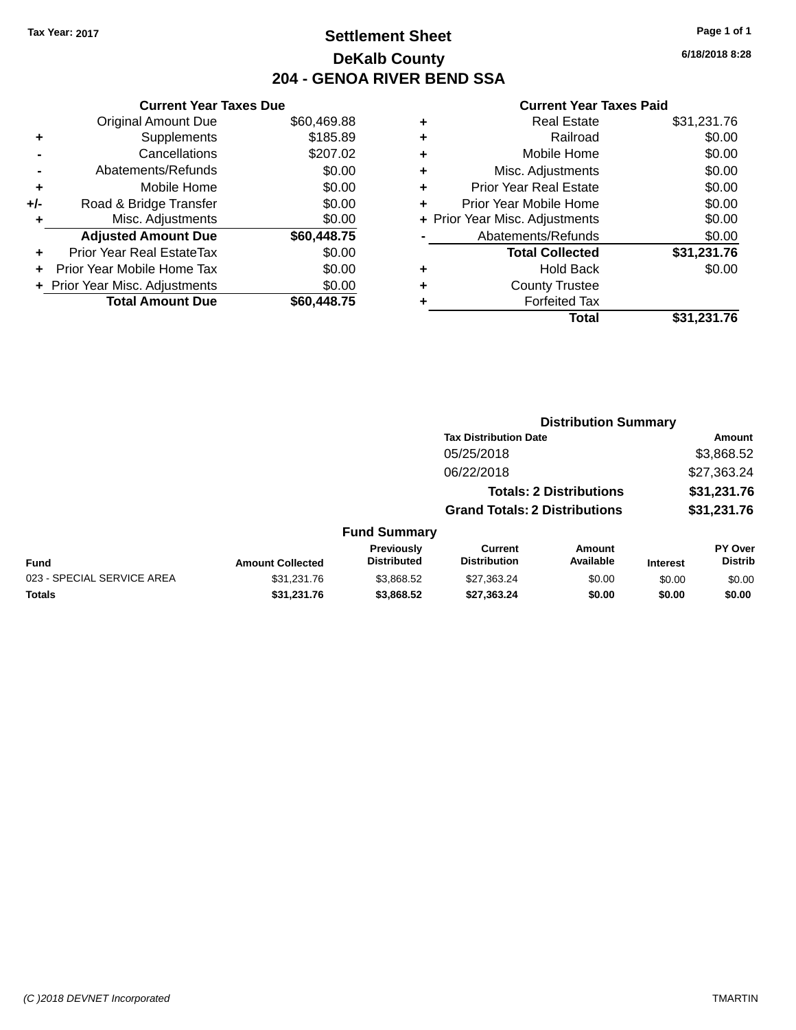Tax Year: 2017

# Settlement Sheet

## DeKalb County

## 204 - GENOA RIVER BEND SSA

6/18/2018 8:28

### Current Year Taxes Due

| | | |
|---|---|---|
| | Original Amount Due | $60,469.88 |
| + | Supplements | $185.89 |
| - | Cancellations | $207.02 |
| - | Abatements/Refunds | $0.00 |
| + | Mobile Home | $0.00 |
| +/- | Road & Bridge Transfer | $0.00 |
| + | Misc. Adjustments | $0.00 |
| | **Adjusted Amount Due** | **$60,448.75** |
| + | Prior Year Real EstateTax | $0.00 |
| + | Prior Year Mobile Home Tax | $0.00 |
| + | Prior Year Misc. Adjustments | $0.00 |
| | **Total Amount Due** | **$60,448.75** |

### Current Year Taxes Paid

| | | |
|---|---|---|
| + | Real Estate | $31,231.76 |
| + | Railroad | $0.00 |
| + | Mobile Home | $0.00 |
| + | Misc. Adjustments | $0.00 |
| + | Prior Year Real Estate | $0.00 |
| + | Prior Year Mobile Home | $0.00 |
| + | Prior Year Misc. Adjustments | $0.00 |
| - | Abatements/Refunds | $0.00 |
| | **Total Collected** | **$31,231.76** |
| + | Hold Back | $0.00 |
| + | County Trustee | |
| + | Forfeited Tax | |
| | **Total** | **$31,231.76** |

### Distribution Summary

| Tax Distribution Date | Amount |
|---|---|
| 05/25/2018 | $3,868.52 |
| 06/22/2018 | $27,363.24 |
| **Totals: 2 Distributions** | **$31,231.76** |
| **Grand Totals: 2 Distributions** | **$31,231.76** |

### Fund Summary

| Fund | Amount Collected | Previously Distributed | Current Distribution | Amount Available | Interest | PY Over Distrib |
|---|---|---|---|---|---|---|
| 023 - SPECIAL SERVICE AREA | $31,231.76 | $3,868.52 | $27,363.24 | $0.00 | $0.00 | $0.00 |
| **Totals** | **$31,231.76** | **$3,868.52** | **$27,363.24** | **$0.00** | **$0.00** | **$0.00** |

(C )2018 DEVNET Incorporated

TMARTIN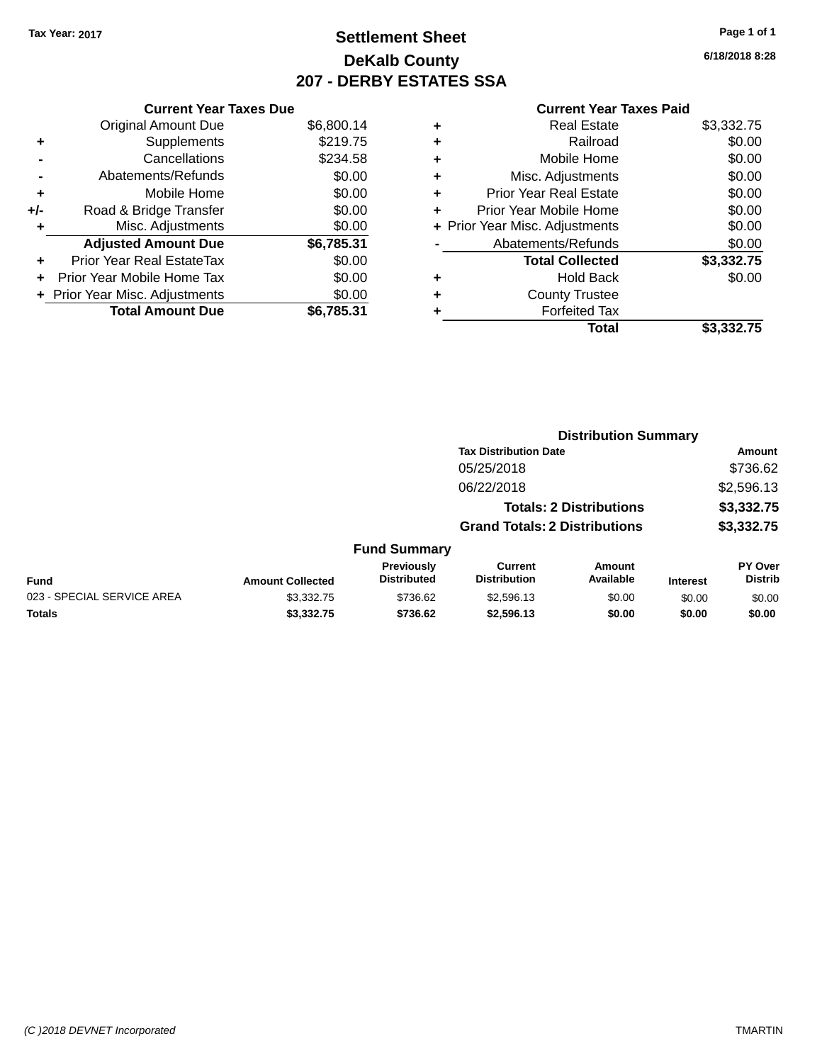Tax Year: 2017

# Settlement Sheet

## DeKalb County

## 207 - DERBY ESTATES SSA

6/18/2018 8:28

### Current Year Taxes Due

| | | |
|---|---|---|
| | Original Amount Due | $6,800.14 |
| + | Supplements | $219.75 |
| - | Cancellations | $234.58 |
| - | Abatements/Refunds | $0.00 |
| + | Mobile Home | $0.00 |
| +/- | Road & Bridge Transfer | $0.00 |
| + | Misc. Adjustments | $0.00 |
| | **Adjusted Amount Due** | **$6,785.31** |
| + | Prior Year Real EstateTax | $0.00 |
| + | Prior Year Mobile Home Tax | $0.00 |
| + | Prior Year Misc. Adjustments | $0.00 |
| | **Total Amount Due** | **$6,785.31** |

### Current Year Taxes Paid

| | | |
|---|---|---|
| + | Real Estate | $3,332.75 |
| + | Railroad | $0.00 |
| + | Mobile Home | $0.00 |
| + | Misc. Adjustments | $0.00 |
| + | Prior Year Real Estate | $0.00 |
| + | Prior Year Mobile Home | $0.00 |
| + | Prior Year Misc. Adjustments | $0.00 |
| - | Abatements/Refunds | $0.00 |
| | **Total Collected** | **$3,332.75** |
| + | Hold Back | $0.00 |
| + | County Trustee | |
| + | Forfeited Tax | |
| | **Total** | **$3,332.75** |

### Distribution Summary

| Tax Distribution Date | Amount |
|---|---|
| 05/25/2018 | $736.62 |
| 06/22/2018 | $2,596.13 |
| **Totals: 2 Distributions** | **$3,332.75** |
| **Grand Totals: 2 Distributions** | **$3,332.75** |

### Fund Summary

| Fund | Amount Collected | Previously Distributed | Current Distribution | Amount Available | Interest | PY Over Distrib |
|---|---|---|---|---|---|---|
| 023 - SPECIAL SERVICE AREA | $3,332.75 | $736.62 | $2,596.13 | $0.00 | $0.00 | $0.00 |
| **Totals** | **$3,332.75** | **$736.62** | **$2,596.13** | **$0.00** | **$0.00** | **$0.00** |

(C )2018 DEVNET Incorporated TMARTIN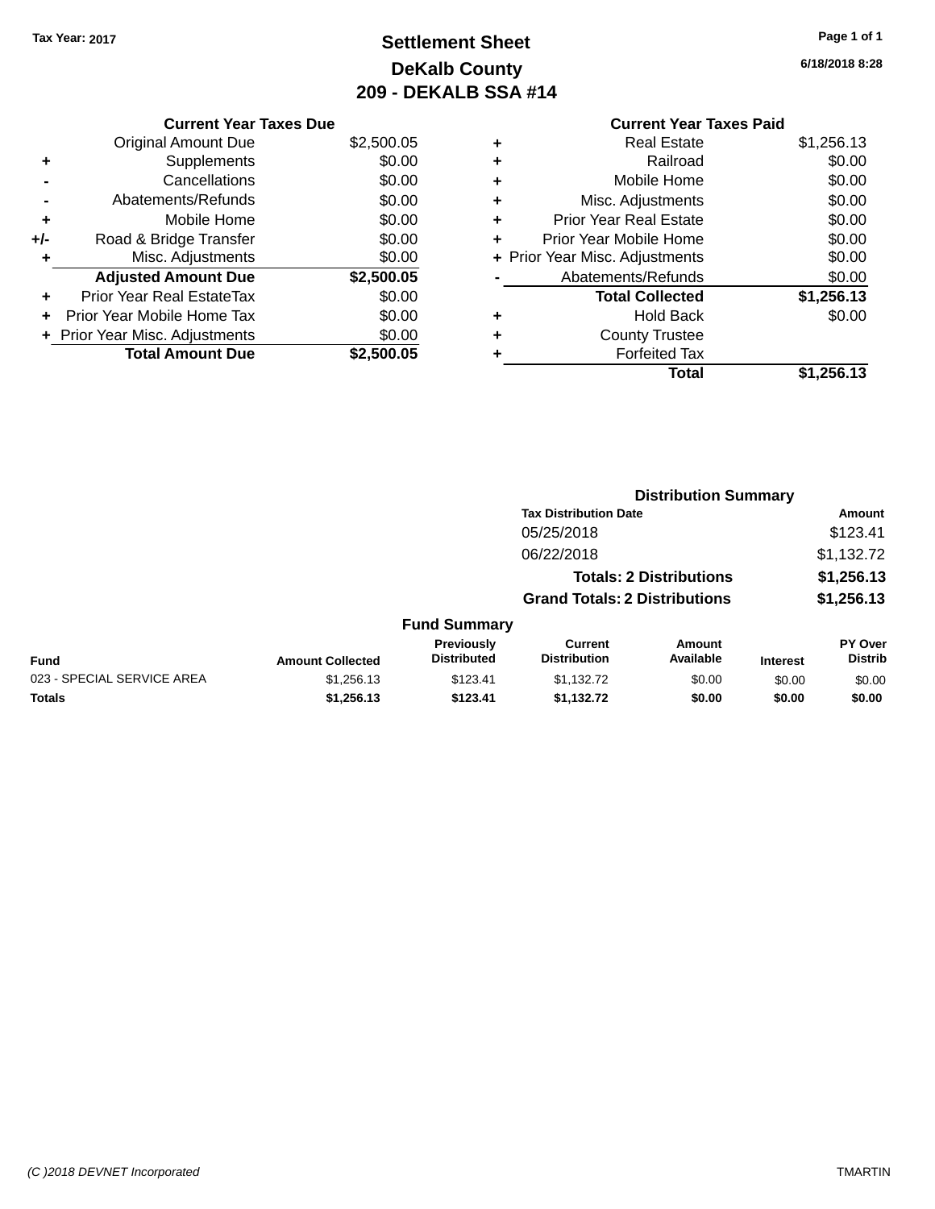Tax Year: 2017

# Settlement Sheet
## DeKalb County
## 209 - DEKALB SSA #14

6/18/2018 8:28

### Current Year Taxes Due

| | | |
|---|---|---|
| | Original Amount Due | $2,500.05 |
| + | Supplements | $0.00 |
| - | Cancellations | $0.00 |
| - | Abatements/Refunds | $0.00 |
| + | Mobile Home | $0.00 |
| +/- | Road & Bridge Transfer | $0.00 |
| + | Misc. Adjustments | $0.00 |
| | **Adjusted Amount Due** | **$2,500.05** |
| + | Prior Year Real EstateTax | $0.00 |
| + | Prior Year Mobile Home Tax | $0.00 |
| + | Prior Year Misc. Adjustments | $0.00 |
| | **Total Amount Due** | **$2,500.05** |

### Current Year Taxes Paid

| | | |
|---|---|---|
| + | Real Estate | $1,256.13 |
| + | Railroad | $0.00 |
| + | Mobile Home | $0.00 |
| + | Misc. Adjustments | $0.00 |
| + | Prior Year Real Estate | $0.00 |
| + | Prior Year Mobile Home | $0.00 |
| + | Prior Year Misc. Adjustments | $0.00 |
| - | Abatements/Refunds | $0.00 |
| | **Total Collected** | **$1,256.13** |
| + | Hold Back | $0.00 |
| + | County Trustee | |
| + | Forfeited Tax | |
| | **Total** | **$1,256.13** |

### Distribution Summary

| Tax Distribution Date | Amount |
|---|---|
| 05/25/2018 | $123.41 |
| 06/22/2018 | $1,132.72 |
| **Totals: 2 Distributions** | **$1,256.13** |
| **Grand Totals: 2 Distributions** | **$1,256.13** |

### Fund Summary

| Fund | Amount Collected | Previously Distributed | Current Distribution | Amount Available | Interest | PY Over Distrib |
|---|---|---|---|---|---|---|
| 023 - SPECIAL SERVICE AREA | $1,256.13 | $123.41 | $1,132.72 | $0.00 | $0.00 | $0.00 |
| **Totals** | **$1,256.13** | **$123.41** | **$1,132.72** | **$0.00** | **$0.00** | **$0.00** |

(C )2018 DEVNET Incorporated TMARTIN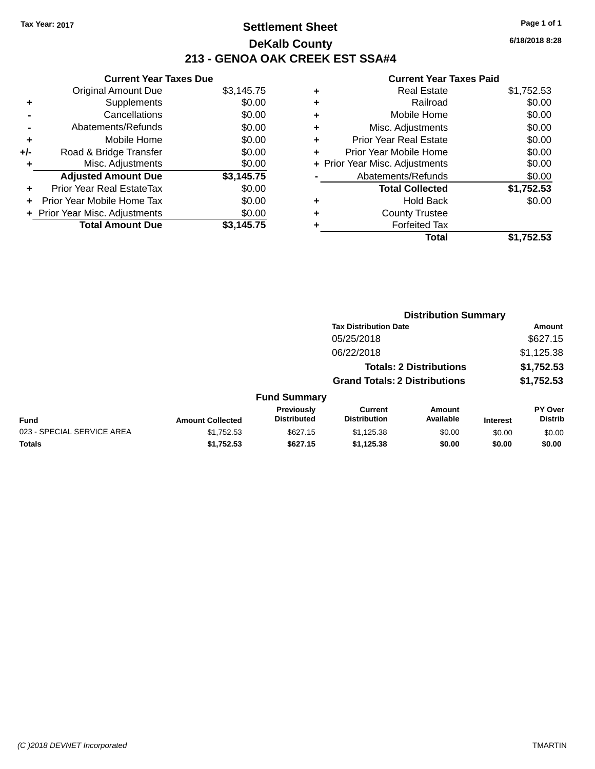Tax Year: 2017

# Settlement Sheet

## DeKalb County

## 213 - GENOA OAK CREEK EST SSA#4

6/18/2018 8:28

### Current Year Taxes Due

| | | |
|---|---|---|
| | Original Amount Due | $3,145.75 |
| + | Supplements | $0.00 |
| - | Cancellations | $0.00 |
| - | Abatements/Refunds | $0.00 |
| + | Mobile Home | $0.00 |
| +/- | Road & Bridge Transfer | $0.00 |
| + | Misc. Adjustments | $0.00 |
| | **Adjusted Amount Due** | **$3,145.75** |
| + | Prior Year Real EstateTax | $0.00 |
| + | Prior Year Mobile Home Tax | $0.00 |
| + | Prior Year Misc. Adjustments | $0.00 |
| | **Total Amount Due** | **$3,145.75** |

### Current Year Taxes Paid

| | | |
|---|---|---|
| + | Real Estate | $1,752.53 |
| + | Railroad | $0.00 |
| + | Mobile Home | $0.00 |
| + | Misc. Adjustments | $0.00 |
| + | Prior Year Real Estate | $0.00 |
| + | Prior Year Mobile Home | $0.00 |
| + | Prior Year Misc. Adjustments | $0.00 |
| - | Abatements/Refunds | $0.00 |
| | **Total Collected** | **$1,752.53** |
| + | Hold Back | $0.00 |
| + | County Trustee | |
| + | Forfeited Tax | |
| | **Total** | **$1,752.53** |

### Distribution Summary

| Tax Distribution Date | Amount |
|---|---|
| 05/25/2018 | $627.15 |
| 06/22/2018 | $1,125.38 |
| **Totals: 2 Distributions** | **$1,752.53** |
| **Grand Totals: 2 Distributions** | **$1,752.53** |

### Fund Summary

| Fund | Amount Collected | Previously Distributed | Current Distribution | Amount Available | Interest | PY Over Distrib |
|---|---|---|---|---|---|---|
| 023 - SPECIAL SERVICE AREA | $1,752.53 | $627.15 | $1,125.38 | $0.00 | $0.00 | $0.00 |
| **Totals** | **$1,752.53** | **$627.15** | **$1,125.38** | **$0.00** | **$0.00** | **$0.00** |

(C )2018 DEVNET Incorporated

TMARTIN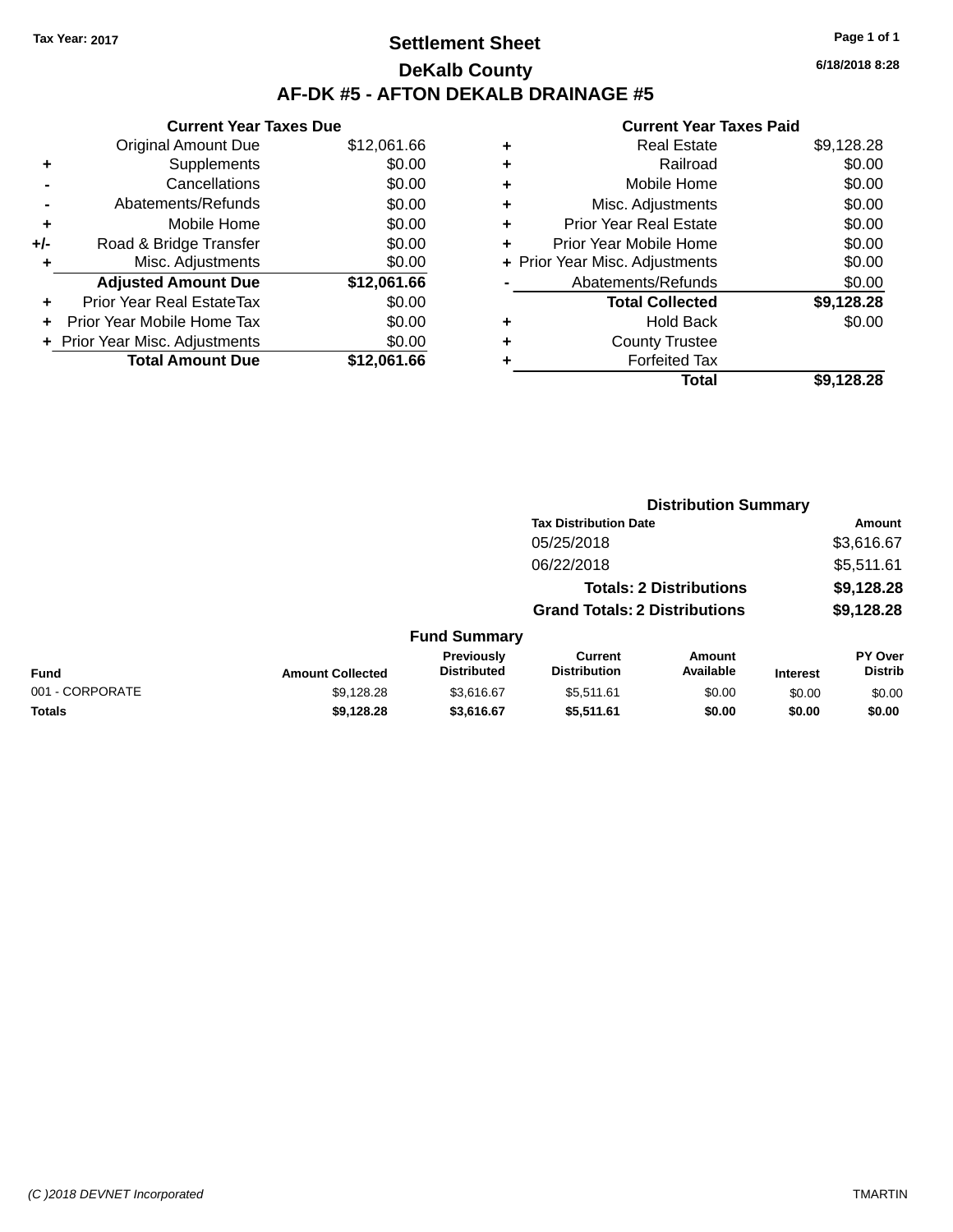Tax Year: 2017

# Settlement Sheet

## DeKalb County

## AF-DK #5 - AFTON DEKALB DRAINAGE #5

6/18/2018 8:28

### Current Year Taxes Due

| | | |
|---|---|---|
| | Original Amount Due | $12,061.66 |
| + | Supplements | $0.00 |
| - | Cancellations | $0.00 |
| - | Abatements/Refunds | $0.00 |
| + | Mobile Home | $0.00 |
| +/- | Road & Bridge Transfer | $0.00 |
| + | Misc. Adjustments | $0.00 |
| | **Adjusted Amount Due** | **$12,061.66** |
| + | Prior Year Real EstateTax | $0.00 |
| + | Prior Year Mobile Home Tax | $0.00 |
| + | Prior Year Misc. Adjustments | $0.00 |
| | **Total Amount Due** | **$12,061.66** |

### Current Year Taxes Paid

| | | |
|---|---|---|
| + | Real Estate | $9,128.28 |
| + | Railroad | $0.00 |
| + | Mobile Home | $0.00 |
| + | Misc. Adjustments | $0.00 |
| + | Prior Year Real Estate | $0.00 |
| + | Prior Year Mobile Home | $0.00 |
| + | Prior Year Misc. Adjustments | $0.00 |
| - | Abatements/Refunds | $0.00 |
| | **Total Collected** | **$9,128.28** |
| + | Hold Back | $0.00 |
| + | County Trustee | |
| + | Forfeited Tax | |
| | **Total** | **$9,128.28** |

### Distribution Summary

| Tax Distribution Date | Amount |
|---|---|
| 05/25/2018 | $3,616.67 |
| 06/22/2018 | $5,511.61 |
| **Totals: 2 Distributions** | **$9,128.28** |
| **Grand Totals: 2 Distributions** | **$9,128.28** |

### Fund Summary

| Fund | Amount Collected | Previously Distributed | Current Distribution | Amount Available | Interest | PY Over Distrib |
|---|---|---|---|---|---|---|
| 001 - CORPORATE | $9,128.28 | $3,616.67 | $5,511.61 | $0.00 | $0.00 | $0.00 |
| **Totals** | **$9,128.28** | **$3,616.67** | **$5,511.61** | **$0.00** | **$0.00** | **$0.00** |

(C )2018 DEVNET Incorporated TMARTIN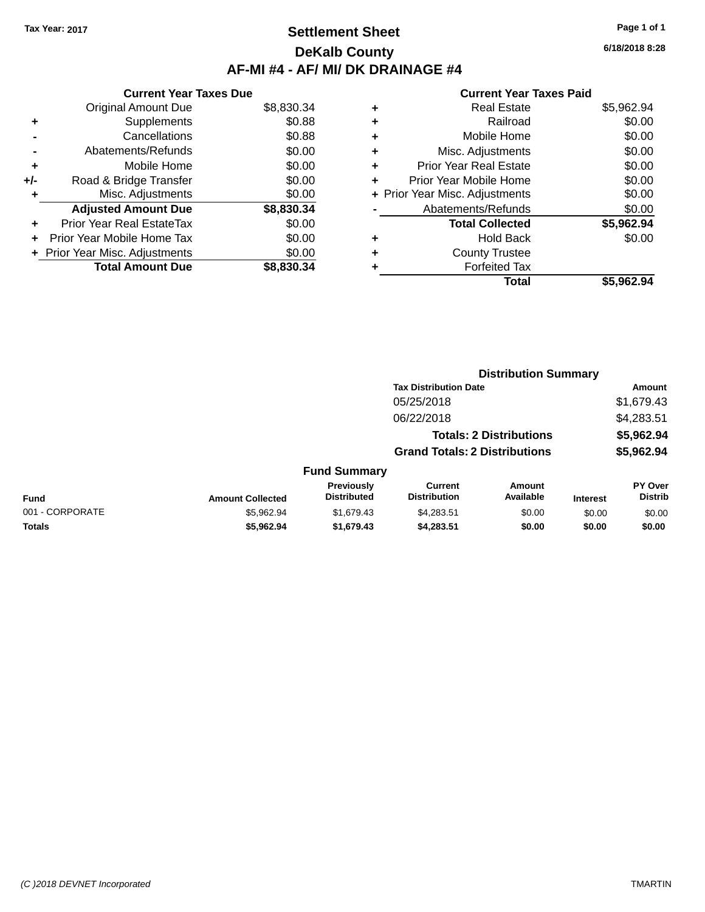Tax Year: 2017

# Settlement Sheet

## DeKalb County

## AF-MI #4 - AF/ MI/ DK DRAINAGE #4

6/18/2018 8:28

### Current Year Taxes Due

| | | |
|---|---|---|
| | Original Amount Due | $8,830.34 |
| + | Supplements | $0.88 |
| - | Cancellations | $0.88 |
| - | Abatements/Refunds | $0.00 |
| + | Mobile Home | $0.00 |
| +/- | Road & Bridge Transfer | $0.00 |
| + | Misc. Adjustments | $0.00 |
| | **Adjusted Amount Due** | **$8,830.34** |
| + | Prior Year Real EstateTax | $0.00 |
| + | Prior Year Mobile Home Tax | $0.00 |
| + | Prior Year Misc. Adjustments | $0.00 |
| | **Total Amount Due** | **$8,830.34** |

### Current Year Taxes Paid

| | | |
|---|---|---|
| + | Real Estate | $5,962.94 |
| + | Railroad | $0.00 |
| + | Mobile Home | $0.00 |
| + | Misc. Adjustments | $0.00 |
| + | Prior Year Real Estate | $0.00 |
| + | Prior Year Mobile Home | $0.00 |
| + | Prior Year Misc. Adjustments | $0.00 |
| - | Abatements/Refunds | $0.00 |
| | **Total Collected** | **$5,962.94** |
| + | Hold Back | $0.00 |
| + | County Trustee | |
| + | Forfeited Tax | |
| | **Total** | **$5,962.94** |

### Distribution Summary

| Tax Distribution Date | Amount |
|---|---|
| 05/25/2018 | $1,679.43 |
| 06/22/2018 | $4,283.51 |
| **Totals: 2 Distributions** | **$5,962.94** |
| **Grand Totals: 2 Distributions** | **$5,962.94** |

### Fund Summary

| Fund | Amount Collected | Previously Distributed | Current Distribution | Amount Available | Interest | PY Over Distrib |
|---|---|---|---|---|---|---|
| 001 - CORPORATE | $5,962.94 | $1,679.43 | $4,283.51 | $0.00 | $0.00 | $0.00 |
| **Totals** | **$5,962.94** | **$1,679.43** | **$4,283.51** | **$0.00** | **$0.00** | **$0.00** |

(C )2018 DEVNET Incorporated TMARTIN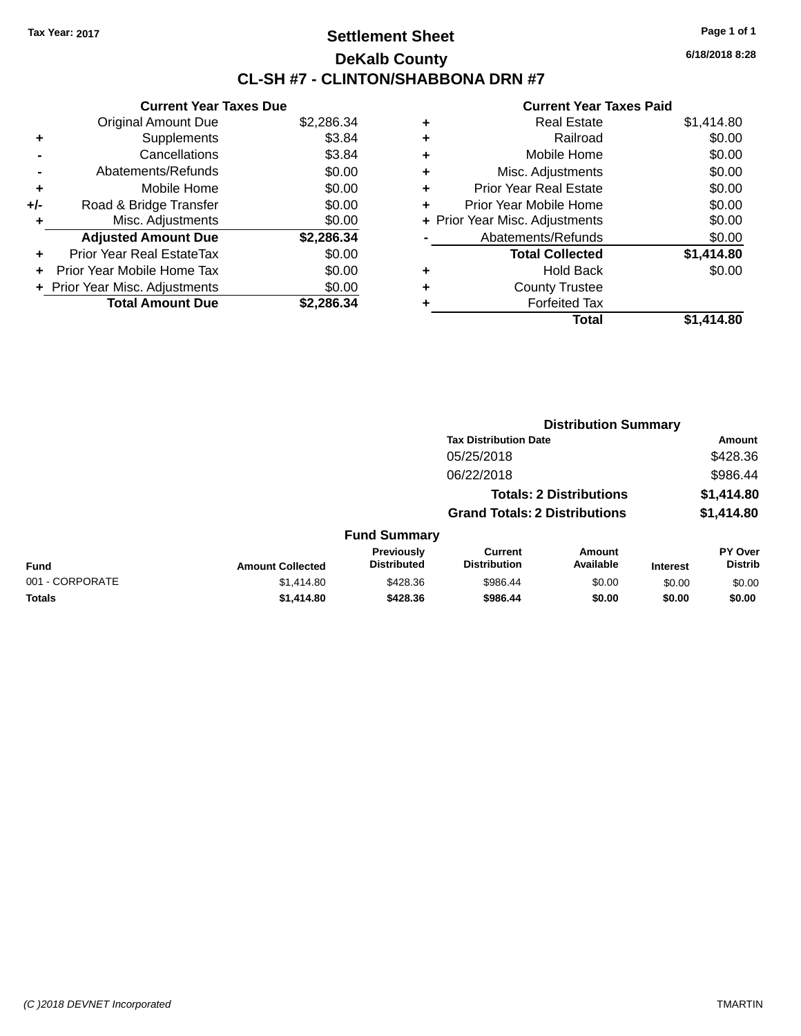Tax Year: 2017

# Settlement Sheet

## DeKalb County

## CL-SH #7 - CLINTON/SHABBONA DRN #7

6/18/2018 8:28

### Current Year Taxes Due

| | | |
|---|---|---|
| | Original Amount Due | $2,286.34 |
| + | Supplements | $3.84 |
| - | Cancellations | $3.84 |
| - | Abatements/Refunds | $0.00 |
| + | Mobile Home | $0.00 |
| +/- | Road & Bridge Transfer | $0.00 |
| + | Misc. Adjustments | $0.00 |
| | **Adjusted Amount Due** | **$2,286.34** |
| + | Prior Year Real EstateTax | $0.00 |
| + | Prior Year Mobile Home Tax | $0.00 |
| + | Prior Year Misc. Adjustments | $0.00 |
| | **Total Amount Due** | **$2,286.34** |

### Current Year Taxes Paid

| | | |
|---|---|---|
| + | Real Estate | $1,414.80 |
| + | Railroad | $0.00 |
| + | Mobile Home | $0.00 |
| + | Misc. Adjustments | $0.00 |
| + | Prior Year Real Estate | $0.00 |
| + | Prior Year Mobile Home | $0.00 |
| + | Prior Year Misc. Adjustments | $0.00 |
| - | Abatements/Refunds | $0.00 |
| | **Total Collected** | **$1,414.80** |
| + | Hold Back | $0.00 |
| + | County Trustee | |
| + | Forfeited Tax | |
| | **Total** | **$1,414.80** |

### Distribution Summary

| Tax Distribution Date | Amount |
|---|---|
| 05/25/2018 | $428.36 |
| 06/22/2018 | $986.44 |
| **Totals: 2 Distributions** | **$1,414.80** |
| **Grand Totals: 2 Distributions** | **$1,414.80** |

### Fund Summary

| Fund | Amount Collected | Previously Distributed | Current Distribution | Amount Available | Interest | PY Over Distrib |
|---|---|---|---|---|---|---|
| 001 - CORPORATE | $1,414.80 | $428.36 | $986.44 | $0.00 | $0.00 | $0.00 |
| **Totals** | **$1,414.80** | **$428.36** | **$986.44** | **$0.00** | **$0.00** | **$0.00** |

(C )2018 DEVNET Incorporated TMARTIN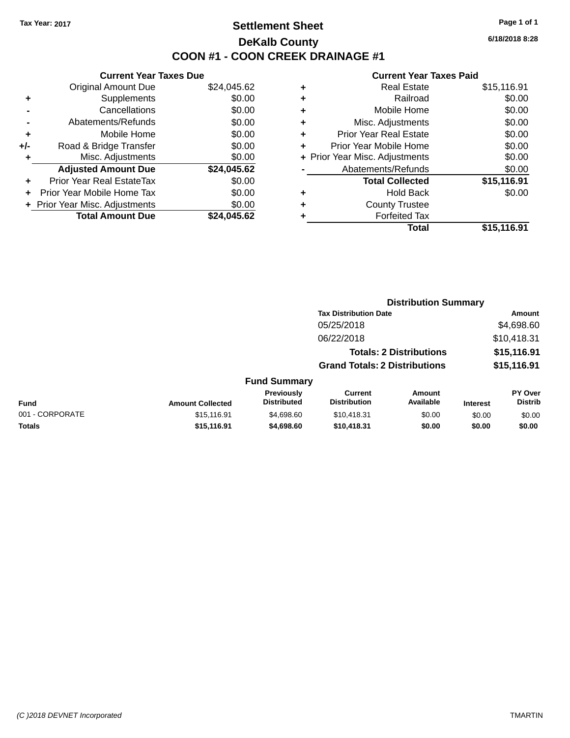Tax Year: 2017

# Settlement Sheet

## DeKalb County

## COON #1 - COON CREEK DRAINAGE #1

6/18/2018 8:28

### Current Year Taxes Due

| | | |
|---|---|---|
| | Original Amount Due | $24,045.62 |
| + | Supplements | $0.00 |
| - | Cancellations | $0.00 |
| - | Abatements/Refunds | $0.00 |
| + | Mobile Home | $0.00 |
| +/- | Road & Bridge Transfer | $0.00 |
| + | Misc. Adjustments | $0.00 |
| | **Adjusted Amount Due** | **$24,045.62** |
| + | Prior Year Real EstateTax | $0.00 |
| + | Prior Year Mobile Home Tax | $0.00 |
| + | Prior Year Misc. Adjustments | $0.00 |
| | **Total Amount Due** | **$24,045.62** |

### Current Year Taxes Paid

| | | |
|---|---|---|
| + | Real Estate | $15,116.91 |
| + | Railroad | $0.00 |
| + | Mobile Home | $0.00 |
| + | Misc. Adjustments | $0.00 |
| + | Prior Year Real Estate | $0.00 |
| + | Prior Year Mobile Home | $0.00 |
| + | Prior Year Misc. Adjustments | $0.00 |
| - | Abatements/Refunds | $0.00 |
| | **Total Collected** | **$15,116.91** |
| + | Hold Back | $0.00 |
| + | County Trustee | |
| + | Forfeited Tax | |
| | **Total** | **$15,116.91** |

### Distribution Summary

| Tax Distribution Date | Amount |
|---|---|
| 05/25/2018 | $4,698.60 |
| 06/22/2018 | $10,418.31 |
| **Totals: 2 Distributions** | **$15,116.91** |
| **Grand Totals: 2 Distributions** | **$15,116.91** |

### Fund Summary

| Fund | Amount Collected | Previously Distributed | Current Distribution | Amount Available | Interest | PY Over Distrib |
|---|---|---|---|---|---|---|
| 001 - CORPORATE | $15,116.91 | $4,698.60 | $10,418.31 | $0.00 | $0.00 | $0.00 |
| **Totals** | **$15,116.91** | **$4,698.60** | **$10,418.31** | **$0.00** | **$0.00** | **$0.00** |

(C )2018 DEVNET Incorporated — TMARTIN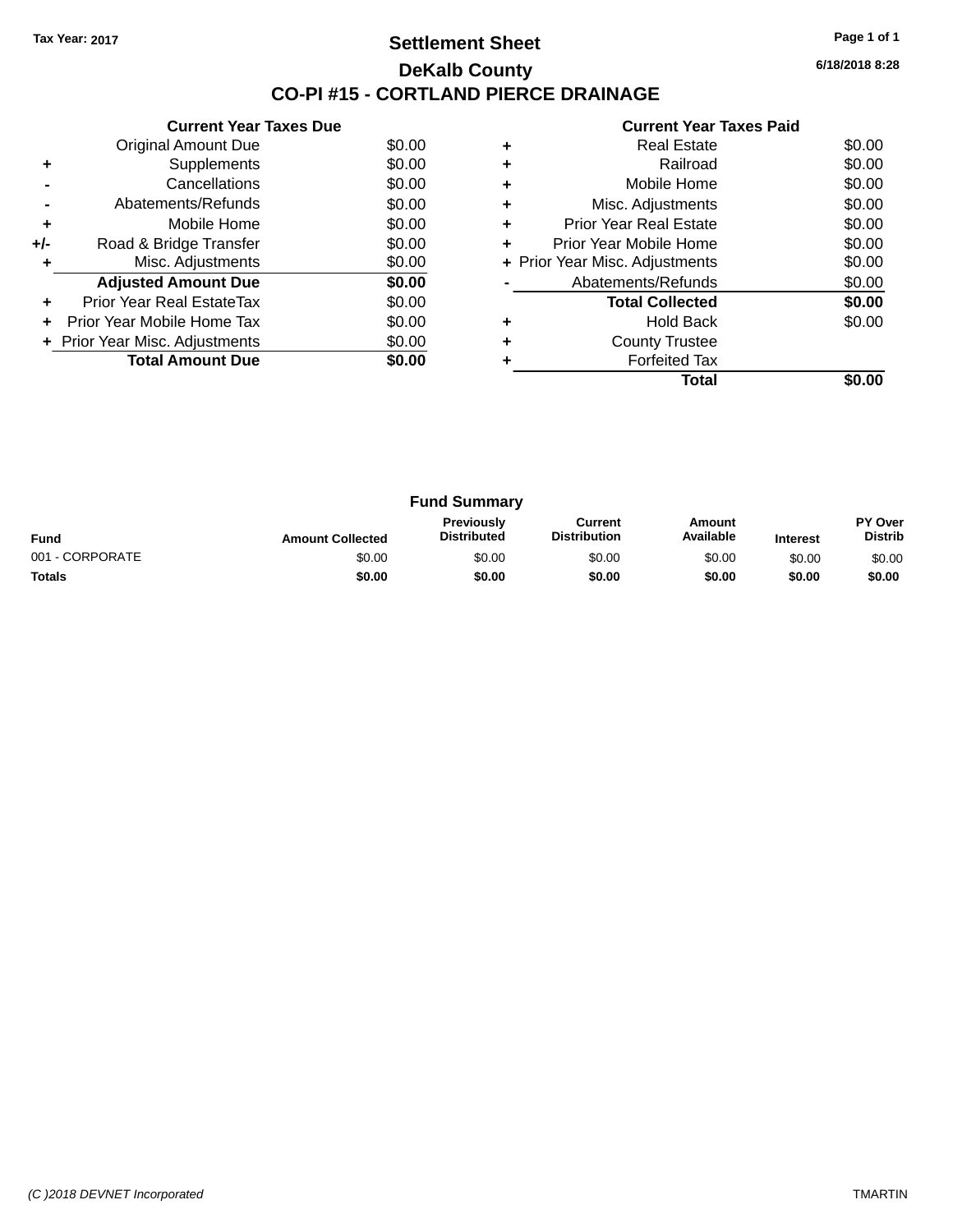Tax Year: 2017

# Settlement Sheet

## DeKalb County

## CO-PI #15 - CORTLAND PIERCE DRAINAGE

6/18/2018 8:28

**Current Year Taxes Due**

| | | |
|---|---|---|
| | Original Amount Due | $0.00 |
| + | Supplements | $0.00 |
| - | Cancellations | $0.00 |
| - | Abatements/Refunds | $0.00 |
| + | Mobile Home | $0.00 |
| +/- | Road & Bridge Transfer | $0.00 |
| + | Misc. Adjustments | $0.00 |
| | **Adjusted Amount Due** | **$0.00** |
| + | Prior Year Real EstateTax | $0.00 |
| + | Prior Year Mobile Home Tax | $0.00 |
| + | Prior Year Misc. Adjustments | $0.00 |
| | **Total Amount Due** | **$0.00** |

**Current Year Taxes Paid**

| | | |
|---|---|---|
| + | Real Estate | $0.00 |
| + | Railroad | $0.00 |
| + | Mobile Home | $0.00 |
| + | Misc. Adjustments | $0.00 |
| + | Prior Year Real Estate | $0.00 |
| + | Prior Year Mobile Home | $0.00 |
| + | Prior Year Misc. Adjustments | $0.00 |
| - | Abatements/Refunds | $0.00 |
| | **Total Collected** | **$0.00** |
| + | Hold Back | $0.00 |
| + | County Trustee | |
| + | Forfeited Tax | |
| | **Total** | **$0.00** |

**Fund Summary**

| Fund | Amount Collected | Previously Distributed | Current Distribution | Amount Available | Interest | PY Over Distrib |
|---|---|---|---|---|---|---|
| 001 - CORPORATE | $0.00 | $0.00 | $0.00 | $0.00 | $0.00 | $0.00 |
| **Totals** | **$0.00** | **$0.00** | **$0.00** | **$0.00** | **$0.00** | **$0.00** |

(C )2018 DEVNET Incorporated TMARTIN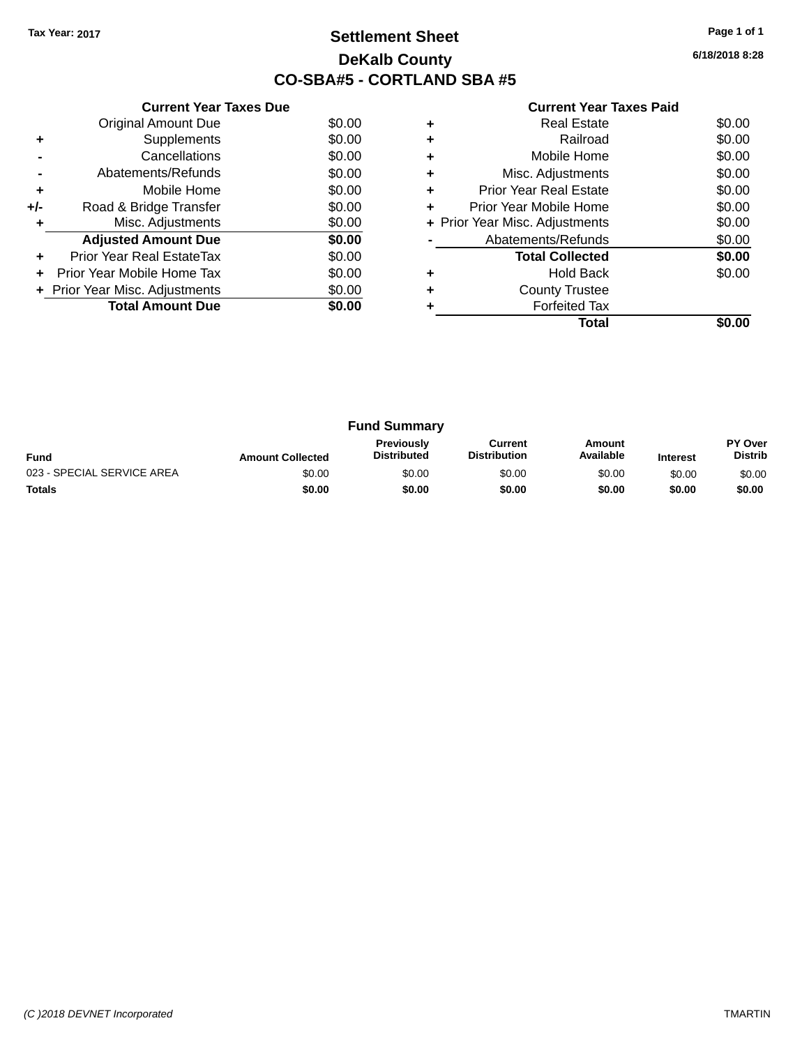Tax Year: 2017

# Settlement Sheet

## DeKalb County

## CO-SBA#5 - CORTLAND SBA #5

6/18/2018 8:28

### Current Year Taxes Due

| | | |
|---|---|---|
| | Original Amount Due | $0.00 |
| + | Supplements | $0.00 |
| - | Cancellations | $0.00 |
| - | Abatements/Refunds | $0.00 |
| + | Mobile Home | $0.00 |
| +/- | Road & Bridge Transfer | $0.00 |
| + | Misc. Adjustments | $0.00 |
| | **Adjusted Amount Due** | **$0.00** |
| + | Prior Year Real EstateTax | $0.00 |
| + | Prior Year Mobile Home Tax | $0.00 |
| + | Prior Year Misc. Adjustments | $0.00 |
| | **Total Amount Due** | **$0.00** |

### Current Year Taxes Paid

| | | |
|---|---|---|
| + | Real Estate | $0.00 |
| + | Railroad | $0.00 |
| + | Mobile Home | $0.00 |
| + | Misc. Adjustments | $0.00 |
| + | Prior Year Real Estate | $0.00 |
| + | Prior Year Mobile Home | $0.00 |
| + | Prior Year Misc. Adjustments | $0.00 |
| - | Abatements/Refunds | $0.00 |
| | **Total Collected** | **$0.00** |
| + | Hold Back | $0.00 |
| + | County Trustee | |
| + | Forfeited Tax | |
| | **Total** | **$0.00** |

### Fund Summary

| Fund | Amount Collected | Previously Distributed | Current Distribution | Amount Available | Interest | PY Over Distrib |
|---|---|---|---|---|---|---|
| 023 - SPECIAL SERVICE AREA | $0.00 | $0.00 | $0.00 | $0.00 | $0.00 | $0.00 |
| **Totals** | **$0.00** | **$0.00** | **$0.00** | **$0.00** | **$0.00** | **$0.00** |

(C )2018 DEVNET Incorporated

TMARTIN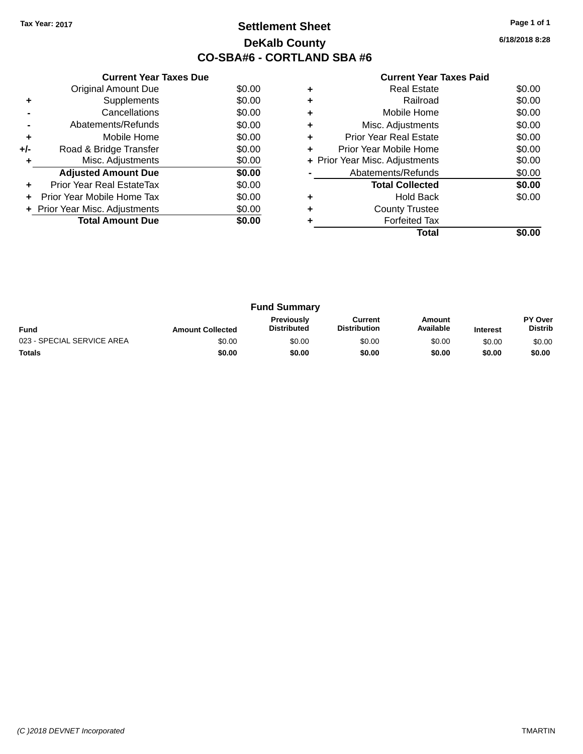Tax Year: 2017

# Settlement Sheet

## DeKalb County

## CO-SBA#6 - CORTLAND SBA #6

6/18/2018 8:28

| | Current Year Taxes Due | |
|---|---|---|
| | Original Amount Due | $0.00 |
| + | Supplements | $0.00 |
| - | Cancellations | $0.00 |
| - | Abatements/Refunds | $0.00 |
| + | Mobile Home | $0.00 |
| +/- | Road & Bridge Transfer | $0.00 |
| + | Misc. Adjustments | $0.00 |
| | **Adjusted Amount Due** | **$0.00** |
| + | Prior Year Real EstateTax | $0.00 |
| + | Prior Year Mobile Home Tax | $0.00 |
| + | Prior Year Misc. Adjustments | $0.00 |
| | **Total Amount Due** | **$0.00** |

| | Current Year Taxes Paid | |
|---|---|---|
| + | Real Estate | $0.00 |
| + | Railroad | $0.00 |
| + | Mobile Home | $0.00 |
| + | Misc. Adjustments | $0.00 |
| + | Prior Year Real Estate | $0.00 |
| + | Prior Year Mobile Home | $0.00 |
| + | Prior Year Misc. Adjustments | $0.00 |
| - | Abatements/Refunds | $0.00 |
| | **Total Collected** | **$0.00** |
| + | Hold Back | $0.00 |
| + | County Trustee | |
| + | Forfeited Tax | |
| | **Total** | **$0.00** |

### Fund Summary

| Fund | Amount Collected | Previously Distributed | Current Distribution | Amount Available | Interest | PY Over Distrib |
|---|---|---|---|---|---|---|
| 023 - SPECIAL SERVICE AREA | $0.00 | $0.00 | $0.00 | $0.00 | $0.00 | $0.00 |
| **Totals** | **$0.00** | **$0.00** | **$0.00** | **$0.00** | **$0.00** | **$0.00** |

(C )2018 DEVNET Incorporated

TMARTIN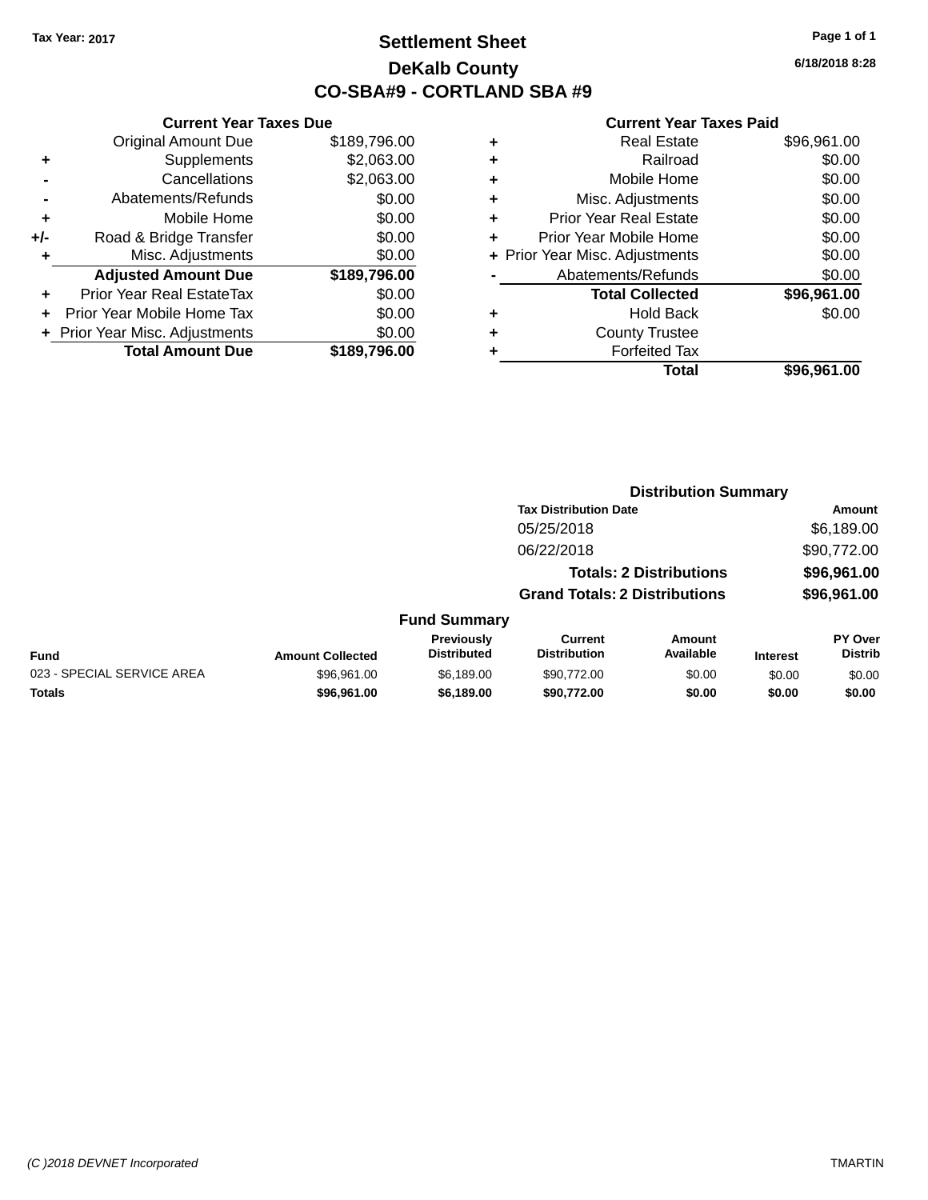Tax Year: 2017

# Settlement Sheet

## DeKalb County

## CO-SBA#9 - CORTLAND SBA #9

### Current Year Taxes Due

| | | |
|---|---|---|
| | Original Amount Due | $189,796.00 |
| + | Supplements | $2,063.00 |
| - | Cancellations | $2,063.00 |
| - | Abatements/Refunds | $0.00 |
| + | Mobile Home | $0.00 |
| +/- | Road & Bridge Transfer | $0.00 |
| + | Misc. Adjustments | $0.00 |
| | **Adjusted Amount Due** | **$189,796.00** |
| + | Prior Year Real EstateTax | $0.00 |
| + | Prior Year Mobile Home Tax | $0.00 |
| + | Prior Year Misc. Adjustments | $0.00 |
| | **Total Amount Due** | **$189,796.00** |

### Current Year Taxes Paid

| | | |
|---|---|---|
| + | Real Estate | $96,961.00 |
| + | Railroad | $0.00 |
| + | Mobile Home | $0.00 |
| + | Misc. Adjustments | $0.00 |
| + | Prior Year Real Estate | $0.00 |
| + | Prior Year Mobile Home | $0.00 |
| + | Prior Year Misc. Adjustments | $0.00 |
| - | Abatements/Refunds | $0.00 |
| | **Total Collected** | **$96,961.00** |
| + | Hold Back | $0.00 |
| + | County Trustee | |
| + | Forfeited Tax | |
| | **Total** | **$96,961.00** |

### Distribution Summary

| Tax Distribution Date | Amount |
|---|---|
| 05/25/2018 | $6,189.00 |
| 06/22/2018 | $90,772.00 |
| **Totals: 2 Distributions** | **$96,961.00** |
| **Grand Totals: 2 Distributions** | **$96,961.00** |

### Fund Summary

| Fund | Amount Collected | Previously Distributed | Current Distribution | Amount Available | Interest | PY Over Distrib |
|---|---|---|---|---|---|---|
| 023 - SPECIAL SERVICE AREA | $96,961.00 | $6,189.00 | $90,772.00 | $0.00 | $0.00 | $0.00 |
| **Totals** | **$96,961.00** | **$6,189.00** | **$90,772.00** | **$0.00** | **$0.00** | **$0.00** |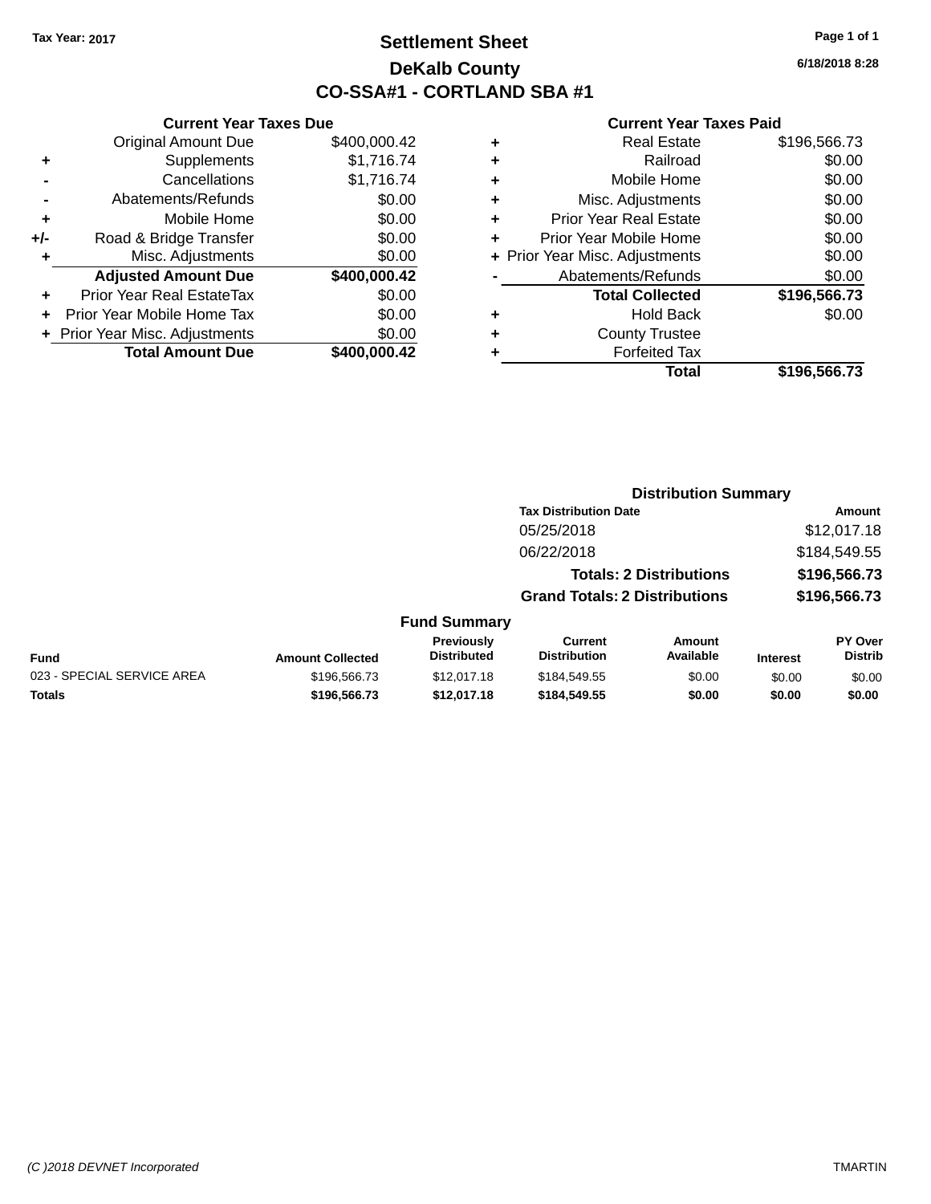Tax Year: 2017

# Settlement Sheet

## DeKalb County

## CO-SSA#1 - CORTLAND SBA #1

6/18/2018 8:28

### Current Year Taxes Due

| | | |
|---|---|---|
| | Original Amount Due | $400,000.42 |
| + | Supplements | $1,716.74 |
| - | Cancellations | $1,716.74 |
| - | Abatements/Refunds | $0.00 |
| + | Mobile Home | $0.00 |
| +/- | Road & Bridge Transfer | $0.00 |
| + | Misc. Adjustments | $0.00 |
| | **Adjusted Amount Due** | **$400,000.42** |
| + | Prior Year Real EstateTax | $0.00 |
| + | Prior Year Mobile Home Tax | $0.00 |
| + | Prior Year Misc. Adjustments | $0.00 |
| | **Total Amount Due** | **$400,000.42** |

### Current Year Taxes Paid

| | | |
|---|---|---|
| + | Real Estate | $196,566.73 |
| + | Railroad | $0.00 |
| + | Mobile Home | $0.00 |
| + | Misc. Adjustments | $0.00 |
| + | Prior Year Real Estate | $0.00 |
| + | Prior Year Mobile Home | $0.00 |
| + | Prior Year Misc. Adjustments | $0.00 |
| - | Abatements/Refunds | $0.00 |
| | **Total Collected** | **$196,566.73** |
| + | Hold Back | $0.00 |
| + | County Trustee | |
| + | Forfeited Tax | |
| | **Total** | **$196,566.73** |

### Distribution Summary

| Tax Distribution Date | Amount |
|---|---|
| 05/25/2018 | $12,017.18 |
| 06/22/2018 | $184,549.55 |
| **Totals: 2 Distributions** | **$196,566.73** |
| **Grand Totals: 2 Distributions** | **$196,566.73** |

### Fund Summary

| Fund | Amount Collected | Previously Distributed | Current Distribution | Amount Available | Interest | PY Over Distrib |
|---|---|---|---|---|---|---|
| 023 - SPECIAL SERVICE AREA | $196,566.73 | $12,017.18 | $184,549.55 | $0.00 | $0.00 | $0.00 |
| **Totals** | **$196,566.73** | **$12,017.18** | **$184,549.55** | **$0.00** | **$0.00** | **$0.00** |

(C )2018 DEVNET Incorporated

TMARTIN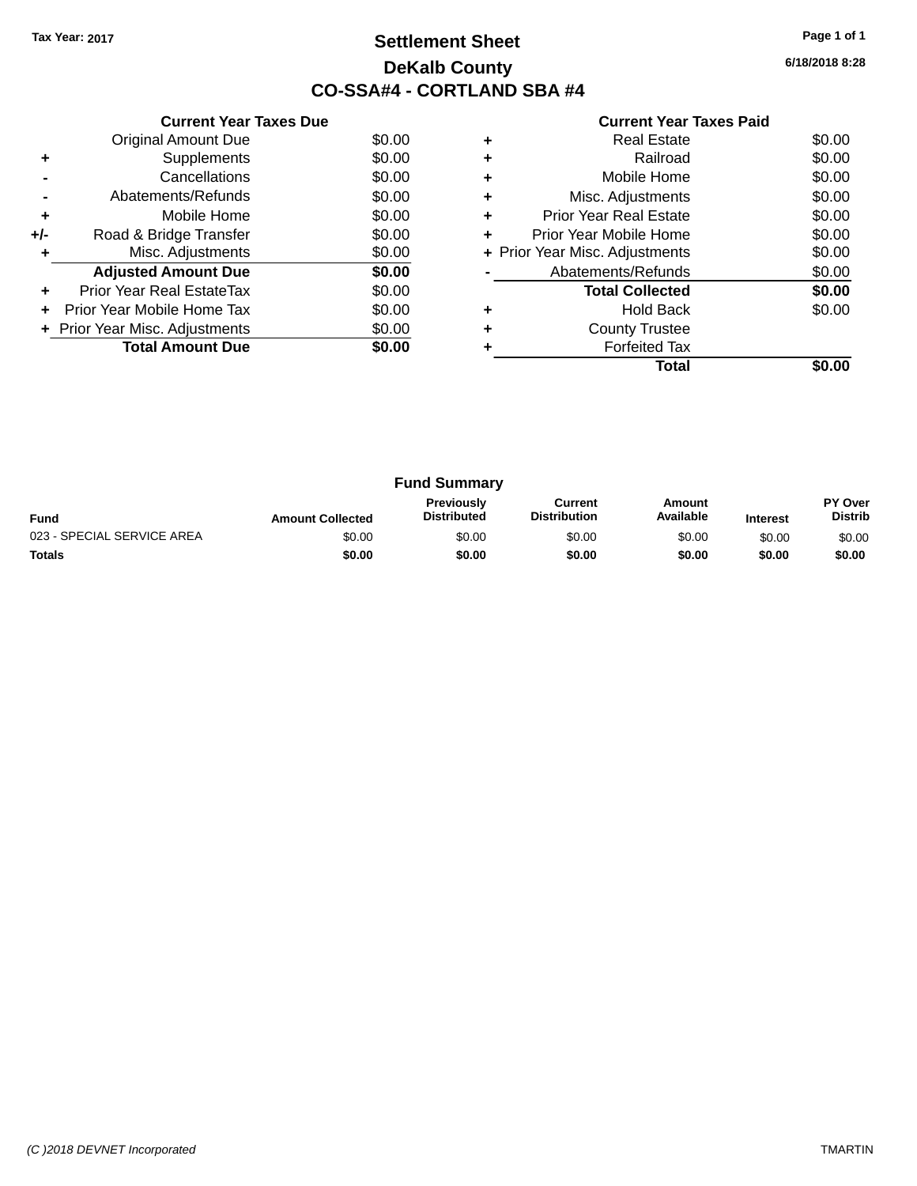Tax Year: 2017

# Settlement Sheet

## DeKalb County

## CO-SSA#4 - CORTLAND SBA #4

6/18/2018 8:28

| | Current Year Taxes Due | |
|---|---|---|
| | Original Amount Due | $0.00 |
| + | Supplements | $0.00 |
| - | Cancellations | $0.00 |
| - | Abatements/Refunds | $0.00 |
| + | Mobile Home | $0.00 |
| +/- | Road & Bridge Transfer | $0.00 |
| + | Misc. Adjustments | $0.00 |
| | **Adjusted Amount Due** | **$0.00** |
| + | Prior Year Real EstateTax | $0.00 |
| + | Prior Year Mobile Home Tax | $0.00 |
| + | Prior Year Misc. Adjustments | $0.00 |
| | **Total Amount Due** | **$0.00** |

| | Current Year Taxes Paid | |
|---|---|---|
| + | Real Estate | $0.00 |
| + | Railroad | $0.00 |
| + | Mobile Home | $0.00 |
| + | Misc. Adjustments | $0.00 |
| + | Prior Year Real Estate | $0.00 |
| + | Prior Year Mobile Home | $0.00 |
| + | Prior Year Misc. Adjustments | $0.00 |
| - | Abatements/Refunds | $0.00 |
| | **Total Collected** | **$0.00** |
| + | Hold Back | $0.00 |
| + | County Trustee | |
| + | Forfeited Tax | |
| | **Total** | **$0.00** |

### Fund Summary

| Fund | Amount Collected | Previously Distributed | Current Distribution | Amount Available | Interest | PY Over Distrib |
|---|---|---|---|---|---|---|
| 023 - SPECIAL SERVICE AREA | $0.00 | $0.00 | $0.00 | $0.00 | $0.00 | $0.00 |
| **Totals** | **$0.00** | **$0.00** | **$0.00** | **$0.00** | **$0.00** | **$0.00** |

(C )2018 DEVNET Incorporated TMARTIN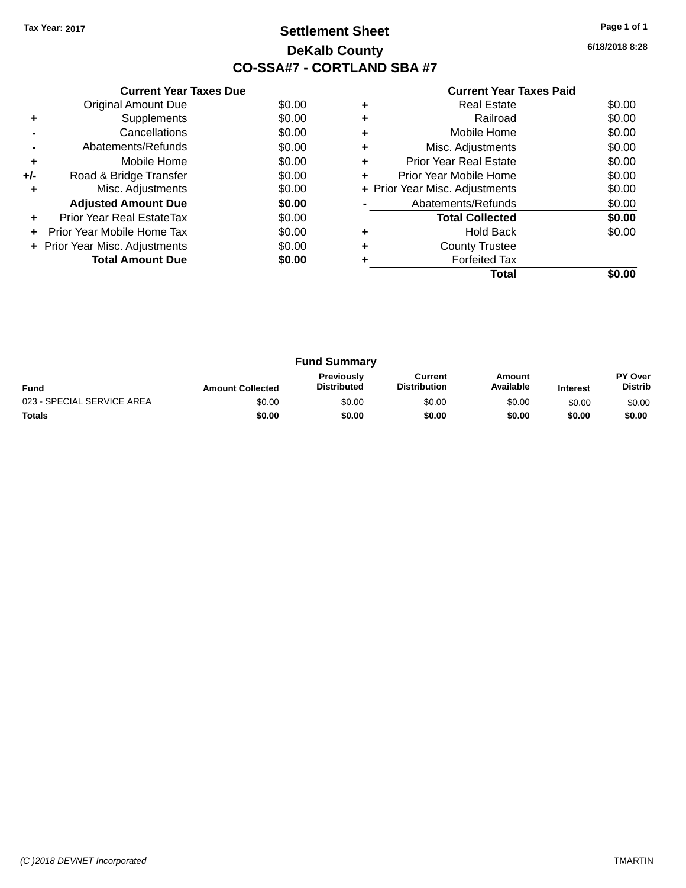Tax Year: 2017

# Settlement Sheet

## DeKalb County

## CO-SSA#7 - CORTLAND SBA #7

6/18/2018 8:28

### Current Year Taxes Due

| | | |
|---|---|---|
| | Original Amount Due | $0.00 |
| + | Supplements | $0.00 |
| - | Cancellations | $0.00 |
| - | Abatements/Refunds | $0.00 |
| + | Mobile Home | $0.00 |
| +/- | Road & Bridge Transfer | $0.00 |
| + | Misc. Adjustments | $0.00 |
| | **Adjusted Amount Due** | **$0.00** |
| + | Prior Year Real EstateTax | $0.00 |
| + | Prior Year Mobile Home Tax | $0.00 |
| + | Prior Year Misc. Adjustments | $0.00 |
| | **Total Amount Due** | **$0.00** |

### Current Year Taxes Paid

| | | |
|---|---|---|
| + | Real Estate | $0.00 |
| + | Railroad | $0.00 |
| + | Mobile Home | $0.00 |
| + | Misc. Adjustments | $0.00 |
| + | Prior Year Real Estate | $0.00 |
| + | Prior Year Mobile Home | $0.00 |
| + | Prior Year Misc. Adjustments | $0.00 |
| - | Abatements/Refunds | $0.00 |
| | **Total Collected** | **$0.00** |
| + | Hold Back | $0.00 |
| + | County Trustee | |
| + | Forfeited Tax | |
| | **Total** | **$0.00** |

### Fund Summary

| Fund | Amount Collected | Previously Distributed | Current Distribution | Amount Available | Interest | PY Over Distrib |
|---|---|---|---|---|---|---|
| 023 - SPECIAL SERVICE AREA | $0.00 | $0.00 | $0.00 | $0.00 | $0.00 | $0.00 |
| **Totals** | **$0.00** | **$0.00** | **$0.00** | **$0.00** | **$0.00** | **$0.00** |

(C )2018 DEVNET Incorporated TMARTIN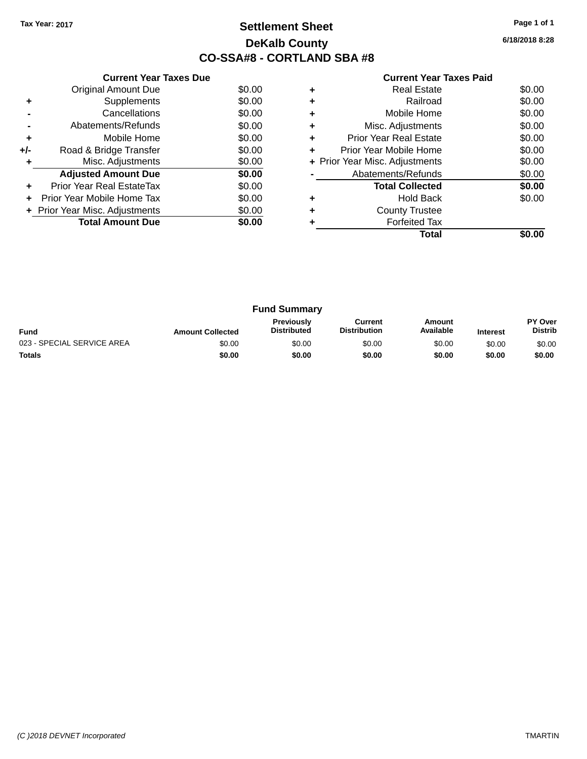Tax Year: 2017

# Settlement Sheet

## DeKalb County

## CO-SSA#8 - CORTLAND SBA #8

6/18/2018 8:28

### Current Year Taxes Due

| | | |
|---|---|---|
| | Original Amount Due | $0.00 |
| + | Supplements | $0.00 |
| - | Cancellations | $0.00 |
| - | Abatements/Refunds | $0.00 |
| + | Mobile Home | $0.00 |
| +/- | Road & Bridge Transfer | $0.00 |
| + | Misc. Adjustments | $0.00 |
| | **Adjusted Amount Due** | **$0.00** |
| + | Prior Year Real EstateTax | $0.00 |
| + | Prior Year Mobile Home Tax | $0.00 |
| + | Prior Year Misc. Adjustments | $0.00 |
| | **Total Amount Due** | **$0.00** |

### Current Year Taxes Paid

| | | |
|---|---|---|
| + | Real Estate | $0.00 |
| + | Railroad | $0.00 |
| + | Mobile Home | $0.00 |
| + | Misc. Adjustments | $0.00 |
| + | Prior Year Real Estate | $0.00 |
| + | Prior Year Mobile Home | $0.00 |
| + | Prior Year Misc. Adjustments | $0.00 |
| - | Abatements/Refunds | $0.00 |
| | **Total Collected** | **$0.00** |
| + | Hold Back | $0.00 |
| + | County Trustee | |
| + | Forfeited Tax | |
| | **Total** | **$0.00** |

### Fund Summary

| Fund | Amount Collected | Previously Distributed | Current Distribution | Amount Available | Interest | PY Over Distrib |
|---|---|---|---|---|---|---|
| 023 - SPECIAL SERVICE AREA | $0.00 | $0.00 | $0.00 | $0.00 | $0.00 | $0.00 |
| **Totals** | **$0.00** | **$0.00** | **$0.00** | **$0.00** | **$0.00** | **$0.00** |

(C )2018 DEVNET Incorporated

TMARTIN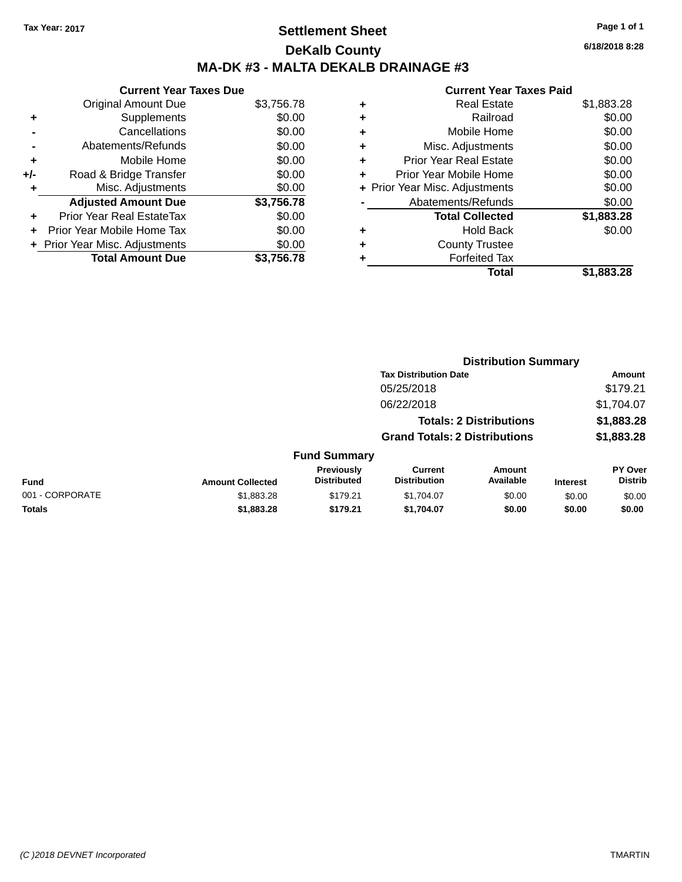Tax Year: 2017

# Settlement Sheet

## DeKalb County

## MA-DK #3 - MALTA DEKALB DRAINAGE #3

6/18/2018 8:28

### Current Year Taxes Due

| | | |
|---|---|---|
| | Original Amount Due | $3,756.78 |
| + | Supplements | $0.00 |
| - | Cancellations | $0.00 |
| - | Abatements/Refunds | $0.00 |
| + | Mobile Home | $0.00 |
| +/- | Road & Bridge Transfer | $0.00 |
| + | Misc. Adjustments | $0.00 |
| | **Adjusted Amount Due** | **$3,756.78** |
| + | Prior Year Real EstateTax | $0.00 |
| + | Prior Year Mobile Home Tax | $0.00 |
| + | Prior Year Misc. Adjustments | $0.00 |
| | **Total Amount Due** | **$3,756.78** |

### Current Year Taxes Paid

| | | |
|---|---|---|
| + | Real Estate | $1,883.28 |
| + | Railroad | $0.00 |
| + | Mobile Home | $0.00 |
| + | Misc. Adjustments | $0.00 |
| + | Prior Year Real Estate | $0.00 |
| + | Prior Year Mobile Home | $0.00 |
| + | Prior Year Misc. Adjustments | $0.00 |
| - | Abatements/Refunds | $0.00 |
| | **Total Collected** | **$1,883.28** |
| + | Hold Back | $0.00 |
| + | County Trustee | |
| + | Forfeited Tax | |
| | **Total** | **$1,883.28** |

### Distribution Summary

| Tax Distribution Date | Amount |
|---|---|
| 05/25/2018 | $179.21 |
| 06/22/2018 | $1,704.07 |
| **Totals: 2 Distributions** | **$1,883.28** |
| **Grand Totals: 2 Distributions** | **$1,883.28** |

### Fund Summary

| Fund | Amount Collected | Previously Distributed | Current Distribution | Amount Available | Interest | PY Over Distrib |
|---|---|---|---|---|---|---|
| 001 - CORPORATE | $1,883.28 | $179.21 | $1,704.07 | $0.00 | $0.00 | $0.00 |
| **Totals** | **$1,883.28** | **$179.21** | **$1,704.07** | **$0.00** | **$0.00** | **$0.00** |

(C )2018 DEVNET Incorporated TMARTIN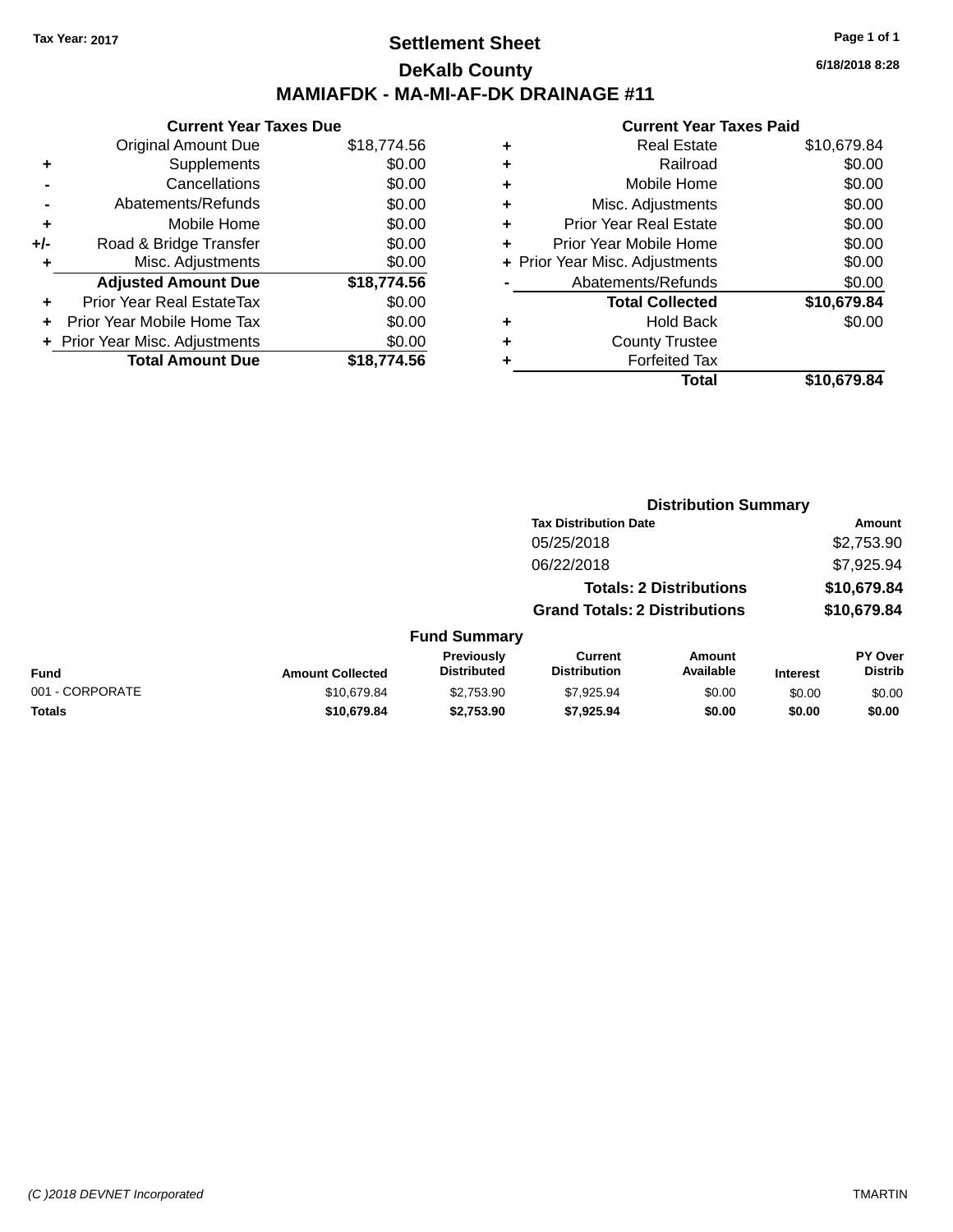Tax Year: 2017

# Settlement Sheet

## DeKalb County

## MAMIAFDK - MA-MI-AF-DK DRAINAGE #11

6/18/2018 8:28

### Current Year Taxes Due

| | | |
|---|---|---|
| | Original Amount Due | $18,774.56 |
| + | Supplements | $0.00 |
| - | Cancellations | $0.00 |
| - | Abatements/Refunds | $0.00 |
| + | Mobile Home | $0.00 |
| +/- | Road & Bridge Transfer | $0.00 |
| + | Misc. Adjustments | $0.00 |
| | **Adjusted Amount Due** | **$18,774.56** |
| + | Prior Year Real EstateTax | $0.00 |
| + | Prior Year Mobile Home Tax | $0.00 |
| + | Prior Year Misc. Adjustments | $0.00 |
| | **Total Amount Due** | **$18,774.56** |

### Current Year Taxes Paid

| | | |
|---|---|---|
| + | Real Estate | $10,679.84 |
| + | Railroad | $0.00 |
| + | Mobile Home | $0.00 |
| + | Misc. Adjustments | $0.00 |
| + | Prior Year Real Estate | $0.00 |
| + | Prior Year Mobile Home | $0.00 |
| + | Prior Year Misc. Adjustments | $0.00 |
| - | Abatements/Refunds | $0.00 |
| | **Total Collected** | **$10,679.84** |
| + | Hold Back | $0.00 |
| + | County Trustee | |
| + | Forfeited Tax | |
| | **Total** | **$10,679.84** |

### Distribution Summary

| Tax Distribution Date | Amount |
|---|---|
| 05/25/2018 | $2,753.90 |
| 06/22/2018 | $7,925.94 |
| **Totals: 2 Distributions** | **$10,679.84** |
| **Grand Totals: 2 Distributions** | **$10,679.84** |

### Fund Summary

| Fund | Amount Collected | Previously Distributed | Current Distribution | Amount Available | Interest | PY Over Distrib |
|---|---|---|---|---|---|---|
| 001 - CORPORATE | $10,679.84 | $2,753.90 | $7,925.94 | $0.00 | $0.00 | $0.00 |
| **Totals** | **$10,679.84** | **$2,753.90** | **$7,925.94** | **$0.00** | **$0.00** | **$0.00** |

(C )2018 DEVNET Incorporated TMARTIN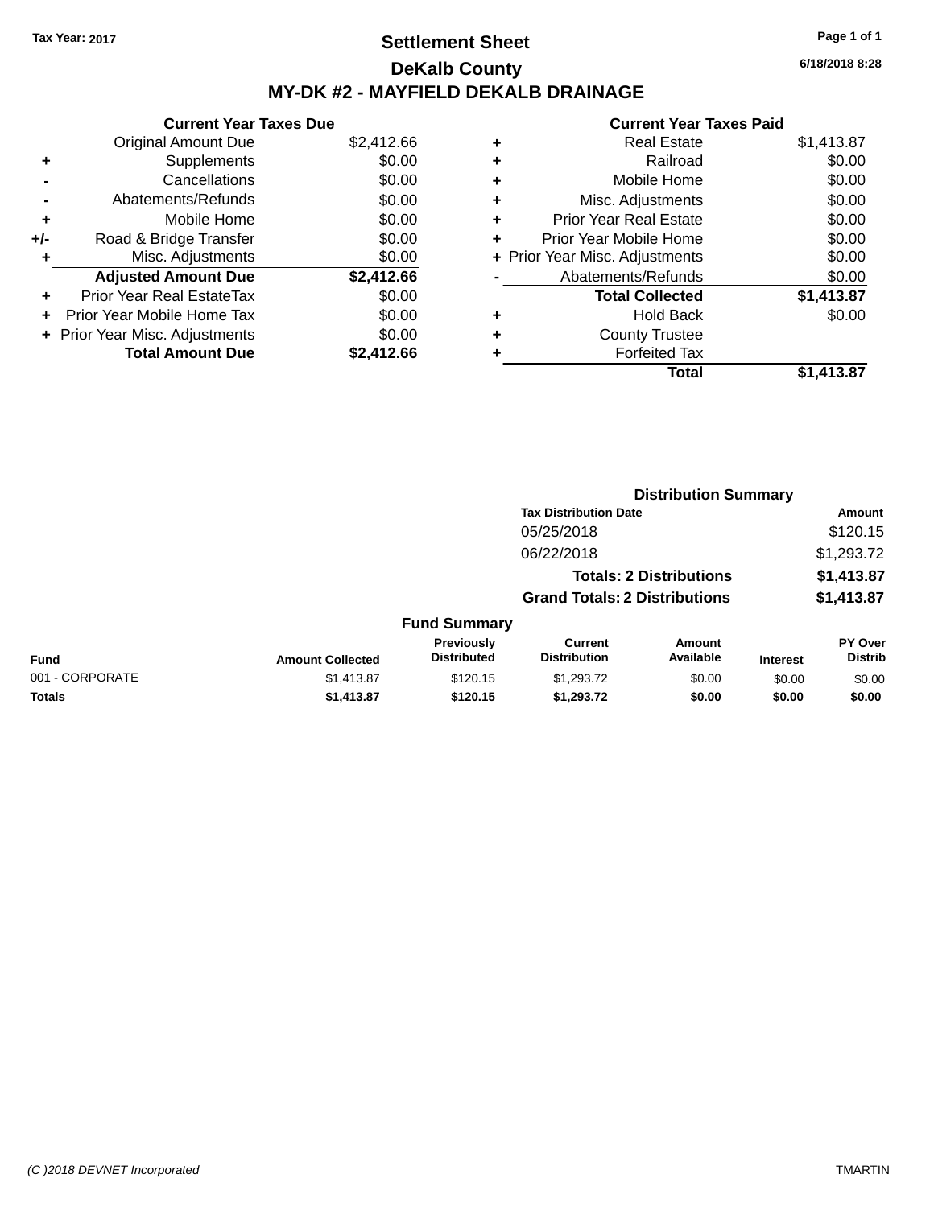Tax Year: 2017

# Settlement Sheet

## DeKalb County

## MY-DK #2 - MAYFIELD DEKALB DRAINAGE

6/18/2018 8:28

| | Current Year Taxes Due | |
|---|---|---|
| | Original Amount Due | $2,412.66 |
| + | Supplements | $0.00 |
| - | Cancellations | $0.00 |
| - | Abatements/Refunds | $0.00 |
| + | Mobile Home | $0.00 |
| +/- | Road & Bridge Transfer | $0.00 |
| + | Misc. Adjustments | $0.00 |
| | **Adjusted Amount Due** | **$2,412.66** |
| + | Prior Year Real EstateTax | $0.00 |
| + | Prior Year Mobile Home Tax | $0.00 |
| + | Prior Year Misc. Adjustments | $0.00 |
| | **Total Amount Due** | **$2,412.66** |

| | Current Year Taxes Paid | |
|---|---|---|
| + | Real Estate | $1,413.87 |
| + | Railroad | $0.00 |
| + | Mobile Home | $0.00 |
| + | Misc. Adjustments | $0.00 |
| + | Prior Year Real Estate | $0.00 |
| + | Prior Year Mobile Home | $0.00 |
| + | Prior Year Misc. Adjustments | $0.00 |
| - | Abatements/Refunds | $0.00 |
| | **Total Collected** | **$1,413.87** |
| + | Hold Back | $0.00 |
| + | County Trustee | |
| + | Forfeited Tax | |
| | **Total** | **$1,413.87** |

### Distribution Summary

| Tax Distribution Date | Amount |
|---|---|
| 05/25/2018 | $120.15 |
| 06/22/2018 | $1,293.72 |
| **Totals: 2 Distributions** | **$1,413.87** |
| **Grand Totals: 2 Distributions** | **$1,413.87** |

### Fund Summary

| Fund | Amount Collected | Previously Distributed | Current Distribution | Amount Available | Interest | PY Over Distrib |
|---|---|---|---|---|---|---|
| 001 - CORPORATE | $1,413.87 | $120.15 | $1,293.72 | $0.00 | $0.00 | $0.00 |
| **Totals** | **$1,413.87** | **$120.15** | **$1,293.72** | **$0.00** | **$0.00** | **$0.00** |

(C )2018 DEVNET Incorporated

TMARTIN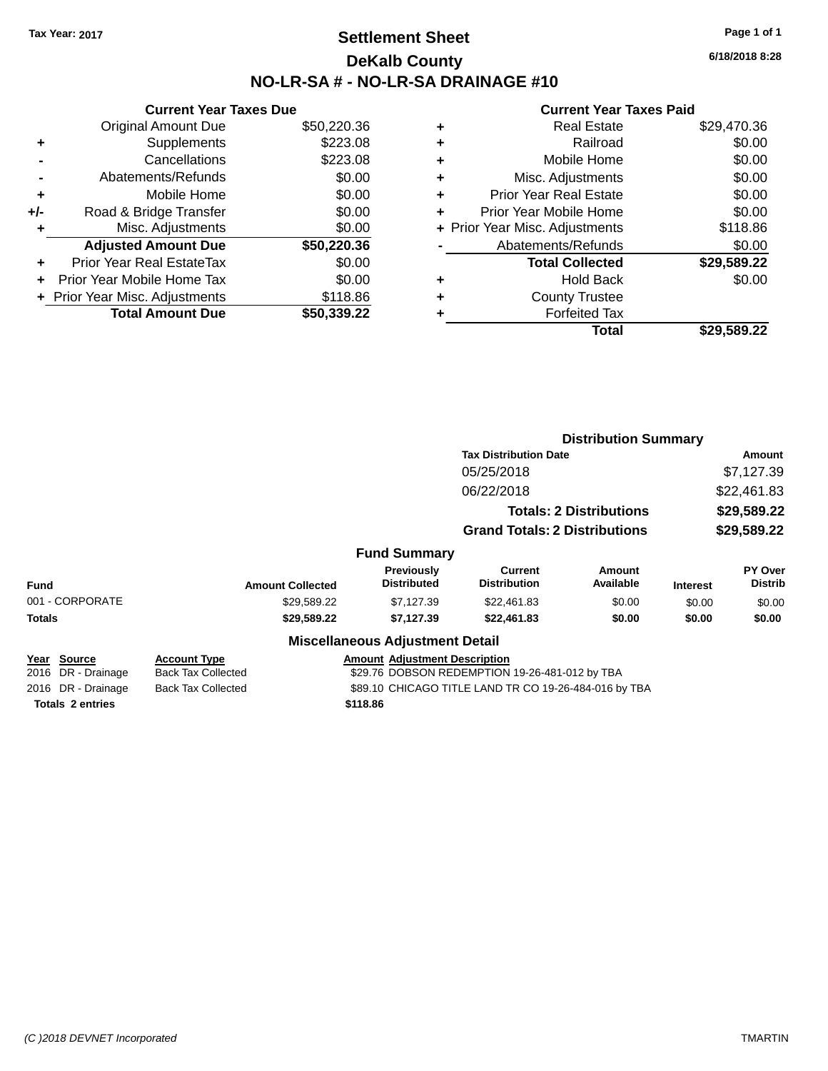Tax Year: 2017

# Settlement Sheet
## DeKalb County
## NO-LR-SA # - NO-LR-SA DRAINAGE #10

6/18/2018 8:28

### Current Year Taxes Due

| | | |
|---|---|---|
| | Original Amount Due | $50,220.36 |
| + | Supplements | $223.08 |
| - | Cancellations | $223.08 |
| - | Abatements/Refunds | $0.00 |
| + | Mobile Home | $0.00 |
| +/- | Road & Bridge Transfer | $0.00 |
| + | Misc. Adjustments | $0.00 |
| | **Adjusted Amount Due** | **$50,220.36** |
| + | Prior Year Real EstateTax | $0.00 |
| + | Prior Year Mobile Home Tax | $0.00 |
| + | Prior Year Misc. Adjustments | $118.86 |
| | **Total Amount Due** | **$50,339.22** |

### Current Year Taxes Paid

| | | |
|---|---|---|
| + | Real Estate | $29,470.36 |
| + | Railroad | $0.00 |
| + | Mobile Home | $0.00 |
| + | Misc. Adjustments | $0.00 |
| + | Prior Year Real Estate | $0.00 |
| + | Prior Year Mobile Home | $0.00 |
| + | Prior Year Misc. Adjustments | $118.86 |
| - | Abatements/Refunds | $0.00 |
| | **Total Collected** | **$29,589.22** |
| + | Hold Back | $0.00 |
| + | County Trustee | |
| + | Forfeited Tax | |
| | **Total** | **$29,589.22** |

### Distribution Summary

| Tax Distribution Date | Amount |
|---|---|
| 05/25/2018 | $7,127.39 |
| 06/22/2018 | $22,461.83 |
| **Totals: 2 Distributions** | **$29,589.22** |
| **Grand Totals: 2 Distributions** | **$29,589.22** |

### Fund Summary

| Fund | Amount Collected | Previously Distributed | Current Distribution | Amount Available | Interest | PY Over Distrib |
|---|---|---|---|---|---|---|
| 001 - CORPORATE | $29,589.22 | $7,127.39 | $22,461.83 | $0.00 | $0.00 | $0.00 |
| **Totals** | **$29,589.22** | **$7,127.39** | **$22,461.83** | **$0.00** | **$0.00** | **$0.00** |

### Miscellaneous Adjustment Detail

| Year | Source | Account Type | Amount | Adjustment Description |
|---|---|---|---|---|
| 2016 | DR - Drainage | Back Tax Collected | $29.76 | DOBSON REDEMPTION 19-26-481-012 by TBA |
| 2016 | DR - Drainage | Back Tax Collected | $89.10 | CHICAGO TITLE LAND TR CO 19-26-484-016 by TBA |
| **Totals 2 entries** | | | **$118.86** | |

(C )2018 DEVNET Incorporated TMARTIN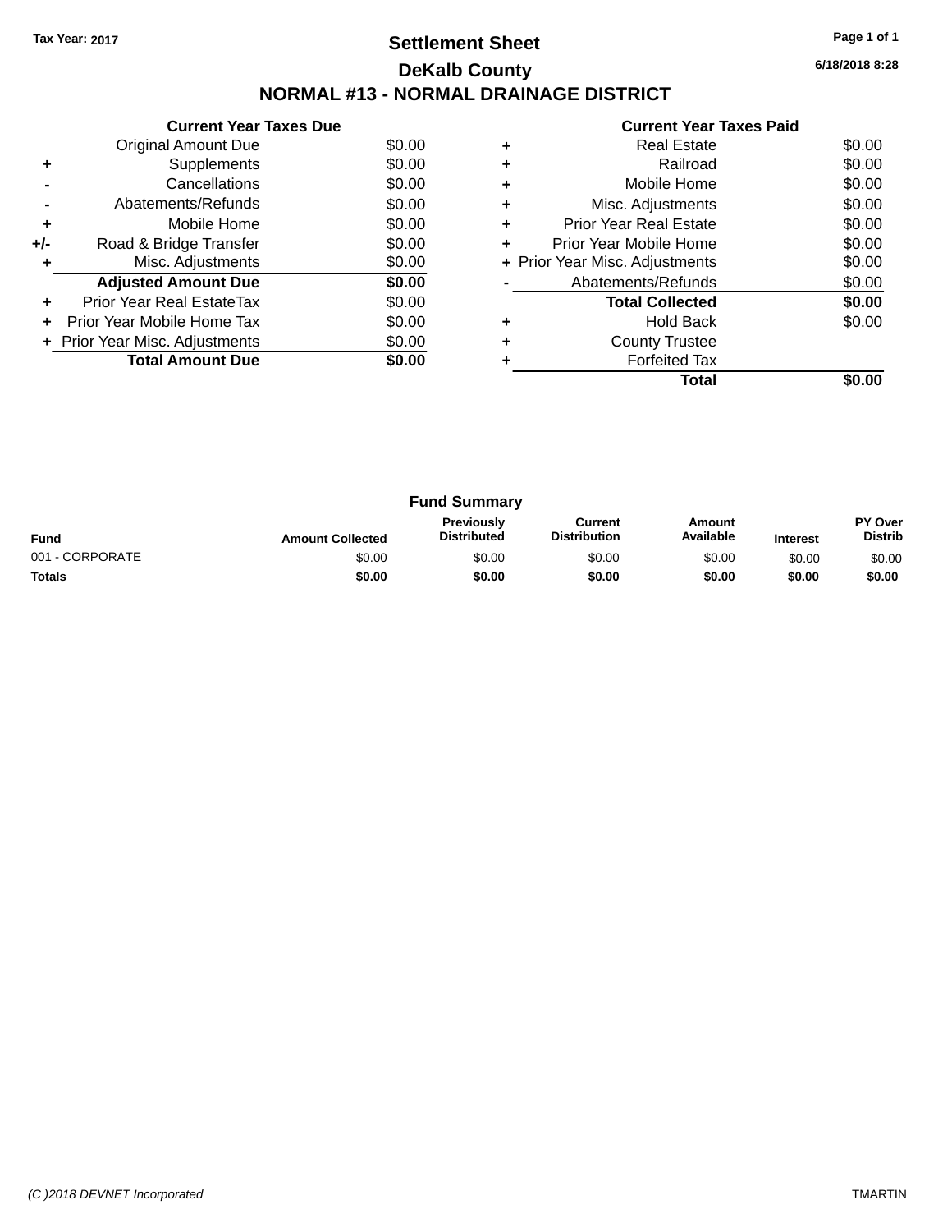Tax Year: 2017

# Settlement Sheet

## DeKalb County

## NORMAL #13 - NORMAL DRAINAGE DISTRICT

6/18/2018 8:28

### Current Year Taxes Due

| | | |
|---|---|---|
| | Original Amount Due | $0.00 |
| + | Supplements | $0.00 |
| - | Cancellations | $0.00 |
| - | Abatements/Refunds | $0.00 |
| + | Mobile Home | $0.00 |
| +/- | Road & Bridge Transfer | $0.00 |
| + | Misc. Adjustments | $0.00 |
| | **Adjusted Amount Due** | **$0.00** |
| + | Prior Year Real EstateTax | $0.00 |
| + | Prior Year Mobile Home Tax | $0.00 |
| + | Prior Year Misc. Adjustments | $0.00 |
| | **Total Amount Due** | **$0.00** |

### Current Year Taxes Paid

| | | |
|---|---|---|
| + | Real Estate | $0.00 |
| + | Railroad | $0.00 |
| + | Mobile Home | $0.00 |
| + | Misc. Adjustments | $0.00 |
| + | Prior Year Real Estate | $0.00 |
| + | Prior Year Mobile Home | $0.00 |
| + | Prior Year Misc. Adjustments | $0.00 |
| - | Abatements/Refunds | $0.00 |
| | **Total Collected** | **$0.00** |
| + | Hold Back | $0.00 |
| + | County Trustee | |
| + | Forfeited Tax | |
| | **Total** | **$0.00** |

### Fund Summary

| Fund | Amount Collected | Previously Distributed | Current Distribution | Amount Available | Interest | PY Over Distrib |
|---|---|---|---|---|---|---|
| 001 - CORPORATE | $0.00 | $0.00 | $0.00 | $0.00 | $0.00 | $0.00 |
| **Totals** | **$0.00** | **$0.00** | **$0.00** | **$0.00** | **$0.00** | **$0.00** |

(C )2018 DEVNET Incorporated

TMARTIN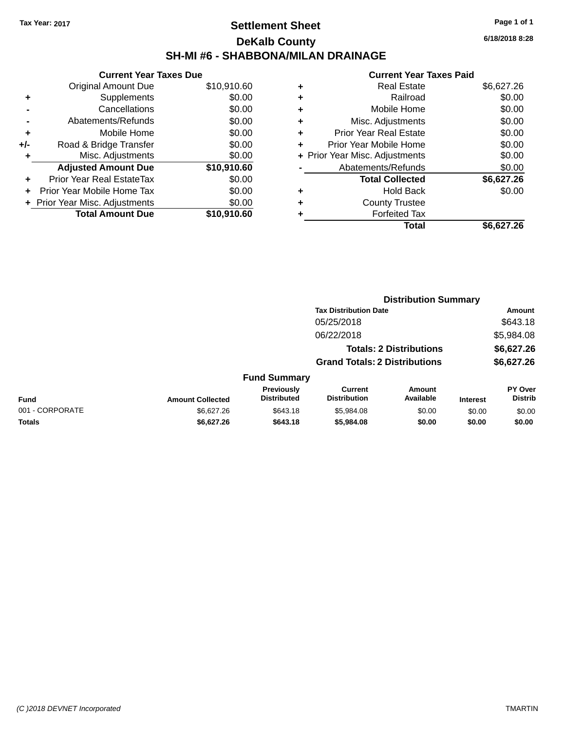Tax Year: 2017

# Settlement Sheet

## DeKalb County

## SH-MI #6 - SHABBONA/MILAN DRAINAGE

6/18/2018 8:28

### Current Year Taxes Due

| | | |
|---|---|---|
| | Original Amount Due | $10,910.60 |
| + | Supplements | $0.00 |
| - | Cancellations | $0.00 |
| - | Abatements/Refunds | $0.00 |
| + | Mobile Home | $0.00 |
| +/- | Road & Bridge Transfer | $0.00 |
| + | Misc. Adjustments | $0.00 |
| | **Adjusted Amount Due** | **$10,910.60** |
| + | Prior Year Real EstateTax | $0.00 |
| + | Prior Year Mobile Home Tax | $0.00 |
| + | Prior Year Misc. Adjustments | $0.00 |
| | **Total Amount Due** | **$10,910.60** |

### Current Year Taxes Paid

| | | |
|---|---|---|
| + | Real Estate | $6,627.26 |
| + | Railroad | $0.00 |
| + | Mobile Home | $0.00 |
| + | Misc. Adjustments | $0.00 |
| + | Prior Year Real Estate | $0.00 |
| + | Prior Year Mobile Home | $0.00 |
| + | Prior Year Misc. Adjustments | $0.00 |
| - | Abatements/Refunds | $0.00 |
| | **Total Collected** | **$6,627.26** |
| + | Hold Back | $0.00 |
| + | County Trustee | |
| + | Forfeited Tax | |
| | **Total** | **$6,627.26** |

### Distribution Summary

| Tax Distribution Date | Amount |
|---|---|
| 05/25/2018 | $643.18 |
| 06/22/2018 | $5,984.08 |
| **Totals: 2 Distributions** | **$6,627.26** |
| **Grand Totals: 2 Distributions** | **$6,627.26** |

### Fund Summary

| Fund | Amount Collected | Previously Distributed | Current Distribution | Amount Available | Interest | PY Over Distrib |
|---|---|---|---|---|---|---|
| 001 - CORPORATE | $6,627.26 | $643.18 | $5,984.08 | $0.00 | $0.00 | $0.00 |
| **Totals** | **$6,627.26** | **$643.18** | **$5,984.08** | **$0.00** | **$0.00** | **$0.00** |

(C )2018 DEVNET Incorporated — TMARTIN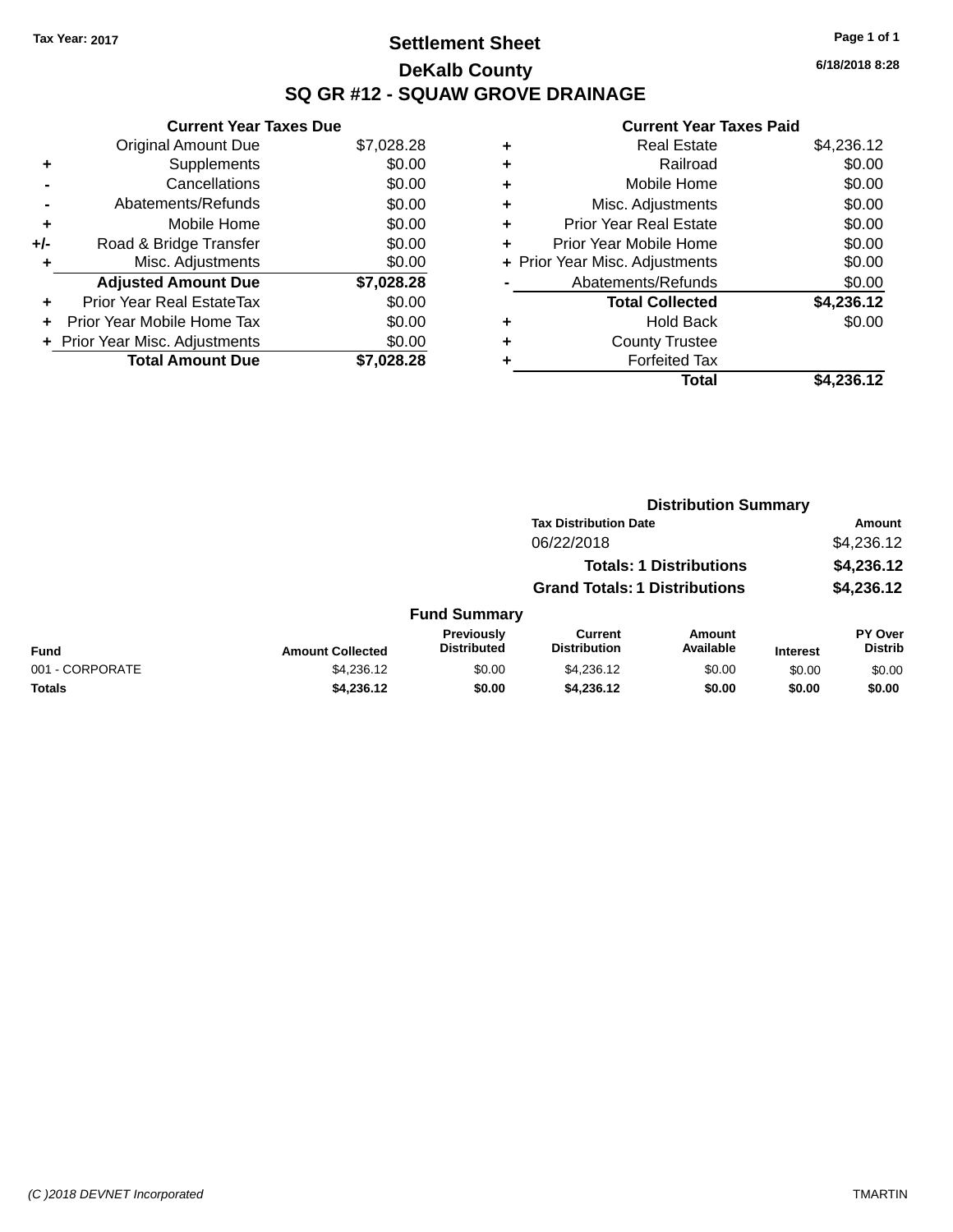Tax Year: 2017

# Settlement Sheet

## DeKalb County

## SQ GR #12 - SQUAW GROVE DRAINAGE

6/18/2018 8:28

**Current Year Taxes Due**

| | | |
|---|---|---|
| | Original Amount Due | $7,028.28 |
| + | Supplements | $0.00 |
| - | Cancellations | $0.00 |
| - | Abatements/Refunds | $0.00 |
| + | Mobile Home | $0.00 |
| +/- | Road & Bridge Transfer | $0.00 |
| + | Misc. Adjustments | $0.00 |
| | **Adjusted Amount Due** | **$7,028.28** |
| + | Prior Year Real EstateTax | $0.00 |
| + | Prior Year Mobile Home Tax | $0.00 |
| + | Prior Year Misc. Adjustments | $0.00 |
| | **Total Amount Due** | **$7,028.28** |

**Current Year Taxes Paid**

| | | |
|---|---|---|
| + | Real Estate | $4,236.12 |
| + | Railroad | $0.00 |
| + | Mobile Home | $0.00 |
| + | Misc. Adjustments | $0.00 |
| + | Prior Year Real Estate | $0.00 |
| + | Prior Year Mobile Home | $0.00 |
| + | Prior Year Misc. Adjustments | $0.00 |
| - | Abatements/Refunds | $0.00 |
| | **Total Collected** | **$4,236.12** |
| + | Hold Back | $0.00 |
| + | County Trustee | |
| + | Forfeited Tax | |
| | **Total** | **$4,236.12** |

**Distribution Summary**

| Tax Distribution Date | Amount |
|---|---|
| 06/22/2018 | $4,236.12 |
| **Totals: 1 Distributions** | **$4,236.12** |
| **Grand Totals: 1 Distributions** | **$4,236.12** |

**Fund Summary**

| Fund | Amount Collected | Previously Distributed | Current Distribution | Amount Available | Interest | PY Over Distrib |
|---|---|---|---|---|---|---|
| 001 - CORPORATE | $4,236.12 | $0.00 | $4,236.12 | $0.00 | $0.00 | $0.00 |
| **Totals** | **$4,236.12** | **$0.00** | **$4,236.12** | **$0.00** | **$0.00** | **$0.00** |

(C )2018 DEVNET Incorporated

TMARTIN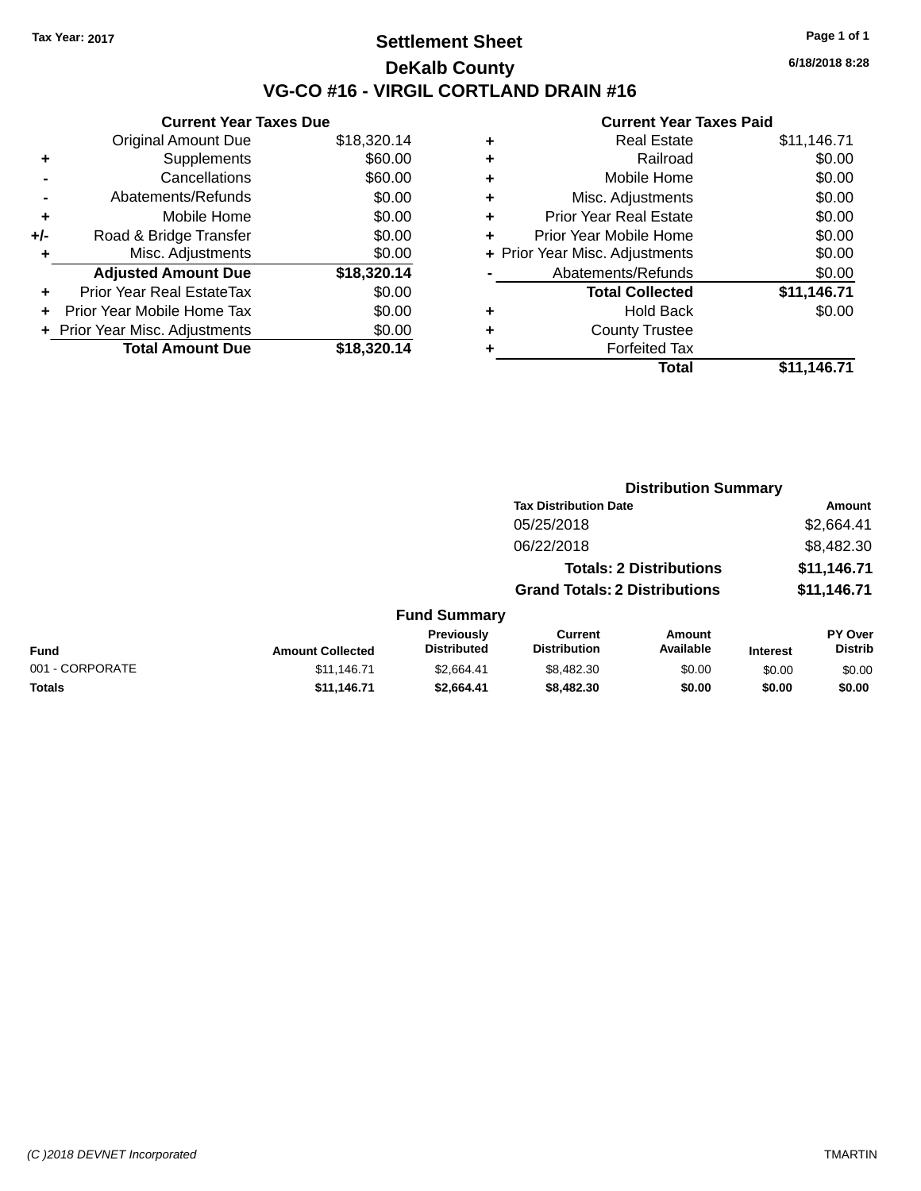Tax Year: 2017

# Settlement Sheet

## DeKalb County

## VG-CO #16 - VIRGIL CORTLAND DRAIN #16

6/18/2018 8:28

### Current Year Taxes Due

| | | |
|---|---|---|
| | Original Amount Due | $18,320.14 |
| + | Supplements | $60.00 |
| - | Cancellations | $60.00 |
| - | Abatements/Refunds | $0.00 |
| + | Mobile Home | $0.00 |
| +/- | Road & Bridge Transfer | $0.00 |
| + | Misc. Adjustments | $0.00 |
| | **Adjusted Amount Due** | **$18,320.14** |
| + | Prior Year Real EstateTax | $0.00 |
| + | Prior Year Mobile Home Tax | $0.00 |
| + | Prior Year Misc. Adjustments | $0.00 |
| | **Total Amount Due** | **$18,320.14** |

### Current Year Taxes Paid

| | | |
|---|---|---|
| + | Real Estate | $11,146.71 |
| + | Railroad | $0.00 |
| + | Mobile Home | $0.00 |
| + | Misc. Adjustments | $0.00 |
| + | Prior Year Real Estate | $0.00 |
| + | Prior Year Mobile Home | $0.00 |
| + | Prior Year Misc. Adjustments | $0.00 |
| - | Abatements/Refunds | $0.00 |
| | **Total Collected** | **$11,146.71** |
| + | Hold Back | $0.00 |
| + | County Trustee | |
| + | Forfeited Tax | |
| | **Total** | **$11,146.71** |

### Distribution Summary

| Tax Distribution Date | Amount |
|---|---|
| 05/25/2018 | $2,664.41 |
| 06/22/2018 | $8,482.30 |
| **Totals: 2 Distributions** | **$11,146.71** |
| **Grand Totals: 2 Distributions** | **$11,146.71** |

### Fund Summary

| Fund | Amount Collected | Previously Distributed | Current Distribution | Amount Available | Interest | PY Over Distrib |
|---|---|---|---|---|---|---|
| 001 - CORPORATE | $11,146.71 | $2,664.41 | $8,482.30 | $0.00 | $0.00 | $0.00 |
| **Totals** | **$11,146.71** | **$2,664.41** | **$8,482.30** | **$0.00** | **$0.00** | **$0.00** |

(C )2018 DEVNET Incorporated — TMARTIN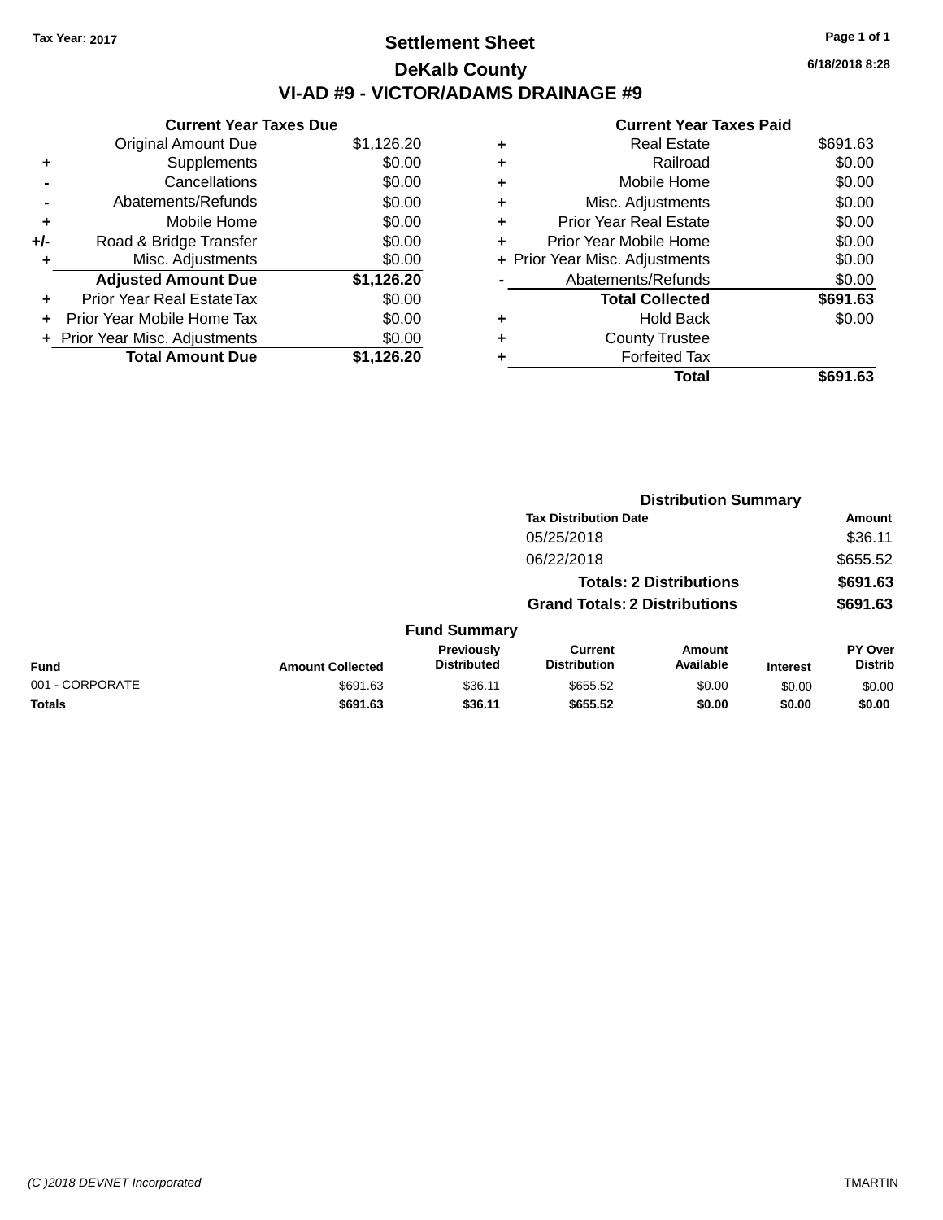Tax Year: 2017

# Settlement Sheet

## DeKalb County

## VI-AD #9 - VICTOR/ADAMS DRAINAGE #9

6/18/2018 8:28

### Current Year Taxes Due

| | | |
|---|---|---|
| | Original Amount Due | $1,126.20 |
| + | Supplements | $0.00 |
| - | Cancellations | $0.00 |
| - | Abatements/Refunds | $0.00 |
| + | Mobile Home | $0.00 |
| +/- | Road & Bridge Transfer | $0.00 |
| + | Misc. Adjustments | $0.00 |
| | **Adjusted Amount Due** | **$1,126.20** |
| + | Prior Year Real EstateTax | $0.00 |
| + | Prior Year Mobile Home Tax | $0.00 |
| + | Prior Year Misc. Adjustments | $0.00 |
| | **Total Amount Due** | **$1,126.20** |

### Current Year Taxes Paid

| | | |
|---|---|---|
| + | Real Estate | $691.63 |
| + | Railroad | $0.00 |
| + | Mobile Home | $0.00 |
| + | Misc. Adjustments | $0.00 |
| + | Prior Year Real Estate | $0.00 |
| + | Prior Year Mobile Home | $0.00 |
| + | Prior Year Misc. Adjustments | $0.00 |
| - | Abatements/Refunds | $0.00 |
| | **Total Collected** | **$691.63** |
| + | Hold Back | $0.00 |
| + | County Trustee | |
| + | Forfeited Tax | |
| | **Total** | **$691.63** |

### Distribution Summary

| Tax Distribution Date | Amount |
|---|---|
| 05/25/2018 | $36.11 |
| 06/22/2018 | $655.52 |
| **Totals: 2 Distributions** | **$691.63** |
| **Grand Totals: 2 Distributions** | **$691.63** |

### Fund Summary

| Fund | Amount Collected | Previously Distributed | Current Distribution | Amount Available | Interest | PY Over Distrib |
|---|---|---|---|---|---|---|
| 001 - CORPORATE | $691.63 | $36.11 | $655.52 | $0.00 | $0.00 | $0.00 |
| **Totals** | **$691.63** | **$36.11** | **$655.52** | **$0.00** | **$0.00** | **$0.00** |

(C )2018 DEVNET Incorporated TMARTIN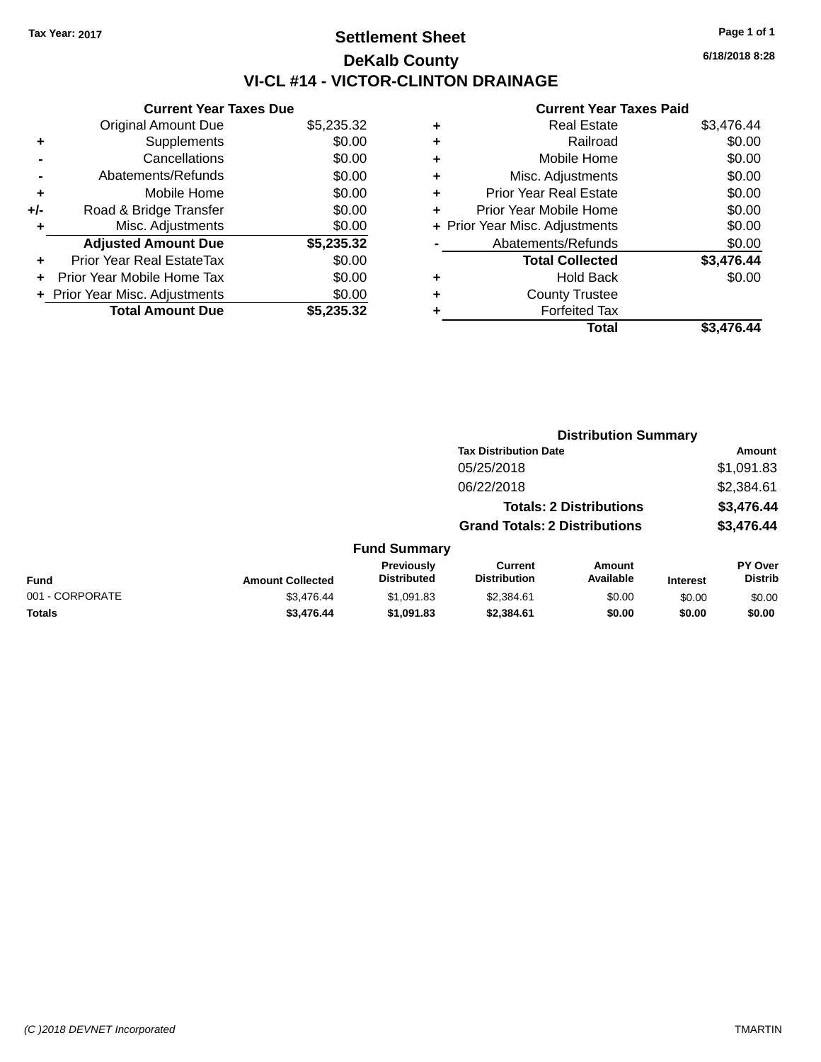Tax Year: 2017

# Settlement Sheet

## DeKalb County

## VI-CL #14 - VICTOR-CLINTON DRAINAGE

6/18/2018 8:28

| | Current Year Taxes Due | |
|---|---|---|
| | Original Amount Due | $5,235.32 |
| + | Supplements | $0.00 |
| - | Cancellations | $0.00 |
| - | Abatements/Refunds | $0.00 |
| + | Mobile Home | $0.00 |
| +/- | Road & Bridge Transfer | $0.00 |
| + | Misc. Adjustments | $0.00 |
| | **Adjusted Amount Due** | **$5,235.32** |
| + | Prior Year Real EstateTax | $0.00 |
| + | Prior Year Mobile Home Tax | $0.00 |
| + | Prior Year Misc. Adjustments | $0.00 |
| | **Total Amount Due** | **$5,235.32** |

| | Current Year Taxes Paid | |
|---|---|---|
| + | Real Estate | $3,476.44 |
| + | Railroad | $0.00 |
| + | Mobile Home | $0.00 |
| + | Misc. Adjustments | $0.00 |
| + | Prior Year Real Estate | $0.00 |
| + | Prior Year Mobile Home | $0.00 |
| + | Prior Year Misc. Adjustments | $0.00 |
| - | Abatements/Refunds | $0.00 |
| | **Total Collected** | **$3,476.44** |
| + | Hold Back | $0.00 |
| + | County Trustee | |
| + | Forfeited Tax | |
| | **Total** | **$3,476.44** |

### Distribution Summary

| Tax Distribution Date | Amount |
|---|---|
| 05/25/2018 | $1,091.83 |
| 06/22/2018 | $2,384.61 |
| **Totals: 2 Distributions** | **$3,476.44** |
| **Grand Totals: 2 Distributions** | **$3,476.44** |

### Fund Summary

| Fund | Amount Collected | Previously Distributed | Current Distribution | Amount Available | Interest | PY Over Distrib |
|---|---|---|---|---|---|---|
| 001 - CORPORATE | $3,476.44 | $1,091.83 | $2,384.61 | $0.00 | $0.00 | $0.00 |
| **Totals** | **$3,476.44** | **$1,091.83** | **$2,384.61** | **$0.00** | **$0.00** | **$0.00** |

(C )2018 DEVNET Incorporated TMARTIN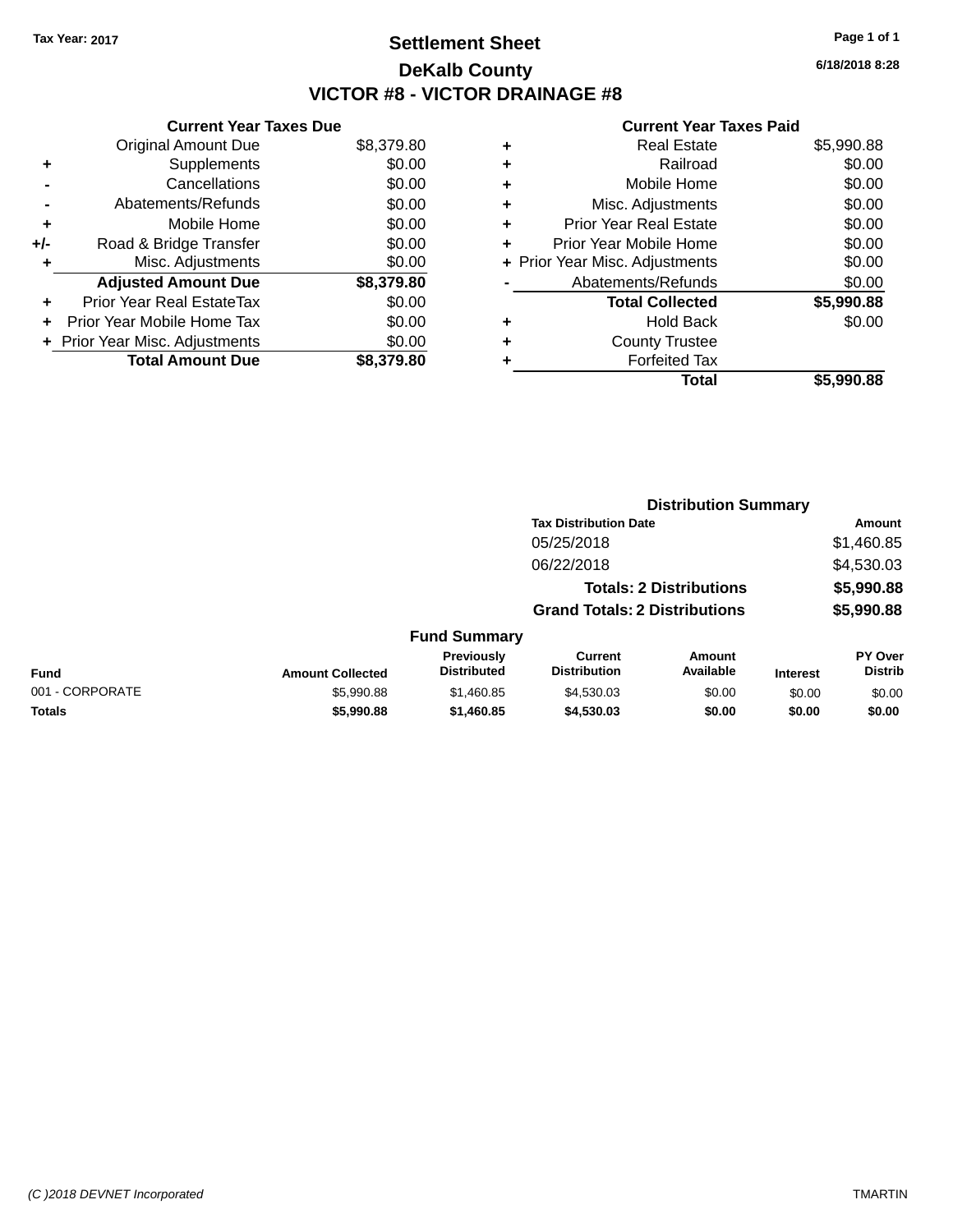Tax Year: 2017

# Settlement Sheet

## DeKalb County

## VICTOR #8 - VICTOR DRAINAGE #8

6/18/2018 8:28

### Current Year Taxes Due

| | | |
|---|---|---|
| | Original Amount Due | $8,379.80 |
| + | Supplements | $0.00 |
| - | Cancellations | $0.00 |
| - | Abatements/Refunds | $0.00 |
| + | Mobile Home | $0.00 |
| +/- | Road & Bridge Transfer | $0.00 |
| + | Misc. Adjustments | $0.00 |
| | **Adjusted Amount Due** | **$8,379.80** |
| + | Prior Year Real EstateTax | $0.00 |
| + | Prior Year Mobile Home Tax | $0.00 |
| + | Prior Year Misc. Adjustments | $0.00 |
| | **Total Amount Due** | **$8,379.80** |

### Current Year Taxes Paid

| | | |
|---|---|---|
| + | Real Estate | $5,990.88 |
| + | Railroad | $0.00 |
| + | Mobile Home | $0.00 |
| + | Misc. Adjustments | $0.00 |
| + | Prior Year Real Estate | $0.00 |
| + | Prior Year Mobile Home | $0.00 |
| + | Prior Year Misc. Adjustments | $0.00 |
| - | Abatements/Refunds | $0.00 |
| | **Total Collected** | **$5,990.88** |
| + | Hold Back | $0.00 |
| + | County Trustee | |
| + | Forfeited Tax | |
| | **Total** | **$5,990.88** |

### Distribution Summary

| Tax Distribution Date | Amount |
|---|---|
| 05/25/2018 | $1,460.85 |
| 06/22/2018 | $4,530.03 |
| **Totals: 2 Distributions** | **$5,990.88** |
| **Grand Totals: 2 Distributions** | **$5,990.88** |

### Fund Summary

| Fund | Amount Collected | Previously Distributed | Current Distribution | Amount Available | Interest | PY Over Distrib |
|---|---|---|---|---|---|---|
| 001 - CORPORATE | $5,990.88 | $1,460.85 | $4,530.03 | $0.00 | $0.00 | $0.00 |
| **Totals** | **$5,990.88** | **$1,460.85** | **$4,530.03** | **$0.00** | **$0.00** | **$0.00** |

(C )2018 DEVNET Incorporated

TMARTIN